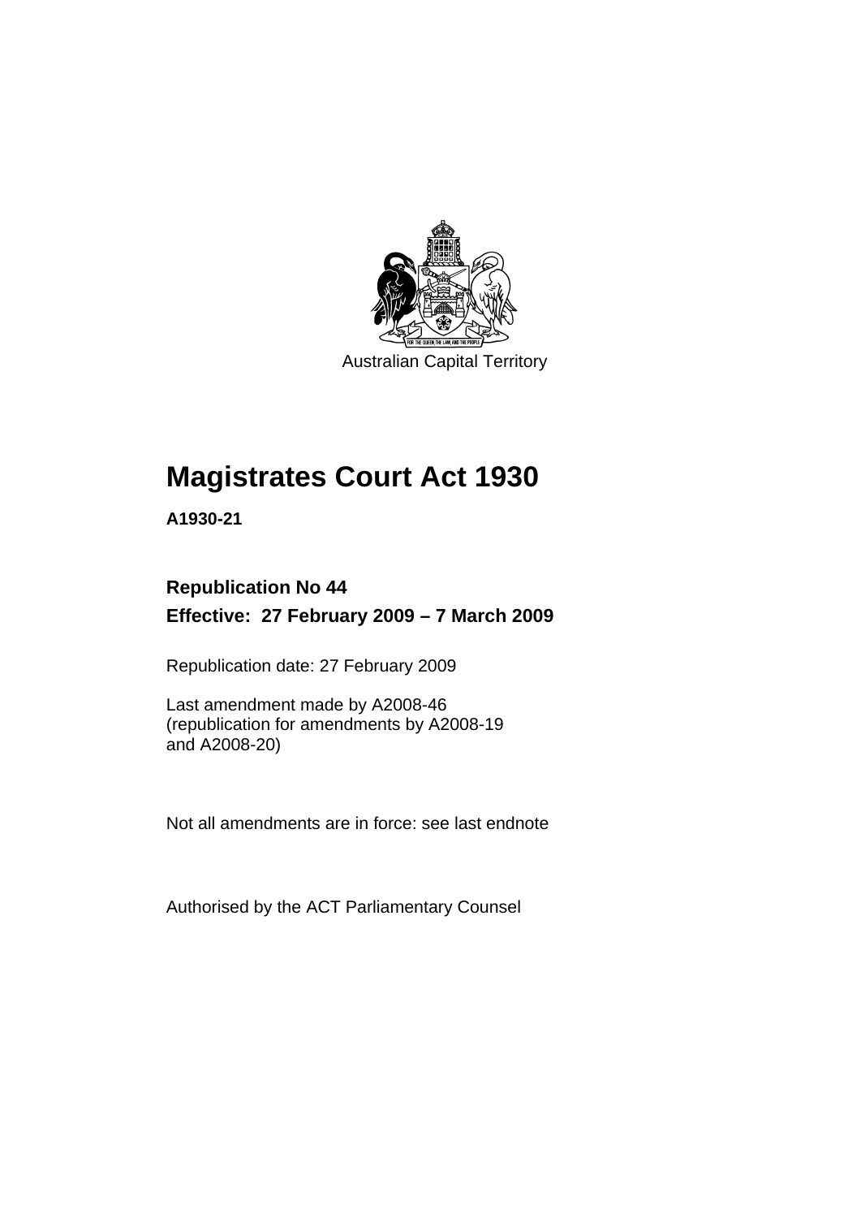Australian Capital Territory

# Magistrates Court Act 1930

**A1930-21**

**Republication No 44**

**Effective: 27 February 2009 – 7 March 2009**

Republication date: 27 February 2009

Last amendment made by A2008-46
(republication for amendments by A2008-19
and A2008-20)

Not all amendments are in force: see last endnote

Authorised by the ACT Parliamentary Counsel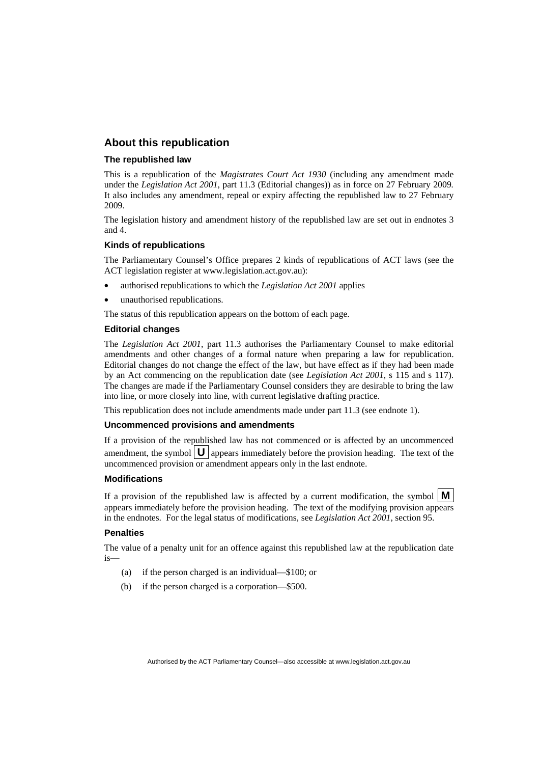## About this republication

### The republished law

This is a republication of the *Magistrates Court Act 1930* (including any amendment made under the *Legislation Act 2001*, part 11.3 (Editorial changes)) as in force on 27 February 2009*.* It also includes any amendment, repeal or expiry affecting the republished law to 27 February 2009.

The legislation history and amendment history of the republished law are set out in endnotes 3 and 4.

### Kinds of republications

The Parliamentary Counsel's Office prepares 2 kinds of republications of ACT laws (see the ACT legislation register at www.legislation.act.gov.au):

- authorised republications to which the *Legislation Act 2001* applies
- unauthorised republications.

The status of this republication appears on the bottom of each page.

### Editorial changes

The *Legislation Act 2001*, part 11.3 authorises the Parliamentary Counsel to make editorial amendments and other changes of a formal nature when preparing a law for republication. Editorial changes do not change the effect of the law, but have effect as if they had been made by an Act commencing on the republication date (see *Legislation Act 2001*, s 115 and s 117). The changes are made if the Parliamentary Counsel considers they are desirable to bring the law into line, or more closely into line, with current legislative drafting practice.

This republication does not include amendments made under part 11.3 (see endnote 1).

### Uncommenced provisions and amendments

If a provision of the republished law has not commenced or is affected by an uncommenced amendment, the symbol **U** appears immediately before the provision heading. The text of the uncommenced provision or amendment appears only in the last endnote.

### Modifications

If a provision of the republished law is affected by a current modification, the symbol **M** appears immediately before the provision heading. The text of the modifying provision appears in the endnotes. For the legal status of modifications, see *Legislation Act 2001*, section 95.

### Penalties

The value of a penalty unit for an offence against this republished law at the republication date is—

(a) if the person charged is an individual—$100; or

(b) if the person charged is a corporation—$500.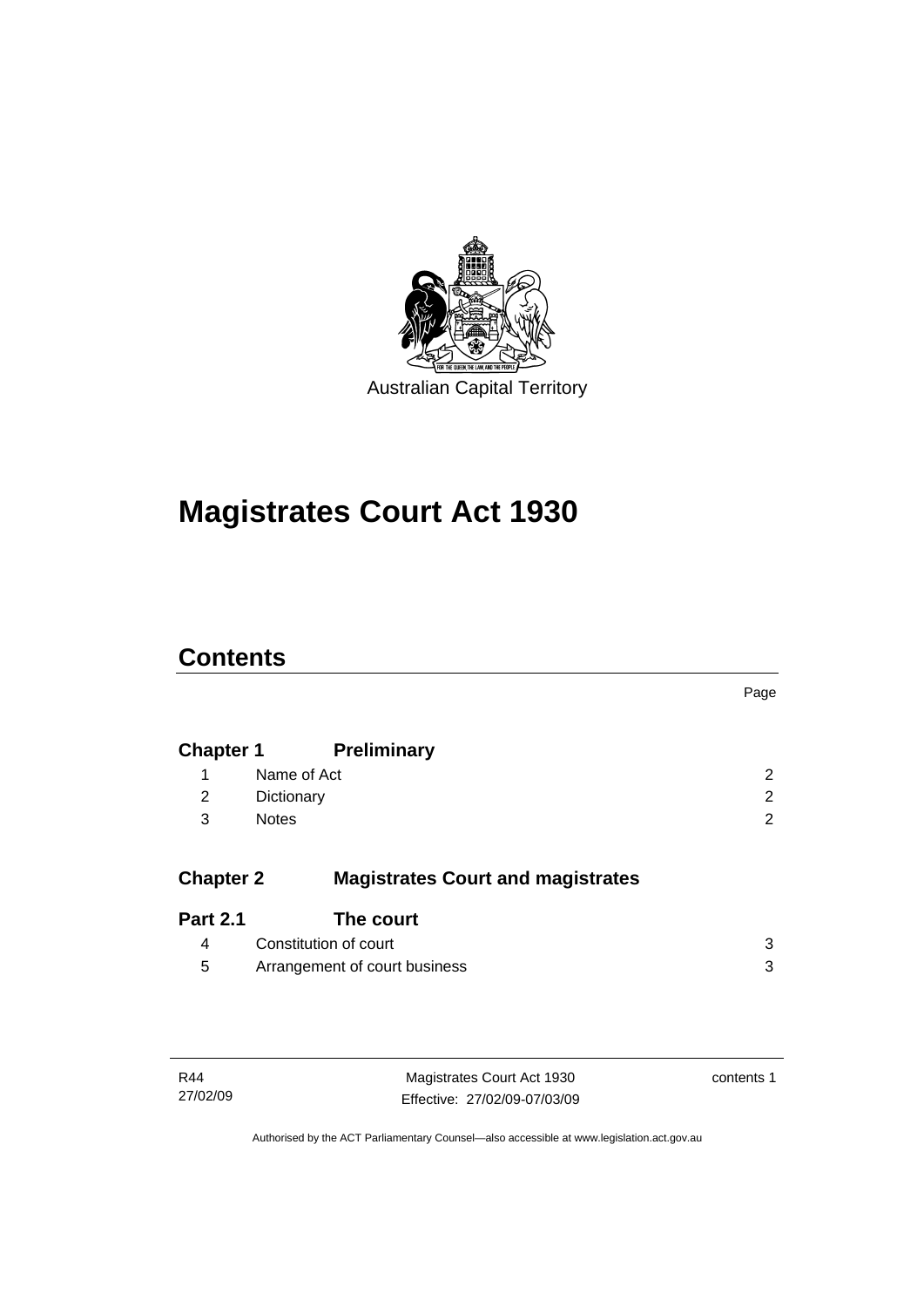Australian Capital Territory

# Magistrates Court Act 1930

## Contents

| | | Page |
|---|---|---|
| **Chapter 1** | **Preliminary** | |
| 1 | Name of Act | 2 |
| 2 | Dictionary | 2 |
| 3 | Notes | 2 |
| **Chapter 2** | **Magistrates Court and magistrates** | |
| **Part 2.1** | **The court** | |
| 4 | Constitution of court | 3 |
| 5 | Arrangement of court business | 3 |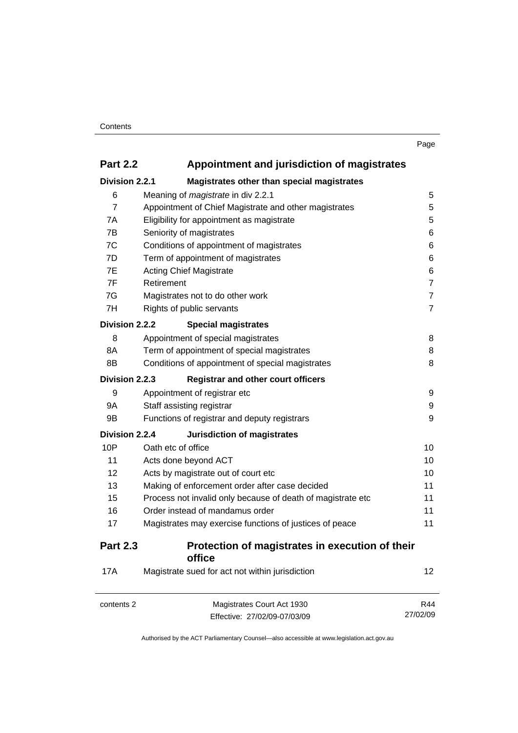| | | Page |
|---|---|---|
| **Part 2.2** | **Appointment and jurisdiction of magistrates** | |
| **Division 2.2.1** | **Magistrates other than special magistrates** | |
| 6 | Meaning of *magistrate* in div 2.2.1 | 5 |
| 7 | Appointment of Chief Magistrate and other magistrates | 5 |
| 7A | Eligibility for appointment as magistrate | 5 |
| 7B | Seniority of magistrates | 6 |
| 7C | Conditions of appointment of magistrates | 6 |
| 7D | Term of appointment of magistrates | 6 |
| 7E | Acting Chief Magistrate | 6 |
| 7F | Retirement | 7 |
| 7G | Magistrates not to do other work | 7 |
| 7H | Rights of public servants | 7 |
| **Division 2.2.2** | **Special magistrates** | |
| 8 | Appointment of special magistrates | 8 |
| 8A | Term of appointment of special magistrates | 8 |
| 8B | Conditions of appointment of special magistrates | 8 |
| **Division 2.2.3** | **Registrar and other court officers** | |
| 9 | Appointment of registrar etc | 9 |
| 9A | Staff assisting registrar | 9 |
| 9B | Functions of registrar and deputy registrars | 9 |
| **Division 2.2.4** | **Jurisdiction of magistrates** | |
| 10P | Oath etc of office | 10 |
| 11 | Acts done beyond ACT | 10 |
| 12 | Acts by magistrate out of court etc | 10 |
| 13 | Making of enforcement order after case decided | 11 |
| 15 | Process not invalid only because of death of magistrate etc | 11 |
| 16 | Order instead of mandamus order | 11 |
| 17 | Magistrates may exercise functions of justices of peace | 11 |
| **Part 2.3** | **Protection of magistrates in execution of their office** | |
| 17A | Magistrate sued for act not within jurisdiction | 12 |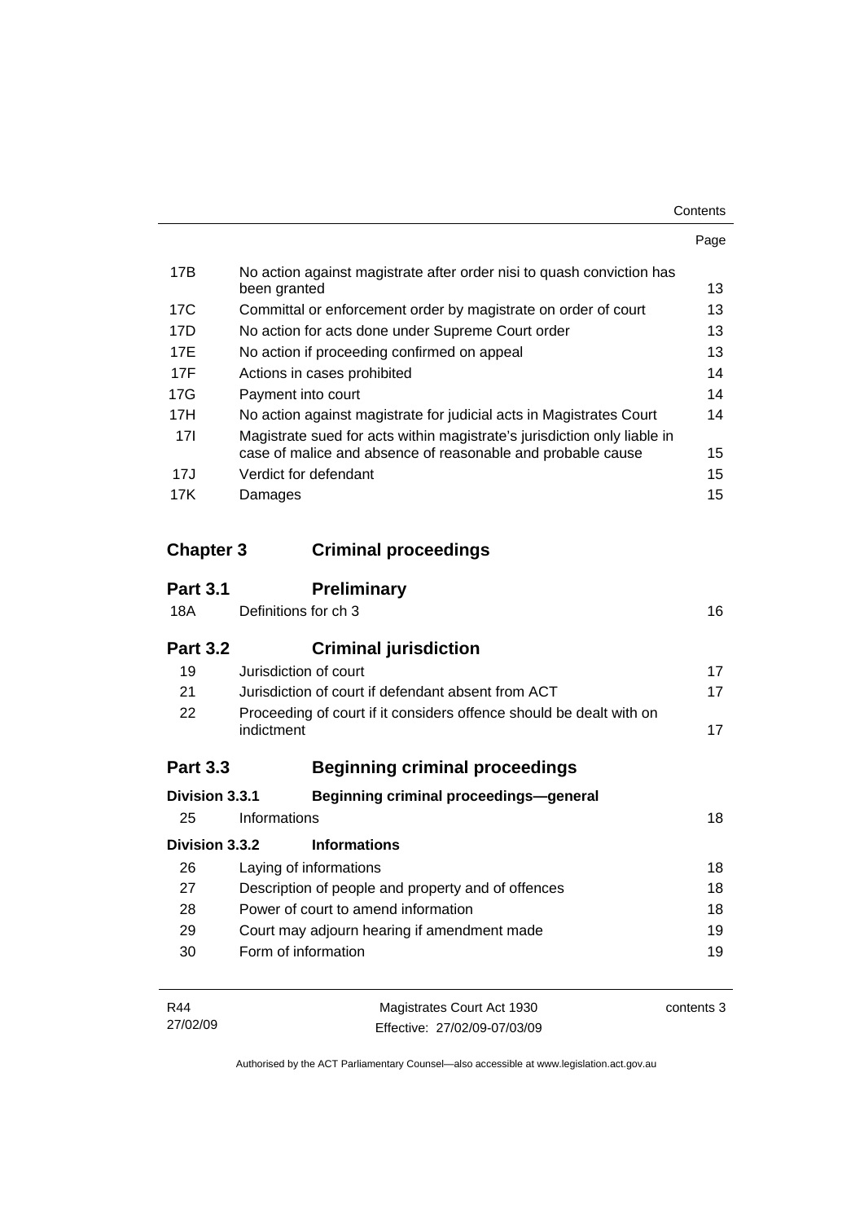| | | Page |
|---|---|---|
| 17B | No action against magistrate after order nisi to quash conviction has been granted | 13 |
| 17C | Committal or enforcement order by magistrate on order of court | 13 |
| 17D | No action for acts done under Supreme Court order | 13 |
| 17E | No action if proceeding confirmed on appeal | 13 |
| 17F | Actions in cases prohibited | 14 |
| 17G | Payment into court | 14 |
| 17H | No action against magistrate for judicial acts in Magistrates Court | 14 |
| 17I | Magistrate sued for acts within magistrate's jurisdiction only liable in case of malice and absence of reasonable and probable cause | 15 |
| 17J | Verdict for defendant | 15 |
| 17K | Damages | 15 |

## Chapter 3 Criminal proceedings

### Part 3.1 Preliminary

| | | |
|---|---|---|
| 18A | Definitions for ch 3 | 16 |

### Part 3.2 Criminal jurisdiction

| | | |
|---|---|---|
| 19 | Jurisdiction of court | 17 |
| 21 | Jurisdiction of court if defendant absent from ACT | 17 |
| 22 | Proceeding of court if it considers offence should be dealt with on indictment | 17 |

### Part 3.3 Beginning criminal proceedings

#### Division 3.3.1 Beginning criminal proceedings—general

| | | |
|---|---|---|
| 25 | Informations | 18 |

#### Division 3.3.2 Informations

| | | |
|---|---|---|
| 26 | Laying of informations | 18 |
| 27 | Description of people and property and of offences | 18 |
| 28 | Power of court to amend information | 18 |
| 29 | Court may adjourn hearing if amendment made | 19 |
| 30 | Form of information | 19 |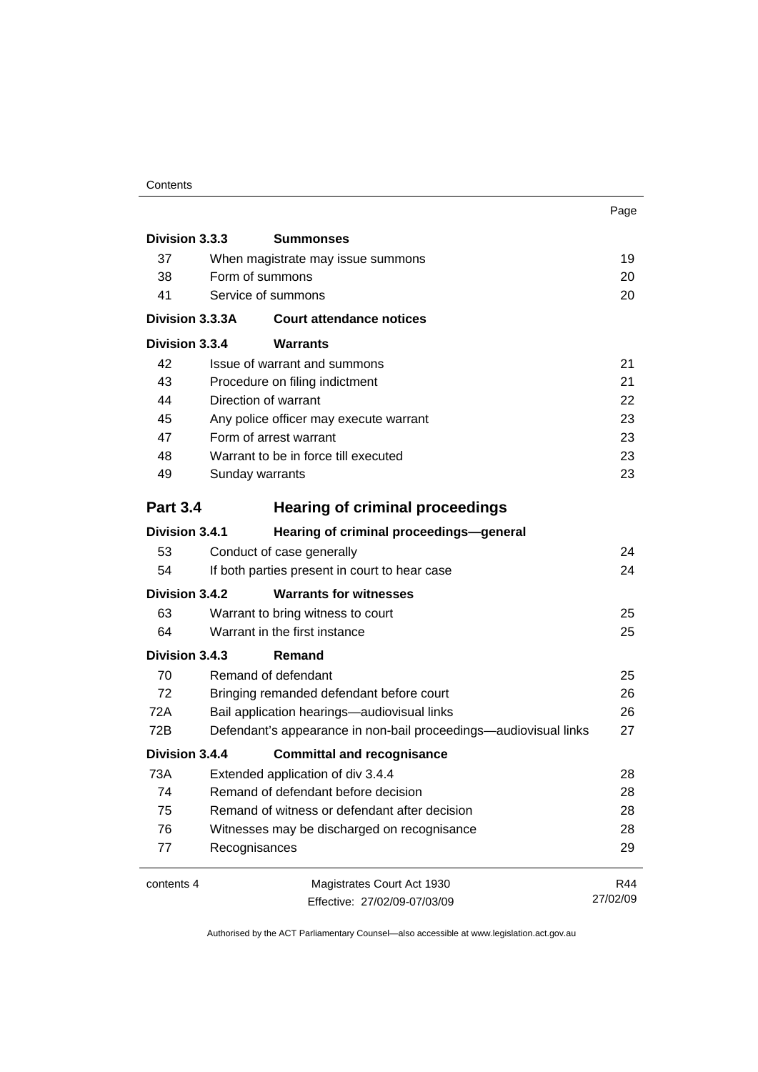| | | Page |
|---|---|---|
| **Division 3.3.3** | **Summonses** | |
| 37 | When magistrate may issue summons | 19 |
| 38 | Form of summons | 20 |
| 41 | Service of summons | 20 |
| **Division 3.3.3A** | **Court attendance notices** | |
| **Division 3.3.4** | **Warrants** | |
| 42 | Issue of warrant and summons | 21 |
| 43 | Procedure on filing indictment | 21 |
| 44 | Direction of warrant | 22 |
| 45 | Any police officer may execute warrant | 23 |
| 47 | Form of arrest warrant | 23 |
| 48 | Warrant to be in force till executed | 23 |
| 49 | Sunday warrants | 23 |
| **Part 3.4** | **Hearing of criminal proceedings** | |
| **Division 3.4.1** | **Hearing of criminal proceedings—general** | |
| 53 | Conduct of case generally | 24 |
| 54 | If both parties present in court to hear case | 24 |
| **Division 3.4.2** | **Warrants for witnesses** | |
| 63 | Warrant to bring witness to court | 25 |
| 64 | Warrant in the first instance | 25 |
| **Division 3.4.3** | **Remand** | |
| 70 | Remand of defendant | 25 |
| 72 | Bringing remanded defendant before court | 26 |
| 72A | Bail application hearings—audiovisual links | 26 |
| 72B | Defendant's appearance in non-bail proceedings—audiovisual links | 27 |
| **Division 3.4.4** | **Committal and recognisance** | |
| 73A | Extended application of div 3.4.4 | 28 |
| 74 | Remand of defendant before decision | 28 |
| 75 | Remand of witness or defendant after decision | 28 |
| 76 | Witnesses may be discharged on recognisance | 28 |
| 77 | Recognisances | 29 |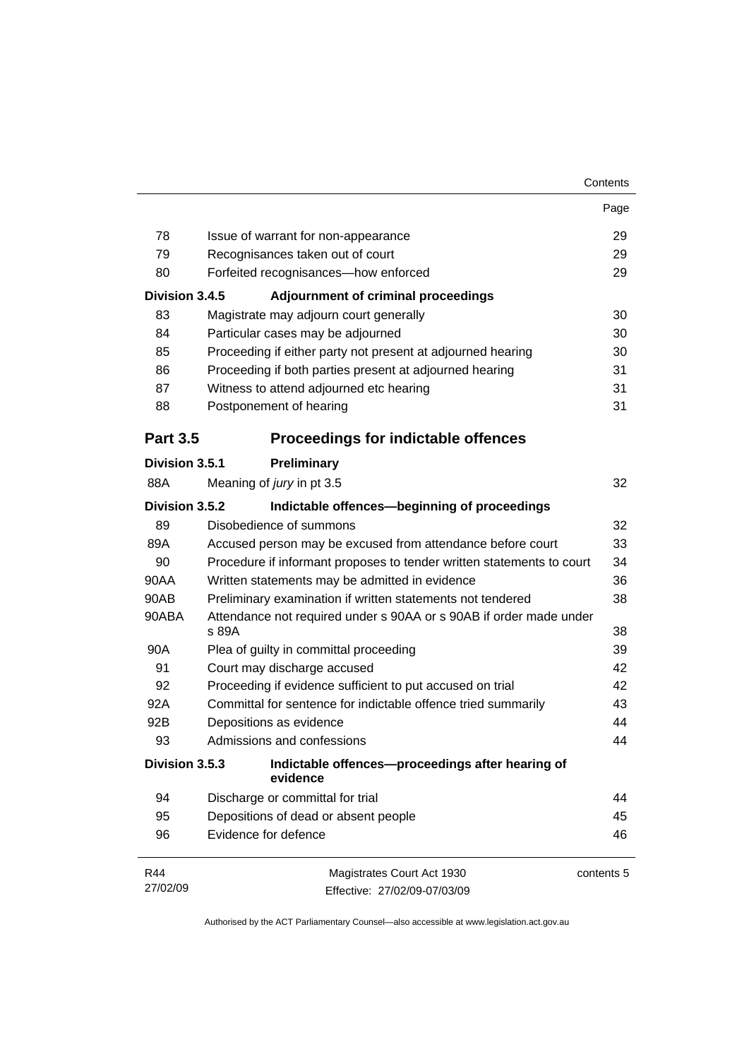| | | Page |
|---|---|---|
| 78 | Issue of warrant for non-appearance | 29 |
| 79 | Recognisances taken out of court | 29 |
| 80 | Forfeited recognisances—how enforced | 29 |
| **Division 3.4.5** | **Adjournment of criminal proceedings** | |
| 83 | Magistrate may adjourn court generally | 30 |
| 84 | Particular cases may be adjourned | 30 |
| 85 | Proceeding if either party not present at adjourned hearing | 30 |
| 86 | Proceeding if both parties present at adjourned hearing | 31 |
| 87 | Witness to attend adjourned etc hearing | 31 |
| 88 | Postponement of hearing | 31 |
| **Part 3.5** | **Proceedings for indictable offences** | |
| **Division 3.5.1** | **Preliminary** | |
| 88A | Meaning of *jury* in pt 3.5 | 32 |
| **Division 3.5.2** | **Indictable offences—beginning of proceedings** | |
| 89 | Disobedience of summons | 32 |
| 89A | Accused person may be excused from attendance before court | 33 |
| 90 | Procedure if informant proposes to tender written statements to court | 34 |
| 90AA | Written statements may be admitted in evidence | 36 |
| 90AB | Preliminary examination if written statements not tendered | 38 |
| 90ABA | Attendance not required under s 90AA or s 90AB if order made under s 89A | 38 |
| 90A | Plea of guilty in committal proceeding | 39 |
| 91 | Court may discharge accused | 42 |
| 92 | Proceeding if evidence sufficient to put accused on trial | 42 |
| 92A | Committal for sentence for indictable offence tried summarily | 43 |
| 92B | Depositions as evidence | 44 |
| 93 | Admissions and confessions | 44 |
| **Division 3.5.3** | **Indictable offences—proceedings after hearing of evidence** | |
| 94 | Discharge or committal for trial | 44 |
| 95 | Depositions of dead or absent people | 45 |
| 96 | Evidence for defence | 46 |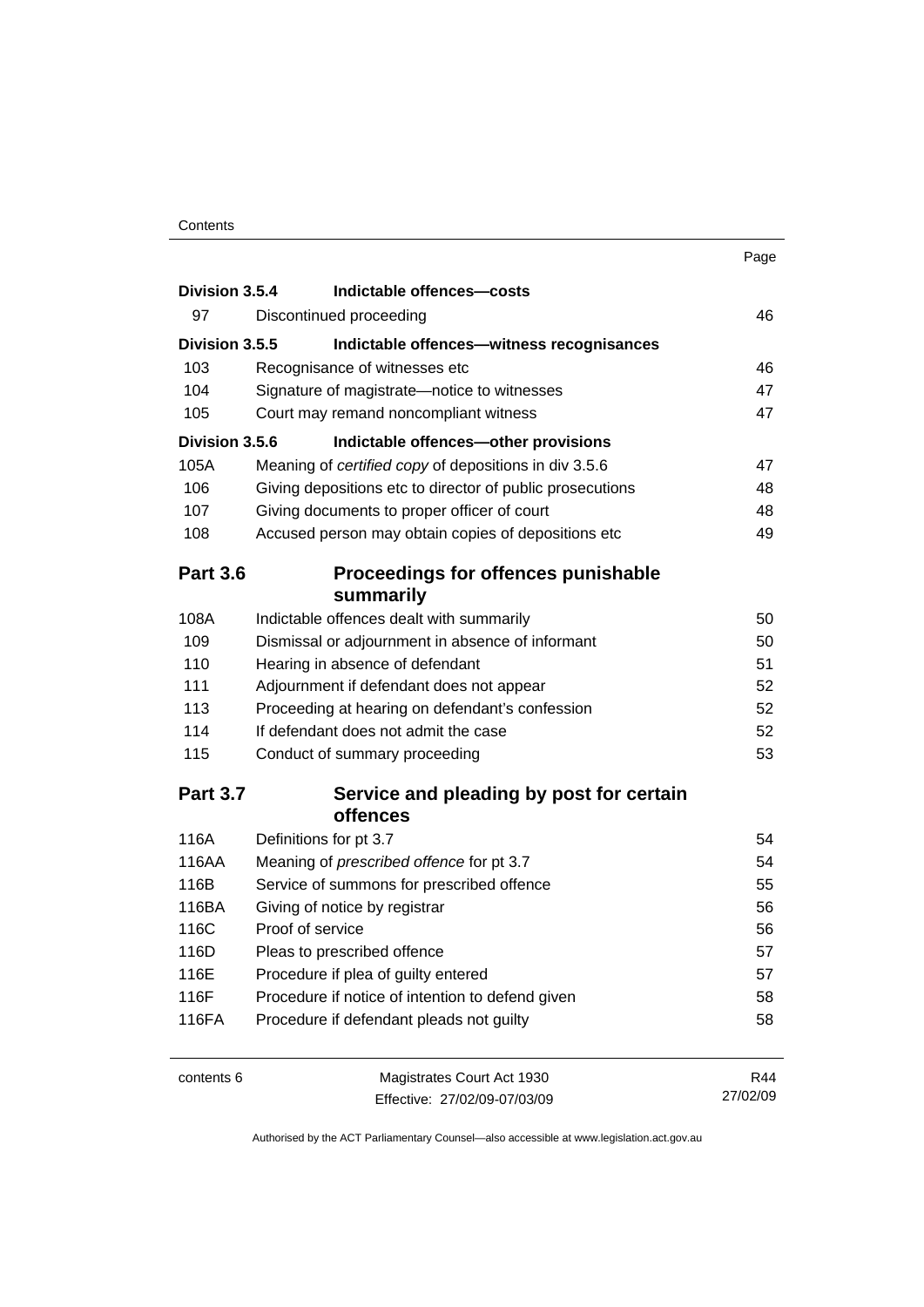| | | Page |
|---|---|---|
| **Division 3.5.4** | **Indictable offences—costs** | |
| 97 | Discontinued proceeding | 46 |
| **Division 3.5.5** | **Indictable offences—witness recognisances** | |
| 103 | Recognisance of witnesses etc | 46 |
| 104 | Signature of magistrate—notice to witnesses | 47 |
| 105 | Court may remand noncompliant witness | 47 |
| **Division 3.5.6** | **Indictable offences—other provisions** | |
| 105A | Meaning of *certified copy* of depositions in div 3.5.6 | 47 |
| 106 | Giving depositions etc to director of public prosecutions | 48 |
| 107 | Giving documents to proper officer of court | 48 |
| 108 | Accused person may obtain copies of depositions etc | 49 |
| **Part 3.6** | **Proceedings for offences punishable summarily** | |
| 108A | Indictable offences dealt with summarily | 50 |
| 109 | Dismissal or adjournment in absence of informant | 50 |
| 110 | Hearing in absence of defendant | 51 |
| 111 | Adjournment if defendant does not appear | 52 |
| 113 | Proceeding at hearing on defendant's confession | 52 |
| 114 | If defendant does not admit the case | 52 |
| 115 | Conduct of summary proceeding | 53 |
| **Part 3.7** | **Service and pleading by post for certain offences** | |
| 116A | Definitions for pt 3.7 | 54 |
| 116AA | Meaning of *prescribed offence* for pt 3.7 | 54 |
| 116B | Service of summons for prescribed offence | 55 |
| 116BA | Giving of notice by registrar | 56 |
| 116C | Proof of service | 56 |
| 116D | Pleas to prescribed offence | 57 |
| 116E | Procedure if plea of guilty entered | 57 |
| 116F | Procedure if notice of intention to defend given | 58 |
| 116FA | Procedure if defendant pleads not guilty | 58 |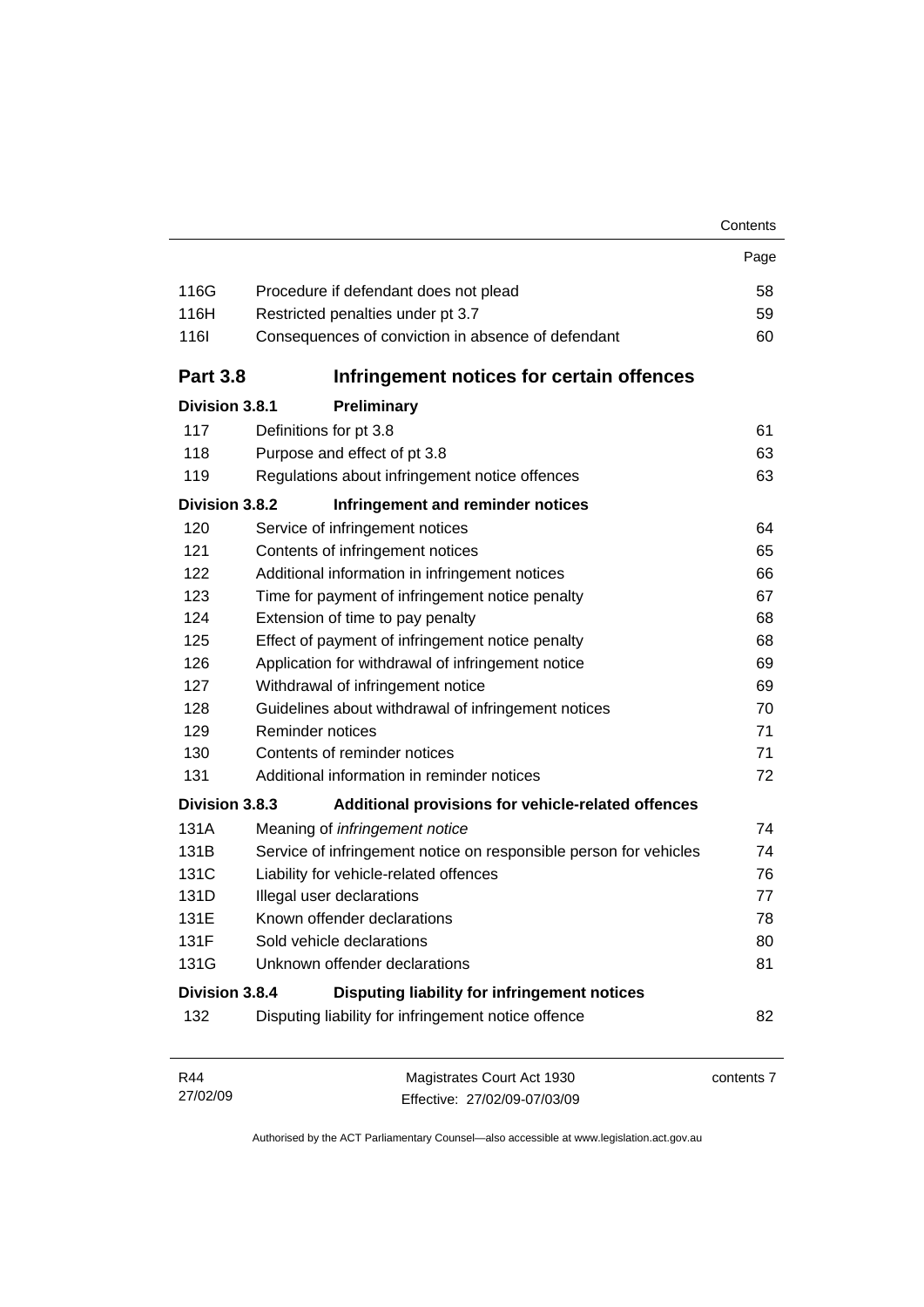| | | Page |
|---|---|---|
| 116G | Procedure if defendant does not plead | 58 |
| 116H | Restricted penalties under pt 3.7 | 59 |
| 116I | Consequences of conviction in absence of defendant | 60 |

## Part 3.8 Infringement notices for certain offences

### Division 3.8.1 Preliminary

| | | |
|---|---|---|
| 117 | Definitions for pt 3.8 | 61 |
| 118 | Purpose and effect of pt 3.8 | 63 |
| 119 | Regulations about infringement notice offences | 63 |

### Division 3.8.2 Infringement and reminder notices

| | | |
|---|---|---|
| 120 | Service of infringement notices | 64 |
| 121 | Contents of infringement notices | 65 |
| 122 | Additional information in infringement notices | 66 |
| 123 | Time for payment of infringement notice penalty | 67 |
| 124 | Extension of time to pay penalty | 68 |
| 125 | Effect of payment of infringement notice penalty | 68 |
| 126 | Application for withdrawal of infringement notice | 69 |
| 127 | Withdrawal of infringement notice | 69 |
| 128 | Guidelines about withdrawal of infringement notices | 70 |
| 129 | Reminder notices | 71 |
| 130 | Contents of reminder notices | 71 |
| 131 | Additional information in reminder notices | 72 |

### Division 3.8.3 Additional provisions for vehicle-related offences

| | | |
|---|---|---|
| 131A | Meaning of *infringement notice* | 74 |
| 131B | Service of infringement notice on responsible person for vehicles | 74 |
| 131C | Liability for vehicle-related offences | 76 |
| 131D | Illegal user declarations | 77 |
| 131E | Known offender declarations | 78 |
| 131F | Sold vehicle declarations | 80 |
| 131G | Unknown offender declarations | 81 |

### Division 3.8.4 Disputing liability for infringement notices

| | | |
|---|---|---|
| 132 | Disputing liability for infringement notice offence | 82 |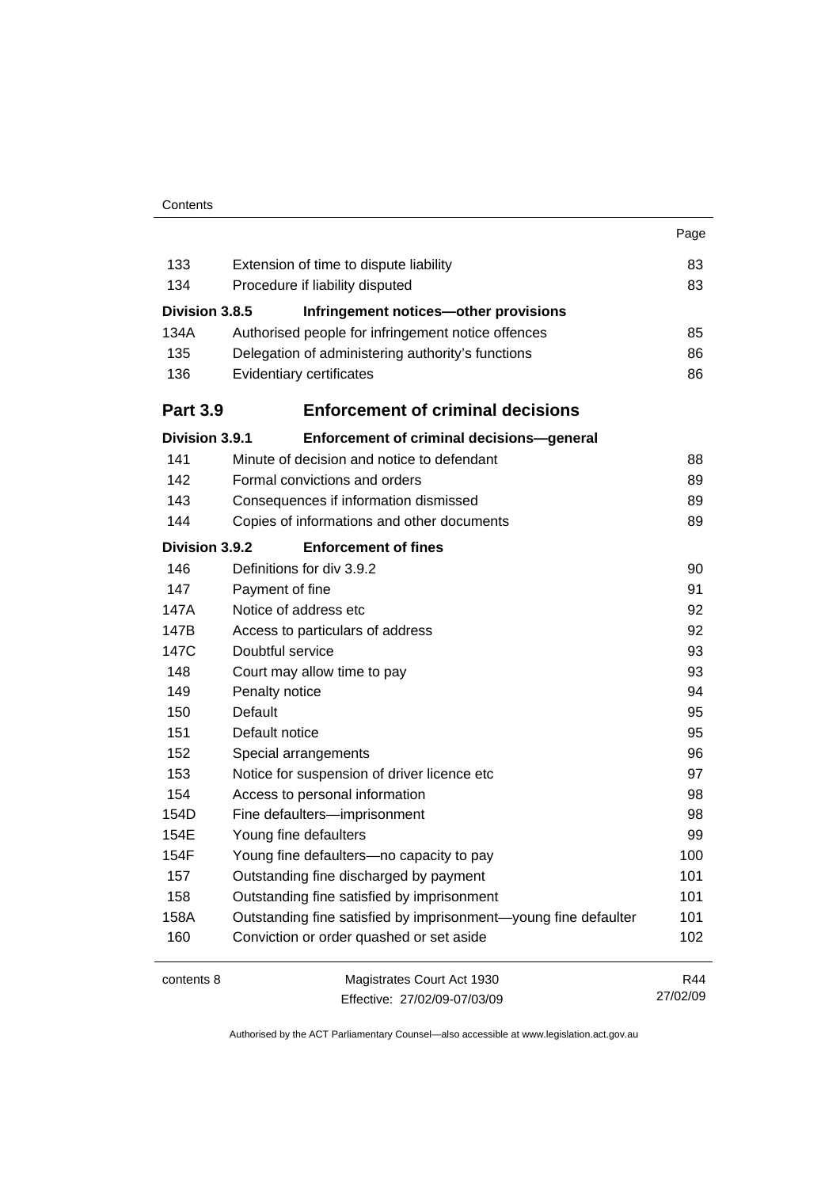| | | Page |
|---|---|---|
| 133 | Extension of time to dispute liability | 83 |
| 134 | Procedure if liability disputed | 83 |
| **Division 3.8.5** | **Infringement notices—other provisions** | |
| 134A | Authorised people for infringement notice offences | 85 |
| 135 | Delegation of administering authority's functions | 86 |
| 136 | Evidentiary certificates | 86 |
| **Part 3.9** | **Enforcement of criminal decisions** | |
| **Division 3.9.1** | **Enforcement of criminal decisions—general** | |
| 141 | Minute of decision and notice to defendant | 88 |
| 142 | Formal convictions and orders | 89 |
| 143 | Consequences if information dismissed | 89 |
| 144 | Copies of informations and other documents | 89 |
| **Division 3.9.2** | **Enforcement of fines** | |
| 146 | Definitions for div 3.9.2 | 90 |
| 147 | Payment of fine | 91 |
| 147A | Notice of address etc | 92 |
| 147B | Access to particulars of address | 92 |
| 147C | Doubtful service | 93 |
| 148 | Court may allow time to pay | 93 |
| 149 | Penalty notice | 94 |
| 150 | Default | 95 |
| 151 | Default notice | 95 |
| 152 | Special arrangements | 96 |
| 153 | Notice for suspension of driver licence etc | 97 |
| 154 | Access to personal information | 98 |
| 154D | Fine defaulters—imprisonment | 98 |
| 154E | Young fine defaulters | 99 |
| 154F | Young fine defaulters—no capacity to pay | 100 |
| 157 | Outstanding fine discharged by payment | 101 |
| 158 | Outstanding fine satisfied by imprisonment | 101 |
| 158A | Outstanding fine satisfied by imprisonment—young fine defaulter | 101 |
| 160 | Conviction or order quashed or set aside | 102 |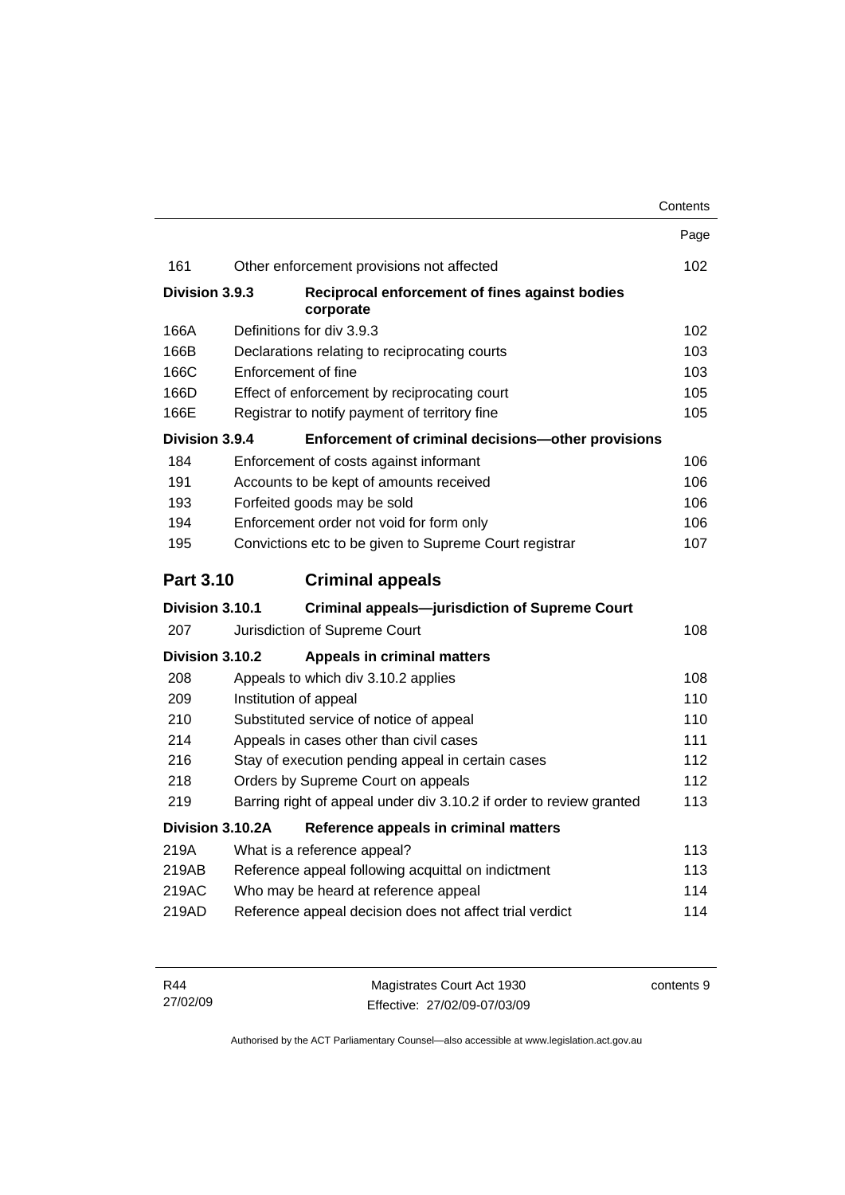| | | Page |
|---|---|---|
| 161 | Other enforcement provisions not affected | 102 |
| **Division 3.9.3** | **Reciprocal enforcement of fines against bodies corporate** | |
| 166A | Definitions for div 3.9.3 | 102 |
| 166B | Declarations relating to reciprocating courts | 103 |
| 166C | Enforcement of fine | 103 |
| 166D | Effect of enforcement by reciprocating court | 105 |
| 166E | Registrar to notify payment of territory fine | 105 |
| **Division 3.9.4** | **Enforcement of criminal decisions—other provisions** | |
| 184 | Enforcement of costs against informant | 106 |
| 191 | Accounts to be kept of amounts received | 106 |
| 193 | Forfeited goods may be sold | 106 |
| 194 | Enforcement order not void for form only | 106 |
| 195 | Convictions etc to be given to Supreme Court registrar | 107 |
| **Part 3.10** | **Criminal appeals** | |
| **Division 3.10.1** | **Criminal appeals—jurisdiction of Supreme Court** | |
| 207 | Jurisdiction of Supreme Court | 108 |
| **Division 3.10.2** | **Appeals in criminal matters** | |
| 208 | Appeals to which div 3.10.2 applies | 108 |
| 209 | Institution of appeal | 110 |
| 210 | Substituted service of notice of appeal | 110 |
| 214 | Appeals in cases other than civil cases | 111 |
| 216 | Stay of execution pending appeal in certain cases | 112 |
| 218 | Orders by Supreme Court on appeals | 112 |
| 219 | Barring right of appeal under div 3.10.2 if order to review granted | 113 |
| **Division 3.10.2A** | **Reference appeals in criminal matters** | |
| 219A | What is a reference appeal? | 113 |
| 219AB | Reference appeal following acquittal on indictment | 113 |
| 219AC | Who may be heard at reference appeal | 114 |
| 219AD | Reference appeal decision does not affect trial verdict | 114 |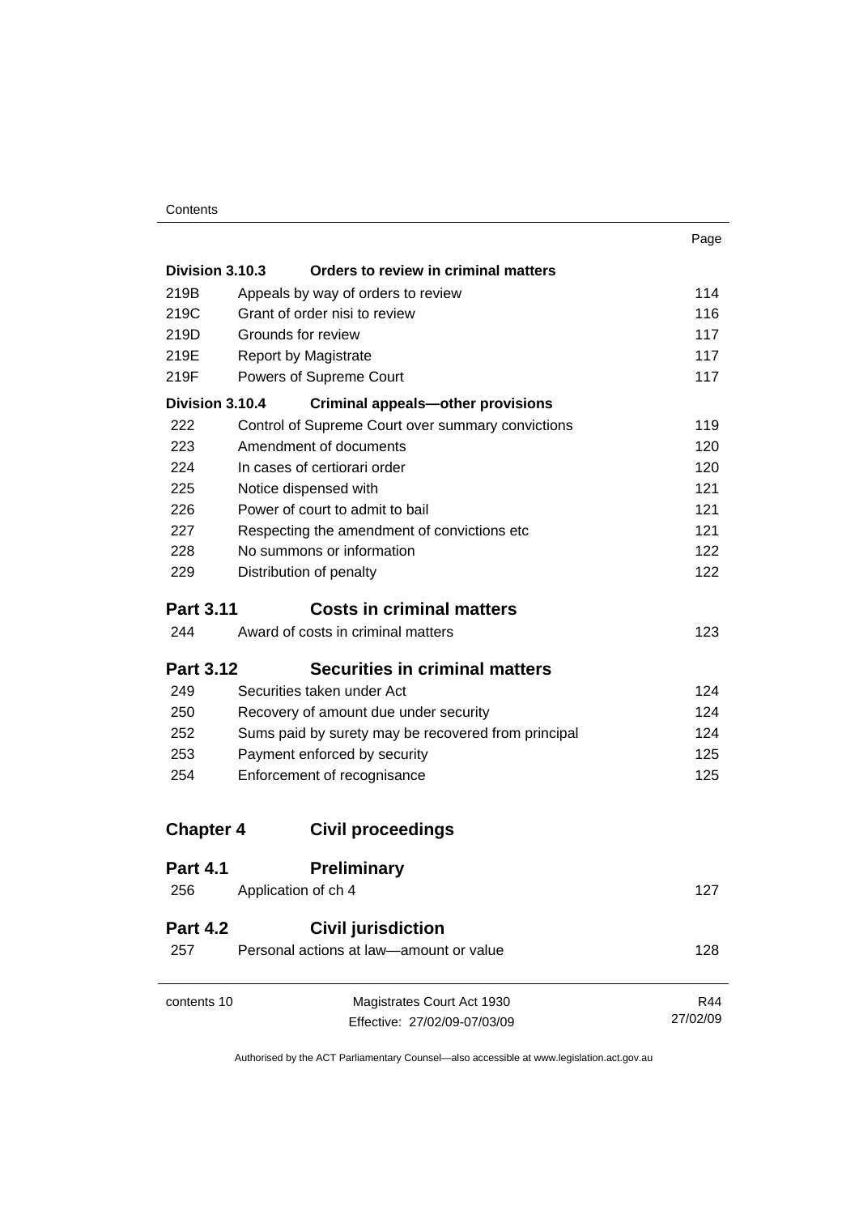| | | Page |
|---|---|---|
| **Division 3.10.3** | **Orders to review in criminal matters** | |
| 219B | Appeals by way of orders to review | 114 |
| 219C | Grant of order nisi to review | 116 |
| 219D | Grounds for review | 117 |
| 219E | Report by Magistrate | 117 |
| 219F | Powers of Supreme Court | 117 |
| **Division 3.10.4** | **Criminal appeals—other provisions** | |
| 222 | Control of Supreme Court over summary convictions | 119 |
| 223 | Amendment of documents | 120 |
| 224 | In cases of certiorari order | 120 |
| 225 | Notice dispensed with | 121 |
| 226 | Power of court to admit to bail | 121 |
| 227 | Respecting the amendment of convictions etc | 121 |
| 228 | No summons or information | 122 |
| 229 | Distribution of penalty | 122 |

## Part 3.11 Costs in criminal matters

| | | |
|---|---|---|
| 244 | Award of costs in criminal matters | 123 |

## Part 3.12 Securities in criminal matters

| | | |
|---|---|---|
| 249 | Securities taken under Act | 124 |
| 250 | Recovery of amount due under security | 124 |
| 252 | Sums paid by surety may be recovered from principal | 124 |
| 253 | Payment enforced by security | 125 |
| 254 | Enforcement of recognisance | 125 |

# Chapter 4 Civil proceedings

## Part 4.1 Preliminary

| | | |
|---|---|---|
| 256 | Application of ch 4 | 127 |

## Part 4.2 Civil jurisdiction

| | | |
|---|---|---|
| 257 | Personal actions at law—amount or value | 128 |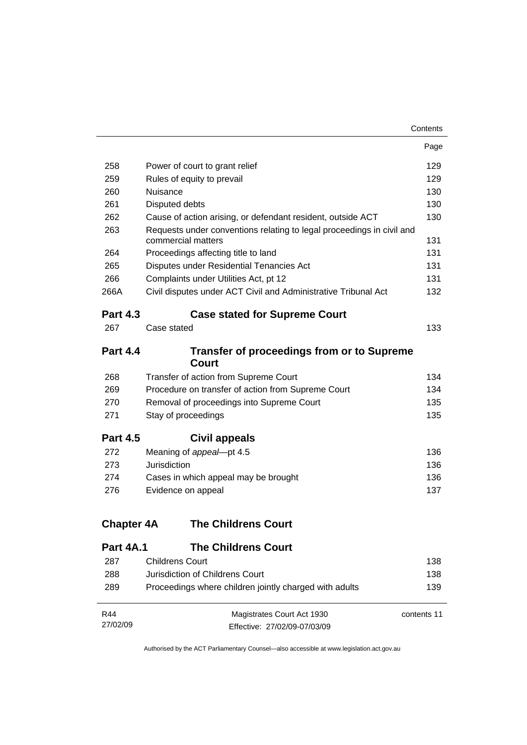| | | Page |
|---|---|---|
| 258 | Power of court to grant relief | 129 |
| 259 | Rules of equity to prevail | 129 |
| 260 | Nuisance | 130 |
| 261 | Disputed debts | 130 |
| 262 | Cause of action arising, or defendant resident, outside ACT | 130 |
| 263 | Requests under conventions relating to legal proceedings in civil and commercial matters | 131 |
| 264 | Proceedings affecting title to land | 131 |
| 265 | Disputes under Residential Tenancies Act | 131 |
| 266 | Complaints under Utilities Act, pt 12 | 131 |
| 266A | Civil disputes under ACT Civil and Administrative Tribunal Act | 132 |

**Part 4.3 Case stated for Supreme Court**

| | | |
|---|---|---|
| 267 | Case stated | 133 |

**Part 4.4 Transfer of proceedings from or to Supreme Court**

| | | |
|---|---|---|
| 268 | Transfer of action from Supreme Court | 134 |
| 269 | Procedure on transfer of action from Supreme Court | 134 |
| 270 | Removal of proceedings into Supreme Court | 135 |
| 271 | Stay of proceedings | 135 |

**Part 4.5 Civil appeals**

| | | |
|---|---|---|
| 272 | Meaning of *appeal*—pt 4.5 | 136 |
| 273 | Jurisdiction | 136 |
| 274 | Cases in which appeal may be brought | 136 |
| 276 | Evidence on appeal | 137 |

**Chapter 4A The Childrens Court**

**Part 4A.1 The Childrens Court**

| | | |
|---|---|---|
| 287 | Childrens Court | 138 |
| 288 | Jurisdiction of Childrens Court | 138 |
| 289 | Proceedings where children jointly charged with adults | 139 |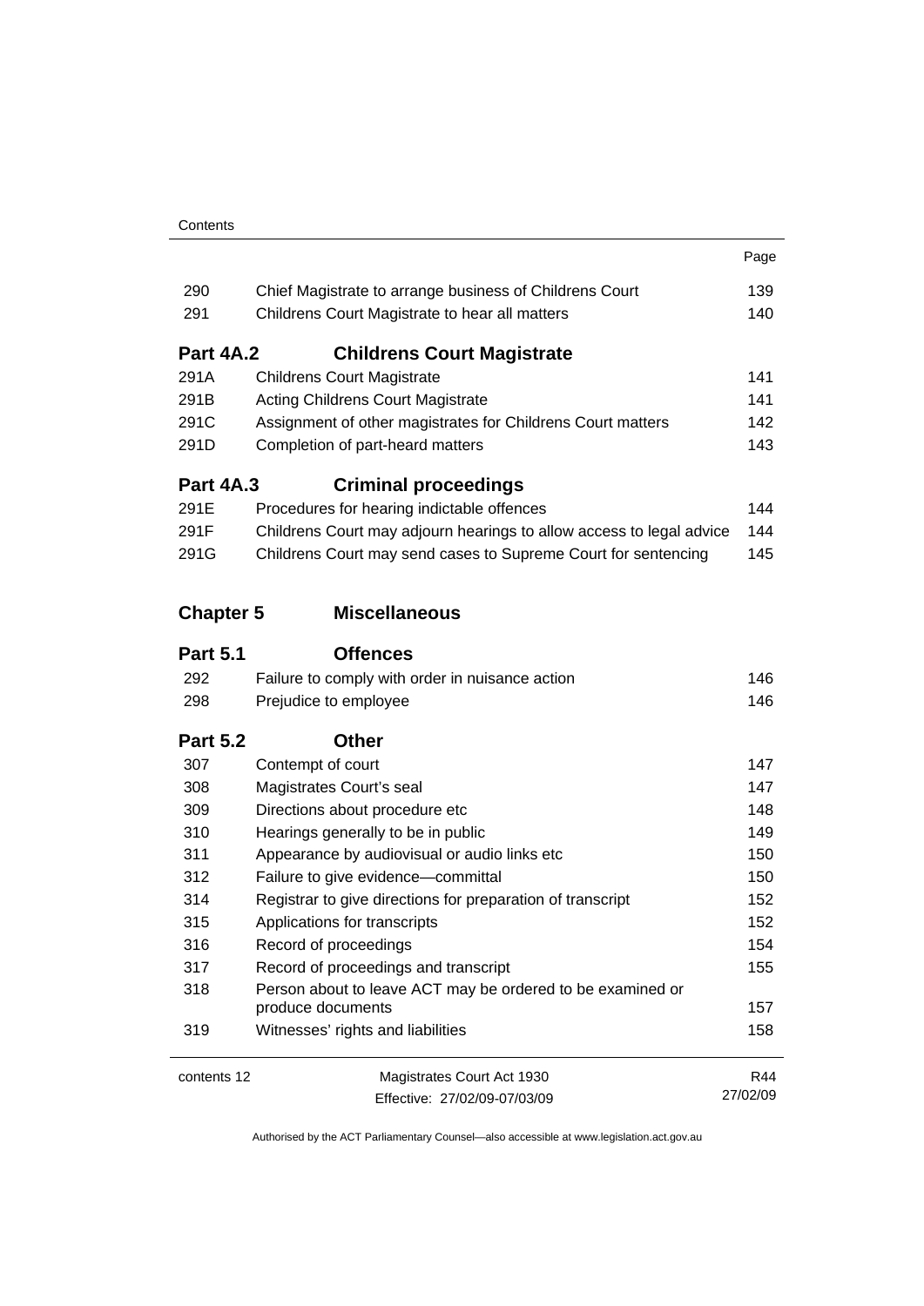| | | Page |
|---|---|---|
| 290 | Chief Magistrate to arrange business of Childrens Court | 139 |
| 291 | Childrens Court Magistrate to hear all matters | 140 |

**Part 4A.2 Childrens Court Magistrate**

| | | |
|---|---|---|
| 291A | Childrens Court Magistrate | 141 |
| 291B | Acting Childrens Court Magistrate | 141 |
| 291C | Assignment of other magistrates for Childrens Court matters | 142 |
| 291D | Completion of part-heard matters | 143 |

**Part 4A.3 Criminal proceedings**

| | | |
|---|---|---|
| 291E | Procedures for hearing indictable offences | 144 |
| 291F | Childrens Court may adjourn hearings to allow access to legal advice | 144 |
| 291G | Childrens Court may send cases to Supreme Court for sentencing | 145 |

**Chapter 5 Miscellaneous**

**Part 5.1 Offences**

| | | |
|---|---|---|
| 292 | Failure to comply with order in nuisance action | 146 |
| 298 | Prejudice to employee | 146 |

**Part 5.2 Other**

| | | |
|---|---|---|
| 307 | Contempt of court | 147 |
| 308 | Magistrates Court's seal | 147 |
| 309 | Directions about procedure etc | 148 |
| 310 | Hearings generally to be in public | 149 |
| 311 | Appearance by audiovisual or audio links etc | 150 |
| 312 | Failure to give evidence—committal | 150 |
| 314 | Registrar to give directions for preparation of transcript | 152 |
| 315 | Applications for transcripts | 152 |
| 316 | Record of proceedings | 154 |
| 317 | Record of proceedings and transcript | 155 |
| 318 | Person about to leave ACT may be ordered to be examined or produce documents | 157 |
| 319 | Witnesses' rights and liabilities | 158 |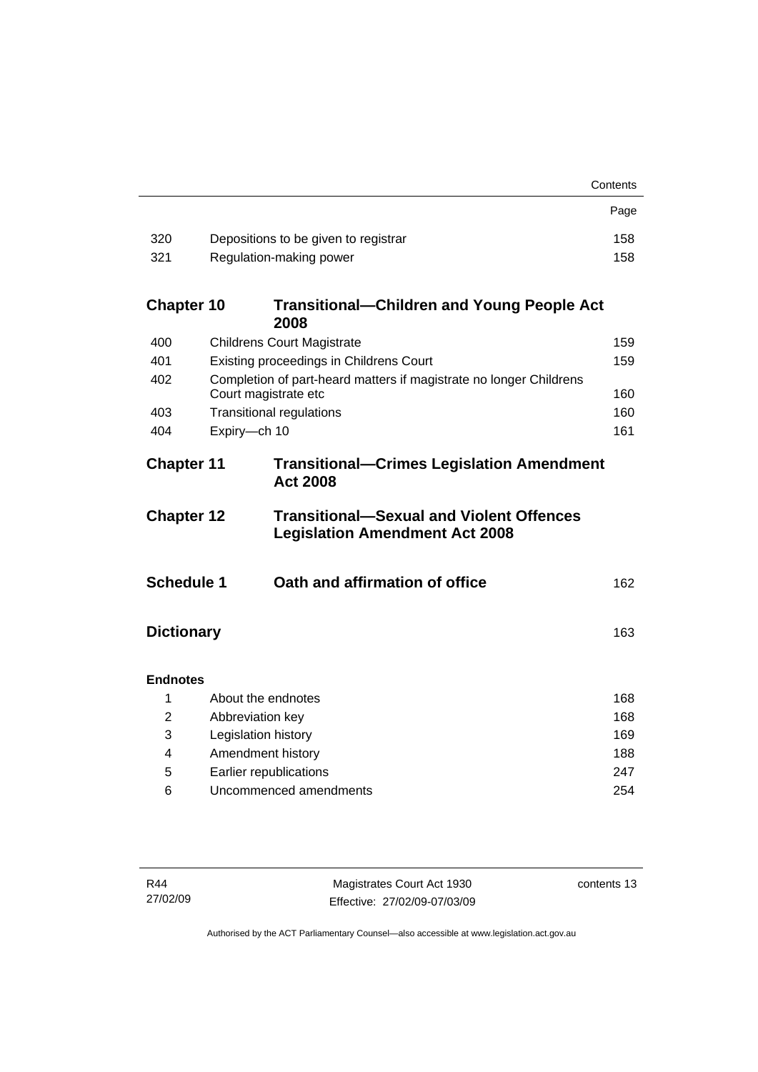| | | Page |
|---|---|---|
| 320 | Depositions to be given to registrar | 158 |
| 321 | Regulation-making power | 158 |

**Chapter 10 Transitional—Children and Young People Act 2008**

| | | |
|---|---|---|
| 400 | Childrens Court Magistrate | 159 |
| 401 | Existing proceedings in Childrens Court | 159 |
| 402 | Completion of part-heard matters if magistrate no longer Childrens Court magistrate etc | 160 |
| 403 | Transitional regulations | 160 |
| 404 | Expiry—ch 10 | 161 |

**Chapter 11 Transitional—Crimes Legislation Amendment Act 2008**

**Chapter 12 Transitional—Sexual and Violent Offences Legislation Amendment Act 2008**

**Schedule 1 Oath and affirmation of office** 162

**Dictionary** 163

**Endnotes**

| | | |
|---|---|---|
| 1 | About the endnotes | 168 |
| 2 | Abbreviation key | 168 |
| 3 | Legislation history | 169 |
| 4 | Amendment history | 188 |
| 5 | Earlier republications | 247 |
| 6 | Uncommenced amendments | 254 |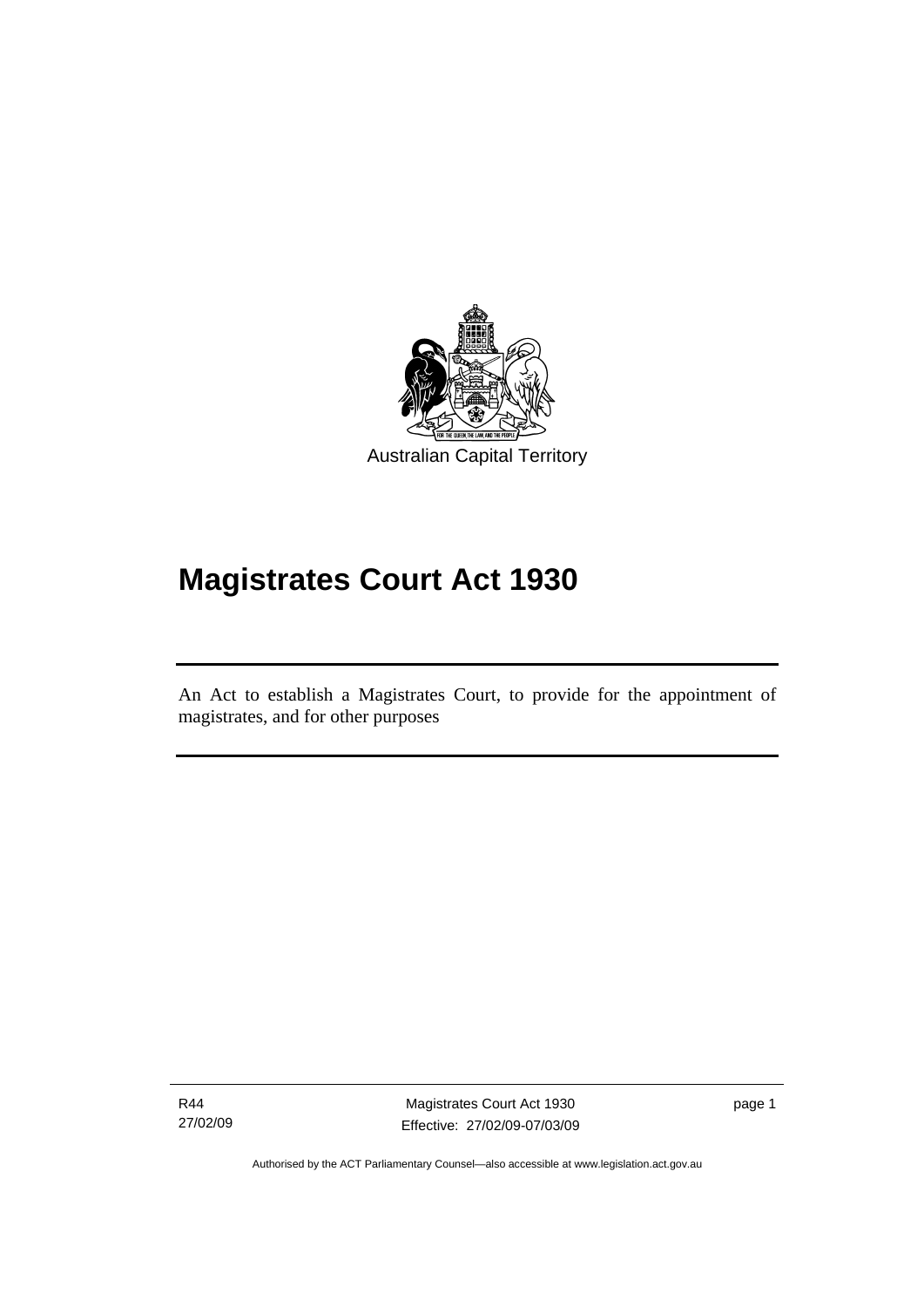Australian Capital Territory

# Magistrates Court Act 1930

An Act to establish a Magistrates Court, to provide for the appointment of magistrates, and for other purposes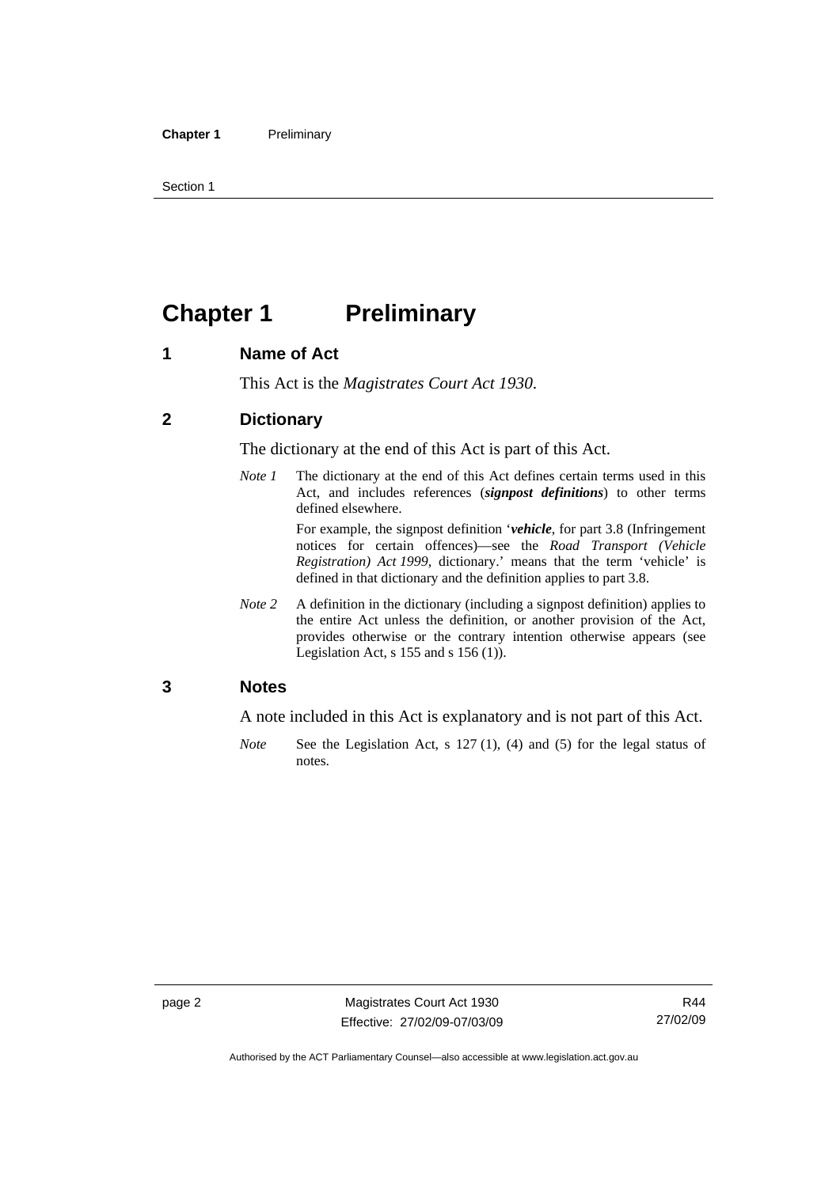# Chapter 1 Preliminary

### 1 Name of Act

This Act is the *Magistrates Court Act 1930*.

### 2 Dictionary

The dictionary at the end of this Act is part of this Act.

*Note 1* The dictionary at the end of this Act defines certain terms used in this Act, and includes references (***signpost definitions***) to other terms defined elsewhere.

For example, the signpost definition '***vehicle***, for part 3.8 (Infringement notices for certain offences)—see the *Road Transport (Vehicle Registration) Act 1999*, dictionary.' means that the term 'vehicle' is defined in that dictionary and the definition applies to part 3.8.

*Note 2* A definition in the dictionary (including a signpost definition) applies to the entire Act unless the definition, or another provision of the Act, provides otherwise or the contrary intention otherwise appears (see Legislation Act, s 155 and s 156 (1)).

### 3 Notes

A note included in this Act is explanatory and is not part of this Act.

*Note* See the Legislation Act, s 127 (1), (4) and (5) for the legal status of notes.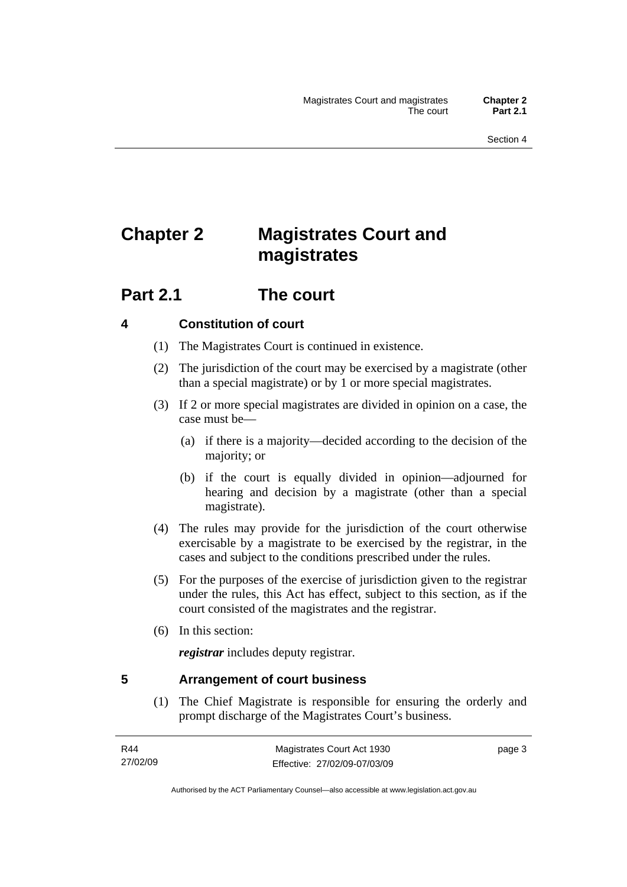# Chapter 2 Magistrates Court and magistrates

## Part 2.1 The court

### 4 Constitution of court

(1) The Magistrates Court is continued in existence.

(2) The jurisdiction of the court may be exercised by a magistrate (other than a special magistrate) or by 1 or more special magistrates.

(3) If 2 or more special magistrates are divided in opinion on a case, the case must be—

(a) if there is a majority—decided according to the decision of the majority; or

(b) if the court is equally divided in opinion—adjourned for hearing and decision by a magistrate (other than a special magistrate).

(4) The rules may provide for the jurisdiction of the court otherwise exercisable by a magistrate to be exercised by the registrar, in the cases and subject to the conditions prescribed under the rules.

(5) For the purposes of the exercise of jurisdiction given to the registrar under the rules, this Act has effect, subject to this section, as if the court consisted of the magistrates and the registrar.

(6) In this section:

***registrar*** includes deputy registrar.

### 5 Arrangement of court business

(1) The Chief Magistrate is responsible for ensuring the orderly and prompt discharge of the Magistrates Court's business.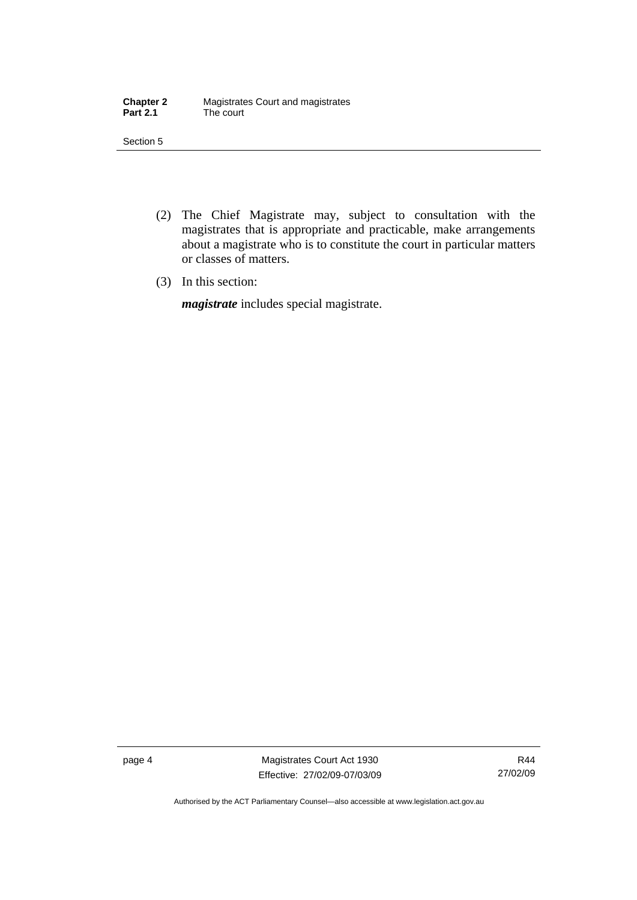(2) The Chief Magistrate may, subject to consultation with the magistrates that is appropriate and practicable, make arrangements about a magistrate who is to constitute the court in particular matters or classes of matters.

(3) In this section:

***magistrate*** includes special magistrate.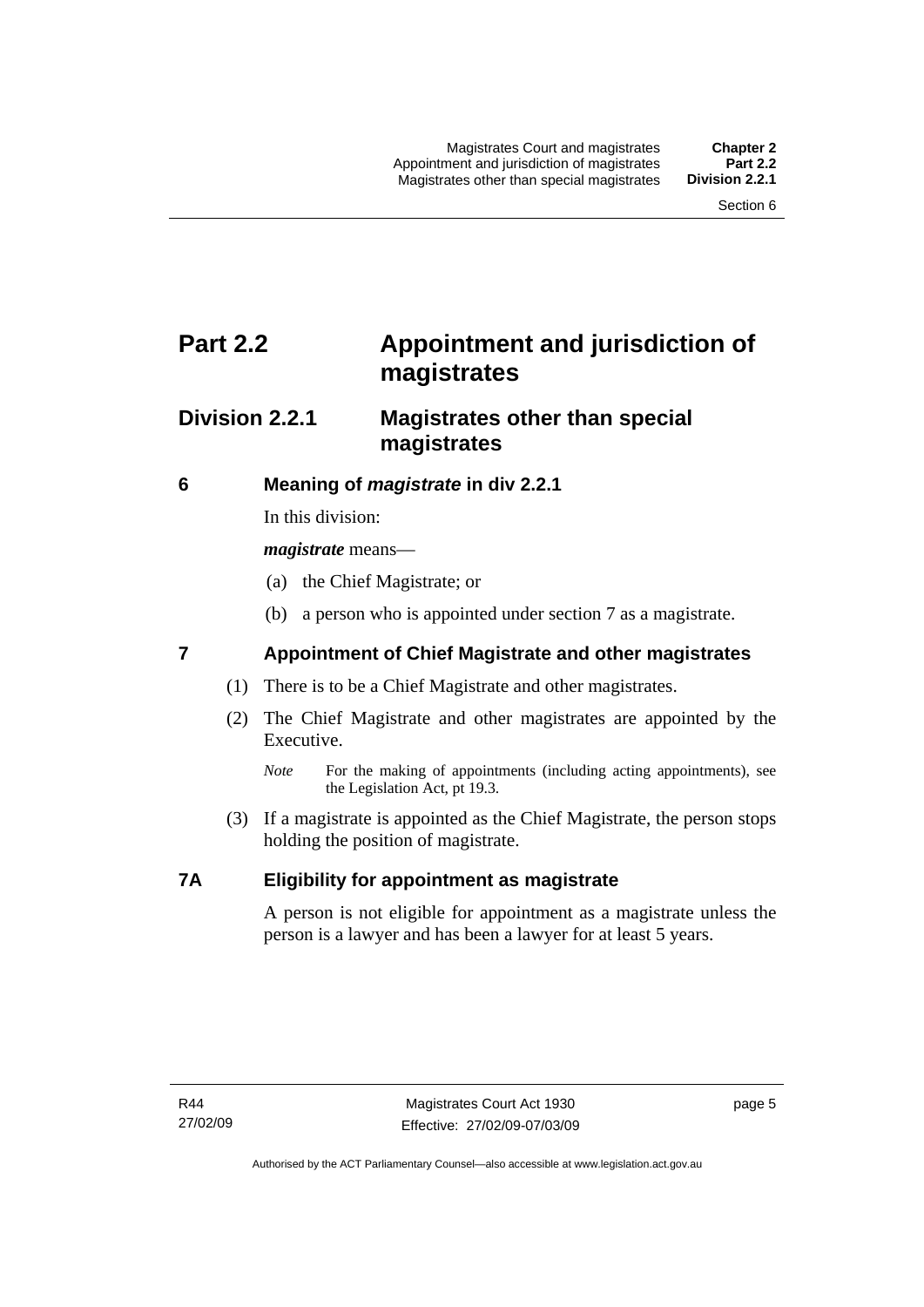# Part 2.2 Appointment and jurisdiction of magistrates

## Division 2.2.1 Magistrates other than special magistrates

### 6 Meaning of *magistrate* in div 2.2.1

In this division:

***magistrate*** means—

(a) the Chief Magistrate; or

(b) a person who is appointed under section 7 as a magistrate.

### 7 Appointment of Chief Magistrate and other magistrates

(1) There is to be a Chief Magistrate and other magistrates.

(2) The Chief Magistrate and other magistrates are appointed by the Executive.

*Note* For the making of appointments (including acting appointments), see the Legislation Act, pt 19.3.

(3) If a magistrate is appointed as the Chief Magistrate, the person stops holding the position of magistrate.

### 7A Eligibility for appointment as magistrate

A person is not eligible for appointment as a magistrate unless the person is a lawyer and has been a lawyer for at least 5 years.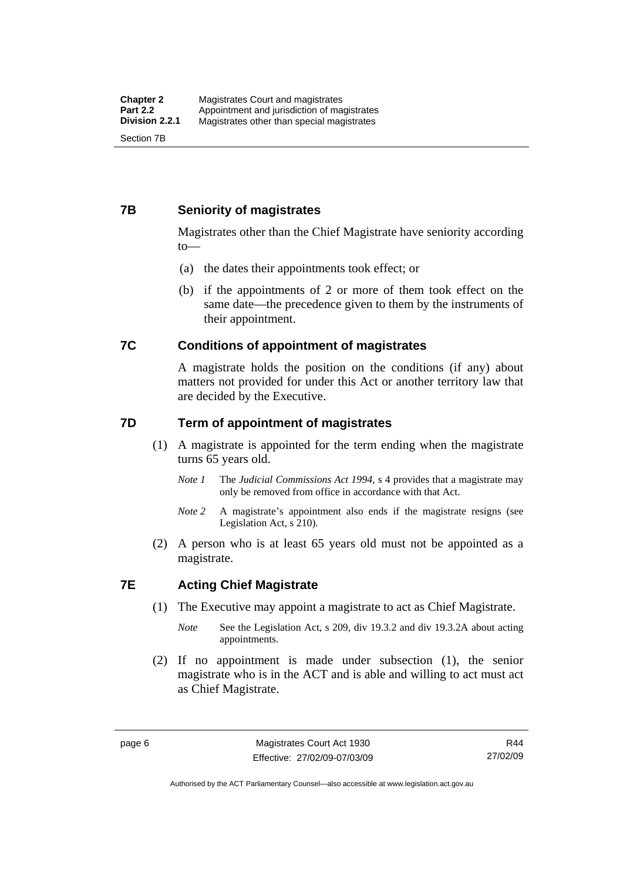### 7B Seniority of magistrates

Magistrates other than the Chief Magistrate have seniority according to—

(a) the dates their appointments took effect; or

(b) if the appointments of 2 or more of them took effect on the same date—the precedence given to them by the instruments of their appointment.

### 7C Conditions of appointment of magistrates

A magistrate holds the position on the conditions (if any) about matters not provided for under this Act or another territory law that are decided by the Executive.

### 7D Term of appointment of magistrates

(1) A magistrate is appointed for the term ending when the magistrate turns 65 years old.

*Note 1* The *Judicial Commissions Act 1994*, s 4 provides that a magistrate may only be removed from office in accordance with that Act.

*Note 2* A magistrate's appointment also ends if the magistrate resigns (see Legislation Act, s 210).

(2) A person who is at least 65 years old must not be appointed as a magistrate.

### 7E Acting Chief Magistrate

(1) The Executive may appoint a magistrate to act as Chief Magistrate.

*Note* See the Legislation Act, s 209, div 19.3.2 and div 19.3.2A about acting appointments.

(2) If no appointment is made under subsection (1), the senior magistrate who is in the ACT and is able and willing to act must act as Chief Magistrate.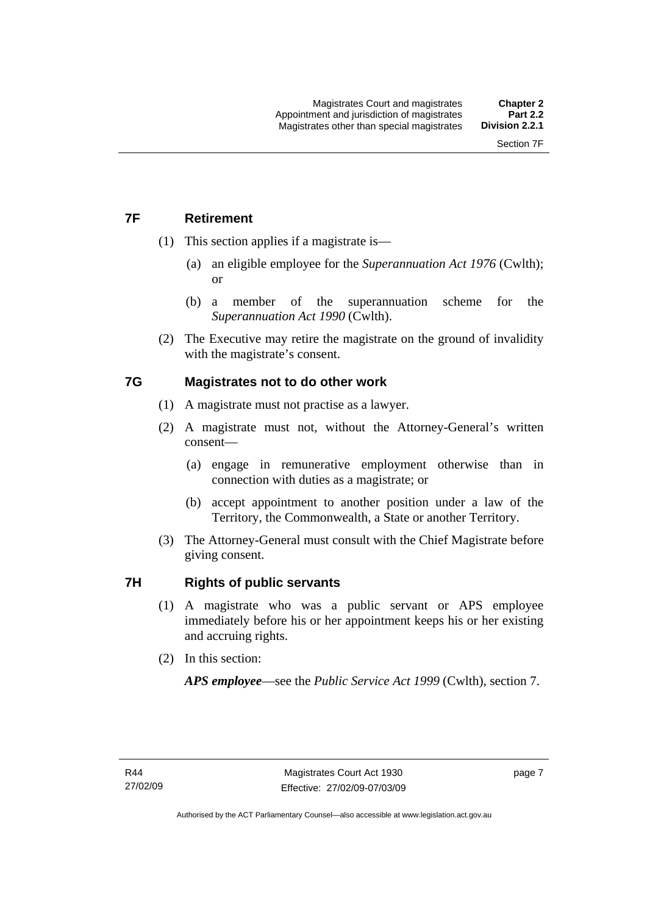## 7F Retirement

(1) This section applies if a magistrate is—

(a) an eligible employee for the *Superannuation Act 1976* (Cwlth); or

(b) a member of the superannuation scheme for the *Superannuation Act 1990* (Cwlth).

(2) The Executive may retire the magistrate on the ground of invalidity with the magistrate's consent.

## 7G Magistrates not to do other work

(1) A magistrate must not practise as a lawyer.

(2) A magistrate must not, without the Attorney-General's written consent—

(a) engage in remunerative employment otherwise than in connection with duties as a magistrate; or

(b) accept appointment to another position under a law of the Territory, the Commonwealth, a State or another Territory.

(3) The Attorney-General must consult with the Chief Magistrate before giving consent.

## 7H Rights of public servants

(1) A magistrate who was a public servant or APS employee immediately before his or her appointment keeps his or her existing and accruing rights.

(2) In this section:

***APS employee***—see the *Public Service Act 1999* (Cwlth), section 7.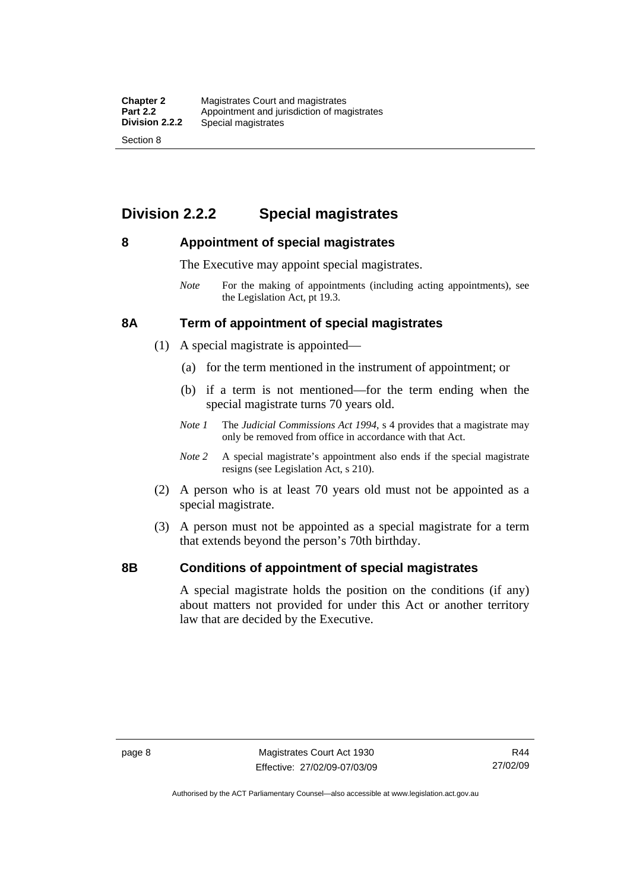## Division 2.2.2 Special magistrates

### 8 Appointment of special magistrates

The Executive may appoint special magistrates.

*Note* For the making of appointments (including acting appointments), see the Legislation Act, pt 19.3.

### 8A Term of appointment of special magistrates

(1) A special magistrate is appointed—

(a) for the term mentioned in the instrument of appointment; or

(b) if a term is not mentioned—for the term ending when the special magistrate turns 70 years old.

*Note 1* The *Judicial Commissions Act 1994*, s 4 provides that a magistrate may only be removed from office in accordance with that Act.

*Note 2* A special magistrate's appointment also ends if the special magistrate resigns (see Legislation Act, s 210).

(2) A person who is at least 70 years old must not be appointed as a special magistrate.

(3) A person must not be appointed as a special magistrate for a term that extends beyond the person's 70th birthday.

### 8B Conditions of appointment of special magistrates

A special magistrate holds the position on the conditions (if any) about matters not provided for under this Act or another territory law that are decided by the Executive.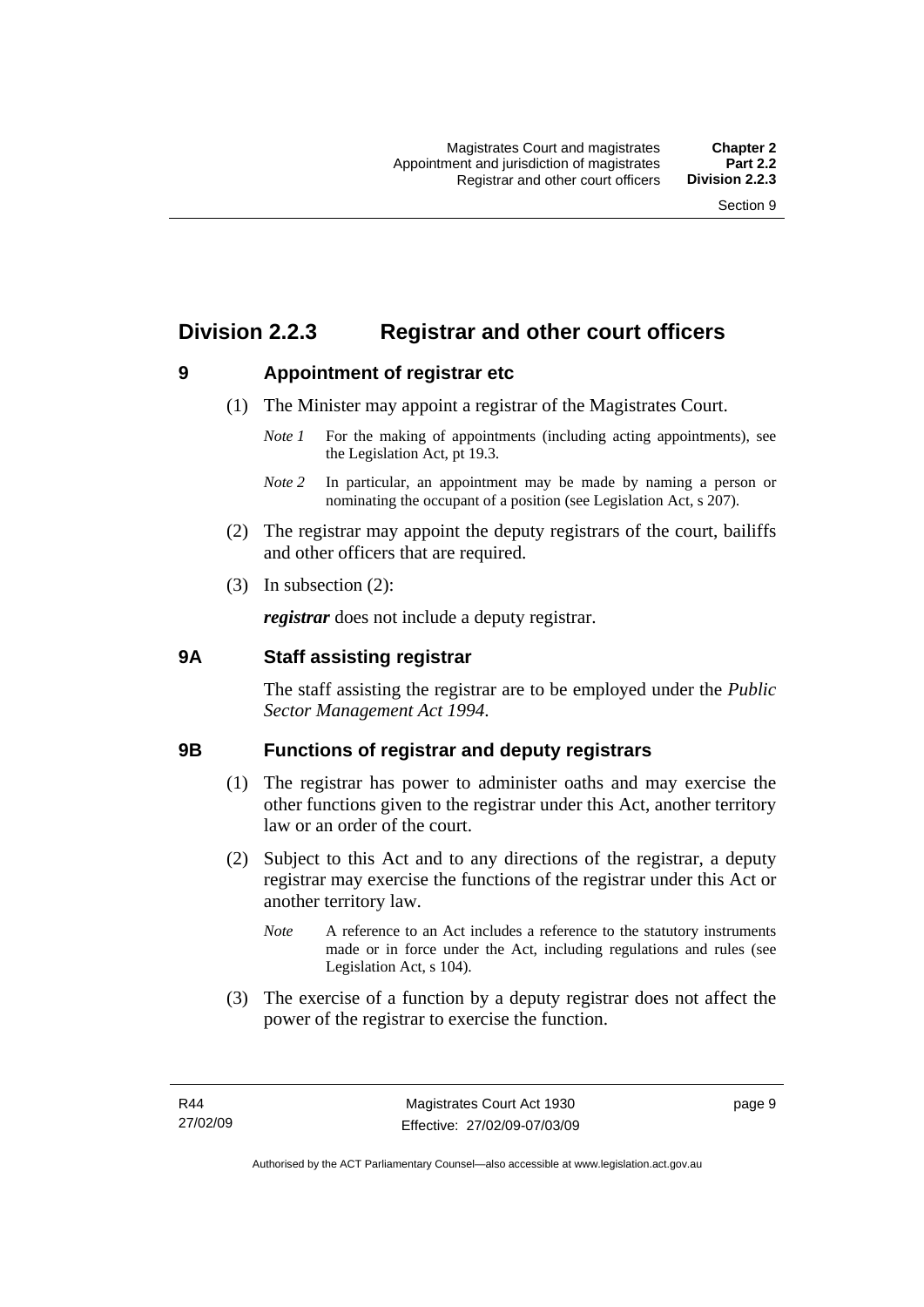# Division 2.2.3 Registrar and other court officers

## 9 Appointment of registrar etc

(1) The Minister may appoint a registrar of the Magistrates Court.

*Note 1* For the making of appointments (including acting appointments), see the Legislation Act, pt 19.3.

*Note 2* In particular, an appointment may be made by naming a person or nominating the occupant of a position (see Legislation Act, s 207).

(2) The registrar may appoint the deputy registrars of the court, bailiffs and other officers that are required.

(3) In subsection (2):

***registrar*** does not include a deputy registrar.

## 9A Staff assisting registrar

The staff assisting the registrar are to be employed under the *Public Sector Management Act 1994*.

## 9B Functions of registrar and deputy registrars

(1) The registrar has power to administer oaths and may exercise the other functions given to the registrar under this Act, another territory law or an order of the court.

(2) Subject to this Act and to any directions of the registrar, a deputy registrar may exercise the functions of the registrar under this Act or another territory law.

*Note* A reference to an Act includes a reference to the statutory instruments made or in force under the Act, including regulations and rules (see Legislation Act, s 104).

(3) The exercise of a function by a deputy registrar does not affect the power of the registrar to exercise the function.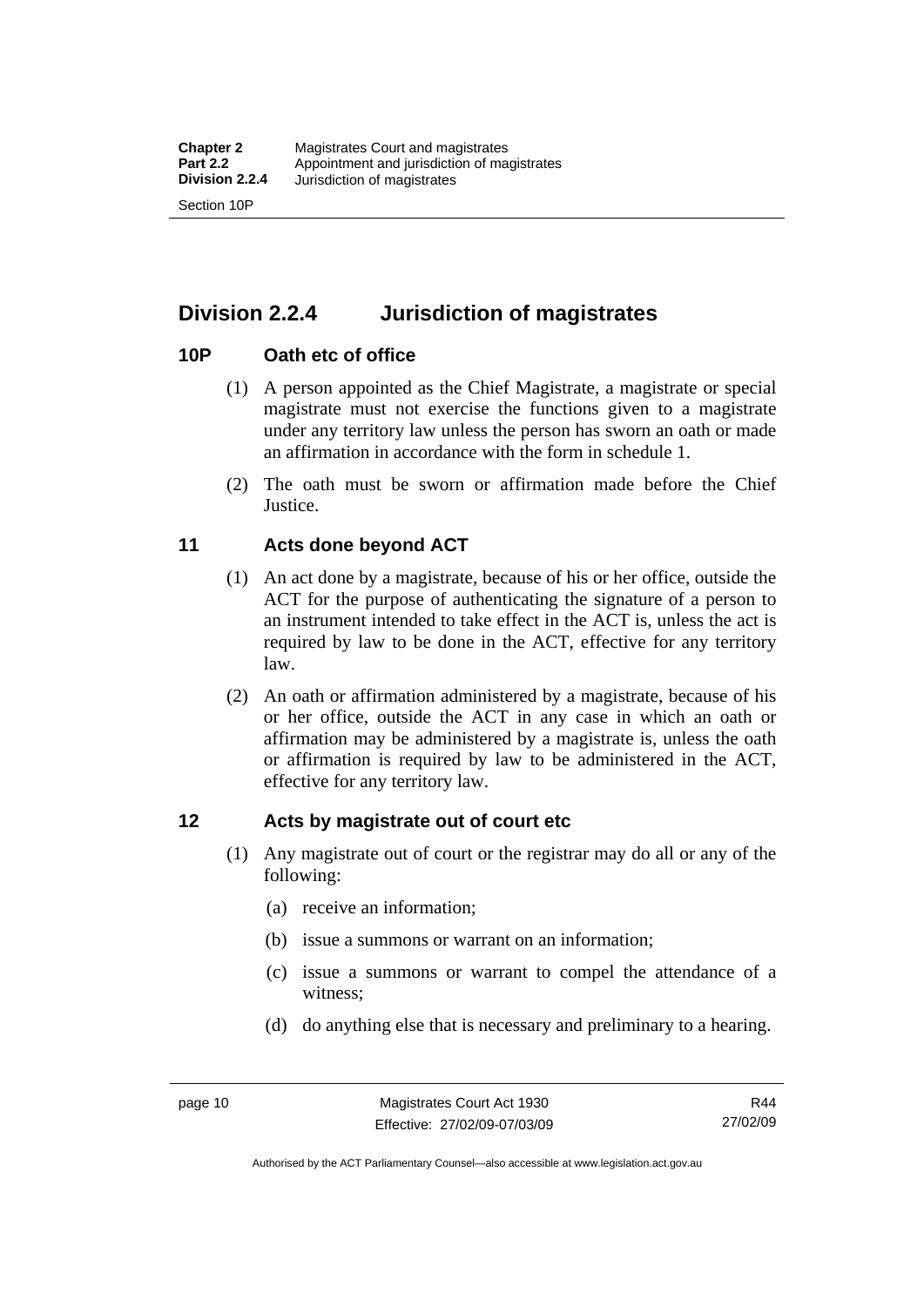## Division 2.2.4 Jurisdiction of magistrates

### 10P Oath etc of office

(1) A person appointed as the Chief Magistrate, a magistrate or special magistrate must not exercise the functions given to a magistrate under any territory law unless the person has sworn an oath or made an affirmation in accordance with the form in schedule 1.

(2) The oath must be sworn or affirmation made before the Chief Justice.

### 11 Acts done beyond ACT

(1) An act done by a magistrate, because of his or her office, outside the ACT for the purpose of authenticating the signature of a person to an instrument intended to take effect in the ACT is, unless the act is required by law to be done in the ACT, effective for any territory law.

(2) An oath or affirmation administered by a magistrate, because of his or her office, outside the ACT in any case in which an oath or affirmation may be administered by a magistrate is, unless the oath or affirmation is required by law to be administered in the ACT, effective for any territory law.

### 12 Acts by magistrate out of court etc

(1) Any magistrate out of court or the registrar may do all or any of the following:

(a) receive an information;

(b) issue a summons or warrant on an information;

(c) issue a summons or warrant to compel the attendance of a witness;

(d) do anything else that is necessary and preliminary to a hearing.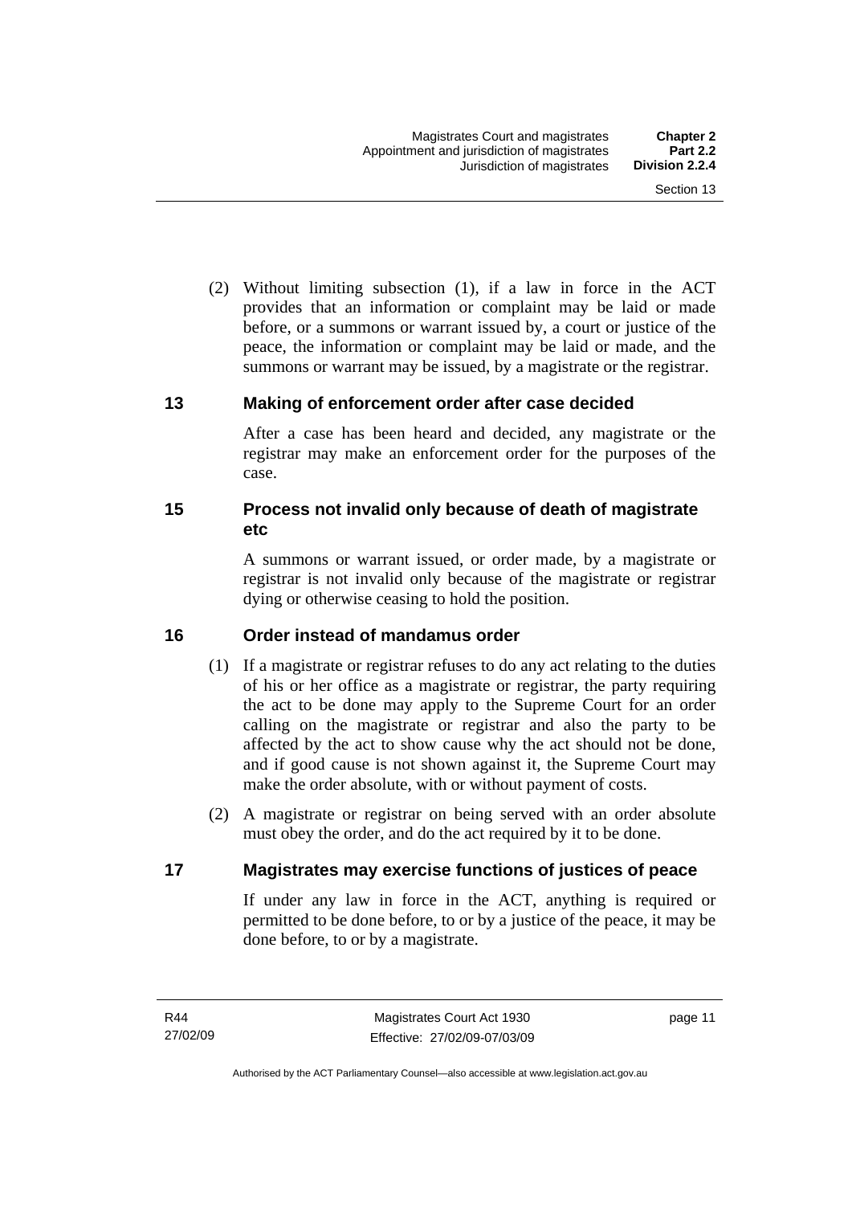(2) Without limiting subsection (1), if a law in force in the ACT provides that an information or complaint may be laid or made before, or a summons or warrant issued by, a court or justice of the peace, the information or complaint may be laid or made, and the summons or warrant may be issued, by a magistrate or the registrar.

## 13 Making of enforcement order after case decided

After a case has been heard and decided, any magistrate or the registrar may make an enforcement order for the purposes of the case.

## 15 Process not invalid only because of death of magistrate etc

A summons or warrant issued, or order made, by a magistrate or registrar is not invalid only because of the magistrate or registrar dying or otherwise ceasing to hold the position.

## 16 Order instead of mandamus order

(1) If a magistrate or registrar refuses to do any act relating to the duties of his or her office as a magistrate or registrar, the party requiring the act to be done may apply to the Supreme Court for an order calling on the magistrate or registrar and also the party to be affected by the act to show cause why the act should not be done, and if good cause is not shown against it, the Supreme Court may make the order absolute, with or without payment of costs.

(2) A magistrate or registrar on being served with an order absolute must obey the order, and do the act required by it to be done.

## 17 Magistrates may exercise functions of justices of peace

If under any law in force in the ACT, anything is required or permitted to be done before, to or by a justice of the peace, it may be done before, to or by a magistrate.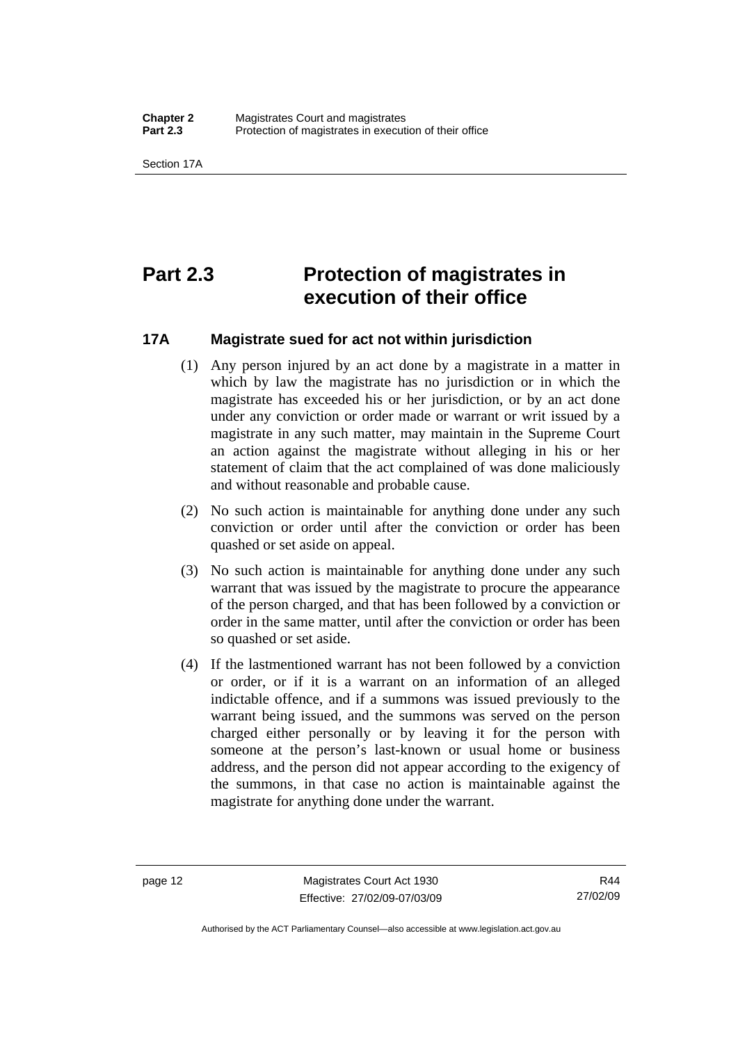# Part 2.3 Protection of magistrates in execution of their office

## 17A Magistrate sued for act not within jurisdiction

(1) Any person injured by an act done by a magistrate in a matter in which by law the magistrate has no jurisdiction or in which the magistrate has exceeded his or her jurisdiction, or by an act done under any conviction or order made or warrant or writ issued by a magistrate in any such matter, may maintain in the Supreme Court an action against the magistrate without alleging in his or her statement of claim that the act complained of was done maliciously and without reasonable and probable cause.

(2) No such action is maintainable for anything done under any such conviction or order until after the conviction or order has been quashed or set aside on appeal.

(3) No such action is maintainable for anything done under any such warrant that was issued by the magistrate to procure the appearance of the person charged, and that has been followed by a conviction or order in the same matter, until after the conviction or order has been so quashed or set aside.

(4) If the lastmentioned warrant has not been followed by a conviction or order, or if it is a warrant on an information of an alleged indictable offence, and if a summons was issued previously to the warrant being issued, and the summons was served on the person charged either personally or by leaving it for the person with someone at the person's last-known or usual home or business address, and the person did not appear according to the exigency of the summons, in that case no action is maintainable against the magistrate for anything done under the warrant.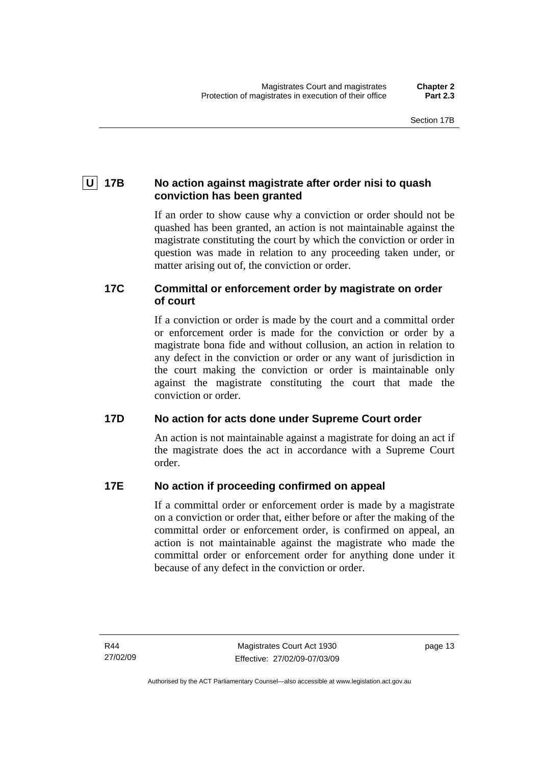### U 17B No action against magistrate after order nisi to quash conviction has been granted

If an order to show cause why a conviction or order should not be quashed has been granted, an action is not maintainable against the magistrate constituting the court by which the conviction or order in question was made in relation to any proceeding taken under, or matter arising out of, the conviction or order.

### 17C Committal or enforcement order by magistrate on order of court

If a conviction or order is made by the court and a committal order or enforcement order is made for the conviction or order by a magistrate bona fide and without collusion, an action in relation to any defect in the conviction or order or any want of jurisdiction in the court making the conviction or order is maintainable only against the magistrate constituting the court that made the conviction or order.

### 17D No action for acts done under Supreme Court order

An action is not maintainable against a magistrate for doing an act if the magistrate does the act in accordance with a Supreme Court order.

### 17E No action if proceeding confirmed on appeal

If a committal order or enforcement order is made by a magistrate on a conviction or order that, either before or after the making of the committal order or enforcement order, is confirmed on appeal, an action is not maintainable against the magistrate who made the committal order or enforcement order for anything done under it because of any defect in the conviction or order.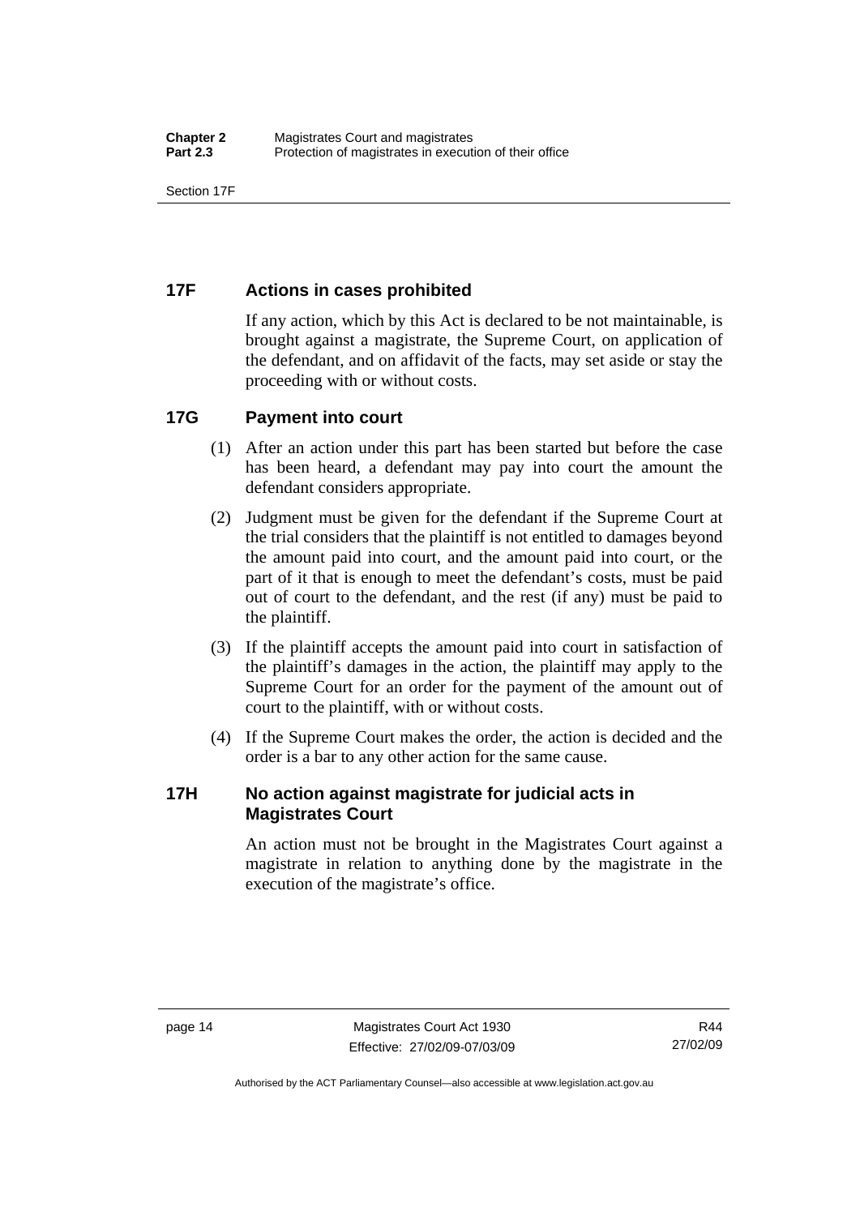## 17F Actions in cases prohibited

If any action, which by this Act is declared to be not maintainable, is brought against a magistrate, the Supreme Court, on application of the defendant, and on affidavit of the facts, may set aside or stay the proceeding with or without costs.

## 17G Payment into court

(1) After an action under this part has been started but before the case has been heard, a defendant may pay into court the amount the defendant considers appropriate.

(2) Judgment must be given for the defendant if the Supreme Court at the trial considers that the plaintiff is not entitled to damages beyond the amount paid into court, and the amount paid into court, or the part of it that is enough to meet the defendant's costs, must be paid out of court to the defendant, and the rest (if any) must be paid to the plaintiff.

(3) If the plaintiff accepts the amount paid into court in satisfaction of the plaintiff's damages in the action, the plaintiff may apply to the Supreme Court for an order for the payment of the amount out of court to the plaintiff, with or without costs.

(4) If the Supreme Court makes the order, the action is decided and the order is a bar to any other action for the same cause.

## 17H No action against magistrate for judicial acts in Magistrates Court

An action must not be brought in the Magistrates Court against a magistrate in relation to anything done by the magistrate in the execution of the magistrate's office.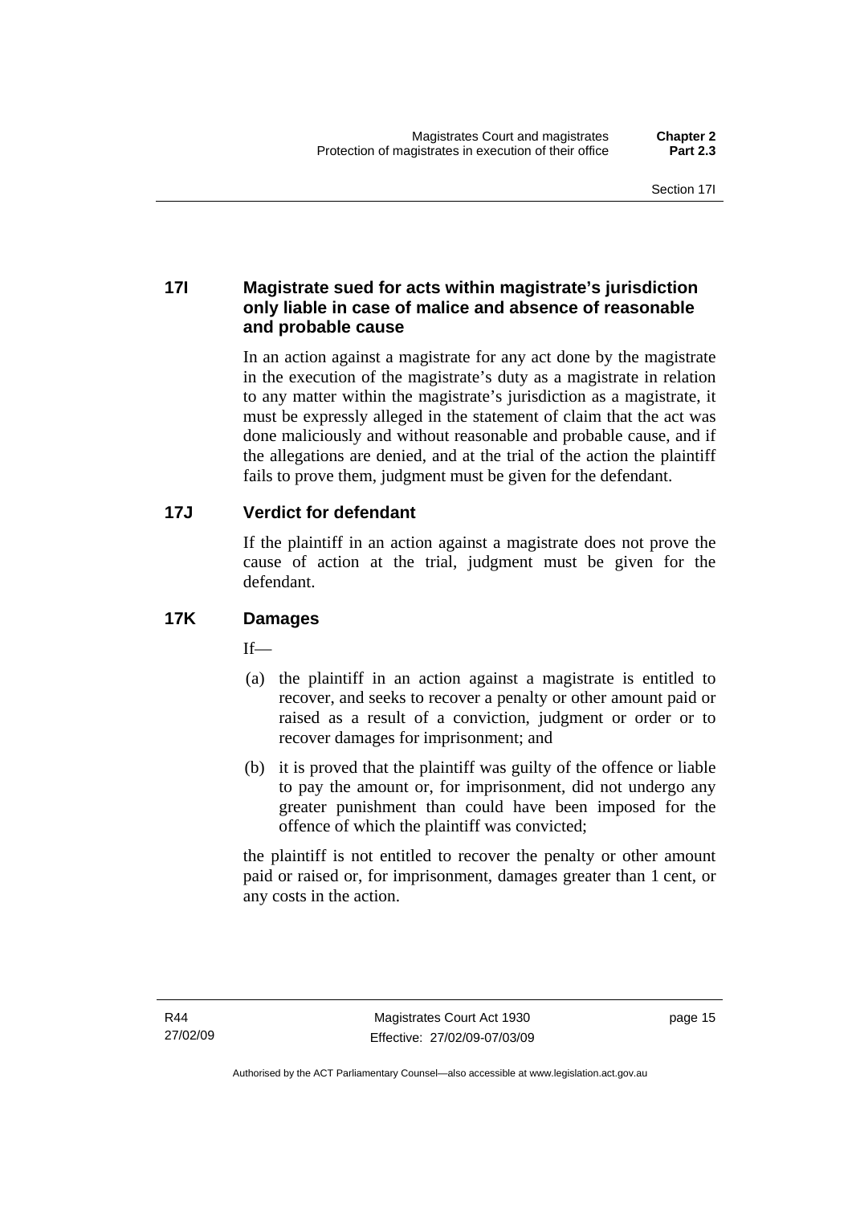## 17I Magistrate sued for acts within magistrate's jurisdiction only liable in case of malice and absence of reasonable and probable cause

In an action against a magistrate for any act done by the magistrate in the execution of the magistrate's duty as a magistrate in relation to any matter within the magistrate's jurisdiction as a magistrate, it must be expressly alleged in the statement of claim that the act was done maliciously and without reasonable and probable cause, and if the allegations are denied, and at the trial of the action the plaintiff fails to prove them, judgment must be given for the defendant.

## 17J Verdict for defendant

If the plaintiff in an action against a magistrate does not prove the cause of action at the trial, judgment must be given for the defendant.

## 17K Damages

If—

(a) the plaintiff in an action against a magistrate is entitled to recover, and seeks to recover a penalty or other amount paid or raised as a result of a conviction, judgment or order or to recover damages for imprisonment; and

(b) it is proved that the plaintiff was guilty of the offence or liable to pay the amount or, for imprisonment, did not undergo any greater punishment than could have been imposed for the offence of which the plaintiff was convicted;

the plaintiff is not entitled to recover the penalty or other amount paid or raised or, for imprisonment, damages greater than 1 cent, or any costs in the action.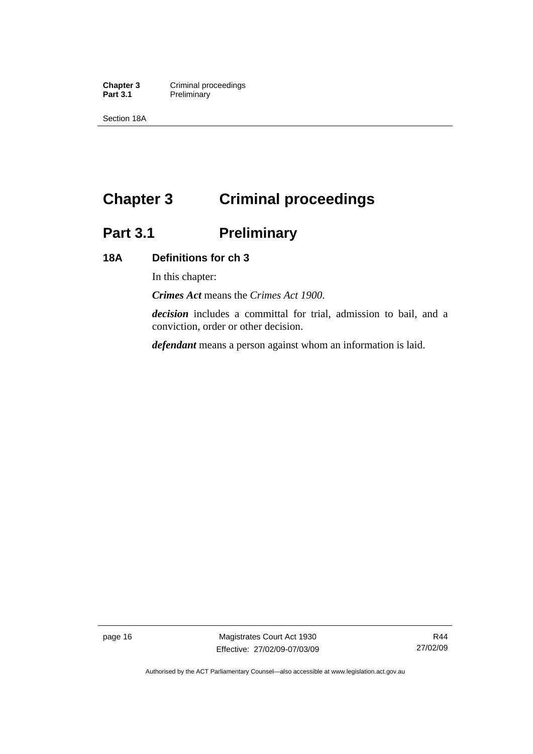# Chapter 3 Criminal proceedings

## Part 3.1 Preliminary

### 18A Definitions for ch 3

In this chapter:

***Crimes Act*** means the *Crimes Act 1900*.

***decision*** includes a committal for trial, admission to bail, and a conviction, order or other decision.

***defendant*** means a person against whom an information is laid.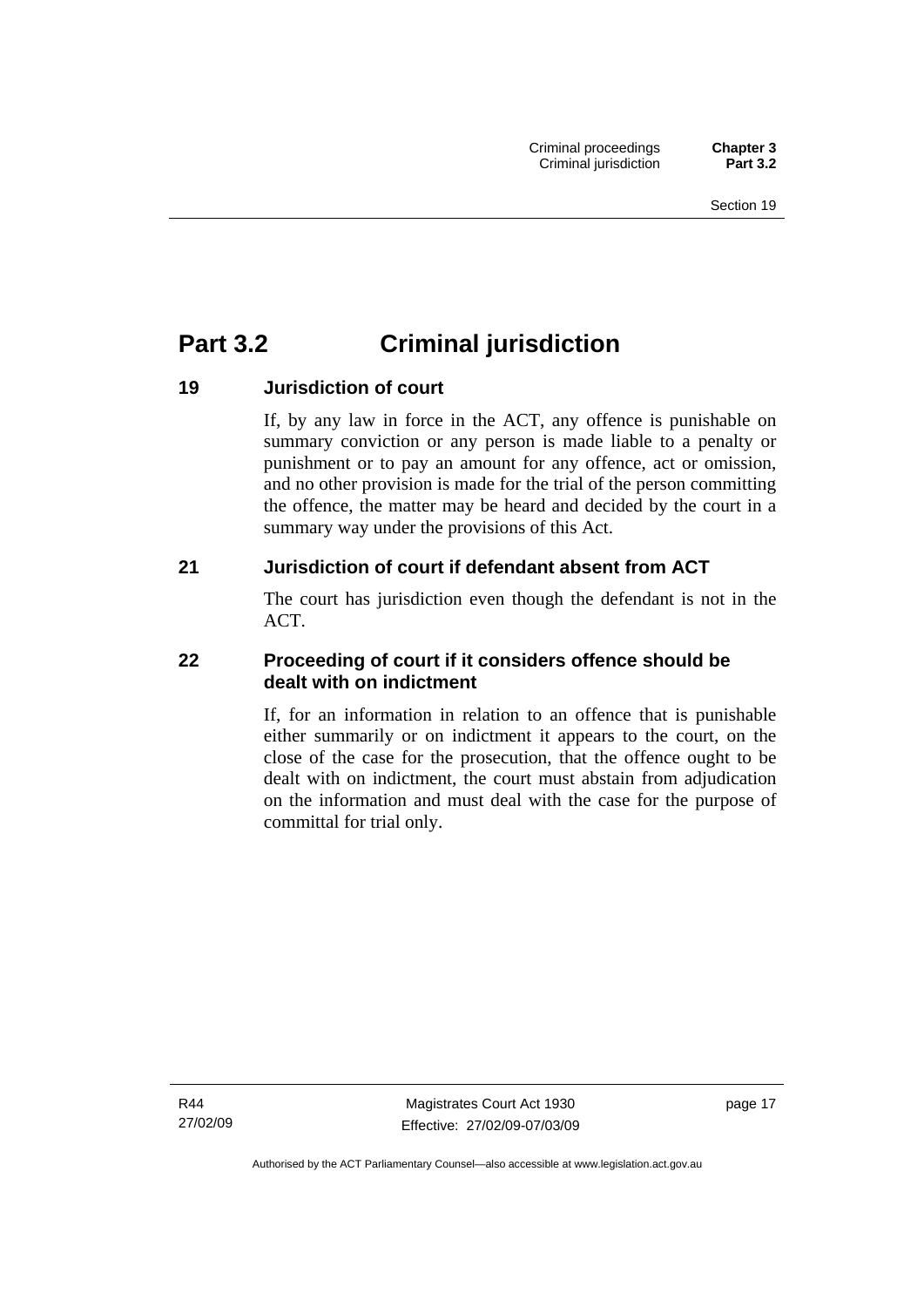# Part 3.2 Criminal jurisdiction

### 19 Jurisdiction of court

If, by any law in force in the ACT, any offence is punishable on summary conviction or any person is made liable to a penalty or punishment or to pay an amount for any offence, act or omission, and no other provision is made for the trial of the person committing the offence, the matter may be heard and decided by the court in a summary way under the provisions of this Act.

### 21 Jurisdiction of court if defendant absent from ACT

The court has jurisdiction even though the defendant is not in the ACT.

### 22 Proceeding of court if it considers offence should be dealt with on indictment

If, for an information in relation to an offence that is punishable either summarily or on indictment it appears to the court, on the close of the case for the prosecution, that the offence ought to be dealt with on indictment, the court must abstain from adjudication on the information and must deal with the case for the purpose of committal for trial only.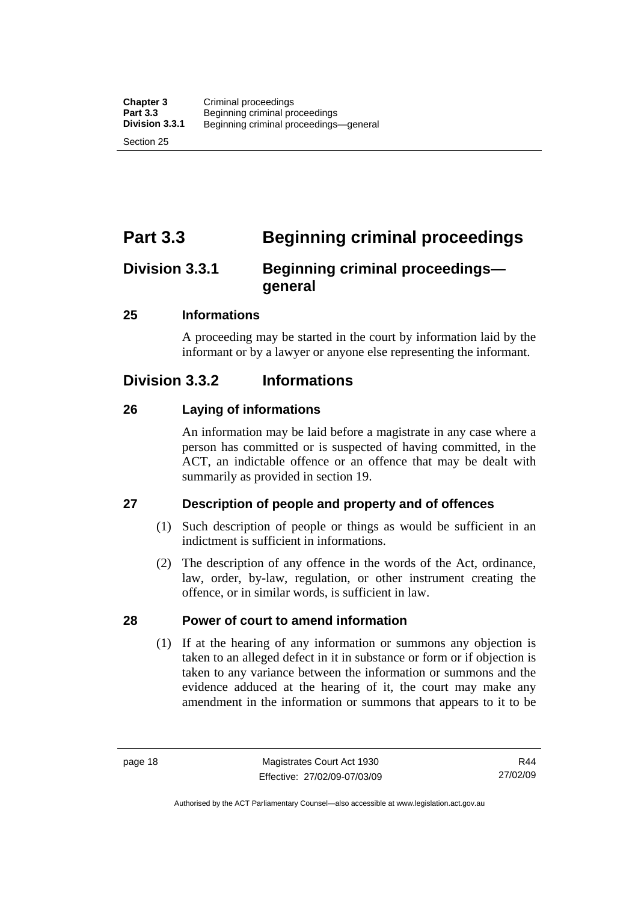# Part 3.3 Beginning criminal proceedings

## Division 3.3.1 Beginning criminal proceedings—general

### 25 Informations

A proceeding may be started in the court by information laid by the informant or by a lawyer or anyone else representing the informant.

## Division 3.3.2 Informations

### 26 Laying of informations

An information may be laid before a magistrate in any case where a person has committed or is suspected of having committed, in the ACT, an indictable offence or an offence that may be dealt with summarily as provided in section 19.

### 27 Description of people and property and of offences

(1) Such description of people or things as would be sufficient in an indictment is sufficient in informations.

(2) The description of any offence in the words of the Act, ordinance, law, order, by-law, regulation, or other instrument creating the offence, or in similar words, is sufficient in law.

### 28 Power of court to amend information

(1) If at the hearing of any information or summons any objection is taken to an alleged defect in it in substance or form or if objection is taken to any variance between the information or summons and the evidence adduced at the hearing of it, the court may make any amendment in the information or summons that appears to it to be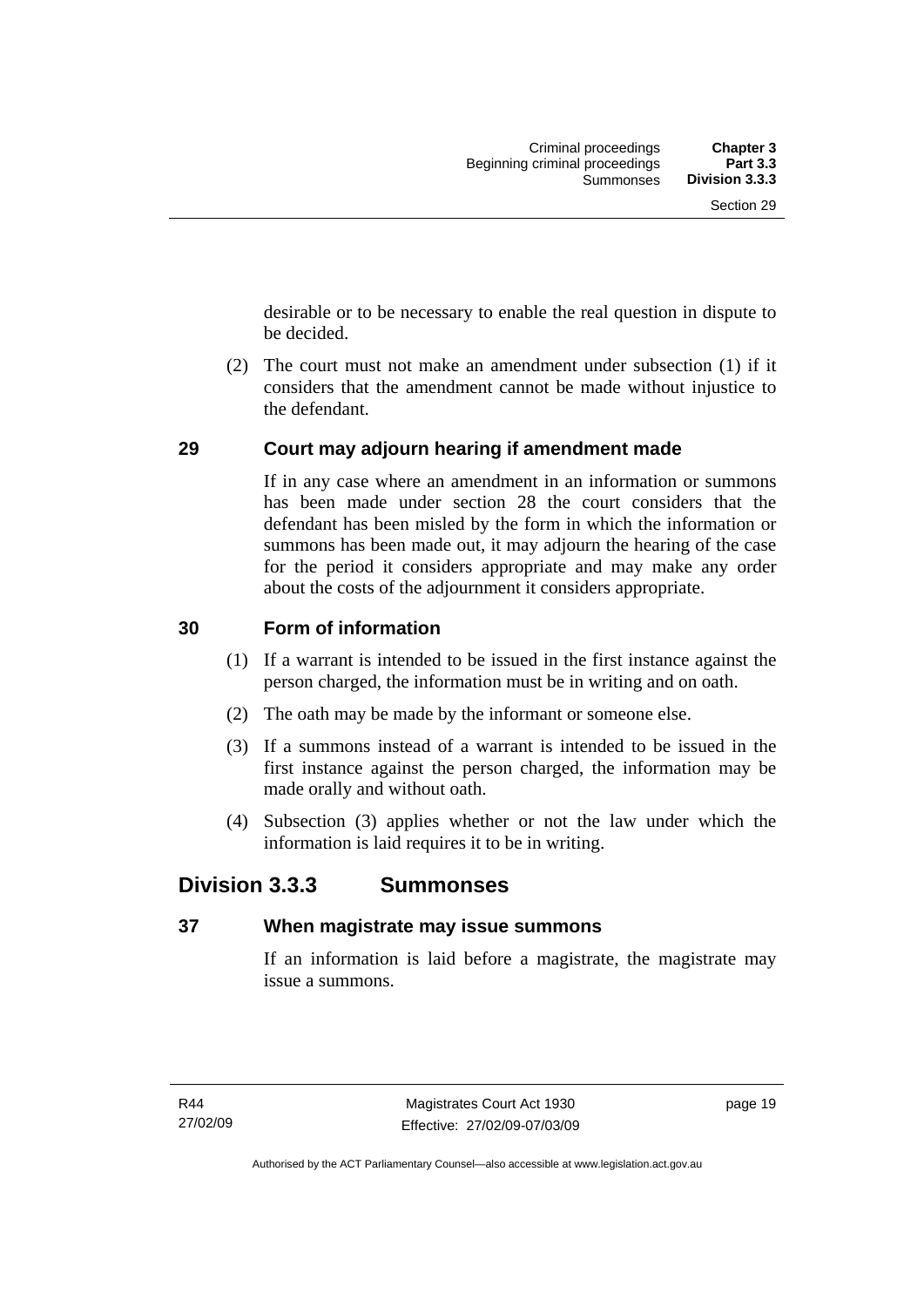desirable or to be necessary to enable the real question in dispute to be decided.

(2) The court must not make an amendment under subsection (1) if it considers that the amendment cannot be made without injustice to the defendant.

### 29 Court may adjourn hearing if amendment made

If in any case where an amendment in an information or summons has been made under section 28 the court considers that the defendant has been misled by the form in which the information or summons has been made out, it may adjourn the hearing of the case for the period it considers appropriate and may make any order about the costs of the adjournment it considers appropriate.

### 30 Form of information

(1) If a warrant is intended to be issued in the first instance against the person charged, the information must be in writing and on oath.

(2) The oath may be made by the informant or someone else.

(3) If a summons instead of a warrant is intended to be issued in the first instance against the person charged, the information may be made orally and without oath.

(4) Subsection (3) applies whether or not the law under which the information is laid requires it to be in writing.

## Division 3.3.3 Summonses

### 37 When magistrate may issue summons

If an information is laid before a magistrate, the magistrate may issue a summons.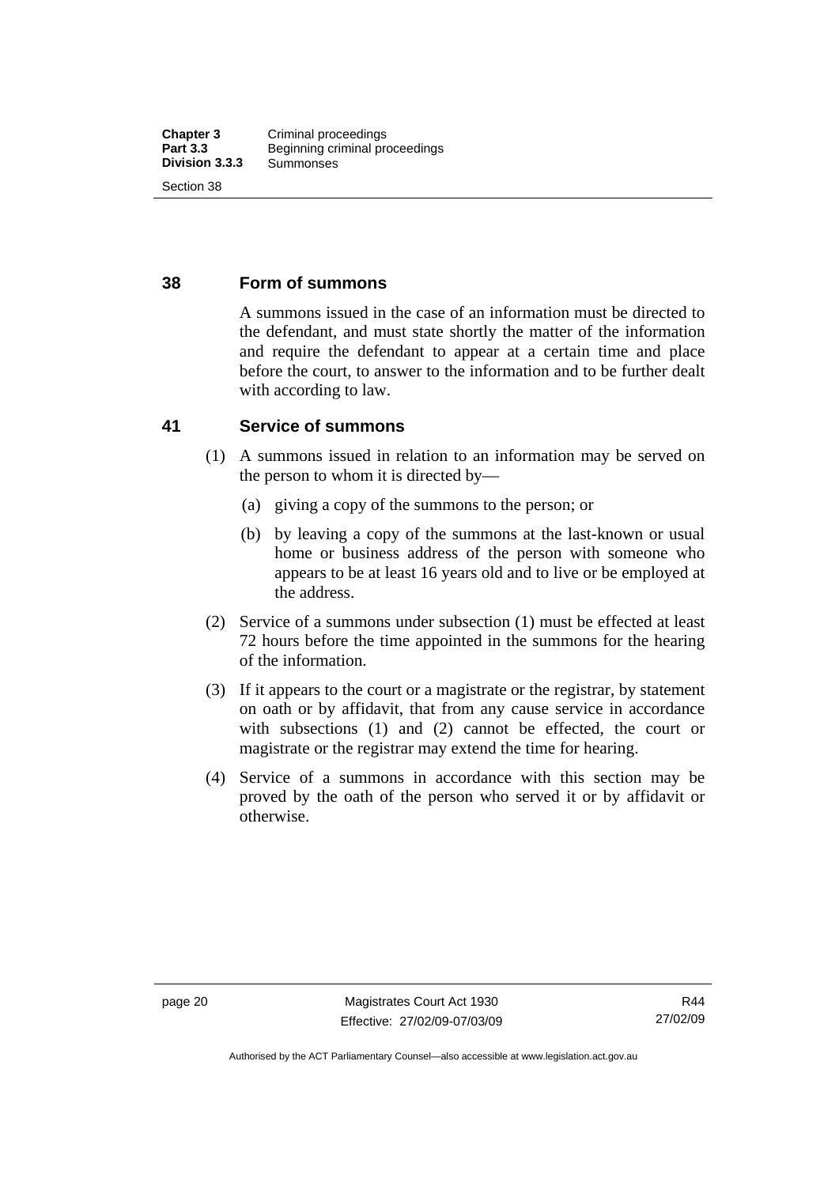## 38 Form of summons

A summons issued in the case of an information must be directed to the defendant, and must state shortly the matter of the information and require the defendant to appear at a certain time and place before the court, to answer to the information and to be further dealt with according to law.

## 41 Service of summons

(1) A summons issued in relation to an information may be served on the person to whom it is directed by—

(a) giving a copy of the summons to the person; or

(b) by leaving a copy of the summons at the last-known or usual home or business address of the person with someone who appears to be at least 16 years old and to live or be employed at the address.

(2) Service of a summons under subsection (1) must be effected at least 72 hours before the time appointed in the summons for the hearing of the information.

(3) If it appears to the court or a magistrate or the registrar, by statement on oath or by affidavit, that from any cause service in accordance with subsections (1) and (2) cannot be effected, the court or magistrate or the registrar may extend the time for hearing.

(4) Service of a summons in accordance with this section may be proved by the oath of the person who served it or by affidavit or otherwise.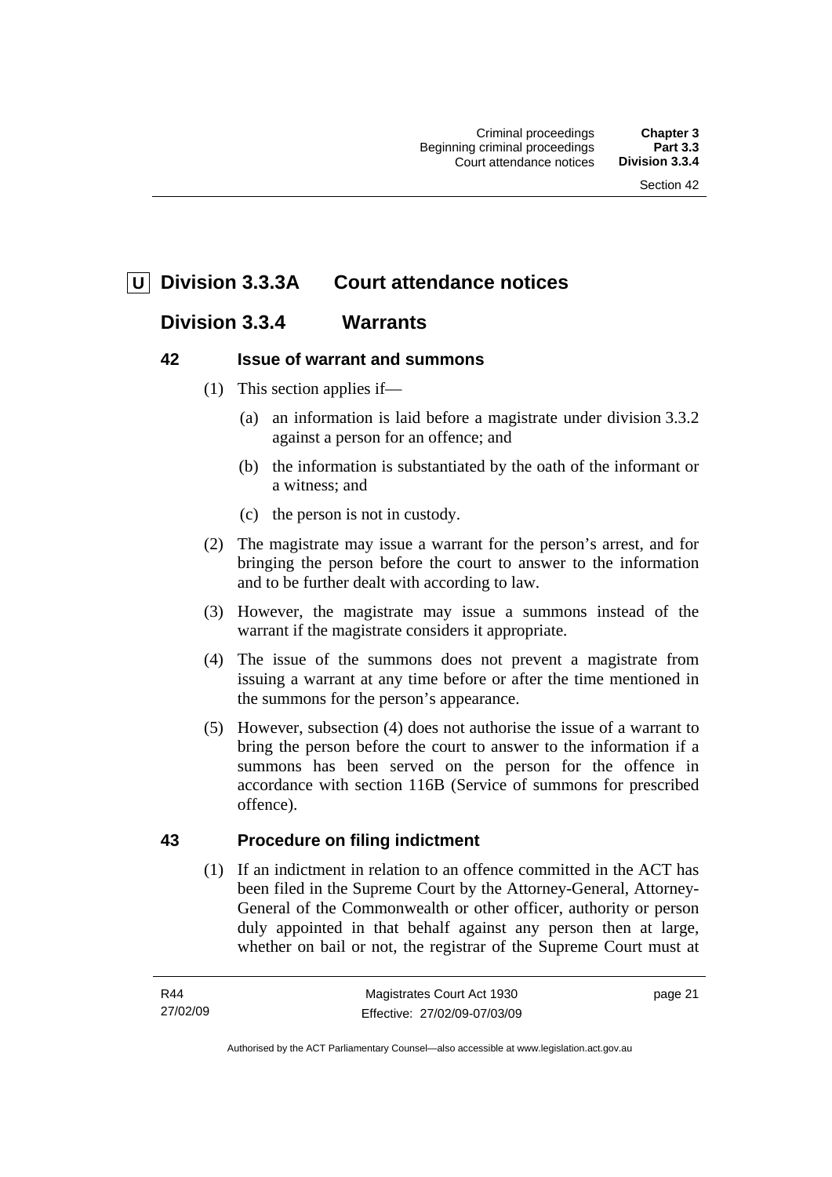## U Division 3.3.3A Court attendance notices

## Division 3.3.4 Warrants

### 42 Issue of warrant and summons

(1) This section applies if—

(a) an information is laid before a magistrate under division 3.3.2 against a person for an offence; and

(b) the information is substantiated by the oath of the informant or a witness; and

(c) the person is not in custody.

(2) The magistrate may issue a warrant for the person's arrest, and for bringing the person before the court to answer to the information and to be further dealt with according to law.

(3) However, the magistrate may issue a summons instead of the warrant if the magistrate considers it appropriate.

(4) The issue of the summons does not prevent a magistrate from issuing a warrant at any time before or after the time mentioned in the summons for the person's appearance.

(5) However, subsection (4) does not authorise the issue of a warrant to bring the person before the court to answer to the information if a summons has been served on the person for the offence in accordance with section 116B (Service of summons for prescribed offence).

### 43 Procedure on filing indictment

(1) If an indictment in relation to an offence committed in the ACT has been filed in the Supreme Court by the Attorney-General, Attorney-General of the Commonwealth or other officer, authority or person duly appointed in that behalf against any person then at large, whether on bail or not, the registrar of the Supreme Court must at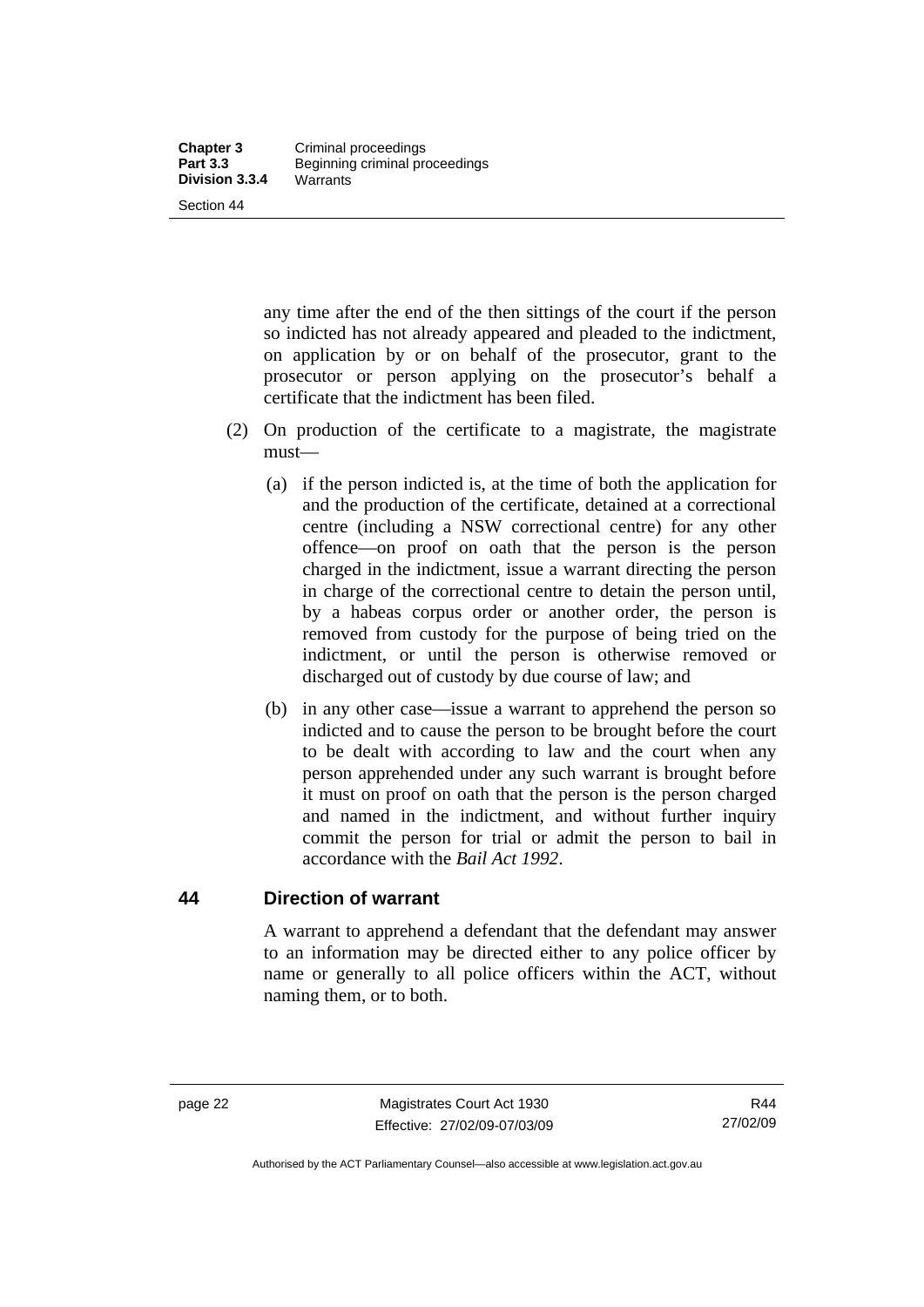any time after the end of the then sittings of the court if the person so indicted has not already appeared and pleaded to the indictment, on application by or on behalf of the prosecutor, grant to the prosecutor or person applying on the prosecutor's behalf a certificate that the indictment has been filed.

(2) On production of the certificate to a magistrate, the magistrate must—

(a) if the person indicted is, at the time of both the application for and the production of the certificate, detained at a correctional centre (including a NSW correctional centre) for any other offence—on proof on oath that the person is the person charged in the indictment, issue a warrant directing the person in charge of the correctional centre to detain the person until, by a habeas corpus order or another order, the person is removed from custody for the purpose of being tried on the indictment, or until the person is otherwise removed or discharged out of custody by due course of law; and

(b) in any other case—issue a warrant to apprehend the person so indicted and to cause the person to be brought before the court to be dealt with according to law and the court when any person apprehended under any such warrant is brought before it must on proof on oath that the person is the person charged and named in the indictment, and without further inquiry commit the person for trial or admit the person to bail in accordance with the *Bail Act 1992*.

## 44 Direction of warrant

A warrant to apprehend a defendant that the defendant may answer to an information may be directed either to any police officer by name or generally to all police officers within the ACT, without naming them, or to both.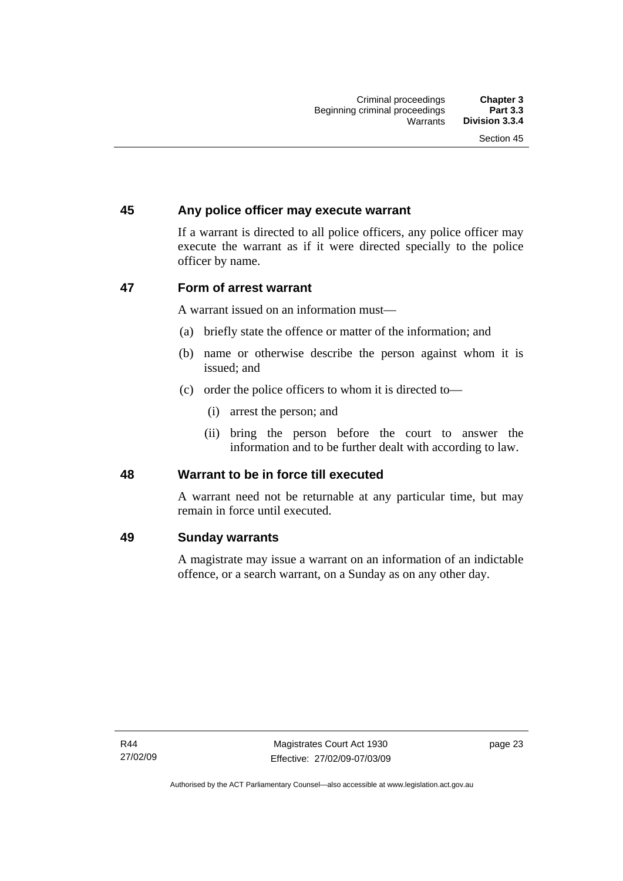## 45 Any police officer may execute warrant

If a warrant is directed to all police officers, any police officer may execute the warrant as if it were directed specially to the police officer by name.

## 47 Form of arrest warrant

A warrant issued on an information must—

(a) briefly state the offence or matter of the information; and

(b) name or otherwise describe the person against whom it is issued; and

(c) order the police officers to whom it is directed to—

(i) arrest the person; and

(ii) bring the person before the court to answer the information and to be further dealt with according to law.

## 48 Warrant to be in force till executed

A warrant need not be returnable at any particular time, but may remain in force until executed.

## 49 Sunday warrants

A magistrate may issue a warrant on an information of an indictable offence, or a search warrant, on a Sunday as on any other day.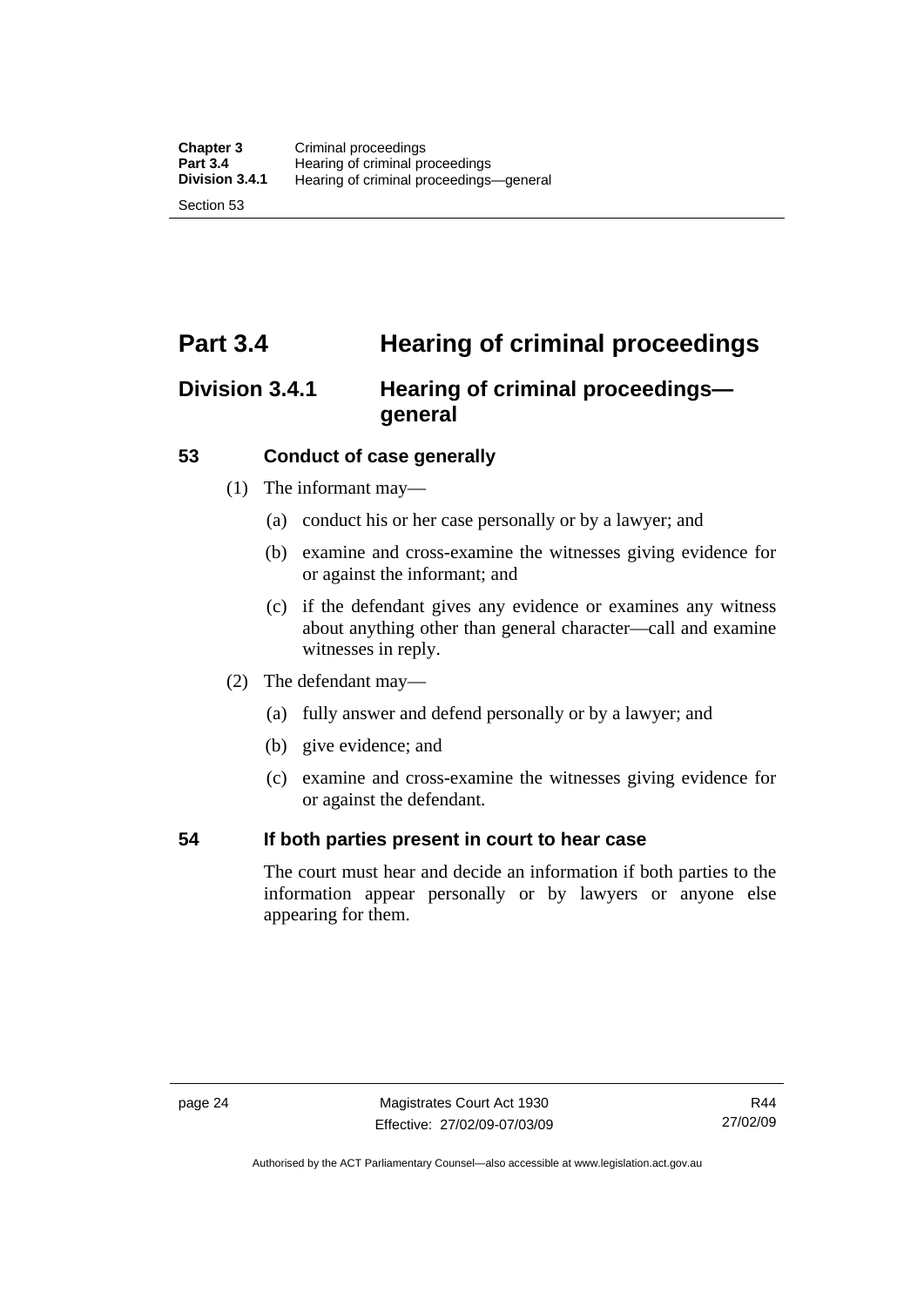# Part 3.4 Hearing of criminal proceedings

## Division 3.4.1 Hearing of criminal proceedings—general

### 53 Conduct of case generally

(1) The informant may—

(a) conduct his or her case personally or by a lawyer; and

(b) examine and cross-examine the witnesses giving evidence for or against the informant; and

(c) if the defendant gives any evidence or examines any witness about anything other than general character—call and examine witnesses in reply.

(2) The defendant may—

(a) fully answer and defend personally or by a lawyer; and

(b) give evidence; and

(c) examine and cross-examine the witnesses giving evidence for or against the defendant.

### 54 If both parties present in court to hear case

The court must hear and decide an information if both parties to the information appear personally or by lawyers or anyone else appearing for them.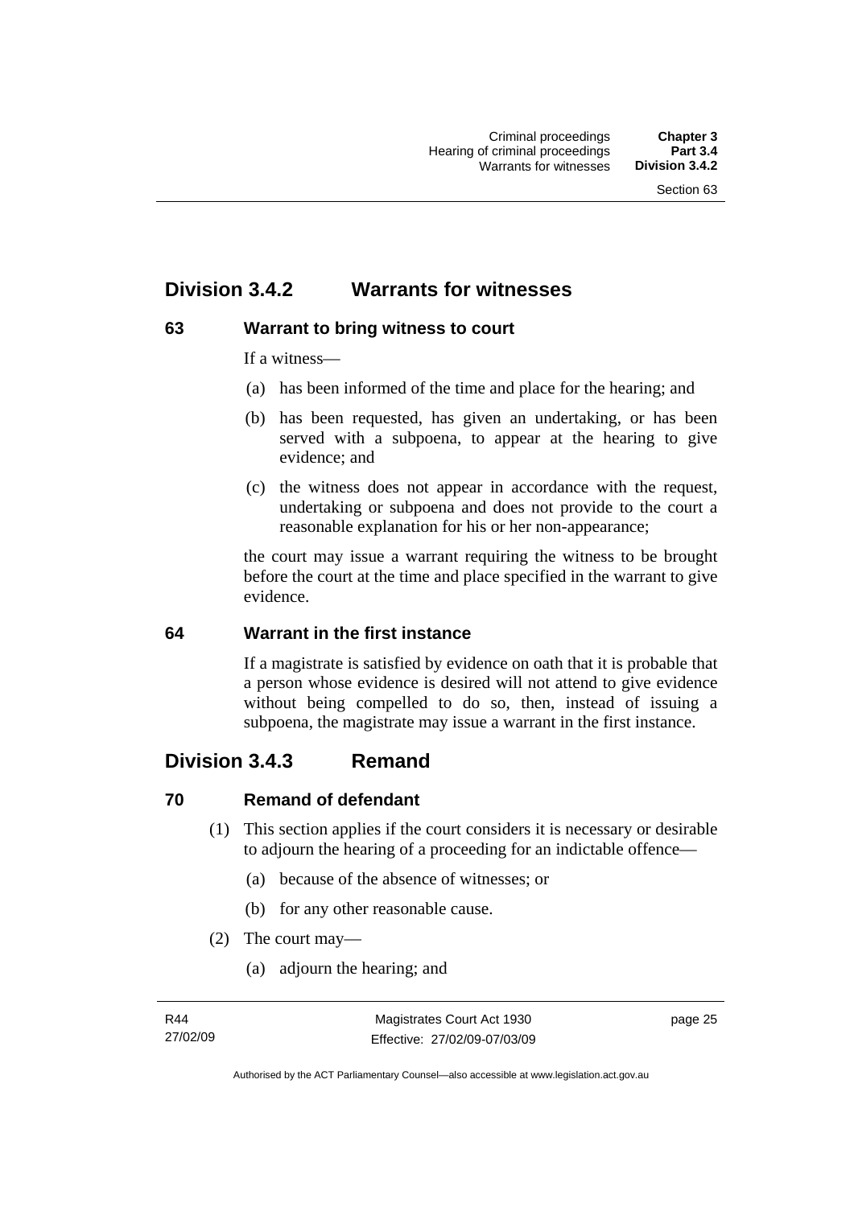## Division 3.4.2 Warrants for witnesses

### 63 Warrant to bring witness to court

If a witness—

(a) has been informed of the time and place for the hearing; and

(b) has been requested, has given an undertaking, or has been served with a subpoena, to appear at the hearing to give evidence; and

(c) the witness does not appear in accordance with the request, undertaking or subpoena and does not provide to the court a reasonable explanation for his or her non-appearance;

the court may issue a warrant requiring the witness to be brought before the court at the time and place specified in the warrant to give evidence.

### 64 Warrant in the first instance

If a magistrate is satisfied by evidence on oath that it is probable that a person whose evidence is desired will not attend to give evidence without being compelled to do so, then, instead of issuing a subpoena, the magistrate may issue a warrant in the first instance.

## Division 3.4.3 Remand

### 70 Remand of defendant

(1) This section applies if the court considers it is necessary or desirable to adjourn the hearing of a proceeding for an indictable offence—

(a) because of the absence of witnesses; or

(b) for any other reasonable cause.

(2) The court may—

(a) adjourn the hearing; and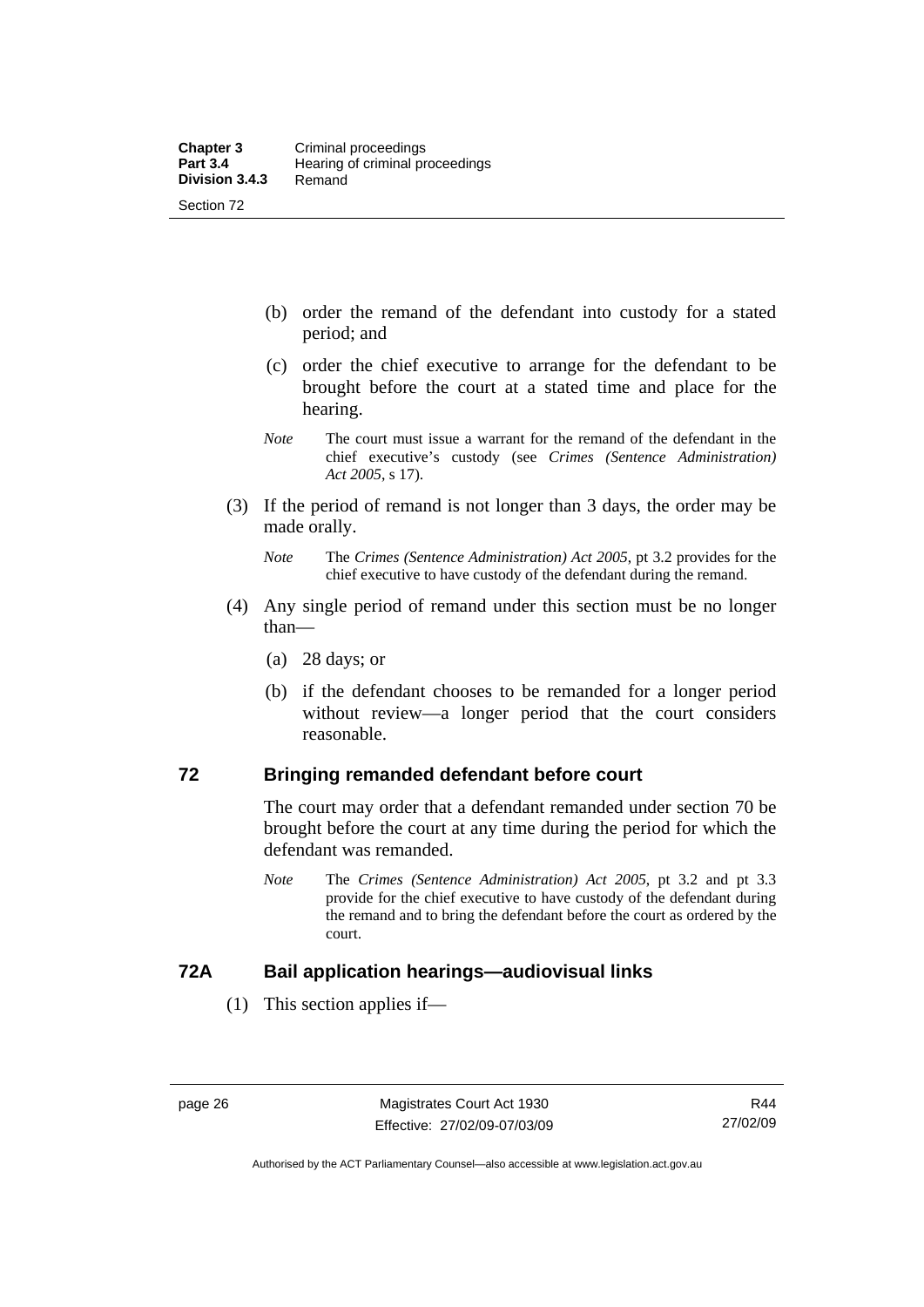(b) order the remand of the defendant into custody for a stated period; and

(c) order the chief executive to arrange for the defendant to be brought before the court at a stated time and place for the hearing.

*Note* The court must issue a warrant for the remand of the defendant in the chief executive's custody (see *Crimes (Sentence Administration) Act 2005*, s 17).

(3) If the period of remand is not longer than 3 days, the order may be made orally.

*Note* The *Crimes (Sentence Administration) Act 2005*, pt 3.2 provides for the chief executive to have custody of the defendant during the remand.

(4) Any single period of remand under this section must be no longer than—

(a) 28 days; or

(b) if the defendant chooses to be remanded for a longer period without review—a longer period that the court considers reasonable.

## 72 Bringing remanded defendant before court

The court may order that a defendant remanded under section 70 be brought before the court at any time during the period for which the defendant was remanded.

*Note* The *Crimes (Sentence Administration) Act 2005*, pt 3.2 and pt 3.3 provide for the chief executive to have custody of the defendant during the remand and to bring the defendant before the court as ordered by the court.

## 72A Bail application hearings—audiovisual links

(1) This section applies if—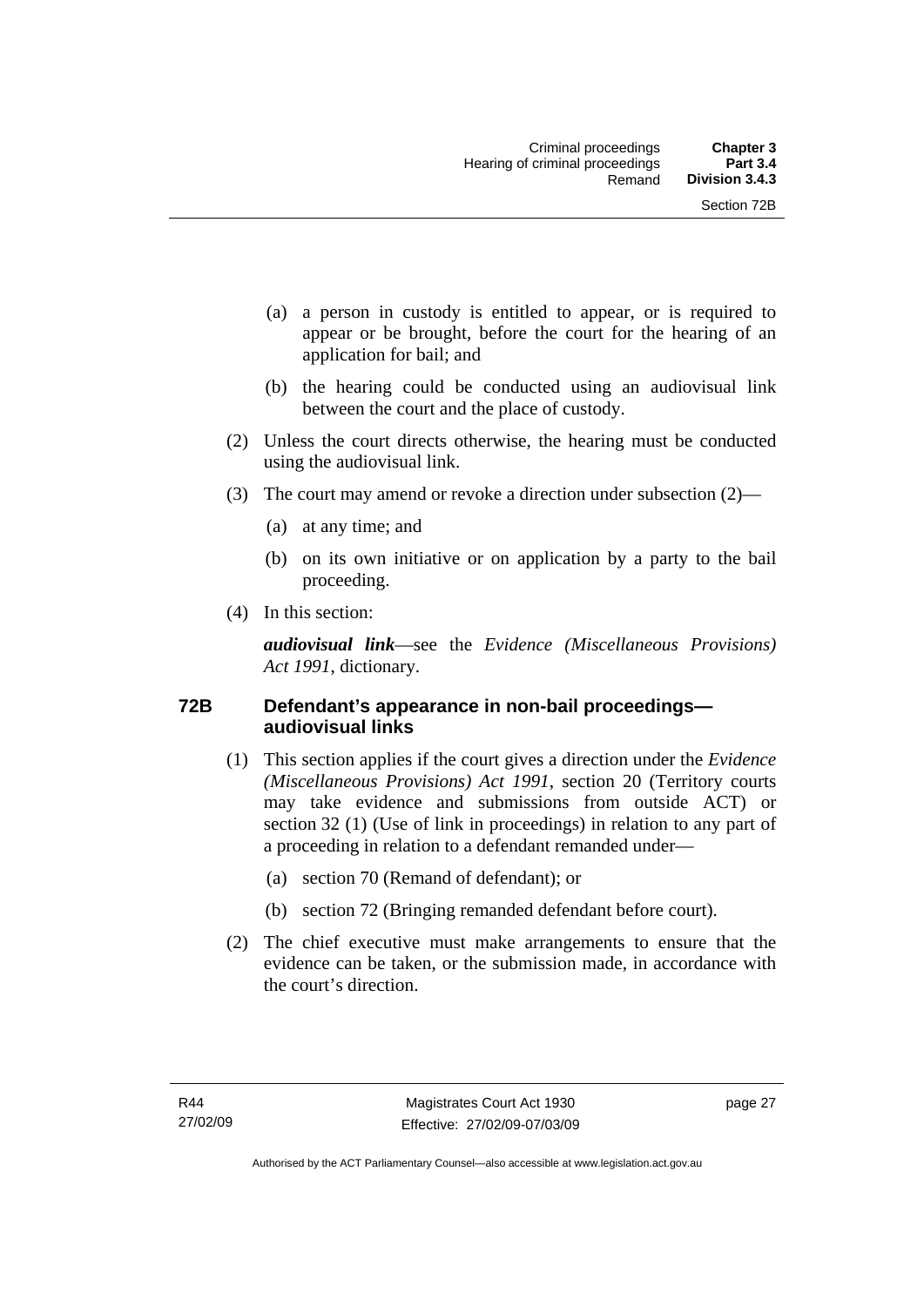(a) a person in custody is entitled to appear, or is required to appear or be brought, before the court for the hearing of an application for bail; and

(b) the hearing could be conducted using an audiovisual link between the court and the place of custody.

(2) Unless the court directs otherwise, the hearing must be conducted using the audiovisual link.

(3) The court may amend or revoke a direction under subsection (2)—

(a) at any time; and

(b) on its own initiative or on application by a party to the bail proceeding.

(4) In this section:

***audiovisual link***—see the *Evidence (Miscellaneous Provisions) Act 1991*, dictionary.

### 72B Defendant's appearance in non-bail proceedings—audiovisual links

(1) This section applies if the court gives a direction under the *Evidence (Miscellaneous Provisions) Act 1991*, section 20 (Territory courts may take evidence and submissions from outside ACT) or section 32 (1) (Use of link in proceedings) in relation to any part of a proceeding in relation to a defendant remanded under—

(a) section 70 (Remand of defendant); or

(b) section 72 (Bringing remanded defendant before court).

(2) The chief executive must make arrangements to ensure that the evidence can be taken, or the submission made, in accordance with the court's direction.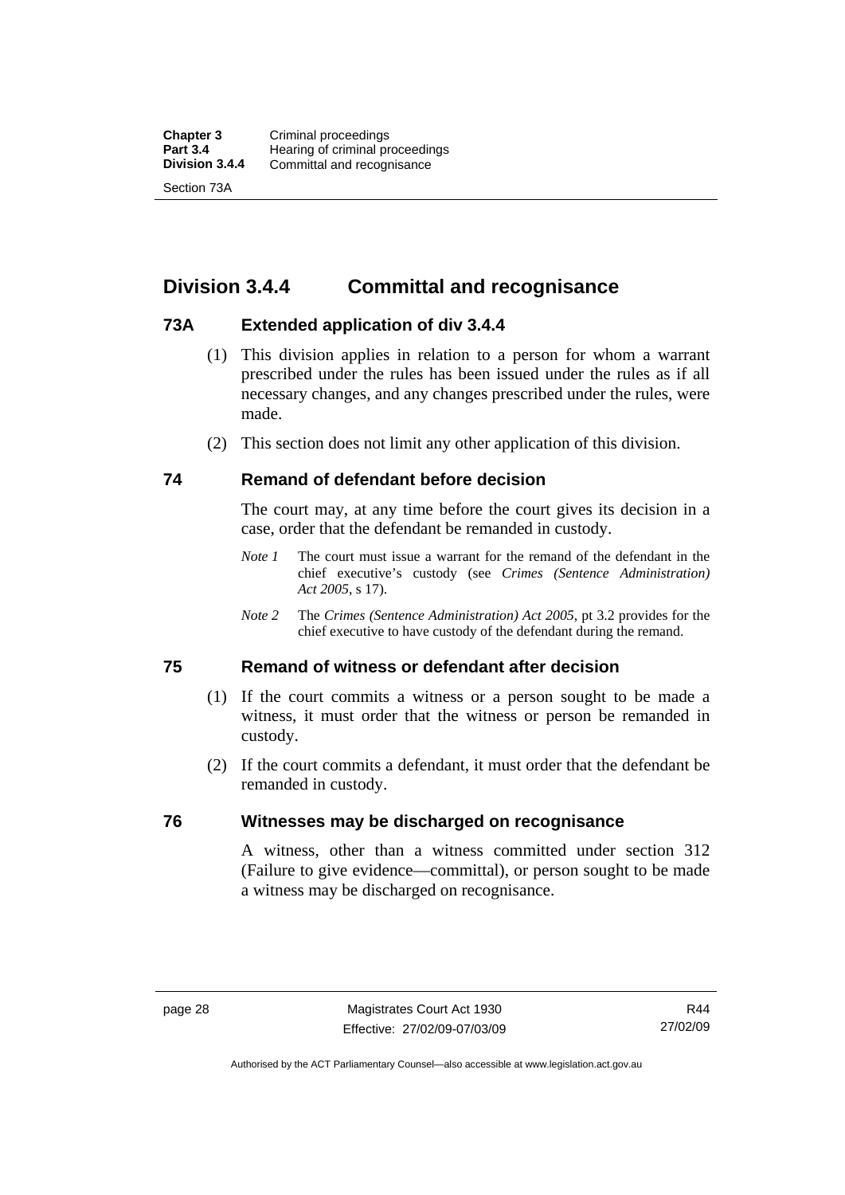# Division 3.4.4 Committal and recognisance

## 73A Extended application of div 3.4.4

(1) This division applies in relation to a person for whom a warrant prescribed under the rules has been issued under the rules as if all necessary changes, and any changes prescribed under the rules, were made.

(2) This section does not limit any other application of this division.

## 74 Remand of defendant before decision

The court may, at any time before the court gives its decision in a case, order that the defendant be remanded in custody.

*Note 1* The court must issue a warrant for the remand of the defendant in the chief executive's custody (see *Crimes (Sentence Administration) Act 2005*, s 17).

*Note 2* The *Crimes (Sentence Administration) Act 2005*, pt 3.2 provides for the chief executive to have custody of the defendant during the remand.

## 75 Remand of witness or defendant after decision

(1) If the court commits a witness or a person sought to be made a witness, it must order that the witness or person be remanded in custody.

(2) If the court commits a defendant, it must order that the defendant be remanded in custody.

## 76 Witnesses may be discharged on recognisance

A witness, other than a witness committed under section 312 (Failure to give evidence—committal), or person sought to be made a witness may be discharged on recognisance.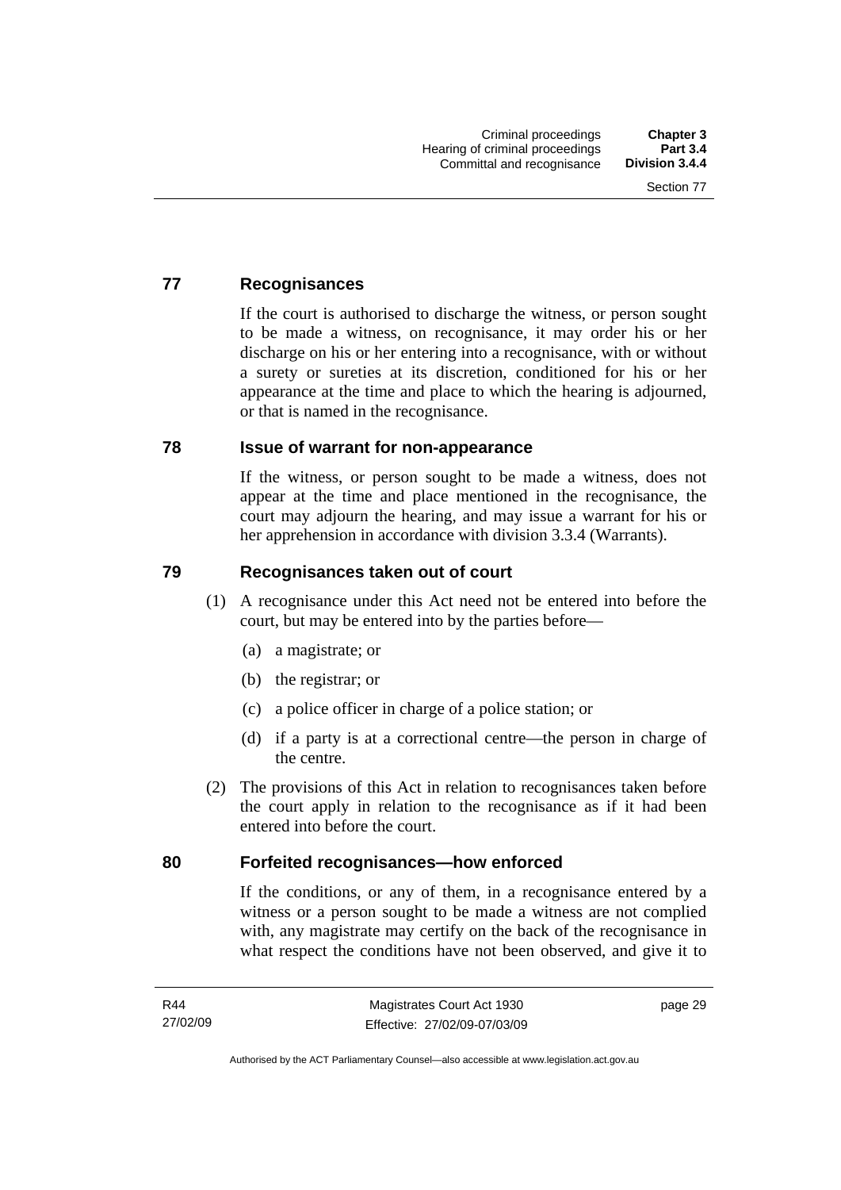## 77 Recognisances

If the court is authorised to discharge the witness, or person sought to be made a witness, on recognisance, it may order his or her discharge on his or her entering into a recognisance, with or without a surety or sureties at its discretion, conditioned for his or her appearance at the time and place to which the hearing is adjourned, or that is named in the recognisance.

## 78 Issue of warrant for non-appearance

If the witness, or person sought to be made a witness, does not appear at the time and place mentioned in the recognisance, the court may adjourn the hearing, and may issue a warrant for his or her apprehension in accordance with division 3.3.4 (Warrants).

## 79 Recognisances taken out of court

(1) A recognisance under this Act need not be entered into before the court, but may be entered into by the parties before—

  (a) a magistrate; or

  (b) the registrar; or

  (c) a police officer in charge of a police station; or

  (d) if a party is at a correctional centre—the person in charge of the centre.

(2) The provisions of this Act in relation to recognisances taken before the court apply in relation to the recognisance as if it had been entered into before the court.

## 80 Forfeited recognisances—how enforced

If the conditions, or any of them, in a recognisance entered by a witness or a person sought to be made a witness are not complied with, any magistrate may certify on the back of the recognisance in what respect the conditions have not been observed, and give it to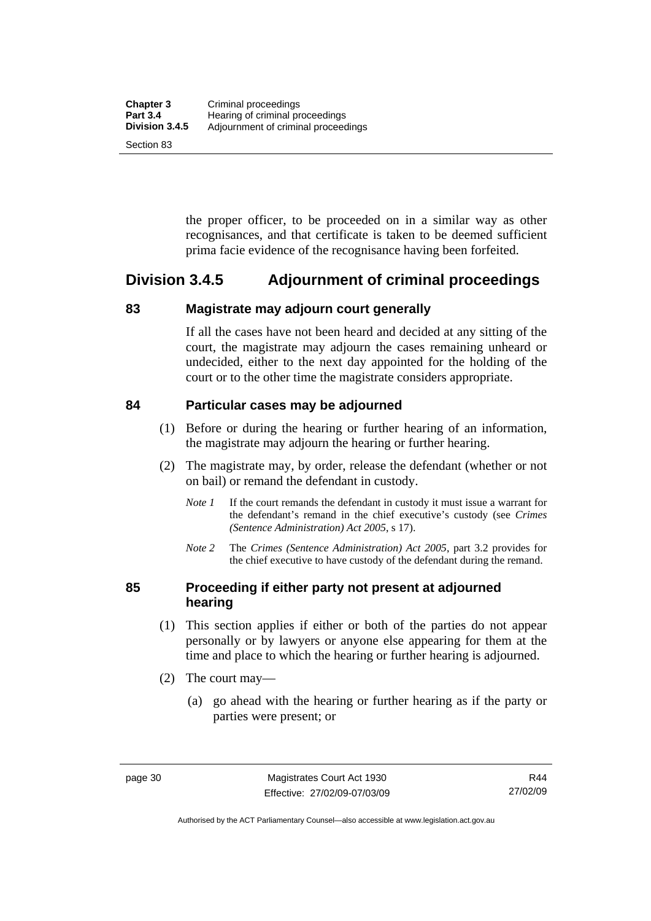the proper officer, to be proceeded on in a similar way as other recognisances, and that certificate is taken to be deemed sufficient prima facie evidence of the recognisance having been forfeited.

## Division 3.4.5 Adjournment of criminal proceedings

### 83 Magistrate may adjourn court generally

If all the cases have not been heard and decided at any sitting of the court, the magistrate may adjourn the cases remaining unheard or undecided, either to the next day appointed for the holding of the court or to the other time the magistrate considers appropriate.

### 84 Particular cases may be adjourned

(1) Before or during the hearing or further hearing of an information, the magistrate may adjourn the hearing or further hearing.

(2) The magistrate may, by order, release the defendant (whether or not on bail) or remand the defendant in custody.

*Note 1* If the court remands the defendant in custody it must issue a warrant for the defendant's remand in the chief executive's custody (see *Crimes (Sentence Administration) Act 2005*, s 17).

*Note 2* The *Crimes (Sentence Administration) Act 2005*, part 3.2 provides for the chief executive to have custody of the defendant during the remand.

### 85 Proceeding if either party not present at adjourned hearing

(1) This section applies if either or both of the parties do not appear personally or by lawyers or anyone else appearing for them at the time and place to which the hearing or further hearing is adjourned.

(2) The court may—

(a) go ahead with the hearing or further hearing as if the party or parties were present; or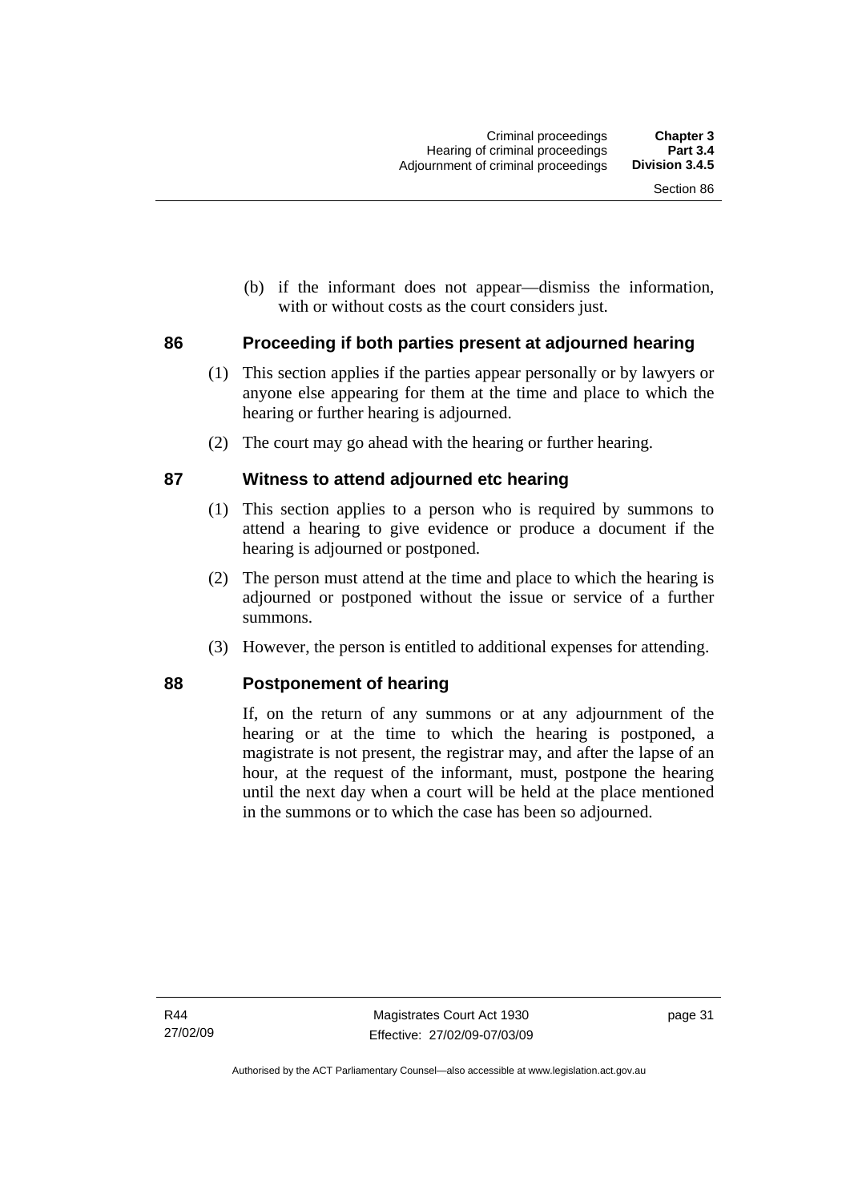(b) if the informant does not appear—dismiss the information, with or without costs as the court considers just.

## 86 Proceeding if both parties present at adjourned hearing

(1) This section applies if the parties appear personally or by lawyers or anyone else appearing for them at the time and place to which the hearing or further hearing is adjourned.

(2) The court may go ahead with the hearing or further hearing.

## 87 Witness to attend adjourned etc hearing

(1) This section applies to a person who is required by summons to attend a hearing to give evidence or produce a document if the hearing is adjourned or postponed.

(2) The person must attend at the time and place to which the hearing is adjourned or postponed without the issue or service of a further summons.

(3) However, the person is entitled to additional expenses for attending.

## 88 Postponement of hearing

If, on the return of any summons or at any adjournment of the hearing or at the time to which the hearing is postponed, a magistrate is not present, the registrar may, and after the lapse of an hour, at the request of the informant, must, postpone the hearing until the next day when a court will be held at the place mentioned in the summons or to which the case has been so adjourned.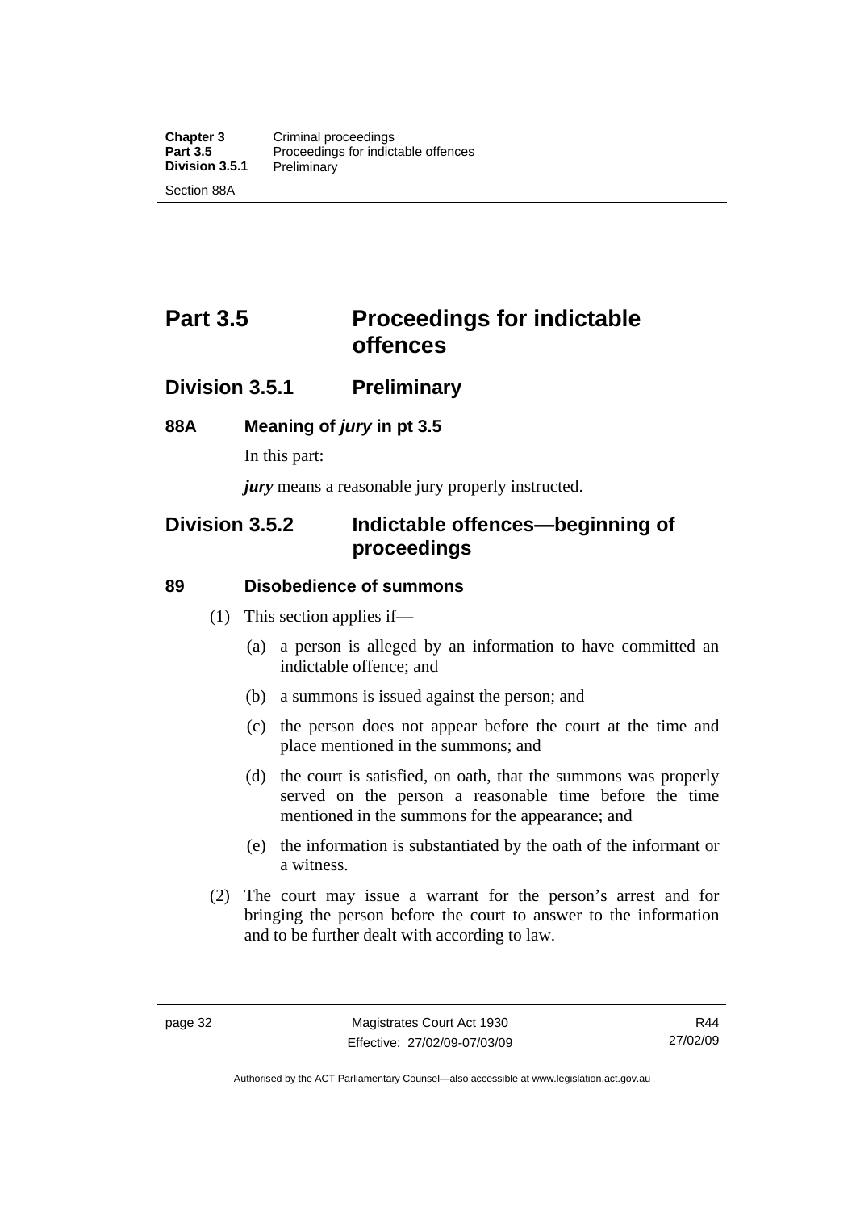# Part 3.5 Proceedings for indictable offences

## Division 3.5.1 Preliminary

### 88A Meaning of *jury* in pt 3.5

In this part:

***jury*** means a reasonable jury properly instructed.

## Division 3.5.2 Indictable offences—beginning of proceedings

### 89 Disobedience of summons

(1) This section applies if—

(a) a person is alleged by an information to have committed an indictable offence; and

(b) a summons is issued against the person; and

(c) the person does not appear before the court at the time and place mentioned in the summons; and

(d) the court is satisfied, on oath, that the summons was properly served on the person a reasonable time before the time mentioned in the summons for the appearance; and

(e) the information is substantiated by the oath of the informant or a witness.

(2) The court may issue a warrant for the person's arrest and for bringing the person before the court to answer to the information and to be further dealt with according to law.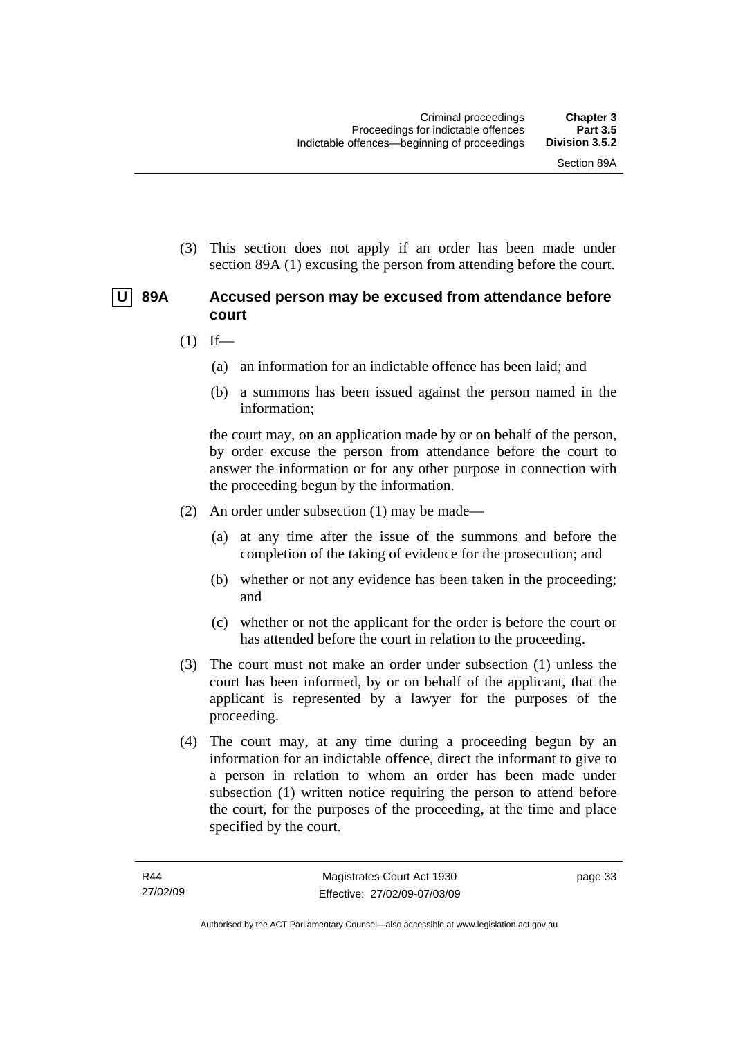(3) This section does not apply if an order has been made under section 89A (1) excusing the person from attending before the court.

### U 89A Accused person may be excused from attendance before court

(1) If—

(a) an information for an indictable offence has been laid; and

(b) a summons has been issued against the person named in the information;

the court may, on an application made by or on behalf of the person, by order excuse the person from attendance before the court to answer the information or for any other purpose in connection with the proceeding begun by the information.

(2) An order under subsection (1) may be made—

(a) at any time after the issue of the summons and before the completion of the taking of evidence for the prosecution; and

(b) whether or not any evidence has been taken in the proceeding; and

(c) whether or not the applicant for the order is before the court or has attended before the court in relation to the proceeding.

(3) The court must not make an order under subsection (1) unless the court has been informed, by or on behalf of the applicant, that the applicant is represented by a lawyer for the purposes of the proceeding.

(4) The court may, at any time during a proceeding begun by an information for an indictable offence, direct the informant to give to a person in relation to whom an order has been made under subsection (1) written notice requiring the person to attend before the court, for the purposes of the proceeding, at the time and place specified by the court.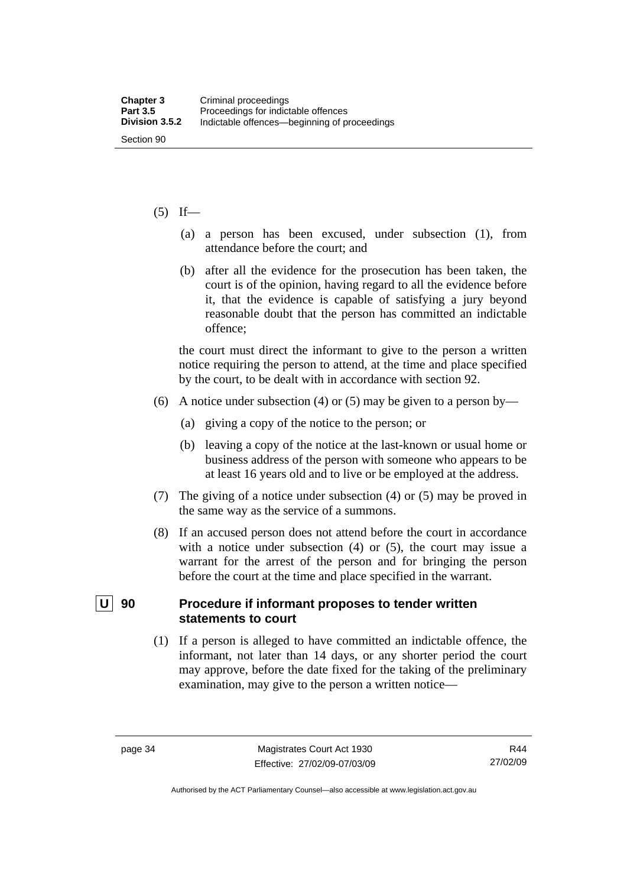(5) If—

   (a) a person has been excused, under subsection (1), from attendance before the court; and

   (b) after all the evidence for the prosecution has been taken, the court is of the opinion, having regard to all the evidence before it, that the evidence is capable of satisfying a jury beyond reasonable doubt that the person has committed an indictable offence;

   the court must direct the informant to give to the person a written notice requiring the person to attend, at the time and place specified by the court, to be dealt with in accordance with section 92.

(6) A notice under subsection (4) or (5) may be given to a person by—

   (a) giving a copy of the notice to the person; or

   (b) leaving a copy of the notice at the last-known or usual home or business address of the person with someone who appears to be at least 16 years old and to live or be employed at the address.

(7) The giving of a notice under subsection (4) or (5) may be proved in the same way as the service of a summons.

(8) If an accused person does not attend before the court in accordance with a notice under subsection (4) or (5), the court may issue a warrant for the arrest of the person and for bringing the person before the court at the time and place specified in the warrant.

## U 90 Procedure if informant proposes to tender written statements to court

(1) If a person is alleged to have committed an indictable offence, the informant, not later than 14 days, or any shorter period the court may approve, before the date fixed for the taking of the preliminary examination, may give to the person a written notice—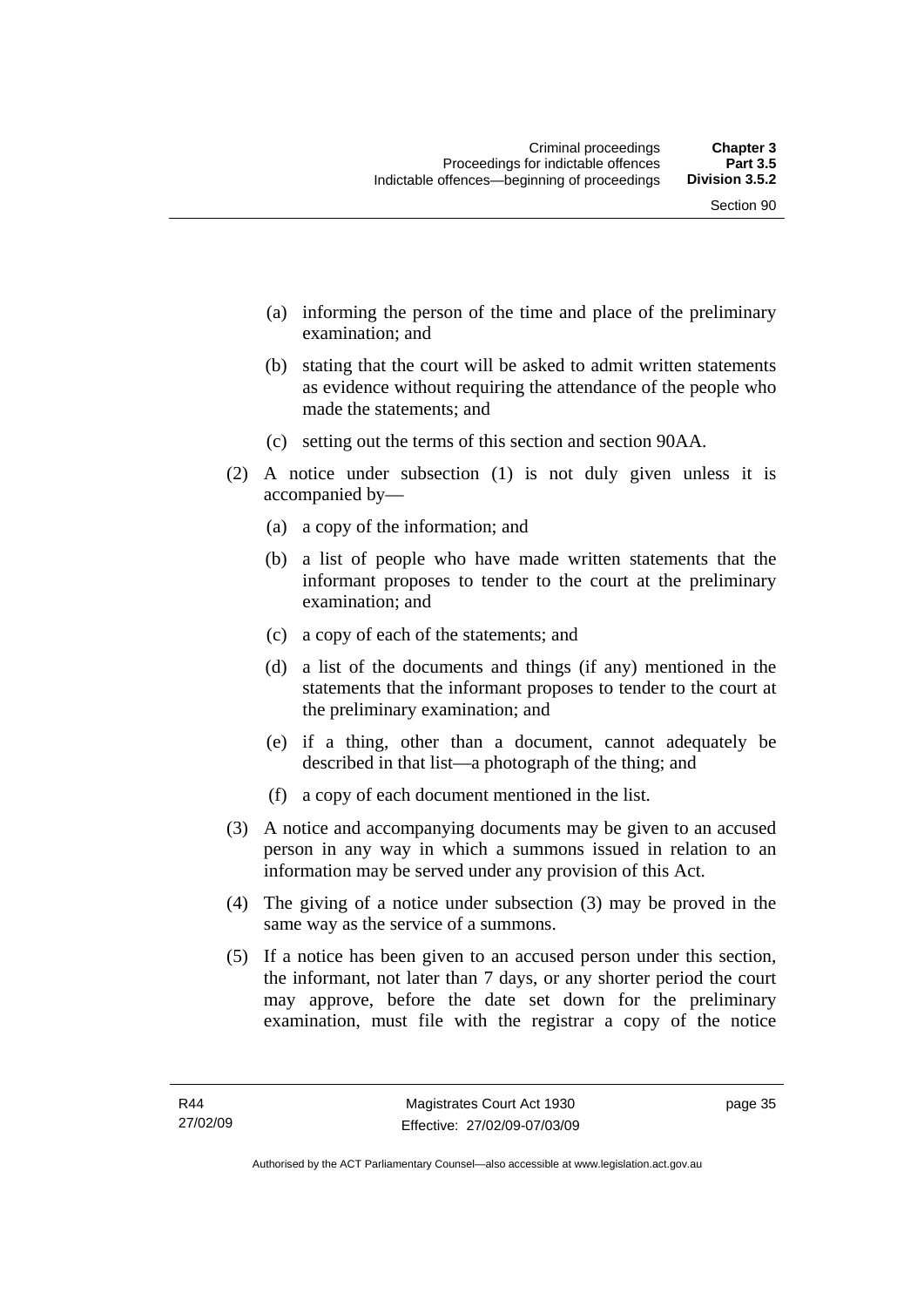(a) informing the person of the time and place of the preliminary examination; and

(b) stating that the court will be asked to admit written statements as evidence without requiring the attendance of the people who made the statements; and

(c) setting out the terms of this section and section 90AA.

(2) A notice under subsection (1) is not duly given unless it is accompanied by—

(a) a copy of the information; and

(b) a list of people who have made written statements that the informant proposes to tender to the court at the preliminary examination; and

(c) a copy of each of the statements; and

(d) a list of the documents and things (if any) mentioned in the statements that the informant proposes to tender to the court at the preliminary examination; and

(e) if a thing, other than a document, cannot adequately be described in that list—a photograph of the thing; and

(f) a copy of each document mentioned in the list.

(3) A notice and accompanying documents may be given to an accused person in any way in which a summons issued in relation to an information may be served under any provision of this Act.

(4) The giving of a notice under subsection (3) may be proved in the same way as the service of a summons.

(5) If a notice has been given to an accused person under this section, the informant, not later than 7 days, or any shorter period the court may approve, before the date set down for the preliminary examination, must file with the registrar a copy of the notice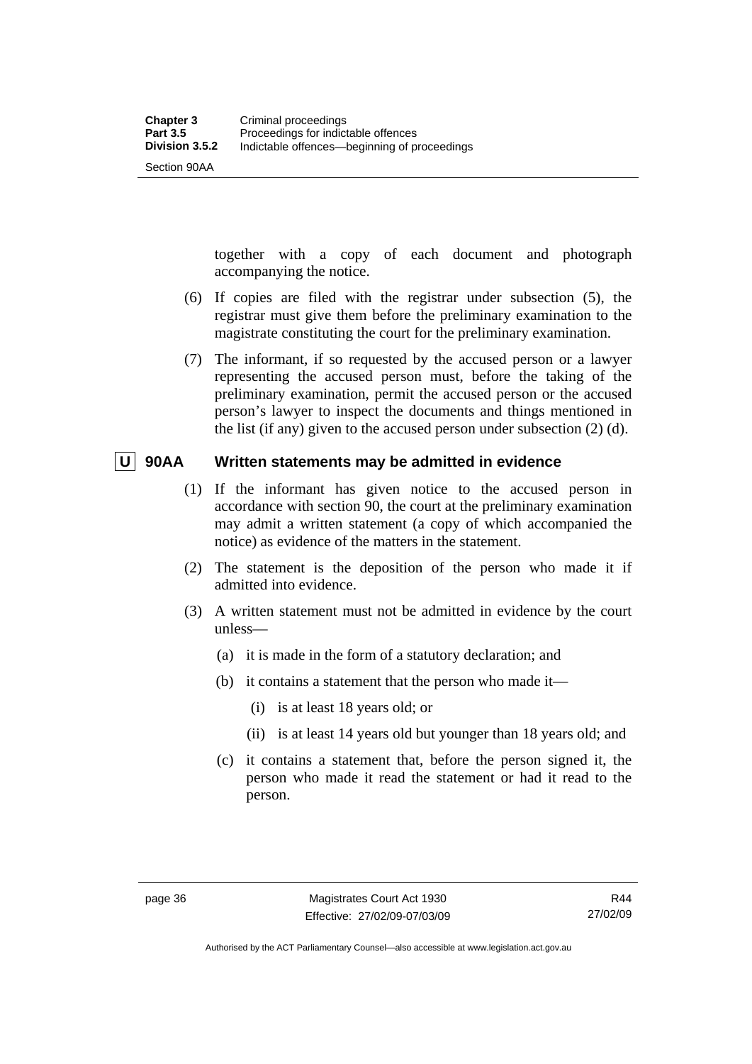together with a copy of each document and photograph accompanying the notice.

(6) If copies are filed with the registrar under subsection (5), the registrar must give them before the preliminary examination to the magistrate constituting the court for the preliminary examination.

(7) The informant, if so requested by the accused person or a lawyer representing the accused person must, before the taking of the preliminary examination, permit the accused person or the accused person's lawyer to inspect the documents and things mentioned in the list (if any) given to the accused person under subsection (2) (d).

### U 90AA Written statements may be admitted in evidence

(1) If the informant has given notice to the accused person in accordance with section 90, the court at the preliminary examination may admit a written statement (a copy of which accompanied the notice) as evidence of the matters in the statement.

(2) The statement is the deposition of the person who made it if admitted into evidence.

(3) A written statement must not be admitted in evidence by the court unless—

(a) it is made in the form of a statutory declaration; and

(b) it contains a statement that the person who made it—

(i) is at least 18 years old; or

(ii) is at least 14 years old but younger than 18 years old; and

(c) it contains a statement that, before the person signed it, the person who made it read the statement or had it read to the person.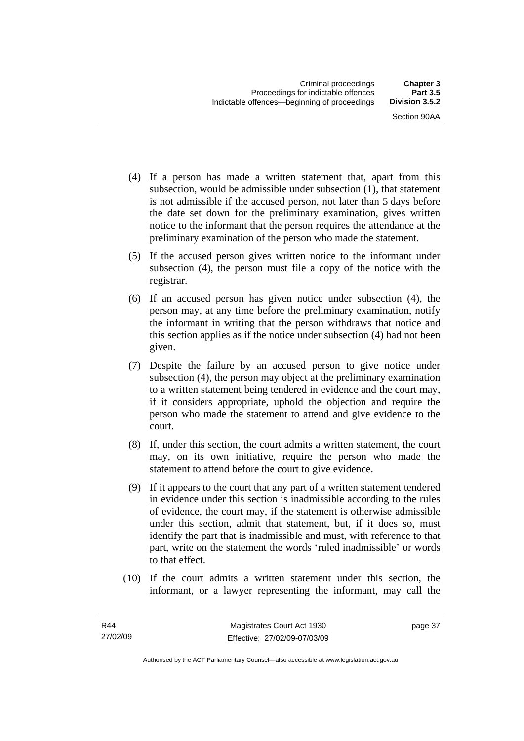(4) If a person has made a written statement that, apart from this subsection, would be admissible under subsection (1), that statement is not admissible if the accused person, not later than 5 days before the date set down for the preliminary examination, gives written notice to the informant that the person requires the attendance at the preliminary examination of the person who made the statement.

(5) If the accused person gives written notice to the informant under subsection (4), the person must file a copy of the notice with the registrar.

(6) If an accused person has given notice under subsection (4), the person may, at any time before the preliminary examination, notify the informant in writing that the person withdraws that notice and this section applies as if the notice under subsection (4) had not been given.

(7) Despite the failure by an accused person to give notice under subsection (4), the person may object at the preliminary examination to a written statement being tendered in evidence and the court may, if it considers appropriate, uphold the objection and require the person who made the statement to attend and give evidence to the court.

(8) If, under this section, the court admits a written statement, the court may, on its own initiative, require the person who made the statement to attend before the court to give evidence.

(9) If it appears to the court that any part of a written statement tendered in evidence under this section is inadmissible according to the rules of evidence, the court may, if the statement is otherwise admissible under this section, admit that statement, but, if it does so, must identify the part that is inadmissible and must, with reference to that part, write on the statement the words 'ruled inadmissible' or words to that effect.

(10) If the court admits a written statement under this section, the informant, or a lawyer representing the informant, may call the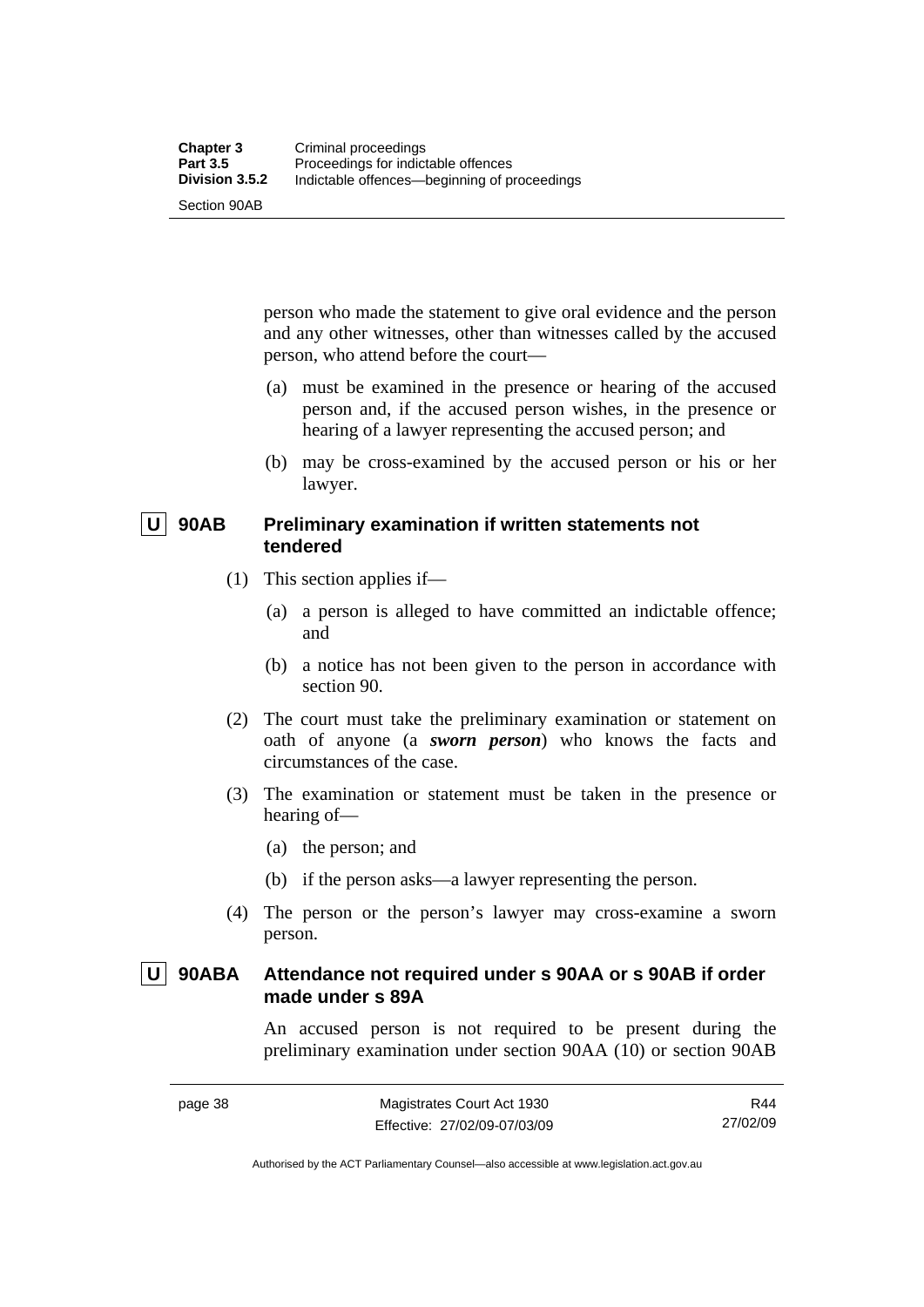person who made the statement to give oral evidence and the person and any other witnesses, other than witnesses called by the accused person, who attend before the court—

(a) must be examined in the presence or hearing of the accused person and, if the accused person wishes, in the presence or hearing of a lawyer representing the accused person; and

(b) may be cross-examined by the accused person or his or her lawyer.

### U 90AB Preliminary examination if written statements not tendered

(1) This section applies if—

(a) a person is alleged to have committed an indictable offence; and

(b) a notice has not been given to the person in accordance with section 90.

(2) The court must take the preliminary examination or statement on oath of anyone (a ***sworn person***) who knows the facts and circumstances of the case.

(3) The examination or statement must be taken in the presence or hearing of—

(a) the person; and

(b) if the person asks—a lawyer representing the person.

(4) The person or the person's lawyer may cross-examine a sworn person.

### U 90ABA Attendance not required under s 90AA or s 90AB if order made under s 89A

An accused person is not required to be present during the preliminary examination under section 90AA (10) or section 90AB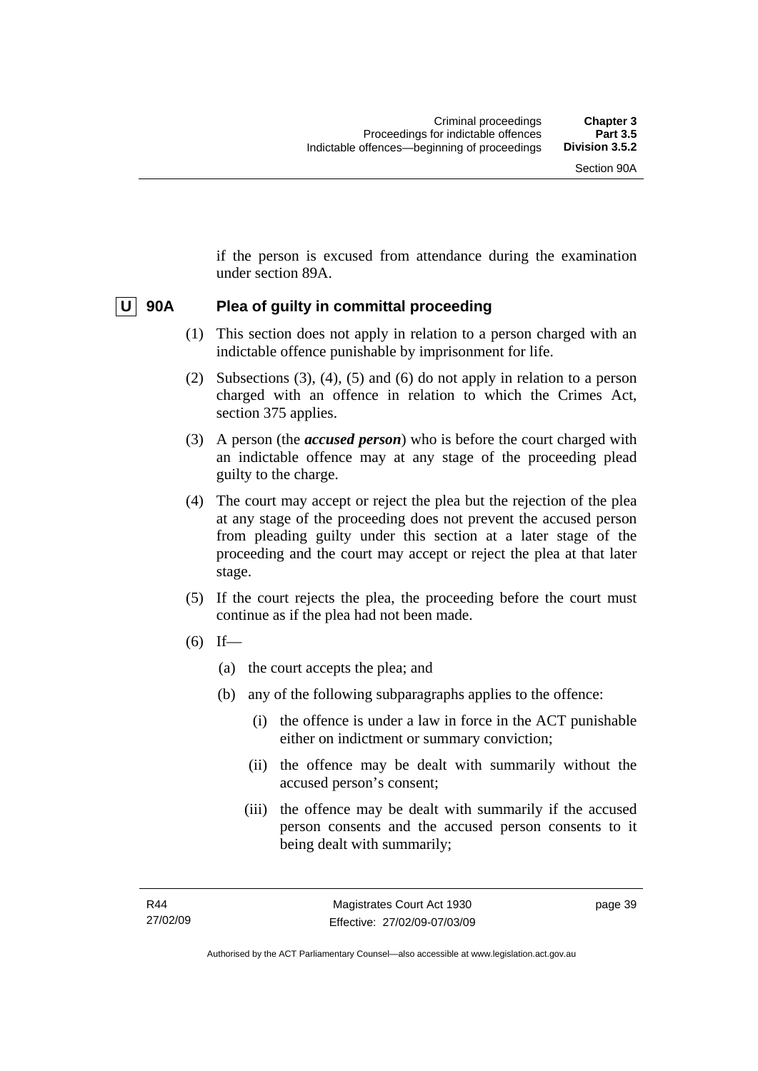if the person is excused from attendance during the examination under section 89A.

## U 90A Plea of guilty in committal proceeding

(1) This section does not apply in relation to a person charged with an indictable offence punishable by imprisonment for life.

(2) Subsections (3), (4), (5) and (6) do not apply in relation to a person charged with an offence in relation to which the Crimes Act, section 375 applies.

(3) A person (the ***accused person***) who is before the court charged with an indictable offence may at any stage of the proceeding plead guilty to the charge.

(4) The court may accept or reject the plea but the rejection of the plea at any stage of the proceeding does not prevent the accused person from pleading guilty under this section at a later stage of the proceeding and the court may accept or reject the plea at that later stage.

(5) If the court rejects the plea, the proceeding before the court must continue as if the plea had not been made.

(6) If—

(a) the court accepts the plea; and

(b) any of the following subparagraphs applies to the offence:

(i) the offence is under a law in force in the ACT punishable either on indictment or summary conviction;

(ii) the offence may be dealt with summarily without the accused person's consent;

(iii) the offence may be dealt with summarily if the accused person consents and the accused person consents to it being dealt with summarily;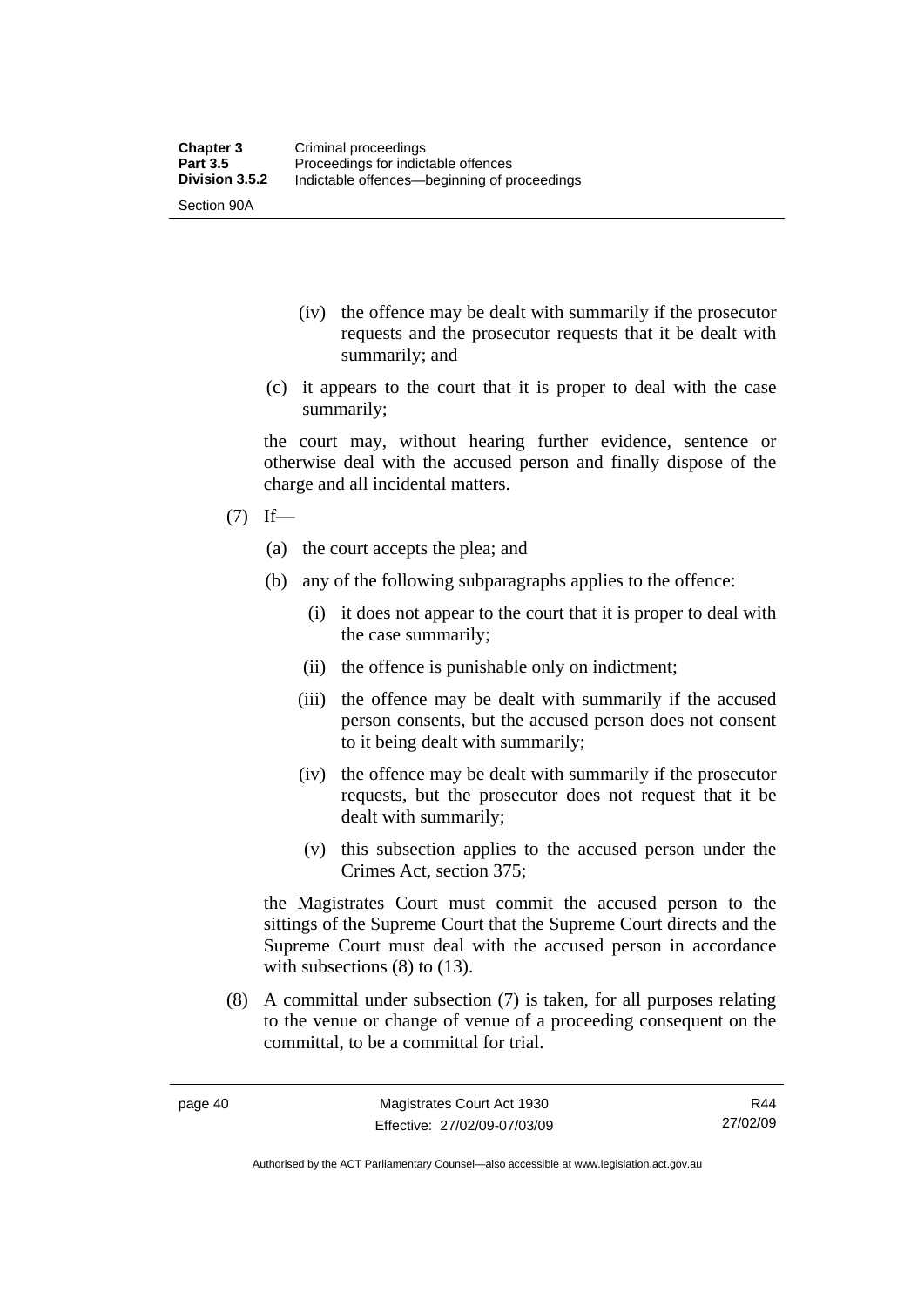(iv) the offence may be dealt with summarily if the prosecutor requests and the prosecutor requests that it be dealt with summarily; and

(c) it appears to the court that it is proper to deal with the case summarily;

the court may, without hearing further evidence, sentence or otherwise deal with the accused person and finally dispose of the charge and all incidental matters.

(7) If—

(a) the court accepts the plea; and

(b) any of the following subparagraphs applies to the offence:

(i) it does not appear to the court that it is proper to deal with the case summarily;

(ii) the offence is punishable only on indictment;

(iii) the offence may be dealt with summarily if the accused person consents, but the accused person does not consent to it being dealt with summarily;

(iv) the offence may be dealt with summarily if the prosecutor requests, but the prosecutor does not request that it be dealt with summarily;

(v) this subsection applies to the accused person under the Crimes Act, section 375;

the Magistrates Court must commit the accused person to the sittings of the Supreme Court that the Supreme Court directs and the Supreme Court must deal with the accused person in accordance with subsections (8) to (13).

(8) A committal under subsection (7) is taken, for all purposes relating to the venue or change of venue of a proceeding consequent on the committal, to be a committal for trial.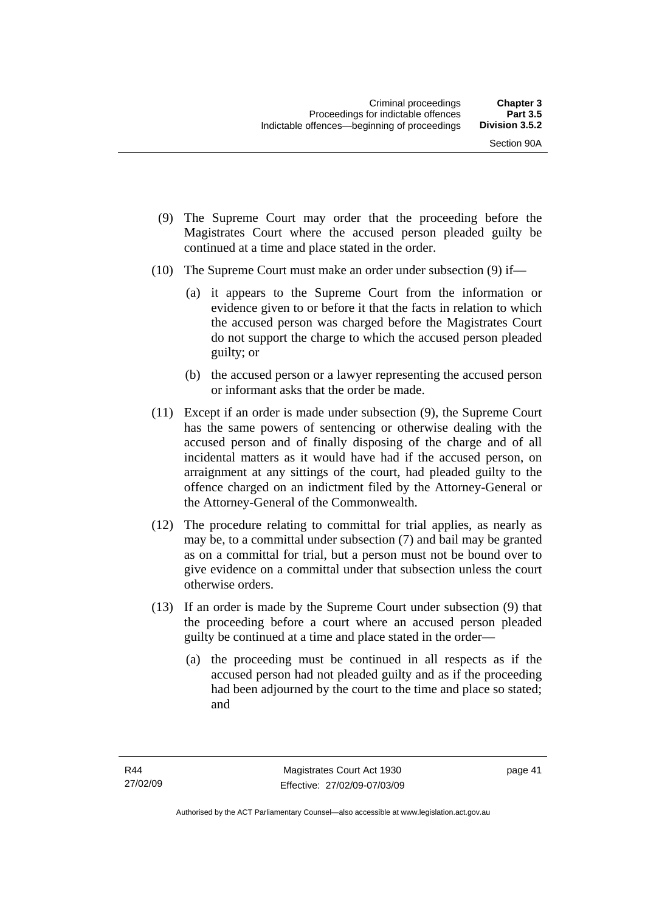(9) The Supreme Court may order that the proceeding before the Magistrates Court where the accused person pleaded guilty be continued at a time and place stated in the order.

(10) The Supreme Court must make an order under subsection (9) if—

(a) it appears to the Supreme Court from the information or evidence given to or before it that the facts in relation to which the accused person was charged before the Magistrates Court do not support the charge to which the accused person pleaded guilty; or

(b) the accused person or a lawyer representing the accused person or informant asks that the order be made.

(11) Except if an order is made under subsection (9), the Supreme Court has the same powers of sentencing or otherwise dealing with the accused person and of finally disposing of the charge and of all incidental matters as it would have had if the accused person, on arraignment at any sittings of the court, had pleaded guilty to the offence charged on an indictment filed by the Attorney-General or the Attorney-General of the Commonwealth.

(12) The procedure relating to committal for trial applies, as nearly as may be, to a committal under subsection (7) and bail may be granted as on a committal for trial, but a person must not be bound over to give evidence on a committal under that subsection unless the court otherwise orders.

(13) If an order is made by the Supreme Court under subsection (9) that the proceeding before a court where an accused person pleaded guilty be continued at a time and place stated in the order—

(a) the proceeding must be continued in all respects as if the accused person had not pleaded guilty and as if the proceeding had been adjourned by the court to the time and place so stated; and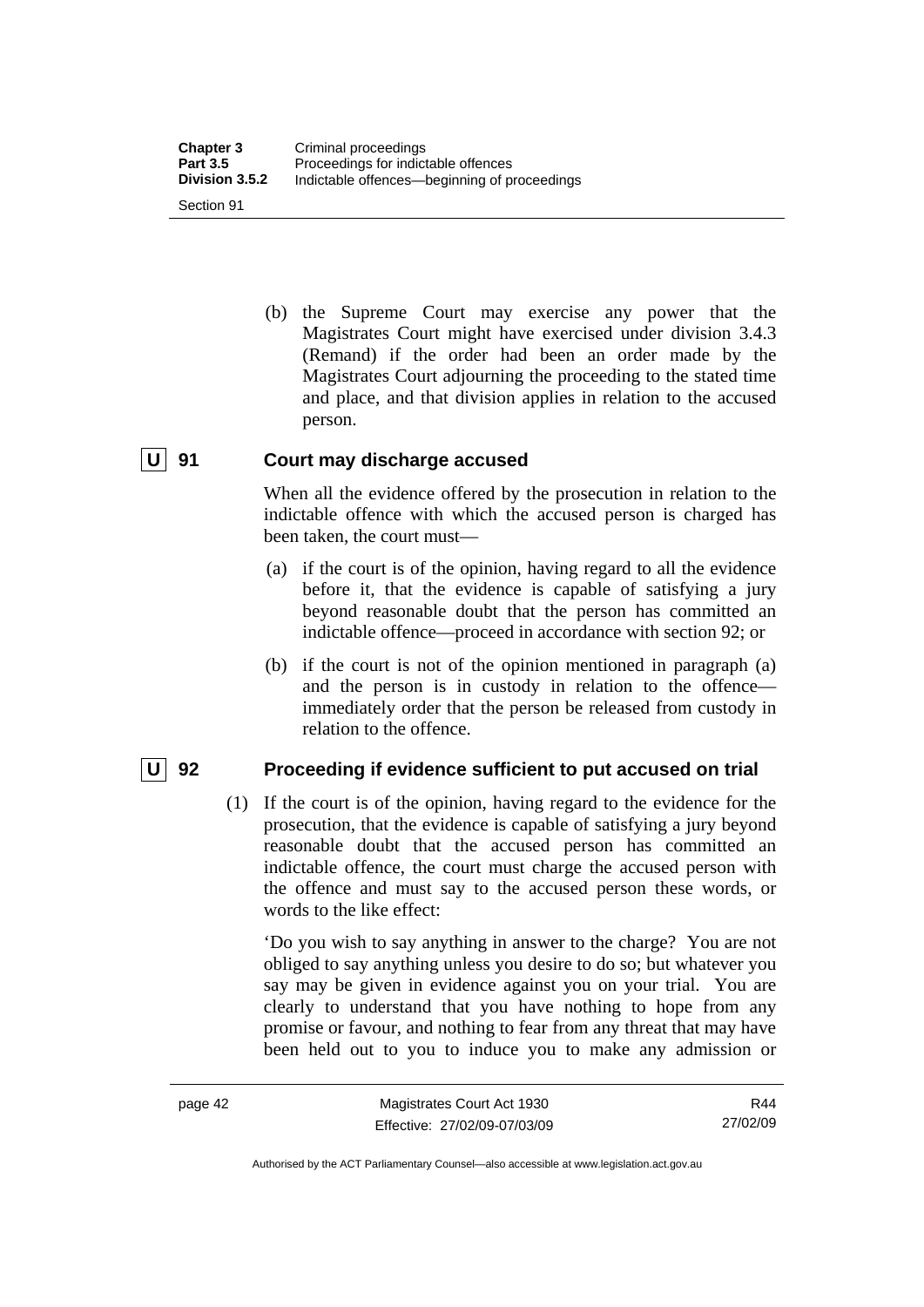(b) the Supreme Court may exercise any power that the Magistrates Court might have exercised under division 3.4.3 (Remand) if the order had been an order made by the Magistrates Court adjourning the proceeding to the stated time and place, and that division applies in relation to the accused person.

### U 91 Court may discharge accused

When all the evidence offered by the prosecution in relation to the indictable offence with which the accused person is charged has been taken, the court must—

(a) if the court is of the opinion, having regard to all the evidence before it, that the evidence is capable of satisfying a jury beyond reasonable doubt that the person has committed an indictable offence—proceed in accordance with section 92; or

(b) if the court is not of the opinion mentioned in paragraph (a) and the person is in custody in relation to the offence—immediately order that the person be released from custody in relation to the offence.

### U 92 Proceeding if evidence sufficient to put accused on trial

(1) If the court is of the opinion, having regard to the evidence for the prosecution, that the evidence is capable of satisfying a jury beyond reasonable doubt that the accused person has committed an indictable offence, the court must charge the accused person with the offence and must say to the accused person these words, or words to the like effect:

'Do you wish to say anything in answer to the charge? You are not obliged to say anything unless you desire to do so; but whatever you say may be given in evidence against you on your trial. You are clearly to understand that you have nothing to hope from any promise or favour, and nothing to fear from any threat that may have been held out to you to induce you to make any admission or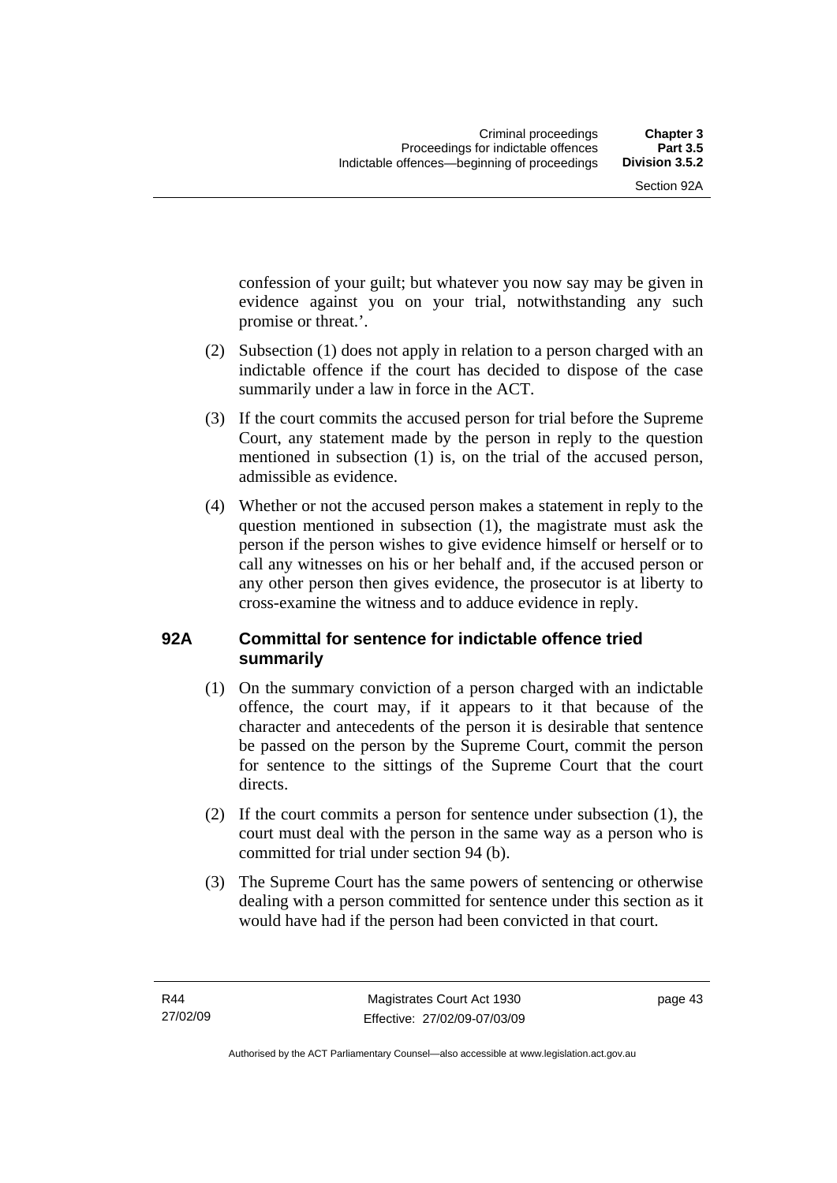confession of your guilt; but whatever you now say may be given in evidence against you on your trial, notwithstanding any such promise or threat.'.

(2) Subsection (1) does not apply in relation to a person charged with an indictable offence if the court has decided to dispose of the case summarily under a law in force in the ACT.

(3) If the court commits the accused person for trial before the Supreme Court, any statement made by the person in reply to the question mentioned in subsection (1) is, on the trial of the accused person, admissible as evidence.

(4) Whether or not the accused person makes a statement in reply to the question mentioned in subsection (1), the magistrate must ask the person if the person wishes to give evidence himself or herself or to call any witnesses on his or her behalf and, if the accused person or any other person then gives evidence, the prosecutor is at liberty to cross-examine the witness and to adduce evidence in reply.

## 92A Committal for sentence for indictable offence tried summarily

(1) On the summary conviction of a person charged with an indictable offence, the court may, if it appears to it that because of the character and antecedents of the person it is desirable that sentence be passed on the person by the Supreme Court, commit the person for sentence to the sittings of the Supreme Court that the court directs.

(2) If the court commits a person for sentence under subsection (1), the court must deal with the person in the same way as a person who is committed for trial under section 94 (b).

(3) The Supreme Court has the same powers of sentencing or otherwise dealing with a person committed for sentence under this section as it would have had if the person had been convicted in that court.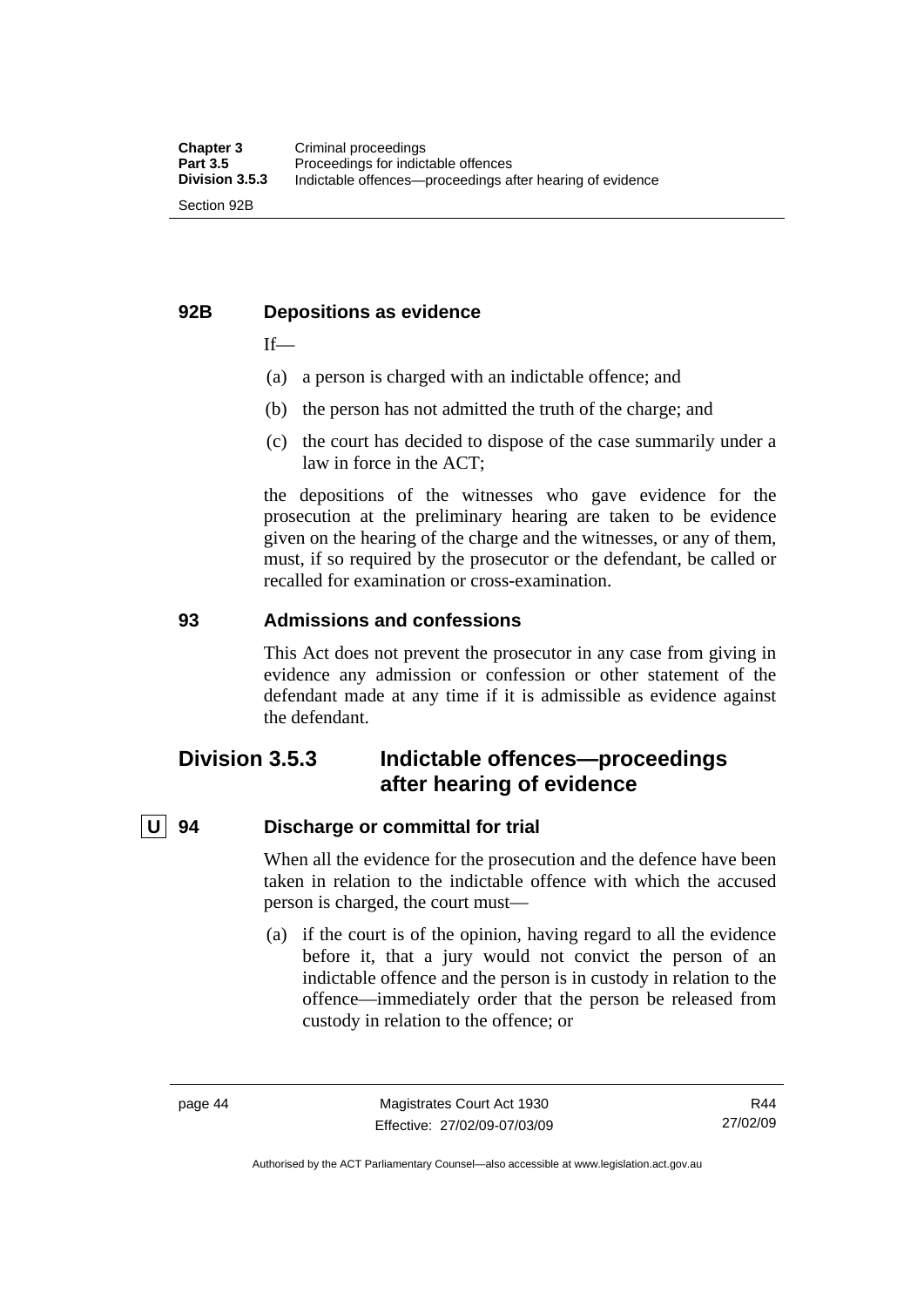### 92B Depositions as evidence

If—

(a) a person is charged with an indictable offence; and

(b) the person has not admitted the truth of the charge; and

(c) the court has decided to dispose of the case summarily under a law in force in the ACT;

the depositions of the witnesses who gave evidence for the prosecution at the preliminary hearing are taken to be evidence given on the hearing of the charge and the witnesses, or any of them, must, if so required by the prosecutor or the defendant, be called or recalled for examination or cross-examination.

### 93 Admissions and confessions

This Act does not prevent the prosecutor in any case from giving in evidence any admission or confession or other statement of the defendant made at any time if it is admissible as evidence against the defendant.

## Division 3.5.3 Indictable offences—proceedings after hearing of evidence

### U 94 Discharge or committal for trial

When all the evidence for the prosecution and the defence have been taken in relation to the indictable offence with which the accused person is charged, the court must—

(a) if the court is of the opinion, having regard to all the evidence before it, that a jury would not convict the person of an indictable offence and the person is in custody in relation to the offence—immediately order that the person be released from custody in relation to the offence; or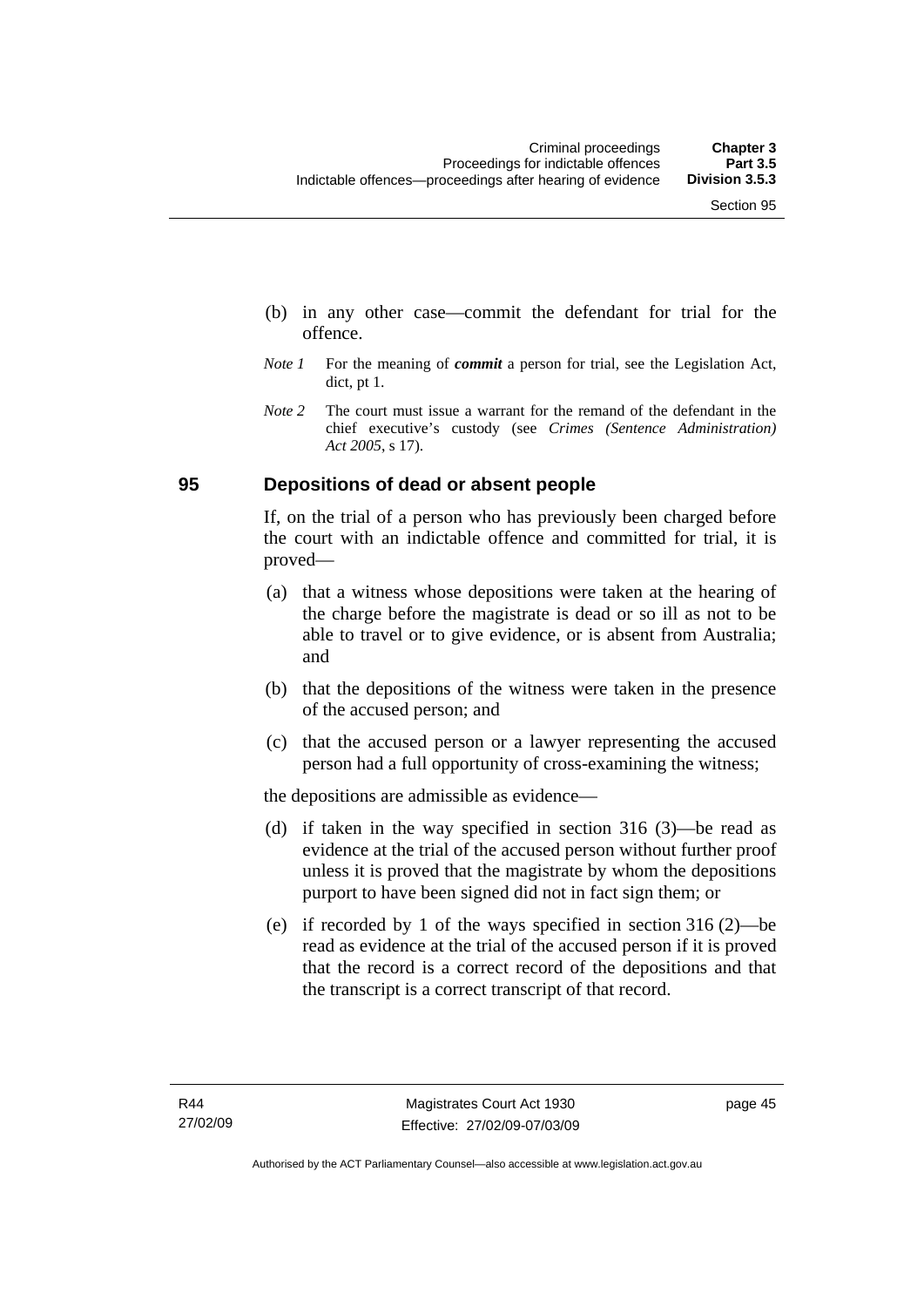(b) in any other case—commit the defendant for trial for the offence.

*Note 1* For the meaning of ***commit*** a person for trial, see the Legislation Act, dict, pt 1.

*Note 2* The court must issue a warrant for the remand of the defendant in the chief executive's custody (see *Crimes (Sentence Administration) Act 2005*, s 17).

### 95 Depositions of dead or absent people

If, on the trial of a person who has previously been charged before the court with an indictable offence and committed for trial, it is proved—

(a) that a witness whose depositions were taken at the hearing of the charge before the magistrate is dead or so ill as not to be able to travel or to give evidence, or is absent from Australia; and

(b) that the depositions of the witness were taken in the presence of the accused person; and

(c) that the accused person or a lawyer representing the accused person had a full opportunity of cross-examining the witness;

the depositions are admissible as evidence—

(d) if taken in the way specified in section 316 (3)—be read as evidence at the trial of the accused person without further proof unless it is proved that the magistrate by whom the depositions purport to have been signed did not in fact sign them; or

(e) if recorded by 1 of the ways specified in section 316 (2)—be read as evidence at the trial of the accused person if it is proved that the record is a correct record of the depositions and that the transcript is a correct transcript of that record.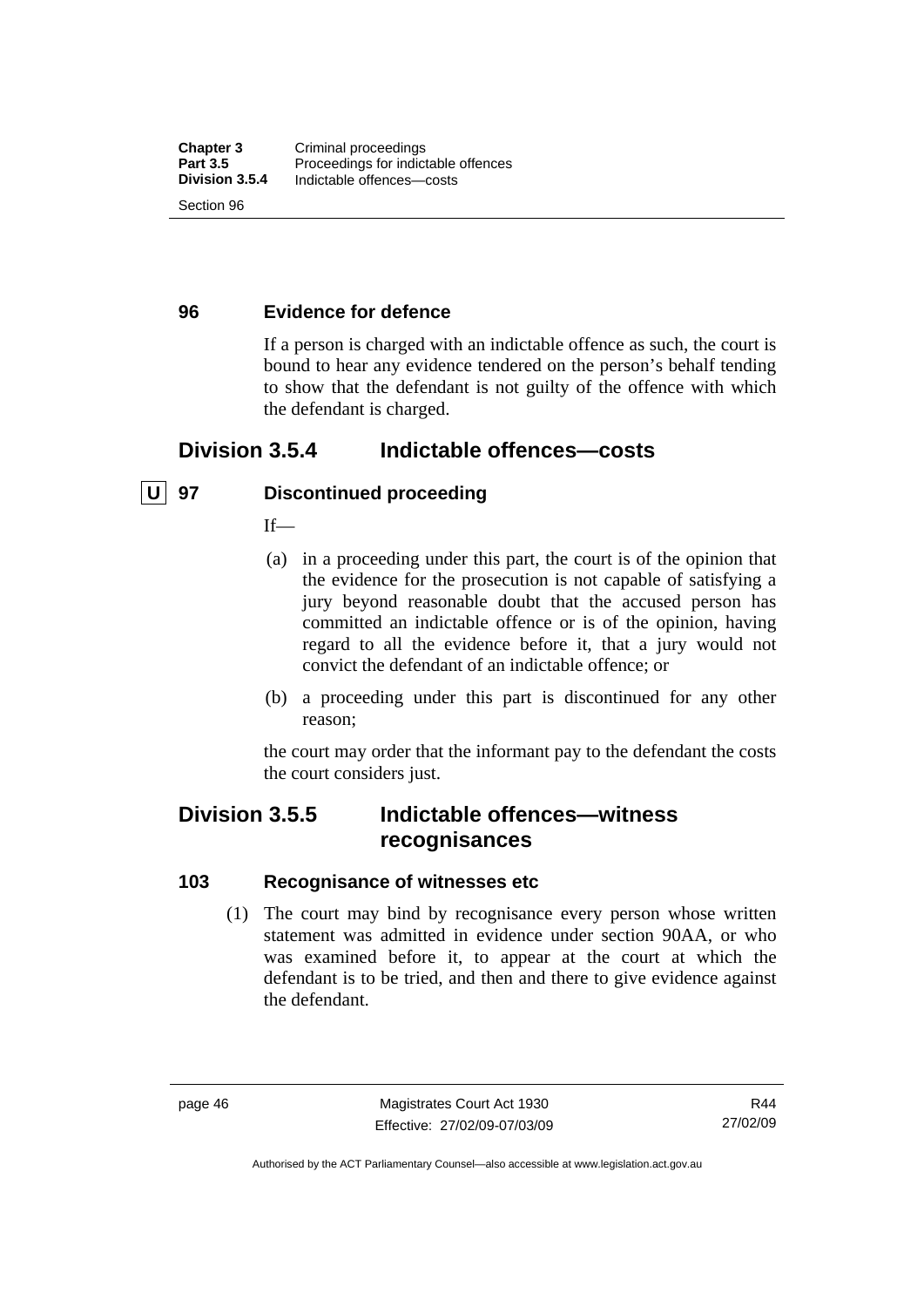### 96 Evidence for defence

If a person is charged with an indictable offence as such, the court is bound to hear any evidence tendered on the person's behalf tending to show that the defendant is not guilty of the offence with which the defendant is charged.

## Division 3.5.4 Indictable offences—costs

### U 97 Discontinued proceeding

If—

(a) in a proceeding under this part, the court is of the opinion that the evidence for the prosecution is not capable of satisfying a jury beyond reasonable doubt that the accused person has committed an indictable offence or is of the opinion, having regard to all the evidence before it, that a jury would not convict the defendant of an indictable offence; or

(b) a proceeding under this part is discontinued for any other reason;

the court may order that the informant pay to the defendant the costs the court considers just.

## Division 3.5.5 Indictable offences—witness recognisances

### 103 Recognisance of witnesses etc

(1) The court may bind by recognisance every person whose written statement was admitted in evidence under section 90AA, or who was examined before it, to appear at the court at which the defendant is to be tried, and then and there to give evidence against the defendant.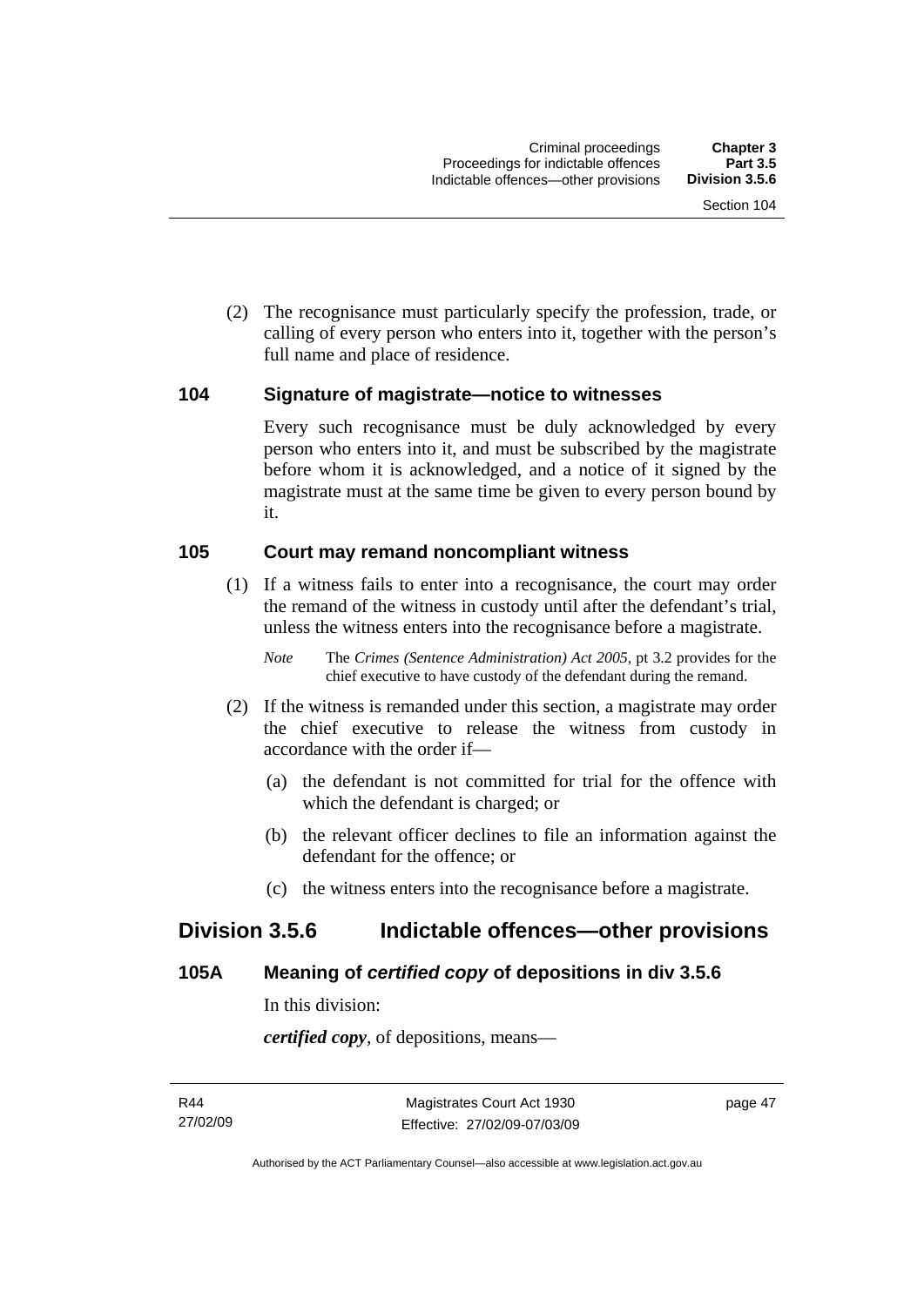(2) The recognisance must particularly specify the profession, trade, or calling of every person who enters into it, together with the person's full name and place of residence.

### 104 Signature of magistrate—notice to witnesses

Every such recognisance must be duly acknowledged by every person who enters into it, and must be subscribed by the magistrate before whom it is acknowledged, and a notice of it signed by the magistrate must at the same time be given to every person bound by it.

### 105 Court may remand noncompliant witness

(1) If a witness fails to enter into a recognisance, the court may order the remand of the witness in custody until after the defendant's trial, unless the witness enters into the recognisance before a magistrate.

*Note* The *Crimes (Sentence Administration) Act 2005*, pt 3.2 provides for the chief executive to have custody of the defendant during the remand.

(2) If the witness is remanded under this section, a magistrate may order the chief executive to release the witness from custody in accordance with the order if—

(a) the defendant is not committed for trial for the offence with which the defendant is charged; or

(b) the relevant officer declines to file an information against the defendant for the offence; or

(c) the witness enters into the recognisance before a magistrate.

## Division 3.5.6 Indictable offences—other provisions

### 105A Meaning of *certified copy* of depositions in div 3.5.6

In this division:

***certified copy***, of depositions, means—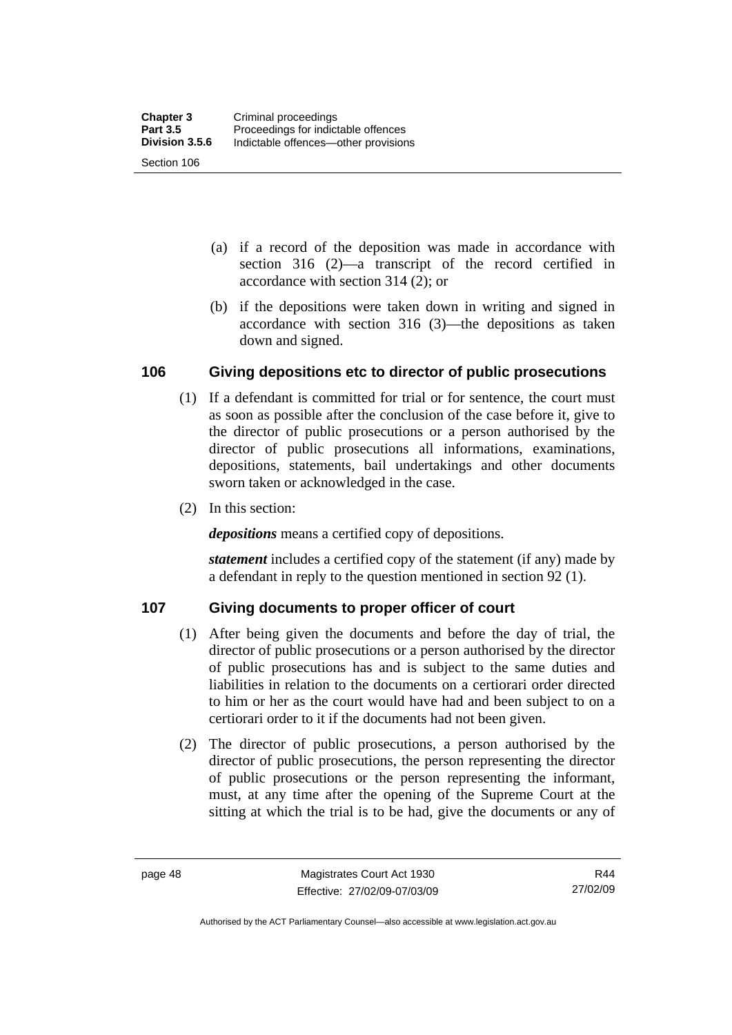(a) if a record of the deposition was made in accordance with section 316 (2)—a transcript of the record certified in accordance with section 314 (2); or

(b) if the depositions were taken down in writing and signed in accordance with section 316 (3)—the depositions as taken down and signed.

## 106 Giving depositions etc to director of public prosecutions

(1) If a defendant is committed for trial or for sentence, the court must as soon as possible after the conclusion of the case before it, give to the director of public prosecutions or a person authorised by the director of public prosecutions all informations, examinations, depositions, statements, bail undertakings and other documents sworn taken or acknowledged in the case.

(2) In this section:

***depositions*** means a certified copy of depositions.

***statement*** includes a certified copy of the statement (if any) made by a defendant in reply to the question mentioned in section 92 (1).

## 107 Giving documents to proper officer of court

(1) After being given the documents and before the day of trial, the director of public prosecutions or a person authorised by the director of public prosecutions has and is subject to the same duties and liabilities in relation to the documents on a certiorari order directed to him or her as the court would have had and been subject to on a certiorari order to it if the documents had not been given.

(2) The director of public prosecutions, a person authorised by the director of public prosecutions, the person representing the director of public prosecutions or the person representing the informant, must, at any time after the opening of the Supreme Court at the sitting at which the trial is to be had, give the documents or any of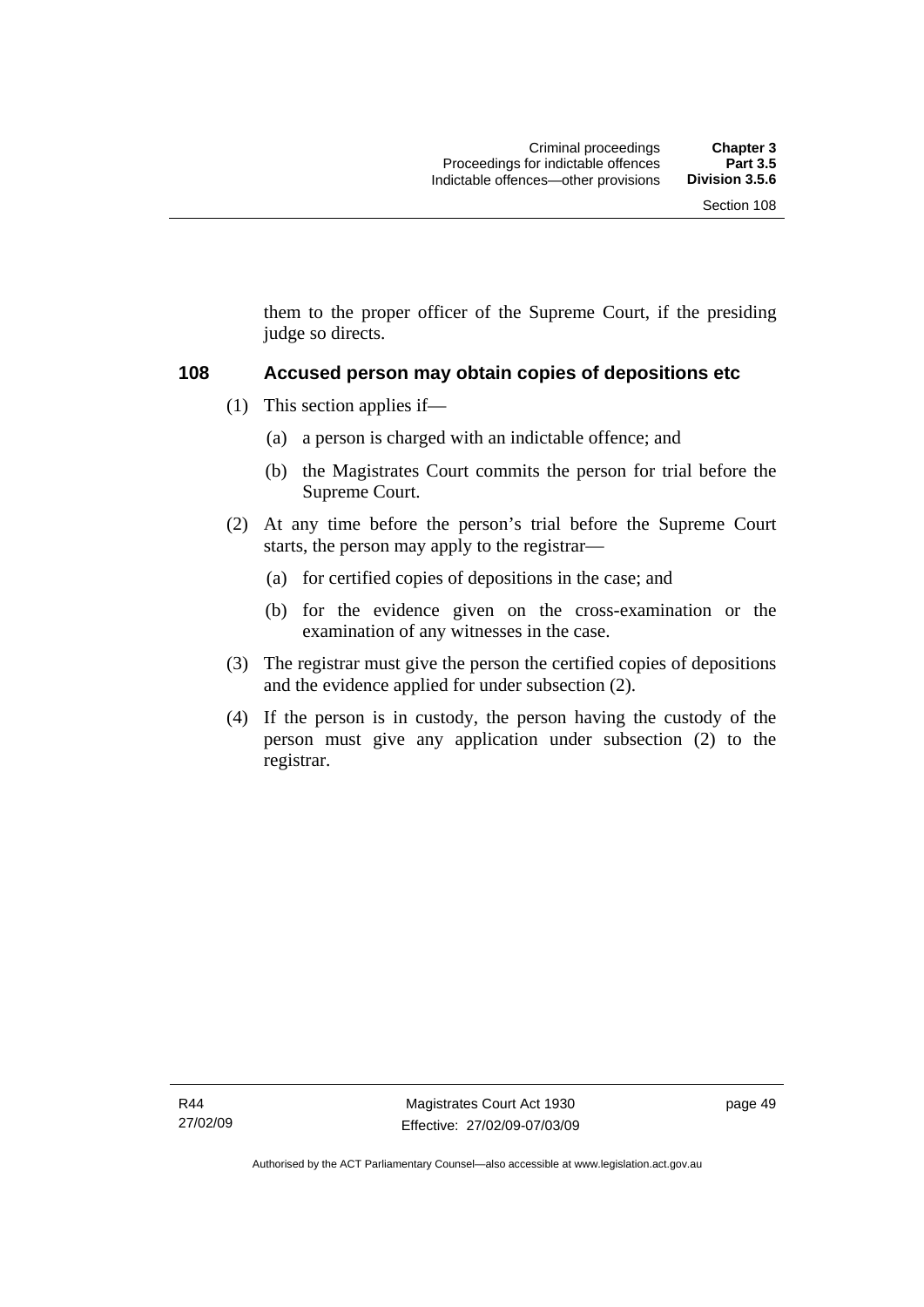them to the proper officer of the Supreme Court, if the presiding judge so directs.

### 108 Accused person may obtain copies of depositions etc

(1) This section applies if—

(a) a person is charged with an indictable offence; and

(b) the Magistrates Court commits the person for trial before the Supreme Court.

(2) At any time before the person's trial before the Supreme Court starts, the person may apply to the registrar—

(a) for certified copies of depositions in the case; and

(b) for the evidence given on the cross-examination or the examination of any witnesses in the case.

(3) The registrar must give the person the certified copies of depositions and the evidence applied for under subsection (2).

(4) If the person is in custody, the person having the custody of the person must give any application under subsection (2) to the registrar.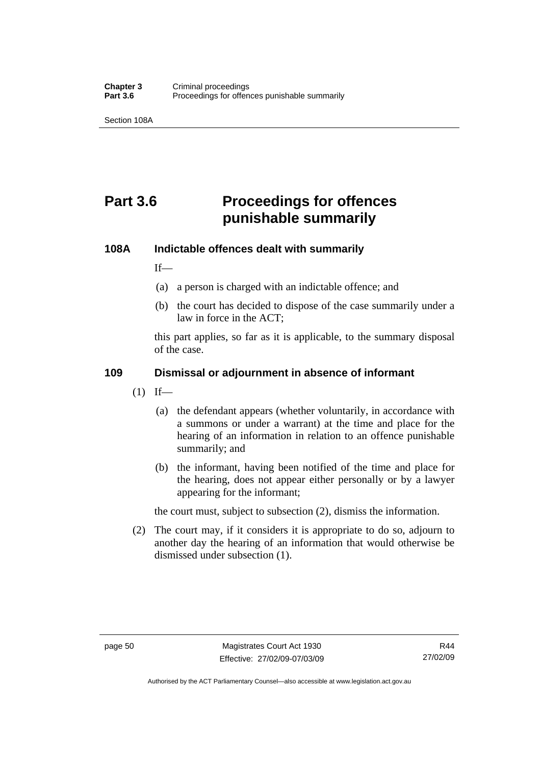# Part 3.6 Proceedings for offences punishable summarily

### 108A Indictable offences dealt with summarily

If—

(a) a person is charged with an indictable offence; and

(b) the court has decided to dispose of the case summarily under a law in force in the ACT;

this part applies, so far as it is applicable, to the summary disposal of the case.

### 109 Dismissal or adjournment in absence of informant

(1) If—

(a) the defendant appears (whether voluntarily, in accordance with a summons or under a warrant) at the time and place for the hearing of an information in relation to an offence punishable summarily; and

(b) the informant, having been notified of the time and place for the hearing, does not appear either personally or by a lawyer appearing for the informant;

the court must, subject to subsection (2), dismiss the information.

(2) The court may, if it considers it is appropriate to do so, adjourn to another day the hearing of an information that would otherwise be dismissed under subsection (1).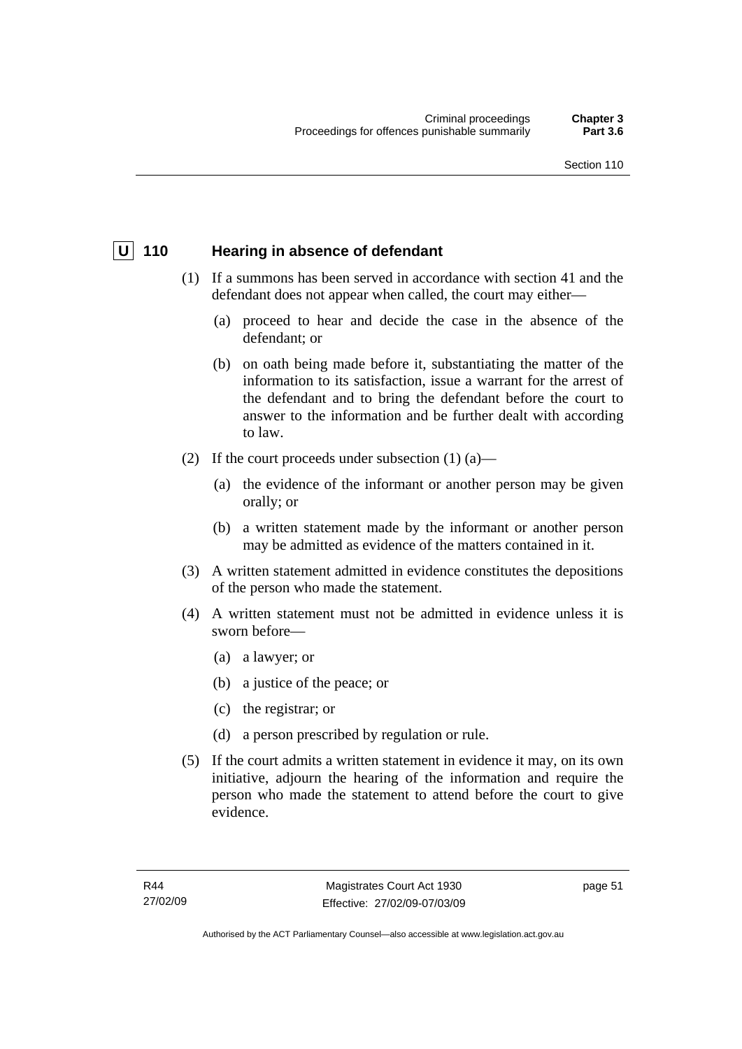## U 110 Hearing in absence of defendant

(1) If a summons has been served in accordance with section 41 and the defendant does not appear when called, the court may either—

(a) proceed to hear and decide the case in the absence of the defendant; or

(b) on oath being made before it, substantiating the matter of the information to its satisfaction, issue a warrant for the arrest of the defendant and to bring the defendant before the court to answer to the information and be further dealt with according to law.

(2) If the court proceeds under subsection (1) (a)—

(a) the evidence of the informant or another person may be given orally; or

(b) a written statement made by the informant or another person may be admitted as evidence of the matters contained in it.

(3) A written statement admitted in evidence constitutes the depositions of the person who made the statement.

(4) A written statement must not be admitted in evidence unless it is sworn before—

(a) a lawyer; or

(b) a justice of the peace; or

(c) the registrar; or

(d) a person prescribed by regulation or rule.

(5) If the court admits a written statement in evidence it may, on its own initiative, adjourn the hearing of the information and require the person who made the statement to attend before the court to give evidence.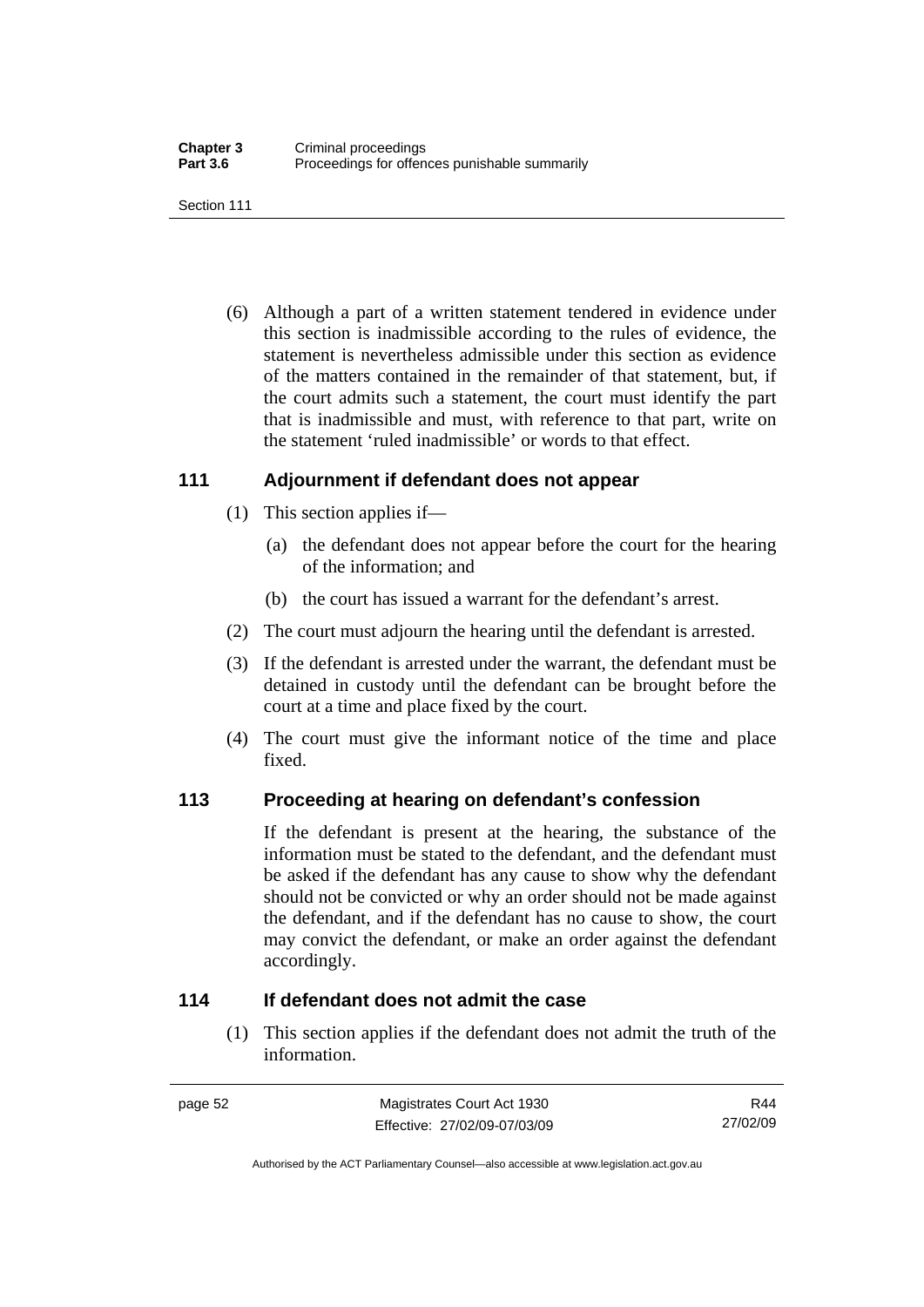(6) Although a part of a written statement tendered in evidence under this section is inadmissible according to the rules of evidence, the statement is nevertheless admissible under this section as evidence of the matters contained in the remainder of that statement, but, if the court admits such a statement, the court must identify the part that is inadmissible and must, with reference to that part, write on the statement 'ruled inadmissible' or words to that effect.

### 111 Adjournment if defendant does not appear

(1) This section applies if—

(a) the defendant does not appear before the court for the hearing of the information; and

(b) the court has issued a warrant for the defendant's arrest.

(2) The court must adjourn the hearing until the defendant is arrested.

(3) If the defendant is arrested under the warrant, the defendant must be detained in custody until the defendant can be brought before the court at a time and place fixed by the court.

(4) The court must give the informant notice of the time and place fixed.

### 113 Proceeding at hearing on defendant's confession

If the defendant is present at the hearing, the substance of the information must be stated to the defendant, and the defendant must be asked if the defendant has any cause to show why the defendant should not be convicted or why an order should not be made against the defendant, and if the defendant has no cause to show, the court may convict the defendant, or make an order against the defendant accordingly.

### 114 If defendant does not admit the case

(1) This section applies if the defendant does not admit the truth of the information.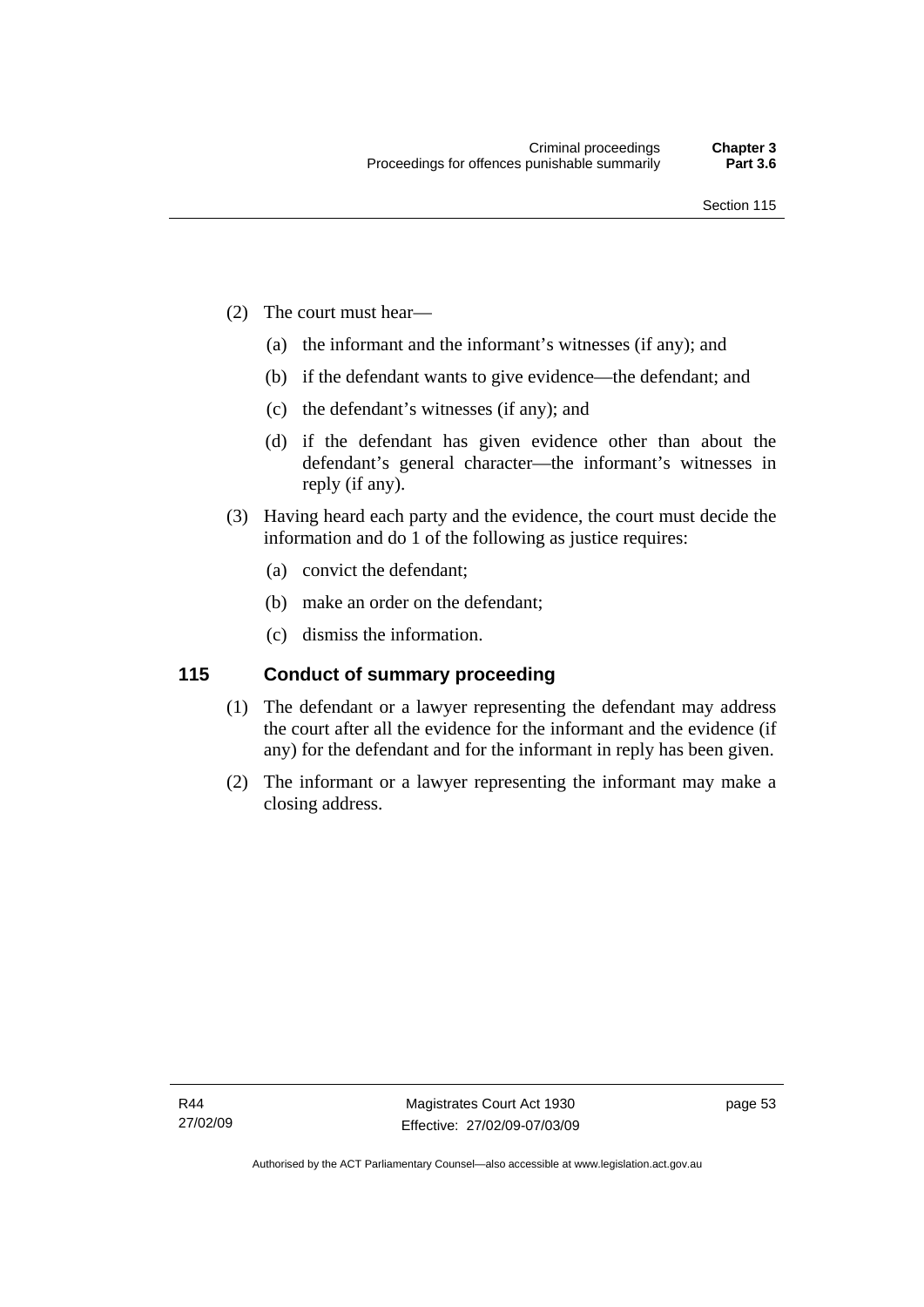(2) The court must hear—

(a) the informant and the informant's witnesses (if any); and

(b) if the defendant wants to give evidence—the defendant; and

(c) the defendant's witnesses (if any); and

(d) if the defendant has given evidence other than about the defendant's general character—the informant's witnesses in reply (if any).

(3) Having heard each party and the evidence, the court must decide the information and do 1 of the following as justice requires:

(a) convict the defendant;

(b) make an order on the defendant;

(c) dismiss the information.

## 115 Conduct of summary proceeding

(1) The defendant or a lawyer representing the defendant may address the court after all the evidence for the informant and the evidence (if any) for the defendant and for the informant in reply has been given.

(2) The informant or a lawyer representing the informant may make a closing address.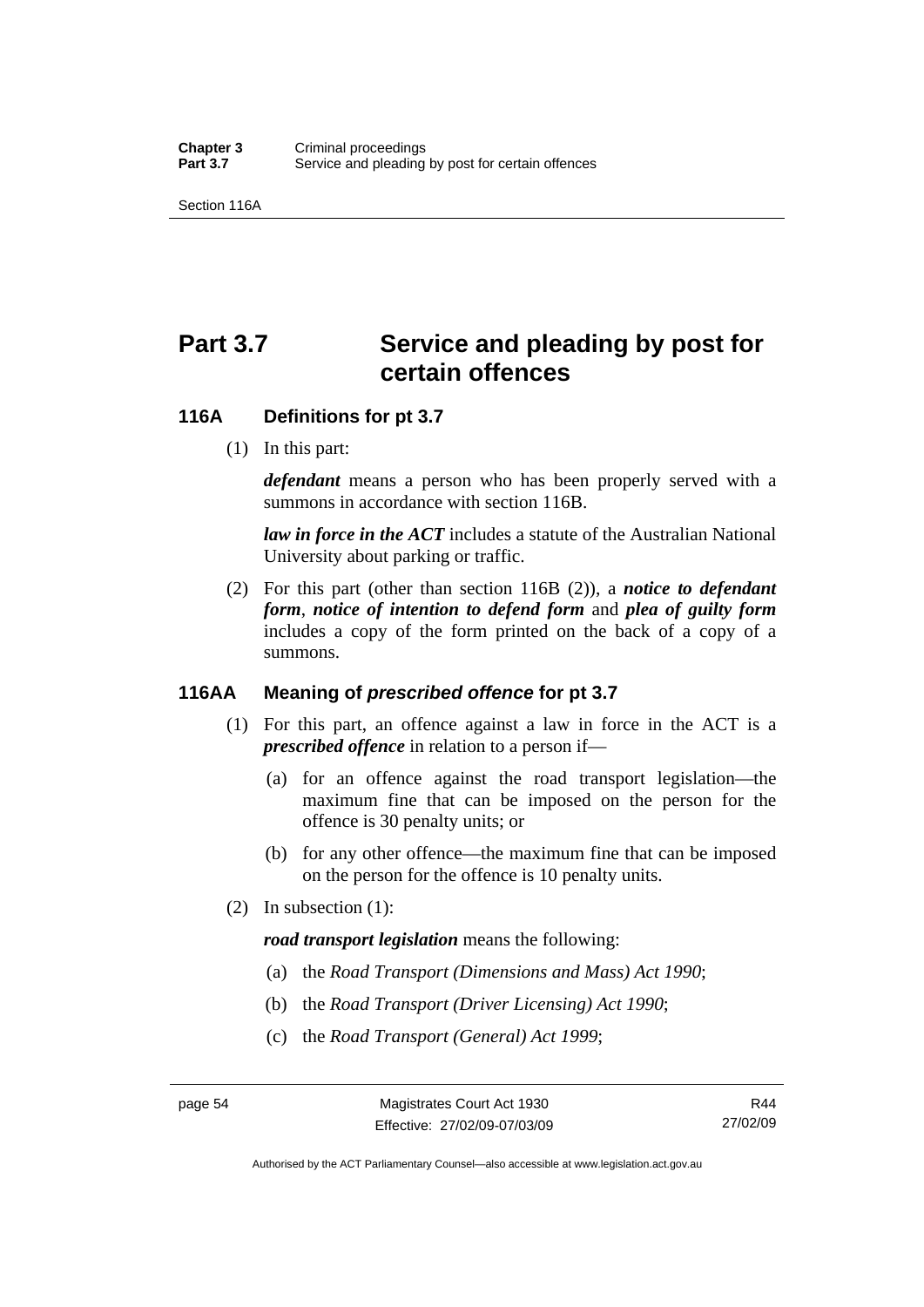# Part 3.7 Service and pleading by post for certain offences

## 116A Definitions for pt 3.7

(1) In this part:

***defendant*** means a person who has been properly served with a summons in accordance with section 116B.

***law in force in the ACT*** includes a statute of the Australian National University about parking or traffic.

(2) For this part (other than section 116B (2)), a ***notice to defendant form***, ***notice of intention to defend form*** and ***plea of guilty form*** includes a copy of the form printed on the back of a copy of a summons.

## 116AA Meaning of *prescribed offence* for pt 3.7

(1) For this part, an offence against a law in force in the ACT is a ***prescribed offence*** in relation to a person if—

(a) for an offence against the road transport legislation—the maximum fine that can be imposed on the person for the offence is 30 penalty units; or

(b) for any other offence—the maximum fine that can be imposed on the person for the offence is 10 penalty units.

(2) In subsection (1):

***road transport legislation*** means the following:

(a) the *Road Transport (Dimensions and Mass) Act 1990*;

(b) the *Road Transport (Driver Licensing) Act 1990*;

(c) the *Road Transport (General) Act 1999*;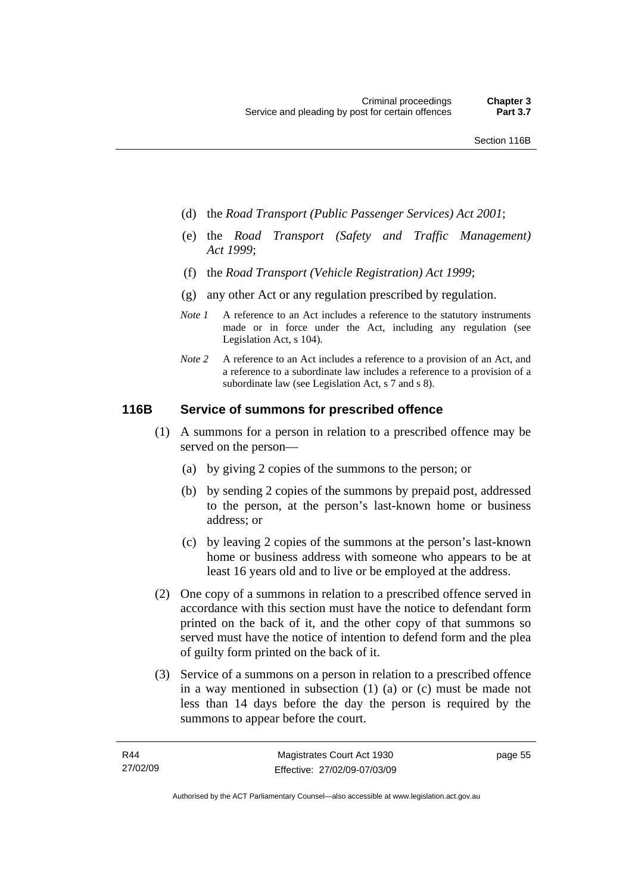(d) the *Road Transport (Public Passenger Services) Act 2001*;

(e) the *Road Transport (Safety and Traffic Management) Act 1999*;

(f) the *Road Transport (Vehicle Registration) Act 1999*;

(g) any other Act or any regulation prescribed by regulation.

*Note 1* A reference to an Act includes a reference to the statutory instruments made or in force under the Act, including any regulation (see Legislation Act, s 104).

*Note 2* A reference to an Act includes a reference to a provision of an Act, and a reference to a subordinate law includes a reference to a provision of a subordinate law (see Legislation Act, s 7 and s 8).

### 116B Service of summons for prescribed offence

(1) A summons for a person in relation to a prescribed offence may be served on the person—

(a) by giving 2 copies of the summons to the person; or

(b) by sending 2 copies of the summons by prepaid post, addressed to the person, at the person's last-known home or business address; or

(c) by leaving 2 copies of the summons at the person's last-known home or business address with someone who appears to be at least 16 years old and to live or be employed at the address.

(2) One copy of a summons in relation to a prescribed offence served in accordance with this section must have the notice to defendant form printed on the back of it, and the other copy of that summons so served must have the notice of intention to defend form and the plea of guilty form printed on the back of it.

(3) Service of a summons on a person in relation to a prescribed offence in a way mentioned in subsection (1) (a) or (c) must be made not less than 14 days before the day the person is required by the summons to appear before the court.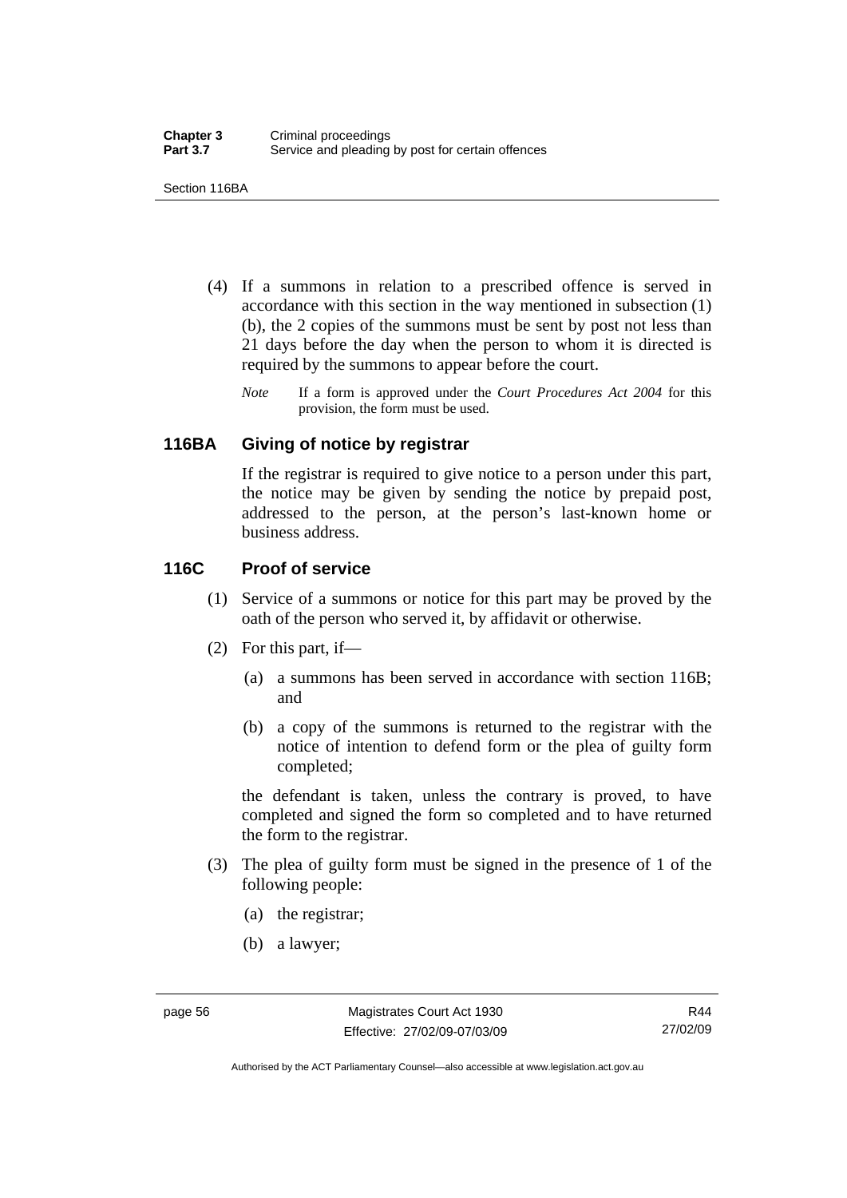(4) If a summons in relation to a prescribed offence is served in accordance with this section in the way mentioned in subsection (1) (b), the 2 copies of the summons must be sent by post not less than 21 days before the day when the person to whom it is directed is required by the summons to appear before the court.

*Note* If a form is approved under the *Court Procedures Act 2004* for this provision, the form must be used.

## 116BA Giving of notice by registrar

If the registrar is required to give notice to a person under this part, the notice may be given by sending the notice by prepaid post, addressed to the person, at the person's last-known home or business address.

## 116C Proof of service

(1) Service of a summons or notice for this part may be proved by the oath of the person who served it, by affidavit or otherwise.

(2) For this part, if—

(a) a summons has been served in accordance with section 116B; and

(b) a copy of the summons is returned to the registrar with the notice of intention to defend form or the plea of guilty form completed;

the defendant is taken, unless the contrary is proved, to have completed and signed the form so completed and to have returned the form to the registrar.

(3) The plea of guilty form must be signed in the presence of 1 of the following people:

(a) the registrar;

(b) a lawyer;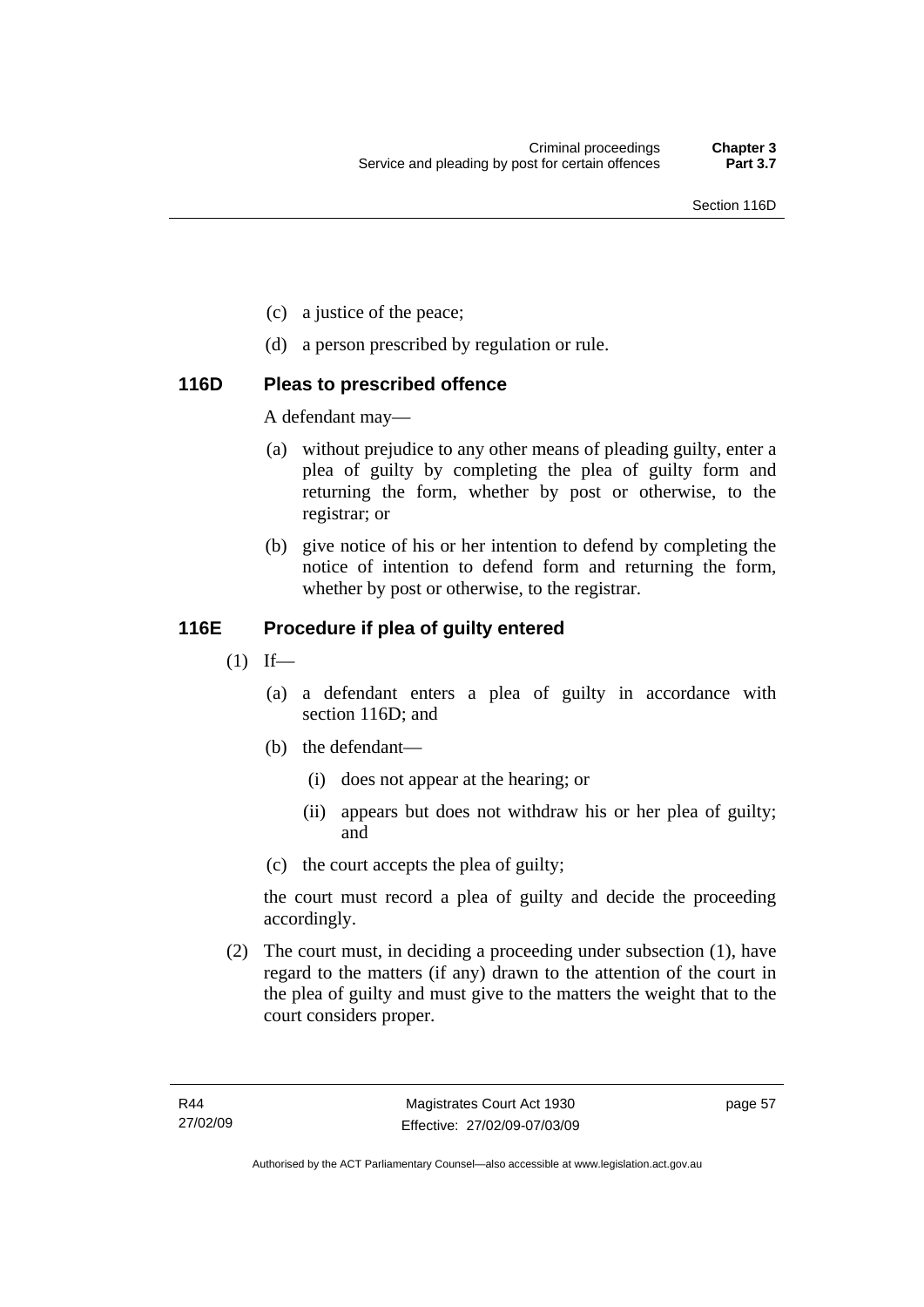(c) a justice of the peace;

(d) a person prescribed by regulation or rule.

### 116D Pleas to prescribed offence

A defendant may—

(a) without prejudice to any other means of pleading guilty, enter a plea of guilty by completing the plea of guilty form and returning the form, whether by post or otherwise, to the registrar; or

(b) give notice of his or her intention to defend by completing the notice of intention to defend form and returning the form, whether by post or otherwise, to the registrar.

### 116E Procedure if plea of guilty entered

(1) If—

(a) a defendant enters a plea of guilty in accordance with section 116D; and

(b) the defendant—

(i) does not appear at the hearing; or

(ii) appears but does not withdraw his or her plea of guilty; and

(c) the court accepts the plea of guilty;

the court must record a plea of guilty and decide the proceeding accordingly.

(2) The court must, in deciding a proceeding under subsection (1), have regard to the matters (if any) drawn to the attention of the court in the plea of guilty and must give to the matters the weight that to the court considers proper.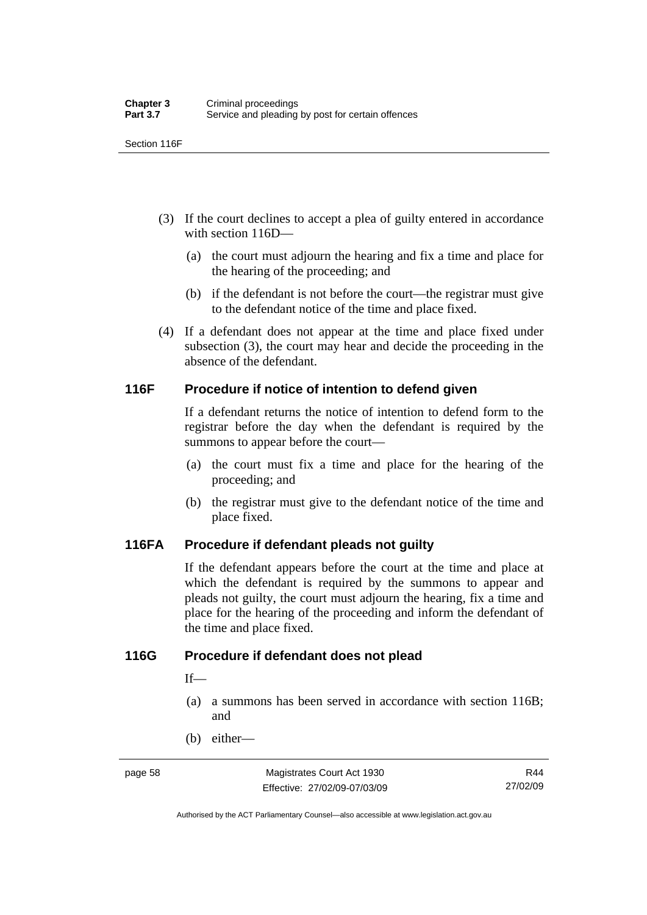(3) If the court declines to accept a plea of guilty entered in accordance with section 116D—

(a) the court must adjourn the hearing and fix a time and place for the hearing of the proceeding; and

(b) if the defendant is not before the court—the registrar must give to the defendant notice of the time and place fixed.

(4) If a defendant does not appear at the time and place fixed under subsection (3), the court may hear and decide the proceeding in the absence of the defendant.

### 116F Procedure if notice of intention to defend given

If a defendant returns the notice of intention to defend form to the registrar before the day when the defendant is required by the summons to appear before the court—

(a) the court must fix a time and place for the hearing of the proceeding; and

(b) the registrar must give to the defendant notice of the time and place fixed.

### 116FA Procedure if defendant pleads not guilty

If the defendant appears before the court at the time and place at which the defendant is required by the summons to appear and pleads not guilty, the court must adjourn the hearing, fix a time and place for the hearing of the proceeding and inform the defendant of the time and place fixed.

### 116G Procedure if defendant does not plead

If—

(a) a summons has been served in accordance with section 116B; and

(b) either—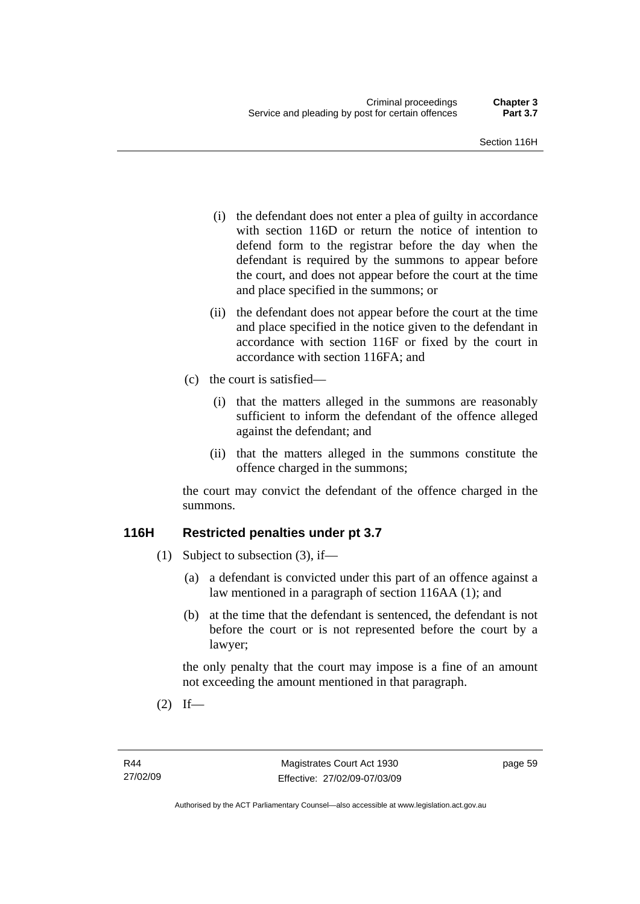(i) the defendant does not enter a plea of guilty in accordance with section 116D or return the notice of intention to defend form to the registrar before the day when the defendant is required by the summons to appear before the court, and does not appear before the court at the time and place specified in the summons; or

(ii) the defendant does not appear before the court at the time and place specified in the notice given to the defendant in accordance with section 116F or fixed by the court in accordance with section 116FA; and

(c) the court is satisfied—

(i) that the matters alleged in the summons are reasonably sufficient to inform the defendant of the offence alleged against the defendant; and

(ii) that the matters alleged in the summons constitute the offence charged in the summons;

the court may convict the defendant of the offence charged in the summons.

## 116H Restricted penalties under pt 3.7

(1) Subject to subsection (3), if—

(a) a defendant is convicted under this part of an offence against a law mentioned in a paragraph of section 116AA (1); and

(b) at the time that the defendant is sentenced, the defendant is not before the court or is not represented before the court by a lawyer;

the only penalty that the court may impose is a fine of an amount not exceeding the amount mentioned in that paragraph.

(2) If—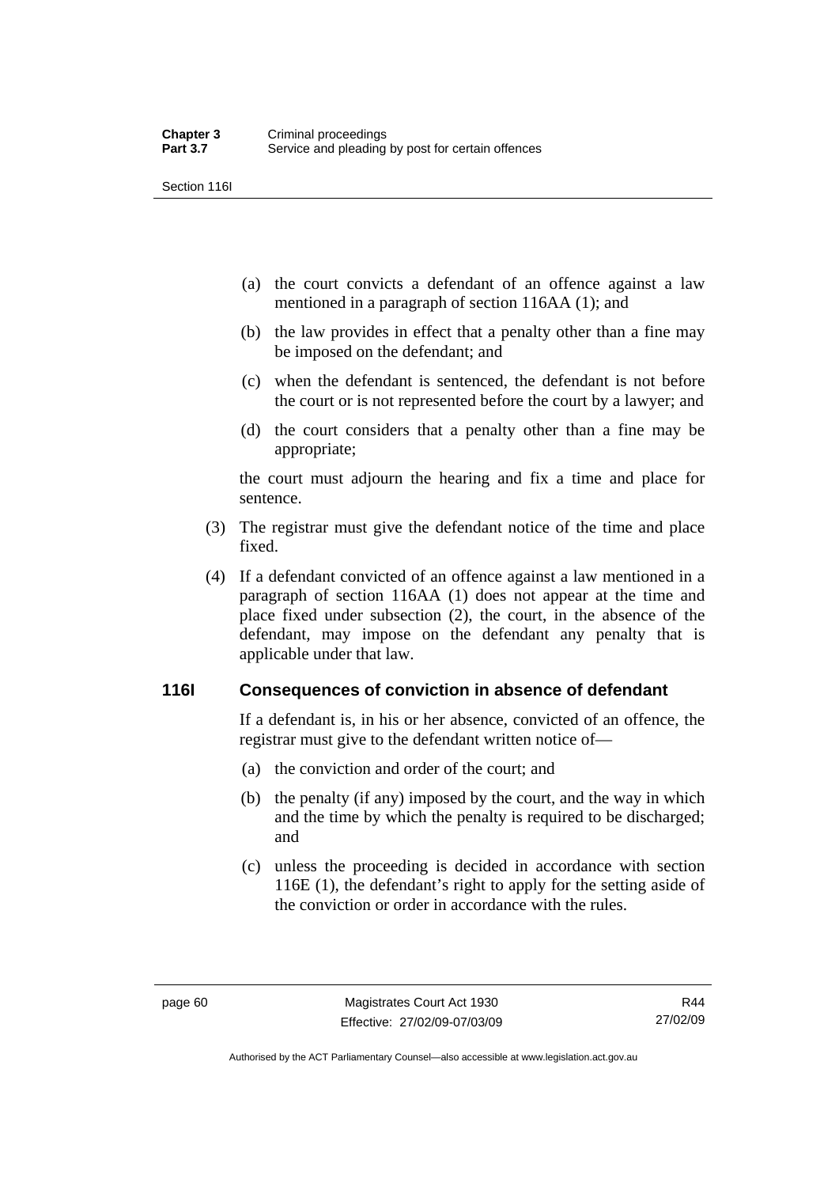(a) the court convicts a defendant of an offence against a law mentioned in a paragraph of section 116AA (1); and

(b) the law provides in effect that a penalty other than a fine may be imposed on the defendant; and

(c) when the defendant is sentenced, the defendant is not before the court or is not represented before the court by a lawyer; and

(d) the court considers that a penalty other than a fine may be appropriate;

the court must adjourn the hearing and fix a time and place for sentence.

(3) The registrar must give the defendant notice of the time and place fixed.

(4) If a defendant convicted of an offence against a law mentioned in a paragraph of section 116AA (1) does not appear at the time and place fixed under subsection (2), the court, in the absence of the defendant, may impose on the defendant any penalty that is applicable under that law.

## 116I Consequences of conviction in absence of defendant

If a defendant is, in his or her absence, convicted of an offence, the registrar must give to the defendant written notice of—

(a) the conviction and order of the court; and

(b) the penalty (if any) imposed by the court, and the way in which and the time by which the penalty is required to be discharged; and

(c) unless the proceeding is decided in accordance with section 116E (1), the defendant's right to apply for the setting aside of the conviction or order in accordance with the rules.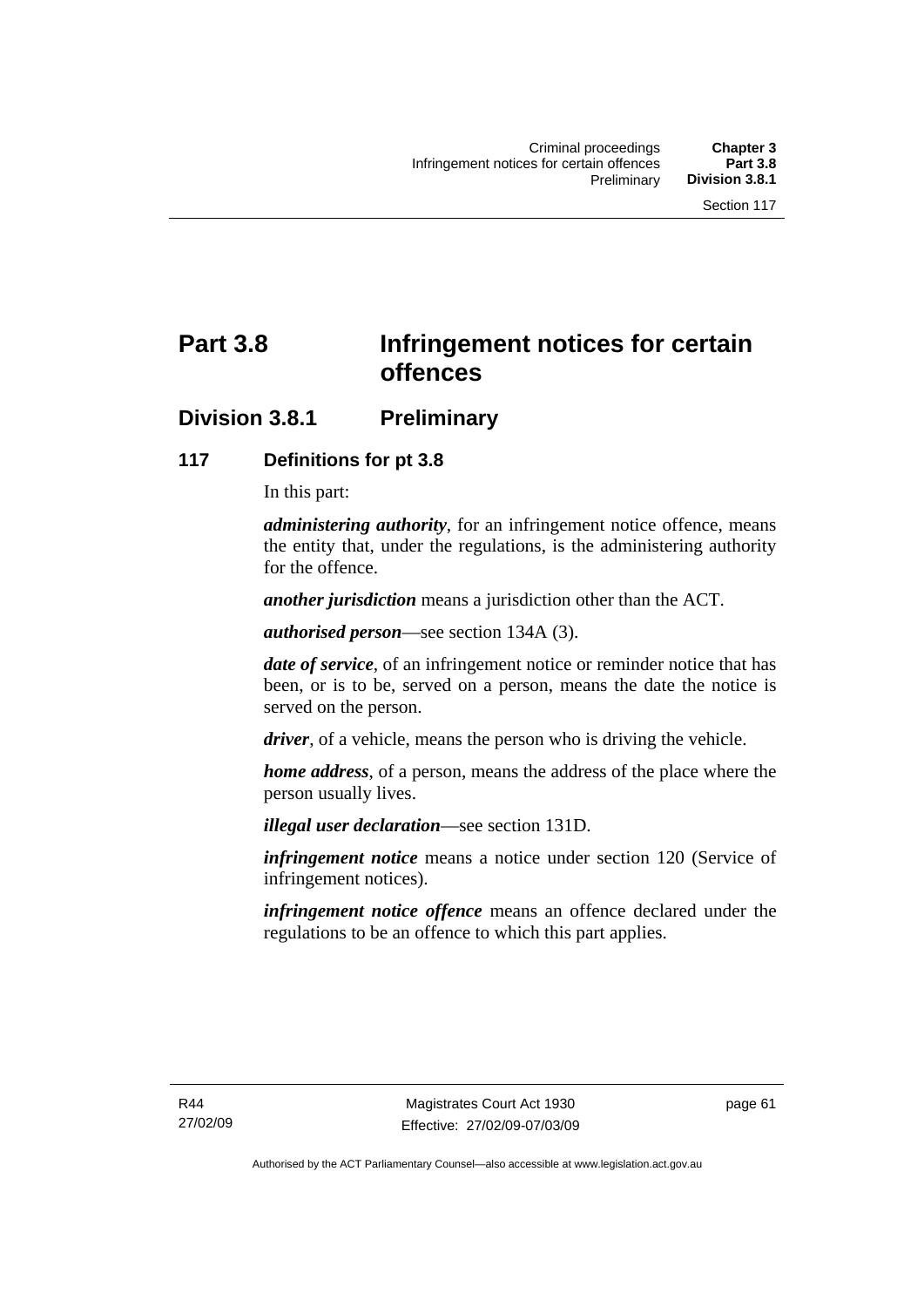# Part 3.8 Infringement notices for certain offences

## Division 3.8.1 Preliminary

### 117 Definitions for pt 3.8

In this part:

***administering authority***, for an infringement notice offence, means the entity that, under the regulations, is the administering authority for the offence.

***another jurisdiction*** means a jurisdiction other than the ACT.

***authorised person***—see section 134A (3).

***date of service***, of an infringement notice or reminder notice that has been, or is to be, served on a person, means the date the notice is served on the person.

***driver***, of a vehicle, means the person who is driving the vehicle.

***home address***, of a person, means the address of the place where the person usually lives.

***illegal user declaration***—see section 131D.

***infringement notice*** means a notice under section 120 (Service of infringement notices).

***infringement notice offence*** means an offence declared under the regulations to be an offence to which this part applies.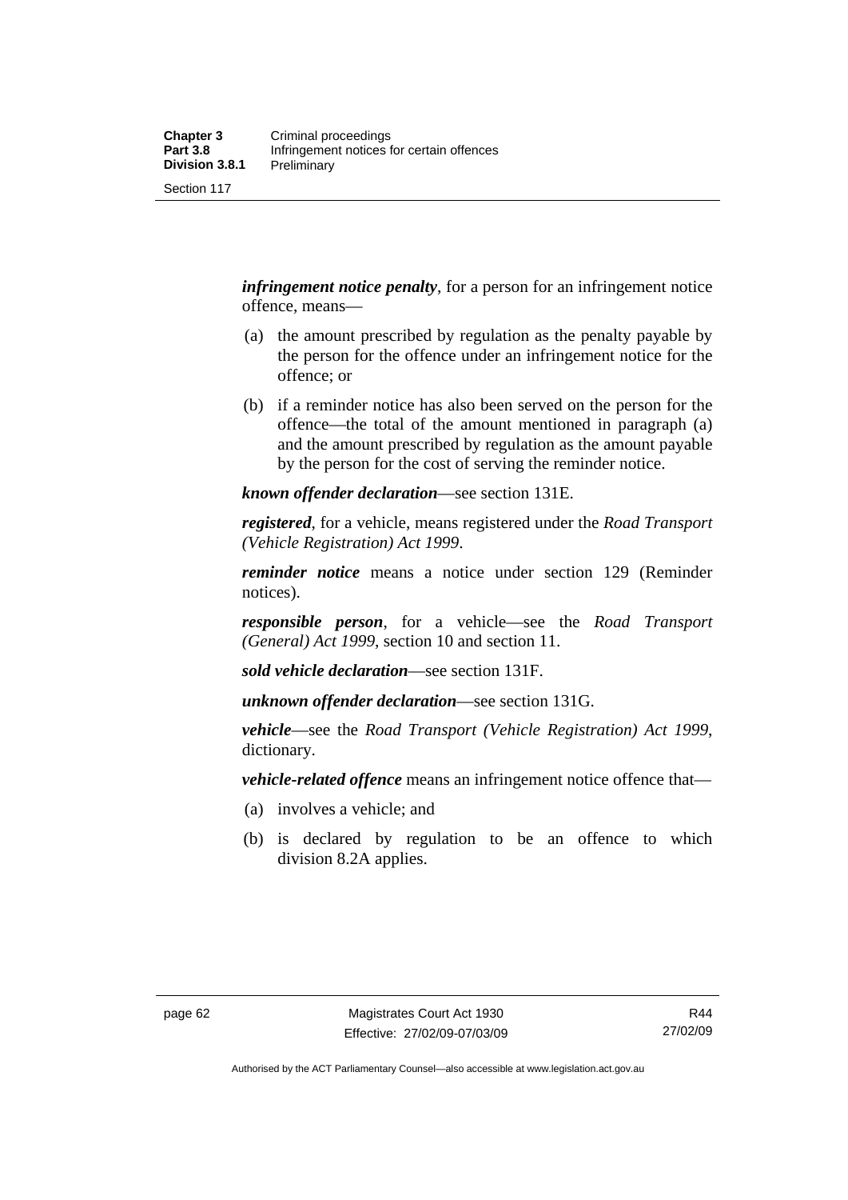***infringement notice penalty***, for a person for an infringement notice offence, means—

- (a) the amount prescribed by regulation as the penalty payable by the person for the offence under an infringement notice for the offence; or
- (b) if a reminder notice has also been served on the person for the offence—the total of the amount mentioned in paragraph (a) and the amount prescribed by regulation as the amount payable by the person for the cost of serving the reminder notice.

***known offender declaration***—see section 131E.

***registered***, for a vehicle, means registered under the *Road Transport (Vehicle Registration) Act 1999*.

***reminder notice*** means a notice under section 129 (Reminder notices).

***responsible person***, for a vehicle—see the *Road Transport (General) Act 1999*, section 10 and section 11.

***sold vehicle declaration***—see section 131F.

***unknown offender declaration***—see section 131G.

***vehicle***—see the *Road Transport (Vehicle Registration) Act 1999*, dictionary.

***vehicle-related offence*** means an infringement notice offence that—

- (a) involves a vehicle; and
- (b) is declared by regulation to be an offence to which division 8.2A applies.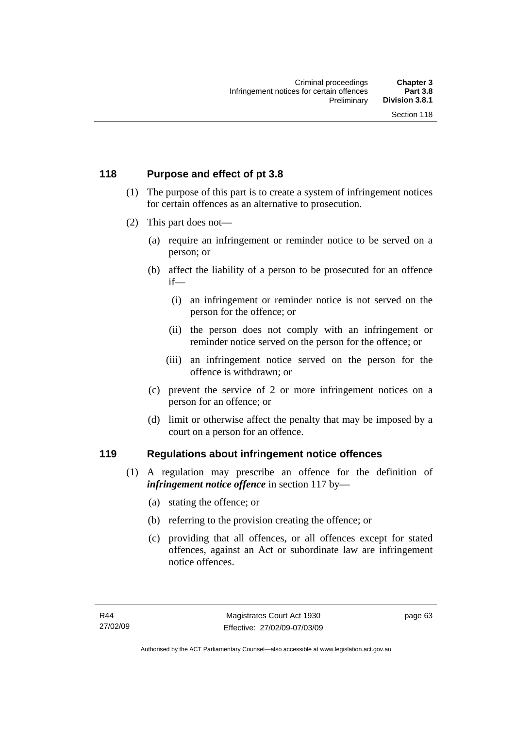## 118 Purpose and effect of pt 3.8

(1) The purpose of this part is to create a system of infringement notices for certain offences as an alternative to prosecution.

(2) This part does not—

(a) require an infringement or reminder notice to be served on a person; or

(b) affect the liability of a person to be prosecuted for an offence if—

(i) an infringement or reminder notice is not served on the person for the offence; or

(ii) the person does not comply with an infringement or reminder notice served on the person for the offence; or

(iii) an infringement notice served on the person for the offence is withdrawn; or

(c) prevent the service of 2 or more infringement notices on a person for an offence; or

(d) limit or otherwise affect the penalty that may be imposed by a court on a person for an offence.

## 119 Regulations about infringement notice offences

(1) A regulation may prescribe an offence for the definition of ***infringement notice offence*** in section 117 by—

(a) stating the offence; or

(b) referring to the provision creating the offence; or

(c) providing that all offences, or all offences except for stated offences, against an Act or subordinate law are infringement notice offences.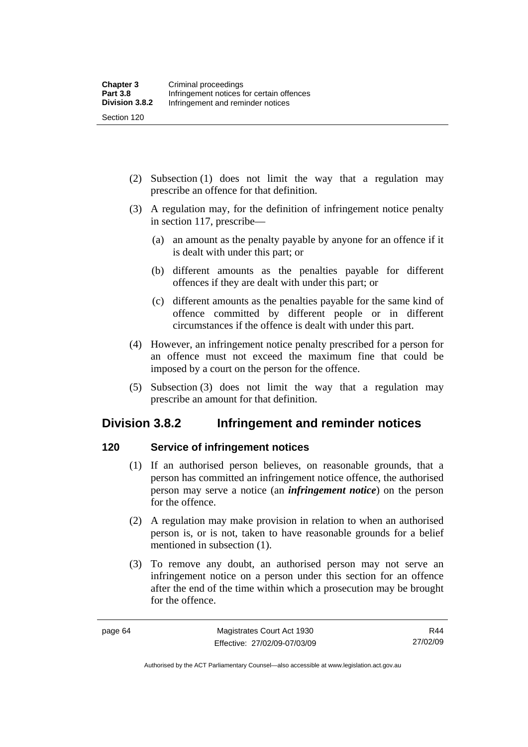(2) Subsection (1) does not limit the way that a regulation may prescribe an offence for that definition.

(3) A regulation may, for the definition of infringement notice penalty in section 117, prescribe—

(a) an amount as the penalty payable by anyone for an offence if it is dealt with under this part; or

(b) different amounts as the penalties payable for different offences if they are dealt with under this part; or

(c) different amounts as the penalties payable for the same kind of offence committed by different people or in different circumstances if the offence is dealt with under this part.

(4) However, an infringement notice penalty prescribed for a person for an offence must not exceed the maximum fine that could be imposed by a court on the person for the offence.

(5) Subsection (3) does not limit the way that a regulation may prescribe an amount for that definition.

## Division 3.8.2 Infringement and reminder notices

### 120 Service of infringement notices

(1) If an authorised person believes, on reasonable grounds, that a person has committed an infringement notice offence, the authorised person may serve a notice (an ***infringement notice***) on the person for the offence.

(2) A regulation may make provision in relation to when an authorised person is, or is not, taken to have reasonable grounds for a belief mentioned in subsection (1).

(3) To remove any doubt, an authorised person may not serve an infringement notice on a person under this section for an offence after the end of the time within which a prosecution may be brought for the offence.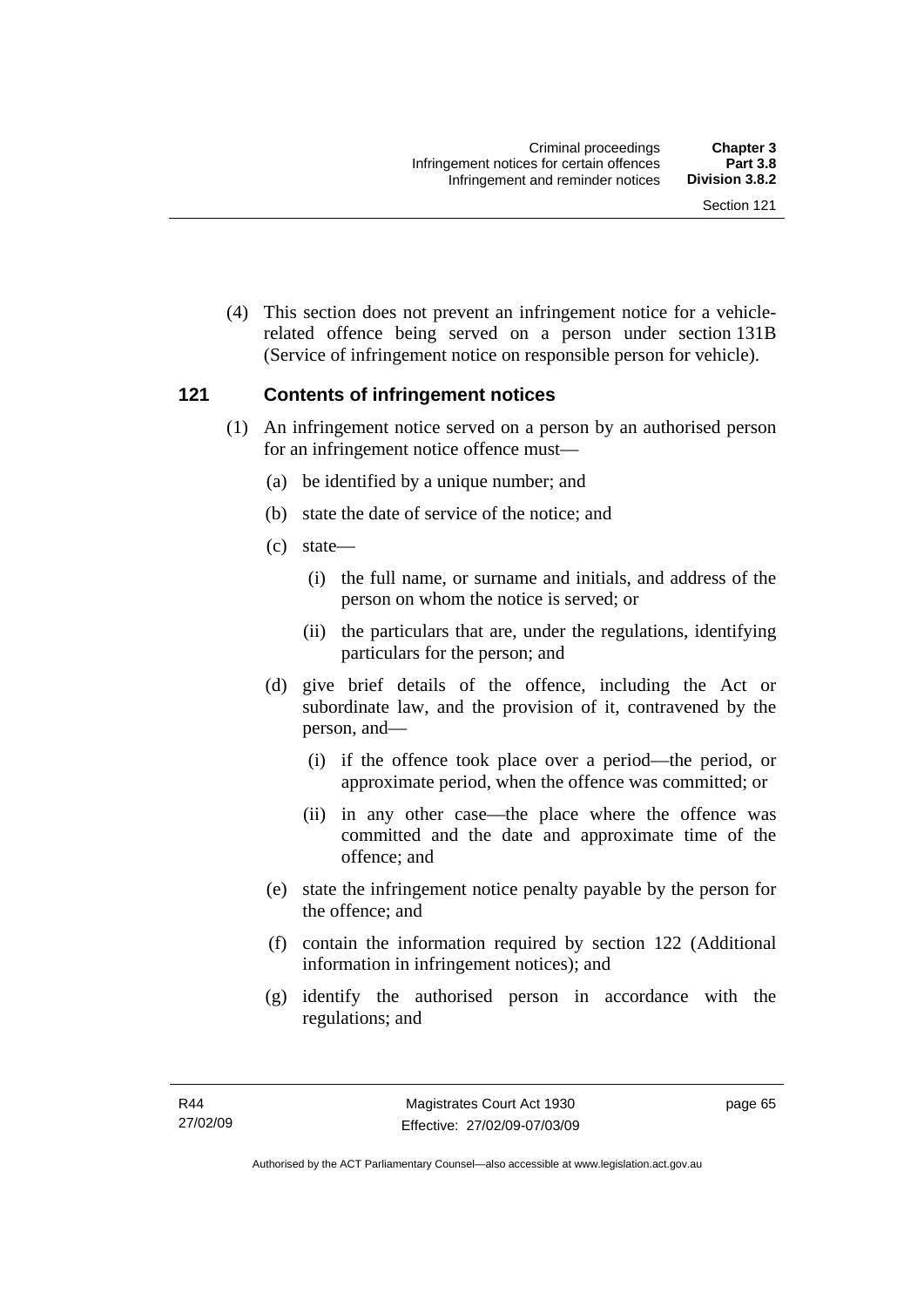(4) This section does not prevent an infringement notice for a vehicle-related offence being served on a person under section 131B (Service of infringement notice on responsible person for vehicle).

## 121 Contents of infringement notices

(1) An infringement notice served on a person by an authorised person for an infringement notice offence must—

(a) be identified by a unique number; and

(b) state the date of service of the notice; and

(c) state—

(i) the full name, or surname and initials, and address of the person on whom the notice is served; or

(ii) the particulars that are, under the regulations, identifying particulars for the person; and

(d) give brief details of the offence, including the Act or subordinate law, and the provision of it, contravened by the person, and—

(i) if the offence took place over a period—the period, or approximate period, when the offence was committed; or

(ii) in any other case—the place where the offence was committed and the date and approximate time of the offence; and

(e) state the infringement notice penalty payable by the person for the offence; and

(f) contain the information required by section 122 (Additional information in infringement notices); and

(g) identify the authorised person in accordance with the regulations; and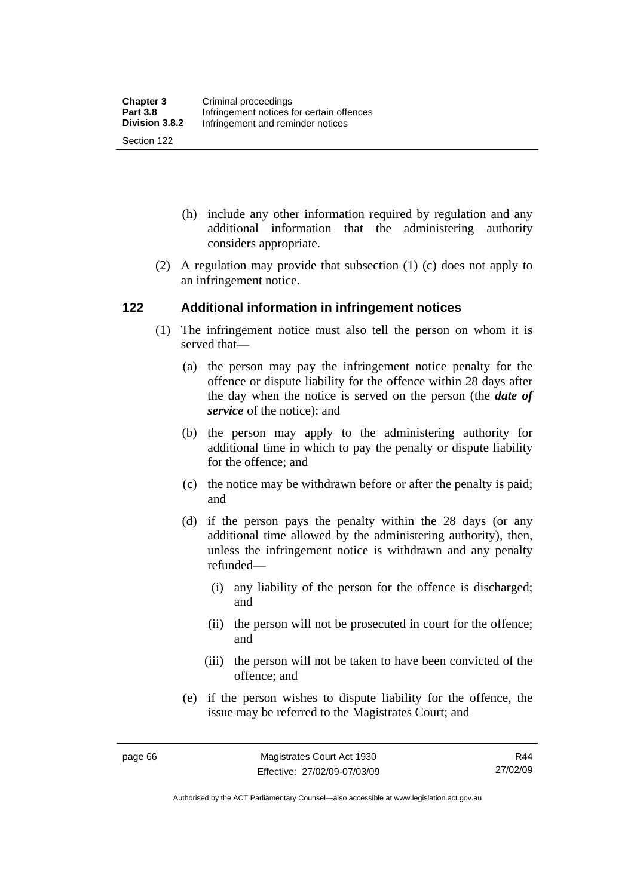(h) include any other information required by regulation and any additional information that the administering authority considers appropriate.

(2) A regulation may provide that subsection (1) (c) does not apply to an infringement notice.

## 122 Additional information in infringement notices

(1) The infringement notice must also tell the person on whom it is served that—

(a) the person may pay the infringement notice penalty for the offence or dispute liability for the offence within 28 days after the day when the notice is served on the person (the ***date of service*** of the notice); and

(b) the person may apply to the administering authority for additional time in which to pay the penalty or dispute liability for the offence; and

(c) the notice may be withdrawn before or after the penalty is paid; and

(d) if the person pays the penalty within the 28 days (or any additional time allowed by the administering authority), then, unless the infringement notice is withdrawn and any penalty refunded—

(i) any liability of the person for the offence is discharged; and

(ii) the person will not be prosecuted in court for the offence; and

(iii) the person will not be taken to have been convicted of the offence; and

(e) if the person wishes to dispute liability for the offence, the issue may be referred to the Magistrates Court; and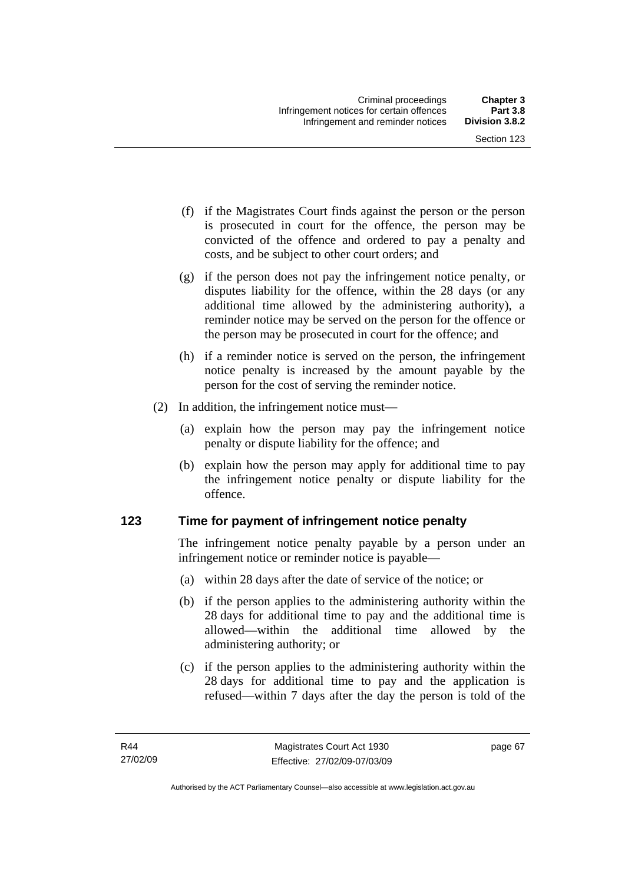(f) if the Magistrates Court finds against the person or the person is prosecuted in court for the offence, the person may be convicted of the offence and ordered to pay a penalty and costs, and be subject to other court orders; and

(g) if the person does not pay the infringement notice penalty, or disputes liability for the offence, within the 28 days (or any additional time allowed by the administering authority), a reminder notice may be served on the person for the offence or the person may be prosecuted in court for the offence; and

(h) if a reminder notice is served on the person, the infringement notice penalty is increased by the amount payable by the person for the cost of serving the reminder notice.

(2) In addition, the infringement notice must—

(a) explain how the person may pay the infringement notice penalty or dispute liability for the offence; and

(b) explain how the person may apply for additional time to pay the infringement notice penalty or dispute liability for the offence.

## 123 Time for payment of infringement notice penalty

The infringement notice penalty payable by a person under an infringement notice or reminder notice is payable—

(a) within 28 days after the date of service of the notice; or

(b) if the person applies to the administering authority within the 28 days for additional time to pay and the additional time is allowed—within the additional time allowed by the administering authority; or

(c) if the person applies to the administering authority within the 28 days for additional time to pay and the application is refused—within 7 days after the day the person is told of the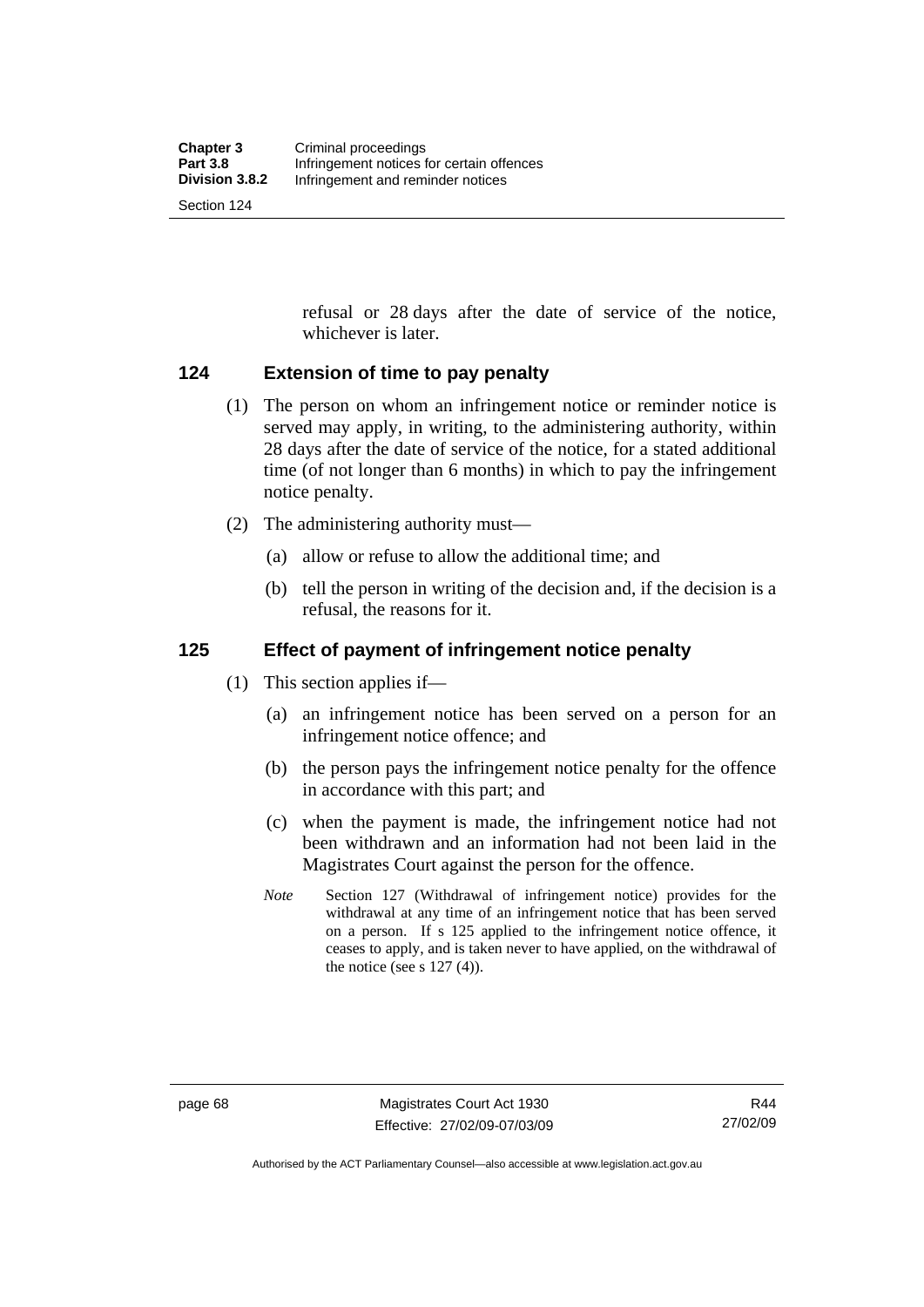refusal or 28 days after the date of service of the notice, whichever is later.

## 124 Extension of time to pay penalty

(1) The person on whom an infringement notice or reminder notice is served may apply, in writing, to the administering authority, within 28 days after the date of service of the notice, for a stated additional time (of not longer than 6 months) in which to pay the infringement notice penalty.

(2) The administering authority must—

  (a) allow or refuse to allow the additional time; and

  (b) tell the person in writing of the decision and, if the decision is a refusal, the reasons for it.

## 125 Effect of payment of infringement notice penalty

(1) This section applies if—

  (a) an infringement notice has been served on a person for an infringement notice offence; and

  (b) the person pays the infringement notice penalty for the offence in accordance with this part; and

  (c) when the payment is made, the infringement notice had not been withdrawn and an information had not been laid in the Magistrates Court against the person for the offence.

*Note* Section 127 (Withdrawal of infringement notice) provides for the withdrawal at any time of an infringement notice that has been served on a person. If s 125 applied to the infringement notice offence, it ceases to apply, and is taken never to have applied, on the withdrawal of the notice (see s 127 (4)).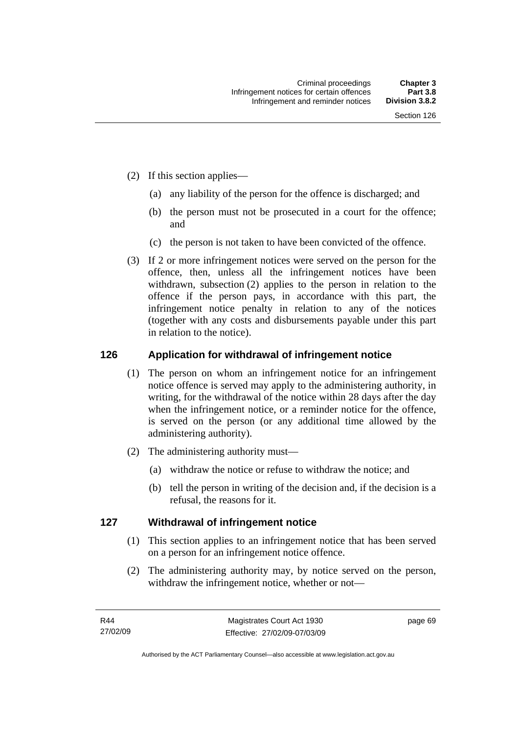(2) If this section applies—

(a) any liability of the person for the offence is discharged; and

(b) the person must not be prosecuted in a court for the offence; and

(c) the person is not taken to have been convicted of the offence.

(3) If 2 or more infringement notices were served on the person for the offence, then, unless all the infringement notices have been withdrawn, subsection (2) applies to the person in relation to the offence if the person pays, in accordance with this part, the infringement notice penalty in relation to any of the notices (together with any costs and disbursements payable under this part in relation to the notice).

## 126 Application for withdrawal of infringement notice

(1) The person on whom an infringement notice for an infringement notice offence is served may apply to the administering authority, in writing, for the withdrawal of the notice within 28 days after the day when the infringement notice, or a reminder notice for the offence, is served on the person (or any additional time allowed by the administering authority).

(2) The administering authority must—

(a) withdraw the notice or refuse to withdraw the notice; and

(b) tell the person in writing of the decision and, if the decision is a refusal, the reasons for it.

## 127 Withdrawal of infringement notice

(1) This section applies to an infringement notice that has been served on a person for an infringement notice offence.

(2) The administering authority may, by notice served on the person, withdraw the infringement notice, whether or not—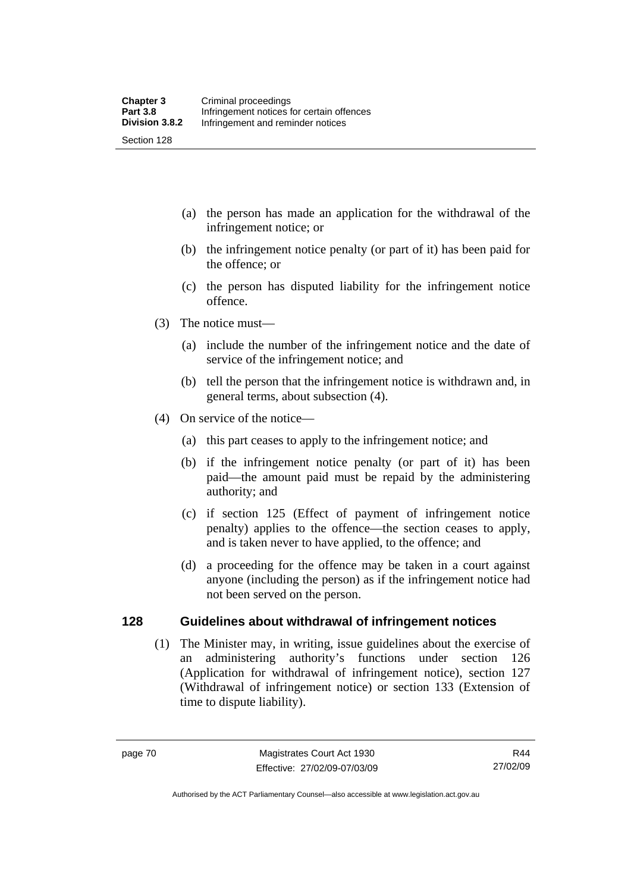(a) the person has made an application for the withdrawal of the infringement notice; or

(b) the infringement notice penalty (or part of it) has been paid for the offence; or

(c) the person has disputed liability for the infringement notice offence.

(3) The notice must—

(a) include the number of the infringement notice and the date of service of the infringement notice; and

(b) tell the person that the infringement notice is withdrawn and, in general terms, about subsection (4).

(4) On service of the notice—

(a) this part ceases to apply to the infringement notice; and

(b) if the infringement notice penalty (or part of it) has been paid—the amount paid must be repaid by the administering authority; and

(c) if section 125 (Effect of payment of infringement notice penalty) applies to the offence—the section ceases to apply, and is taken never to have applied, to the offence; and

(d) a proceeding for the offence may be taken in a court against anyone (including the person) as if the infringement notice had not been served on the person.

## 128 Guidelines about withdrawal of infringement notices

(1) The Minister may, in writing, issue guidelines about the exercise of an administering authority's functions under section 126 (Application for withdrawal of infringement notice), section 127 (Withdrawal of infringement notice) or section 133 (Extension of time to dispute liability).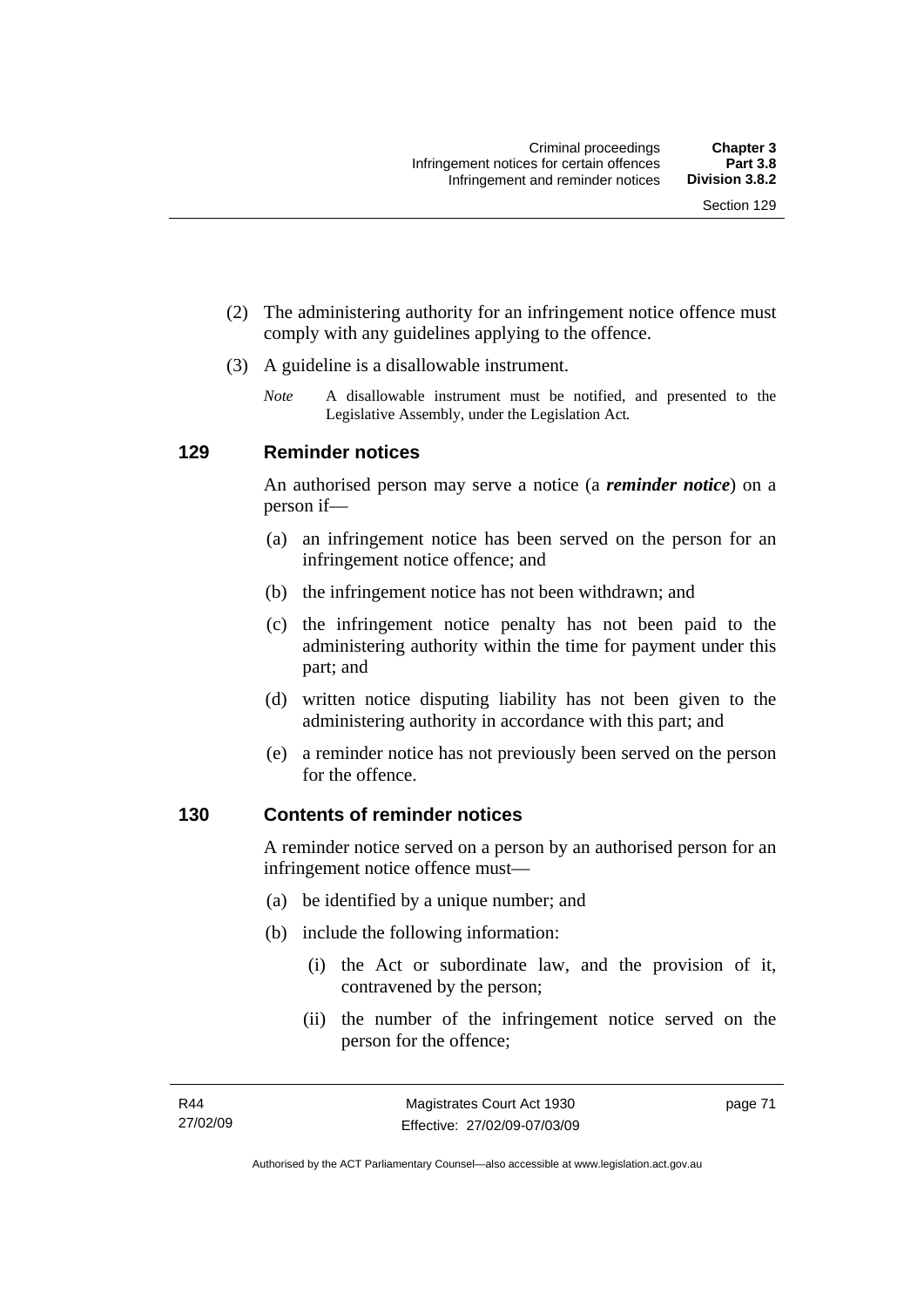(2) The administering authority for an infringement notice offence must comply with any guidelines applying to the offence.

(3) A guideline is a disallowable instrument.

*Note* A disallowable instrument must be notified, and presented to the Legislative Assembly, under the Legislation Act.

## 129 Reminder notices

An authorised person may serve a notice (a ***reminder notice***) on a person if—

(a) an infringement notice has been served on the person for an infringement notice offence; and

(b) the infringement notice has not been withdrawn; and

(c) the infringement notice penalty has not been paid to the administering authority within the time for payment under this part; and

(d) written notice disputing liability has not been given to the administering authority in accordance with this part; and

(e) a reminder notice has not previously been served on the person for the offence.

## 130 Contents of reminder notices

A reminder notice served on a person by an authorised person for an infringement notice offence must—

(a) be identified by a unique number; and

(b) include the following information:

(i) the Act or subordinate law, and the provision of it, contravened by the person;

(ii) the number of the infringement notice served on the person for the offence;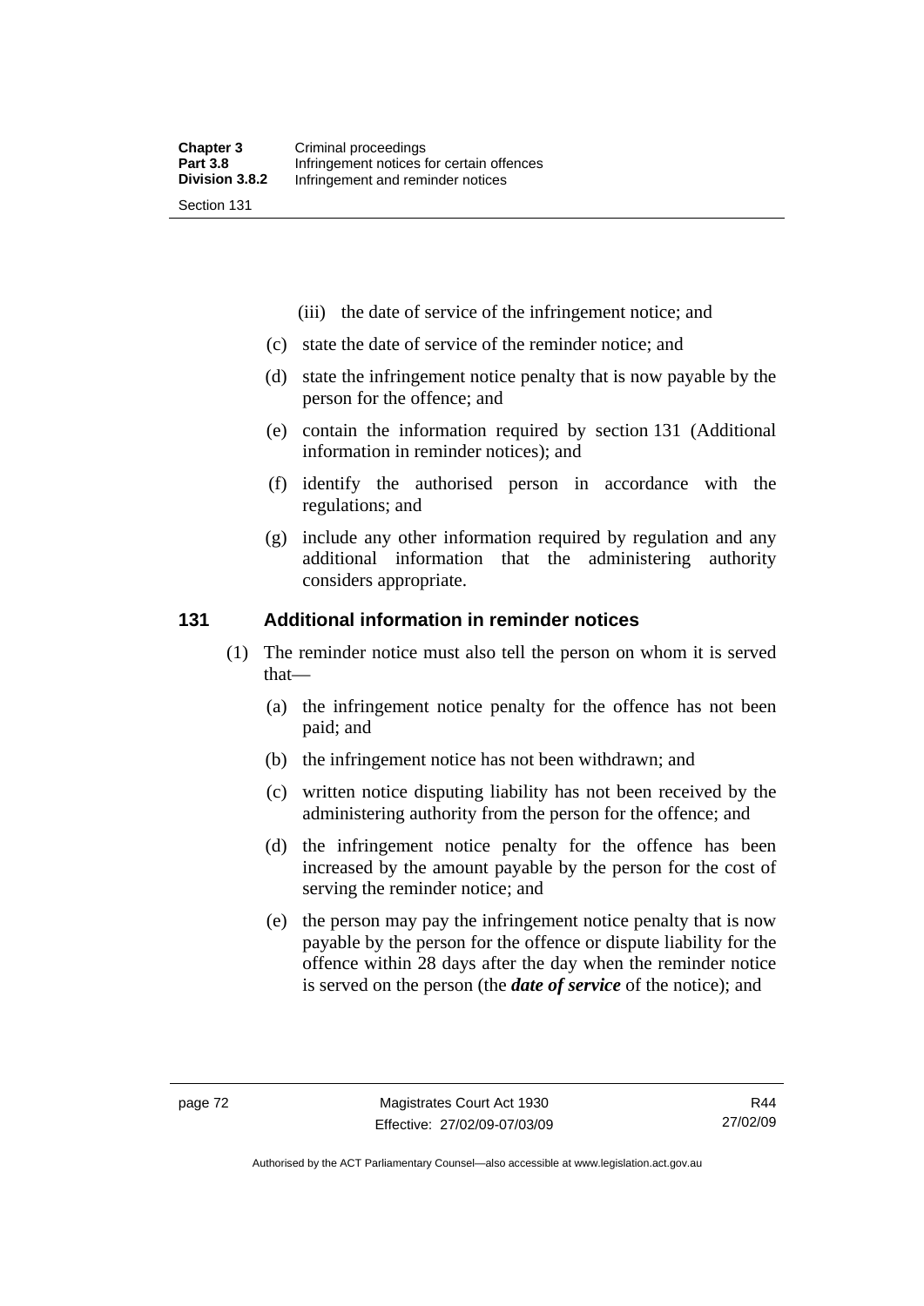(iii) the date of service of the infringement notice; and

(c) state the date of service of the reminder notice; and

(d) state the infringement notice penalty that is now payable by the person for the offence; and

(e) contain the information required by section 131 (Additional information in reminder notices); and

(f) identify the authorised person in accordance with the regulations; and

(g) include any other information required by regulation and any additional information that the administering authority considers appropriate.

## 131 Additional information in reminder notices

(1) The reminder notice must also tell the person on whom it is served that—

(a) the infringement notice penalty for the offence has not been paid; and

(b) the infringement notice has not been withdrawn; and

(c) written notice disputing liability has not been received by the administering authority from the person for the offence; and

(d) the infringement notice penalty for the offence has been increased by the amount payable by the person for the cost of serving the reminder notice; and

(e) the person may pay the infringement notice penalty that is now payable by the person for the offence or dispute liability for the offence within 28 days after the day when the reminder notice is served on the person (the ***date of service*** of the notice); and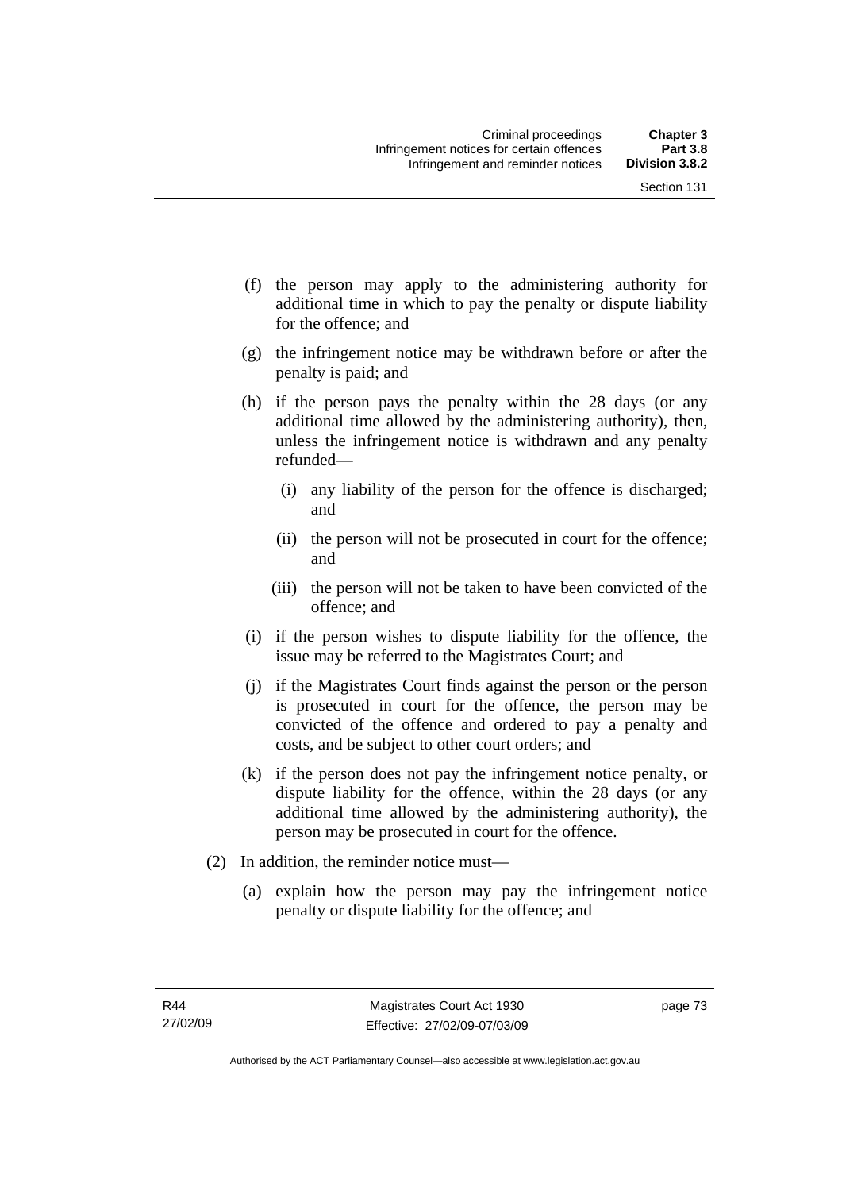(f) the person may apply to the administering authority for additional time in which to pay the penalty or dispute liability for the offence; and

(g) the infringement notice may be withdrawn before or after the penalty is paid; and

(h) if the person pays the penalty within the 28 days (or any additional time allowed by the administering authority), then, unless the infringement notice is withdrawn and any penalty refunded—

   (i) any liability of the person for the offence is discharged; and

   (ii) the person will not be prosecuted in court for the offence; and

   (iii) the person will not be taken to have been convicted of the offence; and

(i) if the person wishes to dispute liability for the offence, the issue may be referred to the Magistrates Court; and

(j) if the Magistrates Court finds against the person or the person is prosecuted in court for the offence, the person may be convicted of the offence and ordered to pay a penalty and costs, and be subject to other court orders; and

(k) if the person does not pay the infringement notice penalty, or dispute liability for the offence, within the 28 days (or any additional time allowed by the administering authority), the person may be prosecuted in court for the offence.

(2) In addition, the reminder notice must—

   (a) explain how the person may pay the infringement notice penalty or dispute liability for the offence; and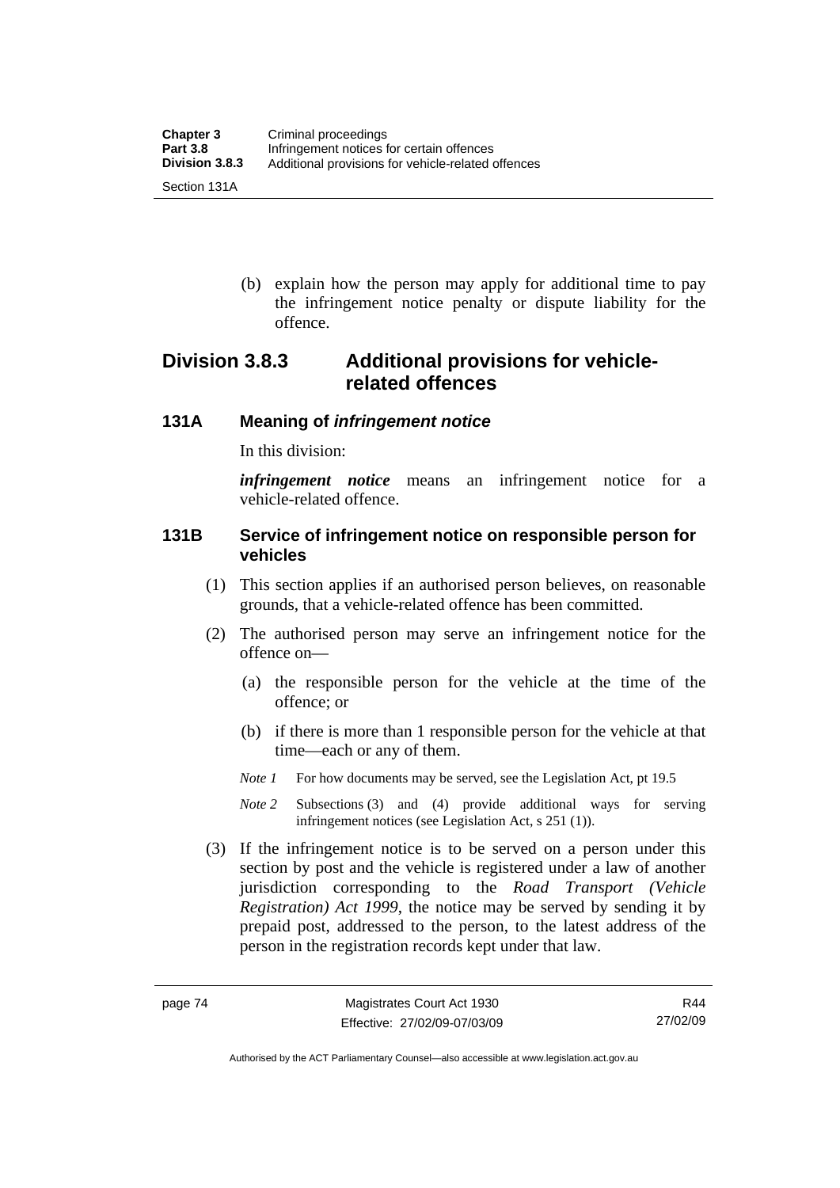(b) explain how the person may apply for additional time to pay the infringement notice penalty or dispute liability for the offence.

## Division 3.8.3 Additional provisions for vehicle-related offences

### 131A Meaning of *infringement notice*

In this division:

***infringement notice*** means an infringement notice for a vehicle-related offence.

### 131B Service of infringement notice on responsible person for vehicles

(1) This section applies if an authorised person believes, on reasonable grounds, that a vehicle-related offence has been committed.

(2) The authorised person may serve an infringement notice for the offence on—

(a) the responsible person for the vehicle at the time of the offence; or

(b) if there is more than 1 responsible person for the vehicle at that time—each or any of them.

*Note 1* For how documents may be served, see the Legislation Act, pt 19.5

*Note 2* Subsections (3) and (4) provide additional ways for serving infringement notices (see Legislation Act, s 251 (1)).

(3) If the infringement notice is to be served on a person under this section by post and the vehicle is registered under a law of another jurisdiction corresponding to the *Road Transport (Vehicle Registration) Act 1999*, the notice may be served by sending it by prepaid post, addressed to the person, to the latest address of the person in the registration records kept under that law.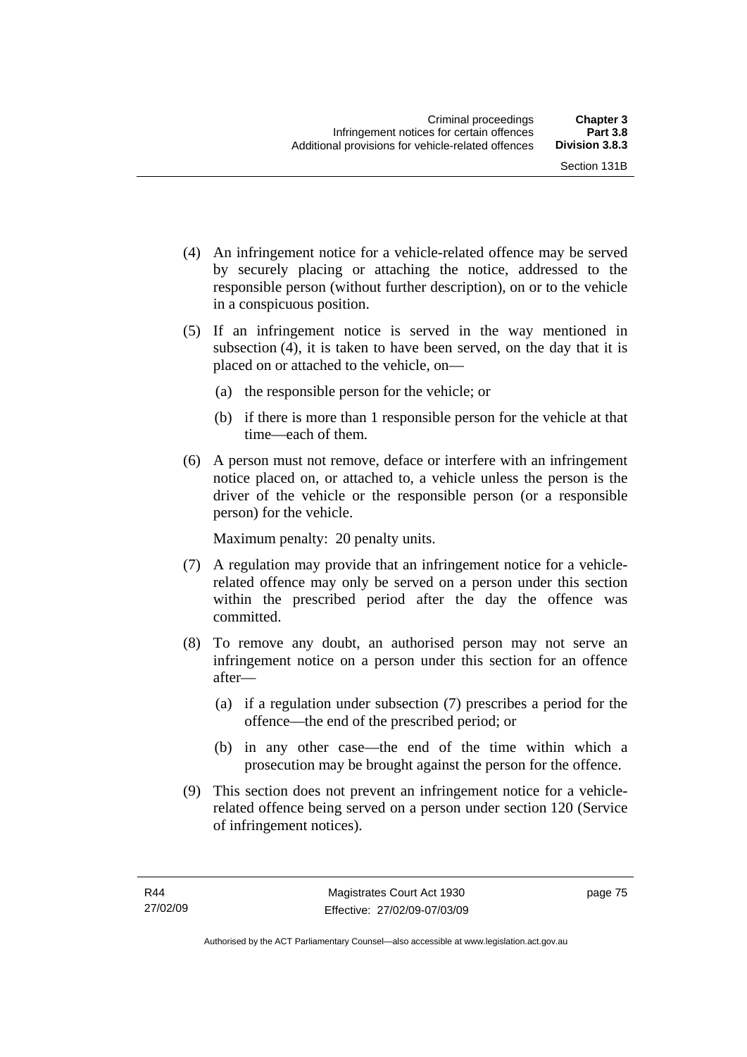(4) An infringement notice for a vehicle-related offence may be served by securely placing or attaching the notice, addressed to the responsible person (without further description), on or to the vehicle in a conspicuous position.

(5) If an infringement notice is served in the way mentioned in subsection (4), it is taken to have been served, on the day that it is placed on or attached to the vehicle, on—

(a) the responsible person for the vehicle; or

(b) if there is more than 1 responsible person for the vehicle at that time—each of them.

(6) A person must not remove, deface or interfere with an infringement notice placed on, or attached to, a vehicle unless the person is the driver of the vehicle or the responsible person (or a responsible person) for the vehicle.

Maximum penalty: 20 penalty units.

(7) A regulation may provide that an infringement notice for a vehicle-related offence may only be served on a person under this section within the prescribed period after the day the offence was committed.

(8) To remove any doubt, an authorised person may not serve an infringement notice on a person under this section for an offence after—

(a) if a regulation under subsection (7) prescribes a period for the offence—the end of the prescribed period; or

(b) in any other case—the end of the time within which a prosecution may be brought against the person for the offence.

(9) This section does not prevent an infringement notice for a vehicle-related offence being served on a person under section 120 (Service of infringement notices).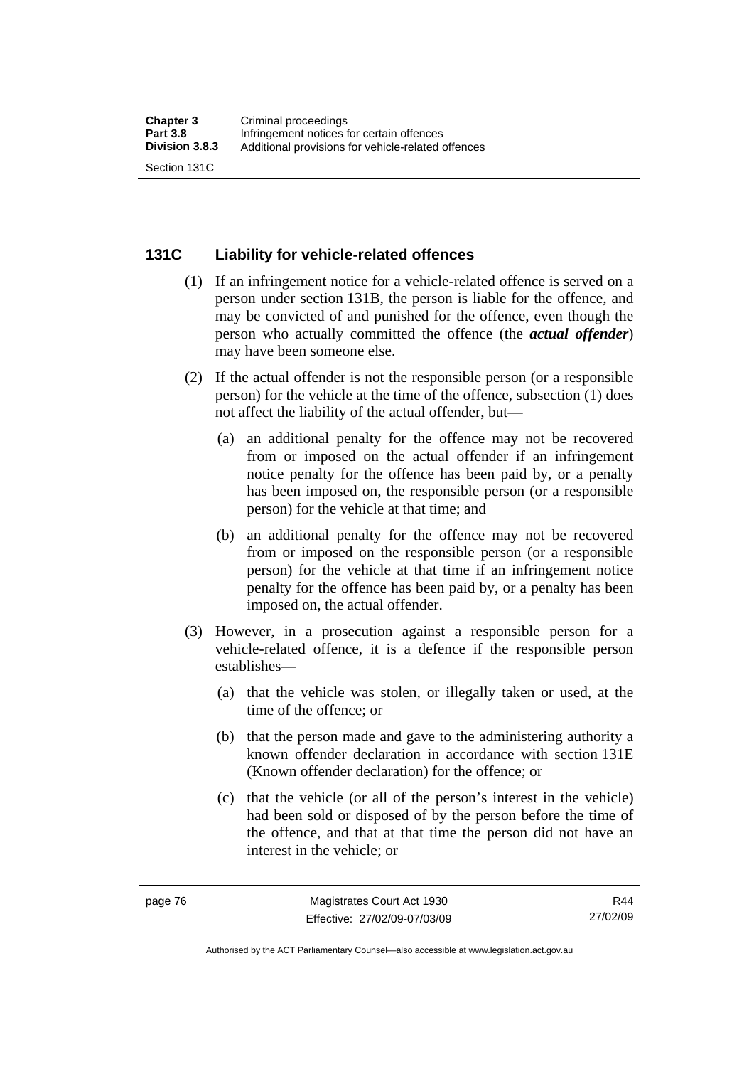## 131C Liability for vehicle-related offences

(1) If an infringement notice for a vehicle-related offence is served on a person under section 131B, the person is liable for the offence, and may be convicted of and punished for the offence, even though the person who actually committed the offence (the ***actual offender***) may have been someone else.

(2) If the actual offender is not the responsible person (or a responsible person) for the vehicle at the time of the offence, subsection (1) does not affect the liability of the actual offender, but—

(a) an additional penalty for the offence may not be recovered from or imposed on the actual offender if an infringement notice penalty for the offence has been paid by, or a penalty has been imposed on, the responsible person (or a responsible person) for the vehicle at that time; and

(b) an additional penalty for the offence may not be recovered from or imposed on the responsible person (or a responsible person) for the vehicle at that time if an infringement notice penalty for the offence has been paid by, or a penalty has been imposed on, the actual offender.

(3) However, in a prosecution against a responsible person for a vehicle-related offence, it is a defence if the responsible person establishes—

(a) that the vehicle was stolen, or illegally taken or used, at the time of the offence; or

(b) that the person made and gave to the administering authority a known offender declaration in accordance with section 131E (Known offender declaration) for the offence; or

(c) that the vehicle (or all of the person's interest in the vehicle) had been sold or disposed of by the person before the time of the offence, and that at that time the person did not have an interest in the vehicle; or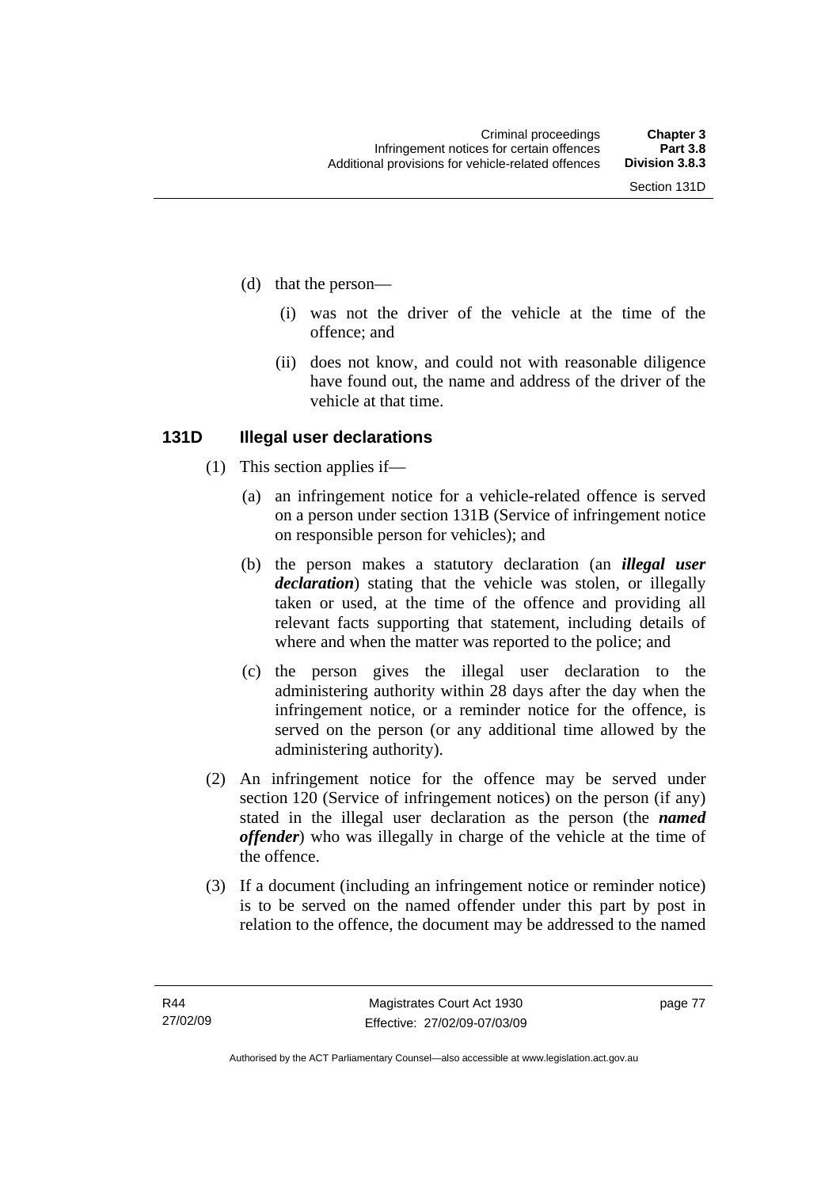(d) that the person—

   (i) was not the driver of the vehicle at the time of the offence; and

   (ii) does not know, and could not with reasonable diligence have found out, the name and address of the driver of the vehicle at that time.

### 131D Illegal user declarations

(1) This section applies if—

   (a) an infringement notice for a vehicle-related offence is served on a person under section 131B (Service of infringement notice on responsible person for vehicles); and

   (b) the person makes a statutory declaration (an ***illegal user declaration***) stating that the vehicle was stolen, or illegally taken or used, at the time of the offence and providing all relevant facts supporting that statement, including details of where and when the matter was reported to the police; and

   (c) the person gives the illegal user declaration to the administering authority within 28 days after the day when the infringement notice, or a reminder notice for the offence, is served on the person (or any additional time allowed by the administering authority).

(2) An infringement notice for the offence may be served under section 120 (Service of infringement notices) on the person (if any) stated in the illegal user declaration as the person (the ***named offender***) who was illegally in charge of the vehicle at the time of the offence.

(3) If a document (including an infringement notice or reminder notice) is to be served on the named offender under this part by post in relation to the offence, the document may be addressed to the named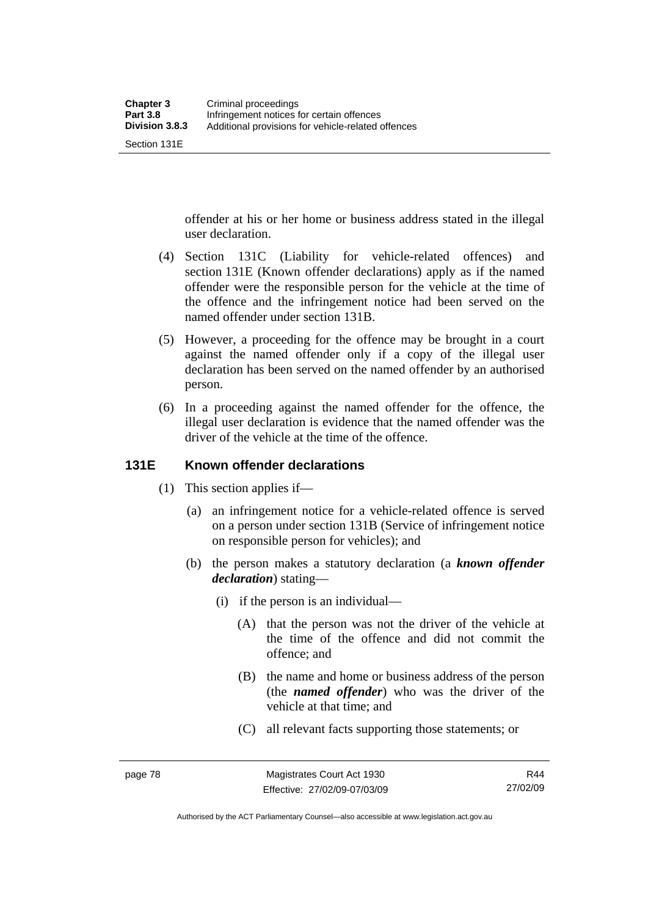offender at his or her home or business address stated in the illegal user declaration.

(4) Section 131C (Liability for vehicle-related offences) and section 131E (Known offender declarations) apply as if the named offender were the responsible person for the vehicle at the time of the offence and the infringement notice had been served on the named offender under section 131B.

(5) However, a proceeding for the offence may be brought in a court against the named offender only if a copy of the illegal user declaration has been served on the named offender by an authorised person.

(6) In a proceeding against the named offender for the offence, the illegal user declaration is evidence that the named offender was the driver of the vehicle at the time of the offence.

### 131E Known offender declarations

(1) This section applies if—

(a) an infringement notice for a vehicle-related offence is served on a person under section 131B (Service of infringement notice on responsible person for vehicles); and

(b) the person makes a statutory declaration (a ***known offender declaration***) stating—

(i) if the person is an individual—

(A) that the person was not the driver of the vehicle at the time of the offence and did not commit the offence; and

(B) the name and home or business address of the person (the ***named offender***) who was the driver of the vehicle at that time; and

(C) all relevant facts supporting those statements; or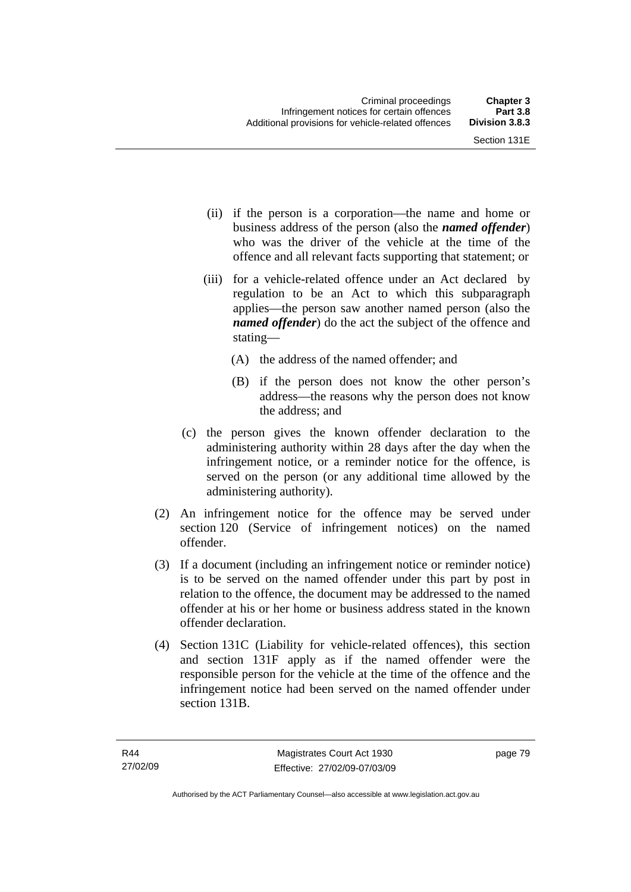(ii) if the person is a corporation—the name and home or business address of the person (also the ***named offender***) who was the driver of the vehicle at the time of the offence and all relevant facts supporting that statement; or

(iii) for a vehicle-related offence under an Act declared by regulation to be an Act to which this subparagraph applies—the person saw another named person (also the ***named offender***) do the act the subject of the offence and stating—

(A) the address of the named offender; and

(B) if the person does not know the other person's address—the reasons why the person does not know the address; and

(c) the person gives the known offender declaration to the administering authority within 28 days after the day when the infringement notice, or a reminder notice for the offence, is served on the person (or any additional time allowed by the administering authority).

(2) An infringement notice for the offence may be served under section 120 (Service of infringement notices) on the named offender.

(3) If a document (including an infringement notice or reminder notice) is to be served on the named offender under this part by post in relation to the offence, the document may be addressed to the named offender at his or her home or business address stated in the known offender declaration.

(4) Section 131C (Liability for vehicle-related offences), this section and section 131F apply as if the named offender were the responsible person for the vehicle at the time of the offence and the infringement notice had been served on the named offender under section 131B.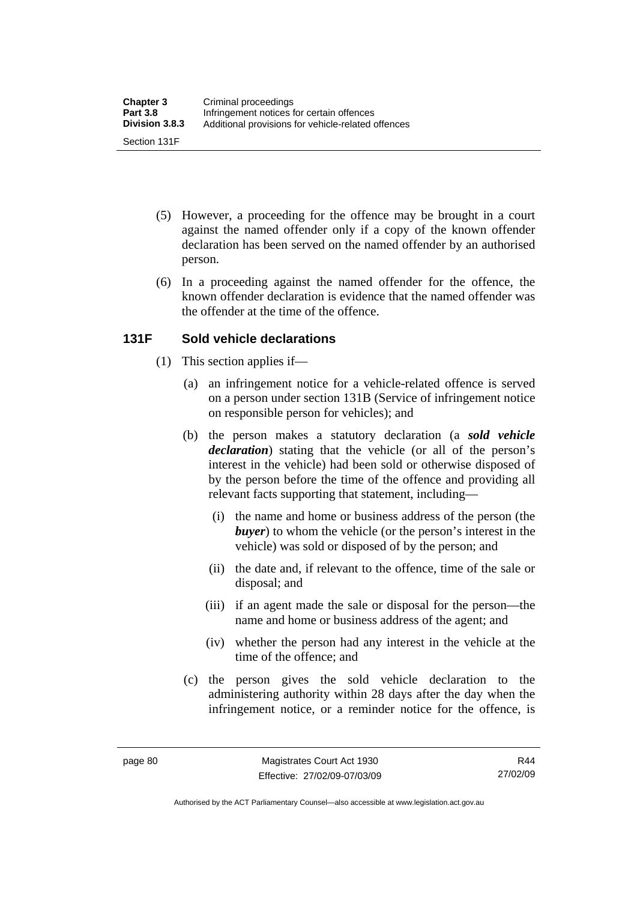(5) However, a proceeding for the offence may be brought in a court against the named offender only if a copy of the known offender declaration has been served on the named offender by an authorised person.

(6) In a proceeding against the named offender for the offence, the known offender declaration is evidence that the named offender was the offender at the time of the offence.

### 131F Sold vehicle declarations

(1) This section applies if—

(a) an infringement notice for a vehicle-related offence is served on a person under section 131B (Service of infringement notice on responsible person for vehicles); and

(b) the person makes a statutory declaration (a ***sold vehicle declaration***) stating that the vehicle (or all of the person's interest in the vehicle) had been sold or otherwise disposed of by the person before the time of the offence and providing all relevant facts supporting that statement, including—

(i) the name and home or business address of the person (the ***buyer***) to whom the vehicle (or the person's interest in the vehicle) was sold or disposed of by the person; and

(ii) the date and, if relevant to the offence, time of the sale or disposal; and

(iii) if an agent made the sale or disposal for the person—the name and home or business address of the agent; and

(iv) whether the person had any interest in the vehicle at the time of the offence; and

(c) the person gives the sold vehicle declaration to the administering authority within 28 days after the day when the infringement notice, or a reminder notice for the offence, is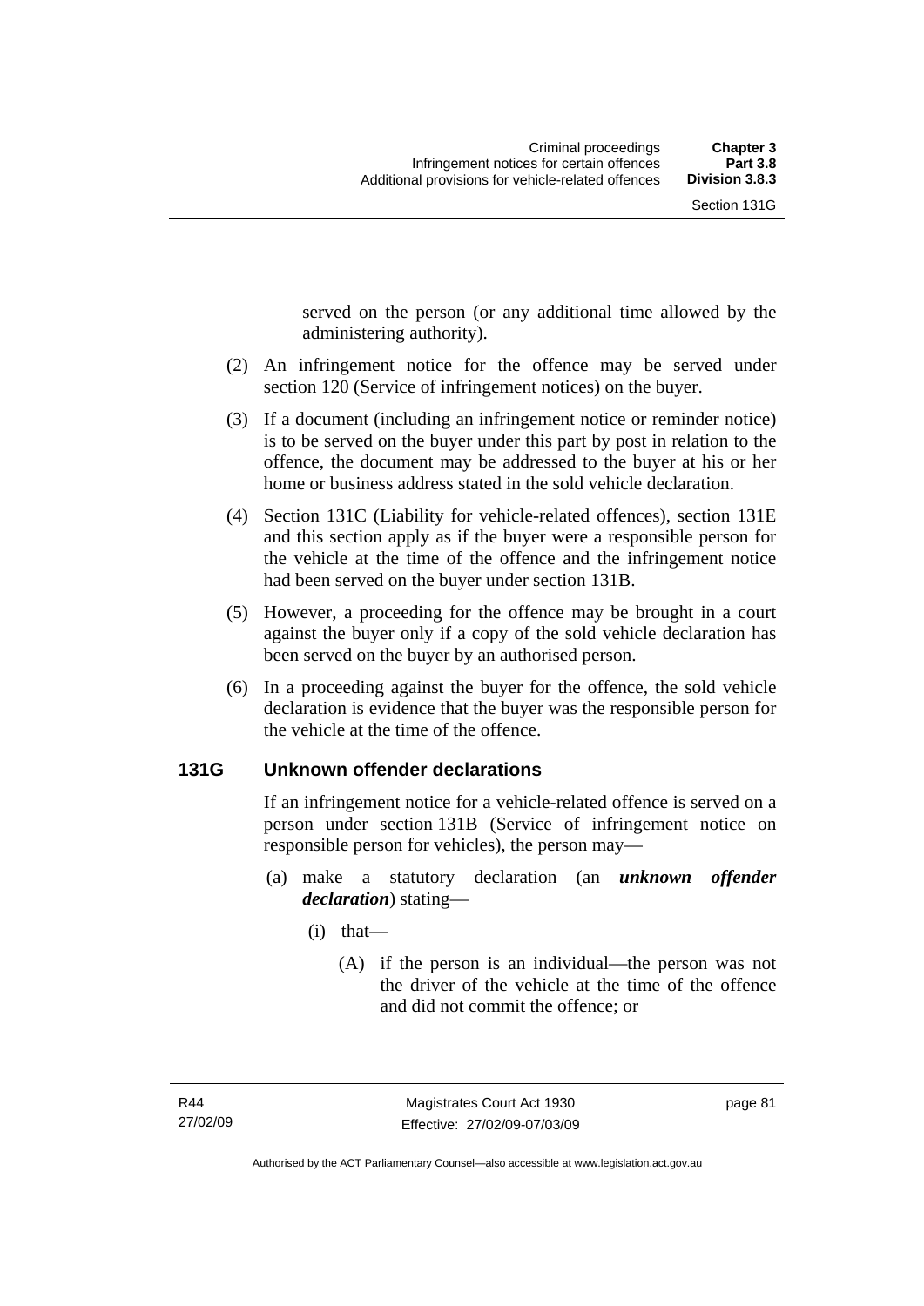served on the person (or any additional time allowed by the administering authority).

(2) An infringement notice for the offence may be served under section 120 (Service of infringement notices) on the buyer.

(3) If a document (including an infringement notice or reminder notice) is to be served on the buyer under this part by post in relation to the offence, the document may be addressed to the buyer at his or her home or business address stated in the sold vehicle declaration.

(4) Section 131C (Liability for vehicle-related offences), section 131E and this section apply as if the buyer were a responsible person for the vehicle at the time of the offence and the infringement notice had been served on the buyer under section 131B.

(5) However, a proceeding for the offence may be brought in a court against the buyer only if a copy of the sold vehicle declaration has been served on the buyer by an authorised person.

(6) In a proceeding against the buyer for the offence, the sold vehicle declaration is evidence that the buyer was the responsible person for the vehicle at the time of the offence.

### 131G Unknown offender declarations

If an infringement notice for a vehicle-related offence is served on a person under section 131B (Service of infringement notice on responsible person for vehicles), the person may—

(a) make a statutory declaration (an ***unknown offender declaration***) stating—

(i) that—

(A) if the person is an individual—the person was not the driver of the vehicle at the time of the offence and did not commit the offence; or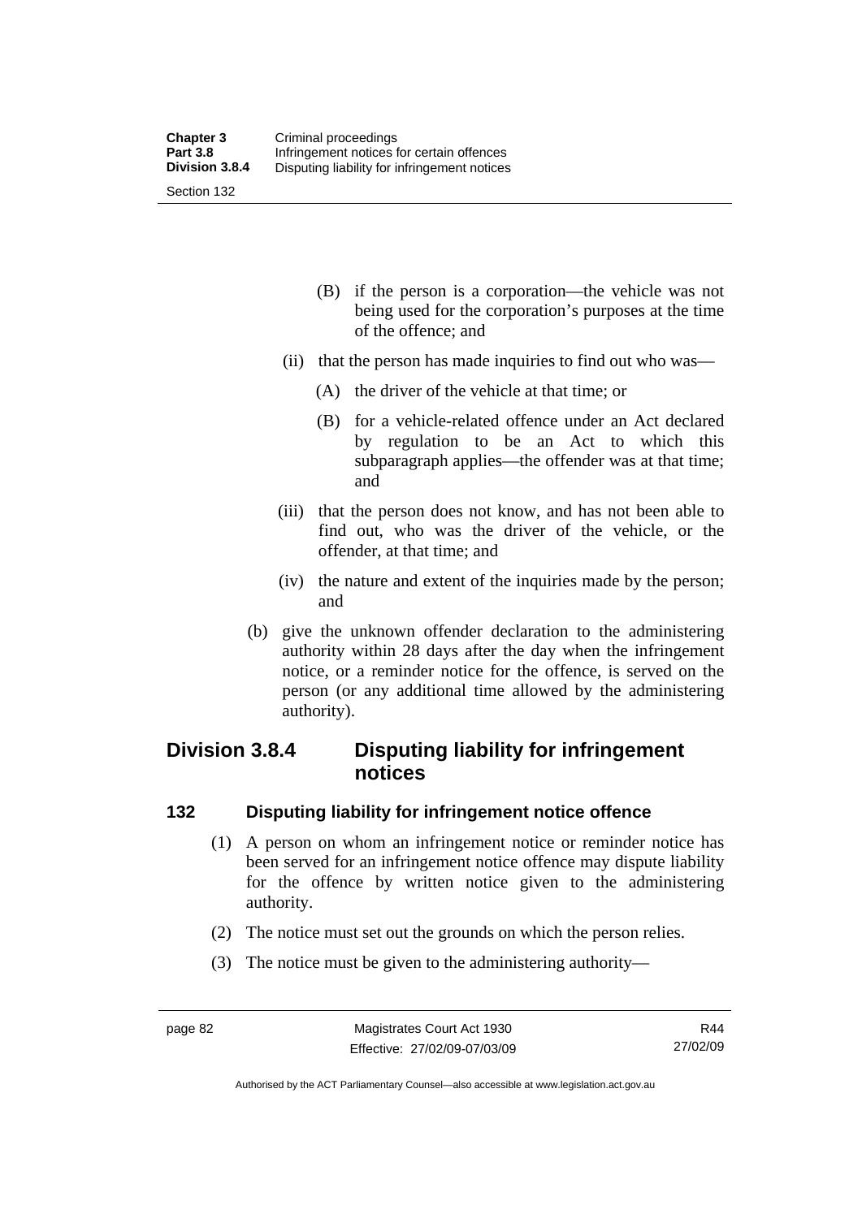(B) if the person is a corporation—the vehicle was not being used for the corporation's purposes at the time of the offence; and

(ii) that the person has made inquiries to find out who was—

(A) the driver of the vehicle at that time; or

(B) for a vehicle-related offence under an Act declared by regulation to be an Act to which this subparagraph applies—the offender was at that time; and

(iii) that the person does not know, and has not been able to find out, who was the driver of the vehicle, or the offender, at that time; and

(iv) the nature and extent of the inquiries made by the person; and

(b) give the unknown offender declaration to the administering authority within 28 days after the day when the infringement notice, or a reminder notice for the offence, is served on the person (or any additional time allowed by the administering authority).

## Division 3.8.4 Disputing liability for infringement notices

### 132 Disputing liability for infringement notice offence

(1) A person on whom an infringement notice or reminder notice has been served for an infringement notice offence may dispute liability for the offence by written notice given to the administering authority.

(2) The notice must set out the grounds on which the person relies.

(3) The notice must be given to the administering authority—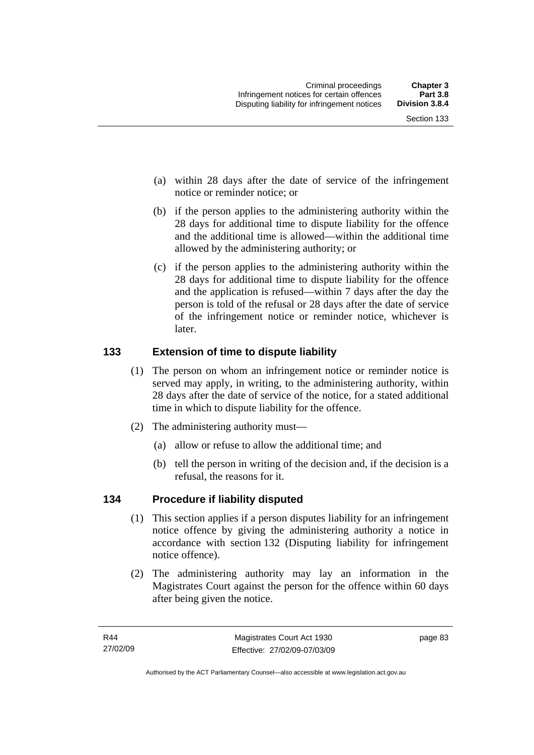(a) within 28 days after the date of service of the infringement notice or reminder notice; or

(b) if the person applies to the administering authority within the 28 days for additional time to dispute liability for the offence and the additional time is allowed—within the additional time allowed by the administering authority; or

(c) if the person applies to the administering authority within the 28 days for additional time to dispute liability for the offence and the application is refused—within 7 days after the day the person is told of the refusal or 28 days after the date of service of the infringement notice or reminder notice, whichever is later.

## 133 Extension of time to dispute liability

(1) The person on whom an infringement notice or reminder notice is served may apply, in writing, to the administering authority, within 28 days after the date of service of the notice, for a stated additional time in which to dispute liability for the offence.

(2) The administering authority must—

(a) allow or refuse to allow the additional time; and

(b) tell the person in writing of the decision and, if the decision is a refusal, the reasons for it.

## 134 Procedure if liability disputed

(1) This section applies if a person disputes liability for an infringement notice offence by giving the administering authority a notice in accordance with section 132 (Disputing liability for infringement notice offence).

(2) The administering authority may lay an information in the Magistrates Court against the person for the offence within 60 days after being given the notice.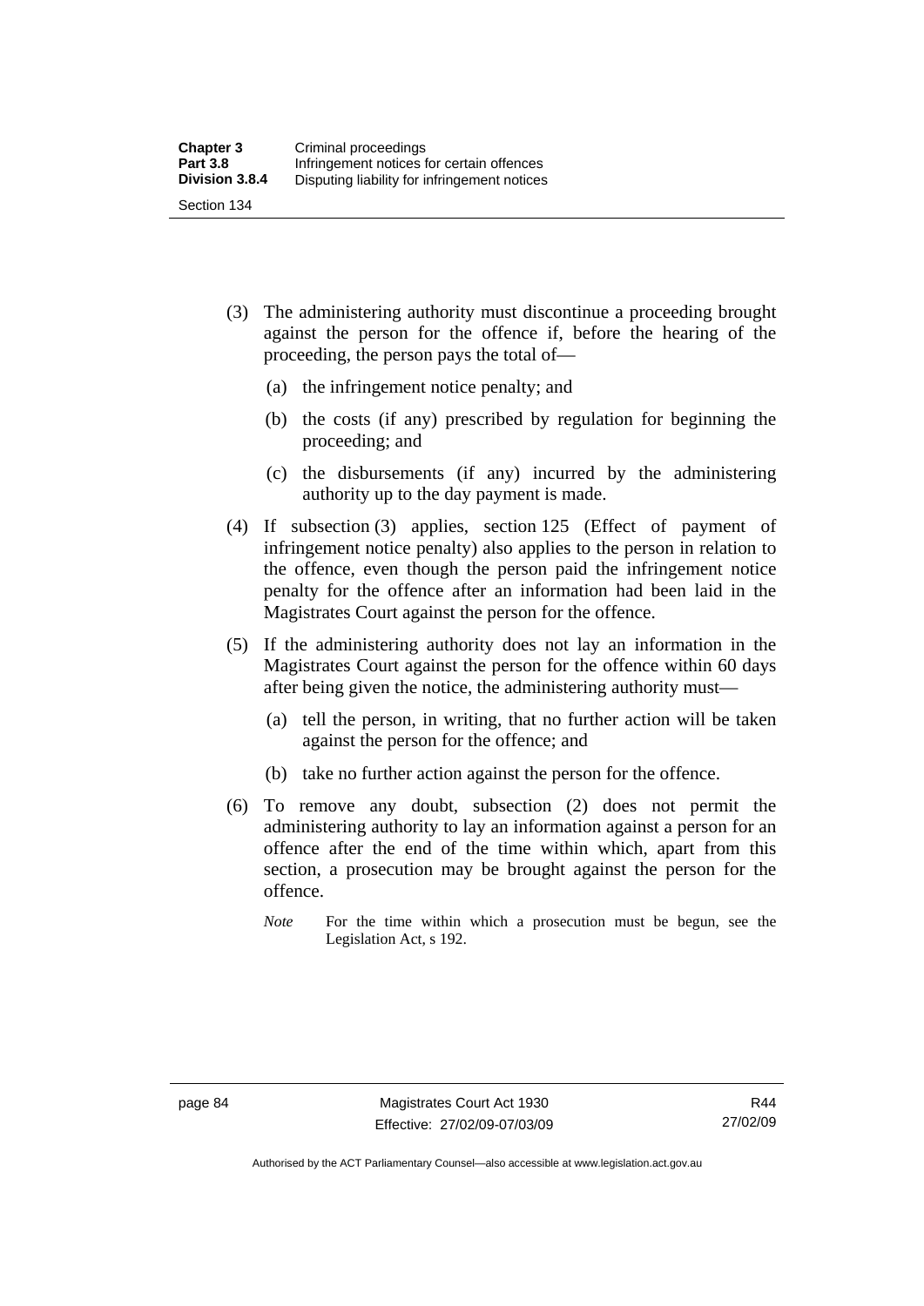(3) The administering authority must discontinue a proceeding brought against the person for the offence if, before the hearing of the proceeding, the person pays the total of—

(a) the infringement notice penalty; and

(b) the costs (if any) prescribed by regulation for beginning the proceeding; and

(c) the disbursements (if any) incurred by the administering authority up to the day payment is made.

(4) If subsection (3) applies, section 125 (Effect of payment of infringement notice penalty) also applies to the person in relation to the offence, even though the person paid the infringement notice penalty for the offence after an information had been laid in the Magistrates Court against the person for the offence.

(5) If the administering authority does not lay an information in the Magistrates Court against the person for the offence within 60 days after being given the notice, the administering authority must—

(a) tell the person, in writing, that no further action will be taken against the person for the offence; and

(b) take no further action against the person for the offence.

(6) To remove any doubt, subsection (2) does not permit the administering authority to lay an information against a person for an offence after the end of the time within which, apart from this section, a prosecution may be brought against the person for the offence.

*Note* For the time within which a prosecution must be begun, see the Legislation Act, s 192.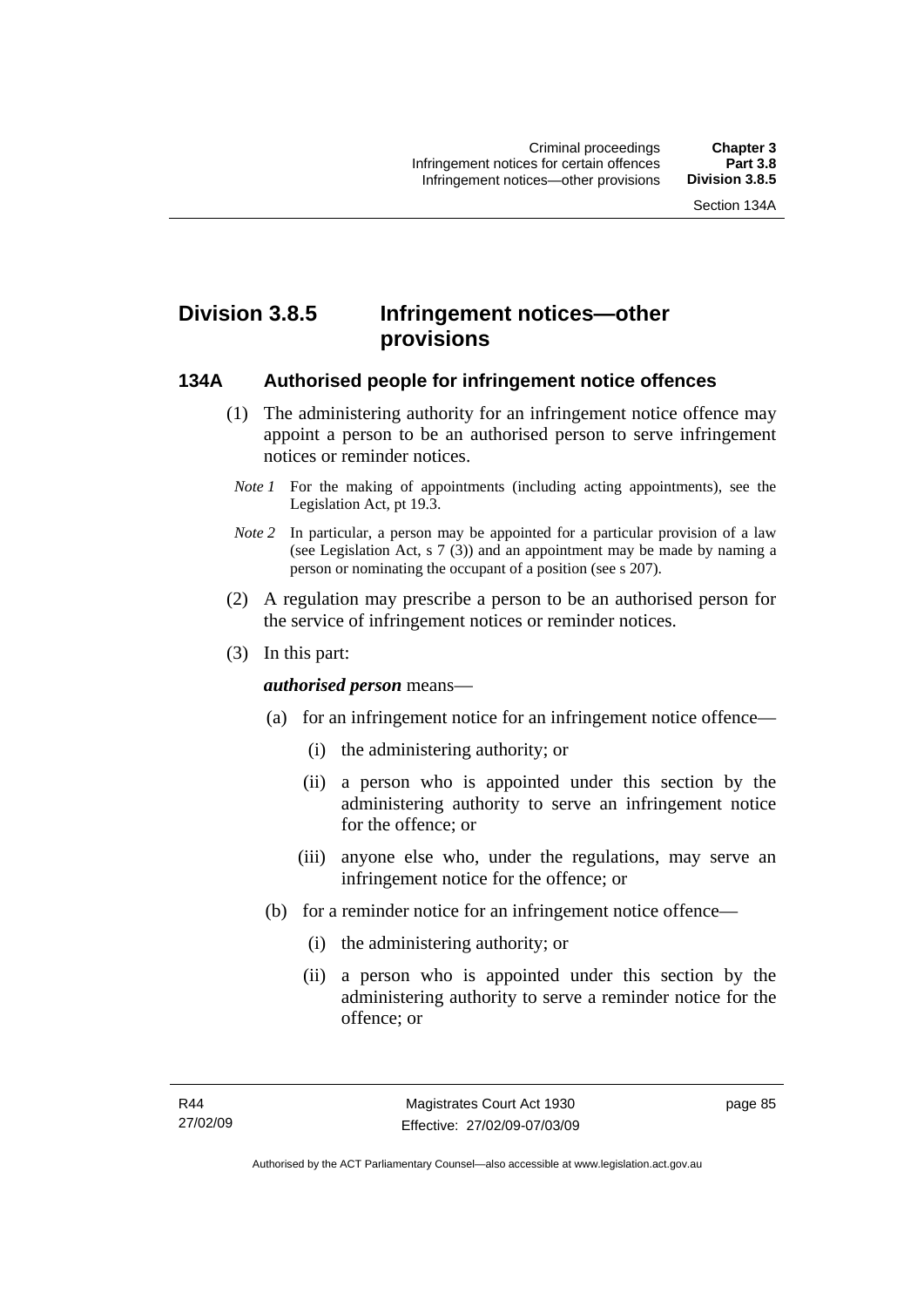# Division 3.8.5 Infringement notices—other provisions

### 134A Authorised people for infringement notice offences

(1) The administering authority for an infringement notice offence may appoint a person to be an authorised person to serve infringement notices or reminder notices.

*Note 1* For the making of appointments (including acting appointments), see the Legislation Act, pt 19.3.

*Note 2* In particular, a person may be appointed for a particular provision of a law (see Legislation Act, s 7 (3)) and an appointment may be made by naming a person or nominating the occupant of a position (see s 207).

(2) A regulation may prescribe a person to be an authorised person for the service of infringement notices or reminder notices.

(3) In this part:

***authorised person*** means—

(a) for an infringement notice for an infringement notice offence—

(i) the administering authority; or

(ii) a person who is appointed under this section by the administering authority to serve an infringement notice for the offence; or

(iii) anyone else who, under the regulations, may serve an infringement notice for the offence; or

(b) for a reminder notice for an infringement notice offence—

(i) the administering authority; or

(ii) a person who is appointed under this section by the administering authority to serve a reminder notice for the offence; or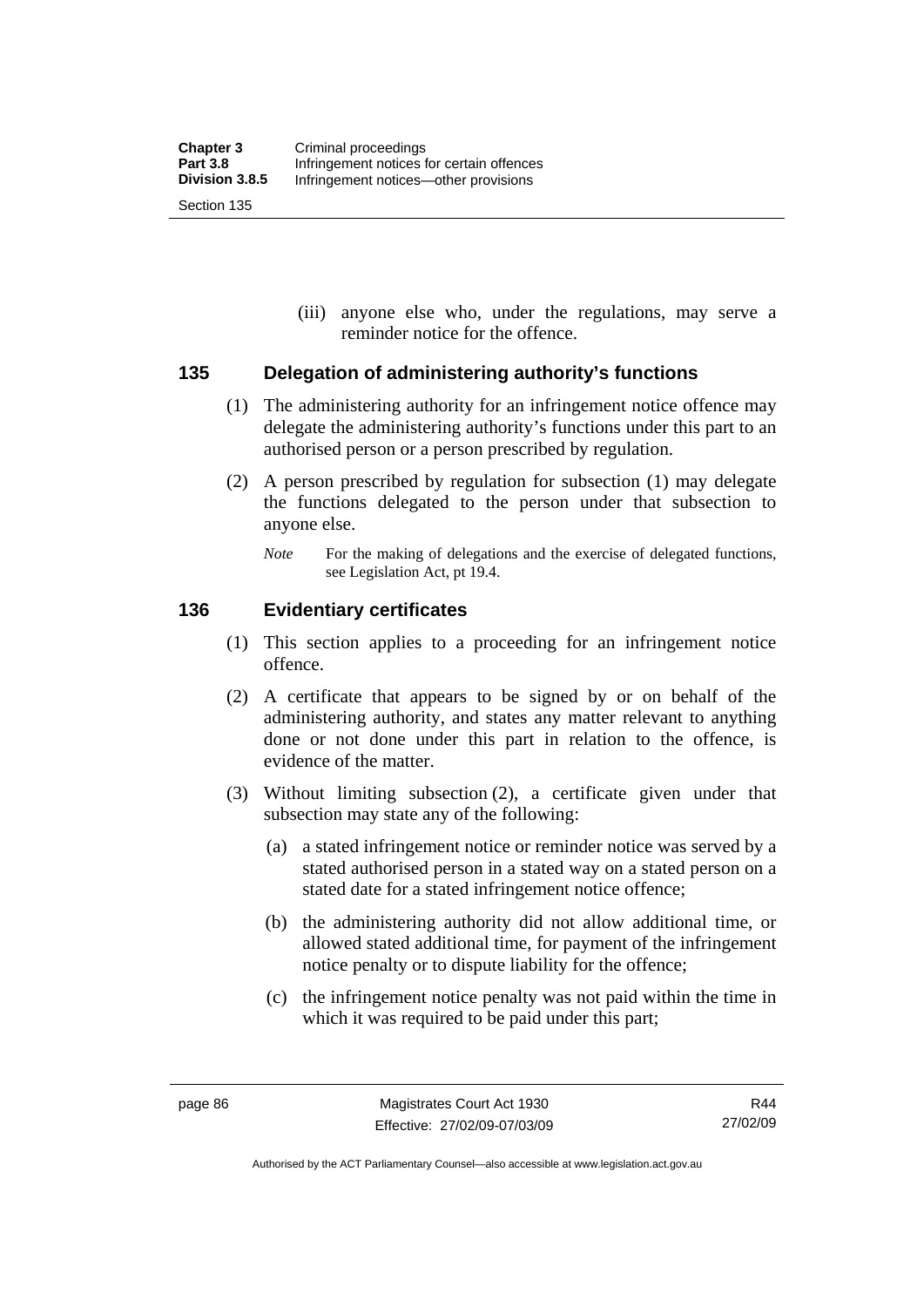(iii) anyone else who, under the regulations, may serve a reminder notice for the offence.

## 135 Delegation of administering authority's functions

(1) The administering authority for an infringement notice offence may delegate the administering authority's functions under this part to an authorised person or a person prescribed by regulation.

(2) A person prescribed by regulation for subsection (1) may delegate the functions delegated to the person under that subsection to anyone else.

*Note* For the making of delegations and the exercise of delegated functions, see Legislation Act, pt 19.4.

## 136 Evidentiary certificates

(1) This section applies to a proceeding for an infringement notice offence.

(2) A certificate that appears to be signed by or on behalf of the administering authority, and states any matter relevant to anything done or not done under this part in relation to the offence, is evidence of the matter.

(3) Without limiting subsection (2), a certificate given under that subsection may state any of the following:

(a) a stated infringement notice or reminder notice was served by a stated authorised person in a stated way on a stated person on a stated date for a stated infringement notice offence;

(b) the administering authority did not allow additional time, or allowed stated additional time, for payment of the infringement notice penalty or to dispute liability for the offence;

(c) the infringement notice penalty was not paid within the time in which it was required to be paid under this part;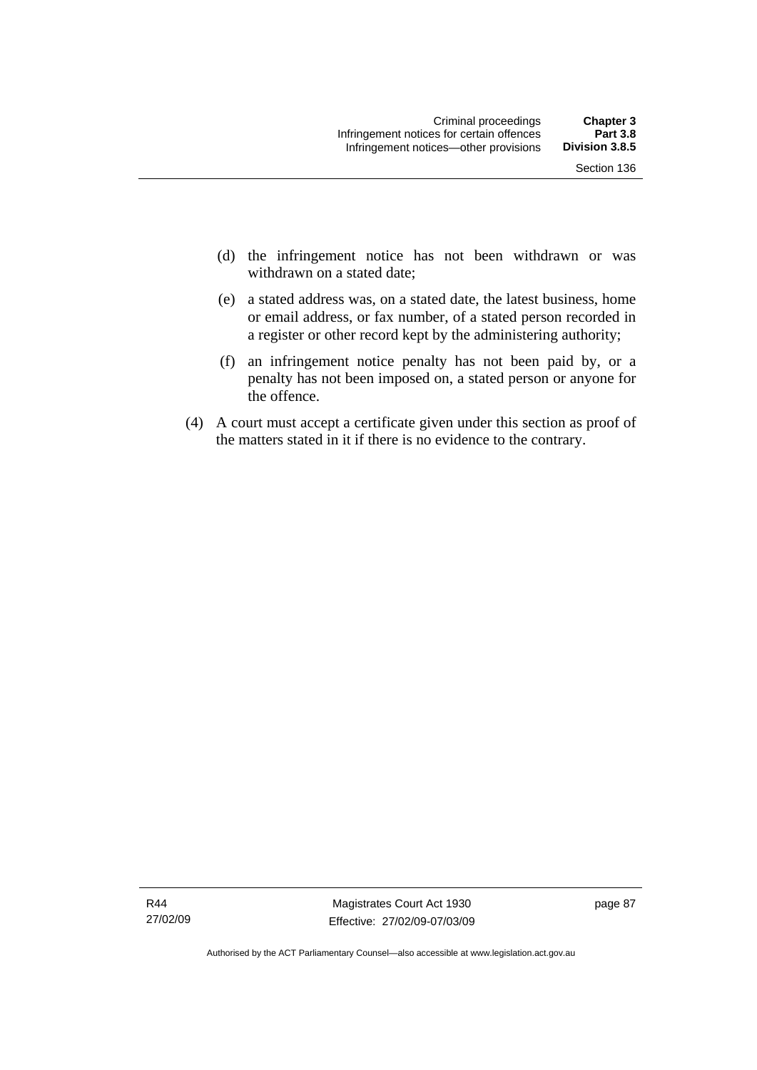(d) the infringement notice has not been withdrawn or was withdrawn on a stated date;

(e) a stated address was, on a stated date, the latest business, home or email address, or fax number, of a stated person recorded in a register or other record kept by the administering authority;

(f) an infringement notice penalty has not been paid by, or a penalty has not been imposed on, a stated person or anyone for the offence.

(4) A court must accept a certificate given under this section as proof of the matters stated in it if there is no evidence to the contrary.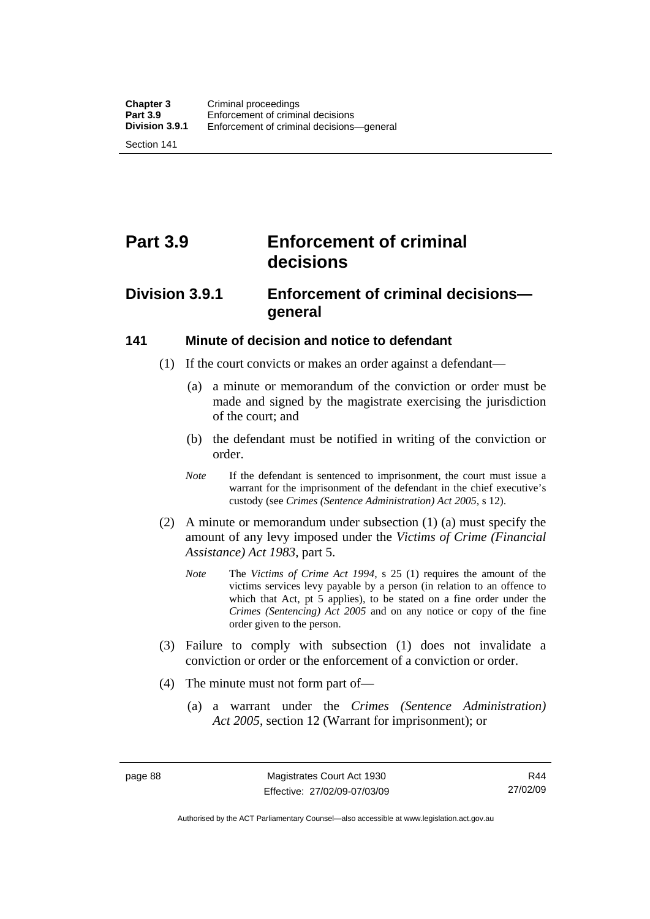# Part 3.9 Enforcement of criminal decisions

## Division 3.9.1 Enforcement of criminal decisions—general

### 141 Minute of decision and notice to defendant

(1) If the court convicts or makes an order against a defendant—

(a) a minute or memorandum of the conviction or order must be made and signed by the magistrate exercising the jurisdiction of the court; and

(b) the defendant must be notified in writing of the conviction or order.

*Note* If the defendant is sentenced to imprisonment, the court must issue a warrant for the imprisonment of the defendant in the chief executive's custody (see *Crimes (Sentence Administration) Act 2005*, s 12).

(2) A minute or memorandum under subsection (1) (a) must specify the amount of any levy imposed under the *Victims of Crime (Financial Assistance) Act 1983*, part 5.

*Note* The *Victims of Crime Act 1994*, s 25 (1) requires the amount of the victims services levy payable by a person (in relation to an offence to which that Act, pt 5 applies), to be stated on a fine order under the *Crimes (Sentencing) Act 2005* and on any notice or copy of the fine order given to the person.

(3) Failure to comply with subsection (1) does not invalidate a conviction or order or the enforcement of a conviction or order.

(4) The minute must not form part of—

(a) a warrant under the *Crimes (Sentence Administration) Act 2005*, section 12 (Warrant for imprisonment); or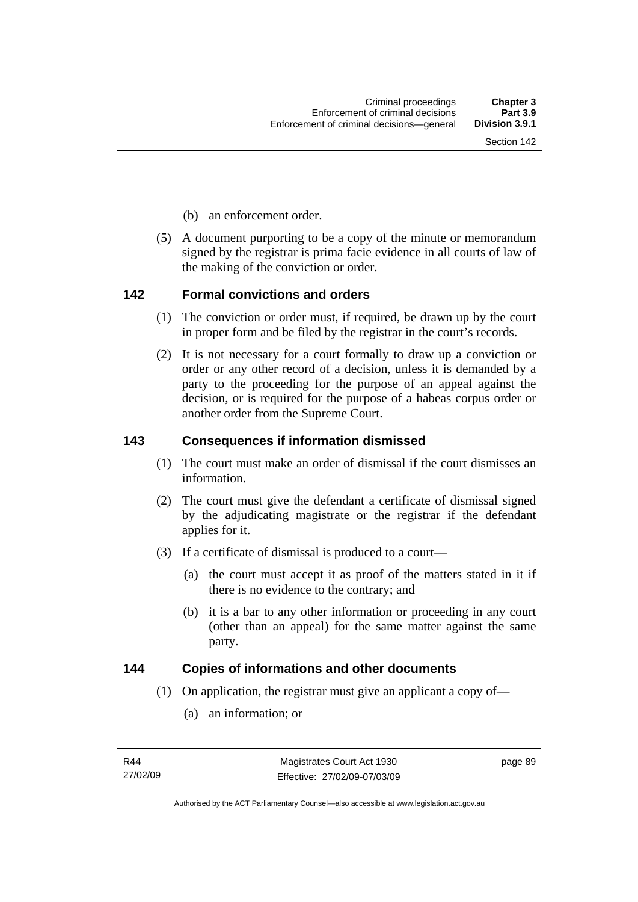(b) an enforcement order.

(5) A document purporting to be a copy of the minute or memorandum signed by the registrar is prima facie evidence in all courts of law of the making of the conviction or order.

## 142 Formal convictions and orders

(1) The conviction or order must, if required, be drawn up by the court in proper form and be filed by the registrar in the court's records.

(2) It is not necessary for a court formally to draw up a conviction or order or any other record of a decision, unless it is demanded by a party to the proceeding for the purpose of an appeal against the decision, or is required for the purpose of a habeas corpus order or another order from the Supreme Court.

## 143 Consequences if information dismissed

(1) The court must make an order of dismissal if the court dismisses an information.

(2) The court must give the defendant a certificate of dismissal signed by the adjudicating magistrate or the registrar if the defendant applies for it.

(3) If a certificate of dismissal is produced to a court—

(a) the court must accept it as proof of the matters stated in it if there is no evidence to the contrary; and

(b) it is a bar to any other information or proceeding in any court (other than an appeal) for the same matter against the same party.

## 144 Copies of informations and other documents

(1) On application, the registrar must give an applicant a copy of—

(a) an information; or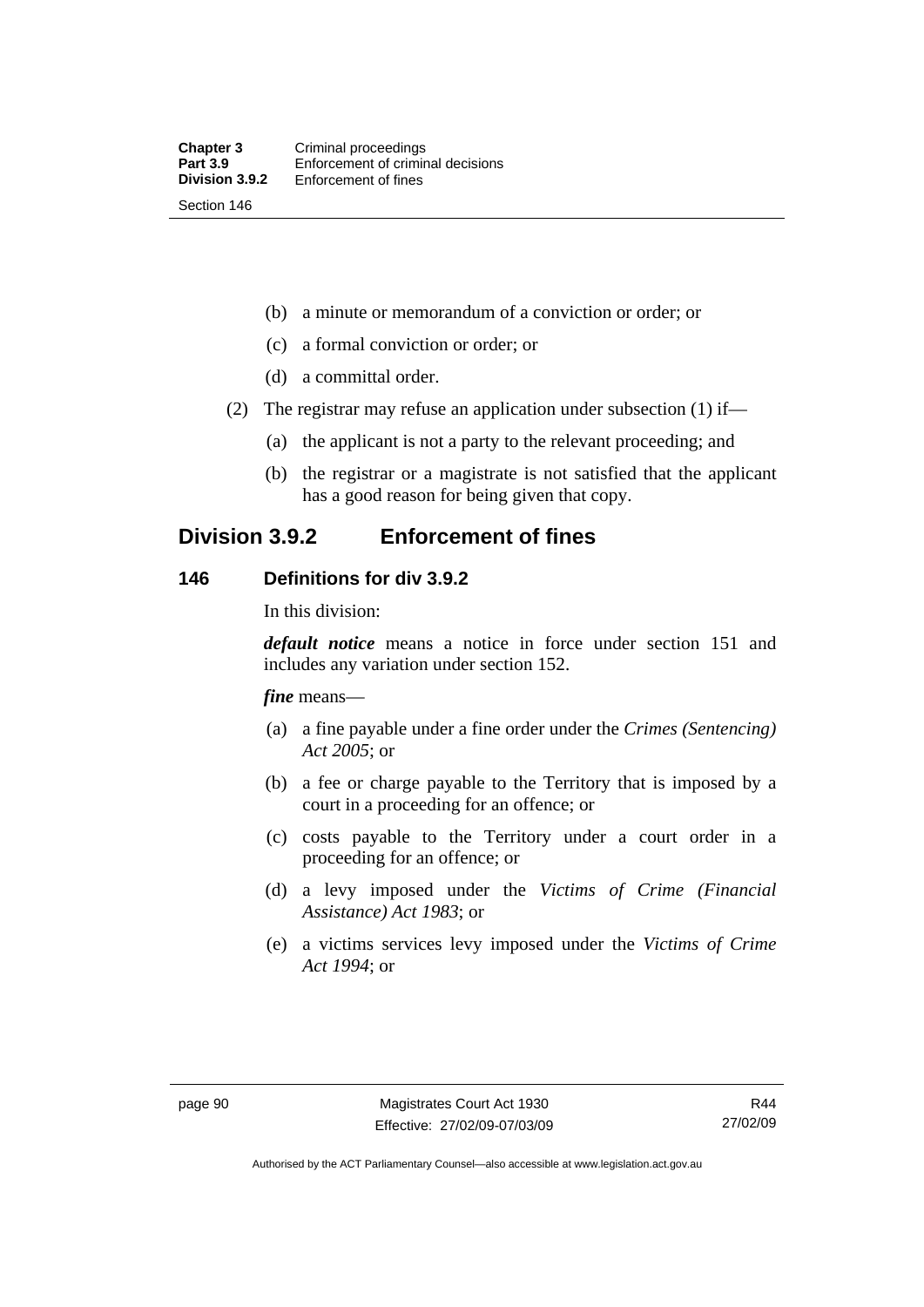(b) a minute or memorandum of a conviction or order; or

(c) a formal conviction or order; or

(d) a committal order.

(2) The registrar may refuse an application under subsection (1) if—

(a) the applicant is not a party to the relevant proceeding; and

(b) the registrar or a magistrate is not satisfied that the applicant has a good reason for being given that copy.

## Division 3.9.2 Enforcement of fines

### 146 Definitions for div 3.9.2

In this division:

***default notice*** means a notice in force under section 151 and includes any variation under section 152.

***fine*** means—

(a) a fine payable under a fine order under the *Crimes (Sentencing) Act 2005*; or

(b) a fee or charge payable to the Territory that is imposed by a court in a proceeding for an offence; or

(c) costs payable to the Territory under a court order in a proceeding for an offence; or

(d) a levy imposed under the *Victims of Crime (Financial Assistance) Act 1983*; or

(e) a victims services levy imposed under the *Victims of Crime Act 1994*; or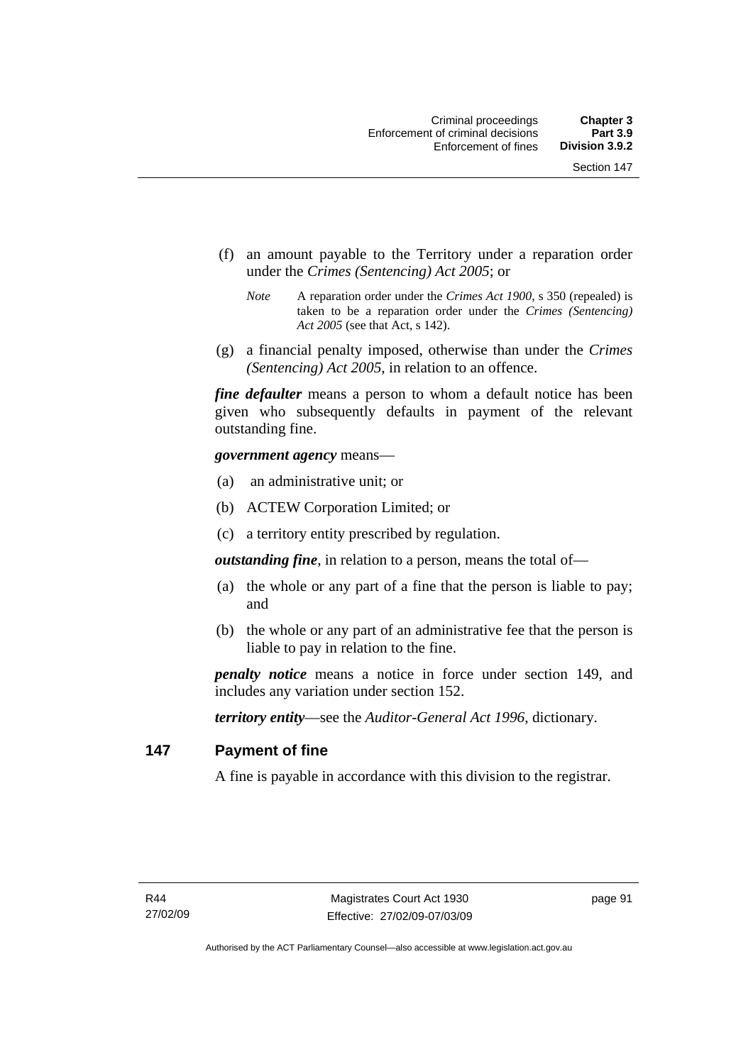(f) an amount payable to the Territory under a reparation order under the *Crimes (Sentencing) Act 2005*; or

*Note* A reparation order under the *Crimes Act 1900*, s 350 (repealed) is taken to be a reparation order under the *Crimes (Sentencing) Act 2005* (see that Act, s 142).

(g) a financial penalty imposed, otherwise than under the *Crimes (Sentencing) Act 2005*, in relation to an offence.

***fine defaulter*** means a person to whom a default notice has been given who subsequently defaults in payment of the relevant outstanding fine.

***government agency*** means—

(a) an administrative unit; or

(b) ACTEW Corporation Limited; or

(c) a territory entity prescribed by regulation.

***outstanding fine***, in relation to a person, means the total of—

(a) the whole or any part of a fine that the person is liable to pay; and

(b) the whole or any part of an administrative fee that the person is liable to pay in relation to the fine.

***penalty notice*** means a notice in force under section 149, and includes any variation under section 152.

***territory entity***—see the *Auditor-General Act 1996*, dictionary.

## 147 Payment of fine

A fine is payable in accordance with this division to the registrar.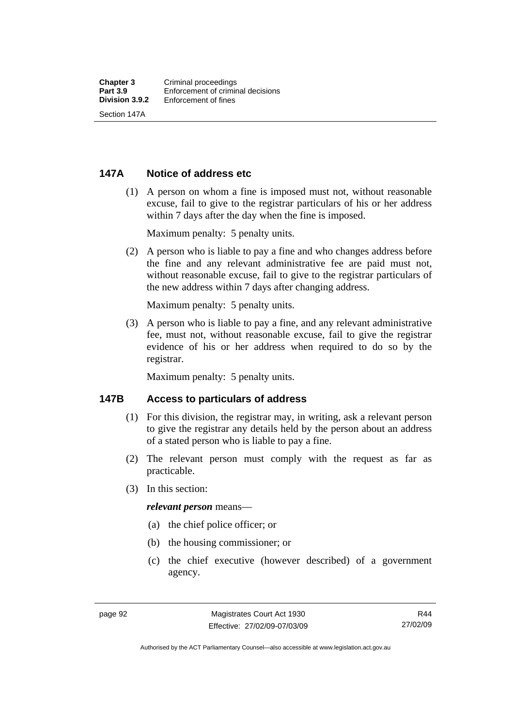### 147A Notice of address etc

(1) A person on whom a fine is imposed must not, without reasonable excuse, fail to give to the registrar particulars of his or her address within 7 days after the day when the fine is imposed.

Maximum penalty: 5 penalty units.

(2) A person who is liable to pay a fine and who changes address before the fine and any relevant administrative fee are paid must not, without reasonable excuse, fail to give to the registrar particulars of the new address within 7 days after changing address.

Maximum penalty: 5 penalty units.

(3) A person who is liable to pay a fine, and any relevant administrative fee, must not, without reasonable excuse, fail to give the registrar evidence of his or her address when required to do so by the registrar.

Maximum penalty: 5 penalty units.

### 147B Access to particulars of address

(1) For this division, the registrar may, in writing, ask a relevant person to give the registrar any details held by the person about an address of a stated person who is liable to pay a fine.

(2) The relevant person must comply with the request as far as practicable.

(3) In this section:

***relevant person*** means—

(a) the chief police officer; or

(b) the housing commissioner; or

(c) the chief executive (however described) of a government agency.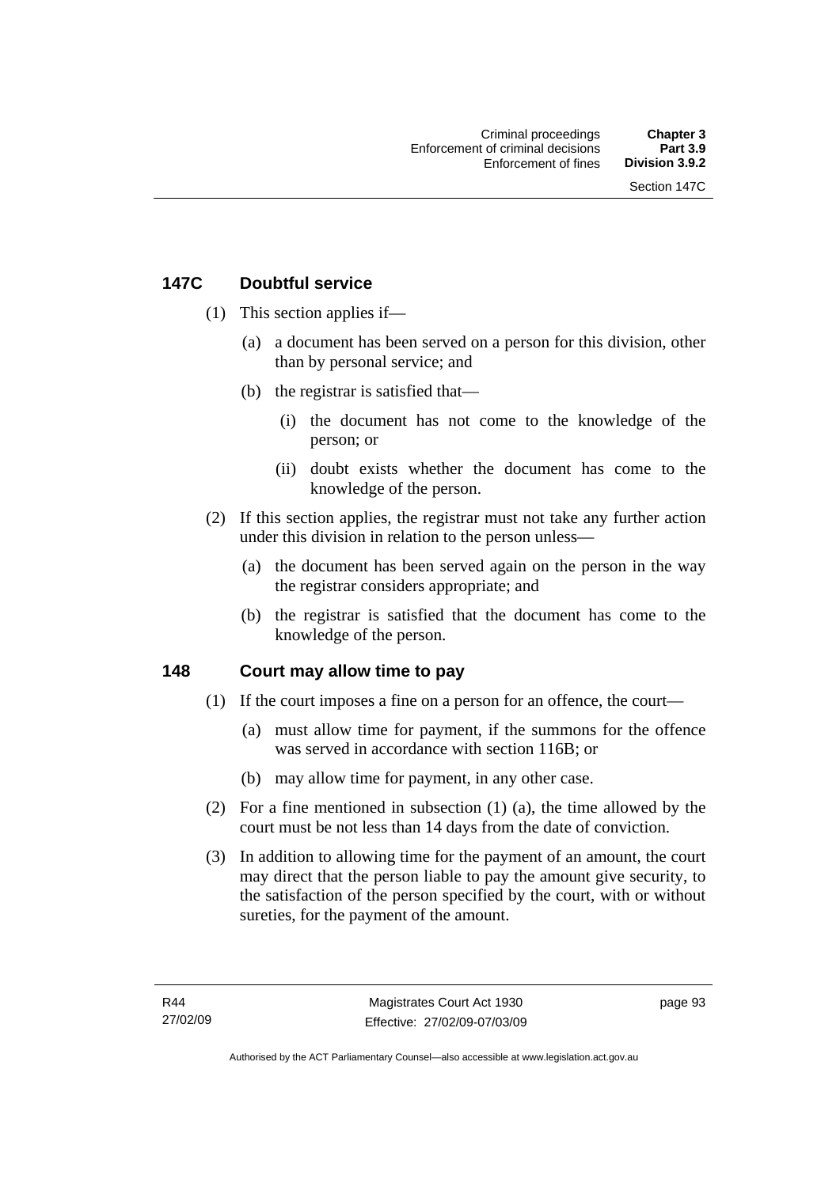## 147C Doubtful service

(1) This section applies if—

(a) a document has been served on a person for this division, other than by personal service; and

(b) the registrar is satisfied that—

(i) the document has not come to the knowledge of the person; or

(ii) doubt exists whether the document has come to the knowledge of the person.

(2) If this section applies, the registrar must not take any further action under this division in relation to the person unless—

(a) the document has been served again on the person in the way the registrar considers appropriate; and

(b) the registrar is satisfied that the document has come to the knowledge of the person.

## 148 Court may allow time to pay

(1) If the court imposes a fine on a person for an offence, the court—

(a) must allow time for payment, if the summons for the offence was served in accordance with section 116B; or

(b) may allow time for payment, in any other case.

(2) For a fine mentioned in subsection (1) (a), the time allowed by the court must be not less than 14 days from the date of conviction.

(3) In addition to allowing time for the payment of an amount, the court may direct that the person liable to pay the amount give security, to the satisfaction of the person specified by the court, with or without sureties, for the payment of the amount.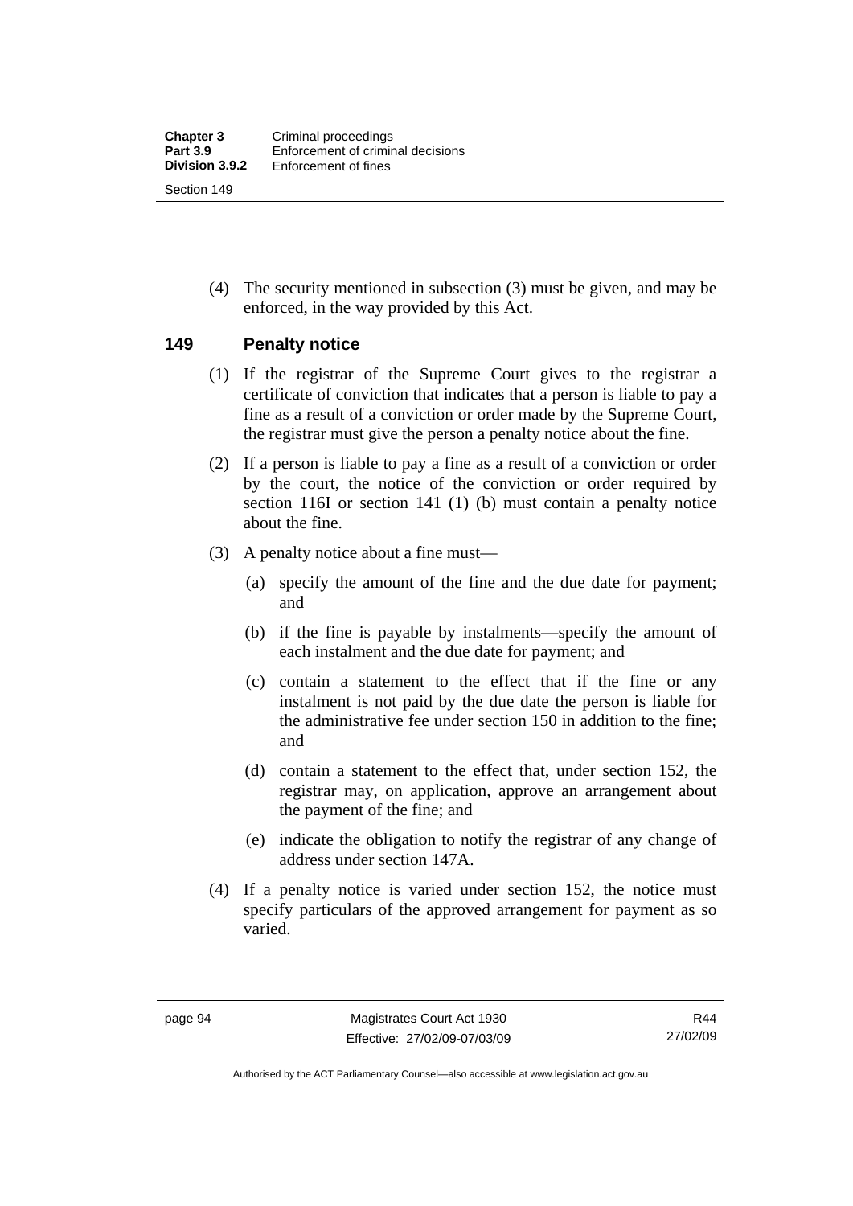(4) The security mentioned in subsection (3) must be given, and may be enforced, in the way provided by this Act.

## 149 Penalty notice

(1) If the registrar of the Supreme Court gives to the registrar a certificate of conviction that indicates that a person is liable to pay a fine as a result of a conviction or order made by the Supreme Court, the registrar must give the person a penalty notice about the fine.

(2) If a person is liable to pay a fine as a result of a conviction or order by the court, the notice of the conviction or order required by section 116I or section 141 (1) (b) must contain a penalty notice about the fine.

(3) A penalty notice about a fine must—

(a) specify the amount of the fine and the due date for payment; and

(b) if the fine is payable by instalments—specify the amount of each instalment and the due date for payment; and

(c) contain a statement to the effect that if the fine or any instalment is not paid by the due date the person is liable for the administrative fee under section 150 in addition to the fine; and

(d) contain a statement to the effect that, under section 152, the registrar may, on application, approve an arrangement about the payment of the fine; and

(e) indicate the obligation to notify the registrar of any change of address under section 147A.

(4) If a penalty notice is varied under section 152, the notice must specify particulars of the approved arrangement for payment as so varied.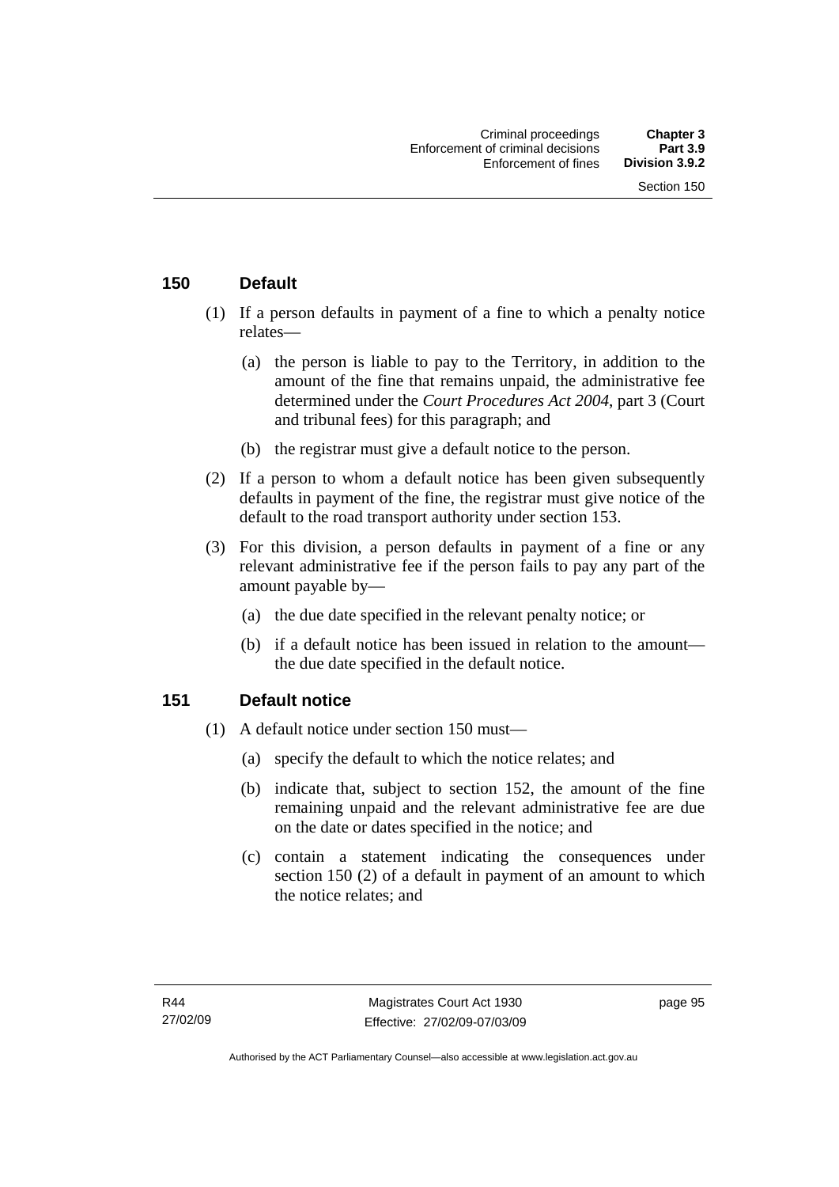## 150 Default

(1) If a person defaults in payment of a fine to which a penalty notice relates—

(a) the person is liable to pay to the Territory, in addition to the amount of the fine that remains unpaid, the administrative fee determined under the *Court Procedures Act 2004*, part 3 (Court and tribunal fees) for this paragraph; and

(b) the registrar must give a default notice to the person.

(2) If a person to whom a default notice has been given subsequently defaults in payment of the fine, the registrar must give notice of the default to the road transport authority under section 153.

(3) For this division, a person defaults in payment of a fine or any relevant administrative fee if the person fails to pay any part of the amount payable by—

(a) the due date specified in the relevant penalty notice; or

(b) if a default notice has been issued in relation to the amount—the due date specified in the default notice.

## 151 Default notice

(1) A default notice under section 150 must—

(a) specify the default to which the notice relates; and

(b) indicate that, subject to section 152, the amount of the fine remaining unpaid and the relevant administrative fee are due on the date or dates specified in the notice; and

(c) contain a statement indicating the consequences under section 150 (2) of a default in payment of an amount to which the notice relates; and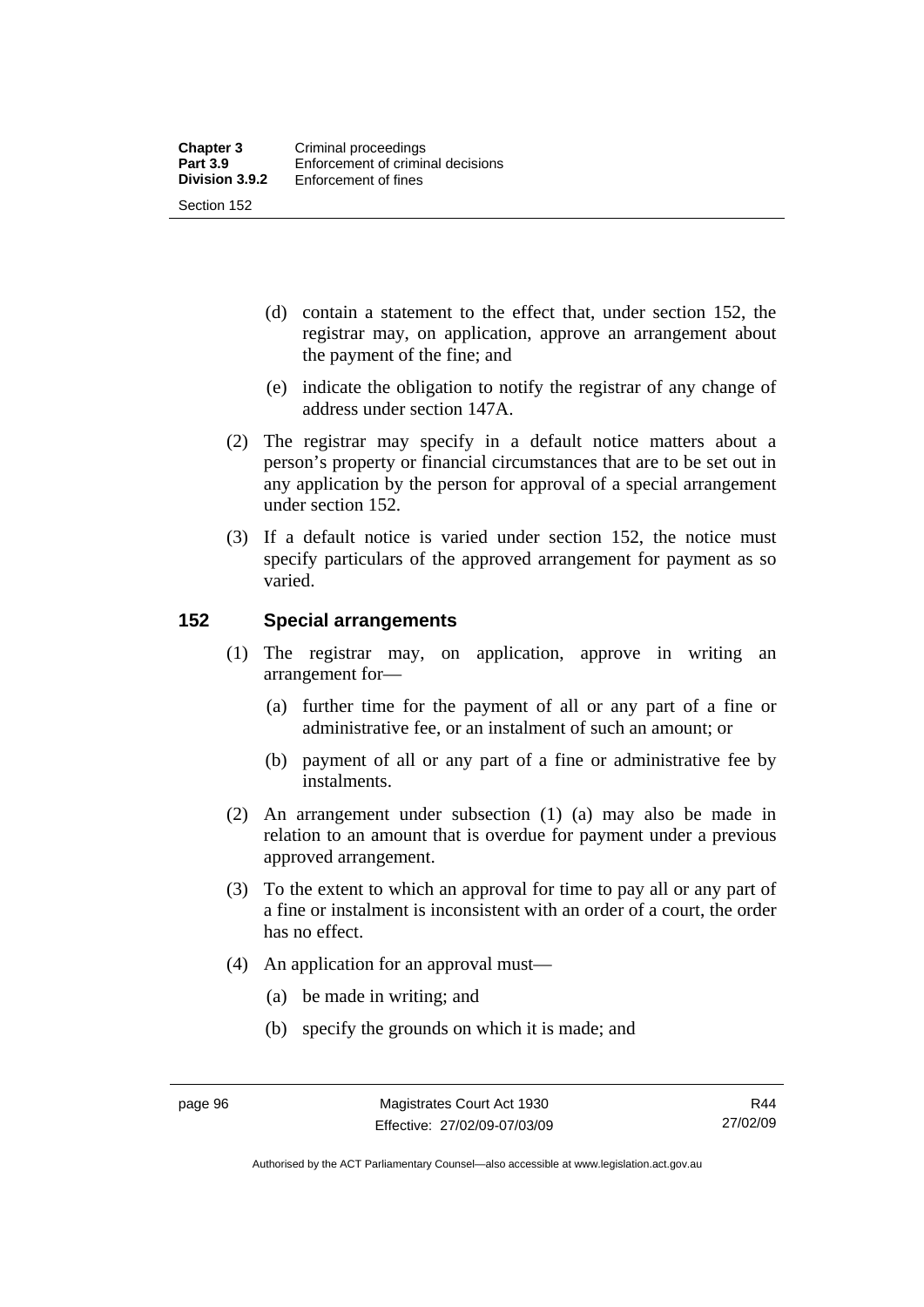(d) contain a statement to the effect that, under section 152, the registrar may, on application, approve an arrangement about the payment of the fine; and

(e) indicate the obligation to notify the registrar of any change of address under section 147A.

(2) The registrar may specify in a default notice matters about a person's property or financial circumstances that are to be set out in any application by the person for approval of a special arrangement under section 152.

(3) If a default notice is varied under section 152, the notice must specify particulars of the approved arrangement for payment as so varied.

## 152 Special arrangements

(1) The registrar may, on application, approve in writing an arrangement for—

(a) further time for the payment of all or any part of a fine or administrative fee, or an instalment of such an amount; or

(b) payment of all or any part of a fine or administrative fee by instalments.

(2) An arrangement under subsection (1) (a) may also be made in relation to an amount that is overdue for payment under a previous approved arrangement.

(3) To the extent to which an approval for time to pay all or any part of a fine or instalment is inconsistent with an order of a court, the order has no effect.

(4) An application for an approval must—

(a) be made in writing; and

(b) specify the grounds on which it is made; and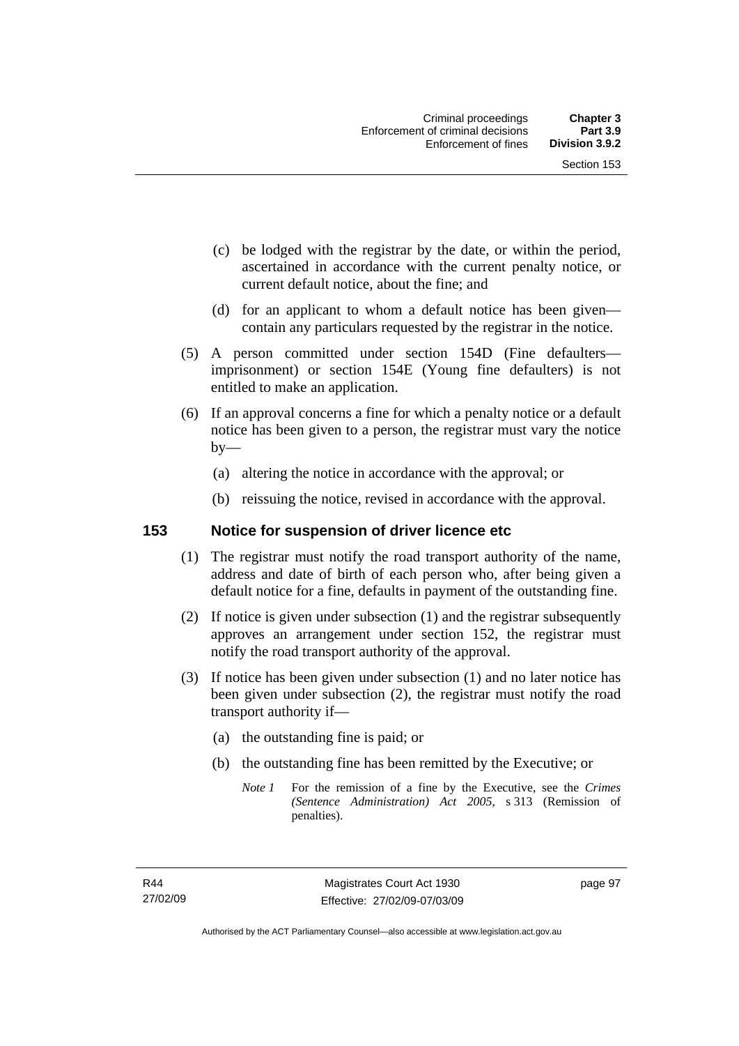(c) be lodged with the registrar by the date, or within the period, ascertained in accordance with the current penalty notice, or current default notice, about the fine; and

(d) for an applicant to whom a default notice has been given—contain any particulars requested by the registrar in the notice.

(5) A person committed under section 154D (Fine defaulters—imprisonment) or section 154E (Young fine defaulters) is not entitled to make an application.

(6) If an approval concerns a fine for which a penalty notice or a default notice has been given to a person, the registrar must vary the notice by—

(a) altering the notice in accordance with the approval; or

(b) reissuing the notice, revised in accordance with the approval.

## 153 Notice for suspension of driver licence etc

(1) The registrar must notify the road transport authority of the name, address and date of birth of each person who, after being given a default notice for a fine, defaults in payment of the outstanding fine.

(2) If notice is given under subsection (1) and the registrar subsequently approves an arrangement under section 152, the registrar must notify the road transport authority of the approval.

(3) If notice has been given under subsection (1) and no later notice has been given under subsection (2), the registrar must notify the road transport authority if—

(a) the outstanding fine is paid; or

(b) the outstanding fine has been remitted by the Executive; or

*Note 1* For the remission of a fine by the Executive, see the *Crimes (Sentence Administration) Act 2005*, s 313 (Remission of penalties).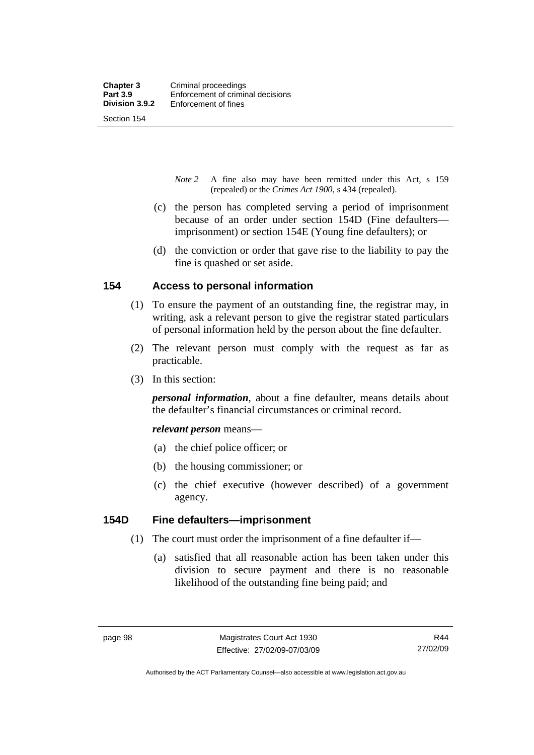*Note 2* A fine also may have been remitted under this Act, s 159 (repealed) or the *Crimes Act 1900*, s 434 (repealed).

(c) the person has completed serving a period of imprisonment because of an order under section 154D (Fine defaulters—imprisonment) or section 154E (Young fine defaulters); or

(d) the conviction or order that gave rise to the liability to pay the fine is quashed or set aside.

## 154 Access to personal information

(1) To ensure the payment of an outstanding fine, the registrar may, in writing, ask a relevant person to give the registrar stated particulars of personal information held by the person about the fine defaulter.

(2) The relevant person must comply with the request as far as practicable.

(3) In this section:

***personal information***, about a fine defaulter, means details about the defaulter's financial circumstances or criminal record.

***relevant person*** means—

(a) the chief police officer; or

(b) the housing commissioner; or

(c) the chief executive (however described) of a government agency.

## 154D Fine defaulters—imprisonment

(1) The court must order the imprisonment of a fine defaulter if—

(a) satisfied that all reasonable action has been taken under this division to secure payment and there is no reasonable likelihood of the outstanding fine being paid; and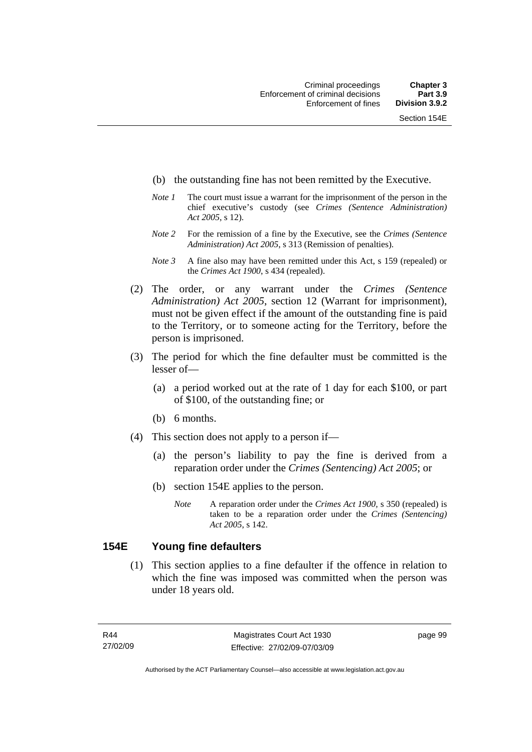(b) the outstanding fine has not been remitted by the Executive.

*Note 1* The court must issue a warrant for the imprisonment of the person in the chief executive's custody (see *Crimes (Sentence Administration) Act 2005*, s 12).

*Note 2* For the remission of a fine by the Executive, see the *Crimes (Sentence Administration) Act 2005*, s 313 (Remission of penalties).

*Note 3* A fine also may have been remitted under this Act, s 159 (repealed) or the *Crimes Act 1900*, s 434 (repealed).

(2) The order, or any warrant under the *Crimes (Sentence Administration) Act 2005*, section 12 (Warrant for imprisonment), must not be given effect if the amount of the outstanding fine is paid to the Territory, or to someone acting for the Territory, before the person is imprisoned.

(3) The period for which the fine defaulter must be committed is the lesser of—

(a) a period worked out at the rate of 1 day for each $100, or part of $100, of the outstanding fine; or

(b) 6 months.

(4) This section does not apply to a person if—

(a) the person's liability to pay the fine is derived from a reparation order under the *Crimes (Sentencing) Act 2005*; or

(b) section 154E applies to the person.

*Note* A reparation order under the *Crimes Act 1900*, s 350 (repealed) is taken to be a reparation order under the *Crimes (Sentencing) Act 2005*, s 142.

## 154E Young fine defaulters

(1) This section applies to a fine defaulter if the offence in relation to which the fine was imposed was committed when the person was under 18 years old.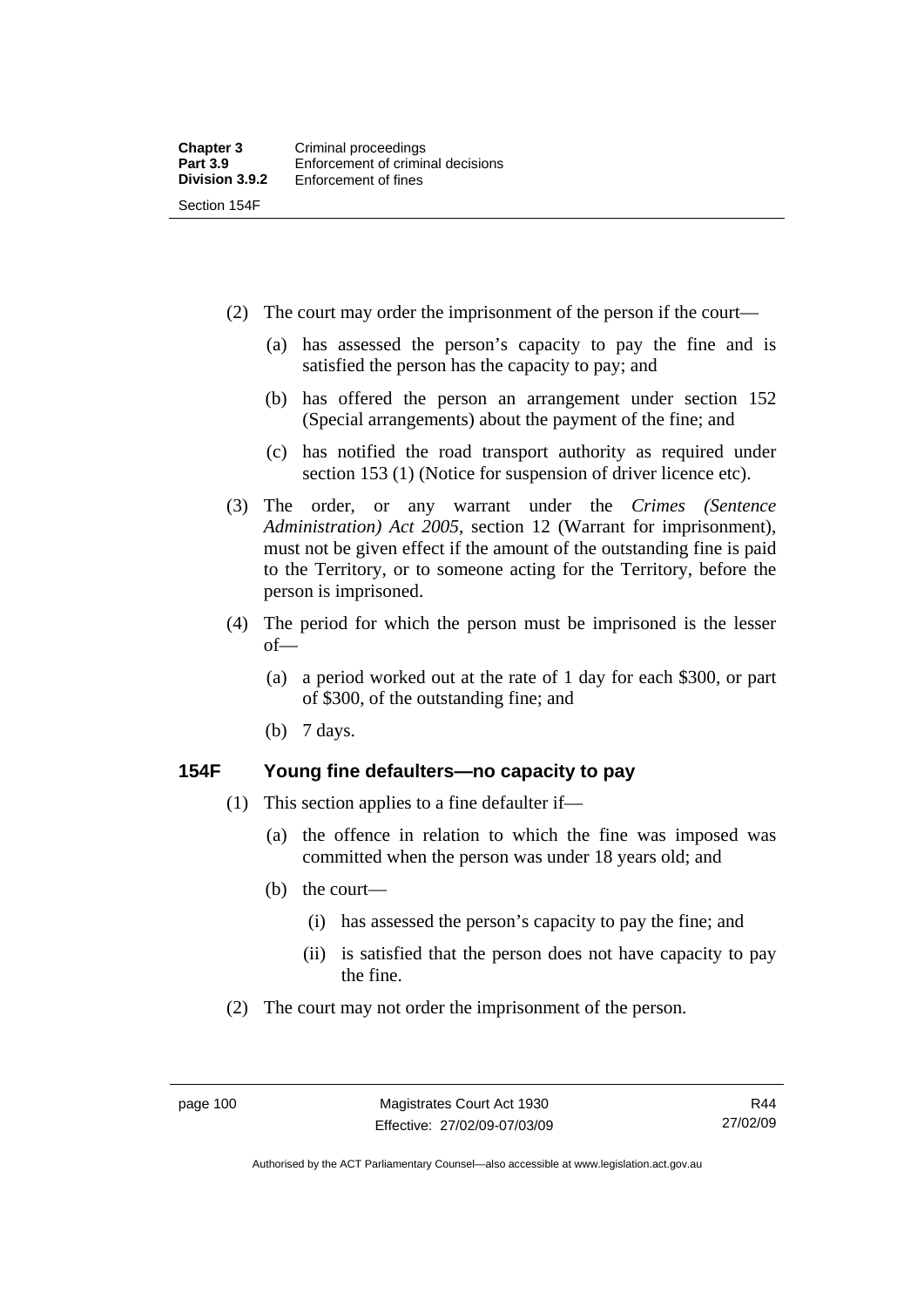(2) The court may order the imprisonment of the person if the court—

(a) has assessed the person's capacity to pay the fine and is satisfied the person has the capacity to pay; and

(b) has offered the person an arrangement under section 152 (Special arrangements) about the payment of the fine; and

(c) has notified the road transport authority as required under section 153 (1) (Notice for suspension of driver licence etc).

(3) The order, or any warrant under the *Crimes (Sentence Administration) Act 2005*, section 12 (Warrant for imprisonment), must not be given effect if the amount of the outstanding fine is paid to the Territory, or to someone acting for the Territory, before the person is imprisoned.

(4) The period for which the person must be imprisoned is the lesser of—

(a) a period worked out at the rate of 1 day for each $300, or part of $300, of the outstanding fine; and

(b) 7 days.

### 154F Young fine defaulters—no capacity to pay

(1) This section applies to a fine defaulter if—

(a) the offence in relation to which the fine was imposed was committed when the person was under 18 years old; and

(b) the court—

(i) has assessed the person's capacity to pay the fine; and

(ii) is satisfied that the person does not have capacity to pay the fine.

(2) The court may not order the imprisonment of the person.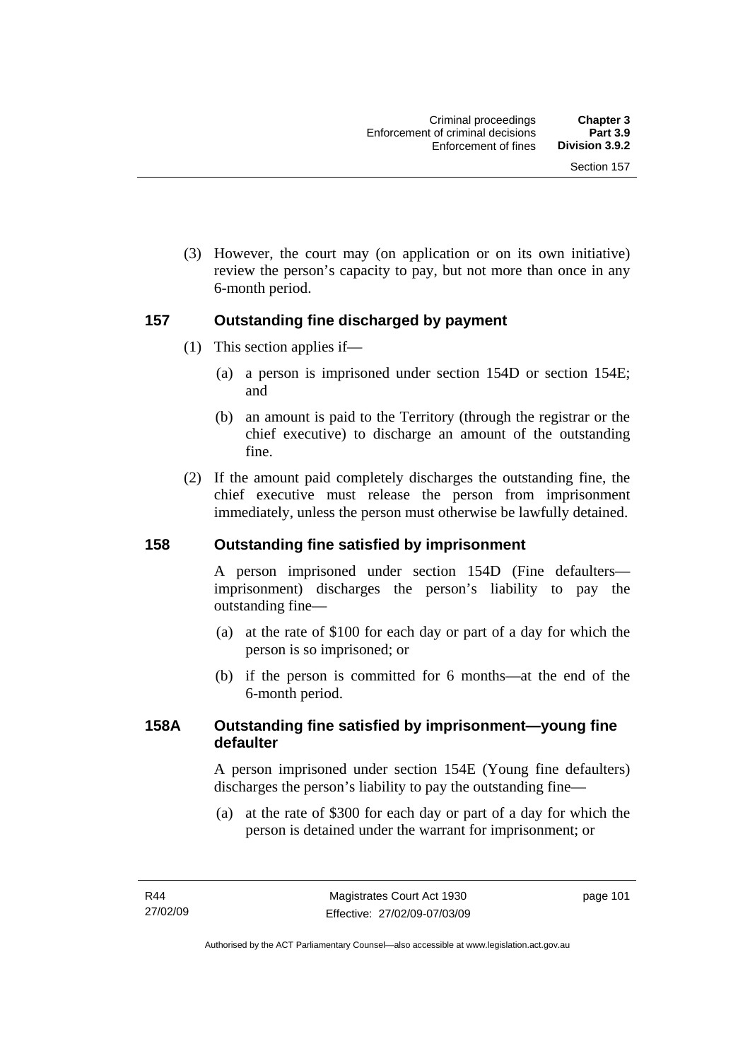(3) However, the court may (on application or on its own initiative) review the person's capacity to pay, but not more than once in any 6-month period.

### 157 Outstanding fine discharged by payment

(1) This section applies if—

(a) a person is imprisoned under section 154D or section 154E; and

(b) an amount is paid to the Territory (through the registrar or the chief executive) to discharge an amount of the outstanding fine.

(2) If the amount paid completely discharges the outstanding fine, the chief executive must release the person from imprisonment immediately, unless the person must otherwise be lawfully detained.

### 158 Outstanding fine satisfied by imprisonment

A person imprisoned under section 154D (Fine defaulters—imprisonment) discharges the person's liability to pay the outstanding fine—

(a) at the rate of $100 for each day or part of a day for which the person is so imprisoned; or

(b) if the person is committed for 6 months—at the end of the 6-month period.

### 158A Outstanding fine satisfied by imprisonment—young fine defaulter

A person imprisoned under section 154E (Young fine defaulters) discharges the person's liability to pay the outstanding fine—

(a) at the rate of $300 for each day or part of a day for which the person is detained under the warrant for imprisonment; or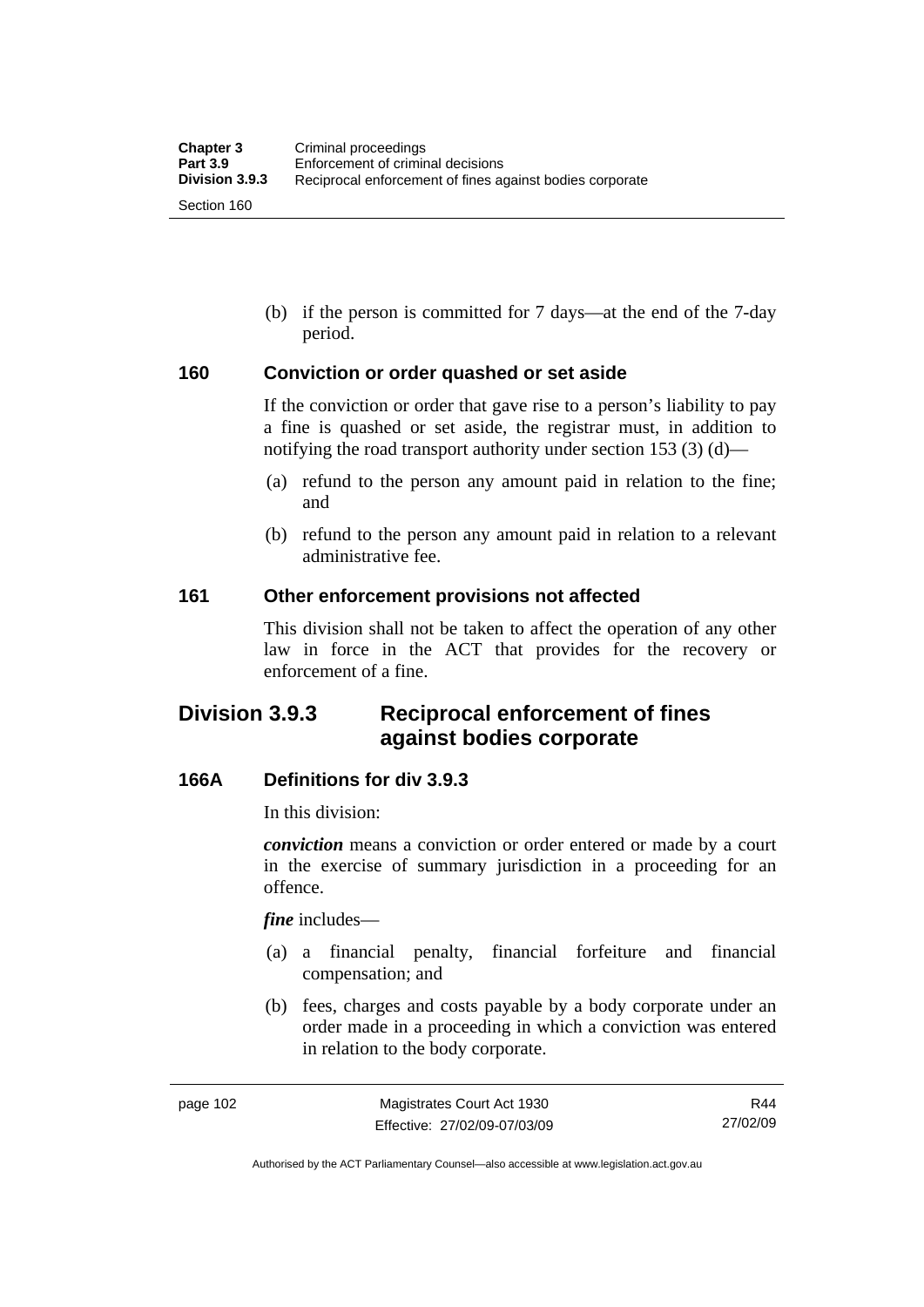(b) if the person is committed for 7 days—at the end of the 7-day period.

### 160 Conviction or order quashed or set aside

If the conviction or order that gave rise to a person's liability to pay a fine is quashed or set aside, the registrar must, in addition to notifying the road transport authority under section 153 (3) (d)—

(a) refund to the person any amount paid in relation to the fine; and

(b) refund to the person any amount paid in relation to a relevant administrative fee.

### 161 Other enforcement provisions not affected

This division shall not be taken to affect the operation of any other law in force in the ACT that provides for the recovery or enforcement of a fine.

## Division 3.9.3 Reciprocal enforcement of fines against bodies corporate

### 166A Definitions for div 3.9.3

In this division:

***conviction*** means a conviction or order entered or made by a court in the exercise of summary jurisdiction in a proceeding for an offence.

***fine*** includes—

(a) a financial penalty, financial forfeiture and financial compensation; and

(b) fees, charges and costs payable by a body corporate under an order made in a proceeding in which a conviction was entered in relation to the body corporate.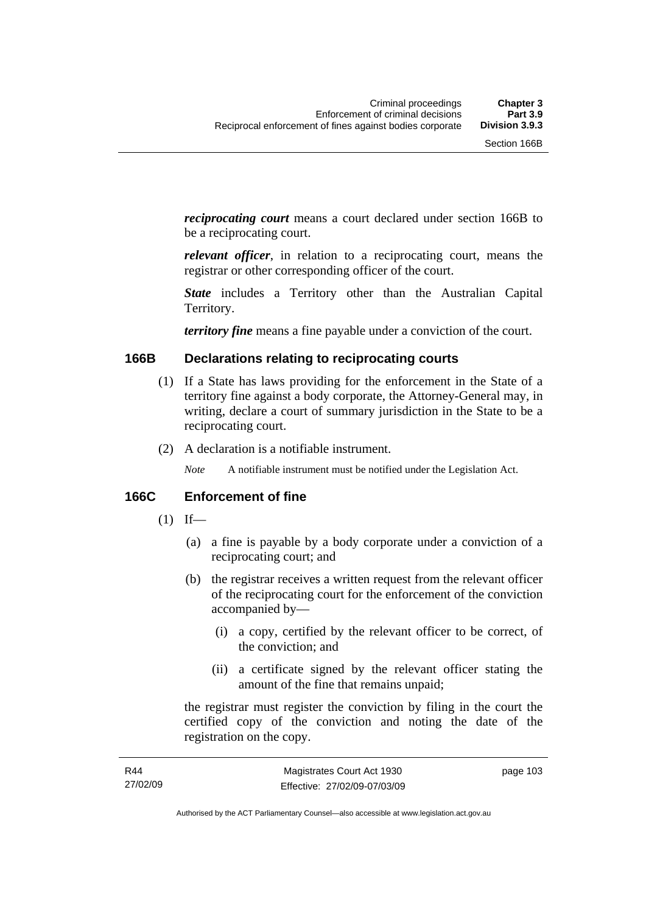***reciprocating court*** means a court declared under section 166B to be a reciprocating court.

***relevant officer***, in relation to a reciprocating court, means the registrar or other corresponding officer of the court.

***State*** includes a Territory other than the Australian Capital Territory.

***territory fine*** means a fine payable under a conviction of the court.

### 166B Declarations relating to reciprocating courts

(1) If a State has laws providing for the enforcement in the State of a territory fine against a body corporate, the Attorney-General may, in writing, declare a court of summary jurisdiction in the State to be a reciprocating court.

(2) A declaration is a notifiable instrument.

*Note* A notifiable instrument must be notified under the Legislation Act.

### 166C Enforcement of fine

(1) If—

(a) a fine is payable by a body corporate under a conviction of a reciprocating court; and

(b) the registrar receives a written request from the relevant officer of the reciprocating court for the enforcement of the conviction accompanied by—

(i) a copy, certified by the relevant officer to be correct, of the conviction; and

(ii) a certificate signed by the relevant officer stating the amount of the fine that remains unpaid;

the registrar must register the conviction by filing in the court the certified copy of the conviction and noting the date of the registration on the copy.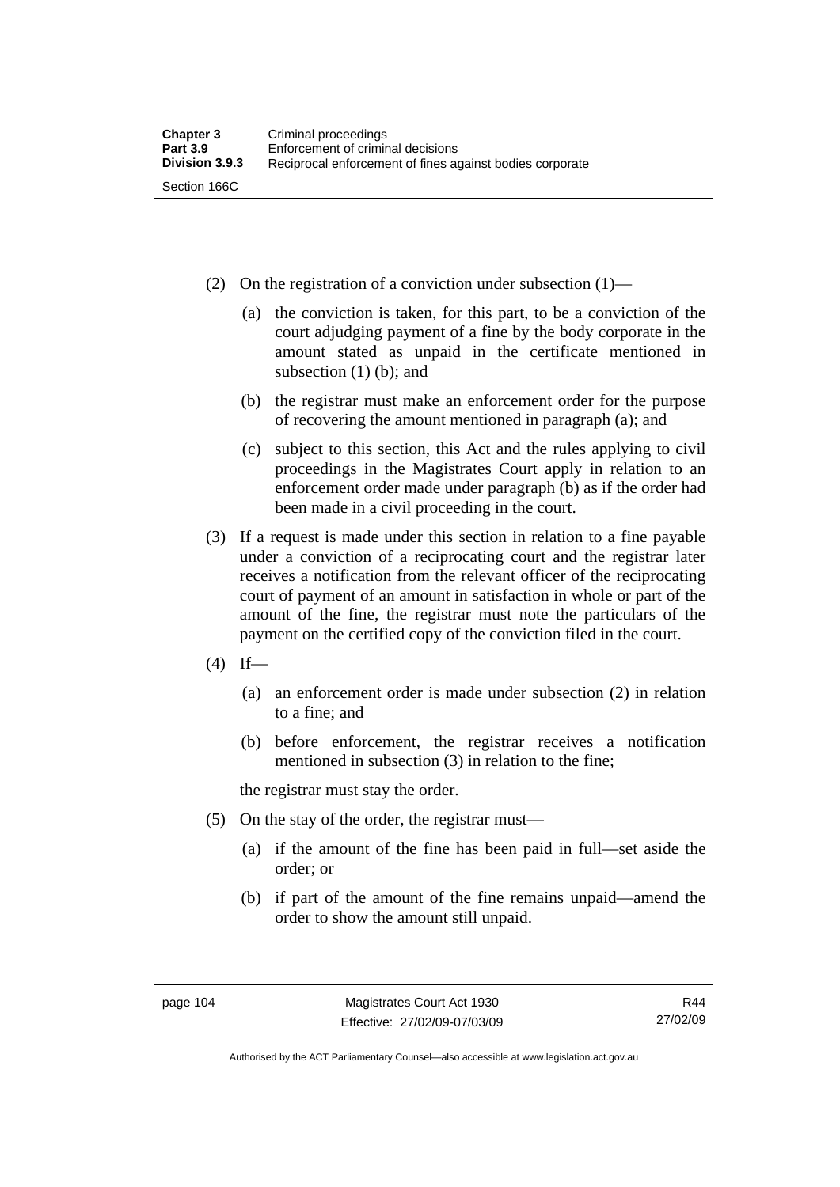(2) On the registration of a conviction under subsection (1)—

(a) the conviction is taken, for this part, to be a conviction of the court adjudging payment of a fine by the body corporate in the amount stated as unpaid in the certificate mentioned in subsection (1) (b); and

(b) the registrar must make an enforcement order for the purpose of recovering the amount mentioned in paragraph (a); and

(c) subject to this section, this Act and the rules applying to civil proceedings in the Magistrates Court apply in relation to an enforcement order made under paragraph (b) as if the order had been made in a civil proceeding in the court.

(3) If a request is made under this section in relation to a fine payable under a conviction of a reciprocating court and the registrar later receives a notification from the relevant officer of the reciprocating court of payment of an amount in satisfaction in whole or part of the amount of the fine, the registrar must note the particulars of the payment on the certified copy of the conviction filed in the court.

(4) If—

(a) an enforcement order is made under subsection (2) in relation to a fine; and

(b) before enforcement, the registrar receives a notification mentioned in subsection (3) in relation to the fine;

the registrar must stay the order.

(5) On the stay of the order, the registrar must—

(a) if the amount of the fine has been paid in full—set aside the order; or

(b) if part of the amount of the fine remains unpaid—amend the order to show the amount still unpaid.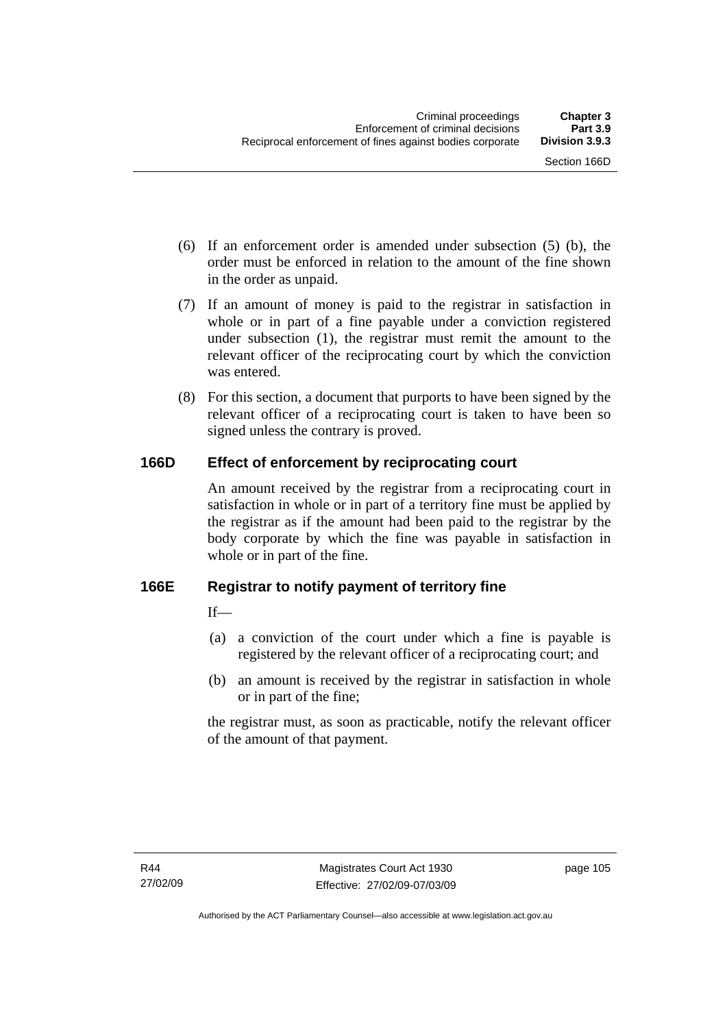(6) If an enforcement order is amended under subsection (5) (b), the order must be enforced in relation to the amount of the fine shown in the order as unpaid.

(7) If an amount of money is paid to the registrar in satisfaction in whole or in part of a fine payable under a conviction registered under subsection (1), the registrar must remit the amount to the relevant officer of the reciprocating court by which the conviction was entered.

(8) For this section, a document that purports to have been signed by the relevant officer of a reciprocating court is taken to have been so signed unless the contrary is proved.

## 166D Effect of enforcement by reciprocating court

An amount received by the registrar from a reciprocating court in satisfaction in whole or in part of a territory fine must be applied by the registrar as if the amount had been paid to the registrar by the body corporate by which the fine was payable in satisfaction in whole or in part of the fine.

## 166E Registrar to notify payment of territory fine

If—

(a) a conviction of the court under which a fine is payable is registered by the relevant officer of a reciprocating court; and

(b) an amount is received by the registrar in satisfaction in whole or in part of the fine;

the registrar must, as soon as practicable, notify the relevant officer of the amount of that payment.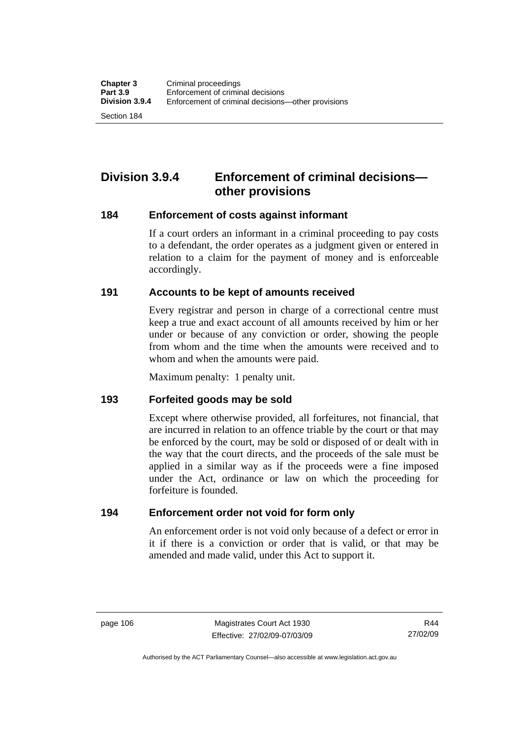## Division 3.9.4 Enforcement of criminal decisions—other provisions

### 184 Enforcement of costs against informant

If a court orders an informant in a criminal proceeding to pay costs to a defendant, the order operates as a judgment given or entered in relation to a claim for the payment of money and is enforceable accordingly.

### 191 Accounts to be kept of amounts received

Every registrar and person in charge of a correctional centre must keep a true and exact account of all amounts received by him or her under or because of any conviction or order, showing the people from whom and the time when the amounts were received and to whom and when the amounts were paid.

Maximum penalty: 1 penalty unit.

### 193 Forfeited goods may be sold

Except where otherwise provided, all forfeitures, not financial, that are incurred in relation to an offence triable by the court or that may be enforced by the court, may be sold or disposed of or dealt with in the way that the court directs, and the proceeds of the sale must be applied in a similar way as if the proceeds were a fine imposed under the Act, ordinance or law on which the proceeding for forfeiture is founded.

### 194 Enforcement order not void for form only

An enforcement order is not void only because of a defect or error in it if there is a conviction or order that is valid, or that may be amended and made valid, under this Act to support it.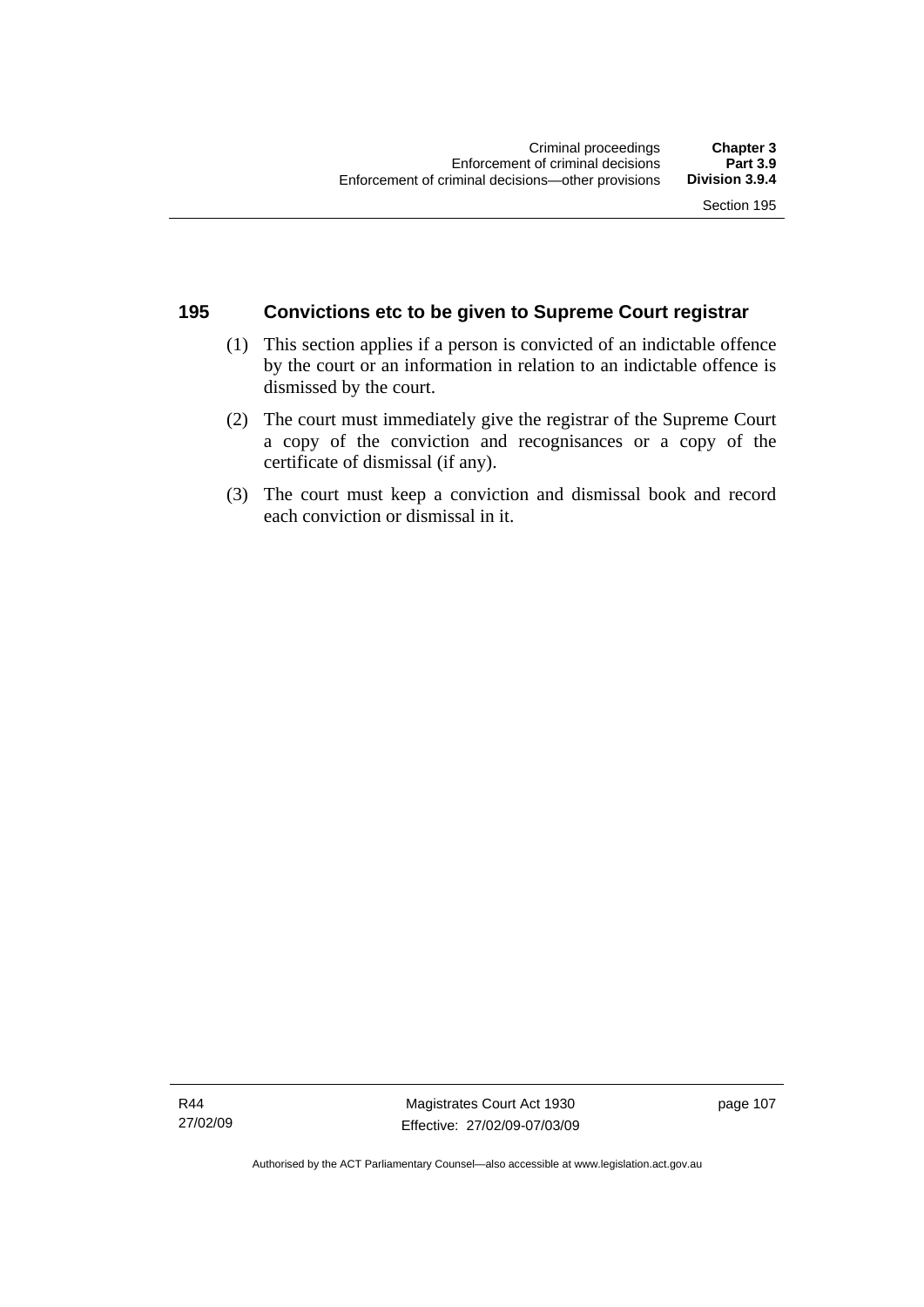### 195 Convictions etc to be given to Supreme Court registrar

(1) This section applies if a person is convicted of an indictable offence by the court or an information in relation to an indictable offence is dismissed by the court.

(2) The court must immediately give the registrar of the Supreme Court a copy of the conviction and recognisances or a copy of the certificate of dismissal (if any).

(3) The court must keep a conviction and dismissal book and record each conviction or dismissal in it.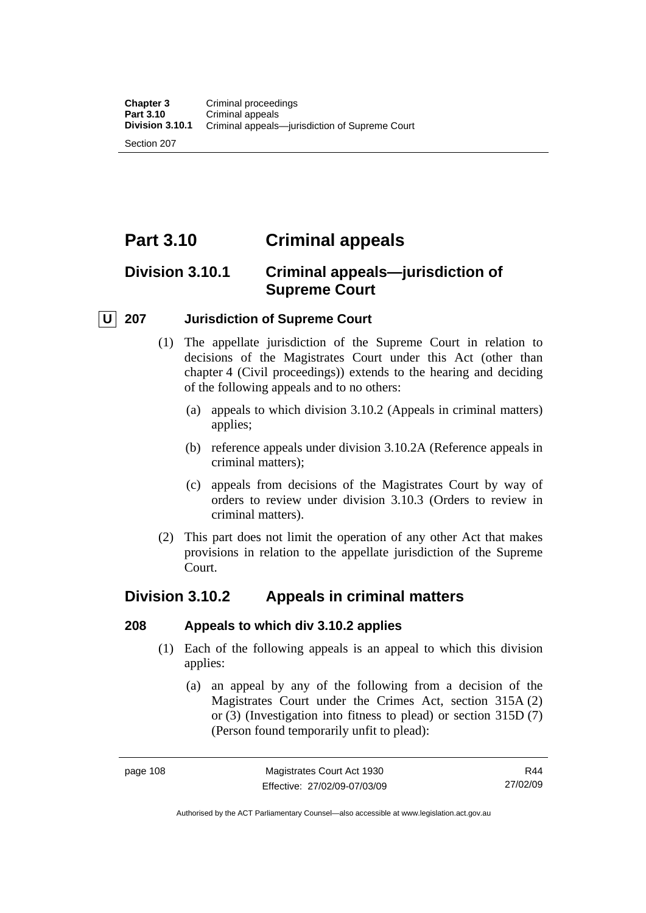# Part 3.10 Criminal appeals

## Division 3.10.1 Criminal appeals—jurisdiction of Supreme Court

### U 207 Jurisdiction of Supreme Court

(1) The appellate jurisdiction of the Supreme Court in relation to decisions of the Magistrates Court under this Act (other than chapter 4 (Civil proceedings)) extends to the hearing and deciding of the following appeals and to no others:

(a) appeals to which division 3.10.2 (Appeals in criminal matters) applies;

(b) reference appeals under division 3.10.2A (Reference appeals in criminal matters);

(c) appeals from decisions of the Magistrates Court by way of orders to review under division 3.10.3 (Orders to review in criminal matters).

(2) This part does not limit the operation of any other Act that makes provisions in relation to the appellate jurisdiction of the Supreme Court.

## Division 3.10.2 Appeals in criminal matters

### 208 Appeals to which div 3.10.2 applies

(1) Each of the following appeals is an appeal to which this division applies:

(a) an appeal by any of the following from a decision of the Magistrates Court under the Crimes Act, section 315A (2) or (3) (Investigation into fitness to plead) or section 315D (7) (Person found temporarily unfit to plead):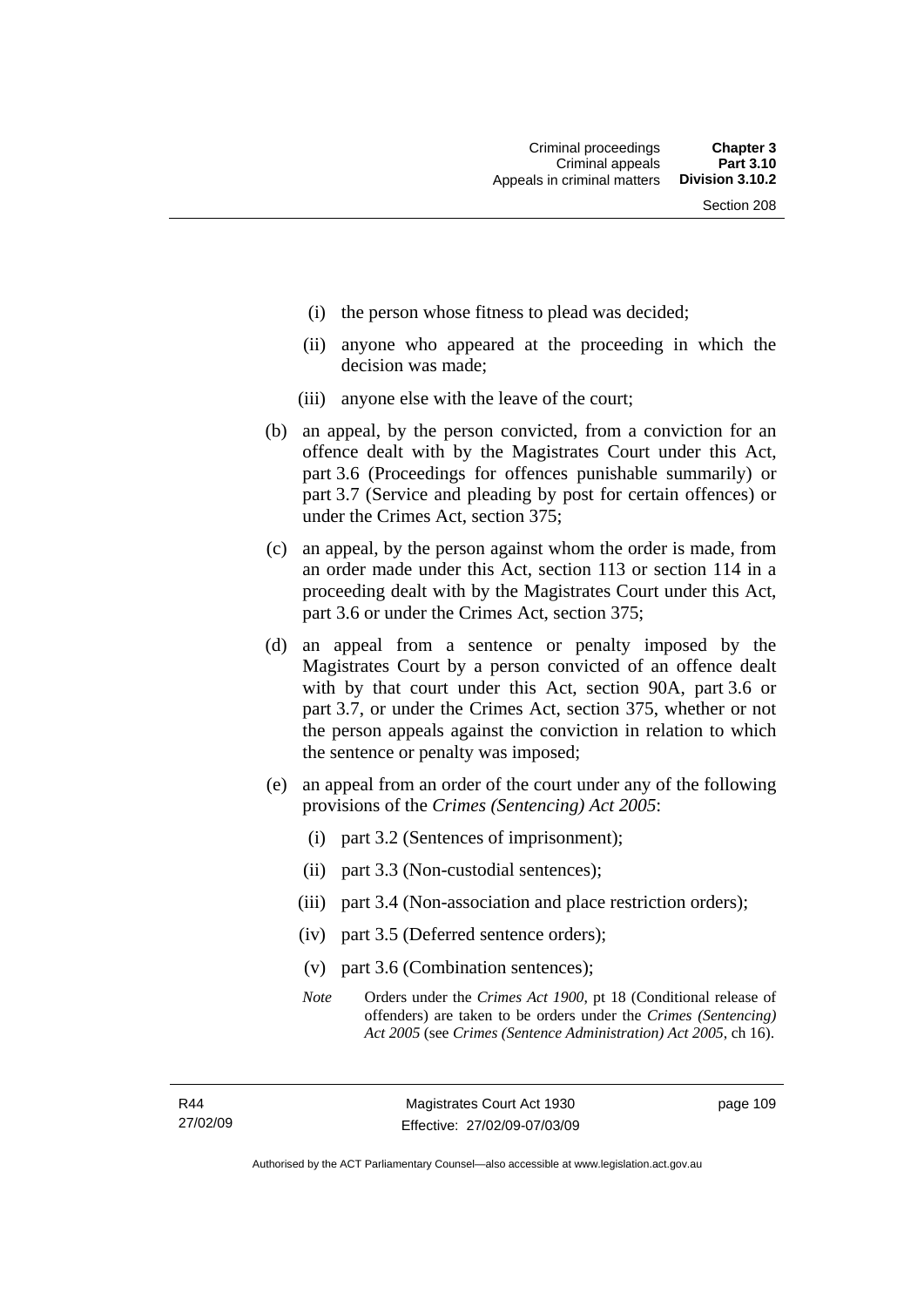(i) the person whose fitness to plead was decided;

(ii) anyone who appeared at the proceeding in which the decision was made;

(iii) anyone else with the leave of the court;

(b) an appeal, by the person convicted, from a conviction for an offence dealt with by the Magistrates Court under this Act, part 3.6 (Proceedings for offences punishable summarily) or part 3.7 (Service and pleading by post for certain offences) or under the Crimes Act, section 375;

(c) an appeal, by the person against whom the order is made, from an order made under this Act, section 113 or section 114 in a proceeding dealt with by the Magistrates Court under this Act, part 3.6 or under the Crimes Act, section 375;

(d) an appeal from a sentence or penalty imposed by the Magistrates Court by a person convicted of an offence dealt with by that court under this Act, section 90A, part 3.6 or part 3.7, or under the Crimes Act, section 375, whether or not the person appeals against the conviction in relation to which the sentence or penalty was imposed;

(e) an appeal from an order of the court under any of the following provisions of the *Crimes (Sentencing) Act 2005*:

(i) part 3.2 (Sentences of imprisonment);

(ii) part 3.3 (Non-custodial sentences);

(iii) part 3.4 (Non-association and place restriction orders);

(iv) part 3.5 (Deferred sentence orders);

(v) part 3.6 (Combination sentences);

*Note* Orders under the *Crimes Act 1900*, pt 18 (Conditional release of offenders) are taken to be orders under the *Crimes (Sentencing) Act 2005* (see *Crimes (Sentence Administration) Act 2005*, ch 16).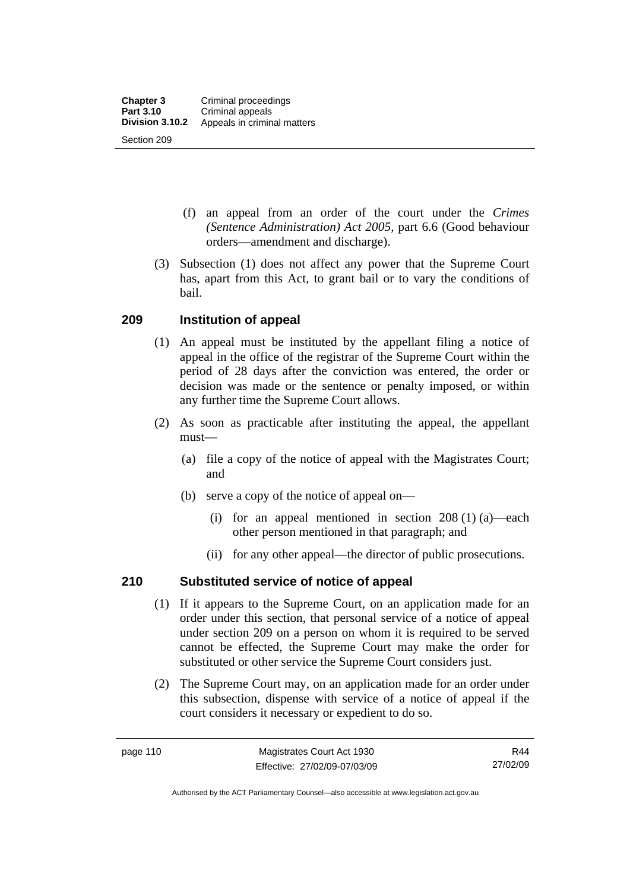(f) an appeal from an order of the court under the *Crimes (Sentence Administration) Act 2005*, part 6.6 (Good behaviour orders—amendment and discharge).

(3) Subsection (1) does not affect any power that the Supreme Court has, apart from this Act, to grant bail or to vary the conditions of bail.

## 209 Institution of appeal

(1) An appeal must be instituted by the appellant filing a notice of appeal in the office of the registrar of the Supreme Court within the period of 28 days after the conviction was entered, the order or decision was made or the sentence or penalty imposed, or within any further time the Supreme Court allows.

(2) As soon as practicable after instituting the appeal, the appellant must—

(a) file a copy of the notice of appeal with the Magistrates Court; and

(b) serve a copy of the notice of appeal on—

(i) for an appeal mentioned in section 208 (1) (a)—each other person mentioned in that paragraph; and

(ii) for any other appeal—the director of public prosecutions.

## 210 Substituted service of notice of appeal

(1) If it appears to the Supreme Court, on an application made for an order under this section, that personal service of a notice of appeal under section 209 on a person on whom it is required to be served cannot be effected, the Supreme Court may make the order for substituted or other service the Supreme Court considers just.

(2) The Supreme Court may, on an application made for an order under this subsection, dispense with service of a notice of appeal if the court considers it necessary or expedient to do so.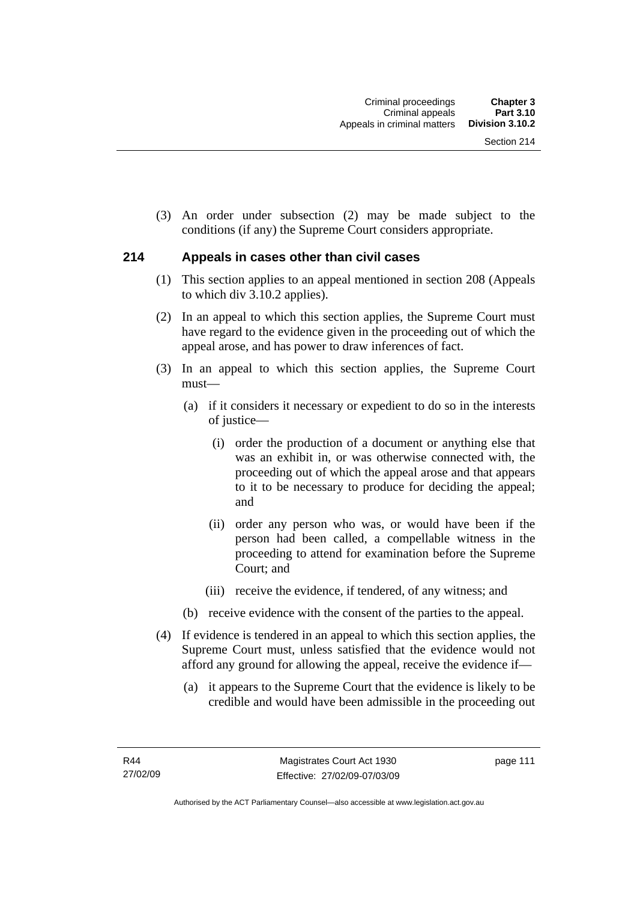(3) An order under subsection (2) may be made subject to the conditions (if any) the Supreme Court considers appropriate.

### 214 Appeals in cases other than civil cases

(1) This section applies to an appeal mentioned in section 208 (Appeals to which div 3.10.2 applies).

(2) In an appeal to which this section applies, the Supreme Court must have regard to the evidence given in the proceeding out of which the appeal arose, and has power to draw inferences of fact.

(3) In an appeal to which this section applies, the Supreme Court must—

(a) if it considers it necessary or expedient to do so in the interests of justice—

(i) order the production of a document or anything else that was an exhibit in, or was otherwise connected with, the proceeding out of which the appeal arose and that appears to it to be necessary to produce for deciding the appeal; and

(ii) order any person who was, or would have been if the person had been called, a compellable witness in the proceeding to attend for examination before the Supreme Court; and

(iii) receive the evidence, if tendered, of any witness; and

(b) receive evidence with the consent of the parties to the appeal.

(4) If evidence is tendered in an appeal to which this section applies, the Supreme Court must, unless satisfied that the evidence would not afford any ground for allowing the appeal, receive the evidence if—

(a) it appears to the Supreme Court that the evidence is likely to be credible and would have been admissible in the proceeding out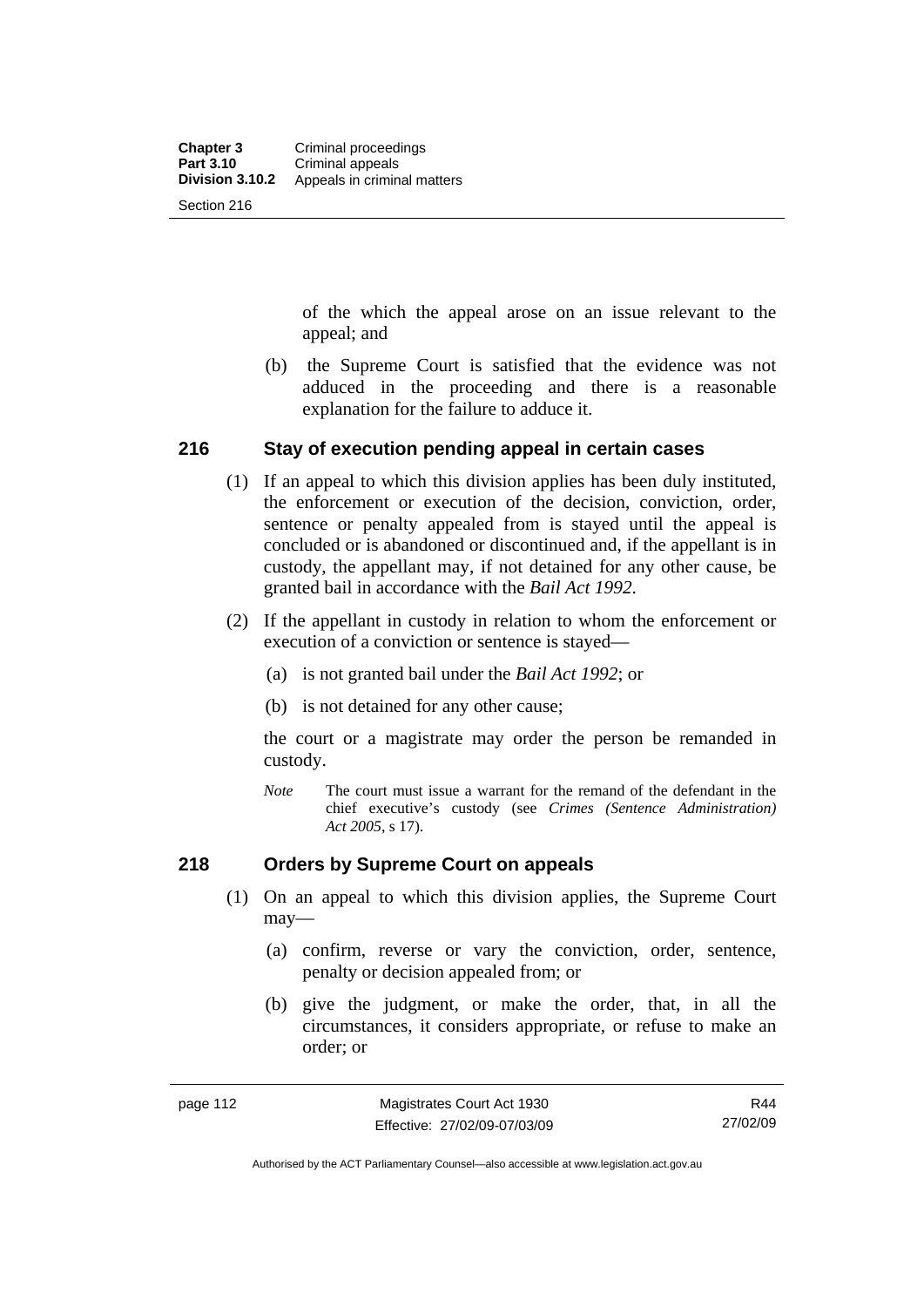of the which the appeal arose on an issue relevant to the appeal; and

(b) the Supreme Court is satisfied that the evidence was not adduced in the proceeding and there is a reasonable explanation for the failure to adduce it.

## 216 Stay of execution pending appeal in certain cases

(1) If an appeal to which this division applies has been duly instituted, the enforcement or execution of the decision, conviction, order, sentence or penalty appealed from is stayed until the appeal is concluded or is abandoned or discontinued and, if the appellant is in custody, the appellant may, if not detained for any other cause, be granted bail in accordance with the *Bail Act 1992*.

(2) If the appellant in custody in relation to whom the enforcement or execution of a conviction or sentence is stayed—

(a) is not granted bail under the *Bail Act 1992*; or

(b) is not detained for any other cause;

the court or a magistrate may order the person be remanded in custody.

*Note* The court must issue a warrant for the remand of the defendant in the chief executive's custody (see *Crimes (Sentence Administration) Act 2005*, s 17).

## 218 Orders by Supreme Court on appeals

(1) On an appeal to which this division applies, the Supreme Court may—

(a) confirm, reverse or vary the conviction, order, sentence, penalty or decision appealed from; or

(b) give the judgment, or make the order, that, in all the circumstances, it considers appropriate, or refuse to make an order; or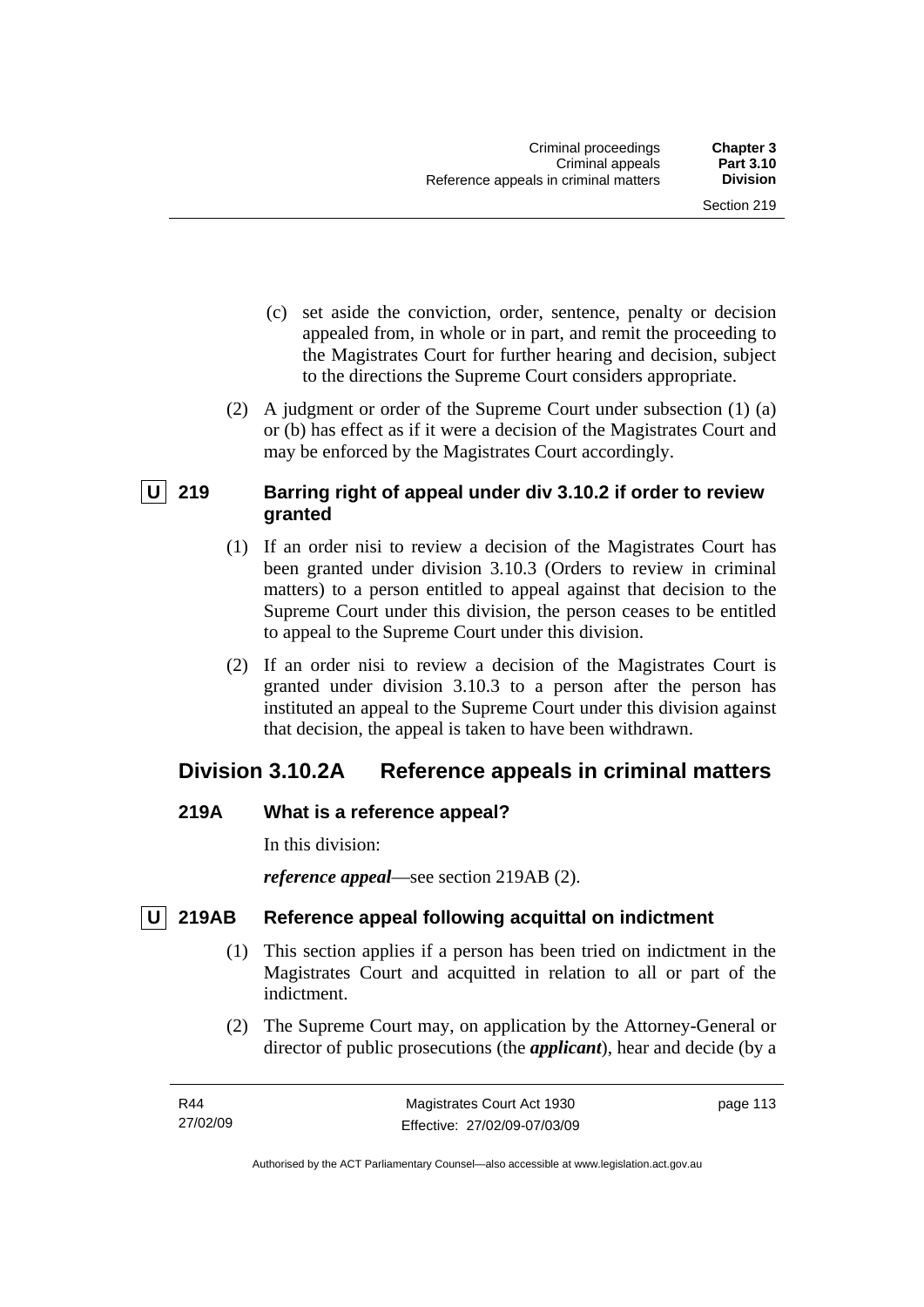(c) set aside the conviction, order, sentence, penalty or decision appealed from, in whole or in part, and remit the proceeding to the Magistrates Court for further hearing and decision, subject to the directions the Supreme Court considers appropriate.

(2) A judgment or order of the Supreme Court under subsection (1) (a) or (b) has effect as if it were a decision of the Magistrates Court and may be enforced by the Magistrates Court accordingly.

### U 219 Barring right of appeal under div 3.10.2 if order to review granted

(1) If an order nisi to review a decision of the Magistrates Court has been granted under division 3.10.3 (Orders to review in criminal matters) to a person entitled to appeal against that decision to the Supreme Court under this division, the person ceases to be entitled to appeal to the Supreme Court under this division.

(2) If an order nisi to review a decision of the Magistrates Court is granted under division 3.10.3 to a person after the person has instituted an appeal to the Supreme Court under this division against that decision, the appeal is taken to have been withdrawn.

## Division 3.10.2A Reference appeals in criminal matters

### 219A What is a reference appeal?

In this division:

***reference appeal***—see section 219AB (2).

### U 219AB Reference appeal following acquittal on indictment

(1) This section applies if a person has been tried on indictment in the Magistrates Court and acquitted in relation to all or part of the indictment.

(2) The Supreme Court may, on application by the Attorney-General or director of public prosecutions (the ***applicant***), hear and decide (by a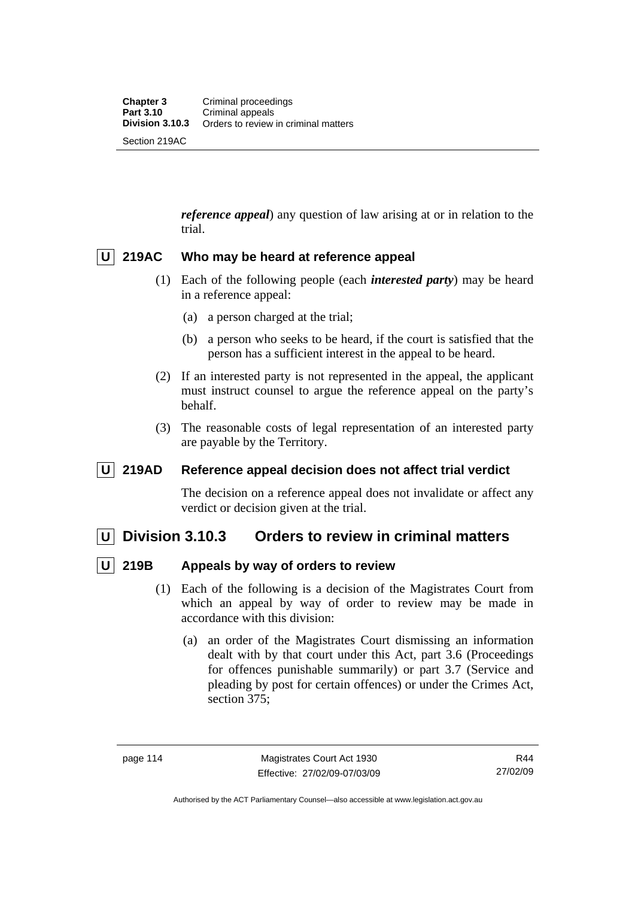***reference appeal***) any question of law arising at or in relation to the trial.

### U 219AC Who may be heard at reference appeal

(1) Each of the following people (each ***interested party***) may be heard in a reference appeal:

(a) a person charged at the trial;

(b) a person who seeks to be heard, if the court is satisfied that the person has a sufficient interest in the appeal to be heard.

(2) If an interested party is not represented in the appeal, the applicant must instruct counsel to argue the reference appeal on the party's behalf.

(3) The reasonable costs of legal representation of an interested party are payable by the Territory.

### U 219AD Reference appeal decision does not affect trial verdict

The decision on a reference appeal does not invalidate or affect any verdict or decision given at the trial.

## U Division 3.10.3 Orders to review in criminal matters

### U 219B Appeals by way of orders to review

(1) Each of the following is a decision of the Magistrates Court from which an appeal by way of order to review may be made in accordance with this division:

(a) an order of the Magistrates Court dismissing an information dealt with by that court under this Act, part 3.6 (Proceedings for offences punishable summarily) or part 3.7 (Service and pleading by post for certain offences) or under the Crimes Act, section 375;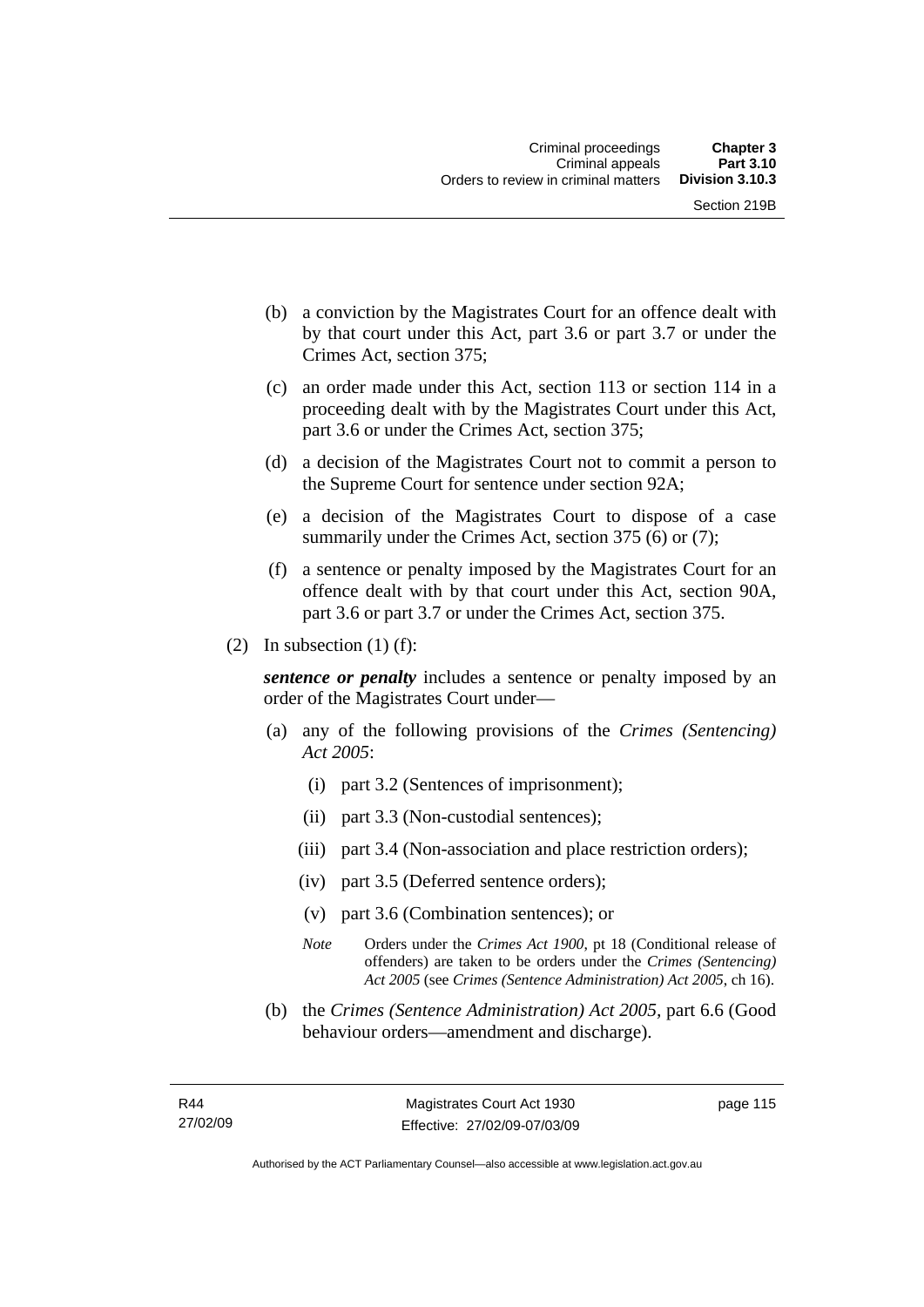(b) a conviction by the Magistrates Court for an offence dealt with by that court under this Act, part 3.6 or part 3.7 or under the Crimes Act, section 375;

(c) an order made under this Act, section 113 or section 114 in a proceeding dealt with by the Magistrates Court under this Act, part 3.6 or under the Crimes Act, section 375;

(d) a decision of the Magistrates Court not to commit a person to the Supreme Court for sentence under section 92A;

(e) a decision of the Magistrates Court to dispose of a case summarily under the Crimes Act, section 375 (6) or (7);

(f) a sentence or penalty imposed by the Magistrates Court for an offence dealt with by that court under this Act, section 90A, part 3.6 or part 3.7 or under the Crimes Act, section 375.

(2) In subsection (1) (f):

***sentence or penalty*** includes a sentence or penalty imposed by an order of the Magistrates Court under—

(a) any of the following provisions of the *Crimes (Sentencing) Act 2005*:

(i) part 3.2 (Sentences of imprisonment);

(ii) part 3.3 (Non-custodial sentences);

(iii) part 3.4 (Non-association and place restriction orders);

(iv) part 3.5 (Deferred sentence orders);

(v) part 3.6 (Combination sentences); or

*Note* Orders under the *Crimes Act 1900*, pt 18 (Conditional release of offenders) are taken to be orders under the *Crimes (Sentencing) Act 2005* (see *Crimes (Sentence Administration) Act 2005*, ch 16).

(b) the *Crimes (Sentence Administration) Act 2005*, part 6.6 (Good behaviour orders—amendment and discharge).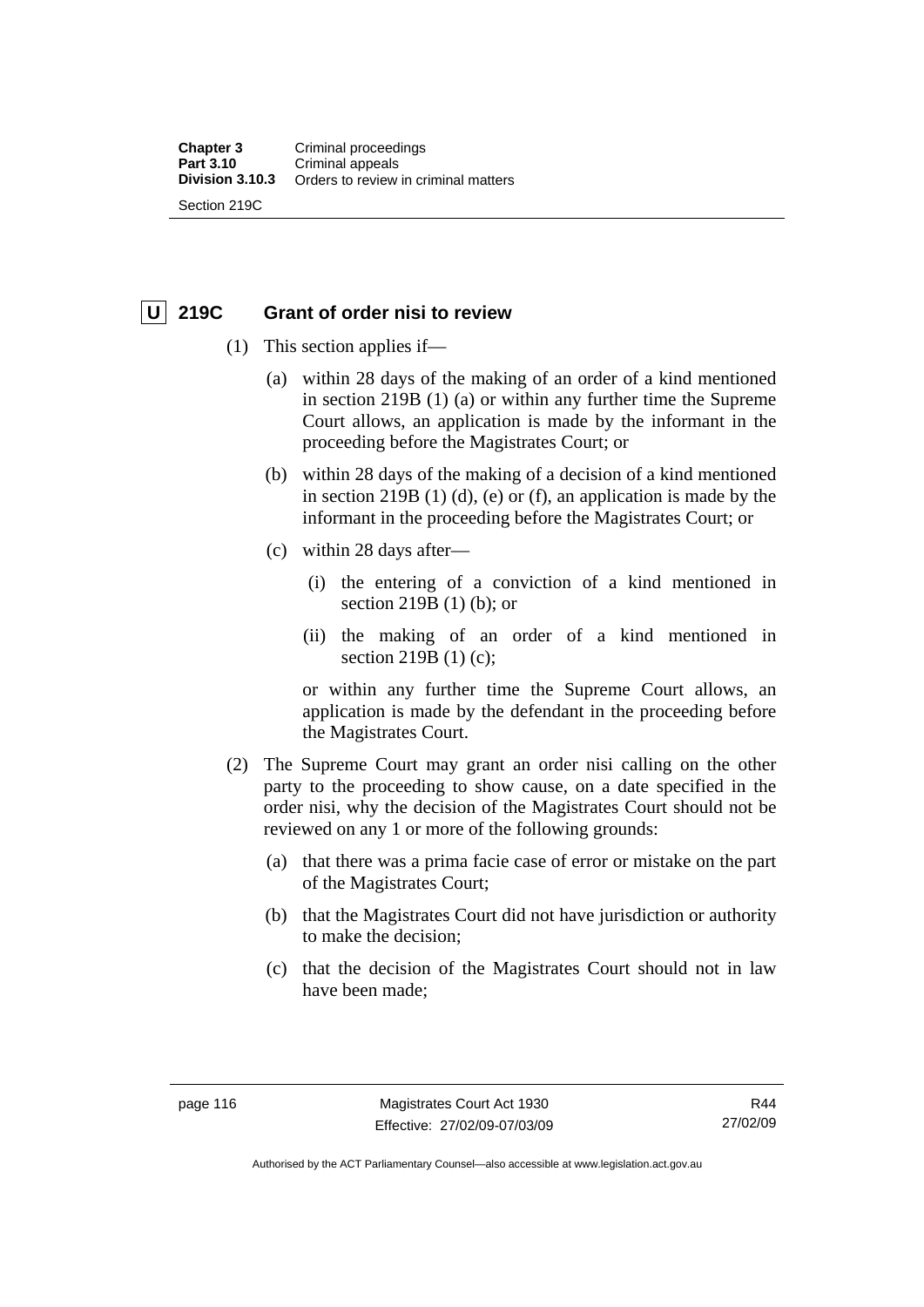## U 219C Grant of order nisi to review

(1) This section applies if—

(a) within 28 days of the making of an order of a kind mentioned in section 219B (1) (a) or within any further time the Supreme Court allows, an application is made by the informant in the proceeding before the Magistrates Court; or

(b) within 28 days of the making of a decision of a kind mentioned in section 219B (1) (d), (e) or (f), an application is made by the informant in the proceeding before the Magistrates Court; or

(c) within 28 days after—

(i) the entering of a conviction of a kind mentioned in section 219B (1) (b); or

(ii) the making of an order of a kind mentioned in section 219B (1) (c);

or within any further time the Supreme Court allows, an application is made by the defendant in the proceeding before the Magistrates Court.

(2) The Supreme Court may grant an order nisi calling on the other party to the proceeding to show cause, on a date specified in the order nisi, why the decision of the Magistrates Court should not be reviewed on any 1 or more of the following grounds:

(a) that there was a prima facie case of error or mistake on the part of the Magistrates Court;

(b) that the Magistrates Court did not have jurisdiction or authority to make the decision;

(c) that the decision of the Magistrates Court should not in law have been made;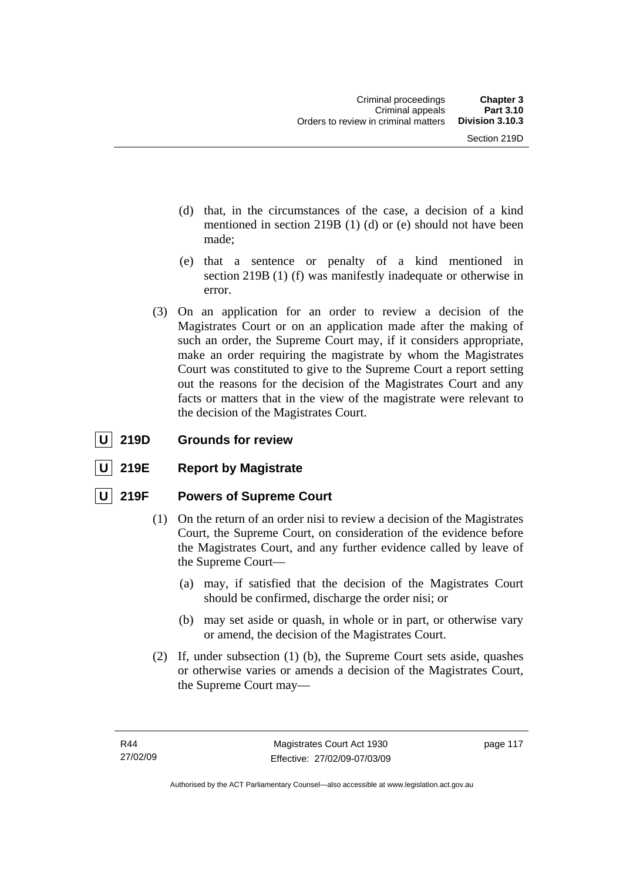(d) that, in the circumstances of the case, a decision of a kind mentioned in section 219B (1) (d) or (e) should not have been made;

(e) that a sentence or penalty of a kind mentioned in section 219B (1) (f) was manifestly inadequate or otherwise in error.

(3) On an application for an order to review a decision of the Magistrates Court or on an application made after the making of such an order, the Supreme Court may, if it considers appropriate, make an order requiring the magistrate by whom the Magistrates Court was constituted to give to the Supreme Court a report setting out the reasons for the decision of the Magistrates Court and any facts or matters that in the view of the magistrate were relevant to the decision of the Magistrates Court.

### U 219D Grounds for review

### U 219E Report by Magistrate

### U 219F Powers of Supreme Court

(1) On the return of an order nisi to review a decision of the Magistrates Court, the Supreme Court, on consideration of the evidence before the Magistrates Court, and any further evidence called by leave of the Supreme Court—

(a) may, if satisfied that the decision of the Magistrates Court should be confirmed, discharge the order nisi; or

(b) may set aside or quash, in whole or in part, or otherwise vary or amend, the decision of the Magistrates Court.

(2) If, under subsection (1) (b), the Supreme Court sets aside, quashes or otherwise varies or amends a decision of the Magistrates Court, the Supreme Court may—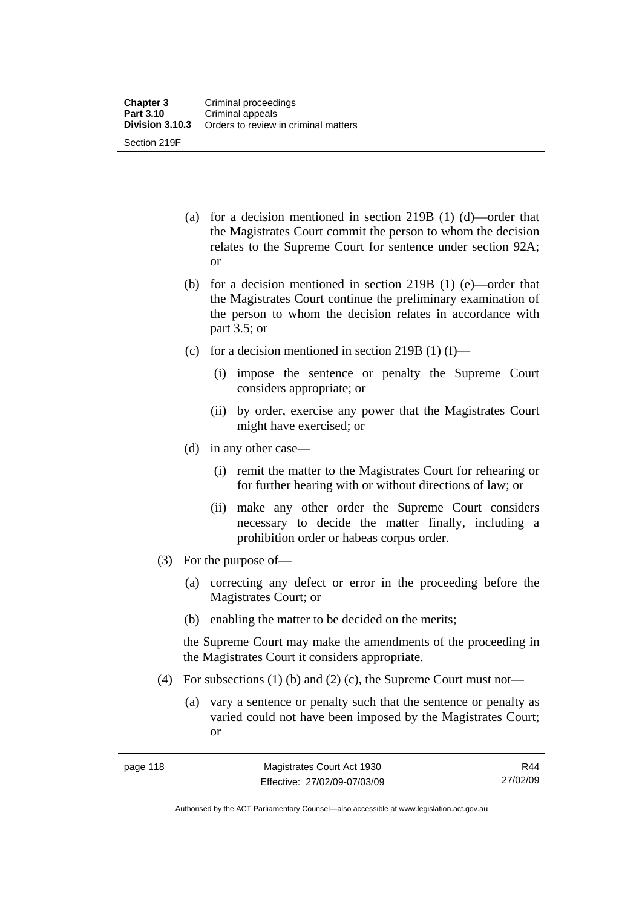(a) for a decision mentioned in section 219B (1) (d)—order that the Magistrates Court commit the person to whom the decision relates to the Supreme Court for sentence under section 92A; or

(b) for a decision mentioned in section 219B (1) (e)—order that the Magistrates Court continue the preliminary examination of the person to whom the decision relates in accordance with part 3.5; or

(c) for a decision mentioned in section 219B (1) (f)—

(i) impose the sentence or penalty the Supreme Court considers appropriate; or

(ii) by order, exercise any power that the Magistrates Court might have exercised; or

(d) in any other case—

(i) remit the matter to the Magistrates Court for rehearing or for further hearing with or without directions of law; or

(ii) make any other order the Supreme Court considers necessary to decide the matter finally, including a prohibition order or habeas corpus order.

(3) For the purpose of—

(a) correcting any defect or error in the proceeding before the Magistrates Court; or

(b) enabling the matter to be decided on the merits;

the Supreme Court may make the amendments of the proceeding in the Magistrates Court it considers appropriate.

(4) For subsections (1) (b) and (2) (c), the Supreme Court must not—

(a) vary a sentence or penalty such that the sentence or penalty as varied could not have been imposed by the Magistrates Court; or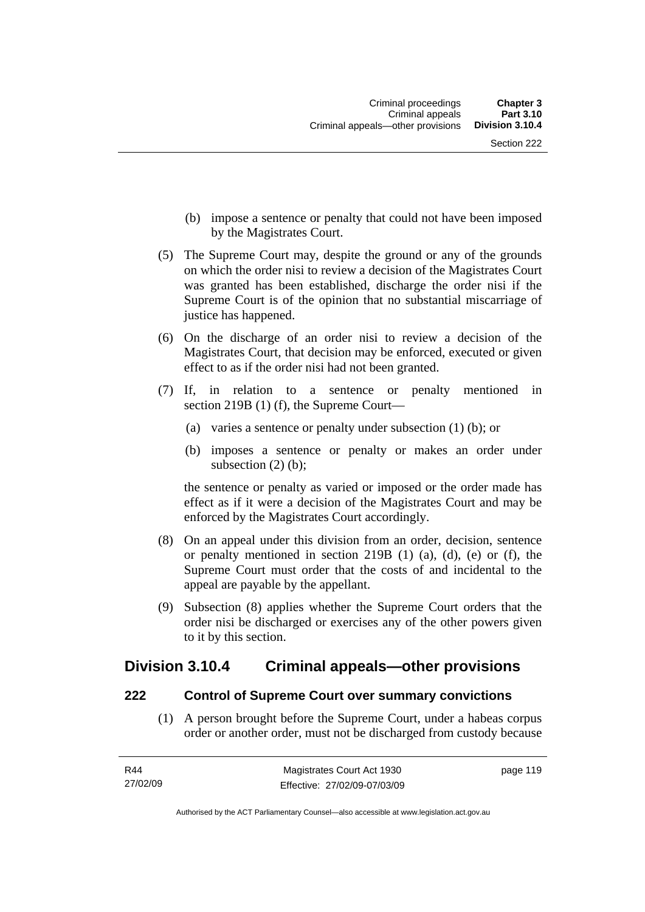(b) impose a sentence or penalty that could not have been imposed by the Magistrates Court.

(5) The Supreme Court may, despite the ground or any of the grounds on which the order nisi to review a decision of the Magistrates Court was granted has been established, discharge the order nisi if the Supreme Court is of the opinion that no substantial miscarriage of justice has happened.

(6) On the discharge of an order nisi to review a decision of the Magistrates Court, that decision may be enforced, executed or given effect to as if the order nisi had not been granted.

(7) If, in relation to a sentence or penalty mentioned in section 219B (1) (f), the Supreme Court—

(a) varies a sentence or penalty under subsection (1) (b); or

(b) imposes a sentence or penalty or makes an order under subsection (2) (b);

the sentence or penalty as varied or imposed or the order made has effect as if it were a decision of the Magistrates Court and may be enforced by the Magistrates Court accordingly.

(8) On an appeal under this division from an order, decision, sentence or penalty mentioned in section 219B (1) (a), (d), (e) or (f), the Supreme Court must order that the costs of and incidental to the appeal are payable by the appellant.

(9) Subsection (8) applies whether the Supreme Court orders that the order nisi be discharged or exercises any of the other powers given to it by this section.

## Division 3.10.4 Criminal appeals—other provisions

### 222 Control of Supreme Court over summary convictions

(1) A person brought before the Supreme Court, under a habeas corpus order or another order, must not be discharged from custody because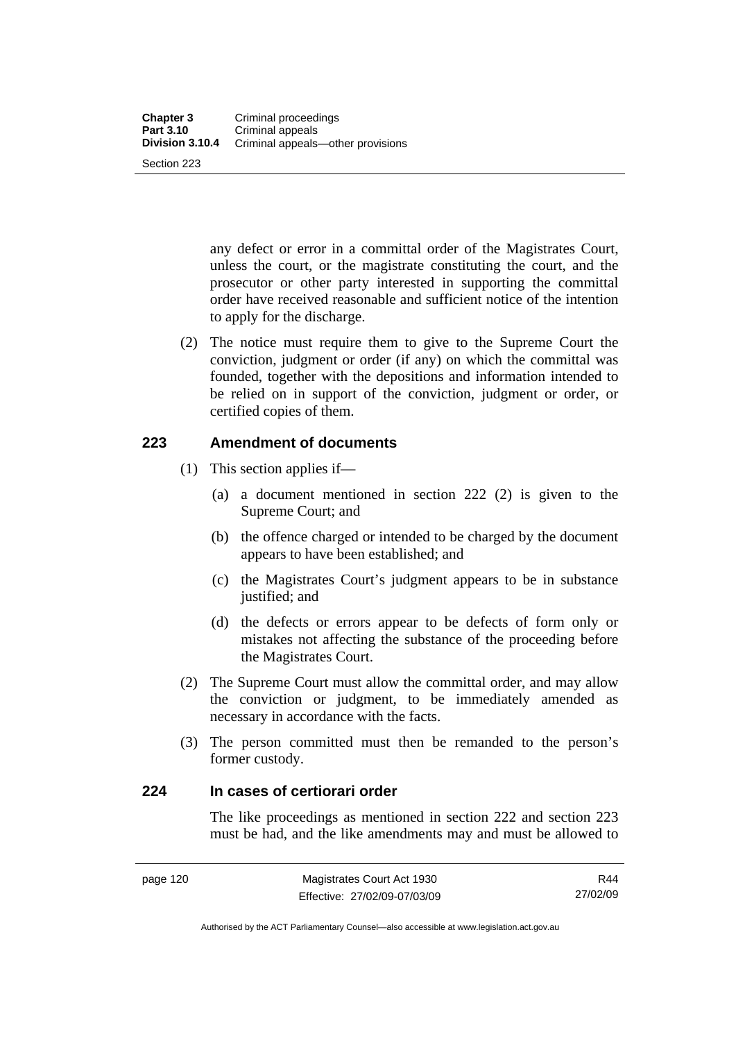any defect or error in a committal order of the Magistrates Court, unless the court, or the magistrate constituting the court, and the prosecutor or other party interested in supporting the committal order have received reasonable and sufficient notice of the intention to apply for the discharge.

(2) The notice must require them to give to the Supreme Court the conviction, judgment or order (if any) on which the committal was founded, together with the depositions and information intended to be relied on in support of the conviction, judgment or order, or certified copies of them.

### 223 Amendment of documents

(1) This section applies if—

(a) a document mentioned in section 222 (2) is given to the Supreme Court; and

(b) the offence charged or intended to be charged by the document appears to have been established; and

(c) the Magistrates Court's judgment appears to be in substance justified; and

(d) the defects or errors appear to be defects of form only or mistakes not affecting the substance of the proceeding before the Magistrates Court.

(2) The Supreme Court must allow the committal order, and may allow the conviction or judgment, to be immediately amended as necessary in accordance with the facts.

(3) The person committed must then be remanded to the person's former custody.

### 224 In cases of certiorari order

The like proceedings as mentioned in section 222 and section 223 must be had, and the like amendments may and must be allowed to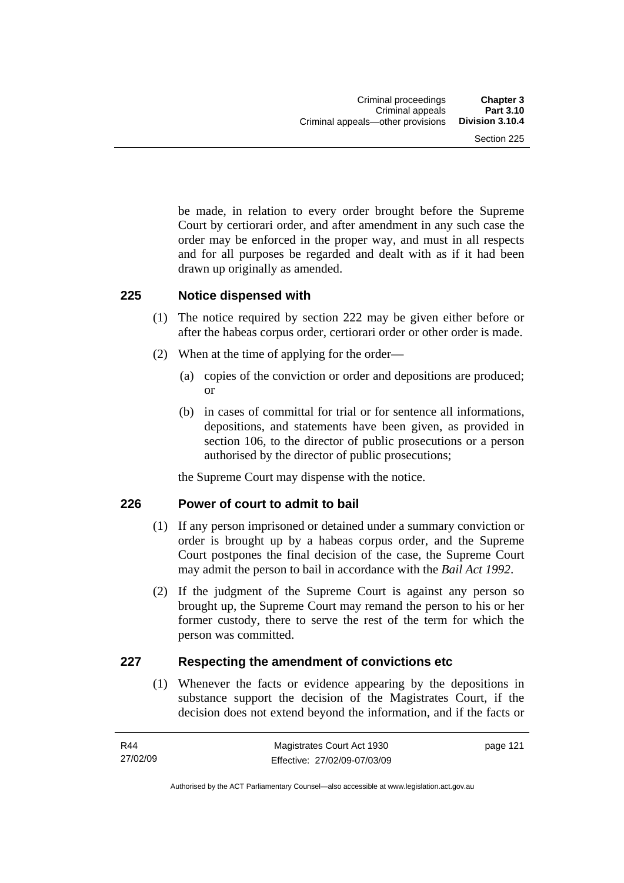be made, in relation to every order brought before the Supreme Court by certiorari order, and after amendment in any such case the order may be enforced in the proper way, and must in all respects and for all purposes be regarded and dealt with as if it had been drawn up originally as amended.

## 225 Notice dispensed with

(1) The notice required by section 222 may be given either before or after the habeas corpus order, certiorari order or other order is made.

(2) When at the time of applying for the order—

(a) copies of the conviction or order and depositions are produced; or

(b) in cases of committal for trial or for sentence all informations, depositions, and statements have been given, as provided in section 106, to the director of public prosecutions or a person authorised by the director of public prosecutions;

the Supreme Court may dispense with the notice.

## 226 Power of court to admit to bail

(1) If any person imprisoned or detained under a summary conviction or order is brought up by a habeas corpus order, and the Supreme Court postpones the final decision of the case, the Supreme Court may admit the person to bail in accordance with the *Bail Act 1992*.

(2) If the judgment of the Supreme Court is against any person so brought up, the Supreme Court may remand the person to his or her former custody, there to serve the rest of the term for which the person was committed.

## 227 Respecting the amendment of convictions etc

(1) Whenever the facts or evidence appearing by the depositions in substance support the decision of the Magistrates Court, if the decision does not extend beyond the information, and if the facts or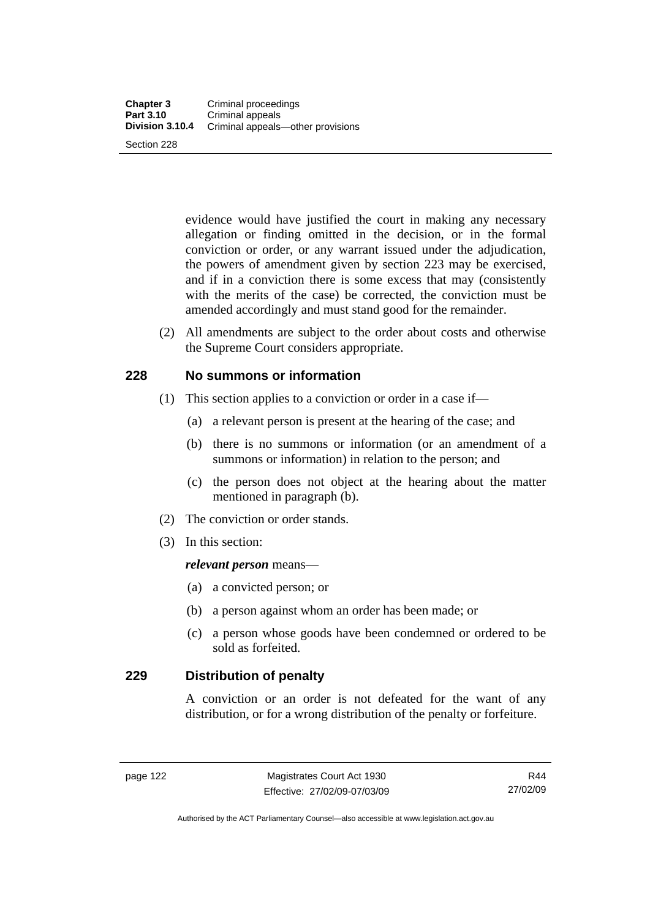evidence would have justified the court in making any necessary allegation or finding omitted in the decision, or in the formal conviction or order, or any warrant issued under the adjudication, the powers of amendment given by section 223 may be exercised, and if in a conviction there is some excess that may (consistently with the merits of the case) be corrected, the conviction must be amended accordingly and must stand good for the remainder.

(2) All amendments are subject to the order about costs and otherwise the Supreme Court considers appropriate.

## 228 No summons or information

(1) This section applies to a conviction or order in a case if—

(a) a relevant person is present at the hearing of the case; and

(b) there is no summons or information (or an amendment of a summons or information) in relation to the person; and

(c) the person does not object at the hearing about the matter mentioned in paragraph (b).

(2) The conviction or order stands.

(3) In this section:

***relevant person*** means—

(a) a convicted person; or

(b) a person against whom an order has been made; or

(c) a person whose goods have been condemned or ordered to be sold as forfeited.

## 229 Distribution of penalty

A conviction or an order is not defeated for the want of any distribution, or for a wrong distribution of the penalty or forfeiture.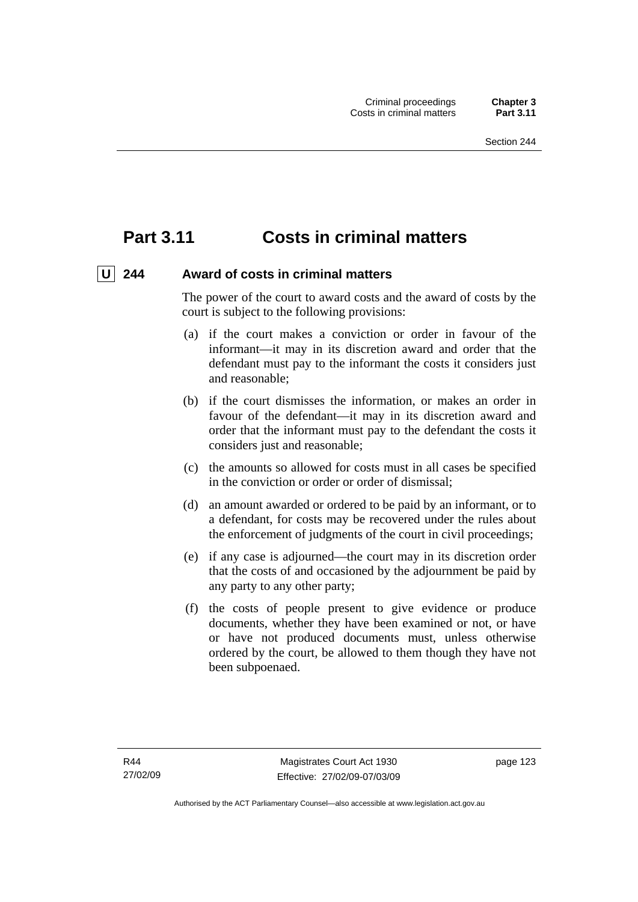# Part 3.11 Costs in criminal matters

## U 244 Award of costs in criminal matters

The power of the court to award costs and the award of costs by the court is subject to the following provisions:

(a) if the court makes a conviction or order in favour of the informant—it may in its discretion award and order that the defendant must pay to the informant the costs it considers just and reasonable;

(b) if the court dismisses the information, or makes an order in favour of the defendant—it may in its discretion award and order that the informant must pay to the defendant the costs it considers just and reasonable;

(c) the amounts so allowed for costs must in all cases be specified in the conviction or order or order of dismissal;

(d) an amount awarded or ordered to be paid by an informant, or to a defendant, for costs may be recovered under the rules about the enforcement of judgments of the court in civil proceedings;

(e) if any case is adjourned—the court may in its discretion order that the costs of and occasioned by the adjournment be paid by any party to any other party;

(f) the costs of people present to give evidence or produce documents, whether they have been examined or not, or have or have not produced documents must, unless otherwise ordered by the court, be allowed to them though they have not been subpoenaed.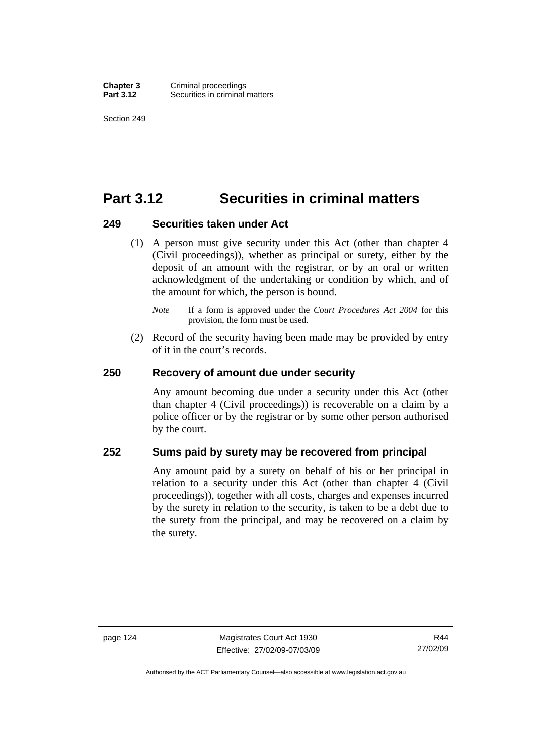# Part 3.12 Securities in criminal matters

### 249 Securities taken under Act

(1) A person must give security under this Act (other than chapter 4 (Civil proceedings)), whether as principal or surety, either by the deposit of an amount with the registrar, or by an oral or written acknowledgment of the undertaking or condition by which, and of the amount for which, the person is bound.

*Note* If a form is approved under the *Court Procedures Act 2004* for this provision, the form must be used.

(2) Record of the security having been made may be provided by entry of it in the court's records.

### 250 Recovery of amount due under security

Any amount becoming due under a security under this Act (other than chapter 4 (Civil proceedings)) is recoverable on a claim by a police officer or by the registrar or by some other person authorised by the court.

### 252 Sums paid by surety may be recovered from principal

Any amount paid by a surety on behalf of his or her principal in relation to a security under this Act (other than chapter 4 (Civil proceedings)), together with all costs, charges and expenses incurred by the surety in relation to the security, is taken to be a debt due to the surety from the principal, and may be recovered on a claim by the surety.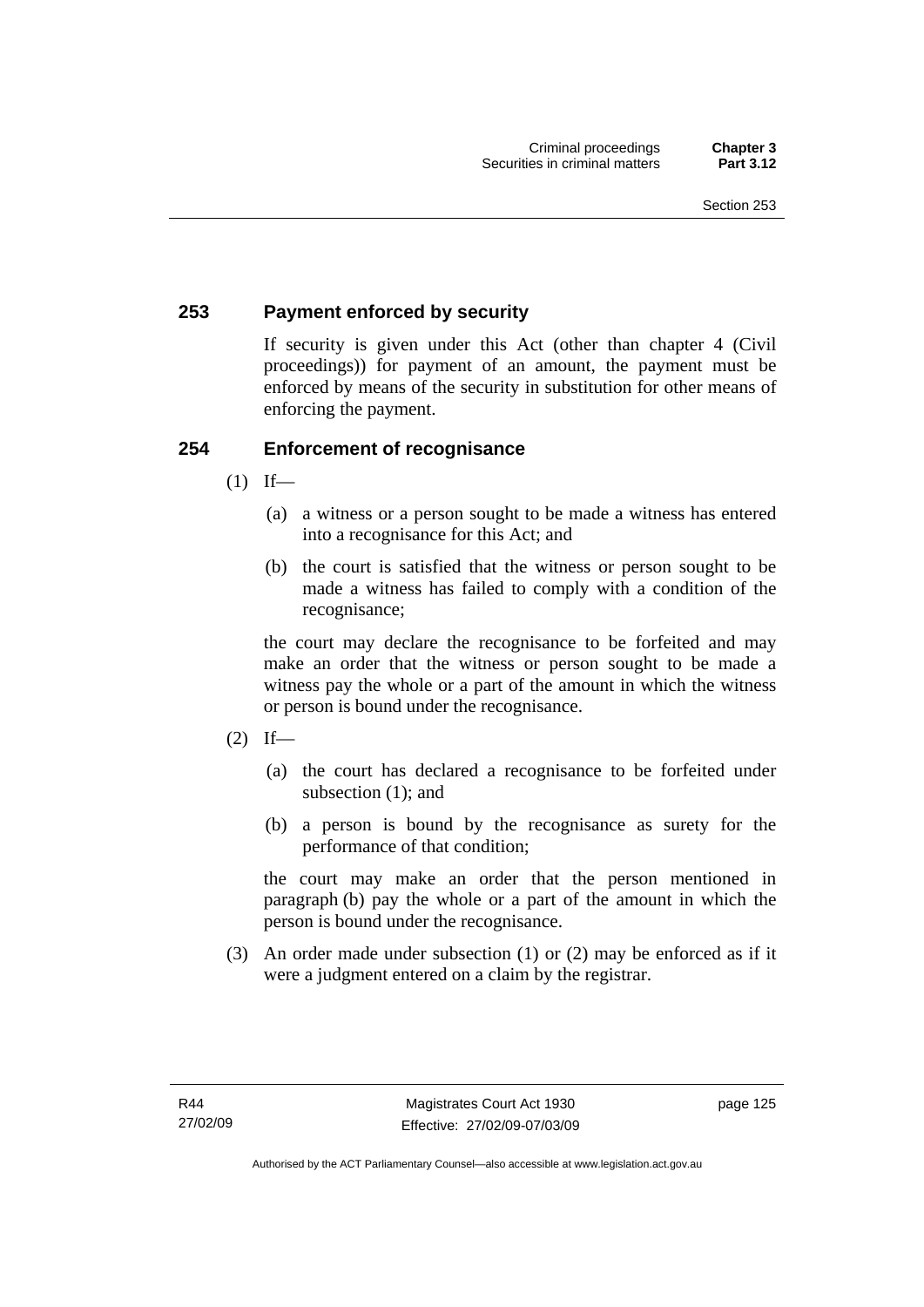## 253 Payment enforced by security

If security is given under this Act (other than chapter 4 (Civil proceedings)) for payment of an amount, the payment must be enforced by means of the security in substitution for other means of enforcing the payment.

## 254 Enforcement of recognisance

(1) If—

(a) a witness or a person sought to be made a witness has entered into a recognisance for this Act; and

(b) the court is satisfied that the witness or person sought to be made a witness has failed to comply with a condition of the recognisance;

the court may declare the recognisance to be forfeited and may make an order that the witness or person sought to be made a witness pay the whole or a part of the amount in which the witness or person is bound under the recognisance.

(2) If—

(a) the court has declared a recognisance to be forfeited under subsection (1); and

(b) a person is bound by the recognisance as surety for the performance of that condition;

the court may make an order that the person mentioned in paragraph (b) pay the whole or a part of the amount in which the person is bound under the recognisance.

(3) An order made under subsection (1) or (2) may be enforced as if it were a judgment entered on a claim by the registrar.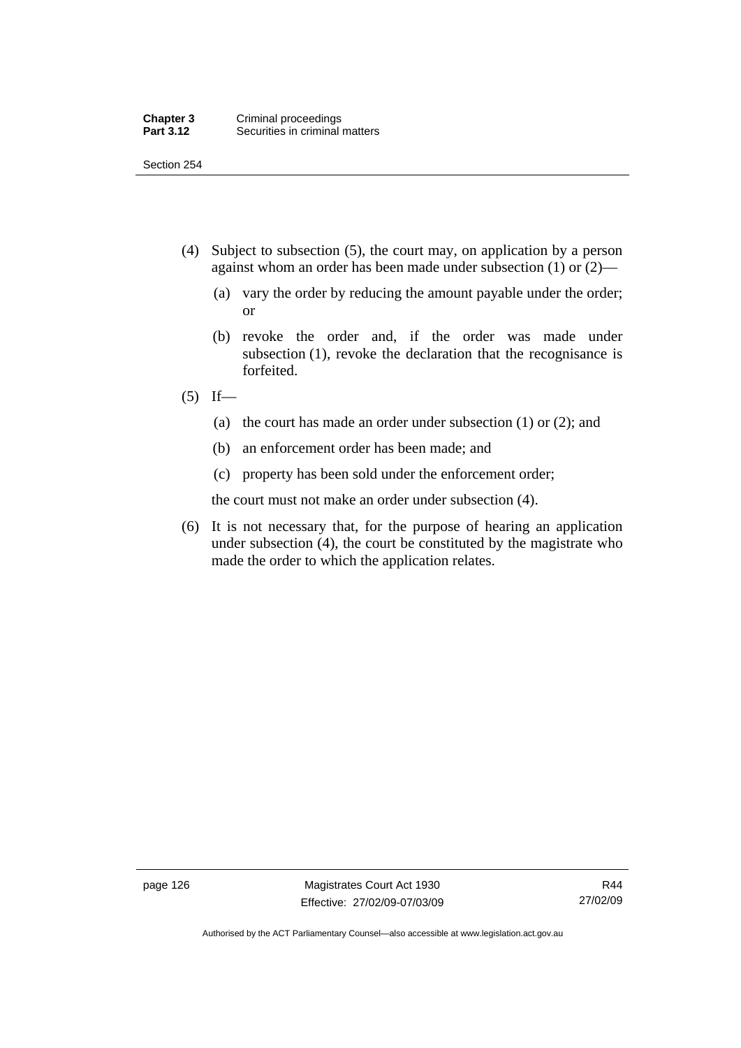(4) Subject to subsection (5), the court may, on application by a person against whom an order has been made under subsection (1) or (2)—

   (a) vary the order by reducing the amount payable under the order; or

   (b) revoke the order and, if the order was made under subsection (1), revoke the declaration that the recognisance is forfeited.

(5) If—

   (a) the court has made an order under subsection (1) or (2); and

   (b) an enforcement order has been made; and

   (c) property has been sold under the enforcement order;

   the court must not make an order under subsection (4).

(6) It is not necessary that, for the purpose of hearing an application under subsection (4), the court be constituted by the magistrate who made the order to which the application relates.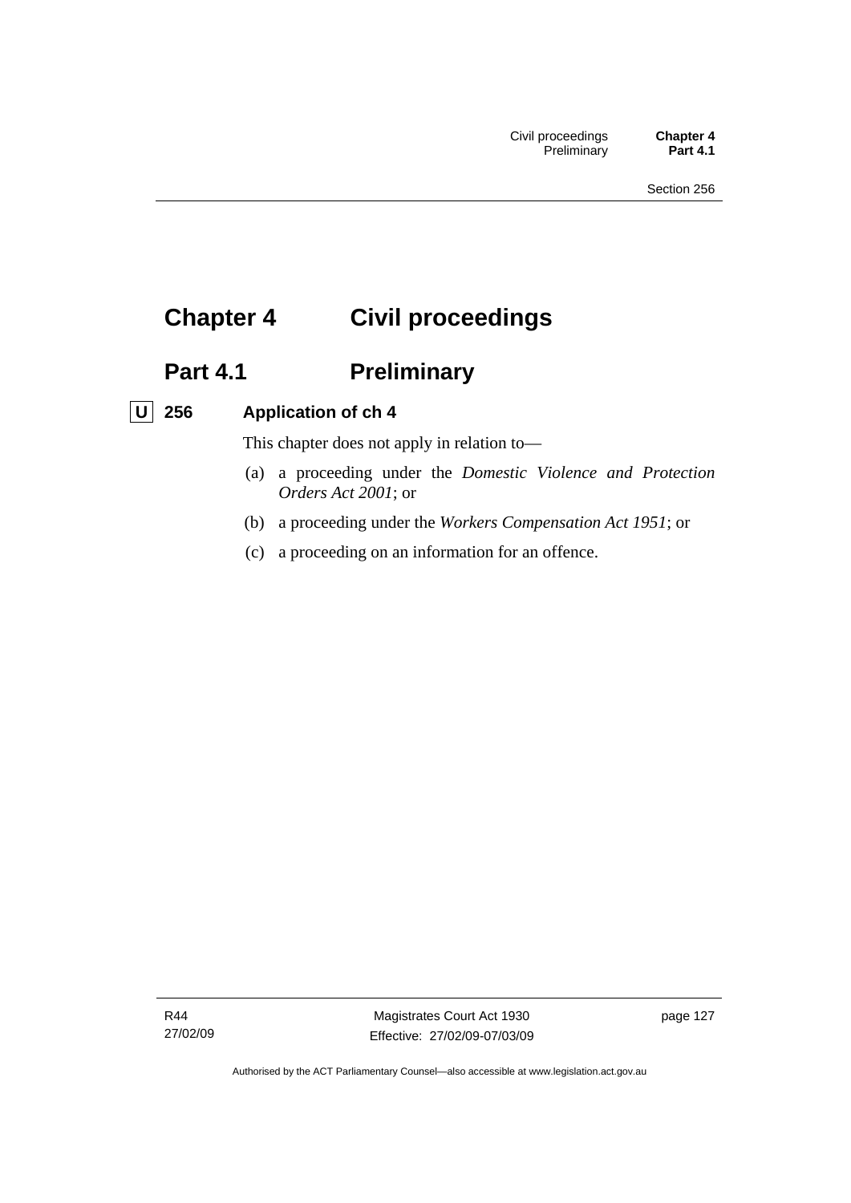# Chapter 4 Civil proceedings

## Part 4.1 Preliminary

### U 256 Application of ch 4

This chapter does not apply in relation to—

(a) a proceeding under the *Domestic Violence and Protection Orders Act 2001*; or

(b) a proceeding under the *Workers Compensation Act 1951*; or

(c) a proceeding on an information for an offence.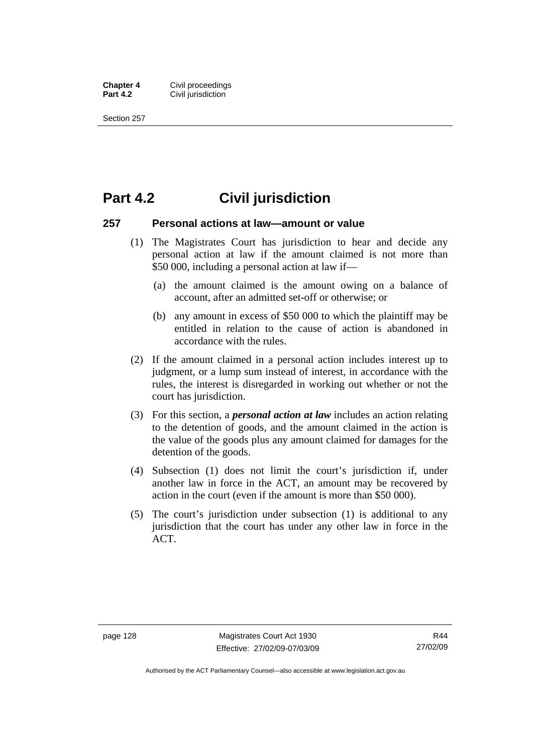# Part 4.2 Civil jurisdiction

### 257 Personal actions at law—amount or value

(1) The Magistrates Court has jurisdiction to hear and decide any personal action at law if the amount claimed is not more than \$50 000, including a personal action at law if—

(a) the amount claimed is the amount owing on a balance of account, after an admitted set-off or otherwise; or

(b) any amount in excess of \$50 000 to which the plaintiff may be entitled in relation to the cause of action is abandoned in accordance with the rules.

(2) If the amount claimed in a personal action includes interest up to judgment, or a lump sum instead of interest, in accordance with the rules, the interest is disregarded in working out whether or not the court has jurisdiction.

(3) For this section, a ***personal action at law*** includes an action relating to the detention of goods, and the amount claimed in the action is the value of the goods plus any amount claimed for damages for the detention of the goods.

(4) Subsection (1) does not limit the court's jurisdiction if, under another law in force in the ACT, an amount may be recovered by action in the court (even if the amount is more than \$50 000).

(5) The court's jurisdiction under subsection (1) is additional to any jurisdiction that the court has under any other law in force in the ACT.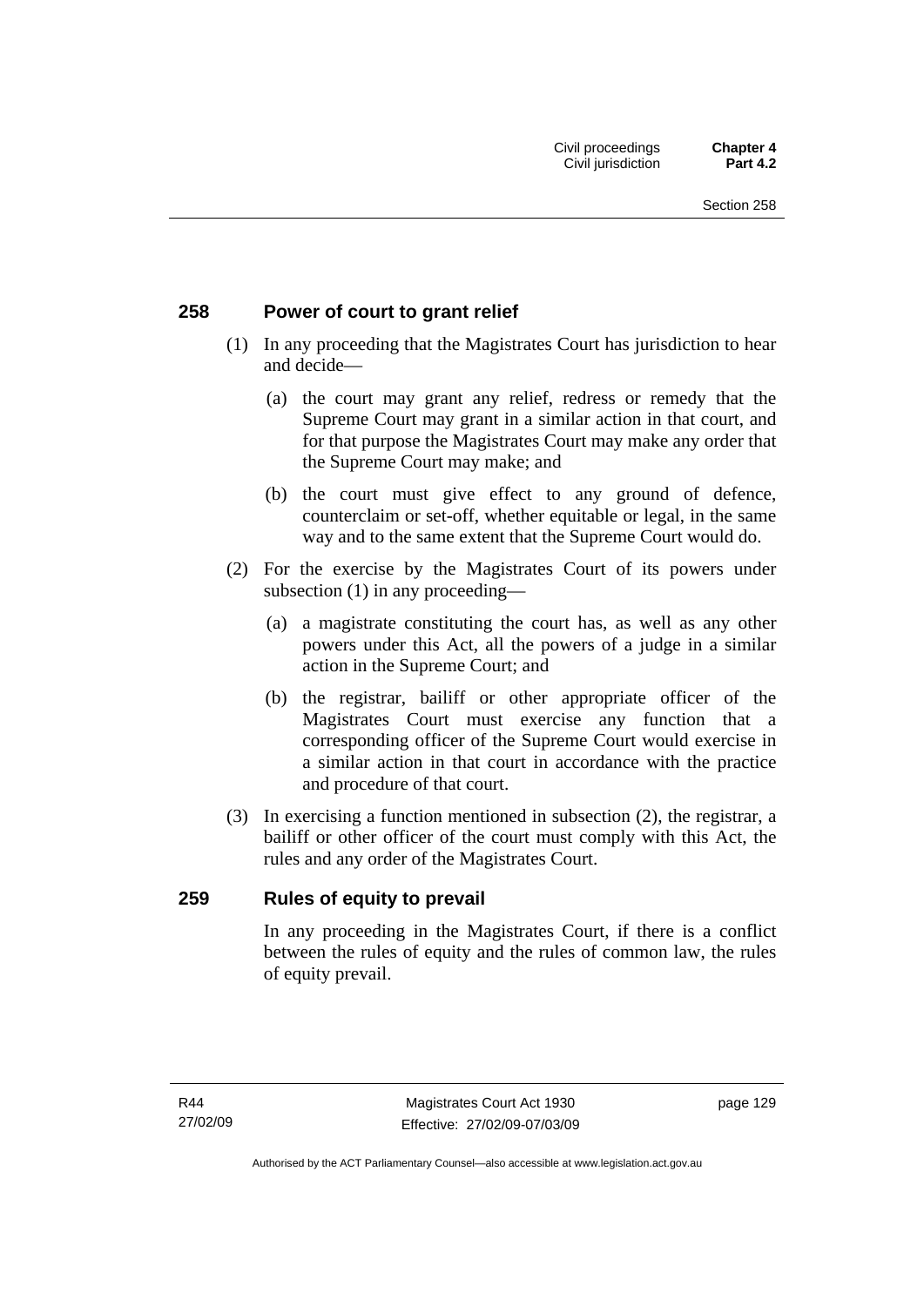## 258 Power of court to grant relief

(1) In any proceeding that the Magistrates Court has jurisdiction to hear and decide—

(a) the court may grant any relief, redress or remedy that the Supreme Court may grant in a similar action in that court, and for that purpose the Magistrates Court may make any order that the Supreme Court may make; and

(b) the court must give effect to any ground of defence, counterclaim or set-off, whether equitable or legal, in the same way and to the same extent that the Supreme Court would do.

(2) For the exercise by the Magistrates Court of its powers under subsection (1) in any proceeding—

(a) a magistrate constituting the court has, as well as any other powers under this Act, all the powers of a judge in a similar action in the Supreme Court; and

(b) the registrar, bailiff or other appropriate officer of the Magistrates Court must exercise any function that a corresponding officer of the Supreme Court would exercise in a similar action in that court in accordance with the practice and procedure of that court.

(3) In exercising a function mentioned in subsection (2), the registrar, a bailiff or other officer of the court must comply with this Act, the rules and any order of the Magistrates Court.

## 259 Rules of equity to prevail

In any proceeding in the Magistrates Court, if there is a conflict between the rules of equity and the rules of common law, the rules of equity prevail.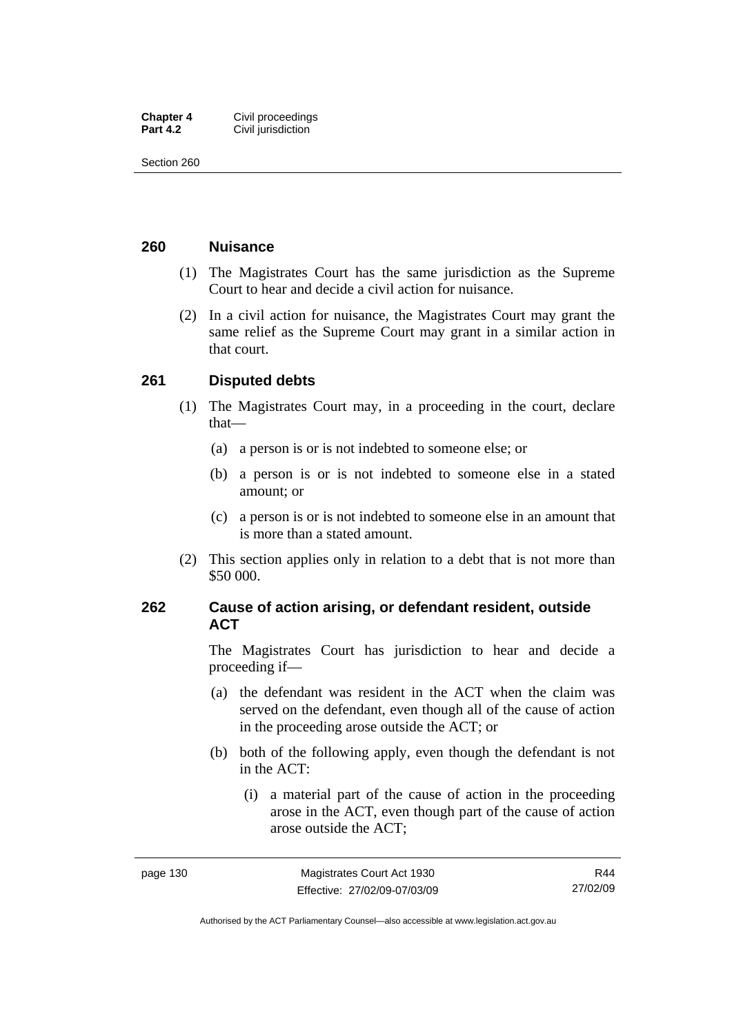## 260 Nuisance

(1) The Magistrates Court has the same jurisdiction as the Supreme Court to hear and decide a civil action for nuisance.

(2) In a civil action for nuisance, the Magistrates Court may grant the same relief as the Supreme Court may grant in a similar action in that court.

## 261 Disputed debts

(1) The Magistrates Court may, in a proceeding in the court, declare that—

- (a) a person is or is not indebted to someone else; or
- (b) a person is or is not indebted to someone else in a stated amount; or
- (c) a person is or is not indebted to someone else in an amount that is more than a stated amount.

(2) This section applies only in relation to a debt that is not more than $50 000.

## 262 Cause of action arising, or defendant resident, outside ACT

The Magistrates Court has jurisdiction to hear and decide a proceeding if—

- (a) the defendant was resident in the ACT when the claim was served on the defendant, even though all of the cause of action in the proceeding arose outside the ACT; or
- (b) both of the following apply, even though the defendant is not in the ACT:
  - (i) a material part of the cause of action in the proceeding arose in the ACT, even though part of the cause of action arose outside the ACT;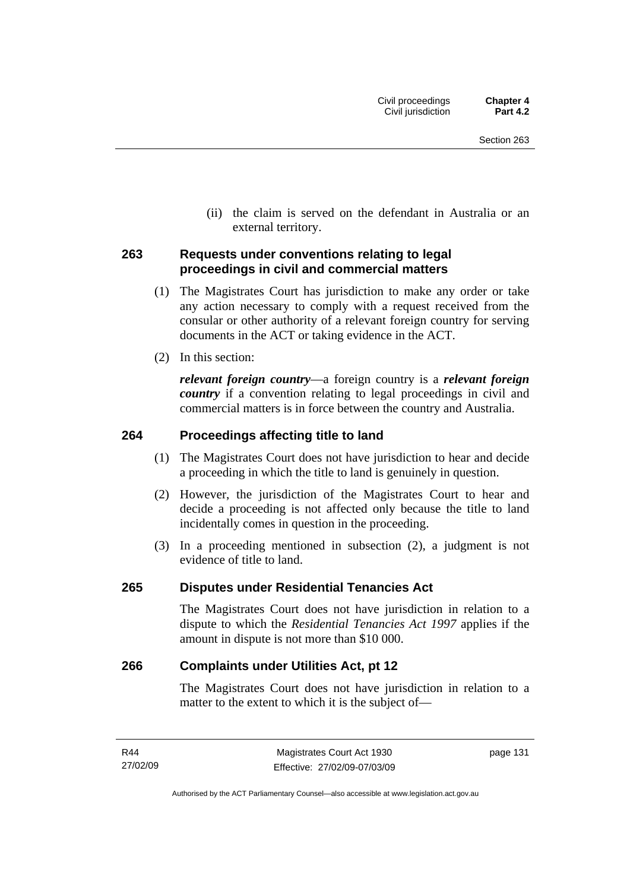(ii) the claim is served on the defendant in Australia or an external territory.

### 263 Requests under conventions relating to legal proceedings in civil and commercial matters

(1) The Magistrates Court has jurisdiction to make any order or take any action necessary to comply with a request received from the consular or other authority of a relevant foreign country for serving documents in the ACT or taking evidence in the ACT.

(2) In this section:

***relevant foreign country***—a foreign country is a ***relevant foreign country*** if a convention relating to legal proceedings in civil and commercial matters is in force between the country and Australia.

### 264 Proceedings affecting title to land

(1) The Magistrates Court does not have jurisdiction to hear and decide a proceeding in which the title to land is genuinely in question.

(2) However, the jurisdiction of the Magistrates Court to hear and decide a proceeding is not affected only because the title to land incidentally comes in question in the proceeding.

(3) In a proceeding mentioned in subsection (2), a judgment is not evidence of title to land.

### 265 Disputes under Residential Tenancies Act

The Magistrates Court does not have jurisdiction in relation to a dispute to which the *Residential Tenancies Act 1997* applies if the amount in dispute is not more than $10 000.

### 266 Complaints under Utilities Act, pt 12

The Magistrates Court does not have jurisdiction in relation to a matter to the extent to which it is the subject of—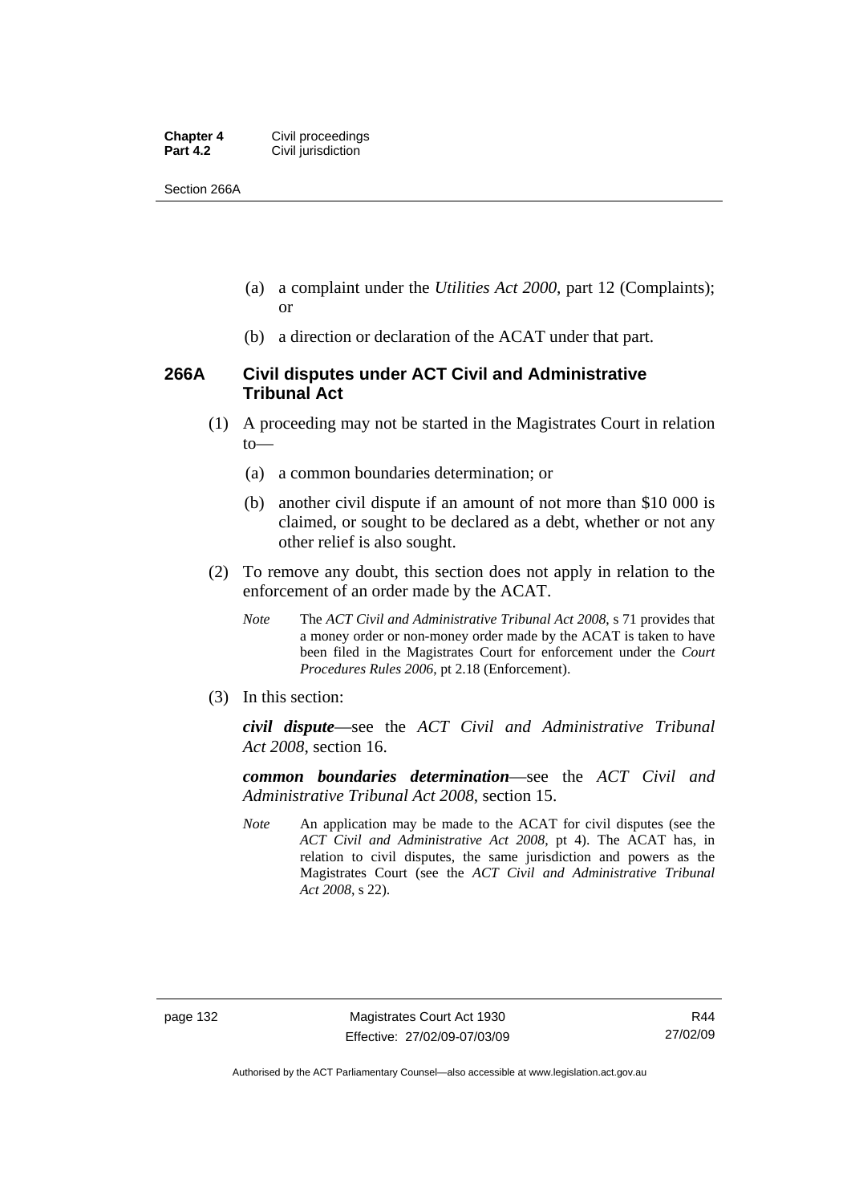(a) a complaint under the *Utilities Act 2000*, part 12 (Complaints); or

(b) a direction or declaration of the ACAT under that part.

## 266A Civil disputes under ACT Civil and Administrative Tribunal Act

(1) A proceeding may not be started in the Magistrates Court in relation to—

(a) a common boundaries determination; or

(b) another civil dispute if an amount of not more than $10 000 is claimed, or sought to be declared as a debt, whether or not any other relief is also sought.

(2) To remove any doubt, this section does not apply in relation to the enforcement of an order made by the ACAT.

*Note* The *ACT Civil and Administrative Tribunal Act 2008*, s 71 provides that a money order or non-money order made by the ACAT is taken to have been filed in the Magistrates Court for enforcement under the *Court Procedures Rules 2006*, pt 2.18 (Enforcement).

(3) In this section:

***civil dispute***—see the *ACT Civil and Administrative Tribunal Act 2008*, section 16.

***common boundaries determination***—see the *ACT Civil and Administrative Tribunal Act 2008*, section 15.

*Note* An application may be made to the ACAT for civil disputes (see the *ACT Civil and Administrative Act 2008*, pt 4). The ACAT has, in relation to civil disputes, the same jurisdiction and powers as the Magistrates Court (see the *ACT Civil and Administrative Tribunal Act 2008*, s 22).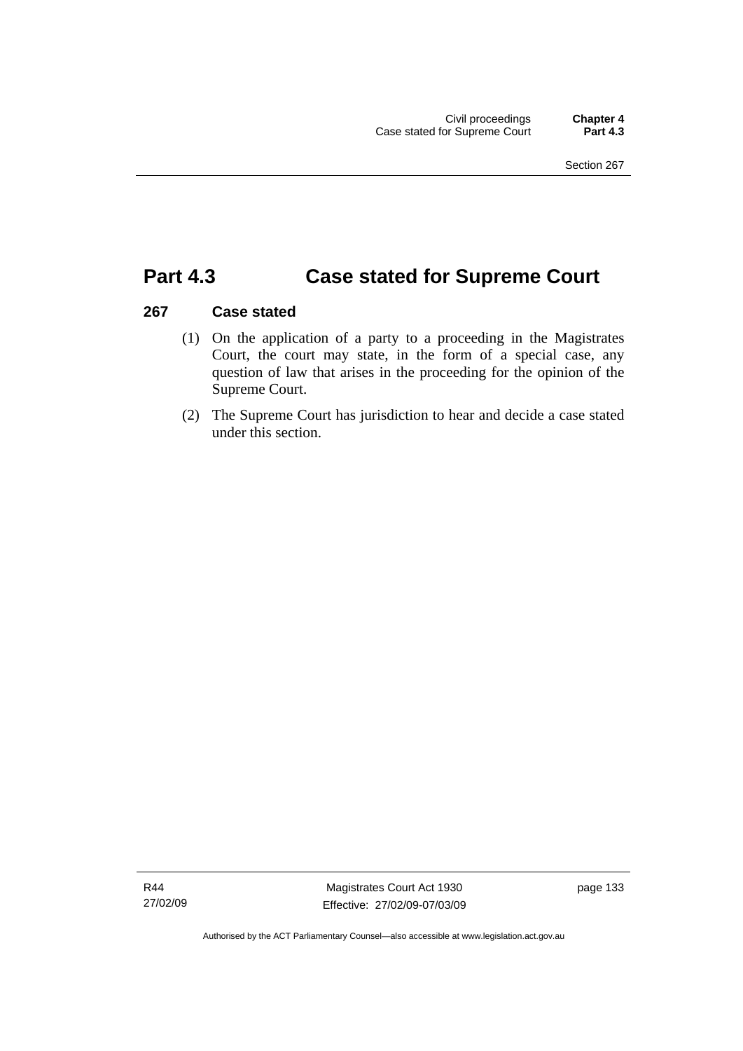# Part 4.3 Case stated for Supreme Court

## 267 Case stated

(1) On the application of a party to a proceeding in the Magistrates Court, the court may state, in the form of a special case, any question of law that arises in the proceeding for the opinion of the Supreme Court.

(2) The Supreme Court has jurisdiction to hear and decide a case stated under this section.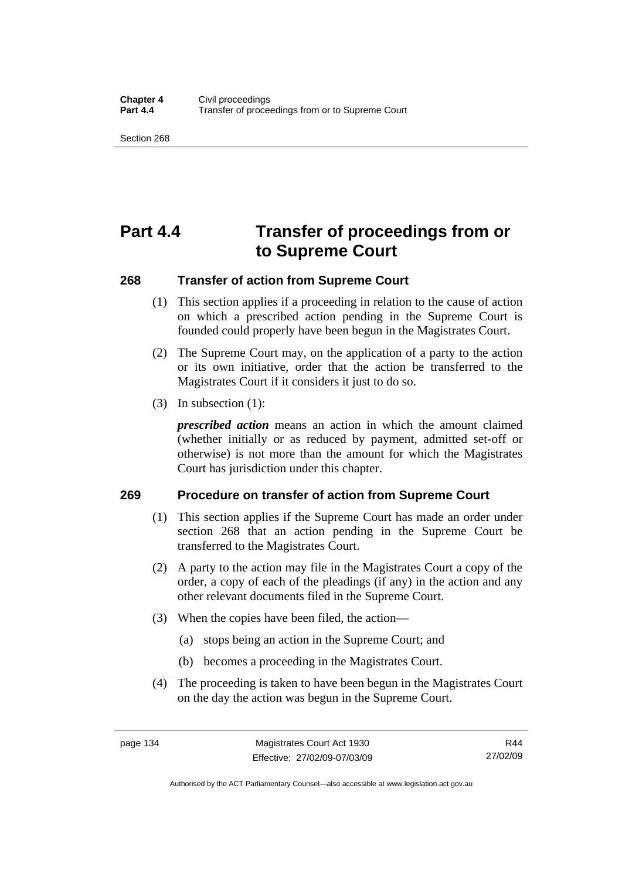# Part 4.4 Transfer of proceedings from or to Supreme Court

## 268 Transfer of action from Supreme Court

(1) This section applies if a proceeding in relation to the cause of action on which a prescribed action pending in the Supreme Court is founded could properly have been begun in the Magistrates Court.

(2) The Supreme Court may, on the application of a party to the action or its own initiative, order that the action be transferred to the Magistrates Court if it considers it just to do so.

(3) In subsection (1):

***prescribed action*** means an action in which the amount claimed (whether initially or as reduced by payment, admitted set-off or otherwise) is not more than the amount for which the Magistrates Court has jurisdiction under this chapter.

## 269 Procedure on transfer of action from Supreme Court

(1) This section applies if the Supreme Court has made an order under section 268 that an action pending in the Supreme Court be transferred to the Magistrates Court.

(2) A party to the action may file in the Magistrates Court a copy of the order, a copy of each of the pleadings (if any) in the action and any other relevant documents filed in the Supreme Court.

(3) When the copies have been filed, the action—

(a) stops being an action in the Supreme Court; and

(b) becomes a proceeding in the Magistrates Court.

(4) The proceeding is taken to have been begun in the Magistrates Court on the day the action was begun in the Supreme Court.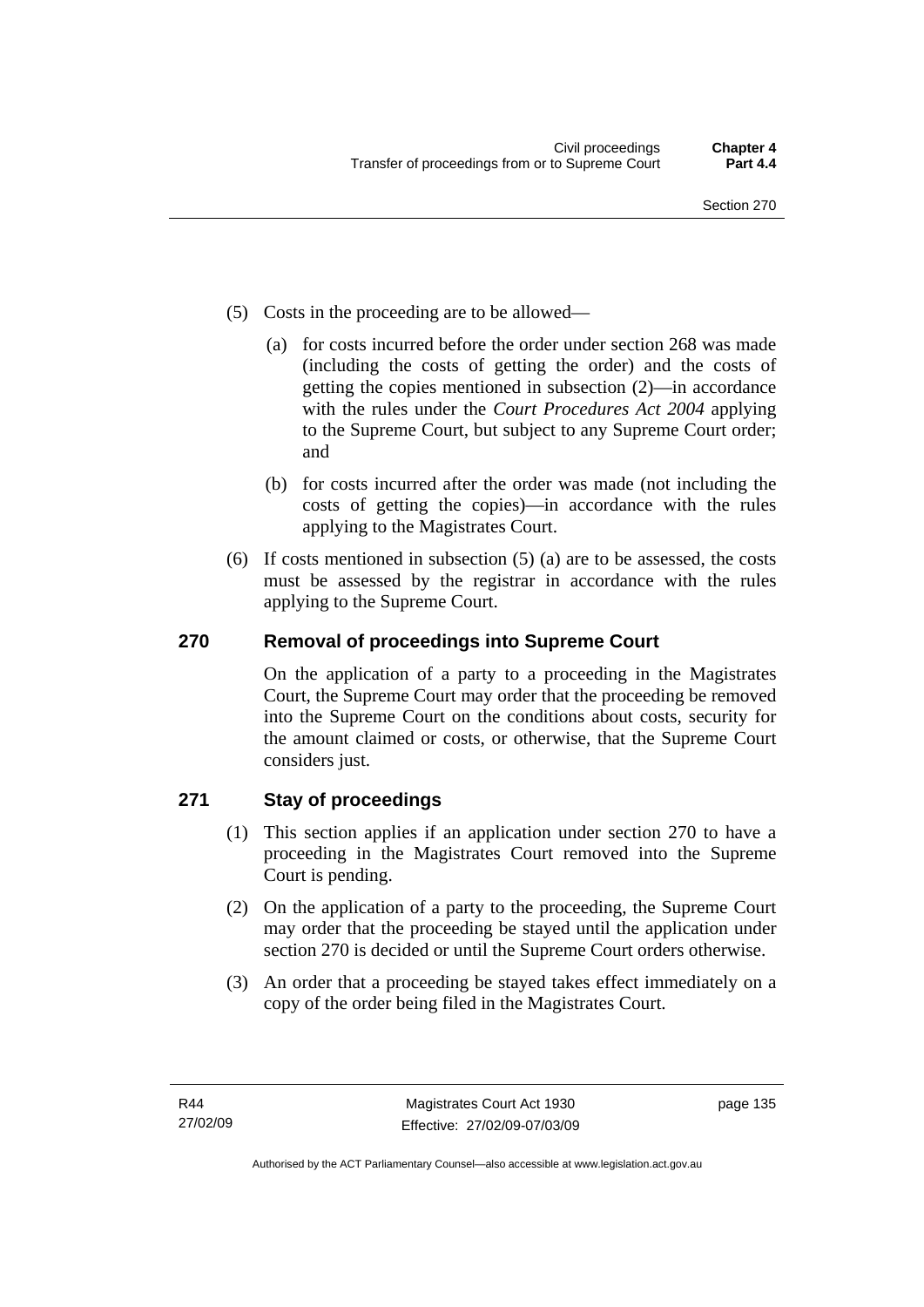(5) Costs in the proceeding are to be allowed—

(a) for costs incurred before the order under section 268 was made (including the costs of getting the order) and the costs of getting the copies mentioned in subsection (2)—in accordance with the rules under the *Court Procedures Act 2004* applying to the Supreme Court, but subject to any Supreme Court order; and

(b) for costs incurred after the order was made (not including the costs of getting the copies)—in accordance with the rules applying to the Magistrates Court.

(6) If costs mentioned in subsection (5) (a) are to be assessed, the costs must be assessed by the registrar in accordance with the rules applying to the Supreme Court.

## 270 Removal of proceedings into Supreme Court

On the application of a party to a proceeding in the Magistrates Court, the Supreme Court may order that the proceeding be removed into the Supreme Court on the conditions about costs, security for the amount claimed or costs, or otherwise, that the Supreme Court considers just.

## 271 Stay of proceedings

(1) This section applies if an application under section 270 to have a proceeding in the Magistrates Court removed into the Supreme Court is pending.

(2) On the application of a party to the proceeding, the Supreme Court may order that the proceeding be stayed until the application under section 270 is decided or until the Supreme Court orders otherwise.

(3) An order that a proceeding be stayed takes effect immediately on a copy of the order being filed in the Magistrates Court.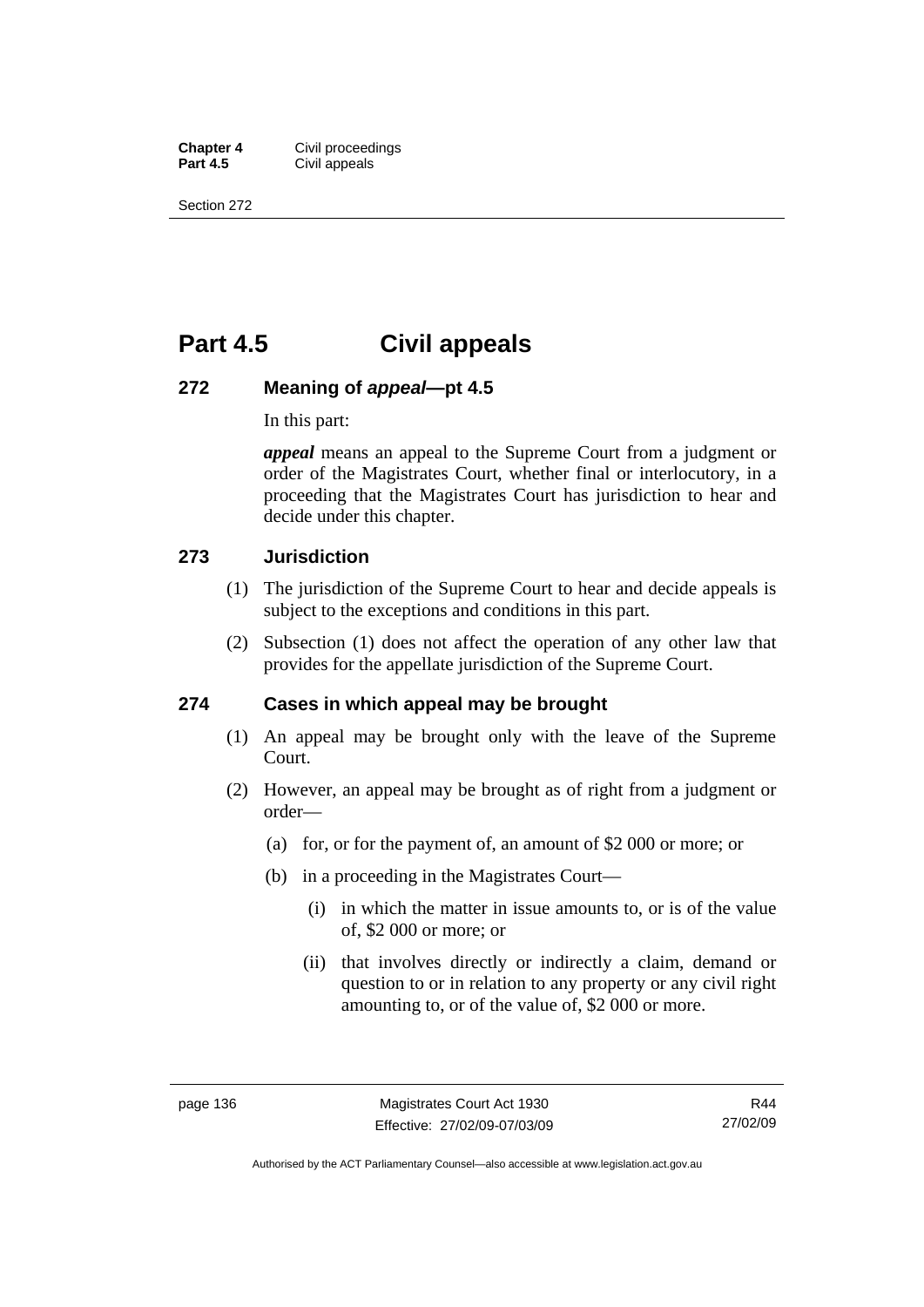# Part 4.5 Civil appeals

### 272 Meaning of *appeal*—pt 4.5

In this part:

***appeal*** means an appeal to the Supreme Court from a judgment or order of the Magistrates Court, whether final or interlocutory, in a proceeding that the Magistrates Court has jurisdiction to hear and decide under this chapter.

### 273 Jurisdiction

(1) The jurisdiction of the Supreme Court to hear and decide appeals is subject to the exceptions and conditions in this part.

(2) Subsection (1) does not affect the operation of any other law that provides for the appellate jurisdiction of the Supreme Court.

### 274 Cases in which appeal may be brought

(1) An appeal may be brought only with the leave of the Supreme Court.

(2) However, an appeal may be brought as of right from a judgment or order—

(a) for, or for the payment of, an amount of $2 000 or more; or

(b) in a proceeding in the Magistrates Court—

(i) in which the matter in issue amounts to, or is of the value of, $2 000 or more; or

(ii) that involves directly or indirectly a claim, demand or question to or in relation to any property or any civil right amounting to, or of the value of, $2 000 or more.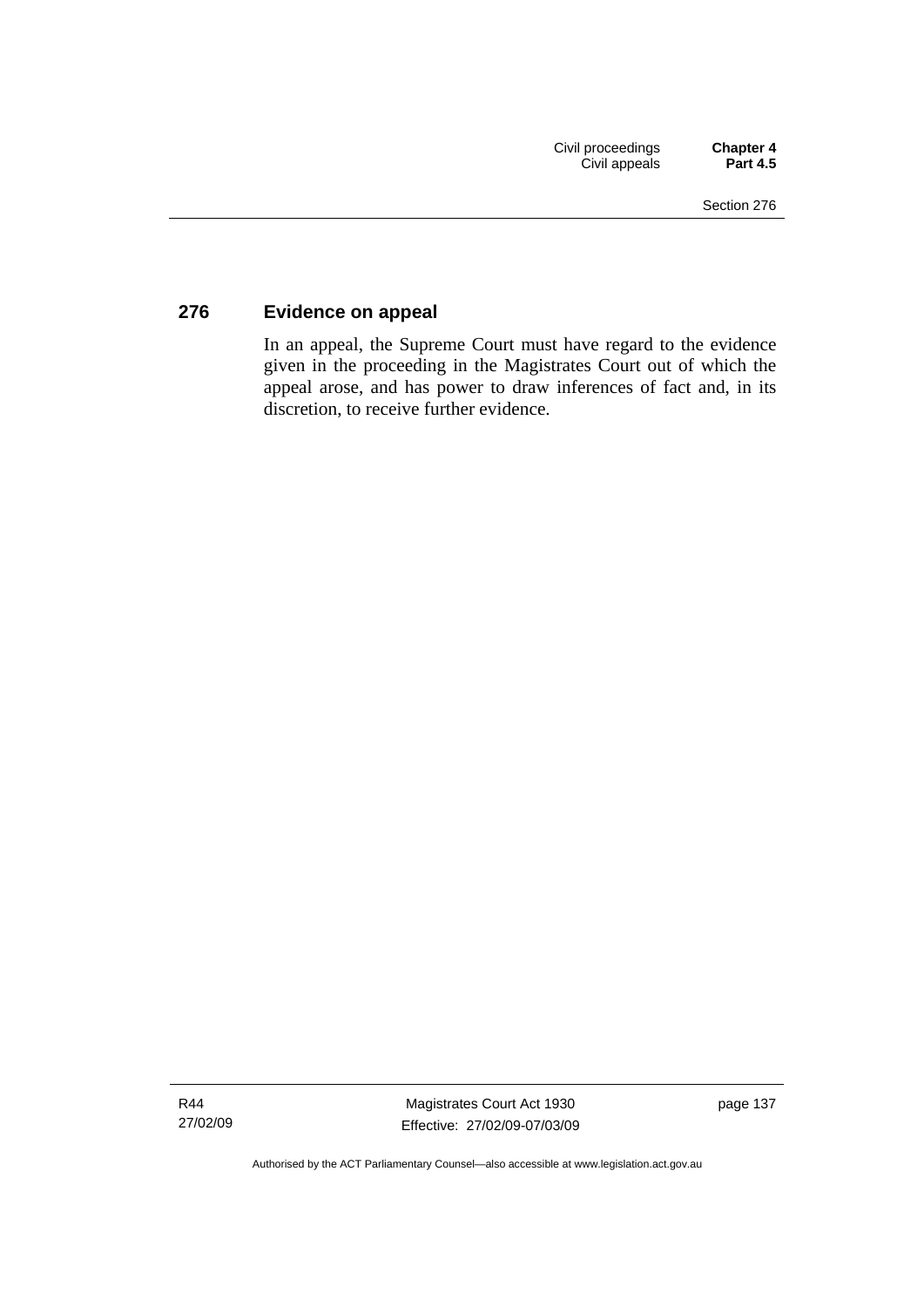### 276 Evidence on appeal

In an appeal, the Supreme Court must have regard to the evidence given in the proceeding in the Magistrates Court out of which the appeal arose, and has power to draw inferences of fact and, in its discretion, to receive further evidence.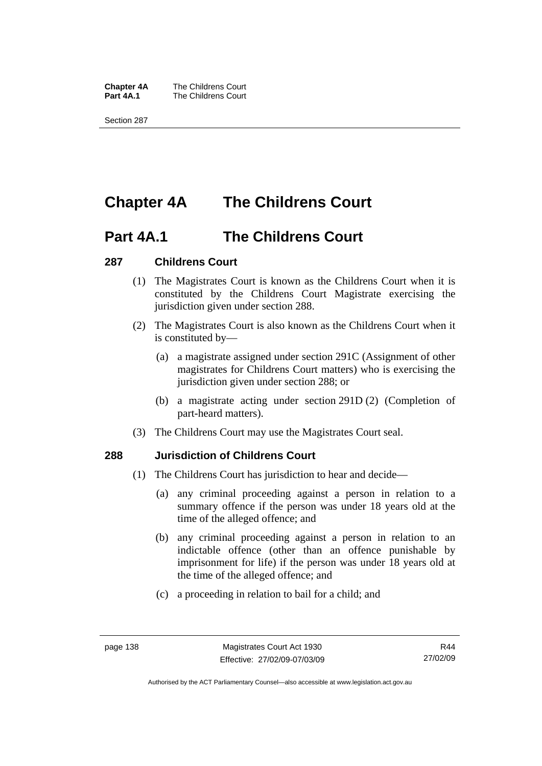# Chapter 4A The Childrens Court

## Part 4A.1 The Childrens Court

### 287 Childrens Court

(1) The Magistrates Court is known as the Childrens Court when it is constituted by the Childrens Court Magistrate exercising the jurisdiction given under section 288.

(2) The Magistrates Court is also known as the Childrens Court when it is constituted by—

(a) a magistrate assigned under section 291C (Assignment of other magistrates for Childrens Court matters) who is exercising the jurisdiction given under section 288; or

(b) a magistrate acting under section 291D (2) (Completion of part-heard matters).

(3) The Childrens Court may use the Magistrates Court seal.

### 288 Jurisdiction of Childrens Court

(1) The Childrens Court has jurisdiction to hear and decide—

(a) any criminal proceeding against a person in relation to a summary offence if the person was under 18 years old at the time of the alleged offence; and

(b) any criminal proceeding against a person in relation to an indictable offence (other than an offence punishable by imprisonment for life) if the person was under 18 years old at the time of the alleged offence; and

(c) a proceeding in relation to bail for a child; and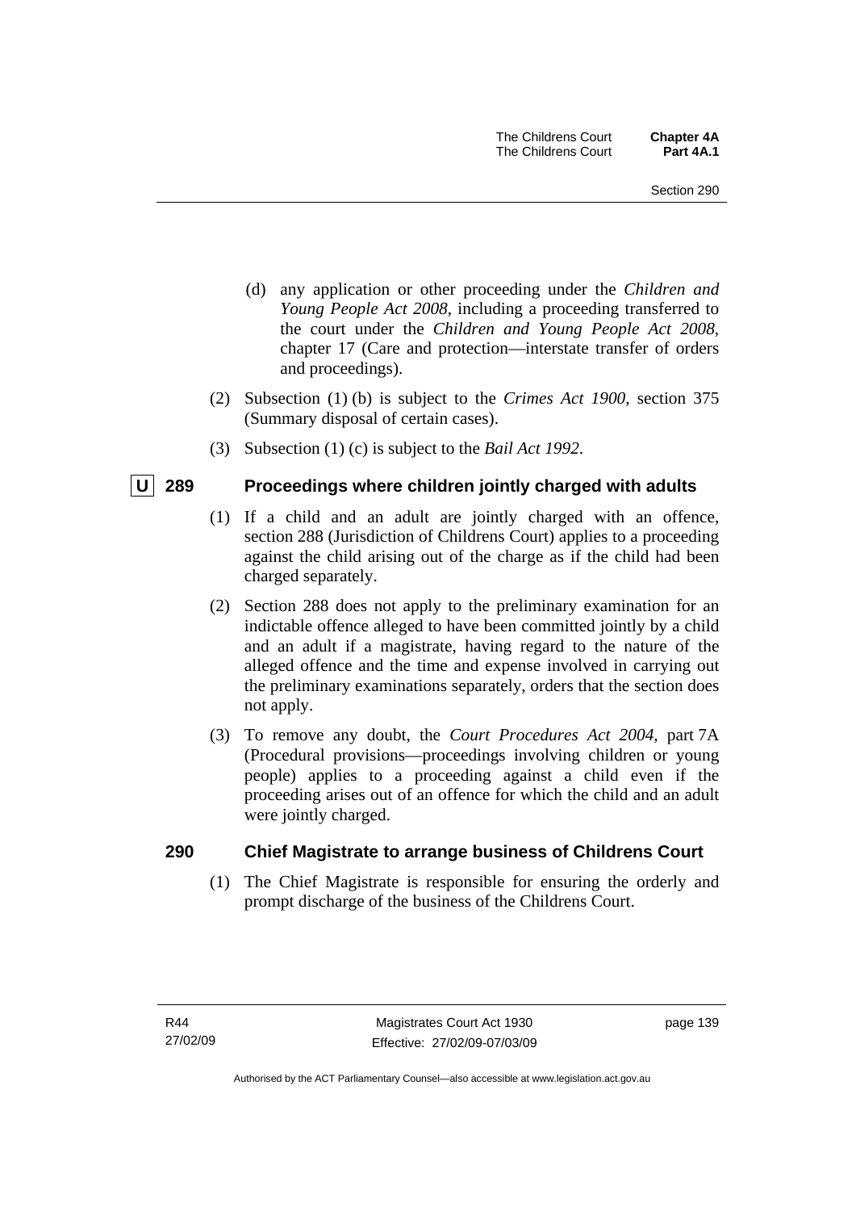(d) any application or other proceeding under the *Children and Young People Act 2008*, including a proceeding transferred to the court under the *Children and Young People Act 2008*, chapter 17 (Care and protection—interstate transfer of orders and proceedings).

(2) Subsection (1) (b) is subject to the *Crimes Act 1900*, section 375 (Summary disposal of certain cases).

(3) Subsection (1) (c) is subject to the *Bail Act 1992*.

### U 289 Proceedings where children jointly charged with adults

(1) If a child and an adult are jointly charged with an offence, section 288 (Jurisdiction of Childrens Court) applies to a proceeding against the child arising out of the charge as if the child had been charged separately.

(2) Section 288 does not apply to the preliminary examination for an indictable offence alleged to have been committed jointly by a child and an adult if a magistrate, having regard to the nature of the alleged offence and the time and expense involved in carrying out the preliminary examinations separately, orders that the section does not apply.

(3) To remove any doubt, the *Court Procedures Act 2004*, part 7A (Procedural provisions—proceedings involving children or young people) applies to a proceeding against a child even if the proceeding arises out of an offence for which the child and an adult were jointly charged.

### 290 Chief Magistrate to arrange business of Childrens Court

(1) The Chief Magistrate is responsible for ensuring the orderly and prompt discharge of the business of the Childrens Court.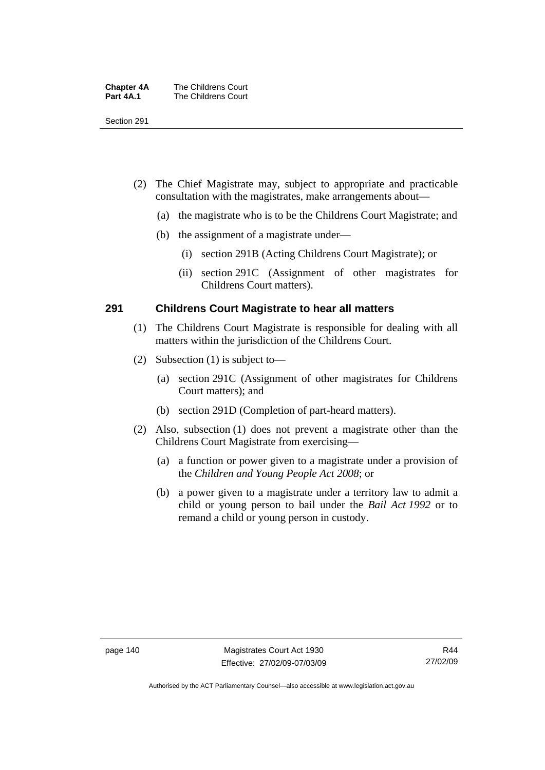(2) The Chief Magistrate may, subject to appropriate and practicable consultation with the magistrates, make arrangements about—

(a) the magistrate who is to be the Childrens Court Magistrate; and

(b) the assignment of a magistrate under—

(i) section 291B (Acting Childrens Court Magistrate); or

(ii) section 291C (Assignment of other magistrates for Childrens Court matters).

### 291 Childrens Court Magistrate to hear all matters

(1) The Childrens Court Magistrate is responsible for dealing with all matters within the jurisdiction of the Childrens Court.

(2) Subsection (1) is subject to—

(a) section 291C (Assignment of other magistrates for Childrens Court matters); and

(b) section 291D (Completion of part-heard matters).

(2) Also, subsection (1) does not prevent a magistrate other than the Childrens Court Magistrate from exercising—

(a) a function or power given to a magistrate under a provision of the *Children and Young People Act 2008*; or

(b) a power given to a magistrate under a territory law to admit a child or young person to bail under the *Bail Act 1992* or to remand a child or young person in custody.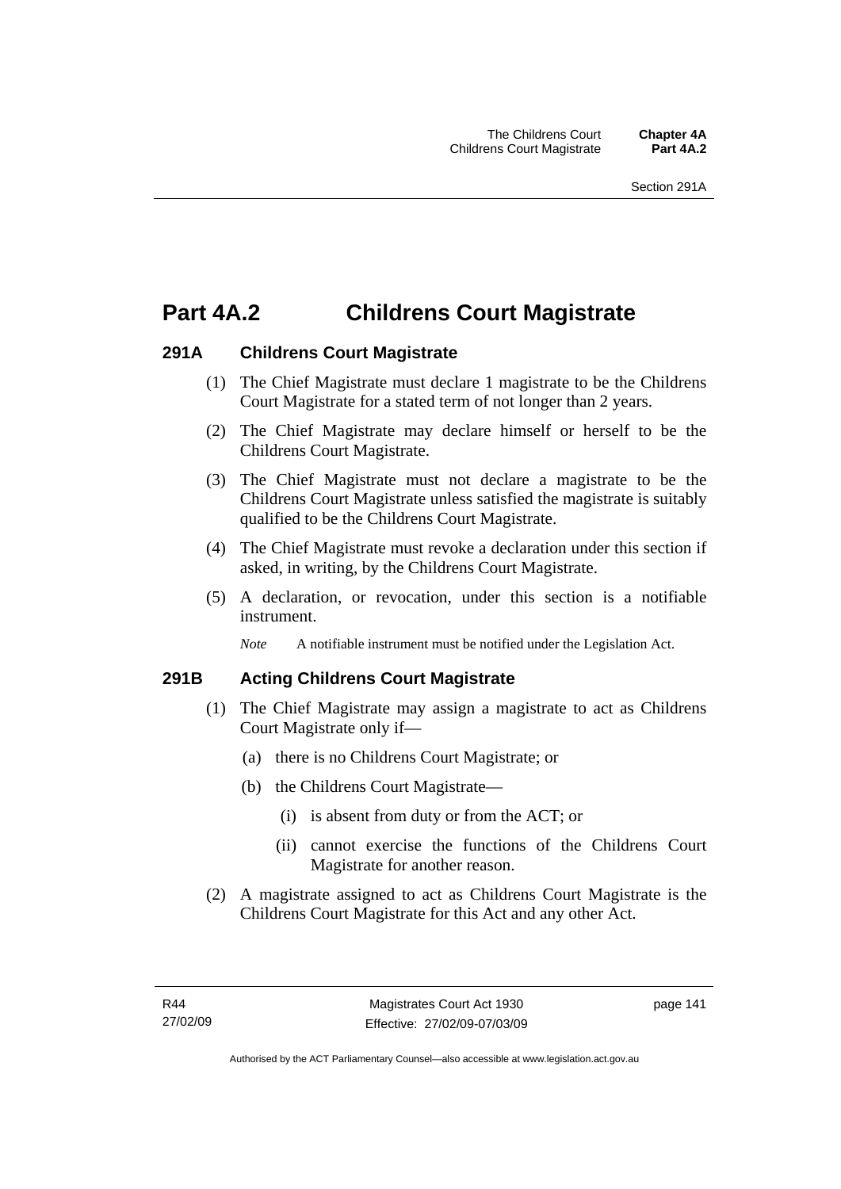# Part 4A.2 Childrens Court Magistrate

## 291A Childrens Court Magistrate

(1) The Chief Magistrate must declare 1 magistrate to be the Childrens Court Magistrate for a stated term of not longer than 2 years.

(2) The Chief Magistrate may declare himself or herself to be the Childrens Court Magistrate.

(3) The Chief Magistrate must not declare a magistrate to be the Childrens Court Magistrate unless satisfied the magistrate is suitably qualified to be the Childrens Court Magistrate.

(4) The Chief Magistrate must revoke a declaration under this section if asked, in writing, by the Childrens Court Magistrate.

(5) A declaration, or revocation, under this section is a notifiable instrument.

*Note* A notifiable instrument must be notified under the Legislation Act.

## 291B Acting Childrens Court Magistrate

(1) The Chief Magistrate may assign a magistrate to act as Childrens Court Magistrate only if—

(a) there is no Childrens Court Magistrate; or

(b) the Childrens Court Magistrate—

(i) is absent from duty or from the ACT; or

(ii) cannot exercise the functions of the Childrens Court Magistrate for another reason.

(2) A magistrate assigned to act as Childrens Court Magistrate is the Childrens Court Magistrate for this Act and any other Act.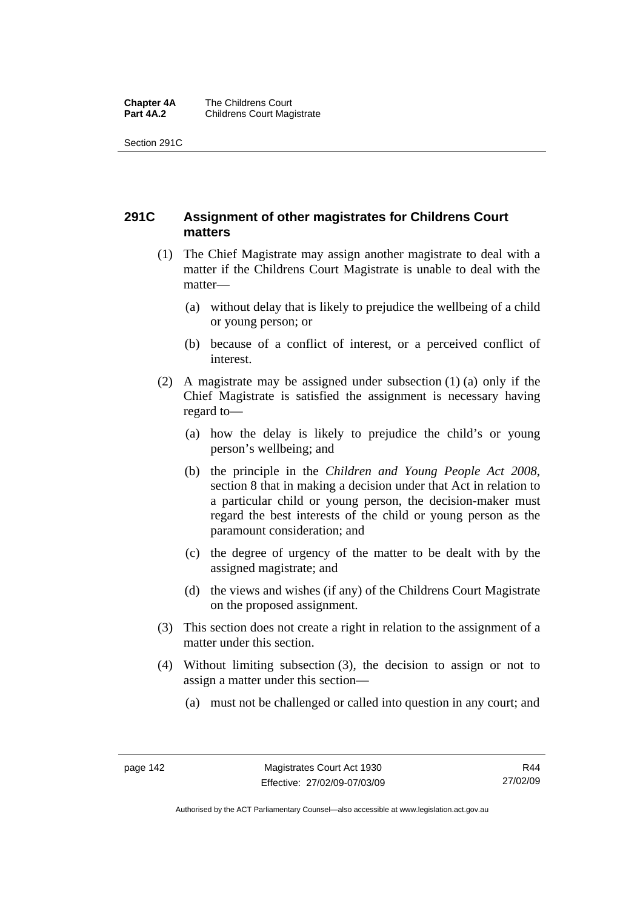## 291C Assignment of other magistrates for Childrens Court matters

(1) The Chief Magistrate may assign another magistrate to deal with a matter if the Childrens Court Magistrate is unable to deal with the matter—

(a) without delay that is likely to prejudice the wellbeing of a child or young person; or

(b) because of a conflict of interest, or a perceived conflict of interest.

(2) A magistrate may be assigned under subsection (1) (a) only if the Chief Magistrate is satisfied the assignment is necessary having regard to—

(a) how the delay is likely to prejudice the child's or young person's wellbeing; and

(b) the principle in the *Children and Young People Act 2008*, section 8 that in making a decision under that Act in relation to a particular child or young person, the decision-maker must regard the best interests of the child or young person as the paramount consideration; and

(c) the degree of urgency of the matter to be dealt with by the assigned magistrate; and

(d) the views and wishes (if any) of the Childrens Court Magistrate on the proposed assignment.

(3) This section does not create a right in relation to the assignment of a matter under this section.

(4) Without limiting subsection (3), the decision to assign or not to assign a matter under this section—

(a) must not be challenged or called into question in any court; and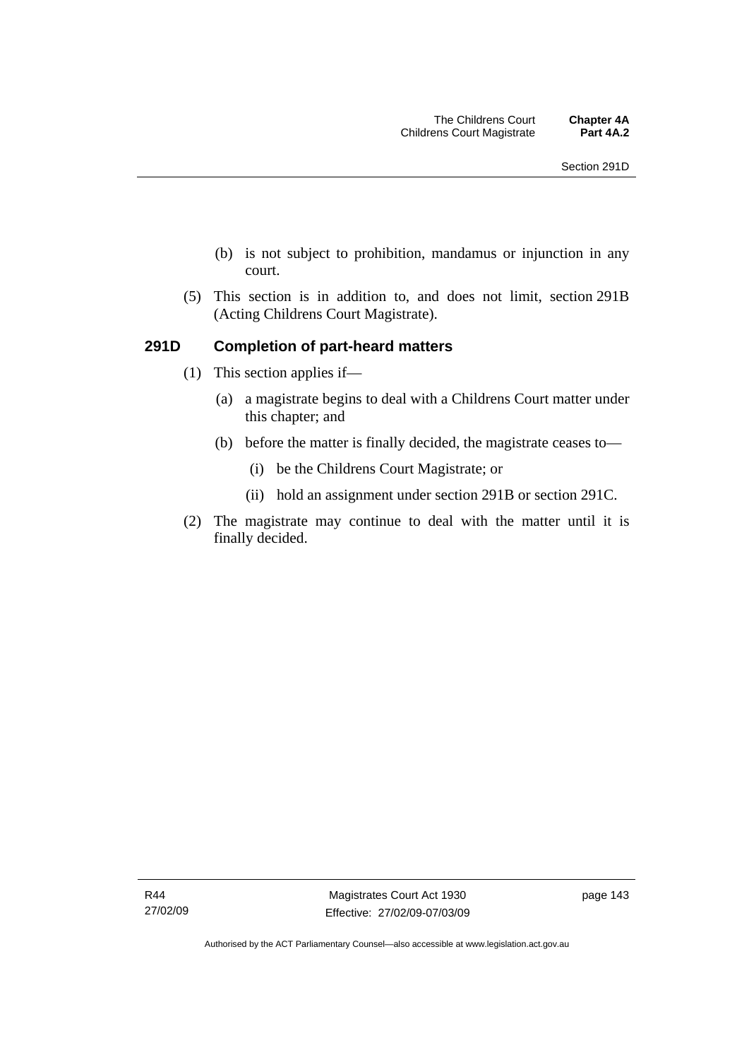(b) is not subject to prohibition, mandamus or injunction in any court.

(5) This section is in addition to, and does not limit, section 291B (Acting Childrens Court Magistrate).

## 291D Completion of part-heard matters

(1) This section applies if—

(a) a magistrate begins to deal with a Childrens Court matter under this chapter; and

(b) before the matter is finally decided, the magistrate ceases to—

(i) be the Childrens Court Magistrate; or

(ii) hold an assignment under section 291B or section 291C.

(2) The magistrate may continue to deal with the matter until it is finally decided.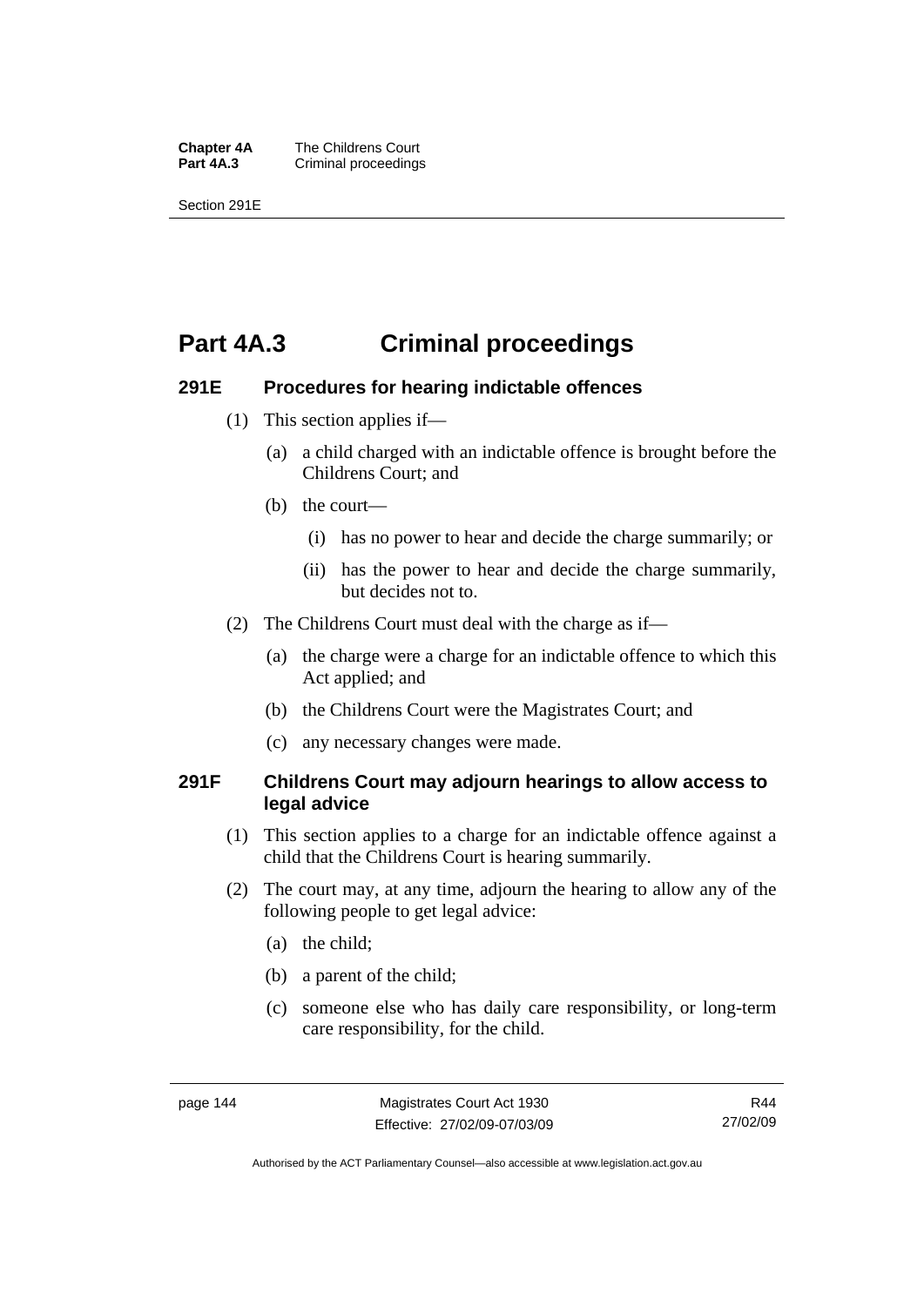# Part 4A.3 Criminal proceedings

## 291E Procedures for hearing indictable offences

(1) This section applies if—

(a) a child charged with an indictable offence is brought before the Childrens Court; and

(b) the court—

(i) has no power to hear and decide the charge summarily; or

(ii) has the power to hear and decide the charge summarily, but decides not to.

(2) The Childrens Court must deal with the charge as if—

(a) the charge were a charge for an indictable offence to which this Act applied; and

(b) the Childrens Court were the Magistrates Court; and

(c) any necessary changes were made.

## 291F Childrens Court may adjourn hearings to allow access to legal advice

(1) This section applies to a charge for an indictable offence against a child that the Childrens Court is hearing summarily.

(2) The court may, at any time, adjourn the hearing to allow any of the following people to get legal advice:

(a) the child;

(b) a parent of the child;

(c) someone else who has daily care responsibility, or long-term care responsibility, for the child.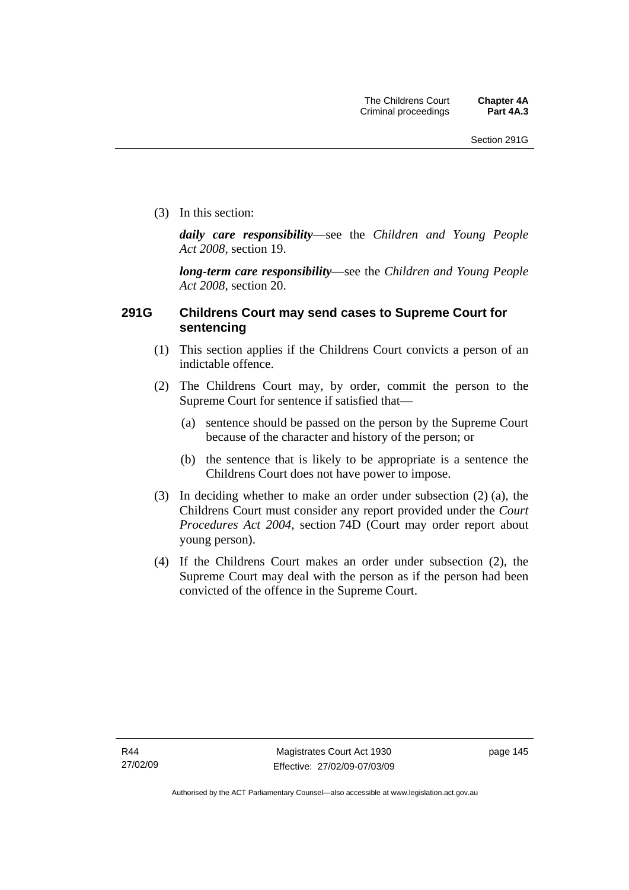(3) In this section:

***daily care responsibility***—see the *Children and Young People Act 2008*, section 19.

***long-term care responsibility***—see the *Children and Young People Act 2008*, section 20.

### 291G Childrens Court may send cases to Supreme Court for sentencing

(1) This section applies if the Childrens Court convicts a person of an indictable offence.

(2) The Childrens Court may, by order, commit the person to the Supreme Court for sentence if satisfied that—

(a) sentence should be passed on the person by the Supreme Court because of the character and history of the person; or

(b) the sentence that is likely to be appropriate is a sentence the Childrens Court does not have power to impose.

(3) In deciding whether to make an order under subsection (2) (a), the Childrens Court must consider any report provided under the *Court Procedures Act 2004*, section 74D (Court may order report about young person).

(4) If the Childrens Court makes an order under subsection (2), the Supreme Court may deal with the person as if the person had been convicted of the offence in the Supreme Court.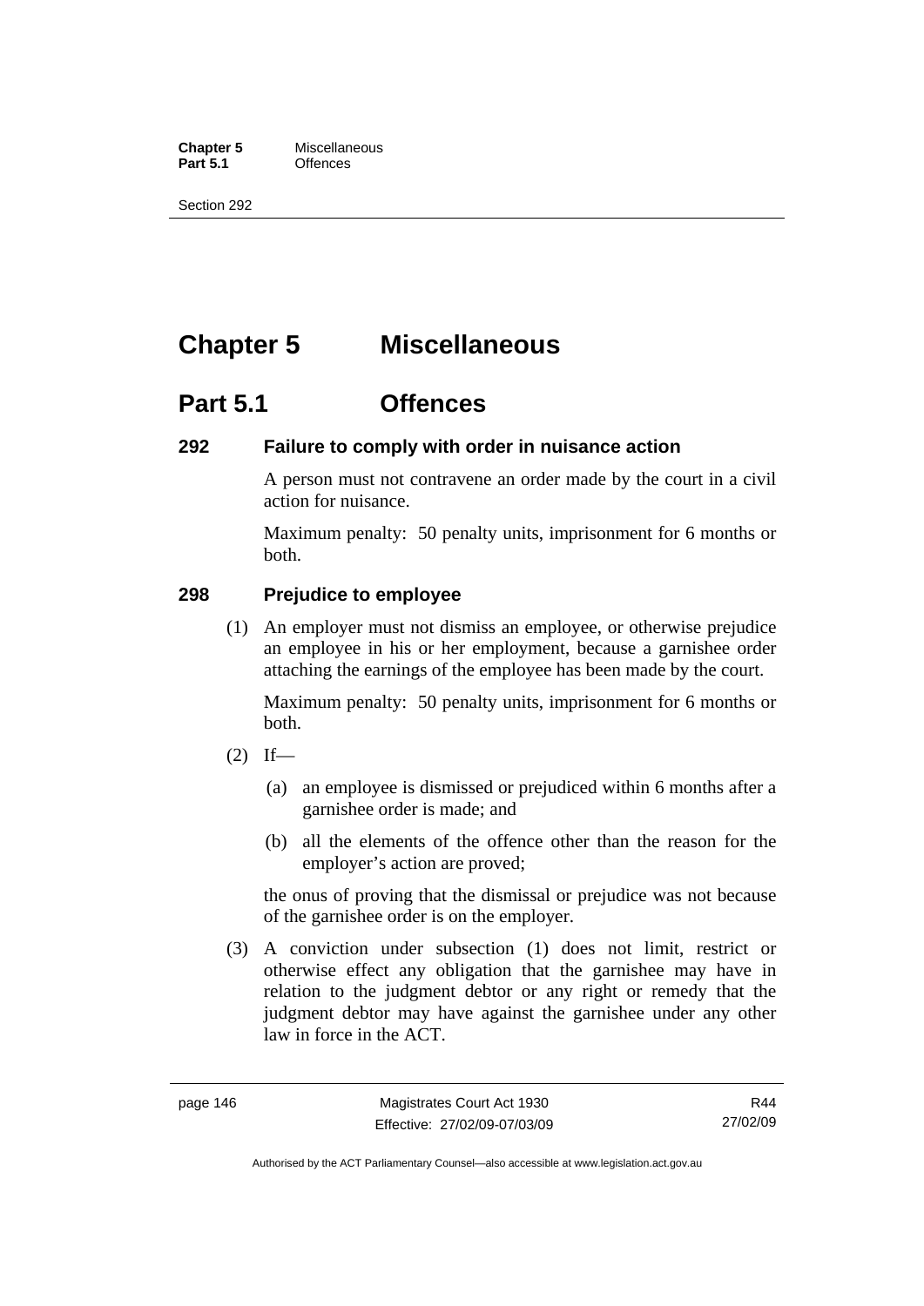# Chapter 5 Miscellaneous

## Part 5.1 Offences

### 292 Failure to comply with order in nuisance action

A person must not contravene an order made by the court in a civil action for nuisance.

Maximum penalty: 50 penalty units, imprisonment for 6 months or both.

### 298 Prejudice to employee

(1) An employer must not dismiss an employee, or otherwise prejudice an employee in his or her employment, because a garnishee order attaching the earnings of the employee has been made by the court.

Maximum penalty: 50 penalty units, imprisonment for 6 months or both.

(2) If—

(a) an employee is dismissed or prejudiced within 6 months after a garnishee order is made; and

(b) all the elements of the offence other than the reason for the employer's action are proved;

the onus of proving that the dismissal or prejudice was not because of the garnishee order is on the employer.

(3) A conviction under subsection (1) does not limit, restrict or otherwise effect any obligation that the garnishee may have in relation to the judgment debtor or any right or remedy that the judgment debtor may have against the garnishee under any other law in force in the ACT.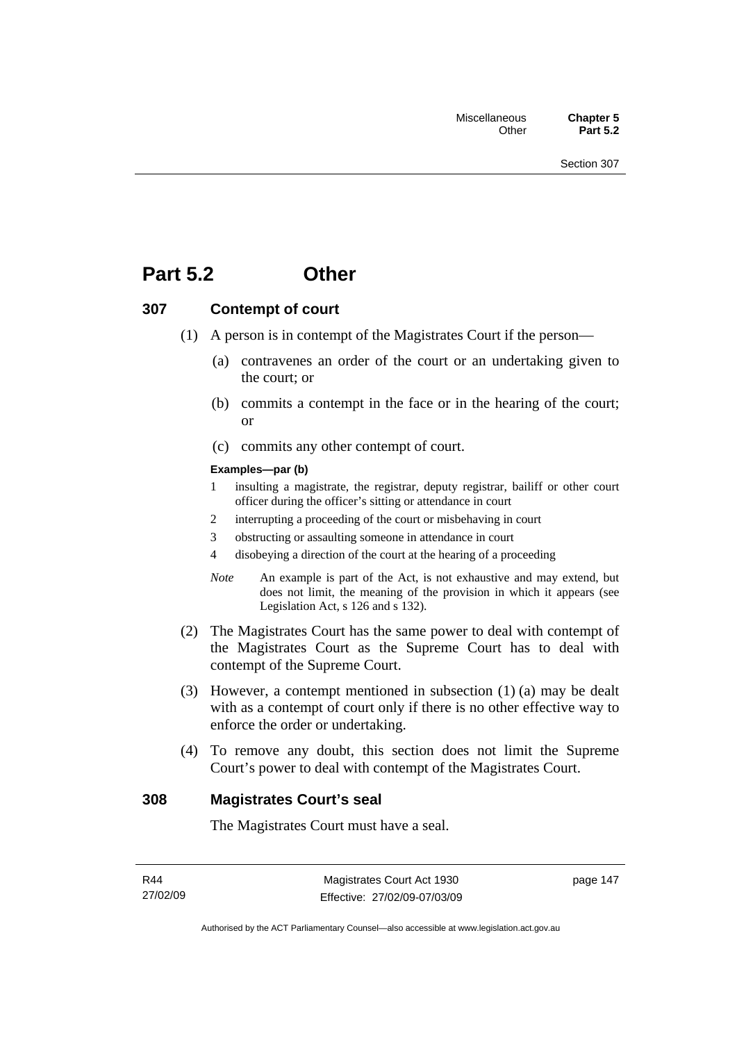# Part 5.2 Other

## 307 Contempt of court

(1) A person is in contempt of the Magistrates Court if the person—

(a) contravenes an order of the court or an undertaking given to the court; or

(b) commits a contempt in the face or in the hearing of the court; or

(c) commits any other contempt of court.

**Examples—par (b)**

1 insulting a magistrate, the registrar, deputy registrar, bailiff or other court officer during the officer's sitting or attendance in court

2 interrupting a proceeding of the court or misbehaving in court

3 obstructing or assaulting someone in attendance in court

4 disobeying a direction of the court at the hearing of a proceeding

*Note* An example is part of the Act, is not exhaustive and may extend, but does not limit, the meaning of the provision in which it appears (see Legislation Act, s 126 and s 132).

(2) The Magistrates Court has the same power to deal with contempt of the Magistrates Court as the Supreme Court has to deal with contempt of the Supreme Court.

(3) However, a contempt mentioned in subsection (1) (a) may be dealt with as a contempt of court only if there is no other effective way to enforce the order or undertaking.

(4) To remove any doubt, this section does not limit the Supreme Court's power to deal with contempt of the Magistrates Court.

## 308 Magistrates Court's seal

The Magistrates Court must have a seal.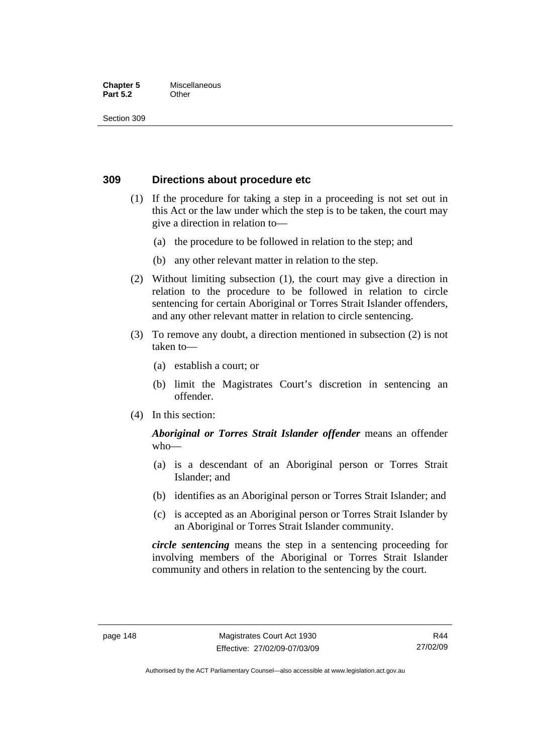## 309 Directions about procedure etc

(1) If the procedure for taking a step in a proceeding is not set out in this Act or the law under which the step is to be taken, the court may give a direction in relation to—

- (a) the procedure to be followed in relation to the step; and
- (b) any other relevant matter in relation to the step.

(2) Without limiting subsection (1), the court may give a direction in relation to the procedure to be followed in relation to circle sentencing for certain Aboriginal or Torres Strait Islander offenders, and any other relevant matter in relation to circle sentencing.

(3) To remove any doubt, a direction mentioned in subsection (2) is not taken to—

- (a) establish a court; or
- (b) limit the Magistrates Court's discretion in sentencing an offender.

(4) In this section:

***Aboriginal or Torres Strait Islander offender*** means an offender who—

- (a) is a descendant of an Aboriginal person or Torres Strait Islander; and
- (b) identifies as an Aboriginal person or Torres Strait Islander; and
- (c) is accepted as an Aboriginal person or Torres Strait Islander by an Aboriginal or Torres Strait Islander community.

***circle sentencing*** means the step in a sentencing proceeding for involving members of the Aboriginal or Torres Strait Islander community and others in relation to the sentencing by the court.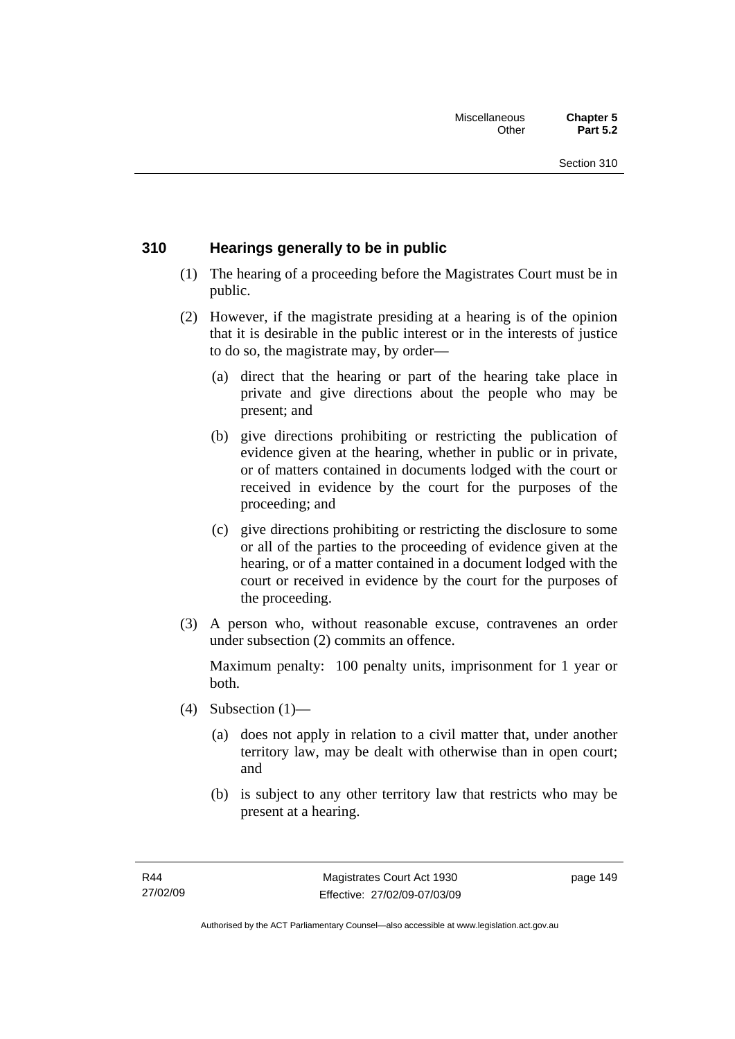## 310 Hearings generally to be in public

(1) The hearing of a proceeding before the Magistrates Court must be in public.

(2) However, if the magistrate presiding at a hearing is of the opinion that it is desirable in the public interest or in the interests of justice to do so, the magistrate may, by order—

  (a) direct that the hearing or part of the hearing take place in private and give directions about the people who may be present; and

  (b) give directions prohibiting or restricting the publication of evidence given at the hearing, whether in public or in private, or of matters contained in documents lodged with the court or received in evidence by the court for the purposes of the proceeding; and

  (c) give directions prohibiting or restricting the disclosure to some or all of the parties to the proceeding of evidence given at the hearing, or of a matter contained in a document lodged with the court or received in evidence by the court for the purposes of the proceeding.

(3) A person who, without reasonable excuse, contravenes an order under subsection (2) commits an offence.

Maximum penalty: 100 penalty units, imprisonment for 1 year or both.

(4) Subsection (1)—

  (a) does not apply in relation to a civil matter that, under another territory law, may be dealt with otherwise than in open court; and

  (b) is subject to any other territory law that restricts who may be present at a hearing.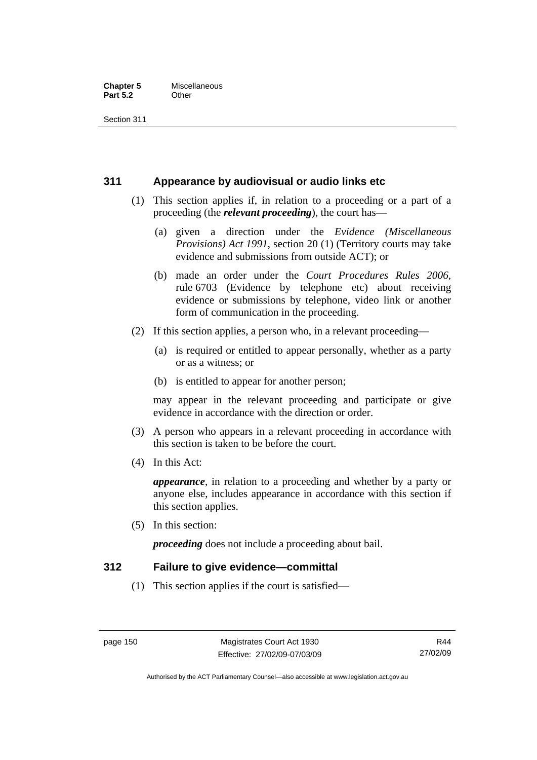## 311 Appearance by audiovisual or audio links etc

(1) This section applies if, in relation to a proceeding or a part of a proceeding (the ***relevant proceeding***), the court has—

(a) given a direction under the *Evidence (Miscellaneous Provisions) Act 1991*, section 20 (1) (Territory courts may take evidence and submissions from outside ACT); or

(b) made an order under the *Court Procedures Rules 2006*, rule 6703 (Evidence by telephone etc) about receiving evidence or submissions by telephone, video link or another form of communication in the proceeding.

(2) If this section applies, a person who, in a relevant proceeding—

(a) is required or entitled to appear personally, whether as a party or as a witness; or

(b) is entitled to appear for another person;

may appear in the relevant proceeding and participate or give evidence in accordance with the direction or order.

(3) A person who appears in a relevant proceeding in accordance with this section is taken to be before the court.

(4) In this Act:

***appearance***, in relation to a proceeding and whether by a party or anyone else, includes appearance in accordance with this section if this section applies.

(5) In this section:

***proceeding*** does not include a proceeding about bail.

## 312 Failure to give evidence—committal

(1) This section applies if the court is satisfied—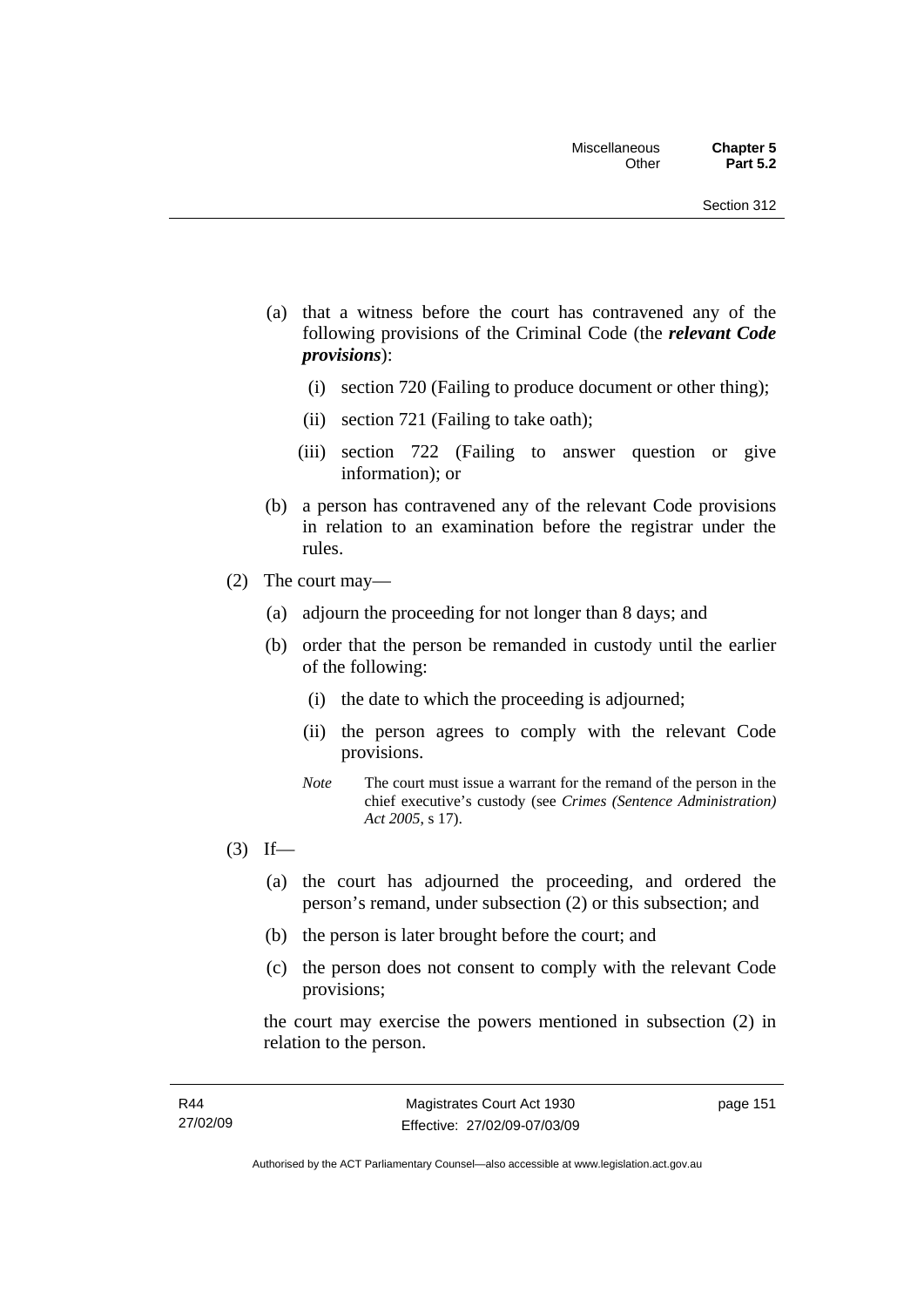(a) that a witness before the court has contravened any of the following provisions of the Criminal Code (the ***relevant Code provisions***):

   (i) section 720 (Failing to produce document or other thing);

   (ii) section 721 (Failing to take oath);

   (iii) section 722 (Failing to answer question or give information); or

(b) a person has contravened any of the relevant Code provisions in relation to an examination before the registrar under the rules.

(2) The court may—

   (a) adjourn the proceeding for not longer than 8 days; and

   (b) order that the person be remanded in custody until the earlier of the following:

      (i) the date to which the proceeding is adjourned;

      (ii) the person agrees to comply with the relevant Code provisions.

   *Note* The court must issue a warrant for the remand of the person in the chief executive's custody (see *Crimes (Sentence Administration) Act 2005*, s 17).

(3) If—

   (a) the court has adjourned the proceeding, and ordered the person's remand, under subsection (2) or this subsection; and

   (b) the person is later brought before the court; and

   (c) the person does not consent to comply with the relevant Code provisions;

   the court may exercise the powers mentioned in subsection (2) in relation to the person.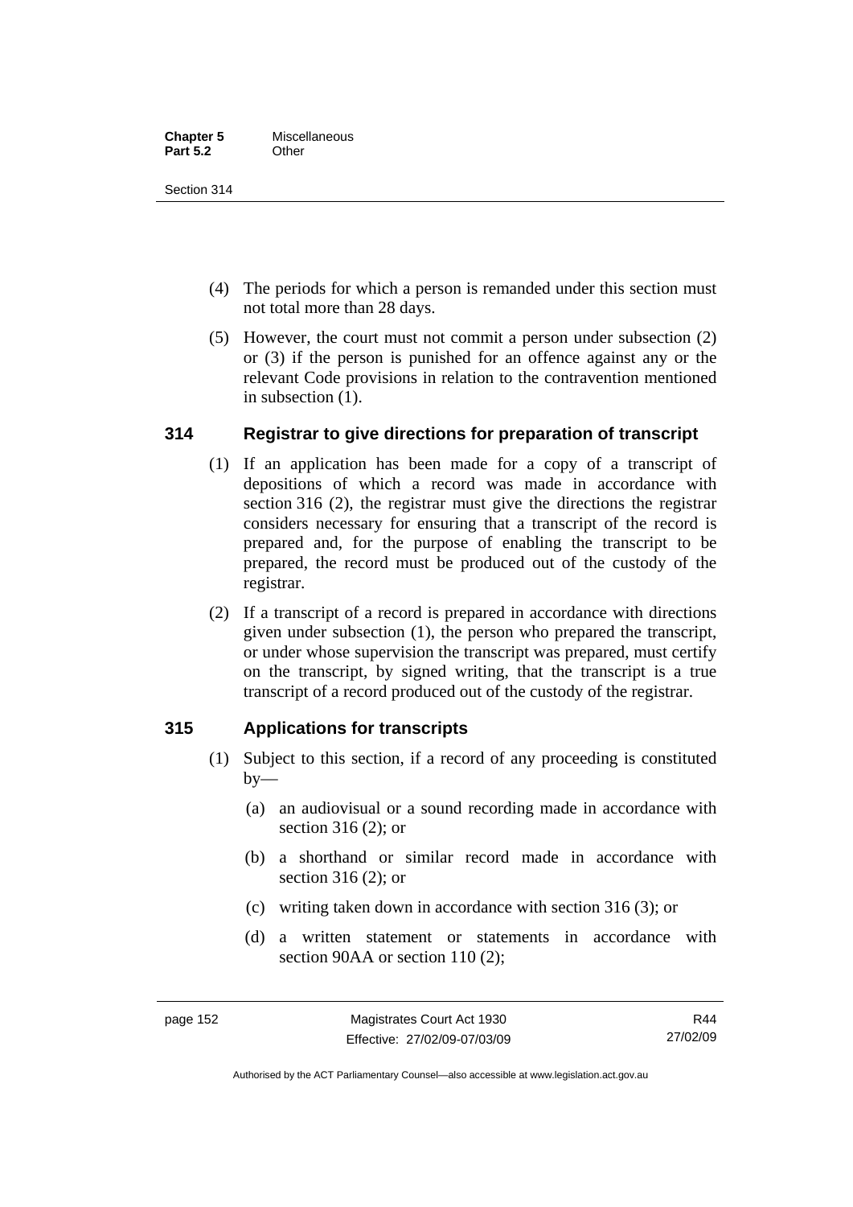(4) The periods for which a person is remanded under this section must not total more than 28 days.

(5) However, the court must not commit a person under subsection (2) or (3) if the person is punished for an offence against any or the relevant Code provisions in relation to the contravention mentioned in subsection (1).

## 314 Registrar to give directions for preparation of transcript

(1) If an application has been made for a copy of a transcript of depositions of which a record was made in accordance with section 316 (2), the registrar must give the directions the registrar considers necessary for ensuring that a transcript of the record is prepared and, for the purpose of enabling the transcript to be prepared, the record must be produced out of the custody of the registrar.

(2) If a transcript of a record is prepared in accordance with directions given under subsection (1), the person who prepared the transcript, or under whose supervision the transcript was prepared, must certify on the transcript, by signed writing, that the transcript is a true transcript of a record produced out of the custody of the registrar.

## 315 Applications for transcripts

(1) Subject to this section, if a record of any proceeding is constituted by—

(a) an audiovisual or a sound recording made in accordance with section 316 (2); or

(b) a shorthand or similar record made in accordance with section 316 (2); or

(c) writing taken down in accordance with section 316 (3); or

(d) a written statement or statements in accordance with section 90AA or section 110 (2);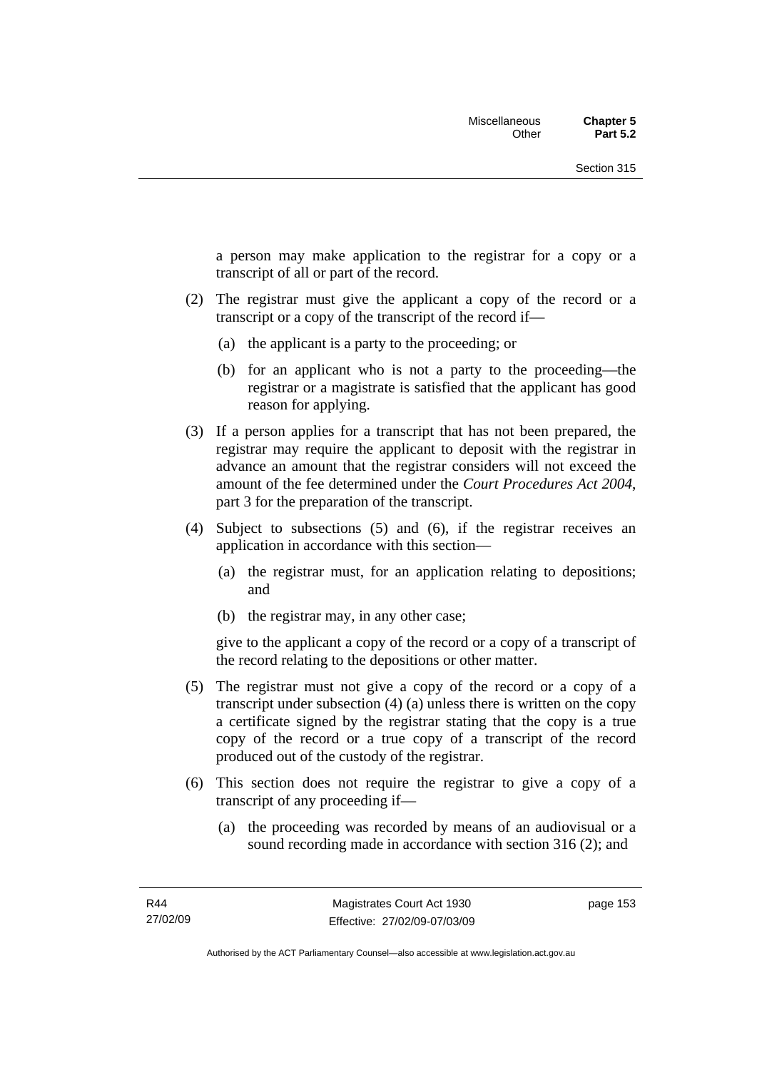a person may make application to the registrar for a copy or a transcript of all or part of the record.

(2) The registrar must give the applicant a copy of the record or a transcript or a copy of the transcript of the record if—

(a) the applicant is a party to the proceeding; or

(b) for an applicant who is not a party to the proceeding—the registrar or a magistrate is satisfied that the applicant has good reason for applying.

(3) If a person applies for a transcript that has not been prepared, the registrar may require the applicant to deposit with the registrar in advance an amount that the registrar considers will not exceed the amount of the fee determined under the *Court Procedures Act 2004*, part 3 for the preparation of the transcript.

(4) Subject to subsections (5) and (6), if the registrar receives an application in accordance with this section—

(a) the registrar must, for an application relating to depositions; and

(b) the registrar may, in any other case;

give to the applicant a copy of the record or a copy of a transcript of the record relating to the depositions or other matter.

(5) The registrar must not give a copy of the record or a copy of a transcript under subsection (4) (a) unless there is written on the copy a certificate signed by the registrar stating that the copy is a true copy of the record or a true copy of a transcript of the record produced out of the custody of the registrar.

(6) This section does not require the registrar to give a copy of a transcript of any proceeding if—

(a) the proceeding was recorded by means of an audiovisual or a sound recording made in accordance with section 316 (2); and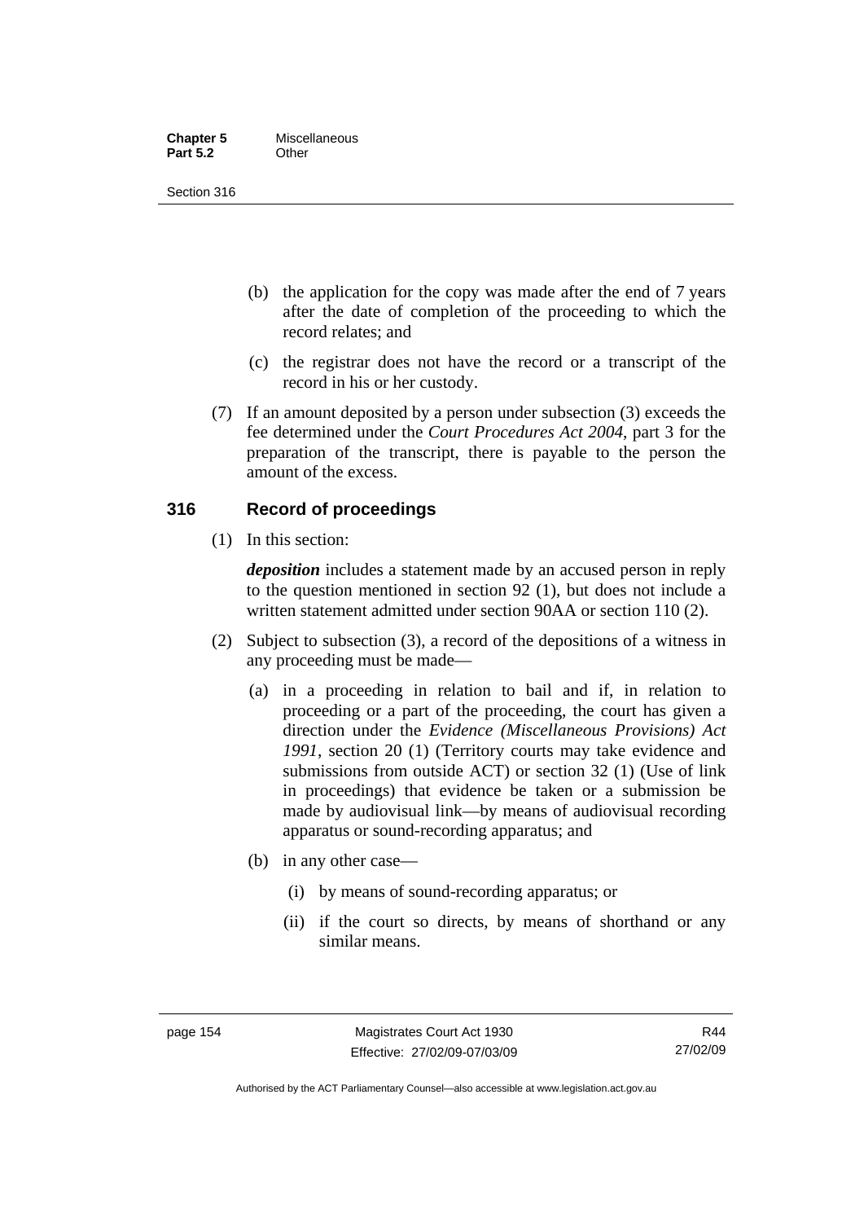(b) the application for the copy was made after the end of 7 years after the date of completion of the proceeding to which the record relates; and

(c) the registrar does not have the record or a transcript of the record in his or her custody.

(7) If an amount deposited by a person under subsection (3) exceeds the fee determined under the *Court Procedures Act 2004*, part 3 for the preparation of the transcript, there is payable to the person the amount of the excess.

## 316 Record of proceedings

(1) In this section:

***deposition*** includes a statement made by an accused person in reply to the question mentioned in section 92 (1), but does not include a written statement admitted under section 90AA or section 110 (2).

(2) Subject to subsection (3), a record of the depositions of a witness in any proceeding must be made—

(a) in a proceeding in relation to bail and if, in relation to proceeding or a part of the proceeding, the court has given a direction under the *Evidence (Miscellaneous Provisions) Act 1991*, section 20 (1) (Territory courts may take evidence and submissions from outside ACT) or section 32 (1) (Use of link in proceedings) that evidence be taken or a submission be made by audiovisual link—by means of audiovisual recording apparatus or sound-recording apparatus; and

(b) in any other case—

(i) by means of sound-recording apparatus; or

(ii) if the court so directs, by means of shorthand or any similar means.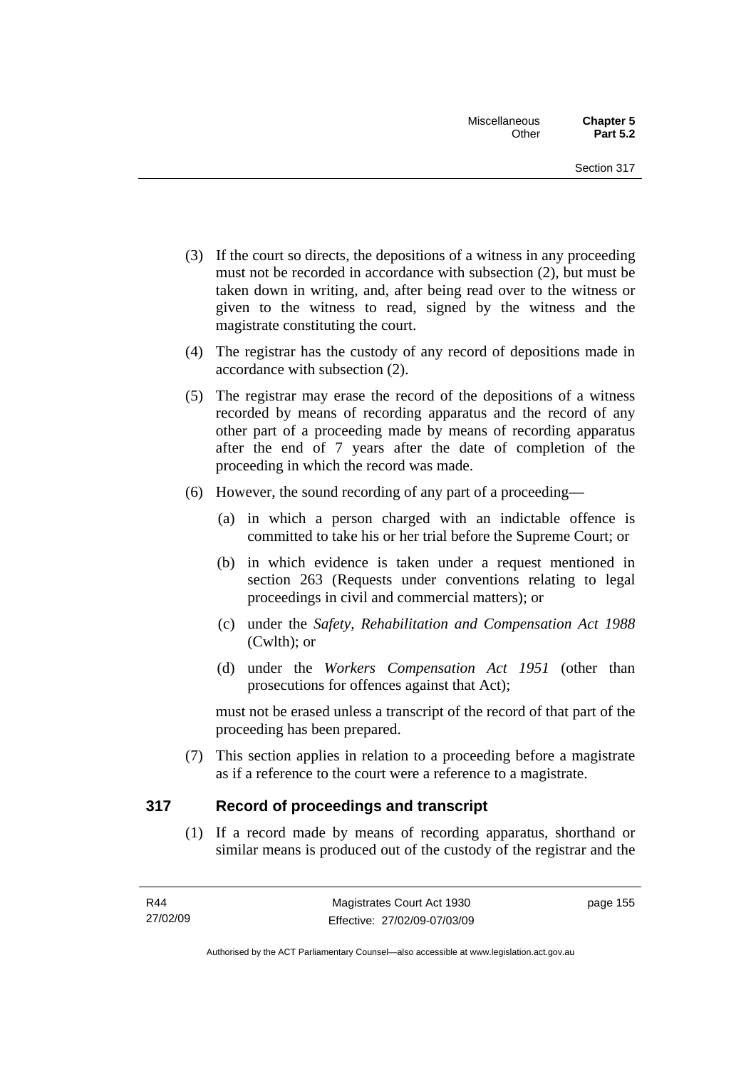(3) If the court so directs, the depositions of a witness in any proceeding must not be recorded in accordance with subsection (2), but must be taken down in writing, and, after being read over to the witness or given to the witness to read, signed by the witness and the magistrate constituting the court.

(4) The registrar has the custody of any record of depositions made in accordance with subsection (2).

(5) The registrar may erase the record of the depositions of a witness recorded by means of recording apparatus and the record of any other part of a proceeding made by means of recording apparatus after the end of 7 years after the date of completion of the proceeding in which the record was made.

(6) However, the sound recording of any part of a proceeding—

(a) in which a person charged with an indictable offence is committed to take his or her trial before the Supreme Court; or

(b) in which evidence is taken under a request mentioned in section 263 (Requests under conventions relating to legal proceedings in civil and commercial matters); or

(c) under the *Safety, Rehabilitation and Compensation Act 1988* (Cwlth); or

(d) under the *Workers Compensation Act 1951* (other than prosecutions for offences against that Act);

must not be erased unless a transcript of the record of that part of the proceeding has been prepared.

(7) This section applies in relation to a proceeding before a magistrate as if a reference to the court were a reference to a magistrate.

## 317 Record of proceedings and transcript

(1) If a record made by means of recording apparatus, shorthand or similar means is produced out of the custody of the registrar and the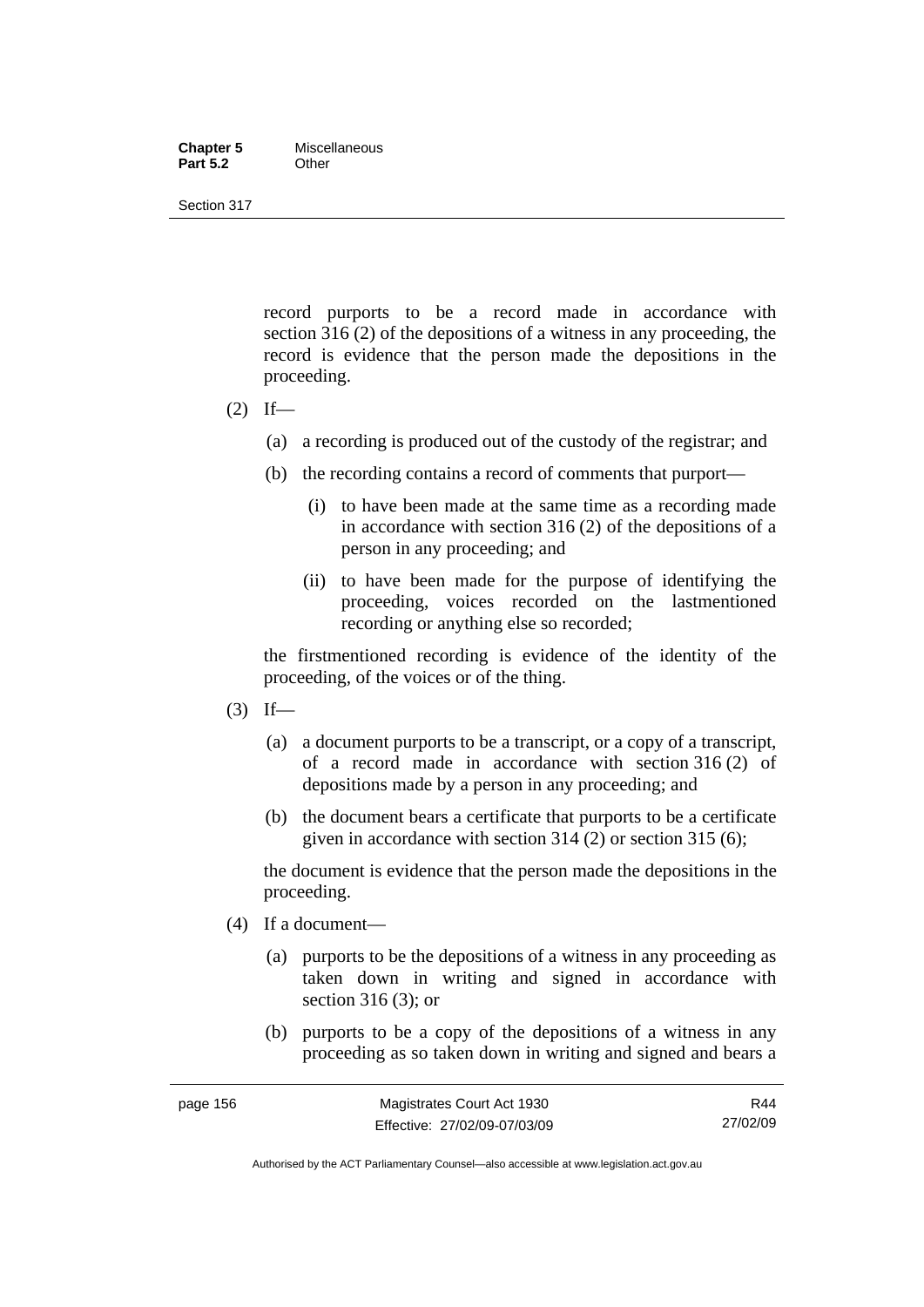record purports to be a record made in accordance with section 316 (2) of the depositions of a witness in any proceeding, the record is evidence that the person made the depositions in the proceeding.

(2) If—

(a) a recording is produced out of the custody of the registrar; and

(b) the recording contains a record of comments that purport—

(i) to have been made at the same time as a recording made in accordance with section 316 (2) of the depositions of a person in any proceeding; and

(ii) to have been made for the purpose of identifying the proceeding, voices recorded on the lastmentioned recording or anything else so recorded;

the firstmentioned recording is evidence of the identity of the proceeding, of the voices or of the thing.

(3) If—

(a) a document purports to be a transcript, or a copy of a transcript, of a record made in accordance with section 316 (2) of depositions made by a person in any proceeding; and

(b) the document bears a certificate that purports to be a certificate given in accordance with section 314 (2) or section 315 (6);

the document is evidence that the person made the depositions in the proceeding.

(4) If a document—

(a) purports to be the depositions of a witness in any proceeding as taken down in writing and signed in accordance with section 316 (3); or

(b) purports to be a copy of the depositions of a witness in any proceeding as so taken down in writing and signed and bears a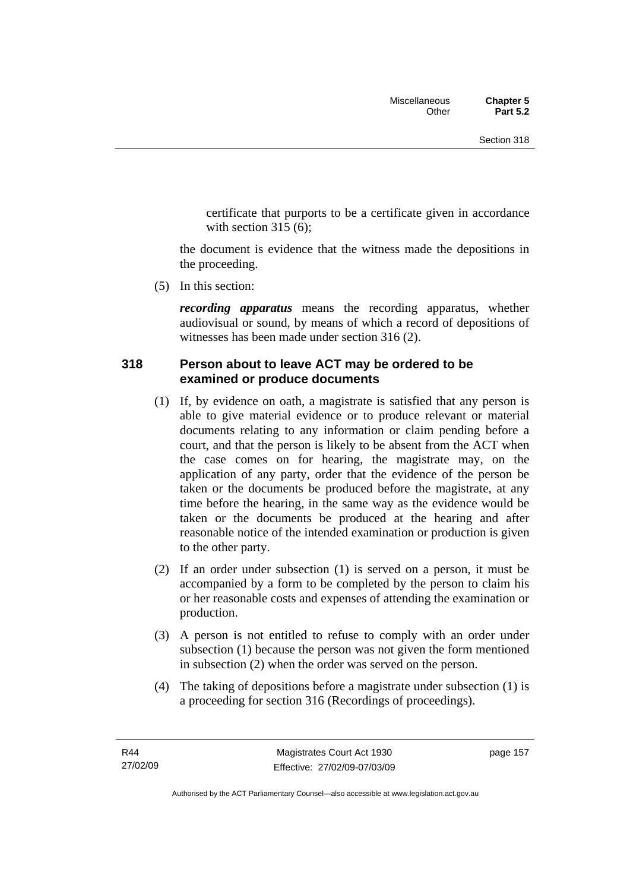certificate that purports to be a certificate given in accordance with section 315 (6);

the document is evidence that the witness made the depositions in the proceeding.

(5) In this section:

***recording apparatus*** means the recording apparatus, whether audiovisual or sound, by means of which a record of depositions of witnesses has been made under section 316 (2).

### 318 Person about to leave ACT may be ordered to be examined or produce documents

(1) If, by evidence on oath, a magistrate is satisfied that any person is able to give material evidence or to produce relevant or material documents relating to any information or claim pending before a court, and that the person is likely to be absent from the ACT when the case comes on for hearing, the magistrate may, on the application of any party, order that the evidence of the person be taken or the documents be produced before the magistrate, at any time before the hearing, in the same way as the evidence would be taken or the documents be produced at the hearing and after reasonable notice of the intended examination or production is given to the other party.

(2) If an order under subsection (1) is served on a person, it must be accompanied by a form to be completed by the person to claim his or her reasonable costs and expenses of attending the examination or production.

(3) A person is not entitled to refuse to comply with an order under subsection (1) because the person was not given the form mentioned in subsection (2) when the order was served on the person.

(4) The taking of depositions before a magistrate under subsection (1) is a proceeding for section 316 (Recordings of proceedings).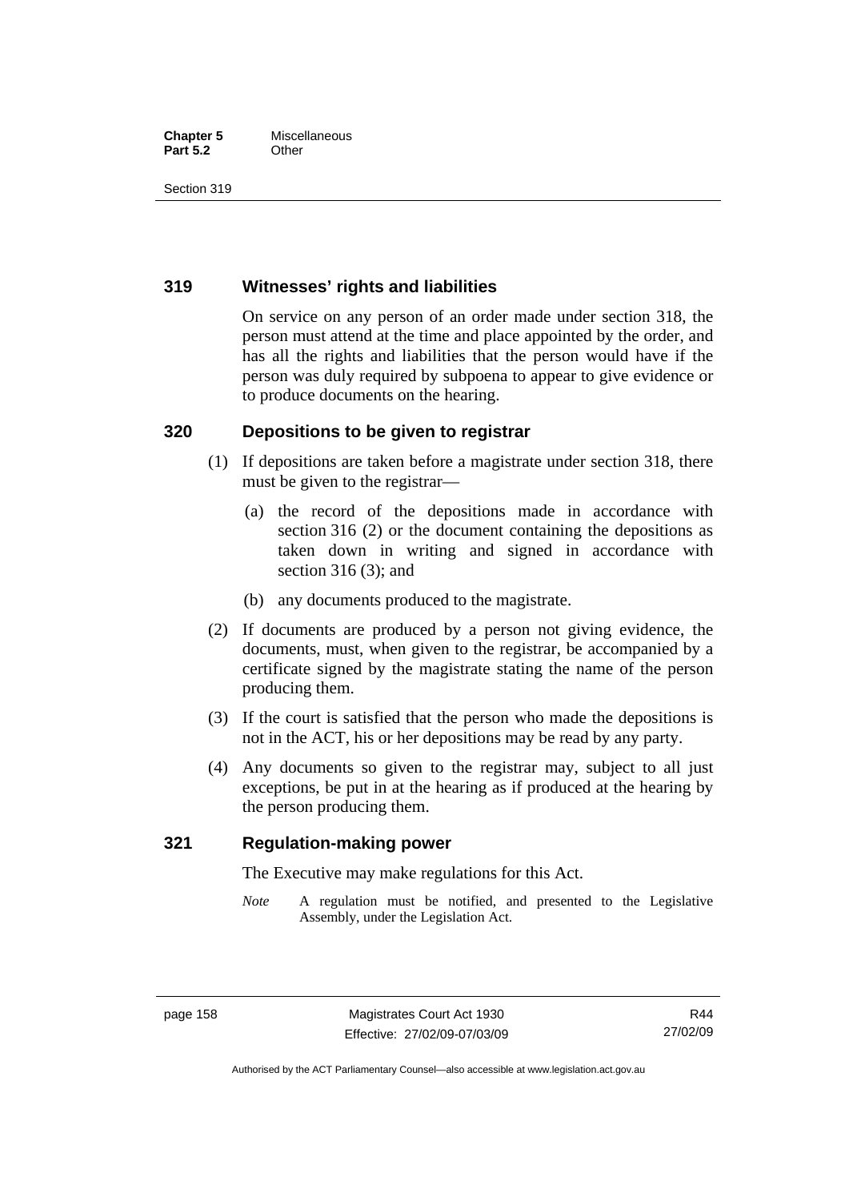## 319 Witnesses' rights and liabilities

On service on any person of an order made under section 318, the person must attend at the time and place appointed by the order, and has all the rights and liabilities that the person would have if the person was duly required by subpoena to appear to give evidence or to produce documents on the hearing.

## 320 Depositions to be given to registrar

(1) If depositions are taken before a magistrate under section 318, there must be given to the registrar—

(a) the record of the depositions made in accordance with section 316 (2) or the document containing the depositions as taken down in writing and signed in accordance with section 316 (3); and

(b) any documents produced to the magistrate.

(2) If documents are produced by a person not giving evidence, the documents, must, when given to the registrar, be accompanied by a certificate signed by the magistrate stating the name of the person producing them.

(3) If the court is satisfied that the person who made the depositions is not in the ACT, his or her depositions may be read by any party.

(4) Any documents so given to the registrar may, subject to all just exceptions, be put in at the hearing as if produced at the hearing by the person producing them.

## 321 Regulation-making power

The Executive may make regulations for this Act.

*Note* A regulation must be notified, and presented to the Legislative Assembly, under the Legislation Act.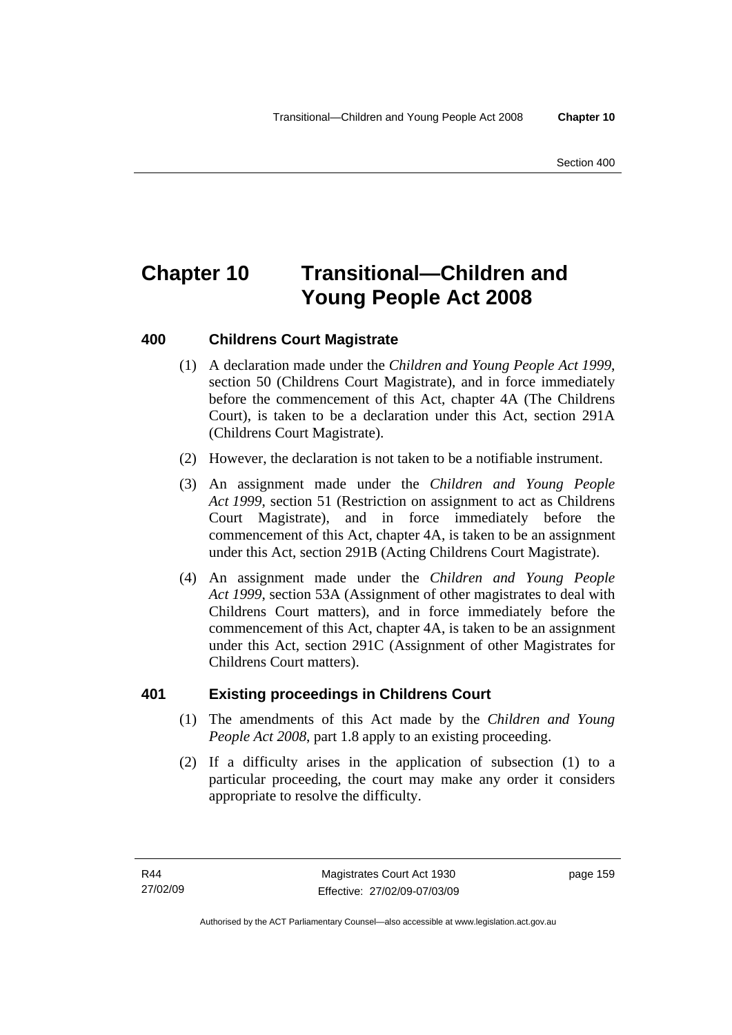# Chapter 10 Transitional—Children and Young People Act 2008

### 400 Childrens Court Magistrate

(1) A declaration made under the *Children and Young People Act 1999*, section 50 (Childrens Court Magistrate), and in force immediately before the commencement of this Act, chapter 4A (The Childrens Court), is taken to be a declaration under this Act, section 291A (Childrens Court Magistrate).

(2) However, the declaration is not taken to be a notifiable instrument.

(3) An assignment made under the *Children and Young People Act 1999*, section 51 (Restriction on assignment to act as Childrens Court Magistrate), and in force immediately before the commencement of this Act, chapter 4A, is taken to be an assignment under this Act, section 291B (Acting Childrens Court Magistrate).

(4) An assignment made under the *Children and Young People Act 1999*, section 53A (Assignment of other magistrates to deal with Childrens Court matters), and in force immediately before the commencement of this Act, chapter 4A, is taken to be an assignment under this Act, section 291C (Assignment of other Magistrates for Childrens Court matters).

### 401 Existing proceedings in Childrens Court

(1) The amendments of this Act made by the *Children and Young People Act 2008*, part 1.8 apply to an existing proceeding.

(2) If a difficulty arises in the application of subsection (1) to a particular proceeding, the court may make any order it considers appropriate to resolve the difficulty.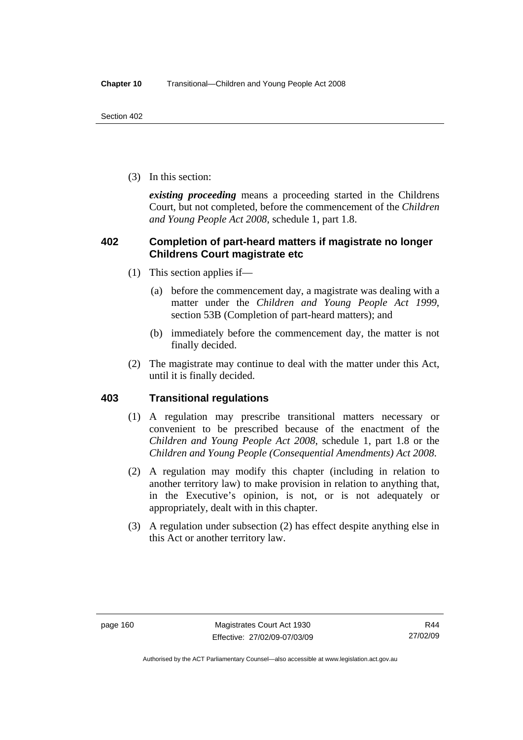(3) In this section:

***existing proceeding*** means a proceeding started in the Childrens Court, but not completed, before the commencement of the *Children and Young People Act 2008*, schedule 1, part 1.8.

### 402 Completion of part-heard matters if magistrate no longer Childrens Court magistrate etc

(1) This section applies if—

(a) before the commencement day, a magistrate was dealing with a matter under the *Children and Young People Act 1999*, section 53B (Completion of part-heard matters); and

(b) immediately before the commencement day, the matter is not finally decided.

(2) The magistrate may continue to deal with the matter under this Act, until it is finally decided.

### 403 Transitional regulations

(1) A regulation may prescribe transitional matters necessary or convenient to be prescribed because of the enactment of the *Children and Young People Act 2008*, schedule 1, part 1.8 or the *Children and Young People (Consequential Amendments) Act 2008*.

(2) A regulation may modify this chapter (including in relation to another territory law) to make provision in relation to anything that, in the Executive's opinion, is not, or is not adequately or appropriately, dealt with in this chapter.

(3) A regulation under subsection (2) has effect despite anything else in this Act or another territory law.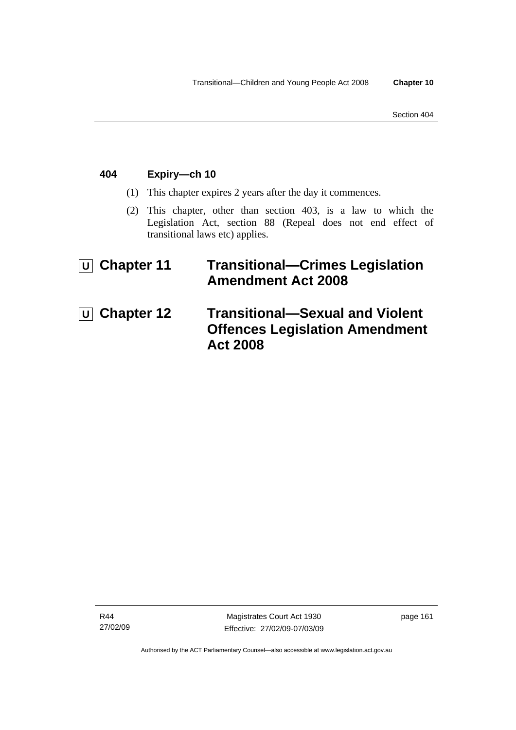### 404 Expiry—ch 10

(1) This chapter expires 2 years after the day it commences.

(2) This chapter, other than section 403, is a law to which the Legislation Act, section 88 (Repeal does not end effect of transitional laws etc) applies.

# U Chapter 11 Transitional—Crimes Legislation Amendment Act 2008

# U Chapter 12 Transitional—Sexual and Violent Offences Legislation Amendment Act 2008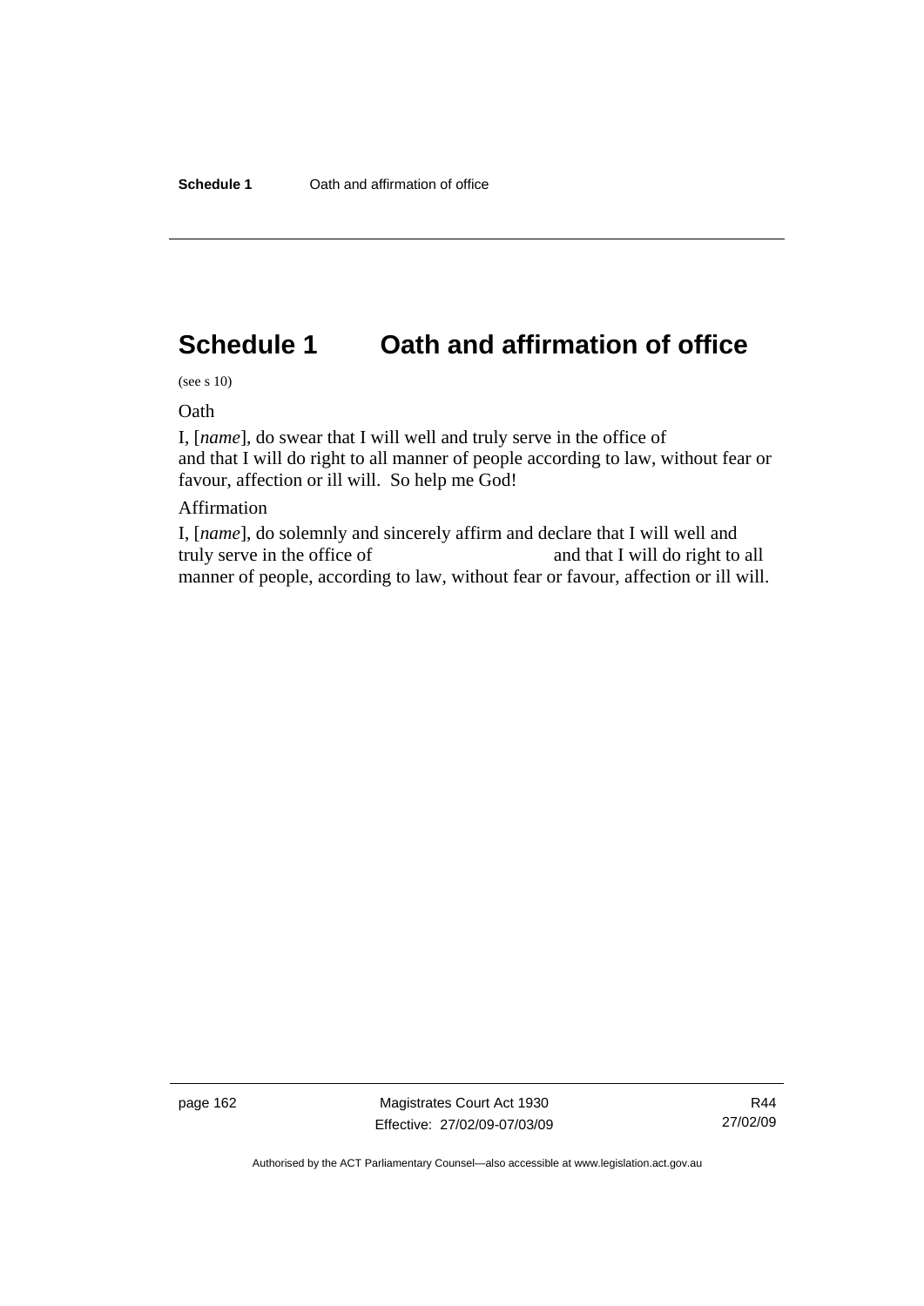# Schedule 1 Oath and affirmation of office

(see s 10)

Oath

I, [*name*], do swear that I will well and truly serve in the office of and that I will do right to all manner of people according to law, without fear or favour, affection or ill will. So help me God!

Affirmation

I, [*name*], do solemnly and sincerely affirm and declare that I will well and truly serve in the office of and that I will do right to all manner of people, according to law, without fear or favour, affection or ill will.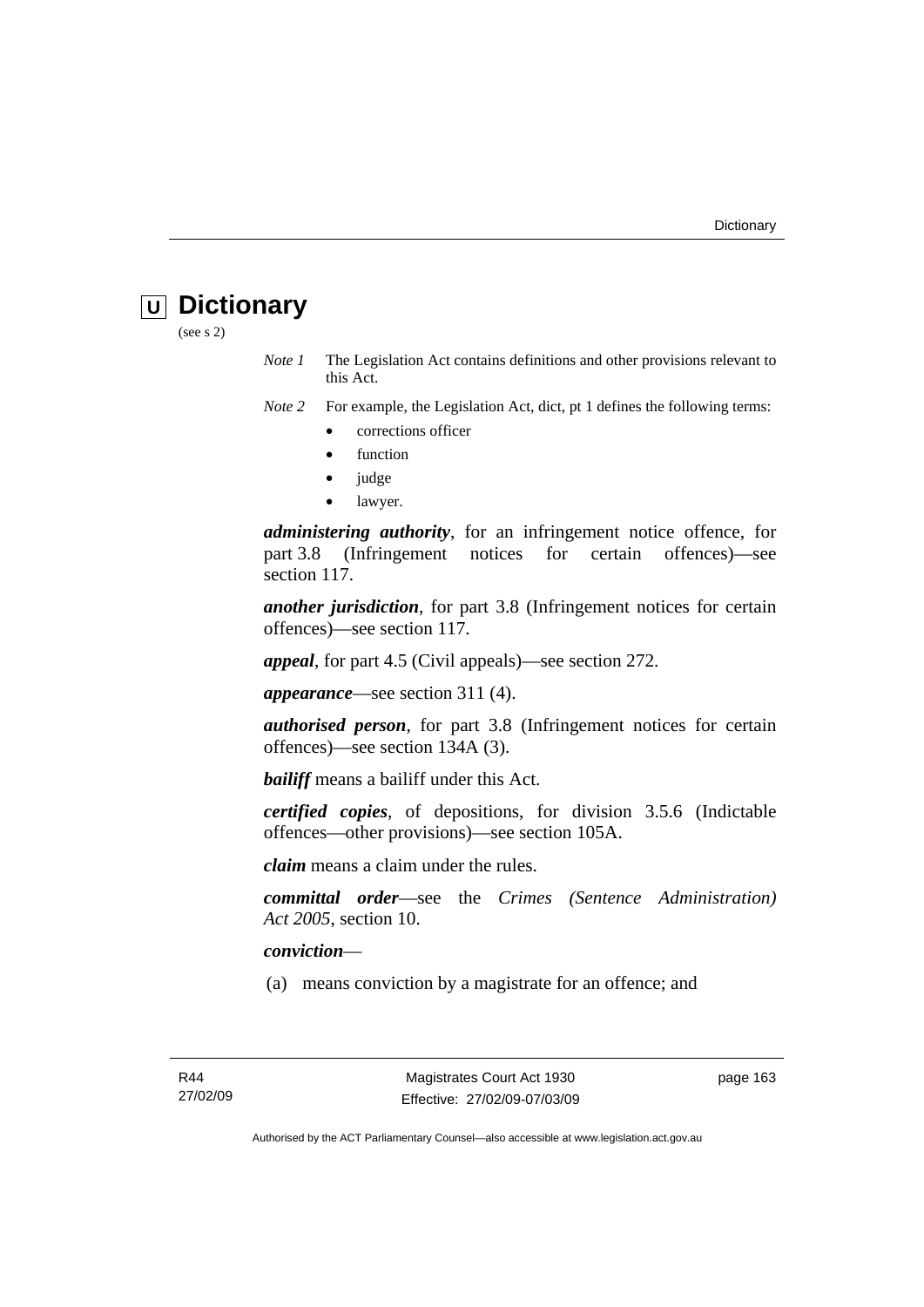# U Dictionary

(see s 2)

*Note 1* The Legislation Act contains definitions and other provisions relevant to this Act.

*Note 2* For example, the Legislation Act, dict, pt 1 defines the following terms:

- corrections officer
- function
- judge
- lawyer.

***administering authority***, for an infringement notice offence, for part 3.8 (Infringement notices for certain offences)—see section 117.

***another jurisdiction***, for part 3.8 (Infringement notices for certain offences)—see section 117.

***appeal***, for part 4.5 (Civil appeals)—see section 272.

***appearance***—see section 311 (4).

***authorised person***, for part 3.8 (Infringement notices for certain offences)—see section 134A (3).

***bailiff*** means a bailiff under this Act.

***certified copies***, of depositions, for division 3.5.6 (Indictable offences—other provisions)—see section 105A.

***claim*** means a claim under the rules.

***committal order***—see the *Crimes (Sentence Administration) Act 2005*, section 10.

***conviction***—

(a) means conviction by a magistrate for an offence; and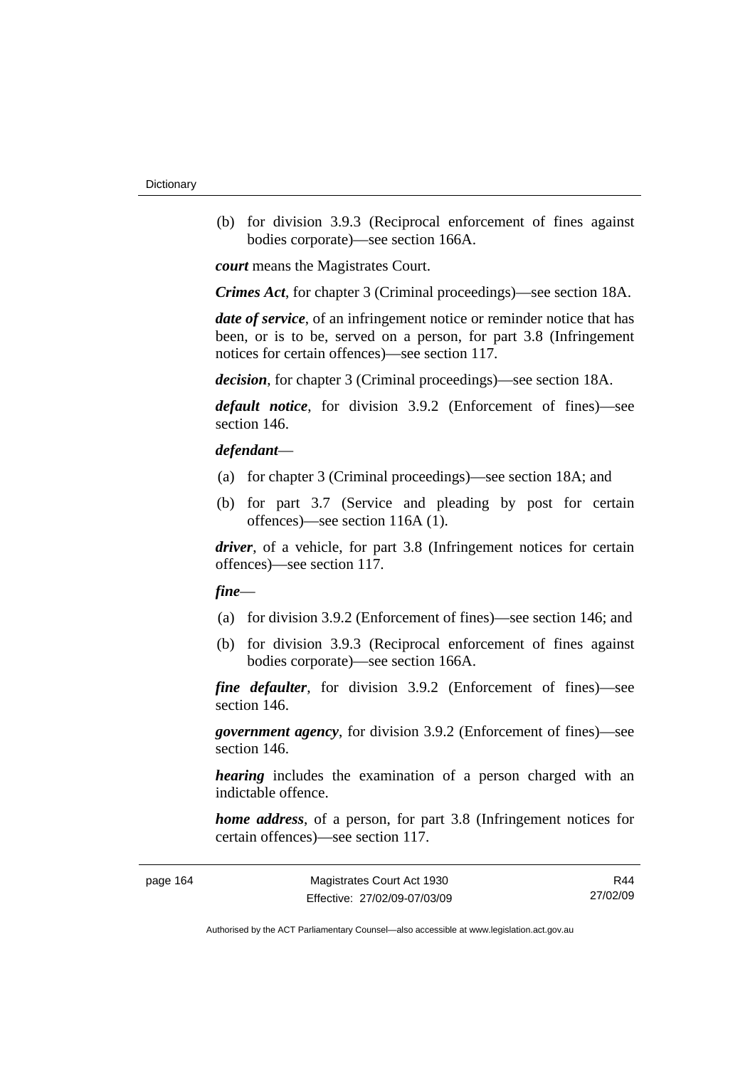(b) for division 3.9.3 (Reciprocal enforcement of fines against bodies corporate)—see section 166A.

***court*** means the Magistrates Court.

***Crimes Act***, for chapter 3 (Criminal proceedings)—see section 18A.

***date of service***, of an infringement notice or reminder notice that has been, or is to be, served on a person, for part 3.8 (Infringement notices for certain offences)—see section 117.

***decision***, for chapter 3 (Criminal proceedings)—see section 18A.

***default notice***, for division 3.9.2 (Enforcement of fines)—see section 146.

***defendant***—

(a) for chapter 3 (Criminal proceedings)—see section 18A; and

(b) for part 3.7 (Service and pleading by post for certain offences)—see section 116A (1).

***driver***, of a vehicle, for part 3.8 (Infringement notices for certain offences)—see section 117.

***fine***—

(a) for division 3.9.2 (Enforcement of fines)—see section 146; and

(b) for division 3.9.3 (Reciprocal enforcement of fines against bodies corporate)—see section 166A.

***fine defaulter***, for division 3.9.2 (Enforcement of fines)—see section 146.

***government agency***, for division 3.9.2 (Enforcement of fines)—see section 146.

***hearing*** includes the examination of a person charged with an indictable offence.

***home address***, of a person, for part 3.8 (Infringement notices for certain offences)—see section 117.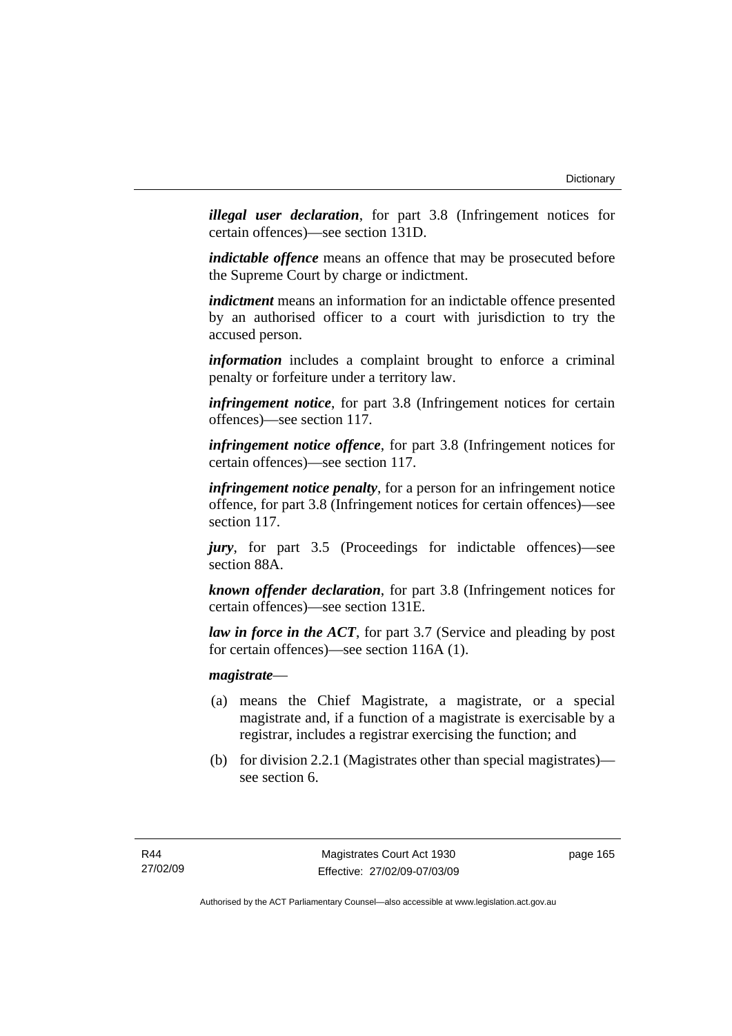***illegal user declaration***, for part 3.8 (Infringement notices for certain offences)—see section 131D.

***indictable offence*** means an offence that may be prosecuted before the Supreme Court by charge or indictment.

***indictment*** means an information for an indictable offence presented by an authorised officer to a court with jurisdiction to try the accused person.

***information*** includes a complaint brought to enforce a criminal penalty or forfeiture under a territory law.

***infringement notice***, for part 3.8 (Infringement notices for certain offences)—see section 117.

***infringement notice offence***, for part 3.8 (Infringement notices for certain offences)—see section 117.

***infringement notice penalty***, for a person for an infringement notice offence, for part 3.8 (Infringement notices for certain offences)—see section 117.

***jury***, for part 3.5 (Proceedings for indictable offences)—see section 88A.

***known offender declaration***, for part 3.8 (Infringement notices for certain offences)—see section 131E.

***law in force in the ACT***, for part 3.7 (Service and pleading by post for certain offences)—see section 116A (1).

***magistrate***—

(a) means the Chief Magistrate, a magistrate, or a special magistrate and, if a function of a magistrate is exercisable by a registrar, includes a registrar exercising the function; and

(b) for division 2.2.1 (Magistrates other than special magistrates)—see section 6.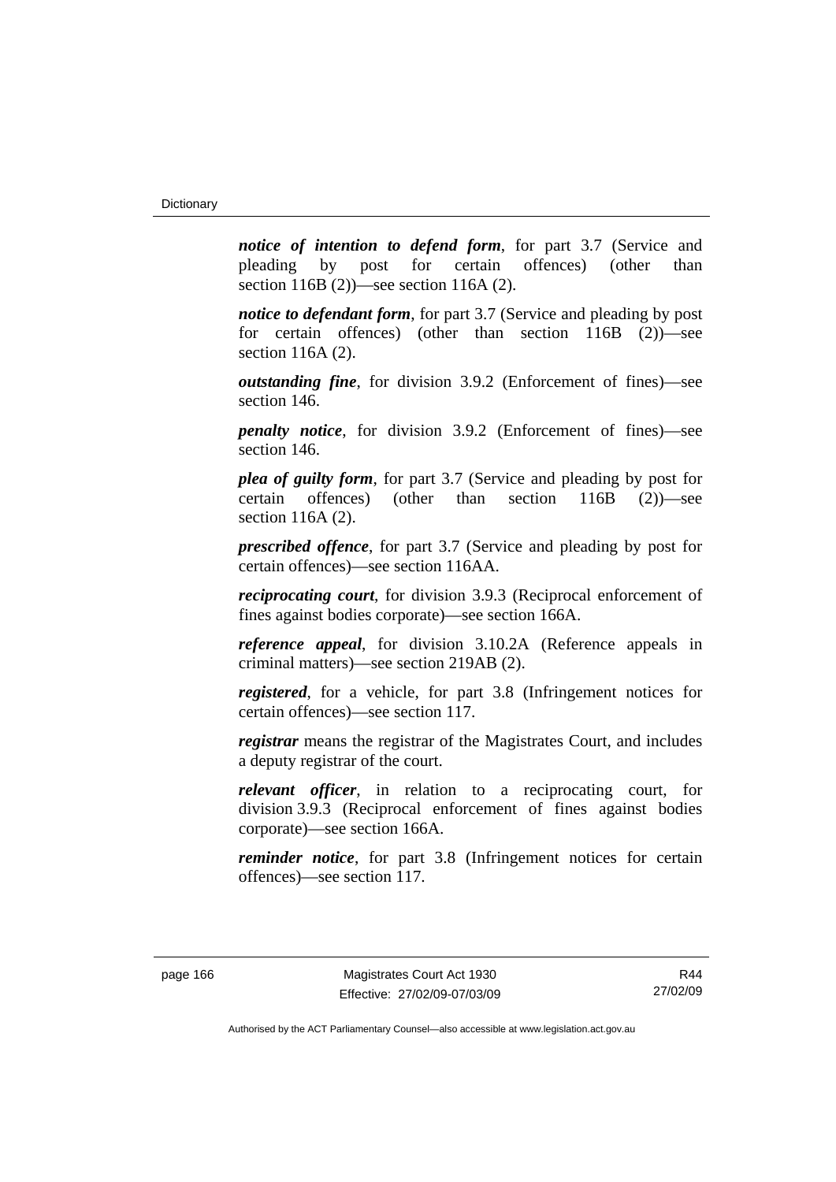***notice of intention to defend form***, for part 3.7 (Service and pleading by post for certain offences) (other than section 116B (2))—see section 116A (2).

***notice to defendant form***, for part 3.7 (Service and pleading by post for certain offences) (other than section 116B (2))—see section 116A (2).

***outstanding fine***, for division 3.9.2 (Enforcement of fines)—see section 146.

***penalty notice***, for division 3.9.2 (Enforcement of fines)—see section 146.

***plea of guilty form***, for part 3.7 (Service and pleading by post for certain offences) (other than section 116B (2))—see section 116A (2).

***prescribed offence***, for part 3.7 (Service and pleading by post for certain offences)—see section 116AA.

***reciprocating court***, for division 3.9.3 (Reciprocal enforcement of fines against bodies corporate)—see section 166A.

***reference appeal***, for division 3.10.2A (Reference appeals in criminal matters)—see section 219AB (2).

***registered***, for a vehicle, for part 3.8 (Infringement notices for certain offences)—see section 117.

***registrar*** means the registrar of the Magistrates Court, and includes a deputy registrar of the court.

***relevant officer***, in relation to a reciprocating court, for division 3.9.3 (Reciprocal enforcement of fines against bodies corporate)—see section 166A.

***reminder notice***, for part 3.8 (Infringement notices for certain offences)—see section 117.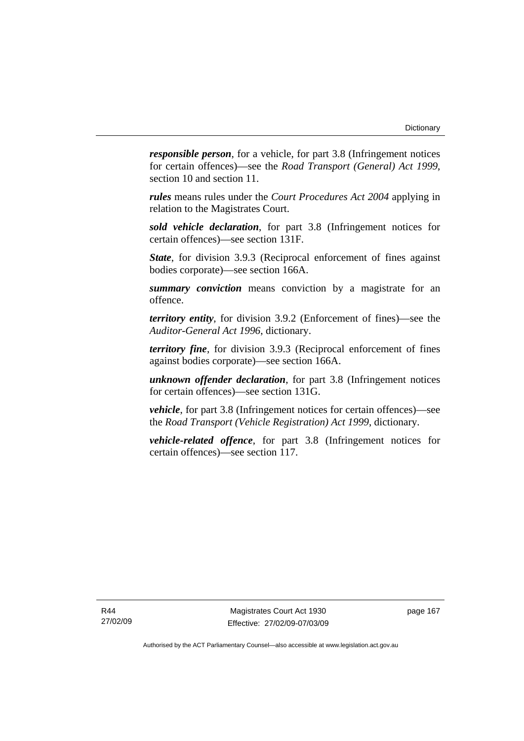***responsible person***, for a vehicle, for part 3.8 (Infringement notices for certain offences)—see the *Road Transport (General) Act 1999*, section 10 and section 11.

***rules*** means rules under the *Court Procedures Act 2004* applying in relation to the Magistrates Court.

***sold vehicle declaration***, for part 3.8 (Infringement notices for certain offences)—see section 131F.

***State***, for division 3.9.3 (Reciprocal enforcement of fines against bodies corporate)—see section 166A.

***summary conviction*** means conviction by a magistrate for an offence.

***territory entity***, for division 3.9.2 (Enforcement of fines)—see the *Auditor-General Act 1996*, dictionary.

***territory fine***, for division 3.9.3 (Reciprocal enforcement of fines against bodies corporate)—see section 166A.

***unknown offender declaration***, for part 3.8 (Infringement notices for certain offences)—see section 131G.

***vehicle***, for part 3.8 (Infringement notices for certain offences)—see the *Road Transport (Vehicle Registration) Act 1999*, dictionary.

***vehicle-related offence***, for part 3.8 (Infringement notices for certain offences)—see section 117.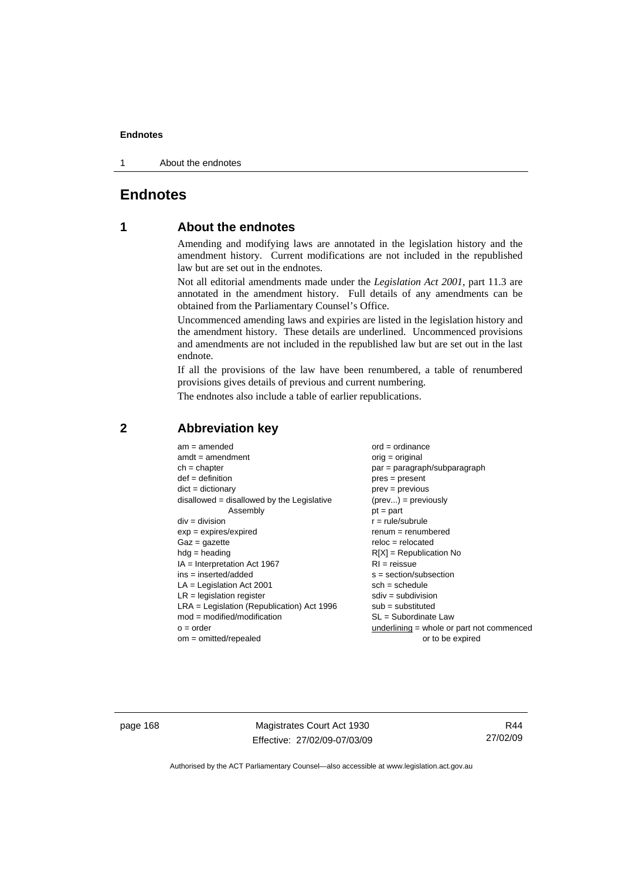# Endnotes

## 1 About the endnotes

Amending and modifying laws are annotated in the legislation history and the amendment history. Current modifications are not included in the republished law but are set out in the endnotes.

Not all editorial amendments made under the *Legislation Act 2001*, part 11.3 are annotated in the amendment history. Full details of any amendments can be obtained from the Parliamentary Counsel's Office.

Uncommenced amending laws and expiries are listed in the legislation history and the amendment history. These details are underlined. Uncommenced provisions and amendments are not included in the republished law but are set out in the last endnote.

If all the provisions of the law have been renumbered, a table of renumbered provisions gives details of previous and current numbering.

The endnotes also include a table of earlier republications.

## 2 Abbreviation key

am = amended
amdt = amendment
ch = chapter
def = definition
dict = dictionary
disallowed = disallowed by the Legislative Assembly
div = division
exp = expires/expired
Gaz = gazette
hdg = heading
IA = Interpretation Act 1967
ins = inserted/added
LA = Legislation Act 2001
LR = legislation register
LRA = Legislation (Republication) Act 1996
mod = modified/modification
o = order
om = omitted/repealed
ord = ordinance
orig = original
par = paragraph/subparagraph
pres = present
prev = previous
(prev...) = previously
pt = part
r = rule/subrule
renum = renumbered
reloc = relocated
R[X] = Republication No
RI = reissue
s = section/subsection
sch = schedule
sdiv = subdivision
sub = substituted
SL = Subordinate Law
underlining = whole or part not commenced or to be expired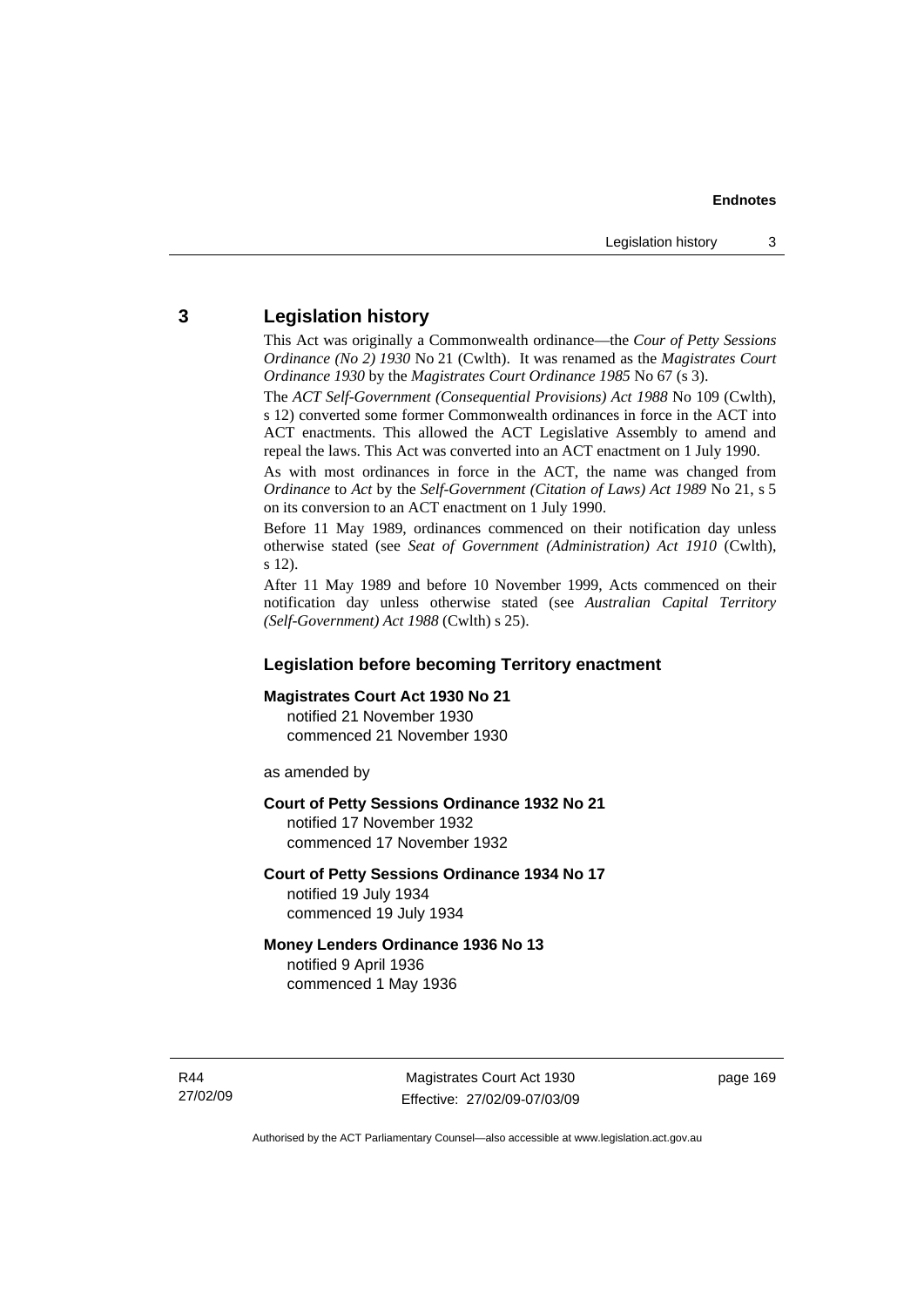## 3 Legislation history

This Act was originally a Commonwealth ordinance—the *Cour of Petty Sessions Ordinance (No 2) 1930* No 21 (Cwlth). It was renamed as the *Magistrates Court Ordinance 1930* by the *Magistrates Court Ordinance 1985* No 67 (s 3).

The *ACT Self-Government (Consequential Provisions) Act 1988* No 109 (Cwlth), s 12) converted some former Commonwealth ordinances in force in the ACT into ACT enactments. This allowed the ACT Legislative Assembly to amend and repeal the laws. This Act was converted into an ACT enactment on 1 July 1990.

As with most ordinances in force in the ACT, the name was changed from *Ordinance* to *Act* by the *Self-Government (Citation of Laws) Act 1989* No 21, s 5 on its conversion to an ACT enactment on 1 July 1990.

Before 11 May 1989, ordinances commenced on their notification day unless otherwise stated (see *Seat of Government (Administration) Act 1910* (Cwlth), s 12).

After 11 May 1989 and before 10 November 1999, Acts commenced on their notification day unless otherwise stated (see *Australian Capital Territory (Self-Government) Act 1988* (Cwlth) s 25).

### Legislation before becoming Territory enactment

**Magistrates Court Act 1930 No 21**
notified 21 November 1930
commenced 21 November 1930

as amended by

**Court of Petty Sessions Ordinance 1932 No 21**
notified 17 November 1932
commenced 17 November 1932

**Court of Petty Sessions Ordinance 1934 No 17**
notified 19 July 1934
commenced 19 July 1934

**Money Lenders Ordinance 1936 No 13**
notified 9 April 1936
commenced 1 May 1936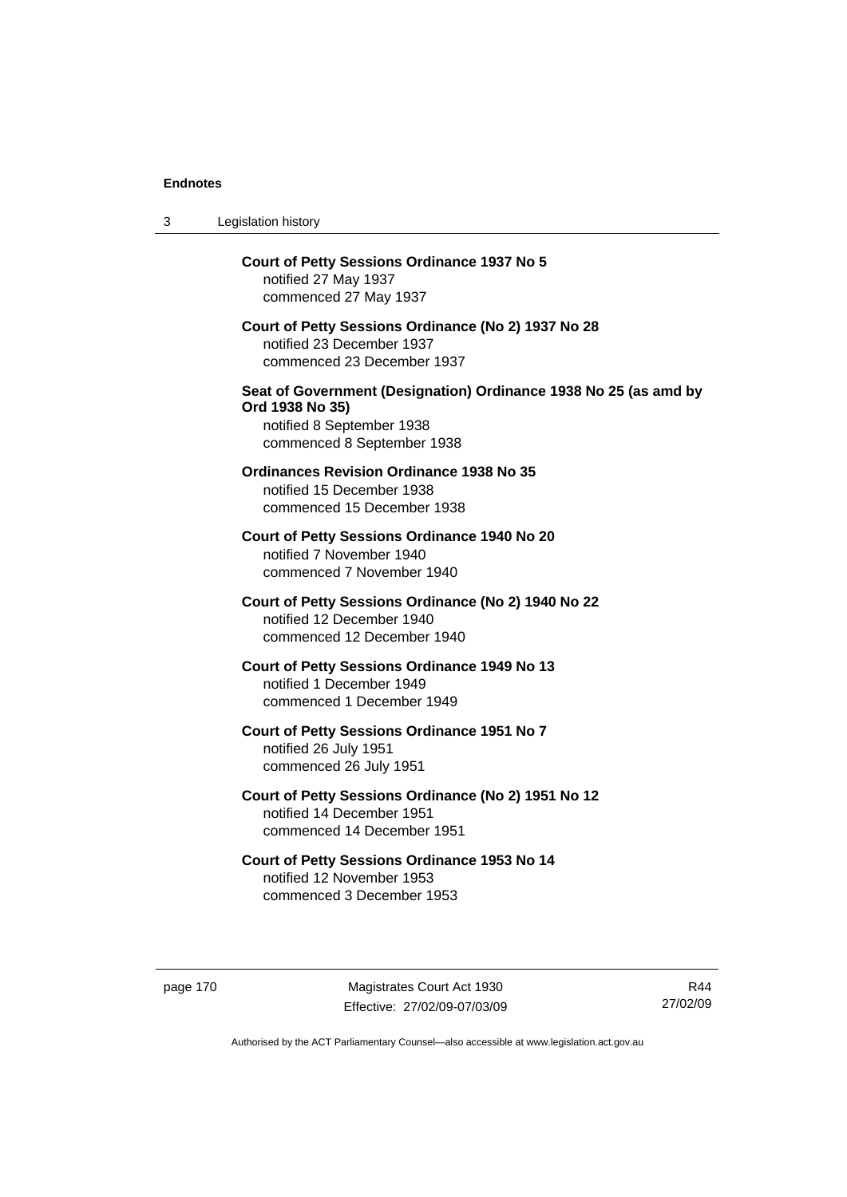**Court of Petty Sessions Ordinance 1937 No 5**
notified 27 May 1937
commenced 27 May 1937

**Court of Petty Sessions Ordinance (No 2) 1937 No 28**
notified 23 December 1937
commenced 23 December 1937

**Seat of Government (Designation) Ordinance 1938 No 25 (as amd by Ord 1938 No 35)**
notified 8 September 1938
commenced 8 September 1938

**Ordinances Revision Ordinance 1938 No 35**
notified 15 December 1938
commenced 15 December 1938

**Court of Petty Sessions Ordinance 1940 No 20**
notified 7 November 1940
commenced 7 November 1940

**Court of Petty Sessions Ordinance (No 2) 1940 No 22**
notified 12 December 1940
commenced 12 December 1940

**Court of Petty Sessions Ordinance 1949 No 13**
notified 1 December 1949
commenced 1 December 1949

**Court of Petty Sessions Ordinance 1951 No 7**
notified 26 July 1951
commenced 26 July 1951

**Court of Petty Sessions Ordinance (No 2) 1951 No 12**
notified 14 December 1951
commenced 14 December 1951

**Court of Petty Sessions Ordinance 1953 No 14**
notified 12 November 1953
commenced 3 December 1953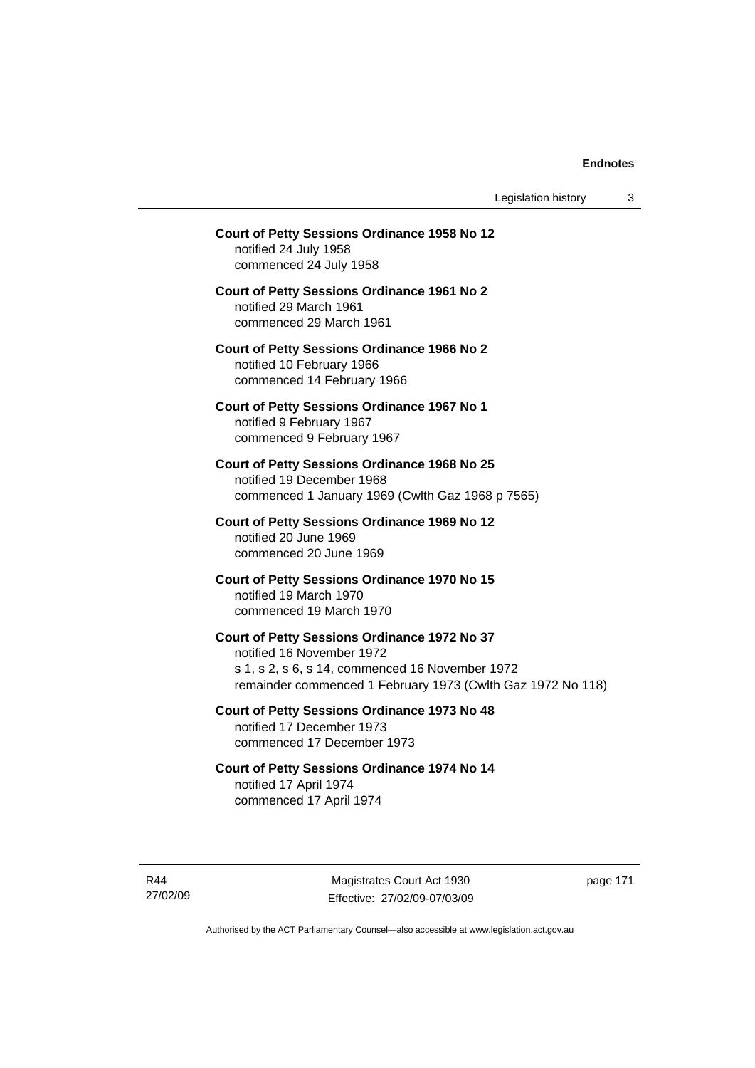**Court of Petty Sessions Ordinance 1958 No 12**
notified 24 July 1958
commenced 24 July 1958

**Court of Petty Sessions Ordinance 1961 No 2**
notified 29 March 1961
commenced 29 March 1961

**Court of Petty Sessions Ordinance 1966 No 2**
notified 10 February 1966
commenced 14 February 1966

**Court of Petty Sessions Ordinance 1967 No 1**
notified 9 February 1967
commenced 9 February 1967

**Court of Petty Sessions Ordinance 1968 No 25**
notified 19 December 1968
commenced 1 January 1969 (Cwlth Gaz 1968 p 7565)

**Court of Petty Sessions Ordinance 1969 No 12**
notified 20 June 1969
commenced 20 June 1969

**Court of Petty Sessions Ordinance 1970 No 15**
notified 19 March 1970
commenced 19 March 1970

**Court of Petty Sessions Ordinance 1972 No 37**
notified 16 November 1972
s 1, s 2, s 6, s 14, commenced 16 November 1972
remainder commenced 1 February 1973 (Cwlth Gaz 1972 No 118)

**Court of Petty Sessions Ordinance 1973 No 48**
notified 17 December 1973
commenced 17 December 1973

**Court of Petty Sessions Ordinance 1974 No 14**
notified 17 April 1974
commenced 17 April 1974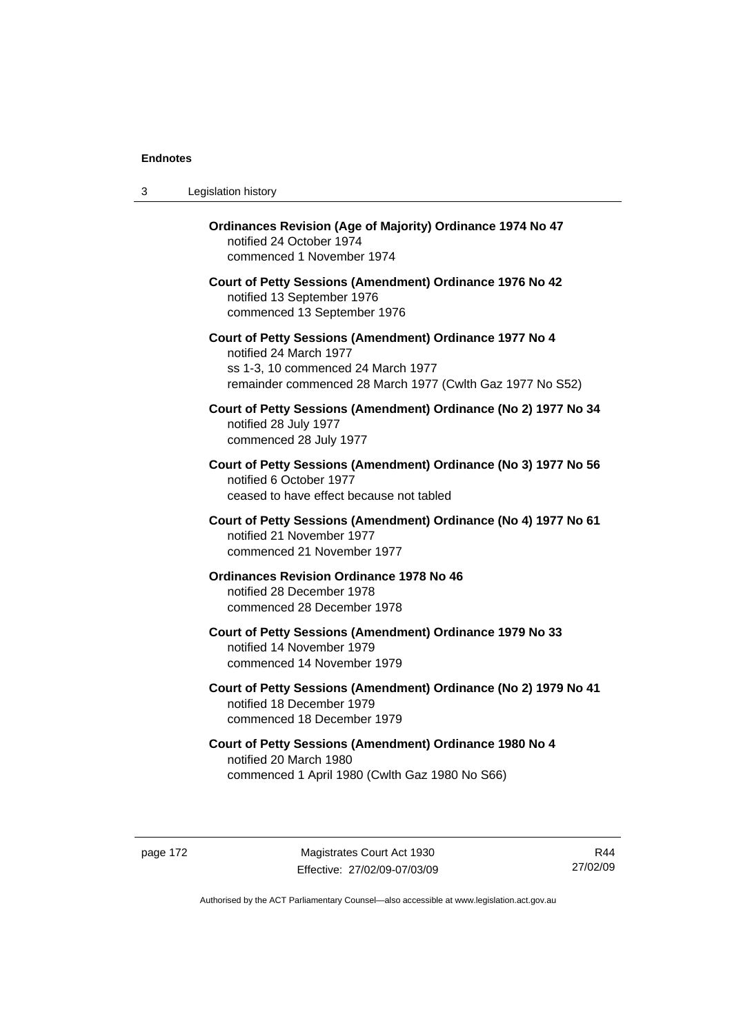**Ordinances Revision (Age of Majority) Ordinance 1974 No 47**
notified 24 October 1974
commenced 1 November 1974

**Court of Petty Sessions (Amendment) Ordinance 1976 No 42**
notified 13 September 1976
commenced 13 September 1976

**Court of Petty Sessions (Amendment) Ordinance 1977 No 4**
notified 24 March 1977
ss 1-3, 10 commenced 24 March 1977
remainder commenced 28 March 1977 (Cwlth Gaz 1977 No S52)

**Court of Petty Sessions (Amendment) Ordinance (No 2) 1977 No 34**
notified 28 July 1977
commenced 28 July 1977

**Court of Petty Sessions (Amendment) Ordinance (No 3) 1977 No 56**
notified 6 October 1977
ceased to have effect because not tabled

**Court of Petty Sessions (Amendment) Ordinance (No 4) 1977 No 61**
notified 21 November 1977
commenced 21 November 1977

**Ordinances Revision Ordinance 1978 No 46**
notified 28 December 1978
commenced 28 December 1978

**Court of Petty Sessions (Amendment) Ordinance 1979 No 33**
notified 14 November 1979
commenced 14 November 1979

**Court of Petty Sessions (Amendment) Ordinance (No 2) 1979 No 41**
notified 18 December 1979
commenced 18 December 1979

**Court of Petty Sessions (Amendment) Ordinance 1980 No 4**
notified 20 March 1980
commenced 1 April 1980 (Cwlth Gaz 1980 No S66)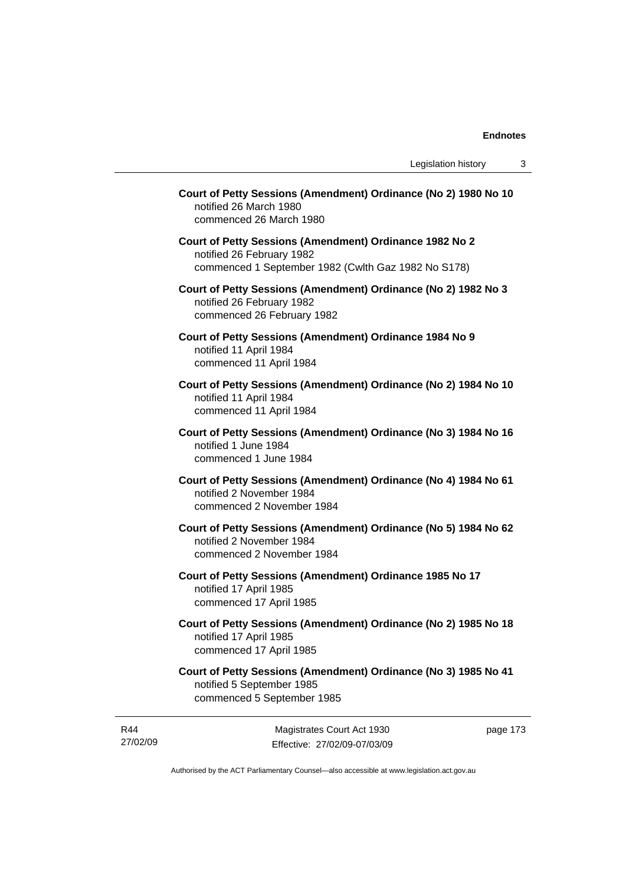**Court of Petty Sessions (Amendment) Ordinance (No 2) 1980 No 10**
notified 26 March 1980
commenced 26 March 1980

**Court of Petty Sessions (Amendment) Ordinance 1982 No 2**
notified 26 February 1982
commenced 1 September 1982 (Cwlth Gaz 1982 No S178)

**Court of Petty Sessions (Amendment) Ordinance (No 2) 1982 No 3**
notified 26 February 1982
commenced 26 February 1982

**Court of Petty Sessions (Amendment) Ordinance 1984 No 9**
notified 11 April 1984
commenced 11 April 1984

**Court of Petty Sessions (Amendment) Ordinance (No 2) 1984 No 10**
notified 11 April 1984
commenced 11 April 1984

**Court of Petty Sessions (Amendment) Ordinance (No 3) 1984 No 16**
notified 1 June 1984
commenced 1 June 1984

**Court of Petty Sessions (Amendment) Ordinance (No 4) 1984 No 61**
notified 2 November 1984
commenced 2 November 1984

**Court of Petty Sessions (Amendment) Ordinance (No 5) 1984 No 62**
notified 2 November 1984
commenced 2 November 1984

**Court of Petty Sessions (Amendment) Ordinance 1985 No 17**
notified 17 April 1985
commenced 17 April 1985

**Court of Petty Sessions (Amendment) Ordinance (No 2) 1985 No 18**
notified 17 April 1985
commenced 17 April 1985

**Court of Petty Sessions (Amendment) Ordinance (No 3) 1985 No 41**
notified 5 September 1985
commenced 5 September 1985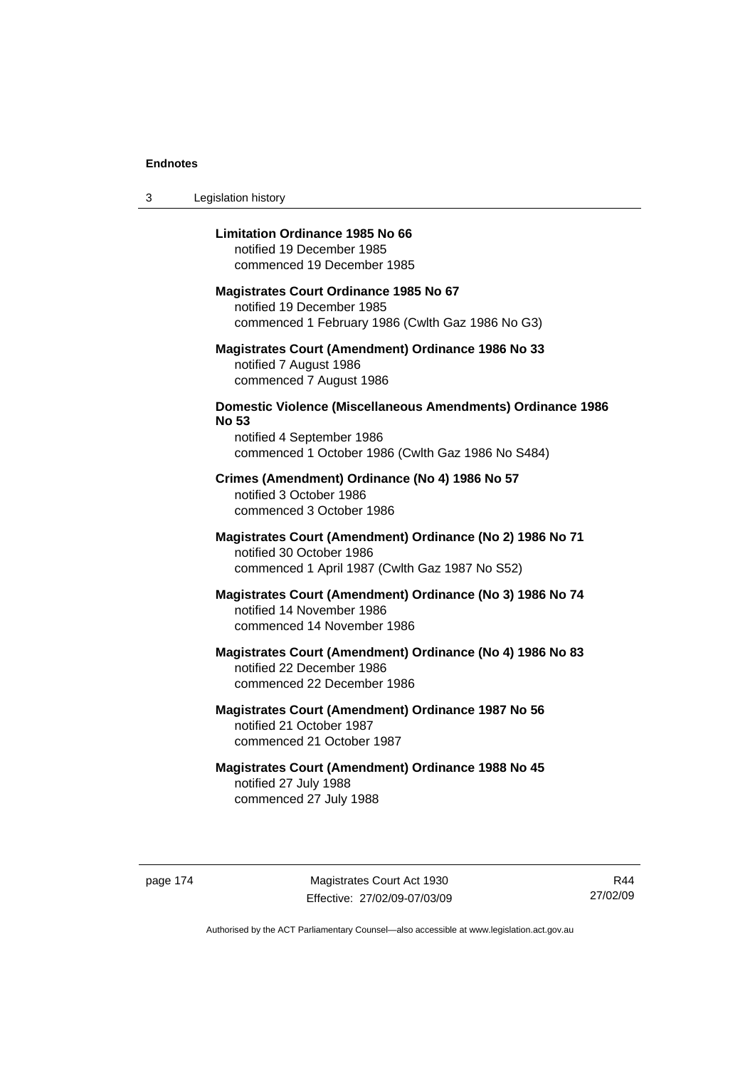**Limitation Ordinance 1985 No 66**
notified 19 December 1985
commenced 19 December 1985

**Magistrates Court Ordinance 1985 No 67**
notified 19 December 1985
commenced 1 February 1986 (Cwlth Gaz 1986 No G3)

**Magistrates Court (Amendment) Ordinance 1986 No 33**
notified 7 August 1986
commenced 7 August 1986

**Domestic Violence (Miscellaneous Amendments) Ordinance 1986 No 53**
notified 4 September 1986
commenced 1 October 1986 (Cwlth Gaz 1986 No S484)

**Crimes (Amendment) Ordinance (No 4) 1986 No 57**
notified 3 October 1986
commenced 3 October 1986

**Magistrates Court (Amendment) Ordinance (No 2) 1986 No 71**
notified 30 October 1986
commenced 1 April 1987 (Cwlth Gaz 1987 No S52)

**Magistrates Court (Amendment) Ordinance (No 3) 1986 No 74**
notified 14 November 1986
commenced 14 November 1986

**Magistrates Court (Amendment) Ordinance (No 4) 1986 No 83**
notified 22 December 1986
commenced 22 December 1986

**Magistrates Court (Amendment) Ordinance 1987 No 56**
notified 21 October 1987
commenced 21 October 1987

**Magistrates Court (Amendment) Ordinance 1988 No 45**
notified 27 July 1988
commenced 27 July 1988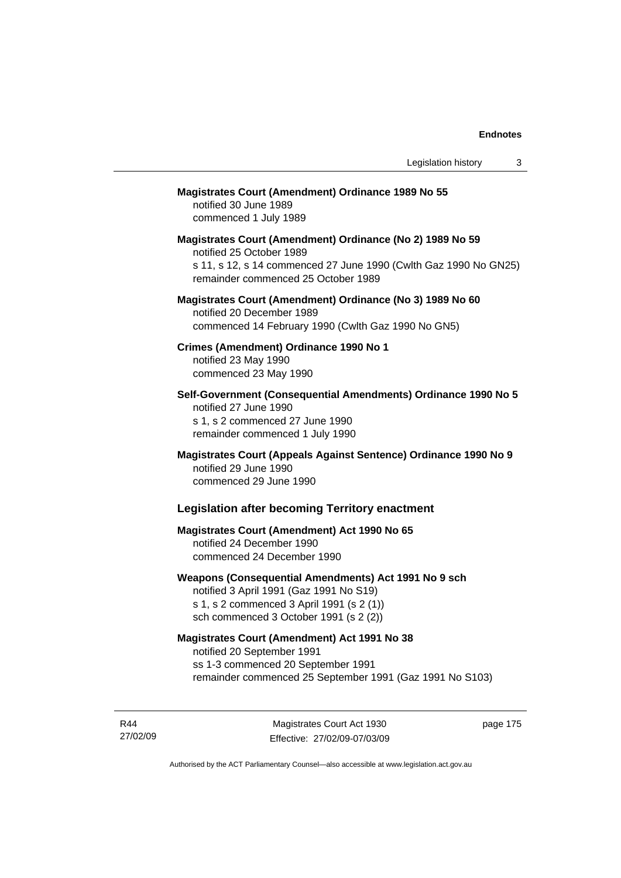**Magistrates Court (Amendment) Ordinance 1989 No 55**
notified 30 June 1989
commenced 1 July 1989

**Magistrates Court (Amendment) Ordinance (No 2) 1989 No 59**
notified 25 October 1989
s 11, s 12, s 14 commenced 27 June 1990 (Cwlth Gaz 1990 No GN25)
remainder commenced 25 October 1989

**Magistrates Court (Amendment) Ordinance (No 3) 1989 No 60**
notified 20 December 1989
commenced 14 February 1990 (Cwlth Gaz 1990 No GN5)

**Crimes (Amendment) Ordinance 1990 No 1**
notified 23 May 1990
commenced 23 May 1990

**Self-Government (Consequential Amendments) Ordinance 1990 No 5**
notified 27 June 1990
s 1, s 2 commenced 27 June 1990
remainder commenced 1 July 1990

**Magistrates Court (Appeals Against Sentence) Ordinance 1990 No 9**
notified 29 June 1990
commenced 29 June 1990

## Legislation after becoming Territory enactment

**Magistrates Court (Amendment) Act 1990 No 65**
notified 24 December 1990
commenced 24 December 1990

**Weapons (Consequential Amendments) Act 1991 No 9 sch**
notified 3 April 1991 (Gaz 1991 No S19)
s 1, s 2 commenced 3 April 1991 (s 2 (1))
sch commenced 3 October 1991 (s 2 (2))

**Magistrates Court (Amendment) Act 1991 No 38**
notified 20 September 1991
ss 1-3 commenced 20 September 1991
remainder commenced 25 September 1991 (Gaz 1991 No S103)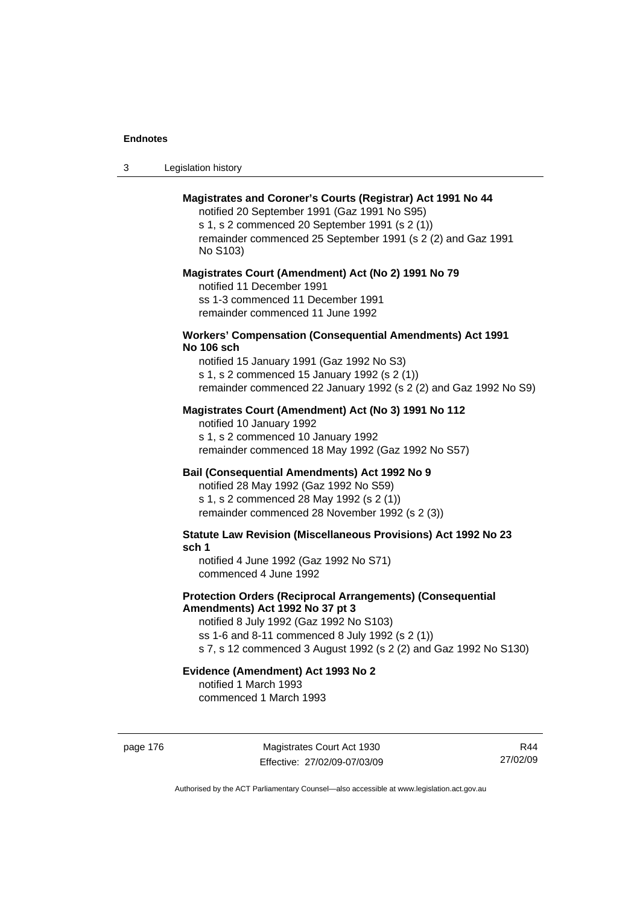**Magistrates and Coroner's Courts (Registrar) Act 1991 No 44**

notified 20 September 1991 (Gaz 1991 No S95)
s 1, s 2 commenced 20 September 1991 (s 2 (1))
remainder commenced 25 September 1991 (s 2 (2) and Gaz 1991 No S103)

**Magistrates Court (Amendment) Act (No 2) 1991 No 79**

notified 11 December 1991
ss 1-3 commenced 11 December 1991
remainder commenced 11 June 1992

**Workers' Compensation (Consequential Amendments) Act 1991 No 106 sch**

notified 15 January 1991 (Gaz 1992 No S3)
s 1, s 2 commenced 15 January 1992 (s 2 (1))
remainder commenced 22 January 1992 (s 2 (2) and Gaz 1992 No S9)

**Magistrates Court (Amendment) Act (No 3) 1991 No 112**

notified 10 January 1992
s 1, s 2 commenced 10 January 1992
remainder commenced 18 May 1992 (Gaz 1992 No S57)

**Bail (Consequential Amendments) Act 1992 No 9**

notified 28 May 1992 (Gaz 1992 No S59)
s 1, s 2 commenced 28 May 1992 (s 2 (1))
remainder commenced 28 November 1992 (s 2 (3))

**Statute Law Revision (Miscellaneous Provisions) Act 1992 No 23 sch 1**

notified 4 June 1992 (Gaz 1992 No S71)
commenced 4 June 1992

**Protection Orders (Reciprocal Arrangements) (Consequential Amendments) Act 1992 No 37 pt 3**

notified 8 July 1992 (Gaz 1992 No S103)
ss 1-6 and 8-11 commenced 8 July 1992 (s 2 (1))
s 7, s 12 commenced 3 August 1992 (s 2 (2) and Gaz 1992 No S130)

**Evidence (Amendment) Act 1993 No 2**

notified 1 March 1993
commenced 1 March 1993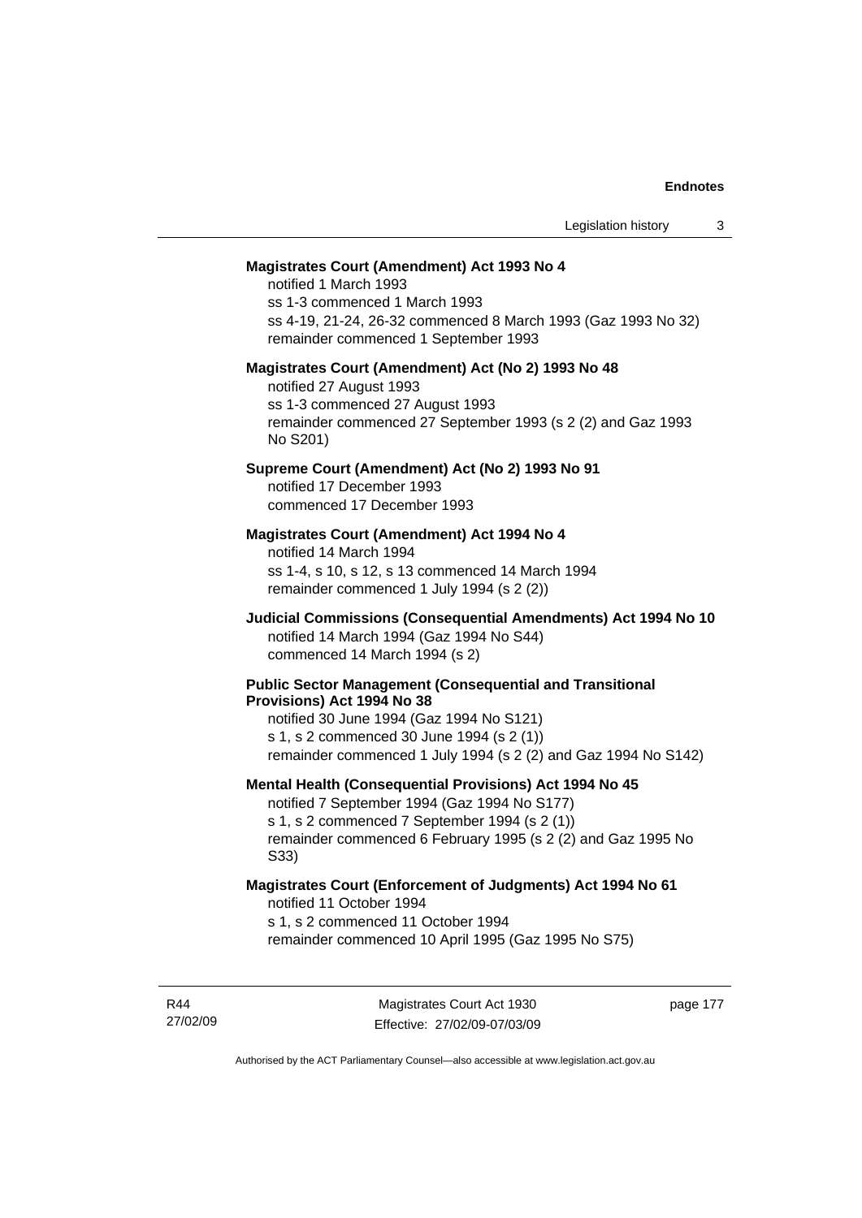**Magistrates Court (Amendment) Act 1993 No 4**

notified 1 March 1993
ss 1-3 commenced 1 March 1993
ss 4-19, 21-24, 26-32 commenced 8 March 1993 (Gaz 1993 No 32)
remainder commenced 1 September 1993

**Magistrates Court (Amendment) Act (No 2) 1993 No 48**

notified 27 August 1993
ss 1-3 commenced 27 August 1993
remainder commenced 27 September 1993 (s 2 (2) and Gaz 1993 No S201)

**Supreme Court (Amendment) Act (No 2) 1993 No 91**

notified 17 December 1993
commenced 17 December 1993

**Magistrates Court (Amendment) Act 1994 No 4**

notified 14 March 1994
ss 1-4, s 10, s 12, s 13 commenced 14 March 1994
remainder commenced 1 July 1994 (s 2 (2))

**Judicial Commissions (Consequential Amendments) Act 1994 No 10**

notified 14 March 1994 (Gaz 1994 No S44)
commenced 14 March 1994 (s 2)

**Public Sector Management (Consequential and Transitional Provisions) Act 1994 No 38**

notified 30 June 1994 (Gaz 1994 No S121)
s 1, s 2 commenced 30 June 1994 (s 2 (1))
remainder commenced 1 July 1994 (s 2 (2) and Gaz 1994 No S142)

**Mental Health (Consequential Provisions) Act 1994 No 45**

notified 7 September 1994 (Gaz 1994 No S177)
s 1, s 2 commenced 7 September 1994 (s 2 (1))
remainder commenced 6 February 1995 (s 2 (2) and Gaz 1995 No S33)

**Magistrates Court (Enforcement of Judgments) Act 1994 No 61**

notified 11 October 1994
s 1, s 2 commenced 11 October 1994
remainder commenced 10 April 1995 (Gaz 1995 No S75)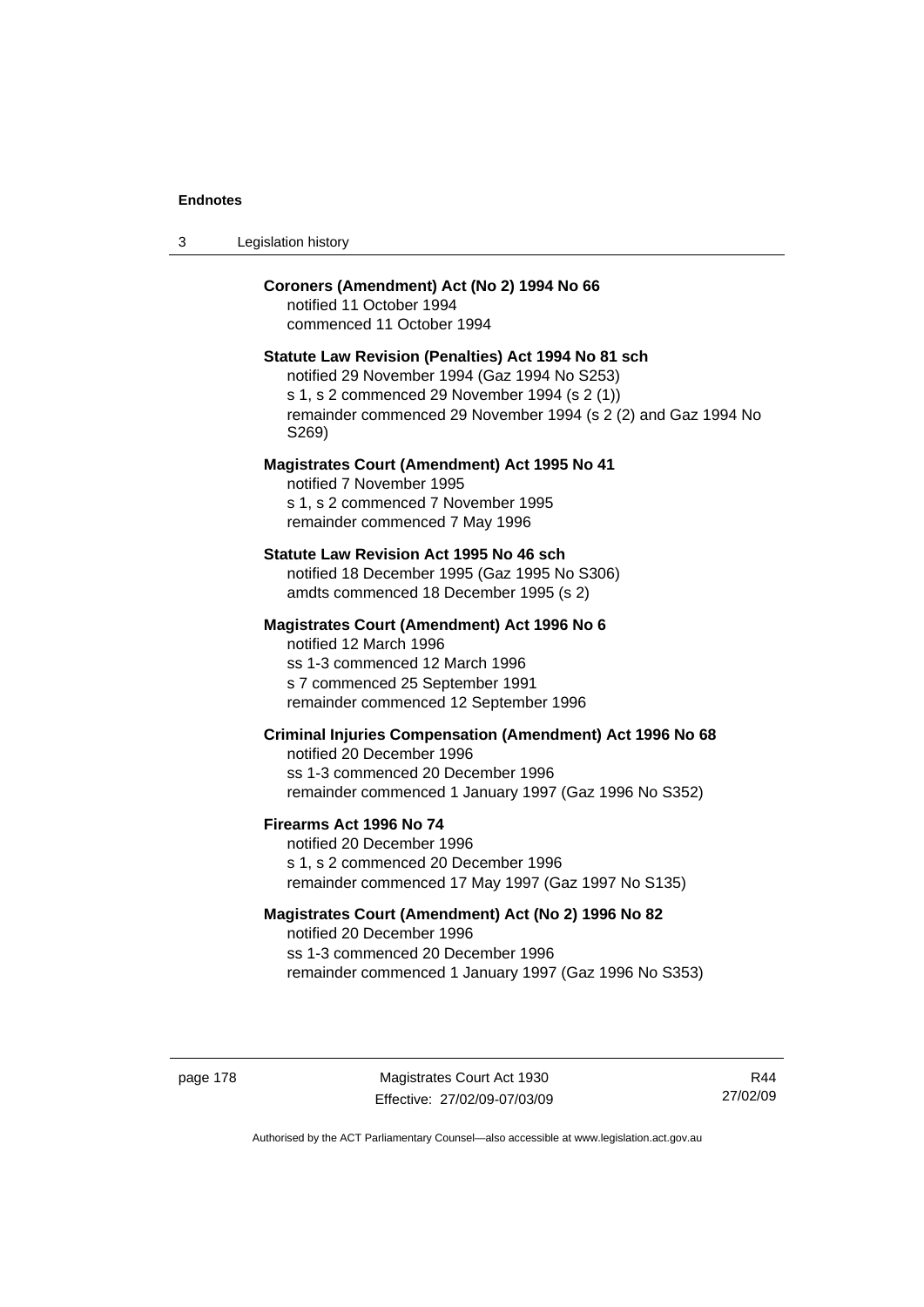**Coroners (Amendment) Act (No 2) 1994 No 66**
notified 11 October 1994
commenced 11 October 1994

**Statute Law Revision (Penalties) Act 1994 No 81 sch**
notified 29 November 1994 (Gaz 1994 No S253)
s 1, s 2 commenced 29 November 1994 (s 2 (1))
remainder commenced 29 November 1994 (s 2 (2) and Gaz 1994 No S269)

**Magistrates Court (Amendment) Act 1995 No 41**
notified 7 November 1995
s 1, s 2 commenced 7 November 1995
remainder commenced 7 May 1996

**Statute Law Revision Act 1995 No 46 sch**
notified 18 December 1995 (Gaz 1995 No S306)
amdts commenced 18 December 1995 (s 2)

**Magistrates Court (Amendment) Act 1996 No 6**
notified 12 March 1996
ss 1-3 commenced 12 March 1996
s 7 commenced 25 September 1991
remainder commenced 12 September 1996

**Criminal Injuries Compensation (Amendment) Act 1996 No 68**
notified 20 December 1996
ss 1-3 commenced 20 December 1996
remainder commenced 1 January 1997 (Gaz 1996 No S352)

**Firearms Act 1996 No 74**
notified 20 December 1996
s 1, s 2 commenced 20 December 1996
remainder commenced 17 May 1997 (Gaz 1997 No S135)

**Magistrates Court (Amendment) Act (No 2) 1996 No 82**
notified 20 December 1996
ss 1-3 commenced 20 December 1996
remainder commenced 1 January 1997 (Gaz 1996 No S353)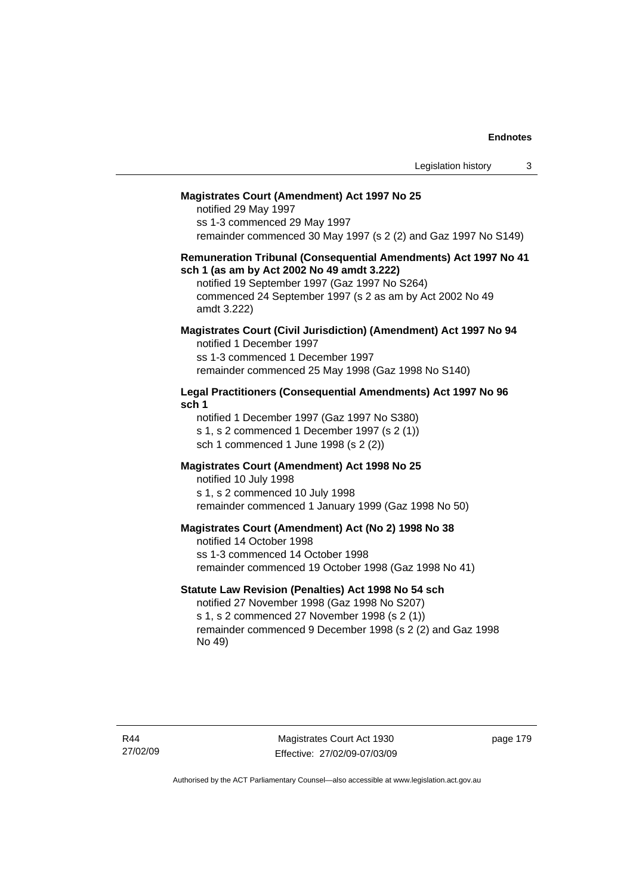**Magistrates Court (Amendment) Act 1997 No 25**

notified 29 May 1997
ss 1-3 commenced 29 May 1997
remainder commenced 30 May 1997 (s 2 (2) and Gaz 1997 No S149)

**Remuneration Tribunal (Consequential Amendments) Act 1997 No 41 sch 1 (as am by Act 2002 No 49 amdt 3.222)**

notified 19 September 1997 (Gaz 1997 No S264)
commenced 24 September 1997 (s 2 as am by Act 2002 No 49 amdt 3.222)

**Magistrates Court (Civil Jurisdiction) (Amendment) Act 1997 No 94**

notified 1 December 1997
ss 1-3 commenced 1 December 1997
remainder commenced 25 May 1998 (Gaz 1998 No S140)

**Legal Practitioners (Consequential Amendments) Act 1997 No 96 sch 1**

notified 1 December 1997 (Gaz 1997 No S380)
s 1, s 2 commenced 1 December 1997 (s 2 (1))
sch 1 commenced 1 June 1998 (s 2 (2))

**Magistrates Court (Amendment) Act 1998 No 25**

notified 10 July 1998
s 1, s 2 commenced 10 July 1998
remainder commenced 1 January 1999 (Gaz 1998 No 50)

**Magistrates Court (Amendment) Act (No 2) 1998 No 38**

notified 14 October 1998
ss 1-3 commenced 14 October 1998
remainder commenced 19 October 1998 (Gaz 1998 No 41)

**Statute Law Revision (Penalties) Act 1998 No 54 sch**

notified 27 November 1998 (Gaz 1998 No S207)
s 1, s 2 commenced 27 November 1998 (s 2 (1))
remainder commenced 9 December 1998 (s 2 (2) and Gaz 1998 No 49)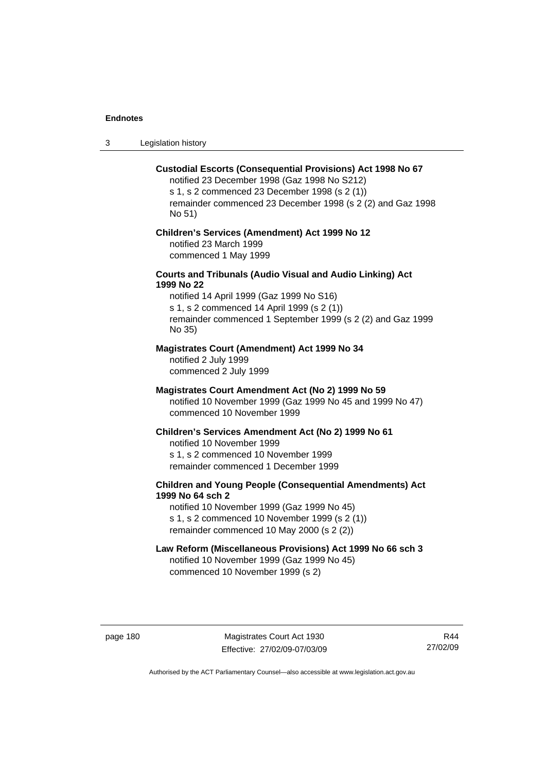**Custodial Escorts (Consequential Provisions) Act 1998 No 67**
notified 23 December 1998 (Gaz 1998 No S212)
s 1, s 2 commenced 23 December 1998 (s 2 (1))
remainder commenced 23 December 1998 (s 2 (2) and Gaz 1998 No 51)

**Children's Services (Amendment) Act 1999 No 12**
notified 23 March 1999
commenced 1 May 1999

**Courts and Tribunals (Audio Visual and Audio Linking) Act 1999 No 22**
notified 14 April 1999 (Gaz 1999 No S16)
s 1, s 2 commenced 14 April 1999 (s 2 (1))
remainder commenced 1 September 1999 (s 2 (2) and Gaz 1999 No 35)

**Magistrates Court (Amendment) Act 1999 No 34**
notified 2 July 1999
commenced 2 July 1999

**Magistrates Court Amendment Act (No 2) 1999 No 59**
notified 10 November 1999 (Gaz 1999 No 45 and 1999 No 47)
commenced 10 November 1999

**Children's Services Amendment Act (No 2) 1999 No 61**
notified 10 November 1999
s 1, s 2 commenced 10 November 1999
remainder commenced 1 December 1999

**Children and Young People (Consequential Amendments) Act 1999 No 64 sch 2**
notified 10 November 1999 (Gaz 1999 No 45)
s 1, s 2 commenced 10 November 1999 (s 2 (1))
remainder commenced 10 May 2000 (s 2 (2))

**Law Reform (Miscellaneous Provisions) Act 1999 No 66 sch 3**
notified 10 November 1999 (Gaz 1999 No 45)
commenced 10 November 1999 (s 2)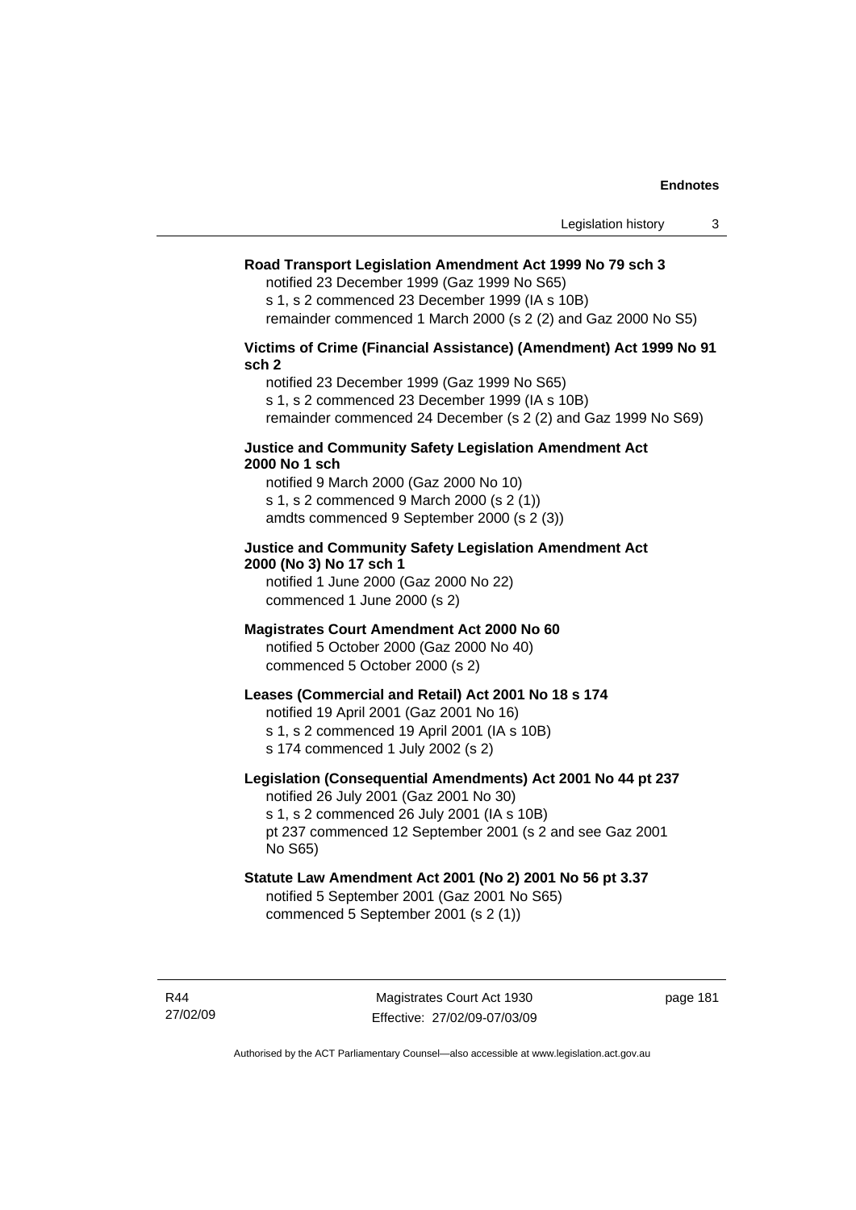**Road Transport Legislation Amendment Act 1999 No 79 sch 3**

notified 23 December 1999 (Gaz 1999 No S65)
s 1, s 2 commenced 23 December 1999 (IA s 10B)
remainder commenced 1 March 2000 (s 2 (2) and Gaz 2000 No S5)

**Victims of Crime (Financial Assistance) (Amendment) Act 1999 No 91 sch 2**

notified 23 December 1999 (Gaz 1999 No S65)
s 1, s 2 commenced 23 December 1999 (IA s 10B)
remainder commenced 24 December (s 2 (2) and Gaz 1999 No S69)

**Justice and Community Safety Legislation Amendment Act 2000 No 1 sch**

notified 9 March 2000 (Gaz 2000 No 10)
s 1, s 2 commenced 9 March 2000 (s 2 (1))
amdts commenced 9 September 2000 (s 2 (3))

**Justice and Community Safety Legislation Amendment Act 2000 (No 3) No 17 sch 1**

notified 1 June 2000 (Gaz 2000 No 22)
commenced 1 June 2000 (s 2)

**Magistrates Court Amendment Act 2000 No 60**

notified 5 October 2000 (Gaz 2000 No 40)
commenced 5 October 2000 (s 2)

**Leases (Commercial and Retail) Act 2001 No 18 s 174**

notified 19 April 2001 (Gaz 2001 No 16)
s 1, s 2 commenced 19 April 2001 (IA s 10B)
s 174 commenced 1 July 2002 (s 2)

**Legislation (Consequential Amendments) Act 2001 No 44 pt 237**

notified 26 July 2001 (Gaz 2001 No 30)
s 1, s 2 commenced 26 July 2001 (IA s 10B)
pt 237 commenced 12 September 2001 (s 2 and see Gaz 2001 No S65)

**Statute Law Amendment Act 2001 (No 2) 2001 No 56 pt 3.37**

notified 5 September 2001 (Gaz 2001 No S65)
commenced 5 September 2001 (s 2 (1))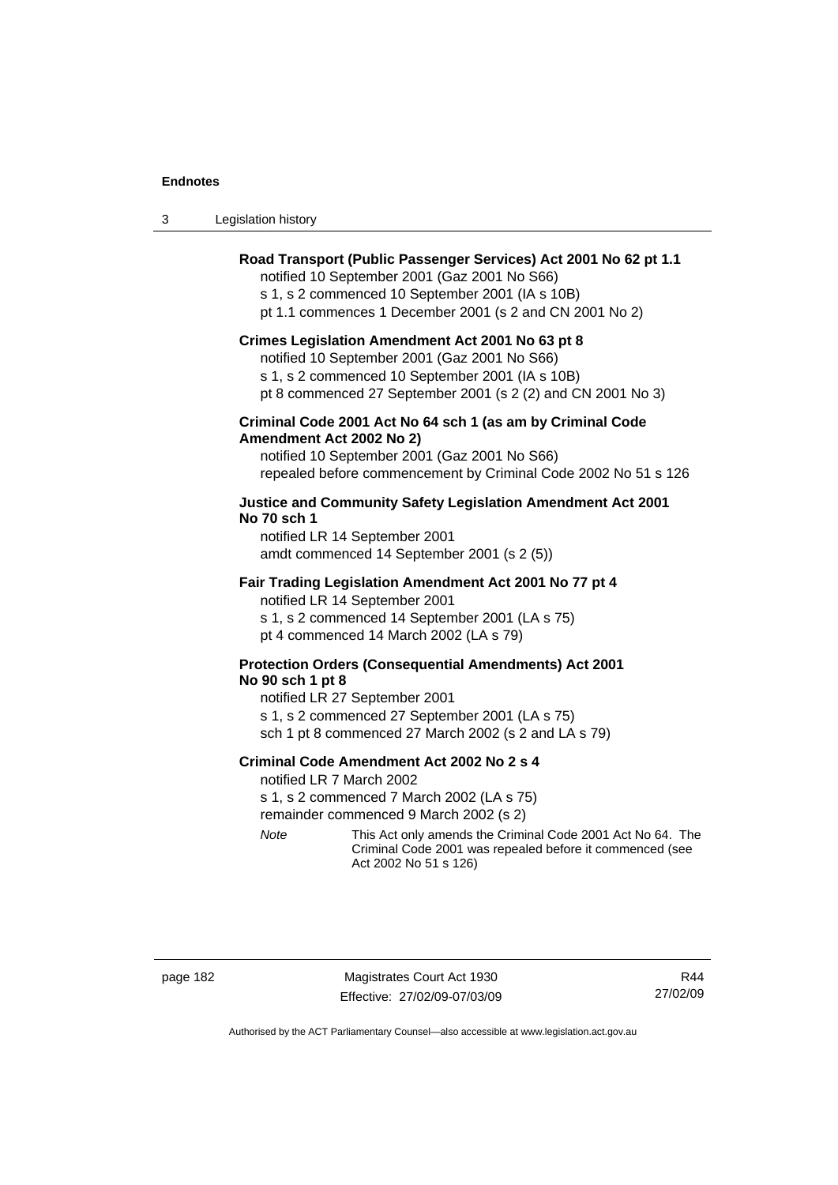**Road Transport (Public Passenger Services) Act 2001 No 62 pt 1.1**

notified 10 September 2001 (Gaz 2001 No S66)
s 1, s 2 commenced 10 September 2001 (IA s 10B)
pt 1.1 commences 1 December 2001 (s 2 and CN 2001 No 2)

**Crimes Legislation Amendment Act 2001 No 63 pt 8**

notified 10 September 2001 (Gaz 2001 No S66)
s 1, s 2 commenced 10 September 2001 (IA s 10B)
pt 8 commenced 27 September 2001 (s 2 (2) and CN 2001 No 3)

**Criminal Code 2001 Act No 64 sch 1 (as am by Criminal Code Amendment Act 2002 No 2)**

notified 10 September 2001 (Gaz 2001 No S66)
repealed before commencement by Criminal Code 2002 No 51 s 126

**Justice and Community Safety Legislation Amendment Act 2001 No 70 sch 1**

notified LR 14 September 2001
amdt commenced 14 September 2001 (s 2 (5))

**Fair Trading Legislation Amendment Act 2001 No 77 pt 4**

notified LR 14 September 2001
s 1, s 2 commenced 14 September 2001 (LA s 75)
pt 4 commenced 14 March 2002 (LA s 79)

**Protection Orders (Consequential Amendments) Act 2001 No 90 sch 1 pt 8**

notified LR 27 September 2001
s 1, s 2 commenced 27 September 2001 (LA s 75)
sch 1 pt 8 commenced 27 March 2002 (s 2 and LA s 79)

**Criminal Code Amendment Act 2002 No 2 s 4**

notified LR 7 March 2002
s 1, s 2 commenced 7 March 2002 (LA s 75)
remainder commenced 9 March 2002 (s 2)

*Note* This Act only amends the Criminal Code 2001 Act No 64. The Criminal Code 2001 was repealed before it commenced (see Act 2002 No 51 s 126)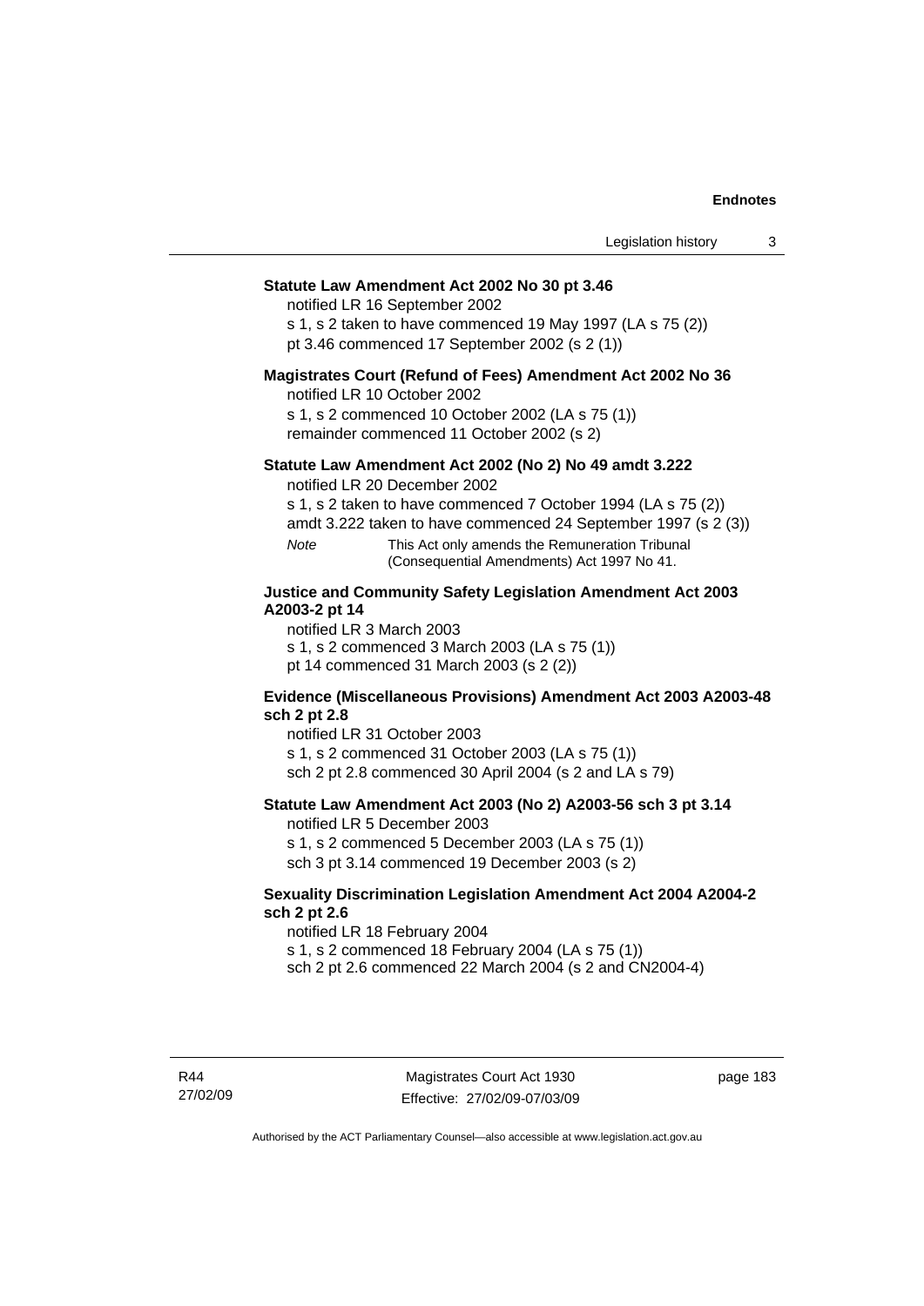**Statute Law Amendment Act 2002 No 30 pt 3.46**

notified LR 16 September 2002

s 1, s 2 taken to have commenced 19 May 1997 (LA s 75 (2))

pt 3.46 commenced 17 September 2002 (s 2 (1))

**Magistrates Court (Refund of Fees) Amendment Act 2002 No 36**

notified LR 10 October 2002

s 1, s 2 commenced 10 October 2002 (LA s 75 (1))

remainder commenced 11 October 2002 (s 2)

**Statute Law Amendment Act 2002 (No 2) No 49 amdt 3.222**

notified LR 20 December 2002

s 1, s 2 taken to have commenced 7 October 1994 (LA s 75 (2))

amdt 3.222 taken to have commenced 24 September 1997 (s 2 (3))

*Note* This Act only amends the Remuneration Tribunal (Consequential Amendments) Act 1997 No 41.

**Justice and Community Safety Legislation Amendment Act 2003 A2003-2 pt 14**

notified LR 3 March 2003

s 1, s 2 commenced 3 March 2003 (LA s 75 (1))

pt 14 commenced 31 March 2003 (s 2 (2))

**Evidence (Miscellaneous Provisions) Amendment Act 2003 A2003-48 sch 2 pt 2.8**

notified LR 31 October 2003

s 1, s 2 commenced 31 October 2003 (LA s 75 (1))

sch 2 pt 2.8 commenced 30 April 2004 (s 2 and LA s 79)

**Statute Law Amendment Act 2003 (No 2) A2003-56 sch 3 pt 3.14**

notified LR 5 December 2003

s 1, s 2 commenced 5 December 2003 (LA s 75 (1))

sch 3 pt 3.14 commenced 19 December 2003 (s 2)

**Sexuality Discrimination Legislation Amendment Act 2004 A2004-2 sch 2 pt 2.6**

notified LR 18 February 2004

s 1, s 2 commenced 18 February 2004 (LA s 75 (1))

sch 2 pt 2.6 commenced 22 March 2004 (s 2 and CN2004-4)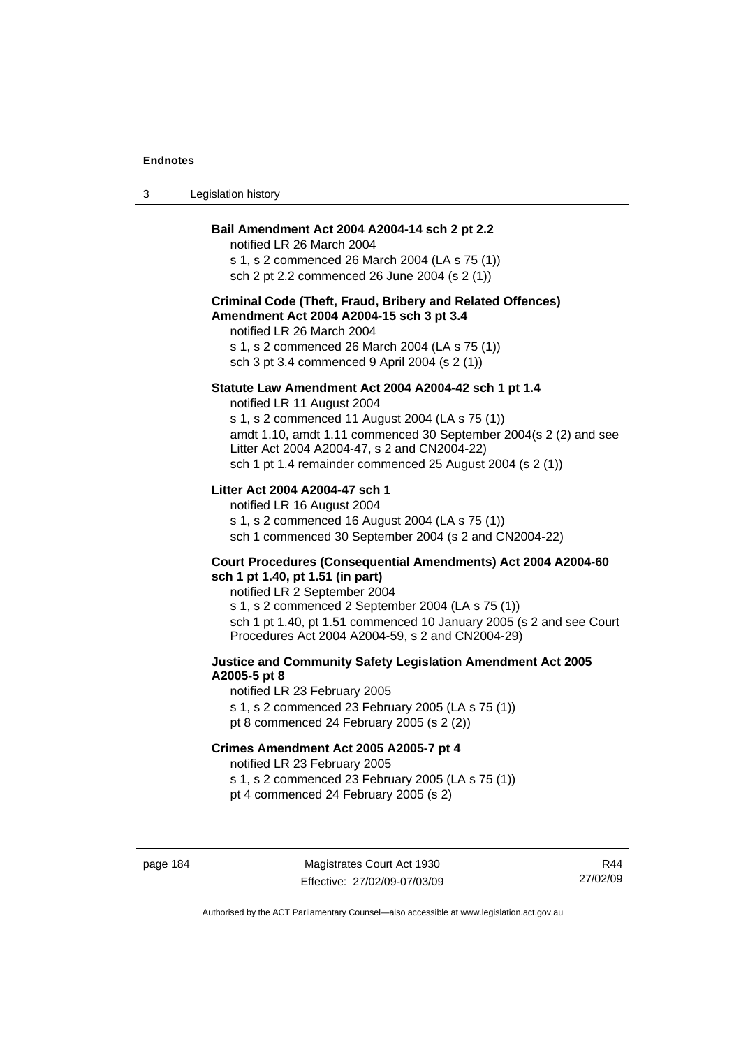**Bail Amendment Act 2004 A2004-14 sch 2 pt 2.2**

notified LR 26 March 2004

s 1, s 2 commenced 26 March 2004 (LA s 75 (1))

sch 2 pt 2.2 commenced 26 June 2004 (s 2 (1))

**Criminal Code (Theft, Fraud, Bribery and Related Offences) Amendment Act 2004 A2004-15 sch 3 pt 3.4**

notified LR 26 March 2004

s 1, s 2 commenced 26 March 2004 (LA s 75 (1))

sch 3 pt 3.4 commenced 9 April 2004 (s 2 (1))

**Statute Law Amendment Act 2004 A2004-42 sch 1 pt 1.4**

notified LR 11 August 2004

s 1, s 2 commenced 11 August 2004 (LA s 75 (1))

amdt 1.10, amdt 1.11 commenced 30 September 2004(s 2 (2) and see Litter Act 2004 A2004-47, s 2 and CN2004-22)

sch 1 pt 1.4 remainder commenced 25 August 2004 (s 2 (1))

**Litter Act 2004 A2004-47 sch 1**

notified LR 16 August 2004

s 1, s 2 commenced 16 August 2004 (LA s 75 (1))

sch 1 commenced 30 September 2004 (s 2 and CN2004-22)

**Court Procedures (Consequential Amendments) Act 2004 A2004-60 sch 1 pt 1.40, pt 1.51 (in part)**

notified LR 2 September 2004

s 1, s 2 commenced 2 September 2004 (LA s 75 (1))

sch 1 pt 1.40, pt 1.51 commenced 10 January 2005 (s 2 and see Court Procedures Act 2004 A2004-59, s 2 and CN2004-29)

**Justice and Community Safety Legislation Amendment Act 2005 A2005-5 pt 8**

notified LR 23 February 2005

s 1, s 2 commenced 23 February 2005 (LA s 75 (1))

pt 8 commenced 24 February 2005 (s 2 (2))

**Crimes Amendment Act 2005 A2005-7 pt 4**

notified LR 23 February 2005

s 1, s 2 commenced 23 February 2005 (LA s 75 (1))

pt 4 commenced 24 February 2005 (s 2)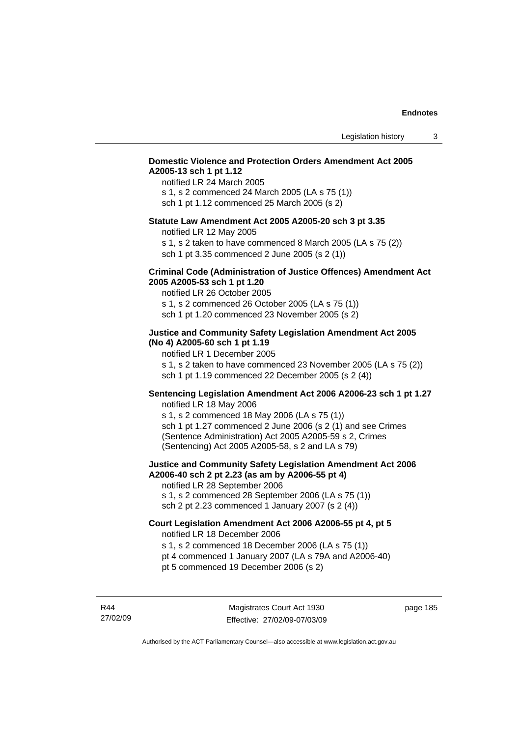**Domestic Violence and Protection Orders Amendment Act 2005 A2005-13 sch 1 pt 1.12**

notified LR 24 March 2005

s 1, s 2 commenced 24 March 2005 (LA s 75 (1))

sch 1 pt 1.12 commenced 25 March 2005 (s 2)

**Statute Law Amendment Act 2005 A2005-20 sch 3 pt 3.35**

notified LR 12 May 2005

s 1, s 2 taken to have commenced 8 March 2005 (LA s 75 (2))

sch 1 pt 3.35 commenced 2 June 2005 (s 2 (1))

**Criminal Code (Administration of Justice Offences) Amendment Act 2005 A2005-53 sch 1 pt 1.20**

notified LR 26 October 2005

s 1, s 2 commenced 26 October 2005 (LA s 75 (1))

sch 1 pt 1.20 commenced 23 November 2005 (s 2)

**Justice and Community Safety Legislation Amendment Act 2005 (No 4) A2005-60 sch 1 pt 1.19**

notified LR 1 December 2005

s 1, s 2 taken to have commenced 23 November 2005 (LA s 75 (2))

sch 1 pt 1.19 commenced 22 December 2005 (s 2 (4))

**Sentencing Legislation Amendment Act 2006 A2006-23 sch 1 pt 1.27**

notified LR 18 May 2006

s 1, s 2 commenced 18 May 2006 (LA s 75 (1))

sch 1 pt 1.27 commenced 2 June 2006 (s 2 (1) and see Crimes (Sentence Administration) Act 2005 A2005-59 s 2, Crimes (Sentencing) Act 2005 A2005-58, s 2 and LA s 79)

**Justice and Community Safety Legislation Amendment Act 2006 A2006-40 sch 2 pt 2.23 (as am by A2006-55 pt 4)**

notified LR 28 September 2006

s 1, s 2 commenced 28 September 2006 (LA s 75 (1))

sch 2 pt 2.23 commenced 1 January 2007 (s 2 (4))

**Court Legislation Amendment Act 2006 A2006-55 pt 4, pt 5**

notified LR 18 December 2006

s 1, s 2 commenced 18 December 2006 (LA s 75 (1))

pt 4 commenced 1 January 2007 (LA s 79A and A2006-40)

pt 5 commenced 19 December 2006 (s 2)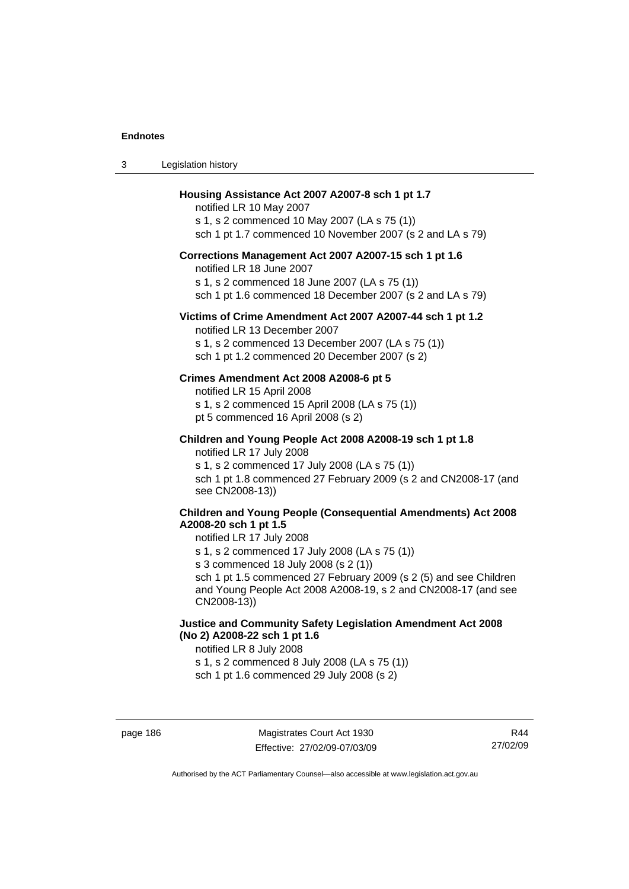**Housing Assistance Act 2007 A2007-8 sch 1 pt 1.7**

notified LR 10 May 2007
s 1, s 2 commenced 10 May 2007 (LA s 75 (1))
sch 1 pt 1.7 commenced 10 November 2007 (s 2 and LA s 79)

**Corrections Management Act 2007 A2007-15 sch 1 pt 1.6**

notified LR 18 June 2007
s 1, s 2 commenced 18 June 2007 (LA s 75 (1))
sch 1 pt 1.6 commenced 18 December 2007 (s 2 and LA s 79)

**Victims of Crime Amendment Act 2007 A2007-44 sch 1 pt 1.2**

notified LR 13 December 2007
s 1, s 2 commenced 13 December 2007 (LA s 75 (1))
sch 1 pt 1.2 commenced 20 December 2007 (s 2)

**Crimes Amendment Act 2008 A2008-6 pt 5**

notified LR 15 April 2008
s 1, s 2 commenced 15 April 2008 (LA s 75 (1))
pt 5 commenced 16 April 2008 (s 2)

**Children and Young People Act 2008 A2008-19 sch 1 pt 1.8**

notified LR 17 July 2008
s 1, s 2 commenced 17 July 2008 (LA s 75 (1))
sch 1 pt 1.8 commenced 27 February 2009 (s 2 and CN2008-17 (and see CN2008-13))

**Children and Young People (Consequential Amendments) Act 2008 A2008-20 sch 1 pt 1.5**

notified LR 17 July 2008
s 1, s 2 commenced 17 July 2008 (LA s 75 (1))
s 3 commenced 18 July 2008 (s 2 (1))
sch 1 pt 1.5 commenced 27 February 2009 (s 2 (5) and see Children and Young People Act 2008 A2008-19, s 2 and CN2008-17 (and see CN2008-13))

**Justice and Community Safety Legislation Amendment Act 2008 (No 2) A2008-22 sch 1 pt 1.6**

notified LR 8 July 2008
s 1, s 2 commenced 8 July 2008 (LA s 75 (1))
sch 1 pt 1.6 commenced 29 July 2008 (s 2)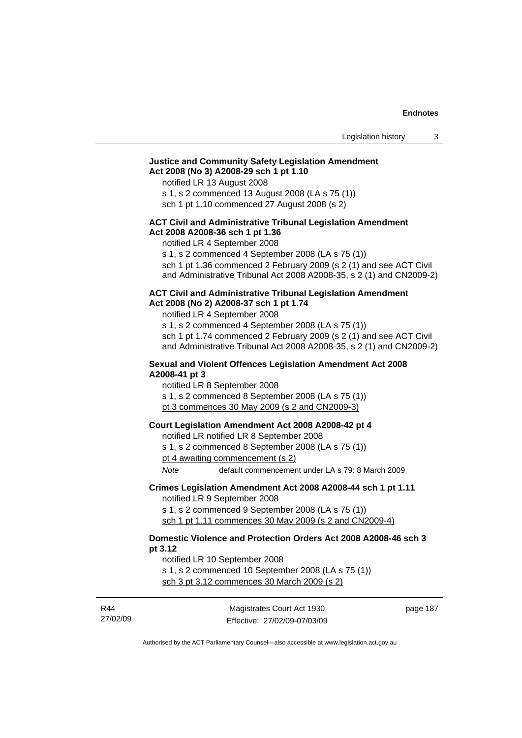**Justice and Community Safety Legislation Amendment Act 2008 (No 3) A2008-29 sch 1 pt 1.10**

notified LR 13 August 2008

s 1, s 2 commenced 13 August 2008 (LA s 75 (1))

sch 1 pt 1.10 commenced 27 August 2008 (s 2)

**ACT Civil and Administrative Tribunal Legislation Amendment Act 2008 A2008-36 sch 1 pt 1.36**

notified LR 4 September 2008

s 1, s 2 commenced 4 September 2008 (LA s 75 (1))

sch 1 pt 1.36 commenced 2 February 2009 (s 2 (1) and see ACT Civil and Administrative Tribunal Act 2008 A2008-35, s 2 (1) and CN2009-2)

**ACT Civil and Administrative Tribunal Legislation Amendment Act 2008 (No 2) A2008-37 sch 1 pt 1.74**

notified LR 4 September 2008

s 1, s 2 commenced 4 September 2008 (LA s 75 (1))

sch 1 pt 1.74 commenced 2 February 2009 (s 2 (1) and see ACT Civil and Administrative Tribunal Act 2008 A2008-35, s 2 (1) and CN2009-2)

**Sexual and Violent Offences Legislation Amendment Act 2008 A2008-41 pt 3**

notified LR 8 September 2008

s 1, s 2 commenced 8 September 2008 (LA s 75 (1))

pt 3 commences 30 May 2009 (s 2 and CN2009-3)

**Court Legislation Amendment Act 2008 A2008-42 pt 4**

notified LR notified LR 8 September 2008

s 1, s 2 commenced 8 September 2008 (LA s 75 (1))

pt 4 awaiting commencement (s 2)

*Note* default commencement under LA s 79: 8 March 2009

**Crimes Legislation Amendment Act 2008 A2008-44 sch 1 pt 1.11**

notified LR 9 September 2008

s 1, s 2 commenced 9 September 2008 (LA s 75 (1))

sch 1 pt 1.11 commences 30 May 2009 (s 2 and CN2009-4)

**Domestic Violence and Protection Orders Act 2008 A2008-46 sch 3 pt 3.12**

notified LR 10 September 2008

s 1, s 2 commenced 10 September 2008 (LA s 75 (1))

sch 3 pt 3.12 commences 30 March 2009 (s 2)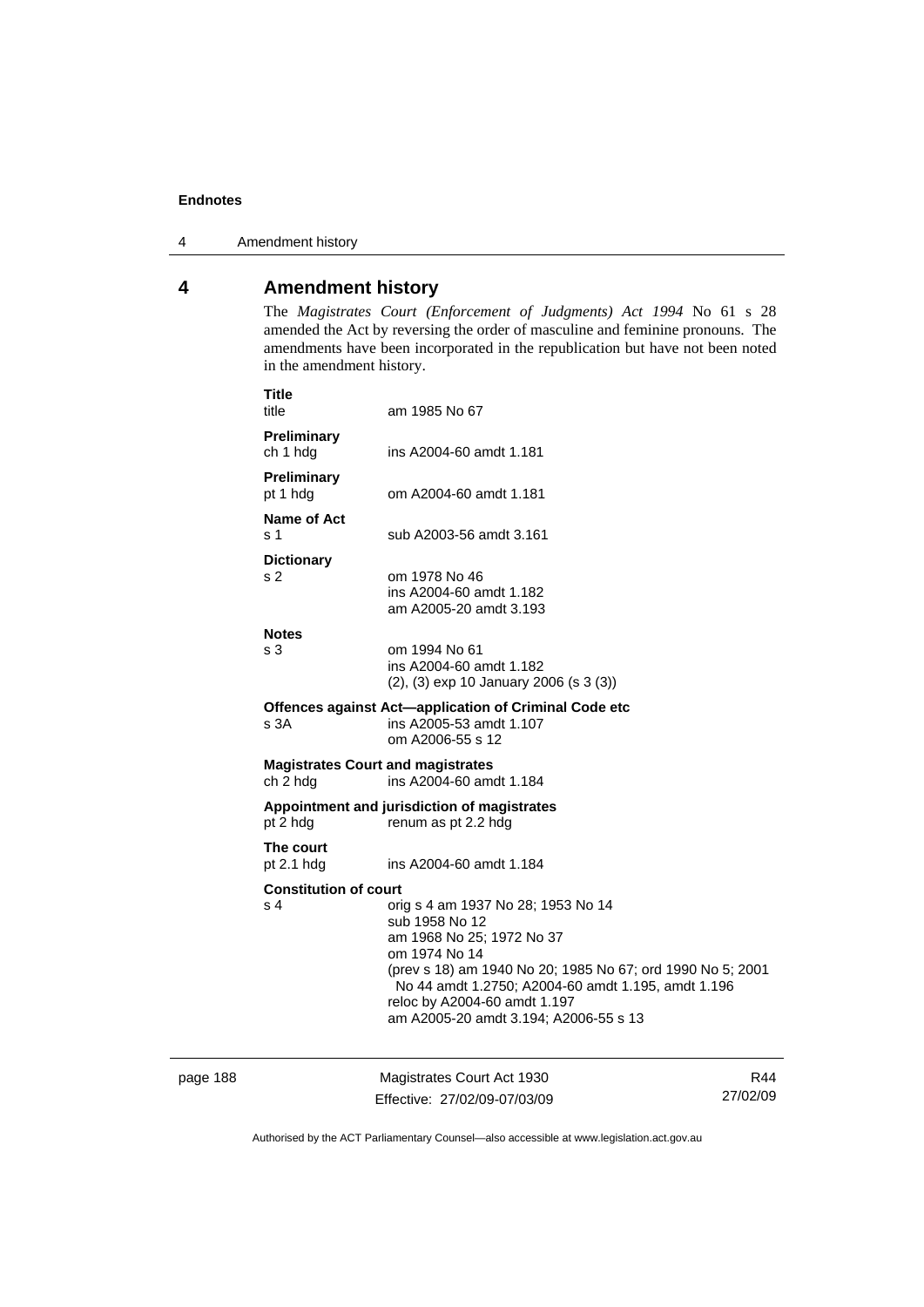## 4 Amendment history

The *Magistrates Court (Enforcement of Judgments) Act 1994* No 61 s 28 amended the Act by reversing the order of masculine and feminine pronouns. The amendments have been incorporated in the republication but have not been noted in the amendment history.

**Title**
title — am 1985 No 67

**Preliminary**
ch 1 hdg — ins A2004-60 amdt 1.181

**Preliminary**
pt 1 hdg — om A2004-60 amdt 1.181

**Name of Act**
s 1 — sub A2003-56 amdt 3.161

**Dictionary**
s 2 — om 1978 No 46
ins A2004-60 amdt 1.182
am A2005-20 amdt 3.193

**Notes**
s 3 — om 1994 No 61
ins A2004-60 amdt 1.182
(2), (3) exp 10 January 2006 (s 3 (3))

**Offences against Act—application of Criminal Code etc**
s 3A — ins A2005-53 amdt 1.107
om A2006-55 s 12

**Magistrates Court and magistrates**
ch 2 hdg — ins A2004-60 amdt 1.184

**Appointment and jurisdiction of magistrates**
pt 2 hdg — renum as pt 2.2 hdg

**The court**
pt 2.1 hdg — ins A2004-60 amdt 1.184

**Constitution of court**
s 4 — orig s 4 am 1937 No 28; 1953 No 14
sub 1958 No 12
am 1968 No 25; 1972 No 37
om 1974 No 14
(prev s 18) am 1940 No 20; 1985 No 67; ord 1990 No 5; 2001 No 44 amdt 1.2750; A2004-60 amdt 1.195, amdt 1.196
reloc by A2004-60 amdt 1.197
am A2005-20 amdt 3.194; A2006-55 s 13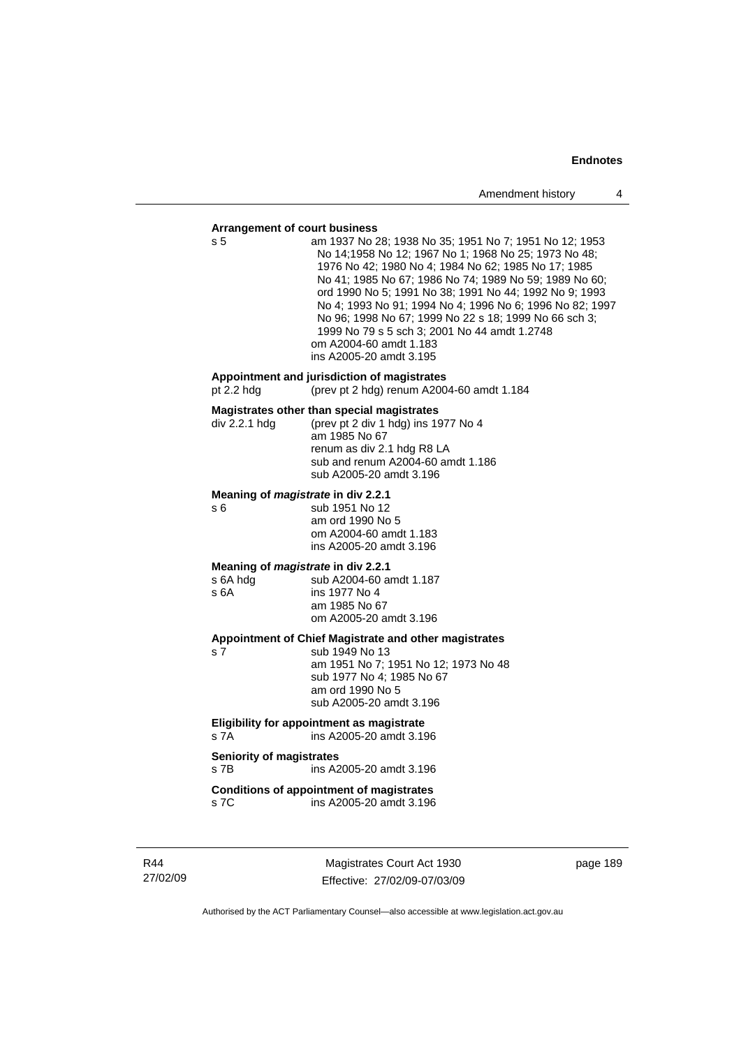**Arrangement of court business**

s 5 — am 1937 No 28; 1938 No 35; 1951 No 7; 1951 No 12; 1953 No 14;1958 No 12; 1967 No 1; 1968 No 25; 1973 No 48; 1976 No 42; 1980 No 4; 1984 No 62; 1985 No 17; 1985 No 41; 1985 No 67; 1986 No 74; 1989 No 59; 1989 No 60; ord 1990 No 5; 1991 No 38; 1991 No 44; 1992 No 9; 1993 No 4; 1993 No 91; 1994 No 4; 1996 No 6; 1996 No 82; 1997 No 96; 1998 No 67; 1999 No 22 s 18; 1999 No 66 sch 3; 1999 No 79 s 5 sch 3; 2001 No 44 amdt 1.2748
om A2004-60 amdt 1.183
ins A2005-20 amdt 3.195

**Appointment and jurisdiction of magistrates**

pt 2.2 hdg — (prev pt 2 hdg) renum A2004-60 amdt 1.184

**Magistrates other than special magistrates**

div 2.2.1 hdg — (prev pt 2 div 1 hdg) ins 1977 No 4
am 1985 No 67
renum as div 2.1 hdg R8 LA
sub and renum A2004-60 amdt 1.186
sub A2005-20 amdt 3.196

**Meaning of *magistrate* in div 2.2.1**

s 6 — sub 1951 No 12
am ord 1990 No 5
om A2004-60 amdt 1.183
ins A2005-20 amdt 3.196

**Meaning of *magistrate* in div 2.2.1**

s 6A hdg — sub A2004-60 amdt 1.187
s 6A — ins 1977 No 4
am 1985 No 67
om A2005-20 amdt 3.196

**Appointment of Chief Magistrate and other magistrates**

s 7 — sub 1949 No 13
am 1951 No 7; 1951 No 12; 1973 No 48
sub 1977 No 4; 1985 No 67
am ord 1990 No 5
sub A2005-20 amdt 3.196

**Eligibility for appointment as magistrate**

s 7A — ins A2005-20 amdt 3.196

**Seniority of magistrates**

s 7B — ins A2005-20 amdt 3.196

**Conditions of appointment of magistrates**

s 7C — ins A2005-20 amdt 3.196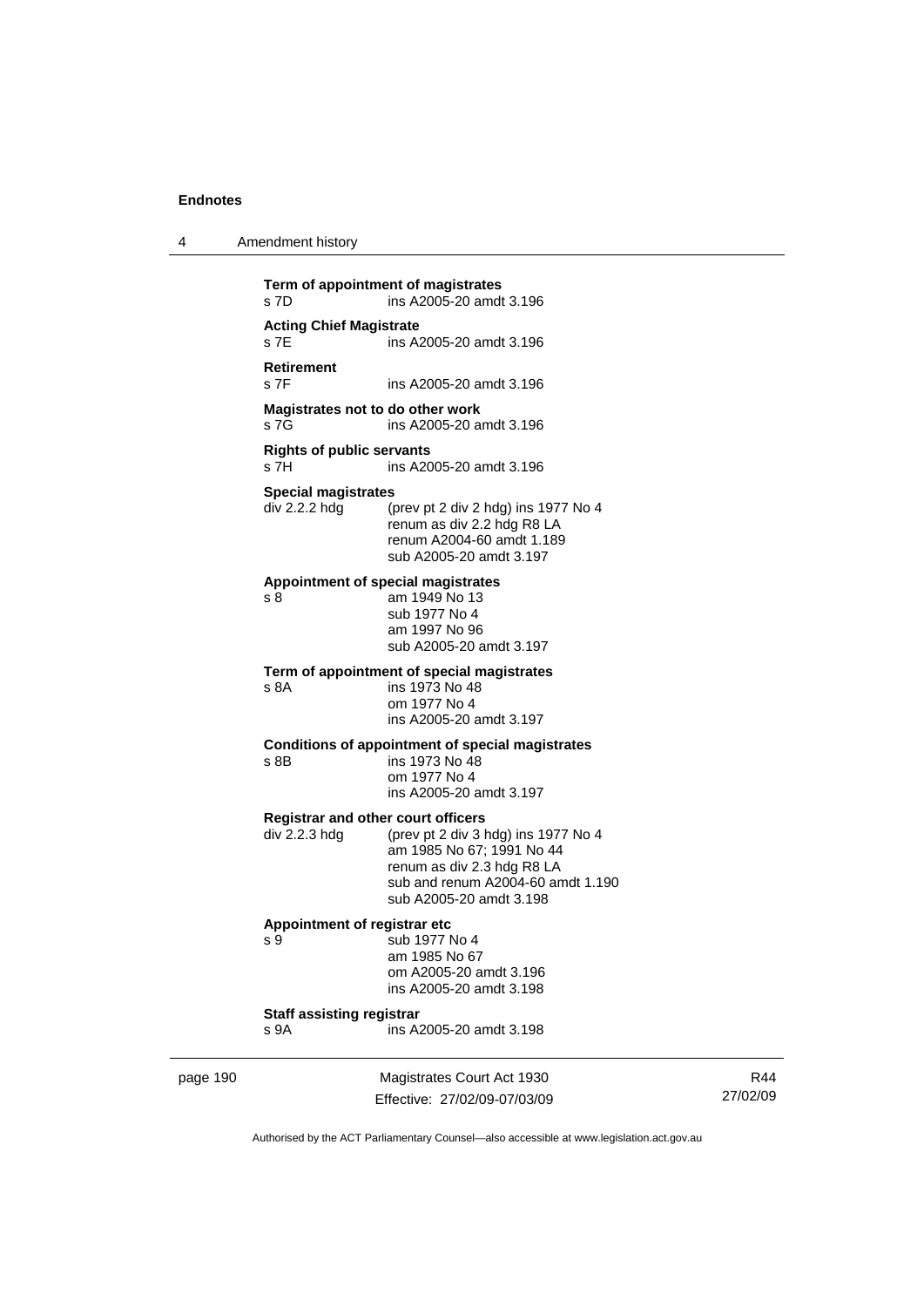**Term of appointment of magistrates**
s 7D ins A2005-20 amdt 3.196

**Acting Chief Magistrate**
s 7E ins A2005-20 amdt 3.196

**Retirement**
s 7F ins A2005-20 amdt 3.196

**Magistrates not to do other work**
s 7G ins A2005-20 amdt 3.196

**Rights of public servants**
s 7H ins A2005-20 amdt 3.196

**Special magistrates**
div 2.2.2 hdg (prev pt 2 div 2 hdg) ins 1977 No 4
renum as div 2.2 hdg R8 LA
renum A2004-60 amdt 1.189
sub A2005-20 amdt 3.197

**Appointment of special magistrates**
s 8 am 1949 No 13
sub 1977 No 4
am 1997 No 96
sub A2005-20 amdt 3.197

**Term of appointment of special magistrates**
s 8A ins 1973 No 48
om 1977 No 4
ins A2005-20 amdt 3.197

**Conditions of appointment of special magistrates**
s 8B ins 1973 No 48
om 1977 No 4
ins A2005-20 amdt 3.197

**Registrar and other court officers**
div 2.2.3 hdg (prev pt 2 div 3 hdg) ins 1977 No 4
am 1985 No 67; 1991 No 44
renum as div 2.3 hdg R8 LA
sub and renum A2004-60 amdt 1.190
sub A2005-20 amdt 3.198

**Appointment of registrar etc**
s 9 sub 1977 No 4
am 1985 No 67
om A2005-20 amdt 3.196
ins A2005-20 amdt 3.198

**Staff assisting registrar**
s 9A ins A2005-20 amdt 3.198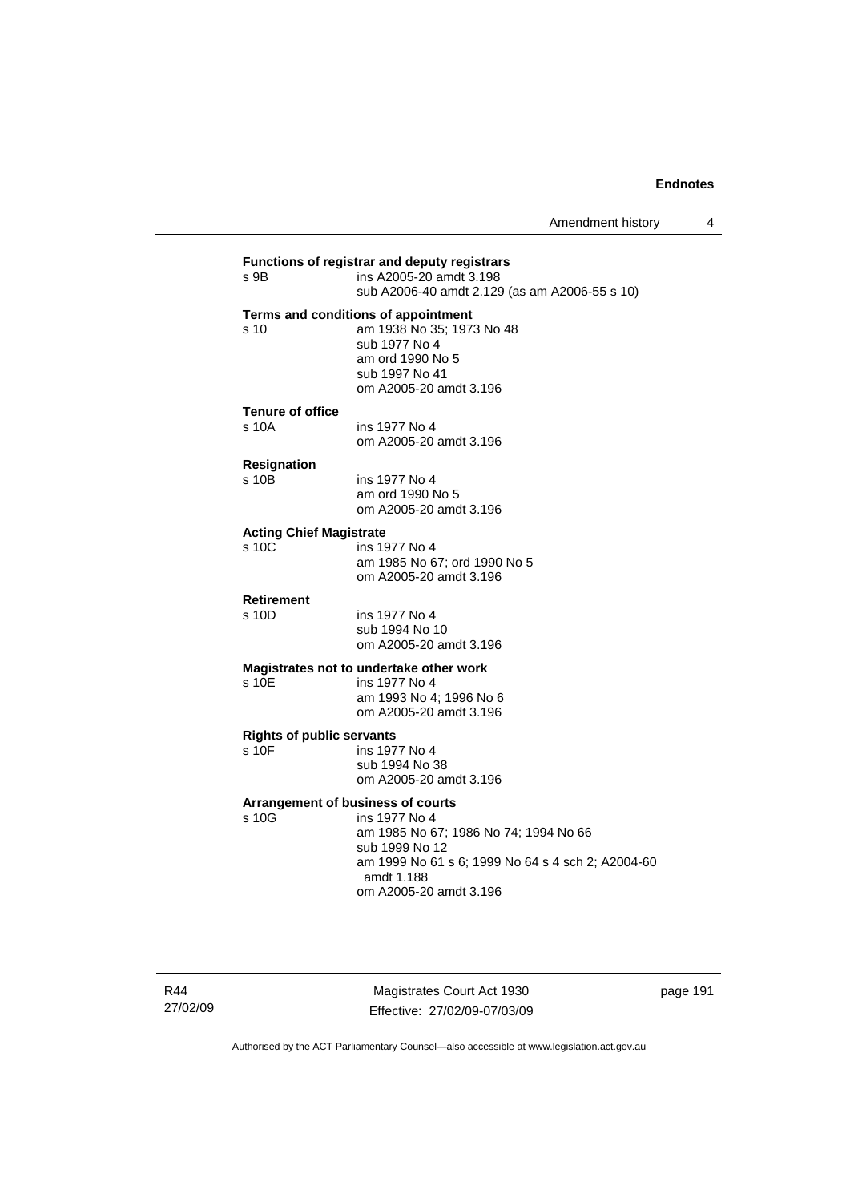**Functions of registrar and deputy registrars**

s 9B ins A2005-20 amdt 3.198
sub A2006-40 amdt 2.129 (as am A2006-55 s 10)

**Terms and conditions of appointment**

s 10 am 1938 No 35; 1973 No 48
sub 1977 No 4
am ord 1990 No 5
sub 1997 No 41
om A2005-20 amdt 3.196

**Tenure of office**

s 10A ins 1977 No 4
om A2005-20 amdt 3.196

**Resignation**

s 10B ins 1977 No 4
am ord 1990 No 5
om A2005-20 amdt 3.196

**Acting Chief Magistrate**

s 10C ins 1977 No 4
am 1985 No 67; ord 1990 No 5
om A2005-20 amdt 3.196

**Retirement**

s 10D ins 1977 No 4
sub 1994 No 10
om A2005-20 amdt 3.196

**Magistrates not to undertake other work**

s 10E ins 1977 No 4
am 1993 No 4; 1996 No 6
om A2005-20 amdt 3.196

**Rights of public servants**

s 10F ins 1977 No 4
sub 1994 No 38
om A2005-20 amdt 3.196

**Arrangement of business of courts**

s 10G ins 1977 No 4
am 1985 No 67; 1986 No 74; 1994 No 66
sub 1999 No 12
am 1999 No 61 s 6; 1999 No 64 s 4 sch 2; A2004-60 amdt 1.188
om A2005-20 amdt 3.196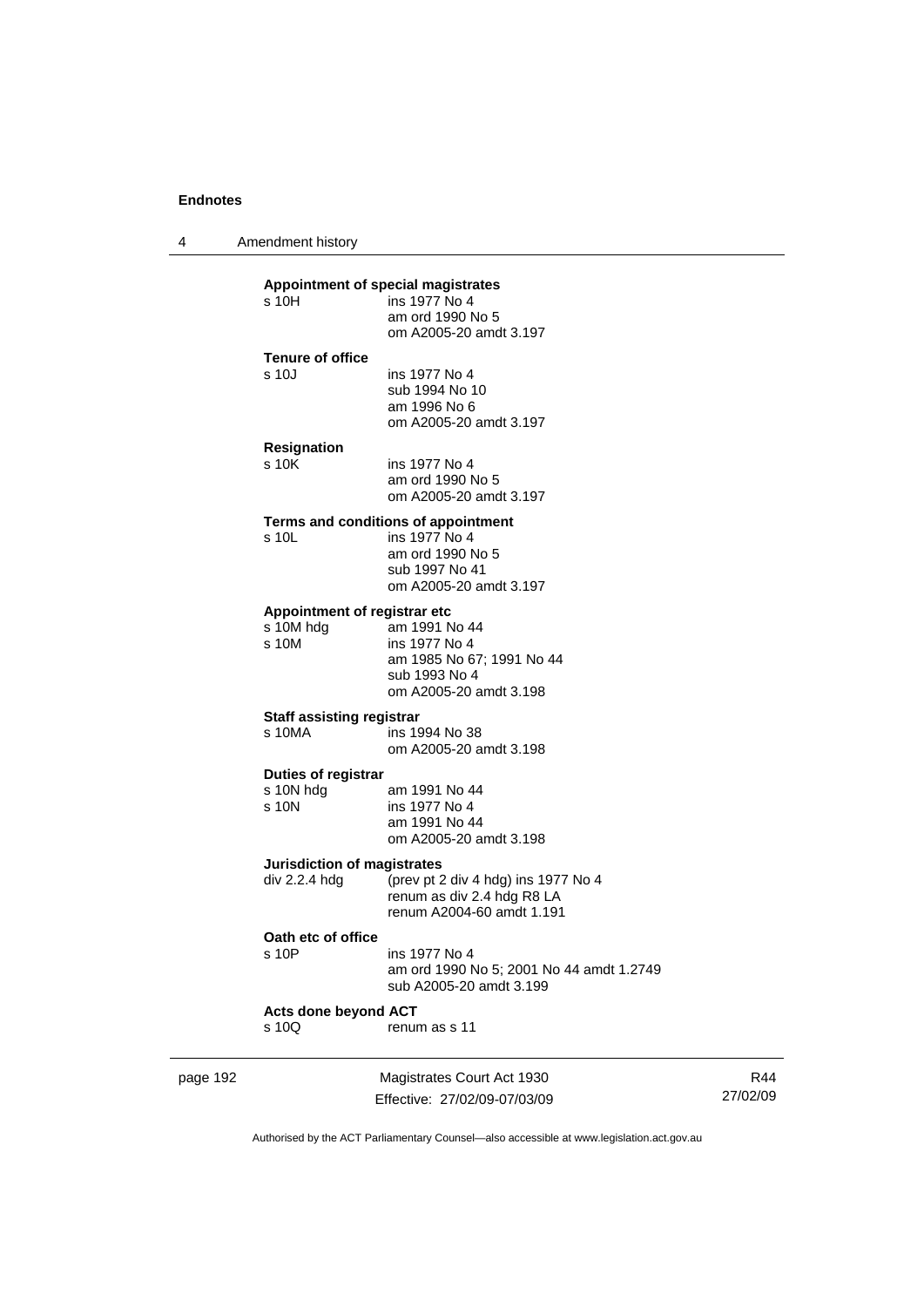**Appointment of special magistrates**

s 10H ins 1977 No 4
am ord 1990 No 5
om A2005-20 amdt 3.197

**Tenure of office**

s 10J ins 1977 No 4
sub 1994 No 10
am 1996 No 6
om A2005-20 amdt 3.197

**Resignation**

s 10K ins 1977 No 4
am ord 1990 No 5
om A2005-20 amdt 3.197

**Terms and conditions of appointment**

s 10L ins 1977 No 4
am ord 1990 No 5
sub 1997 No 41
om A2005-20 amdt 3.197

**Appointment of registrar etc**

s 10M hdg am 1991 No 44
s 10M ins 1977 No 4
am 1985 No 67; 1991 No 44
sub 1993 No 4
om A2005-20 amdt 3.198

**Staff assisting registrar**

s 10MA ins 1994 No 38
om A2005-20 amdt 3.198

**Duties of registrar**

s 10N hdg am 1991 No 44
s 10N ins 1977 No 4
am 1991 No 44
om A2005-20 amdt 3.198

**Jurisdiction of magistrates**

div 2.2.4 hdg (prev pt 2 div 4 hdg) ins 1977 No 4
renum as div 2.4 hdg R8 LA
renum A2004-60 amdt 1.191

**Oath etc of office**

s 10P ins 1977 No 4
am ord 1990 No 5; 2001 No 44 amdt 1.2749
sub A2005-20 amdt 3.199

**Acts done beyond ACT**

s 10Q renum as s 11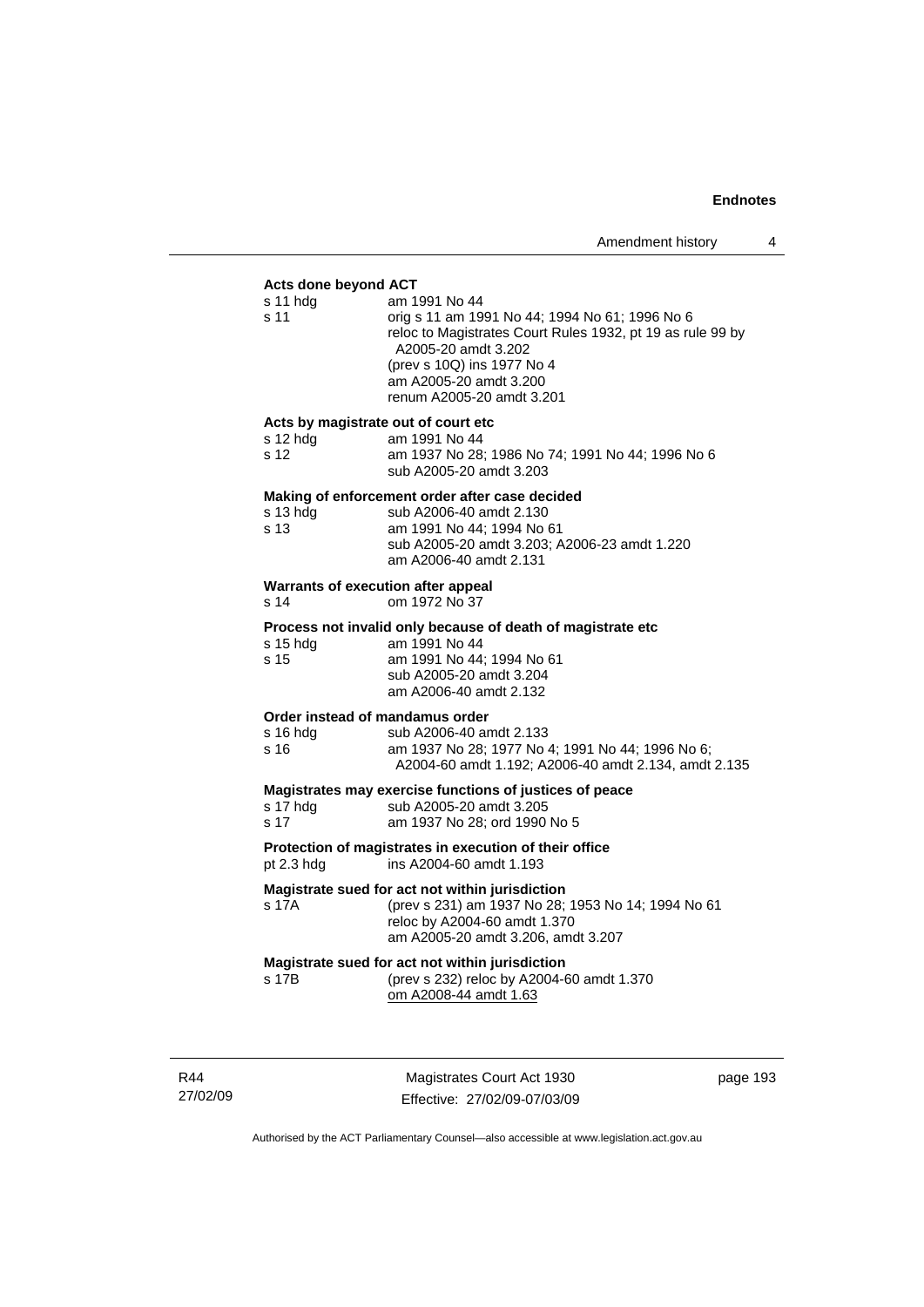**Acts done beyond ACT**

| | |
|---|---|
| s 11 hdg | am 1991 No 44 |
| s 11 | orig s 11 am 1991 No 44; 1994 No 61; 1996 No 6<br>reloc to Magistrates Court Rules 1932, pt 19 as rule 99 by A2005-20 amdt 3.202<br>(prev s 10Q) ins 1977 No 4<br>am A2005-20 amdt 3.200<br>renum A2005-20 amdt 3.201 |

**Acts by magistrate out of court etc**

| | |
|---|---|
| s 12 hdg | am 1991 No 44 |
| s 12 | am 1937 No 28; 1986 No 74; 1991 No 44; 1996 No 6<br>sub A2005-20 amdt 3.203 |

**Making of enforcement order after case decided**

| | |
|---|---|
| s 13 hdg | sub A2006-40 amdt 2.130 |
| s 13 | am 1991 No 44; 1994 No 61<br>sub A2005-20 amdt 3.203; A2006-23 amdt 1.220<br>am A2006-40 amdt 2.131 |

**Warrants of execution after appeal**

| | |
|---|---|
| s 14 | om 1972 No 37 |

**Process not invalid only because of death of magistrate etc**

| | |
|---|---|
| s 15 hdg | am 1991 No 44 |
| s 15 | am 1991 No 44; 1994 No 61<br>sub A2005-20 amdt 3.204<br>am A2006-40 amdt 2.132 |

**Order instead of mandamus order**

| | |
|---|---|
| s 16 hdg | sub A2006-40 amdt 2.133 |
| s 16 | am 1937 No 28; 1977 No 4; 1991 No 44; 1996 No 6; A2004-60 amdt 1.192; A2006-40 amdt 2.134, amdt 2.135 |

**Magistrates may exercise functions of justices of peace**

| | |
|---|---|
| s 17 hdg | sub A2005-20 amdt 3.205 |
| s 17 | am 1937 No 28; ord 1990 No 5 |

**Protection of magistrates in execution of their office**

| | |
|---|---|
| pt 2.3 hdg | ins A2004-60 amdt 1.193 |

**Magistrate sued for act not within jurisdiction**

| | |
|---|---|
| s 17A | (prev s 231) am 1937 No 28; 1953 No 14; 1994 No 61<br>reloc by A2004-60 amdt 1.370<br>am A2005-20 amdt 3.206, amdt 3.207 |

**Magistrate sued for act not within jurisdiction**

| | |
|---|---|
| s 17B | (prev s 232) reloc by A2004-60 amdt 1.370<br>om A2008-44 amdt 1.63 |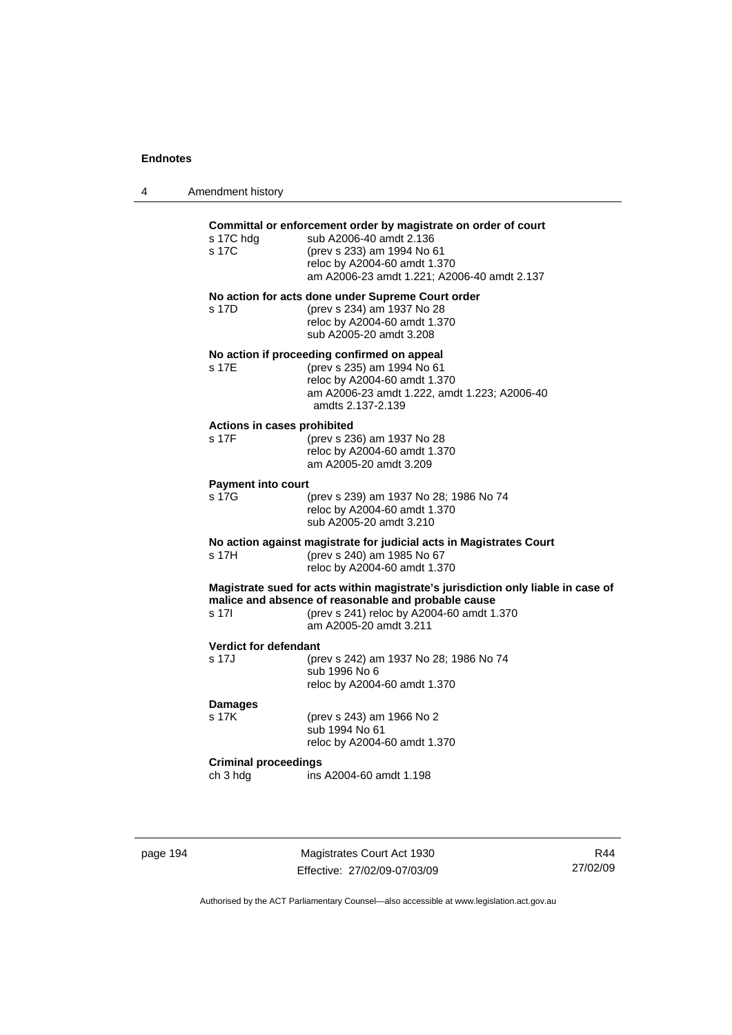**Committal or enforcement order by magistrate on order of court**

s 17C hdg sub A2006-40 amdt 2.136

s 17C (prev s 233) am 1994 No 61
reloc by A2004-60 amdt 1.370
am A2006-23 amdt 1.221; A2006-40 amdt 2.137

**No action for acts done under Supreme Court order**

s 17D (prev s 234) am 1937 No 28
reloc by A2004-60 amdt 1.370
sub A2005-20 amdt 3.208

**No action if proceeding confirmed on appeal**

s 17E (prev s 235) am 1994 No 61
reloc by A2004-60 amdt 1.370
am A2006-23 amdt 1.222, amdt 1.223; A2006-40 amdts 2.137-2.139

**Actions in cases prohibited**

s 17F (prev s 236) am 1937 No 28
reloc by A2004-60 amdt 1.370
am A2005-20 amdt 3.209

**Payment into court**

s 17G (prev s 239) am 1937 No 28; 1986 No 74
reloc by A2004-60 amdt 1.370
sub A2005-20 amdt 3.210

**No action against magistrate for judicial acts in Magistrates Court**

s 17H (prev s 240) am 1985 No 67
reloc by A2004-60 amdt 1.370

**Magistrate sued for acts within magistrate's jurisdiction only liable in case of malice and absence of reasonable and probable cause**

s 17I (prev s 241) reloc by A2004-60 amdt 1.370
am A2005-20 amdt 3.211

**Verdict for defendant**

s 17J (prev s 242) am 1937 No 28; 1986 No 74
sub 1996 No 6
reloc by A2004-60 amdt 1.370

**Damages**

s 17K (prev s 243) am 1966 No 2
sub 1994 No 61
reloc by A2004-60 amdt 1.370

**Criminal proceedings**

ch 3 hdg ins A2004-60 amdt 1.198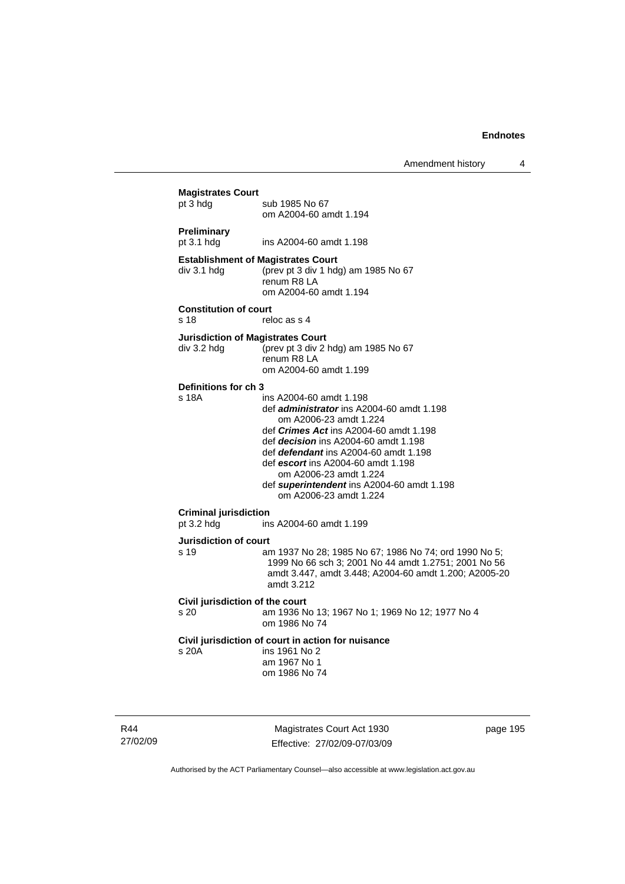**Magistrates Court**

pt 3 hdg sub 1985 No 67
om A2004-60 amdt 1.194

**Preliminary**

pt 3.1 hdg ins A2004-60 amdt 1.198

**Establishment of Magistrates Court**

div 3.1 hdg (prev pt 3 div 1 hdg) am 1985 No 67
renum R8 LA
om A2004-60 amdt 1.194

**Constitution of court**

s 18 reloc as s 4

**Jurisdiction of Magistrates Court**

div 3.2 hdg (prev pt 3 div 2 hdg) am 1985 No 67
renum R8 LA
om A2004-60 amdt 1.199

**Definitions for ch 3**

s 18A ins A2004-60 amdt 1.198
def ***administrator*** ins A2004-60 amdt 1.198
om A2006-23 amdt 1.224
def ***Crimes Act*** ins A2004-60 amdt 1.198
def ***decision*** ins A2004-60 amdt 1.198
def ***defendant*** ins A2004-60 amdt 1.198
def ***escort*** ins A2004-60 amdt 1.198
om A2006-23 amdt 1.224
def ***superintendent*** ins A2004-60 amdt 1.198
om A2006-23 amdt 1.224

**Criminal jurisdiction**

pt 3.2 hdg ins A2004-60 amdt 1.199

**Jurisdiction of court**

s 19 am 1937 No 28; 1985 No 67; 1986 No 74; ord 1990 No 5; 1999 No 66 sch 3; 2001 No 44 amdt 1.2751; 2001 No 56 amdt 3.447, amdt 3.448; A2004-60 amdt 1.200; A2005-20 amdt 3.212

**Civil jurisdiction of the court**

s 20 am 1936 No 13; 1967 No 1; 1969 No 12; 1977 No 4
om 1986 No 74

**Civil jurisdiction of court in action for nuisance**

s 20A ins 1961 No 2
am 1967 No 1
om 1986 No 74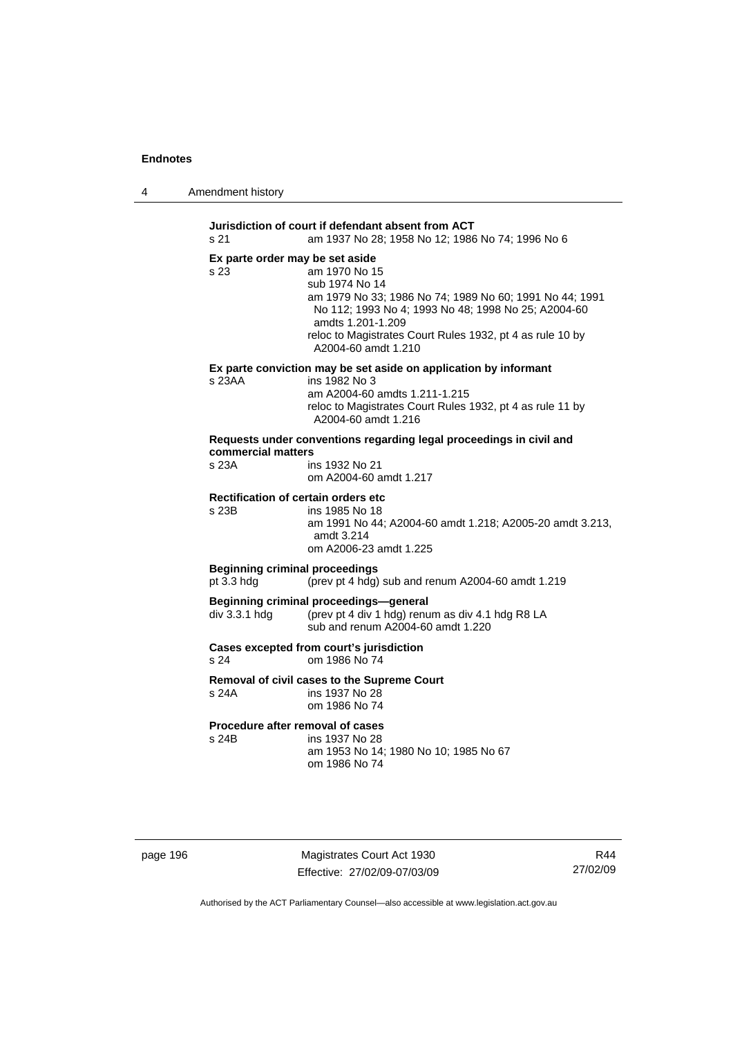**Jurisdiction of court if defendant absent from ACT**

s 21 am 1937 No 28; 1958 No 12; 1986 No 74; 1996 No 6

**Ex parte order may be set aside**

s 23 am 1970 No 15
sub 1974 No 14
am 1979 No 33; 1986 No 74; 1989 No 60; 1991 No 44; 1991 No 112; 1993 No 4; 1993 No 48; 1998 No 25; A2004-60 amdts 1.201-1.209
reloc to Magistrates Court Rules 1932, pt 4 as rule 10 by A2004-60 amdt 1.210

**Ex parte conviction may be set aside on application by informant**

s 23AA ins 1982 No 3
am A2004-60 amdts 1.211-1.215
reloc to Magistrates Court Rules 1932, pt 4 as rule 11 by A2004-60 amdt 1.216

**Requests under conventions regarding legal proceedings in civil and commercial matters**

s 23A ins 1932 No 21
om A2004-60 amdt 1.217

**Rectification of certain orders etc**

s 23B ins 1985 No 18
am 1991 No 44; A2004-60 amdt 1.218; A2005-20 amdt 3.213, amdt 3.214
om A2006-23 amdt 1.225

**Beginning criminal proceedings**

pt 3.3 hdg (prev pt 4 hdg) sub and renum A2004-60 amdt 1.219

**Beginning criminal proceedings—general**

div 3.3.1 hdg (prev pt 4 div 1 hdg) renum as div 4.1 hdg R8 LA
sub and renum A2004-60 amdt 1.220

**Cases excepted from court's jurisdiction**

s 24 om 1986 No 74

**Removal of civil cases to the Supreme Court**

s 24A ins 1937 No 28
om 1986 No 74

**Procedure after removal of cases**

s 24B ins 1937 No 28
am 1953 No 14; 1980 No 10; 1985 No 67
om 1986 No 74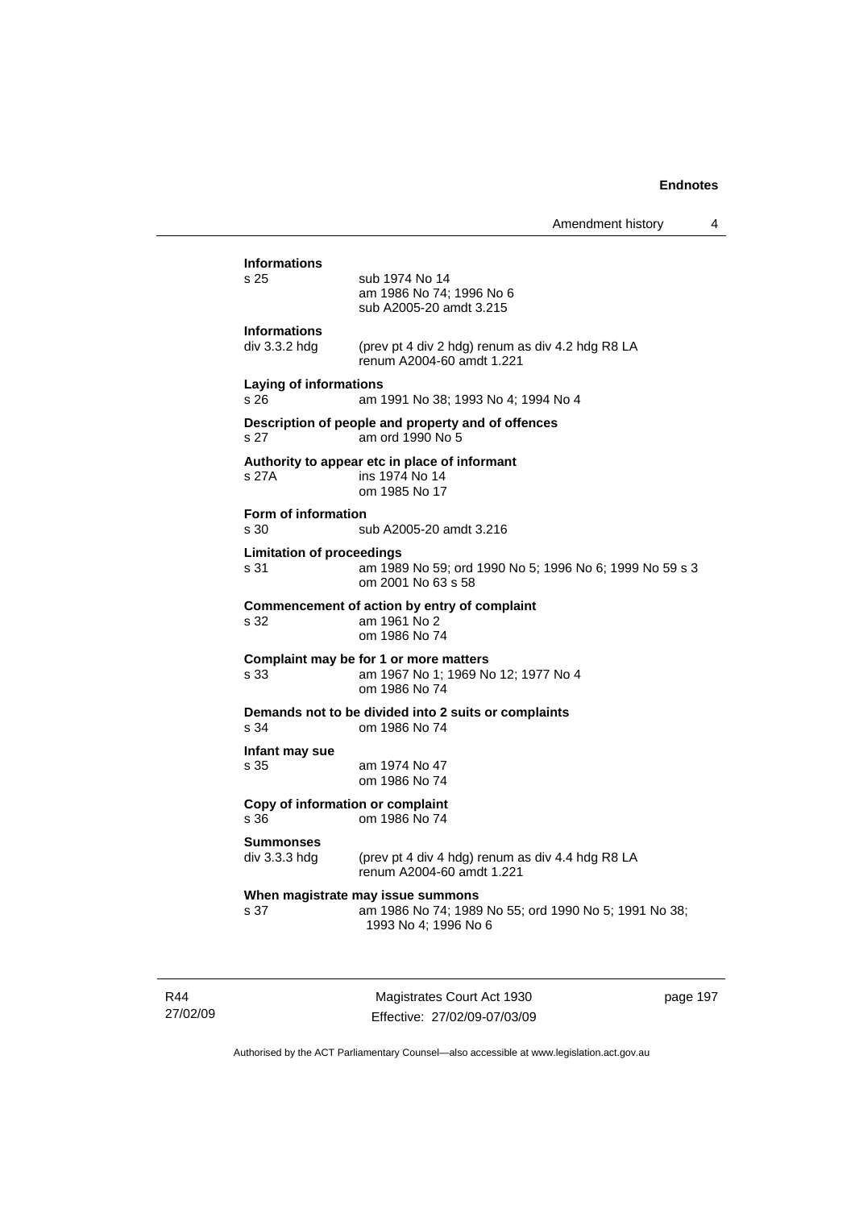**Informations**

s 25 sub 1974 No 14
am 1986 No 74; 1996 No 6
sub A2005-20 amdt 3.215

**Informations**

div 3.3.2 hdg (prev pt 4 div 2 hdg) renum as div 4.2 hdg R8 LA
renum A2004-60 amdt 1.221

**Laying of informations**

s 26 am 1991 No 38; 1993 No 4; 1994 No 4

**Description of people and property and of offences**

s 27 am ord 1990 No 5

**Authority to appear etc in place of informant**

s 27A ins 1974 No 14
om 1985 No 17

**Form of information**

s 30 sub A2005-20 amdt 3.216

**Limitation of proceedings**

s 31 am 1989 No 59; ord 1990 No 5; 1996 No 6; 1999 No 59 s 3
om 2001 No 63 s 58

**Commencement of action by entry of complaint**

s 32 am 1961 No 2
om 1986 No 74

**Complaint may be for 1 or more matters**

s 33 am 1967 No 1; 1969 No 12; 1977 No 4
om 1986 No 74

**Demands not to be divided into 2 suits or complaints**

s 34 om 1986 No 74

**Infant may sue**

s 35 am 1974 No 47
om 1986 No 74

**Copy of information or complaint**

s 36 om 1986 No 74

**Summonses**

div 3.3.3 hdg (prev pt 4 div 4 hdg) renum as div 4.4 hdg R8 LA
renum A2004-60 amdt 1.221

**When magistrate may issue summons**

s 37 am 1986 No 74; 1989 No 55; ord 1990 No 5; 1991 No 38; 1993 No 4; 1996 No 6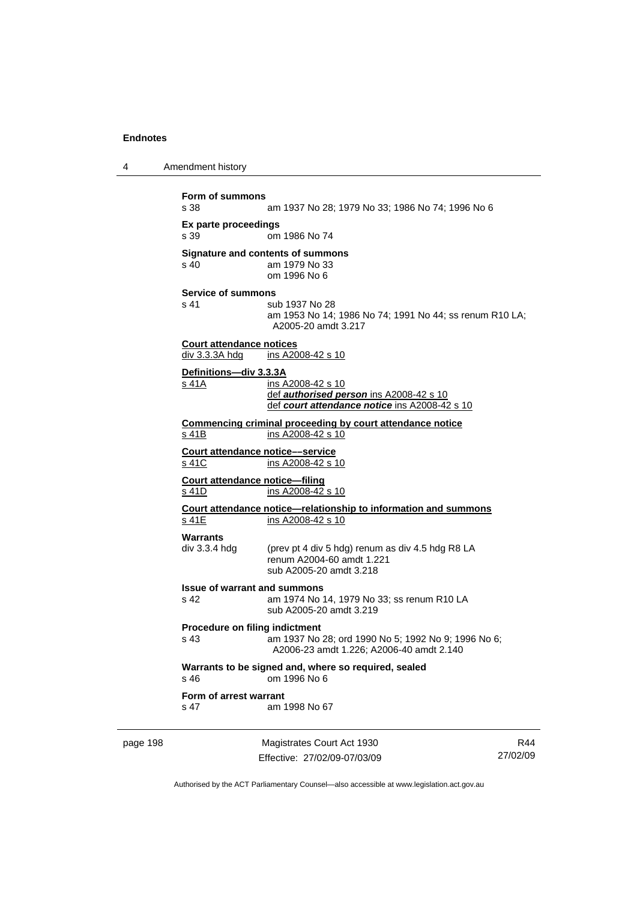**Form of summons**
s 38 am 1937 No 28; 1979 No 33; 1986 No 74; 1996 No 6

**Ex parte proceedings**
s 39 om 1986 No 74

**Signature and contents of summons**
s 40 am 1979 No 33
om 1996 No 6

**Service of summons**
s 41 sub 1937 No 28
am 1953 No 14; 1986 No 74; 1991 No 44; ss renum R10 LA; A2005-20 amdt 3.217

**Court attendance notices**
div 3.3.3A hdg ins A2008-42 s 10

**Definitions—div 3.3.3A**
s 41A ins A2008-42 s 10
def ***authorised person*** ins A2008-42 s 10
def ***court attendance notice*** ins A2008-42 s 10

**Commencing criminal proceeding by court attendance notice**
s 41B ins A2008-42 s 10

**Court attendance notice––service**
s 41C ins A2008-42 s 10

**Court attendance notice—filing**
s 41D ins A2008-42 s 10

**Court attendance notice—relationship to information and summons**
s 41E ins A2008-42 s 10

**Warrants**
div 3.3.4 hdg (prev pt 4 div 5 hdg) renum as div 4.5 hdg R8 LA
renum A2004-60 amdt 1.221
sub A2005-20 amdt 3.218

**Issue of warrant and summons**
s 42 am 1974 No 14, 1979 No 33; ss renum R10 LA
sub A2005-20 amdt 3.219

**Procedure on filing indictment**
s 43 am 1937 No 28; ord 1990 No 5; 1992 No 9; 1996 No 6; A2006-23 amdt 1.226; A2006-40 amdt 2.140

**Warrants to be signed and, where so required, sealed**
s 46 om 1996 No 6

**Form of arrest warrant**
s 47 am 1998 No 67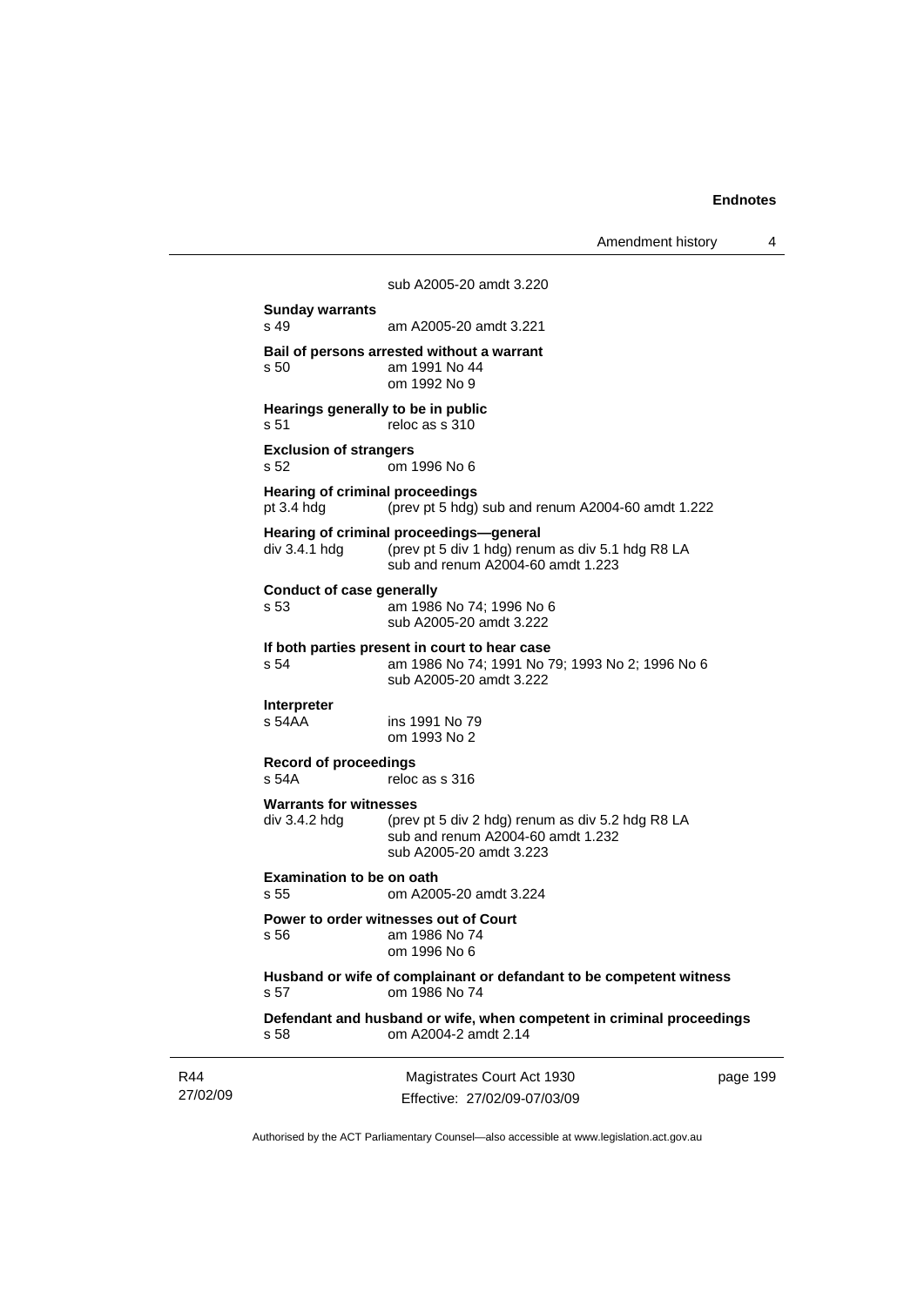sub A2005-20 amdt 3.220

**Sunday warrants**
s 49 am A2005-20 amdt 3.221

**Bail of persons arrested without a warrant**
s 50 am 1991 No 44
om 1992 No 9

**Hearings generally to be in public**
s 51 reloc as s 310

**Exclusion of strangers**
s 52 om 1996 No 6

**Hearing of criminal proceedings**
pt 3.4 hdg (prev pt 5 hdg) sub and renum A2004-60 amdt 1.222

**Hearing of criminal proceedings—general**
div 3.4.1 hdg (prev pt 5 div 1 hdg) renum as div 5.1 hdg R8 LA
sub and renum A2004-60 amdt 1.223

**Conduct of case generally**
s 53 am 1986 No 74; 1996 No 6
sub A2005-20 amdt 3.222

**If both parties present in court to hear case**
s 54 am 1986 No 74; 1991 No 79; 1993 No 2; 1996 No 6
sub A2005-20 amdt 3.222

**Interpreter**
s 54AA ins 1991 No 79
om 1993 No 2

**Record of proceedings**
s 54A reloc as s 316

**Warrants for witnesses**
div 3.4.2 hdg (prev pt 5 div 2 hdg) renum as div 5.2 hdg R8 LA
sub and renum A2004-60 amdt 1.232
sub A2005-20 amdt 3.223

**Examination to be on oath**
s 55 om A2005-20 amdt 3.224

**Power to order witnesses out of Court**
s 56 am 1986 No 74
om 1996 No 6

**Husband or wife of complainant or defandant to be competent witness**
s 57 om 1986 No 74

**Defendant and husband or wife, when competent in criminal proceedings**
s 58 om A2004-2 amdt 2.14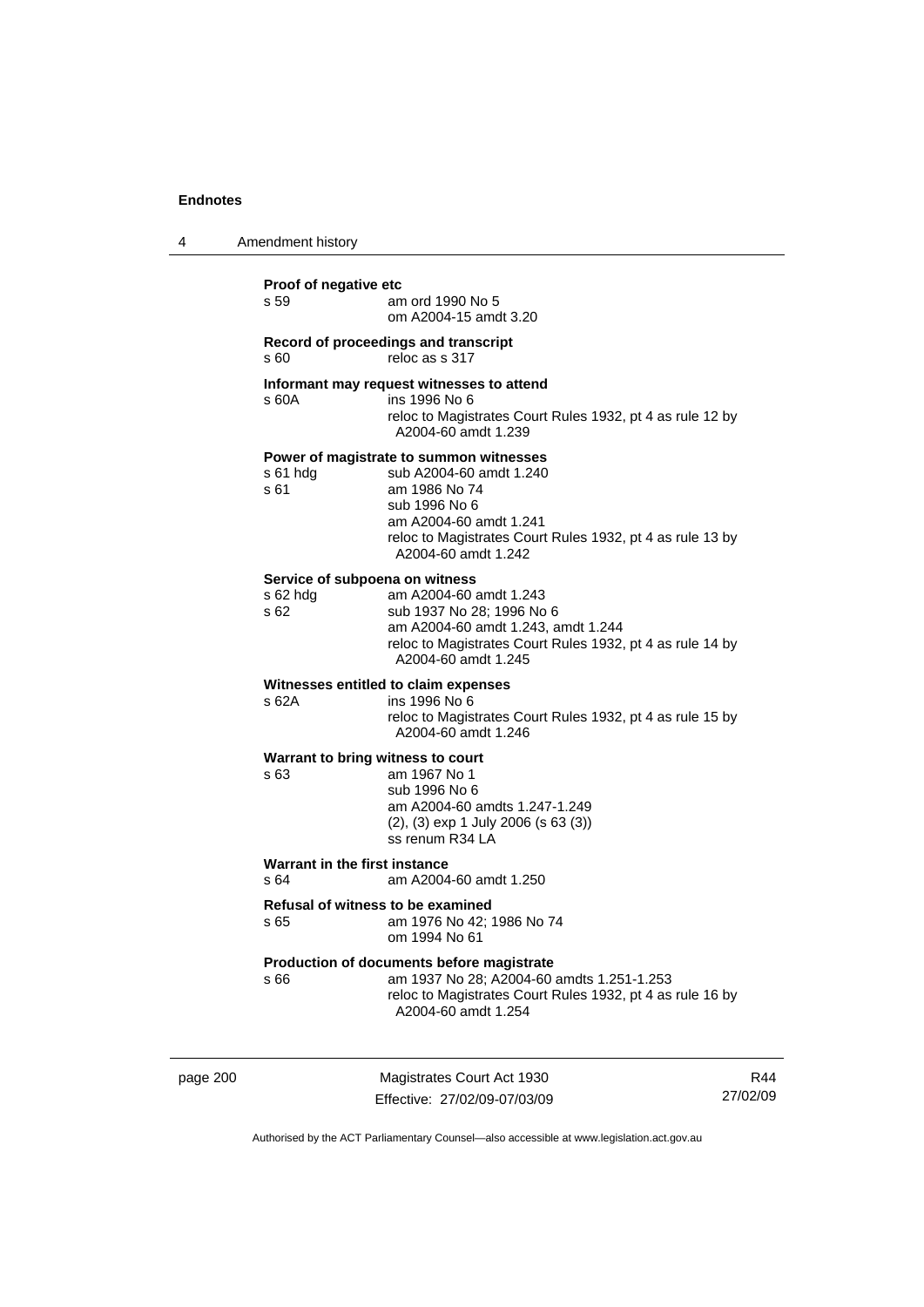**Proof of negative etc**

s 59 am ord 1990 No 5
om A2004-15 amdt 3.20

**Record of proceedings and transcript**

s 60 reloc as s 317

**Informant may request witnesses to attend**

s 60A ins 1996 No 6
reloc to Magistrates Court Rules 1932, pt 4 as rule 12 by A2004-60 amdt 1.239

**Power of magistrate to summon witnesses**

s 61 hdg sub A2004-60 amdt 1.240
s 61 am 1986 No 74
sub 1996 No 6
am A2004-60 amdt 1.241
reloc to Magistrates Court Rules 1932, pt 4 as rule 13 by A2004-60 amdt 1.242

**Service of subpoena on witness**

s 62 hdg am A2004-60 amdt 1.243
s 62 sub 1937 No 28; 1996 No 6
am A2004-60 amdt 1.243, amdt 1.244
reloc to Magistrates Court Rules 1932, pt 4 as rule 14 by A2004-60 amdt 1.245

**Witnesses entitled to claim expenses**

s 62A ins 1996 No 6
reloc to Magistrates Court Rules 1932, pt 4 as rule 15 by A2004-60 amdt 1.246

**Warrant to bring witness to court**

s 63 am 1967 No 1
sub 1996 No 6
am A2004-60 amdts 1.247-1.249
(2), (3) exp 1 July 2006 (s 63 (3))
ss renum R34 LA

**Warrant in the first instance**

s 64 am A2004-60 amdt 1.250

**Refusal of witness to be examined**

s 65 am 1976 No 42; 1986 No 74
om 1994 No 61

**Production of documents before magistrate**

s 66 am 1937 No 28; A2004-60 amdts 1.251-1.253
reloc to Magistrates Court Rules 1932, pt 4 as rule 16 by A2004-60 amdt 1.254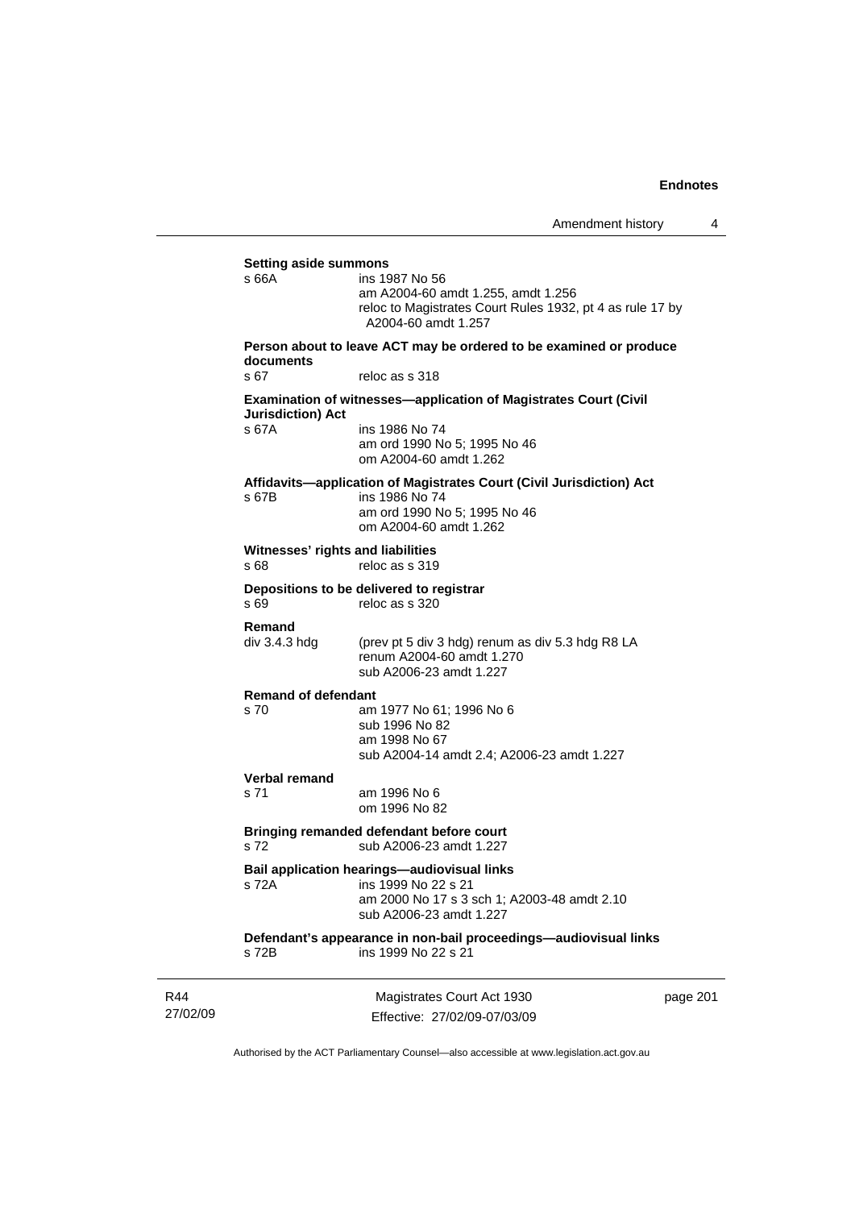**Setting aside summons**

s 66A ins 1987 No 56
am A2004-60 amdt 1.255, amdt 1.256
reloc to Magistrates Court Rules 1932, pt 4 as rule 17 by A2004-60 amdt 1.257

**Person about to leave ACT may be ordered to be examined or produce documents**

s 67 reloc as s 318

**Examination of witnesses—application of Magistrates Court (Civil Jurisdiction) Act**

s 67A ins 1986 No 74
am ord 1990 No 5; 1995 No 46
om A2004-60 amdt 1.262

**Affidavits—application of Magistrates Court (Civil Jurisdiction) Act**

s 67B ins 1986 No 74
am ord 1990 No 5; 1995 No 46
om A2004-60 amdt 1.262

**Witnesses' rights and liabilities**

s 68 reloc as s 319

**Depositions to be delivered to registrar**

s 69 reloc as s 320

**Remand**

div 3.4.3 hdg (prev pt 5 div 3 hdg) renum as div 5.3 hdg R8 LA
renum A2004-60 amdt 1.270
sub A2006-23 amdt 1.227

**Remand of defendant**

s 70 am 1977 No 61; 1996 No 6
sub 1996 No 82
am 1998 No 67
sub A2004-14 amdt 2.4; A2006-23 amdt 1.227

**Verbal remand**

s 71 am 1996 No 6
om 1996 No 82

**Bringing remanded defendant before court**

s 72 sub A2006-23 amdt 1.227

**Bail application hearings—audiovisual links**

s 72A ins 1999 No 22 s 21
am 2000 No 17 s 3 sch 1; A2003-48 amdt 2.10
sub A2006-23 amdt 1.227

**Defendant's appearance in non-bail proceedings—audiovisual links**

s 72B ins 1999 No 22 s 21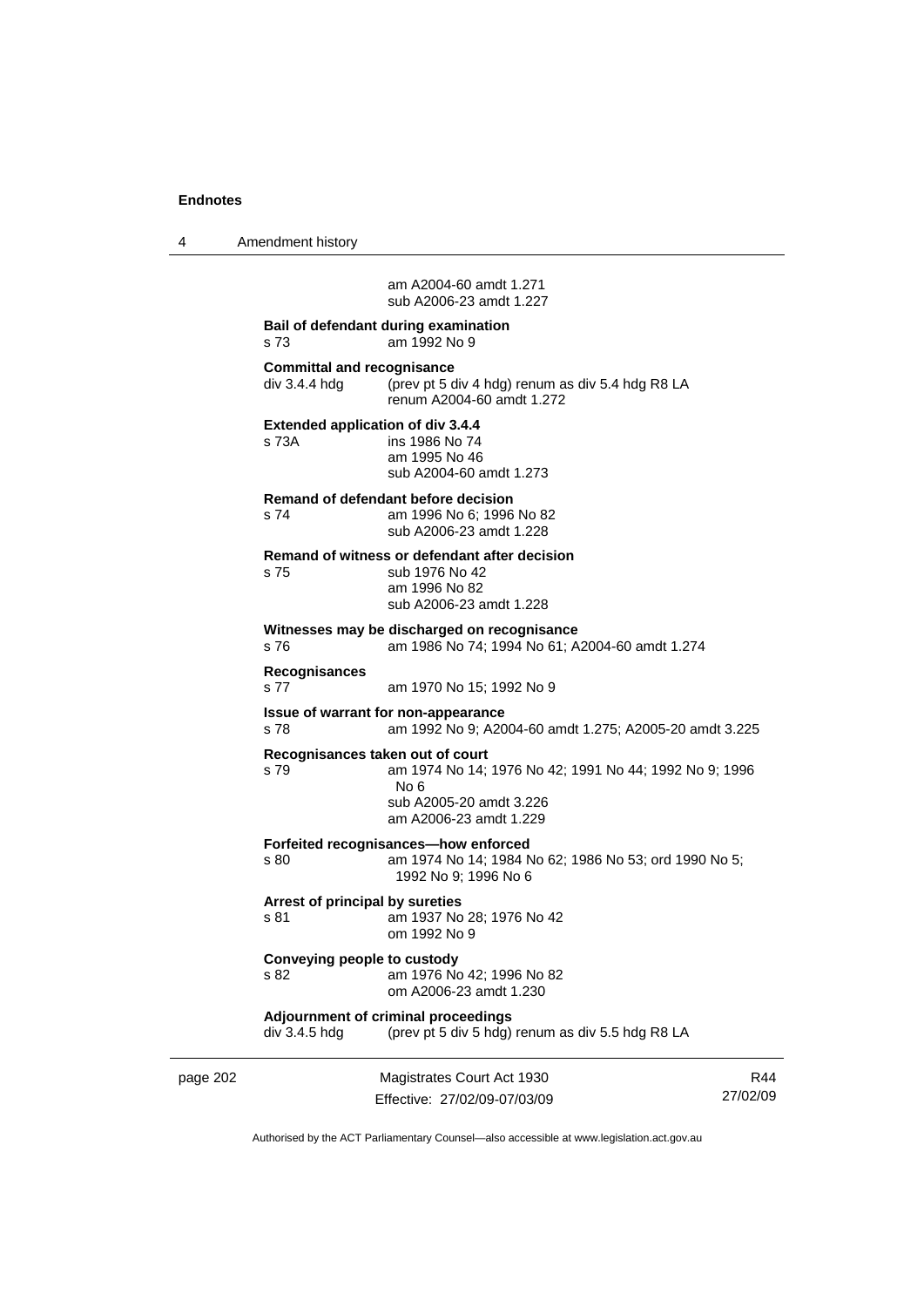am A2004-60 amdt 1.271
sub A2006-23 amdt 1.227

**Bail of defendant during examination**
s 73 am 1992 No 9

**Committal and recognisance**
div 3.4.4 hdg (prev pt 5 div 4 hdg) renum as div 5.4 hdg R8 LA
renum A2004-60 amdt 1.272

**Extended application of div 3.4.4**
s 73A ins 1986 No 74
am 1995 No 46
sub A2004-60 amdt 1.273

**Remand of defendant before decision**
s 74 am 1996 No 6; 1996 No 82
sub A2006-23 amdt 1.228

**Remand of witness or defendant after decision**
s 75 sub 1976 No 42
am 1996 No 82
sub A2006-23 amdt 1.228

**Witnesses may be discharged on recognisance**
s 76 am 1986 No 74; 1994 No 61; A2004-60 amdt 1.274

**Recognisances**
s 77 am 1970 No 15; 1992 No 9

**Issue of warrant for non-appearance**
s 78 am 1992 No 9; A2004-60 amdt 1.275; A2005-20 amdt 3.225

**Recognisances taken out of court**
s 79 am 1974 No 14; 1976 No 42; 1991 No 44; 1992 No 9; 1996 No 6
sub A2005-20 amdt 3.226
am A2006-23 amdt 1.229

**Forfeited recognisances—how enforced**
s 80 am 1974 No 14; 1984 No 62; 1986 No 53; ord 1990 No 5; 1992 No 9; 1996 No 6

**Arrest of principal by sureties**
s 81 am 1937 No 28; 1976 No 42
om 1992 No 9

**Conveying people to custody**
s 82 am 1976 No 42; 1996 No 82
om A2006-23 amdt 1.230

**Adjournment of criminal proceedings**
div 3.4.5 hdg (prev pt 5 div 5 hdg) renum as div 5.5 hdg R8 LA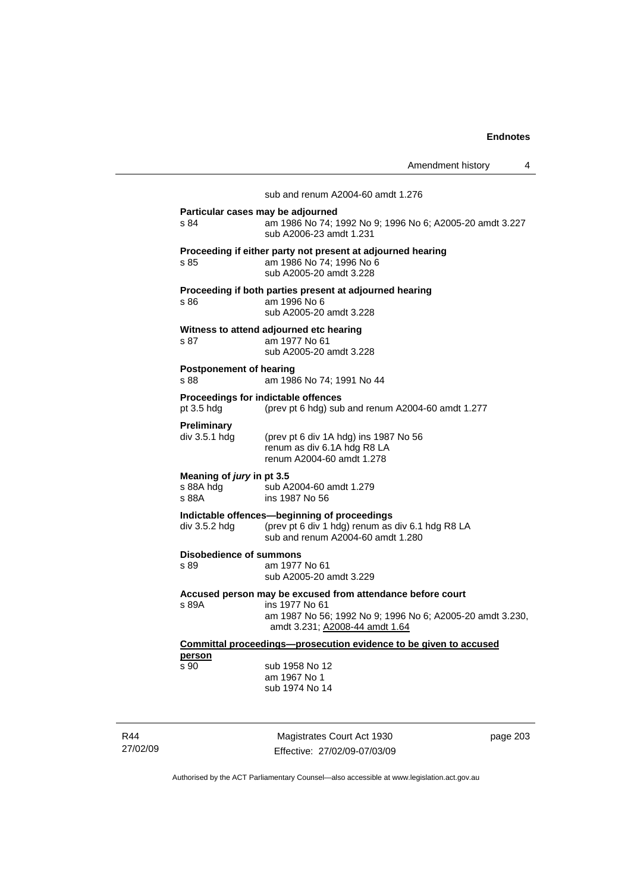sub and renum A2004-60 amdt 1.276

**Particular cases may be adjourned**

s 84 am 1986 No 74; 1992 No 9; 1996 No 6; A2005-20 amdt 3.227
sub A2006-23 amdt 1.231

**Proceeding if either party not present at adjourned hearing**

s 85 am 1986 No 74; 1996 No 6
sub A2005-20 amdt 3.228

**Proceeding if both parties present at adjourned hearing**

s 86 am 1996 No 6
sub A2005-20 amdt 3.228

**Witness to attend adjourned etc hearing**

s 87 am 1977 No 61
sub A2005-20 amdt 3.228

**Postponement of hearing**

s 88 am 1986 No 74; 1991 No 44

**Proceedings for indictable offences**

pt 3.5 hdg (prev pt 6 hdg) sub and renum A2004-60 amdt 1.277

**Preliminary**

div 3.5.1 hdg (prev pt 6 div 1A hdg) ins 1987 No 56
renum as div 6.1A hdg R8 LA
renum A2004-60 amdt 1.278

**Meaning of *jury* in pt 3.5**

s 88A hdg sub A2004-60 amdt 1.279
s 88A ins 1987 No 56

**Indictable offences—beginning of proceedings**

div 3.5.2 hdg (prev pt 6 div 1 hdg) renum as div 6.1 hdg R8 LA
sub and renum A2004-60 amdt 1.280

**Disobedience of summons**

s 89 am 1977 No 61
sub A2005-20 amdt 3.229

**Accused person may be excused from attendance before court**

s 89A ins 1977 No 61
am 1987 No 56; 1992 No 9; 1996 No 6; A2005-20 amdt 3.230, amdt 3.231; A2008-44 amdt 1.64

**Committal proceedings—prosecution evidence to be given to accused person**

s 90 sub 1958 No 12
am 1967 No 1
sub 1974 No 14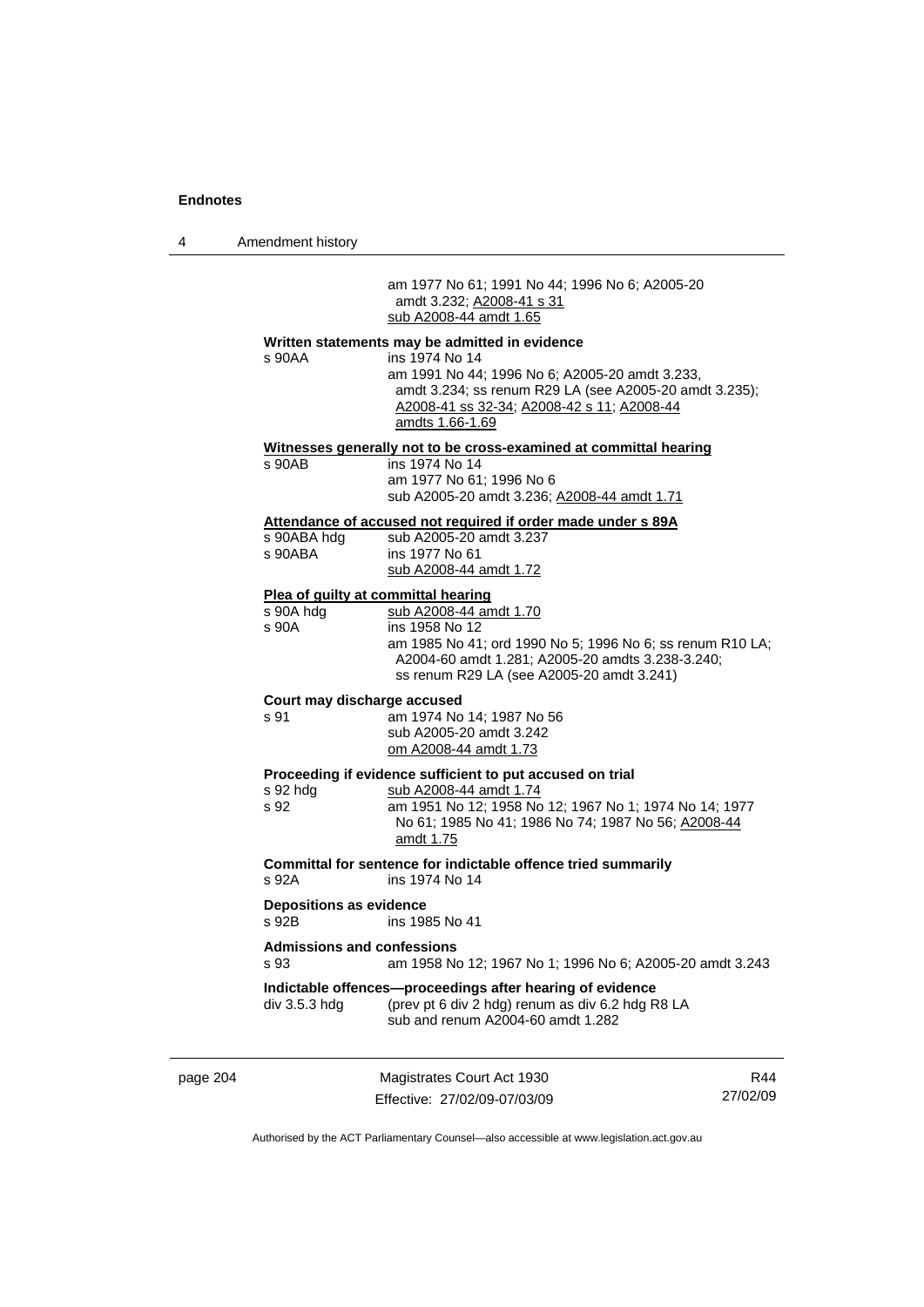am 1977 No 61; 1991 No 44; 1996 No 6; A2005-20 amdt 3.232; A2008-41 s 31
sub A2008-44 amdt 1.65

**Written statements may be admitted in evidence**

s 90AA ins 1974 No 14
am 1991 No 44; 1996 No 6; A2005-20 amdt 3.233, amdt 3.234; ss renum R29 LA (see A2005-20 amdt 3.235); A2008-41 ss 32-34; A2008-42 s 11; A2008-44 amdts 1.66-1.69

**Witnesses generally not to be cross-examined at committal hearing**

s 90AB ins 1974 No 14
am 1977 No 61; 1996 No 6
sub A2005-20 amdt 3.236; A2008-44 amdt 1.71

**Attendance of accused not required if order made under s 89A**

s 90ABA hdg sub A2005-20 amdt 3.237
s 90ABA ins 1977 No 61
sub A2008-44 amdt 1.72

**Plea of guilty at committal hearing**

s 90A hdg sub A2008-44 amdt 1.70
s 90A ins 1958 No 12
am 1985 No 41; ord 1990 No 5; 1996 No 6; ss renum R10 LA; A2004-60 amdt 1.281; A2005-20 amdts 3.238-3.240; ss renum R29 LA (see A2005-20 amdt 3.241)

**Court may discharge accused**

s 91 am 1974 No 14; 1987 No 56
sub A2005-20 amdt 3.242
om A2008-44 amdt 1.73

**Proceeding if evidence sufficient to put accused on trial**

s 92 hdg sub A2008-44 amdt 1.74
s 92 am 1951 No 12; 1958 No 12; 1967 No 1; 1974 No 14; 1977 No 61; 1985 No 41; 1986 No 74; 1987 No 56; A2008-44 amdt 1.75

**Committal for sentence for indictable offence tried summarily**

s 92A ins 1974 No 14

**Depositions as evidence**

s 92B ins 1985 No 41

**Admissions and confessions**

s 93 am 1958 No 12; 1967 No 1; 1996 No 6; A2005-20 amdt 3.243

**Indictable offences—proceedings after hearing of evidence**

div 3.5.3 hdg (prev pt 6 div 2 hdg) renum as div 6.2 hdg R8 LA
sub and renum A2004-60 amdt 1.282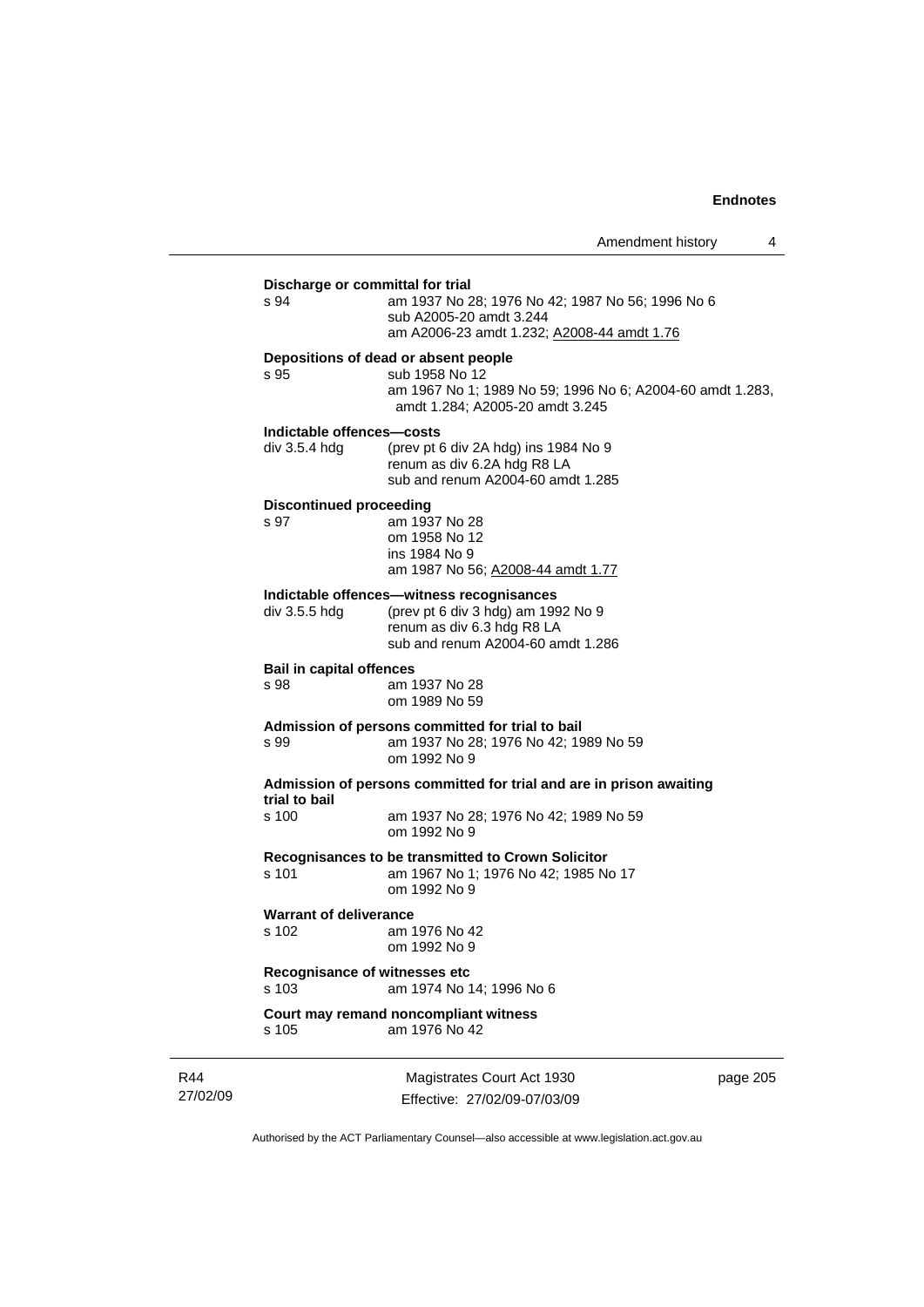**Discharge or committal for trial**

s 94 am 1937 No 28; 1976 No 42; 1987 No 56; 1996 No 6
sub A2005-20 amdt 3.244
am A2006-23 amdt 1.232; A2008-44 amdt 1.76

**Depositions of dead or absent people**

s 95 sub 1958 No 12
am 1967 No 1; 1989 No 59; 1996 No 6; A2004-60 amdt 1.283, amdt 1.284; A2005-20 amdt 3.245

**Indictable offences—costs**

div 3.5.4 hdg (prev pt 6 div 2A hdg) ins 1984 No 9
renum as div 6.2A hdg R8 LA
sub and renum A2004-60 amdt 1.285

**Discontinued proceeding**

s 97 am 1937 No 28
om 1958 No 12
ins 1984 No 9
am 1987 No 56; A2008-44 amdt 1.77

**Indictable offences—witness recognisances**

div 3.5.5 hdg (prev pt 6 div 3 hdg) am 1992 No 9
renum as div 6.3 hdg R8 LA
sub and renum A2004-60 amdt 1.286

**Bail in capital offences**

s 98 am 1937 No 28
om 1989 No 59

**Admission of persons committed for trial to bail**

s 99 am 1937 No 28; 1976 No 42; 1989 No 59
om 1992 No 9

**Admission of persons committed for trial and are in prison awaiting trial to bail**

s 100 am 1937 No 28; 1976 No 42; 1989 No 59
om 1992 No 9

**Recognisances to be transmitted to Crown Solicitor**

s 101 am 1967 No 1; 1976 No 42; 1985 No 17
om 1992 No 9

**Warrant of deliverance**

s 102 am 1976 No 42
om 1992 No 9

**Recognisance of witnesses etc**

s 103 am 1974 No 14; 1996 No 6

**Court may remand noncompliant witness**

s 105 am 1976 No 42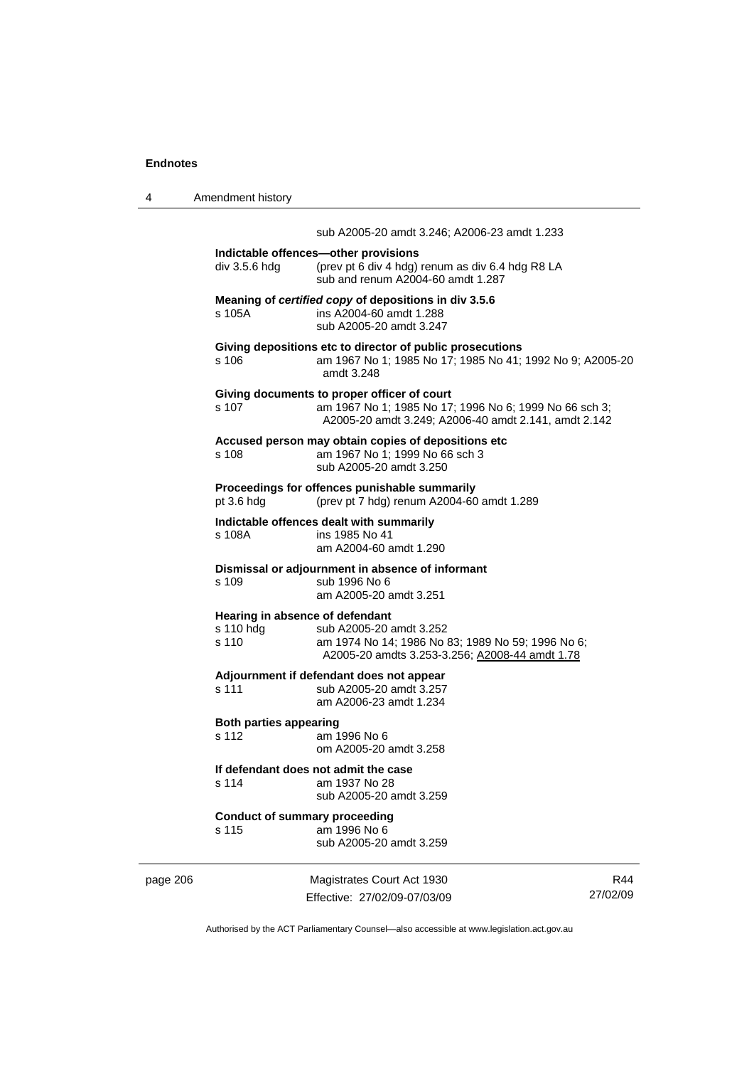sub A2005-20 amdt 3.246; A2006-23 amdt 1.233

**Indictable offences—other provisions**
div 3.5.6 hdg (prev pt 6 div 4 hdg) renum as div 6.4 hdg R8 LA
sub and renum A2004-60 amdt 1.287

**Meaning of *certified copy* of depositions in div 3.5.6**
s 105A ins A2004-60 amdt 1.288
sub A2005-20 amdt 3.247

**Giving depositions etc to director of public prosecutions**
s 106 am 1967 No 1; 1985 No 17; 1985 No 41; 1992 No 9; A2005-20 amdt 3.248

**Giving documents to proper officer of court**
s 107 am 1967 No 1; 1985 No 17; 1996 No 6; 1999 No 66 sch 3; A2005-20 amdt 3.249; A2006-40 amdt 2.141, amdt 2.142

**Accused person may obtain copies of depositions etc**
s 108 am 1967 No 1; 1999 No 66 sch 3
sub A2005-20 amdt 3.250

**Proceedings for offences punishable summarily**
pt 3.6 hdg (prev pt 7 hdg) renum A2004-60 amdt 1.289

**Indictable offences dealt with summarily**
s 108A ins 1985 No 41
am A2004-60 amdt 1.290

**Dismissal or adjournment in absence of informant**
s 109 sub 1996 No 6
am A2005-20 amdt 3.251

**Hearing in absence of defendant**
s 110 hdg sub A2005-20 amdt 3.252
s 110 am 1974 No 14; 1986 No 83; 1989 No 59; 1996 No 6; A2005-20 amdts 3.253-3.256; A2008-44 amdt 1.78

**Adjournment if defendant does not appear**
s 111 sub A2005-20 amdt 3.257
am A2006-23 amdt 1.234

**Both parties appearing**
s 112 am 1996 No 6
om A2005-20 amdt 3.258

**If defendant does not admit the case**
s 114 am 1937 No 28
sub A2005-20 amdt 3.259

**Conduct of summary proceeding**
s 115 am 1996 No 6
sub A2005-20 amdt 3.259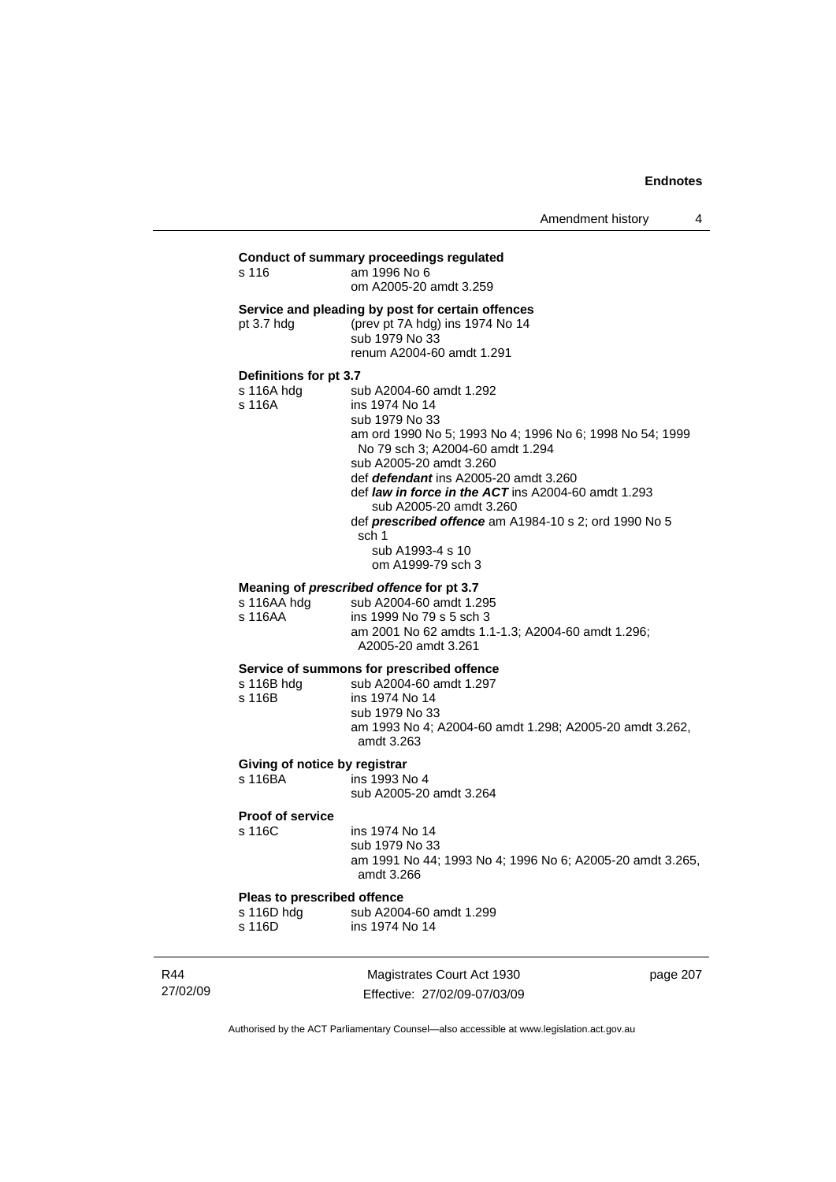**Conduct of summary proceedings regulated**

s 116 am 1996 No 6
om A2005-20 amdt 3.259

**Service and pleading by post for certain offences**

pt 3.7 hdg (prev pt 7A hdg) ins 1974 No 14
sub 1979 No 33
renum A2004-60 amdt 1.291

**Definitions for pt 3.7**

s 116A hdg sub A2004-60 amdt 1.292

s 116A ins 1974 No 14
sub 1979 No 33
am ord 1990 No 5; 1993 No 4; 1996 No 6; 1998 No 54; 1999 No 79 sch 3; A2004-60 amdt 1.294
sub A2005-20 amdt 3.260
def ***defendant*** ins A2005-20 amdt 3.260
def ***law in force in the ACT*** ins A2004-60 amdt 1.293
sub A2005-20 amdt 3.260
def ***prescribed offence*** am A1984-10 s 2; ord 1990 No 5 sch 1
sub A1993-4 s 10
om A1999-79 sch 3

**Meaning of *prescribed offence* for pt 3.7**

s 116AA hdg sub A2004-60 amdt 1.295

s 116AA ins 1999 No 79 s 5 sch 3
am 2001 No 62 amdts 1.1-1.3; A2004-60 amdt 1.296; A2005-20 amdt 3.261

**Service of summons for prescribed offence**

s 116B hdg sub A2004-60 amdt 1.297

s 116B ins 1974 No 14
sub 1979 No 33
am 1993 No 4; A2004-60 amdt 1.298; A2005-20 amdt 3.262, amdt 3.263

**Giving of notice by registrar**

s 116BA ins 1993 No 4
sub A2005-20 amdt 3.264

**Proof of service**

s 116C ins 1974 No 14
sub 1979 No 33
am 1991 No 44; 1993 No 4; 1996 No 6; A2005-20 amdt 3.265, amdt 3.266

**Pleas to prescribed offence**

s 116D hdg sub A2004-60 amdt 1.299

s 116D ins 1974 No 14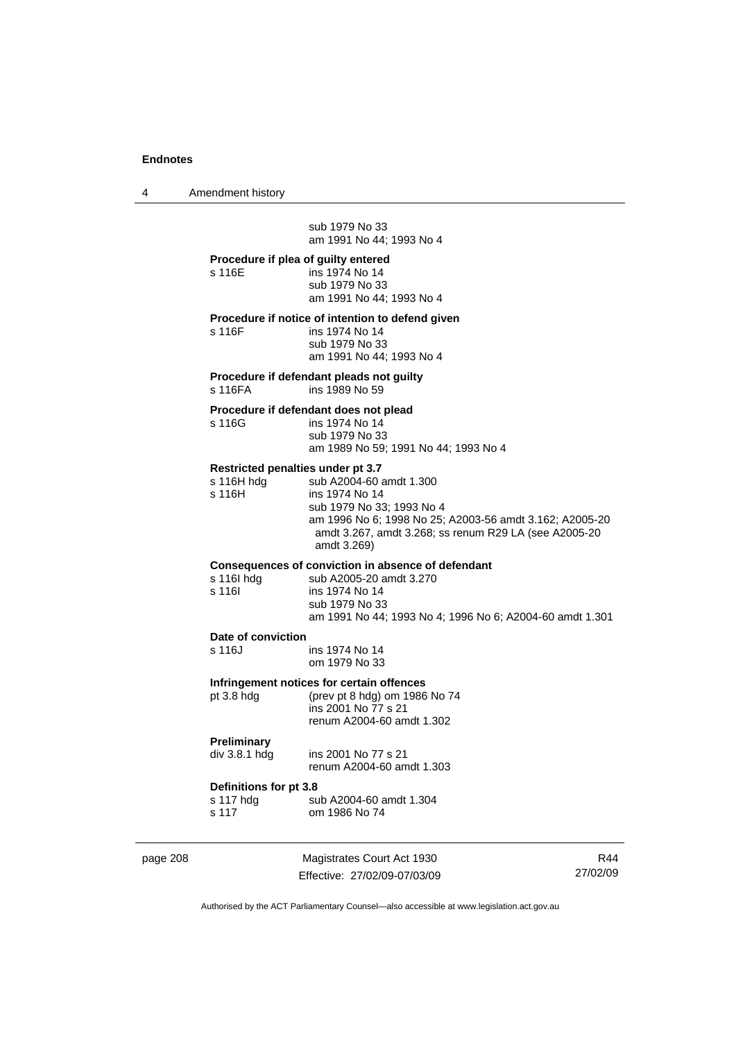sub 1979 No 33
am 1991 No 44; 1993 No 4

**Procedure if plea of guilty entered**

s 116E ins 1974 No 14
sub 1979 No 33
am 1991 No 44; 1993 No 4

**Procedure if notice of intention to defend given**

s 116F ins 1974 No 14
sub 1979 No 33
am 1991 No 44; 1993 No 4

**Procedure if defendant pleads not guilty**

s 116FA ins 1989 No 59

**Procedure if defendant does not plead**

s 116G ins 1974 No 14
sub 1979 No 33
am 1989 No 59; 1991 No 44; 1993 No 4

**Restricted penalties under pt 3.7**

s 116H hdg sub A2004-60 amdt 1.300
s 116H ins 1974 No 14
sub 1979 No 33; 1993 No 4
am 1996 No 6; 1998 No 25; A2003-56 amdt 3.162; A2005-20 amdt 3.267, amdt 3.268; ss renum R29 LA (see A2005-20 amdt 3.269)

**Consequences of conviction in absence of defendant**

s 116I hdg sub A2005-20 amdt 3.270
s 116I ins 1974 No 14
sub 1979 No 33
am 1991 No 44; 1993 No 4; 1996 No 6; A2004-60 amdt 1.301

**Date of conviction**

s 116J ins 1974 No 14
om 1979 No 33

**Infringement notices for certain offences**

pt 3.8 hdg (prev pt 8 hdg) om 1986 No 74
ins 2001 No 77 s 21
renum A2004-60 amdt 1.302

**Preliminary**

div 3.8.1 hdg ins 2001 No 77 s 21
renum A2004-60 amdt 1.303

**Definitions for pt 3.8**

s 117 hdg sub A2004-60 amdt 1.304
s 117 om 1986 No 74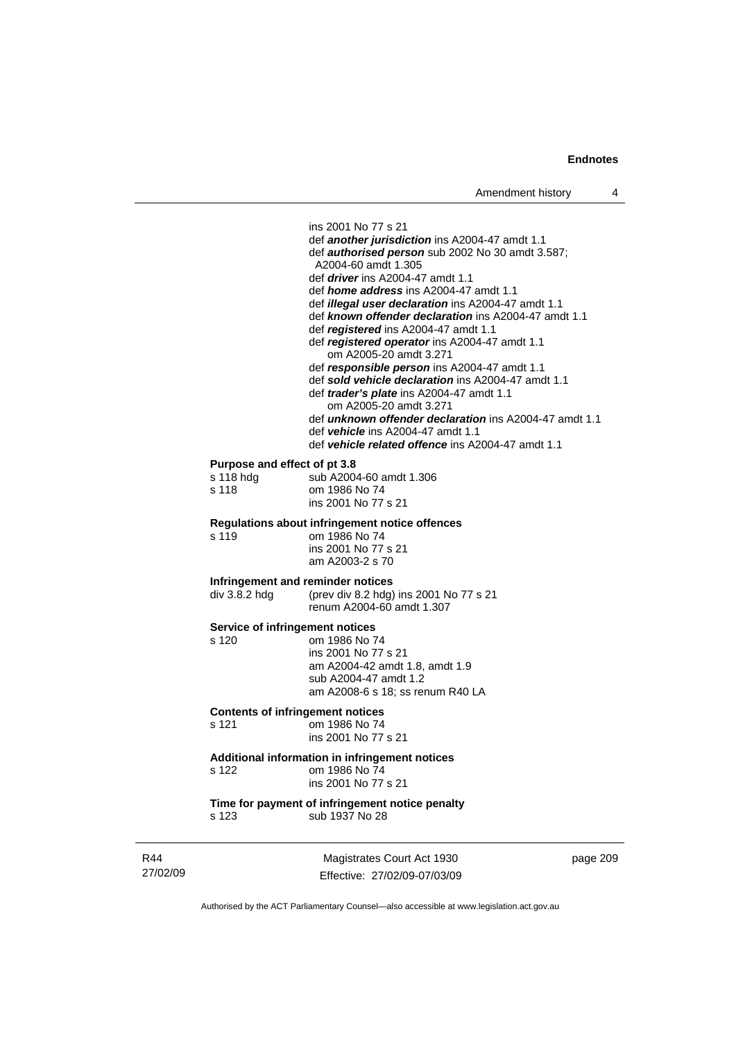ins 2001 No 77 s 21
def ***another jurisdiction*** ins A2004-47 amdt 1.1
def ***authorised person*** sub 2002 No 30 amdt 3.587; A2004-60 amdt 1.305
def ***driver*** ins A2004-47 amdt 1.1
def ***home address*** ins A2004-47 amdt 1.1
def ***illegal user declaration*** ins A2004-47 amdt 1.1
def ***known offender declaration*** ins A2004-47 amdt 1.1
def ***registered*** ins A2004-47 amdt 1.1
def ***registered operator*** ins A2004-47 amdt 1.1
om A2005-20 amdt 3.271
def ***responsible person*** ins A2004-47 amdt 1.1
def ***sold vehicle declaration*** ins A2004-47 amdt 1.1
def ***trader's plate*** ins A2004-47 amdt 1.1
om A2005-20 amdt 3.271
def ***unknown offender declaration*** ins A2004-47 amdt 1.1
def ***vehicle*** ins A2004-47 amdt 1.1
def ***vehicle related offence*** ins A2004-47 amdt 1.1

**Purpose and effect of pt 3.8**

s 118 hdg sub A2004-60 amdt 1.306
s 118 om 1986 No 74
ins 2001 No 77 s 21

**Regulations about infringement notice offences**

s 119 om 1986 No 74
ins 2001 No 77 s 21
am A2003-2 s 70

**Infringement and reminder notices**

div 3.8.2 hdg (prev div 8.2 hdg) ins 2001 No 77 s 21
renum A2004-60 amdt 1.307

**Service of infringement notices**

s 120 om 1986 No 74
ins 2001 No 77 s 21
am A2004-42 amdt 1.8, amdt 1.9
sub A2004-47 amdt 1.2
am A2008-6 s 18; ss renum R40 LA

**Contents of infringement notices**

s 121 om 1986 No 74
ins 2001 No 77 s 21

**Additional information in infringement notices**

s 122 om 1986 No 74
ins 2001 No 77 s 21

**Time for payment of infringement notice penalty**

s 123 sub 1937 No 28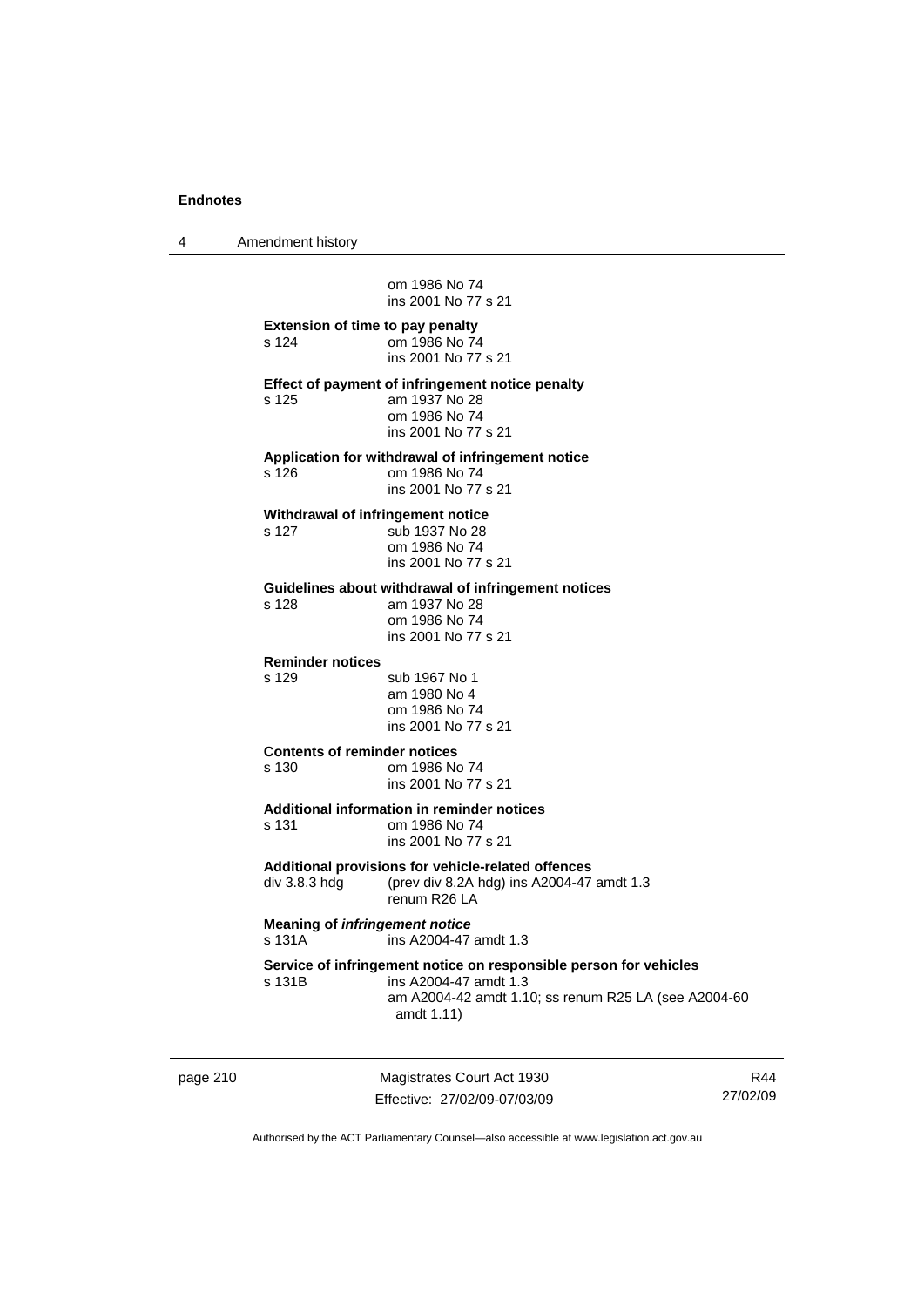om 1986 No 74
ins 2001 No 77 s 21

**Extension of time to pay penalty**
s 124 om 1986 No 74
ins 2001 No 77 s 21

**Effect of payment of infringement notice penalty**
s 125 am 1937 No 28
om 1986 No 74
ins 2001 No 77 s 21

**Application for withdrawal of infringement notice**
s 126 om 1986 No 74
ins 2001 No 77 s 21

**Withdrawal of infringement notice**
s 127 sub 1937 No 28
om 1986 No 74
ins 2001 No 77 s 21

**Guidelines about withdrawal of infringement notices**
s 128 am 1937 No 28
om 1986 No 74
ins 2001 No 77 s 21

**Reminder notices**
s 129 sub 1967 No 1
am 1980 No 4
om 1986 No 74
ins 2001 No 77 s 21

**Contents of reminder notices**
s 130 om 1986 No 74
ins 2001 No 77 s 21

**Additional information in reminder notices**
s 131 om 1986 No 74
ins 2001 No 77 s 21

**Additional provisions for vehicle-related offences**
div 3.8.3 hdg (prev div 8.2A hdg) ins A2004-47 amdt 1.3
renum R26 LA

**Meaning of *infringement notice***
s 131A ins A2004-47 amdt 1.3

**Service of infringement notice on responsible person for vehicles**
s 131B ins A2004-47 amdt 1.3
am A2004-42 amdt 1.10; ss renum R25 LA (see A2004-60 amdt 1.11)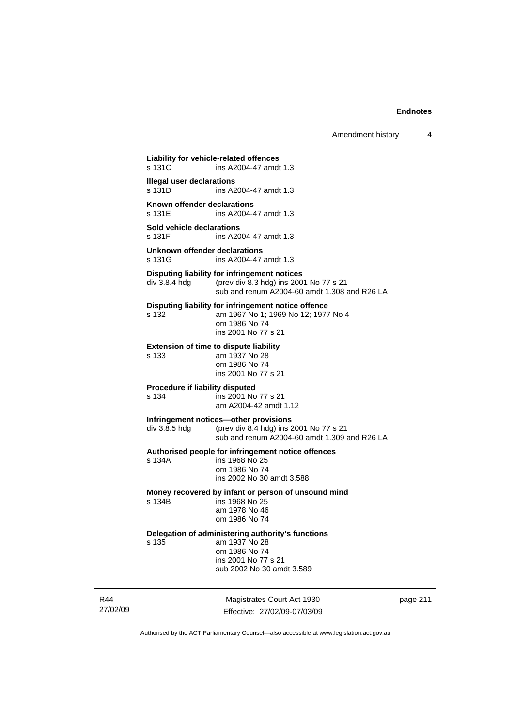**Liability for vehicle-related offences**
s 131C ins A2004-47 amdt 1.3

**Illegal user declarations**
s 131D ins A2004-47 amdt 1.3

**Known offender declarations**
s 131E ins A2004-47 amdt 1.3

**Sold vehicle declarations**
s 131F ins A2004-47 amdt 1.3

**Unknown offender declarations**
s 131G ins A2004-47 amdt 1.3

**Disputing liability for infringement notices**
div 3.8.4 hdg (prev div 8.3 hdg) ins 2001 No 77 s 21
sub and renum A2004-60 amdt 1.308 and R26 LA

**Disputing liability for infringement notice offence**
s 132 am 1967 No 1; 1969 No 12; 1977 No 4
om 1986 No 74
ins 2001 No 77 s 21

**Extension of time to dispute liability**
s 133 am 1937 No 28
om 1986 No 74
ins 2001 No 77 s 21

**Procedure if liability disputed**
s 134 ins 2001 No 77 s 21
am A2004-42 amdt 1.12

**Infringement notices—other provisions**
div 3.8.5 hdg (prev div 8.4 hdg) ins 2001 No 77 s 21
sub and renum A2004-60 amdt 1.309 and R26 LA

**Authorised people for infringement notice offences**
s 134A ins 1968 No 25
om 1986 No 74
ins 2002 No 30 amdt 3.588

**Money recovered by infant or person of unsound mind**
s 134B ins 1968 No 25
am 1978 No 46
om 1986 No 74

**Delegation of administering authority's functions**
s 135 am 1937 No 28
om 1986 No 74
ins 2001 No 77 s 21
sub 2002 No 30 amdt 3.589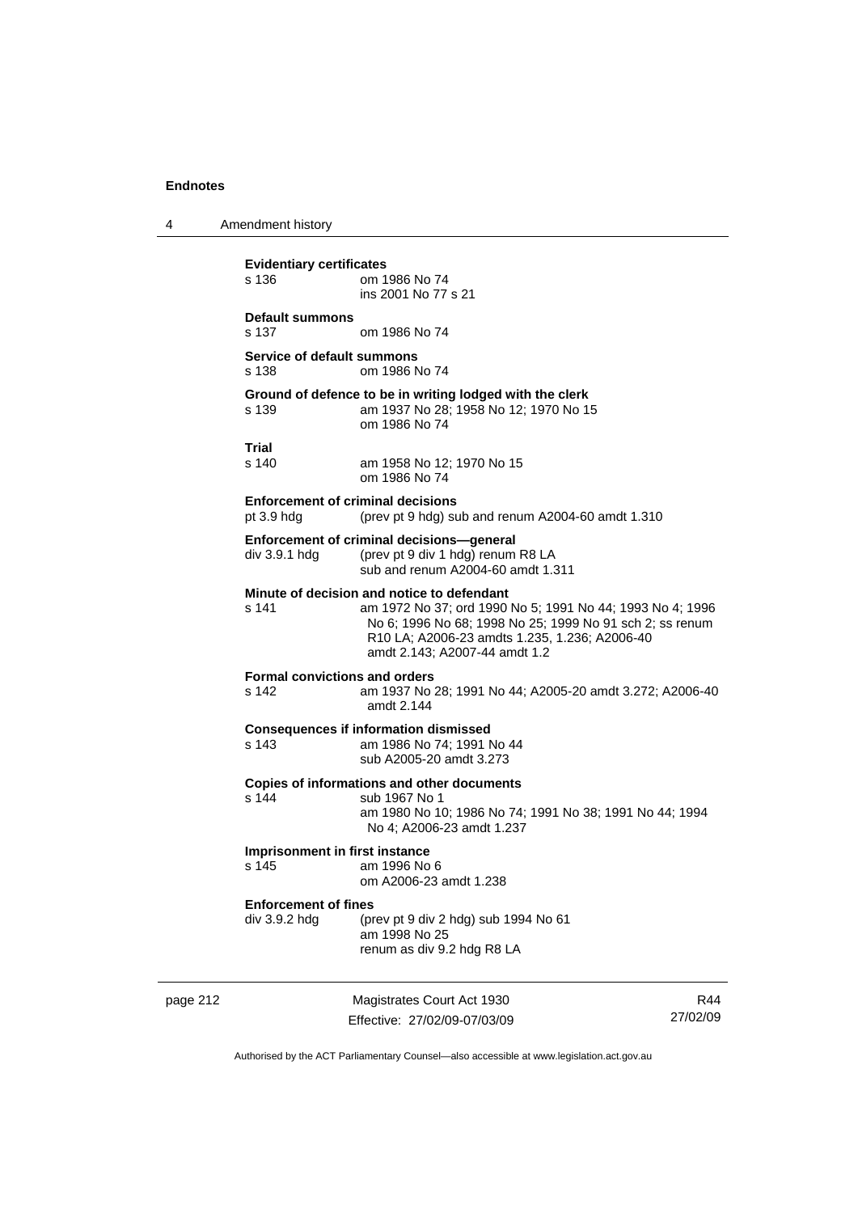**Evidentiary certificates**

s 136 om 1986 No 74
ins 2001 No 77 s 21

**Default summons**

s 137 om 1986 No 74

**Service of default summons**

s 138 om 1986 No 74

**Ground of defence to be in writing lodged with the clerk**

s 139 am 1937 No 28; 1958 No 12; 1970 No 15
om 1986 No 74

**Trial**

s 140 am 1958 No 12; 1970 No 15
om 1986 No 74

**Enforcement of criminal decisions**

pt 3.9 hdg (prev pt 9 hdg) sub and renum A2004-60 amdt 1.310

**Enforcement of criminal decisions—general**

div 3.9.1 hdg (prev pt 9 div 1 hdg) renum R8 LA
sub and renum A2004-60 amdt 1.311

**Minute of decision and notice to defendant**

s 141 am 1972 No 37; ord 1990 No 5; 1991 No 44; 1993 No 4; 1996 No 6; 1996 No 68; 1998 No 25; 1999 No 91 sch 2; ss renum R10 LA; A2006-23 amdts 1.235, 1.236; A2006-40 amdt 2.143; A2007-44 amdt 1.2

**Formal convictions and orders**

s 142 am 1937 No 28; 1991 No 44; A2005-20 amdt 3.272; A2006-40 amdt 2.144

**Consequences if information dismissed**

s 143 am 1986 No 74; 1991 No 44
sub A2005-20 amdt 3.273

**Copies of informations and other documents**

s 144 sub 1967 No 1
am 1980 No 10; 1986 No 74; 1991 No 38; 1991 No 44; 1994 No 4; A2006-23 amdt 1.237

**Imprisonment in first instance**

s 145 am 1996 No 6
om A2006-23 amdt 1.238

**Enforcement of fines**

div 3.9.2 hdg (prev pt 9 div 2 hdg) sub 1994 No 61
am 1998 No 25
renum as div 9.2 hdg R8 LA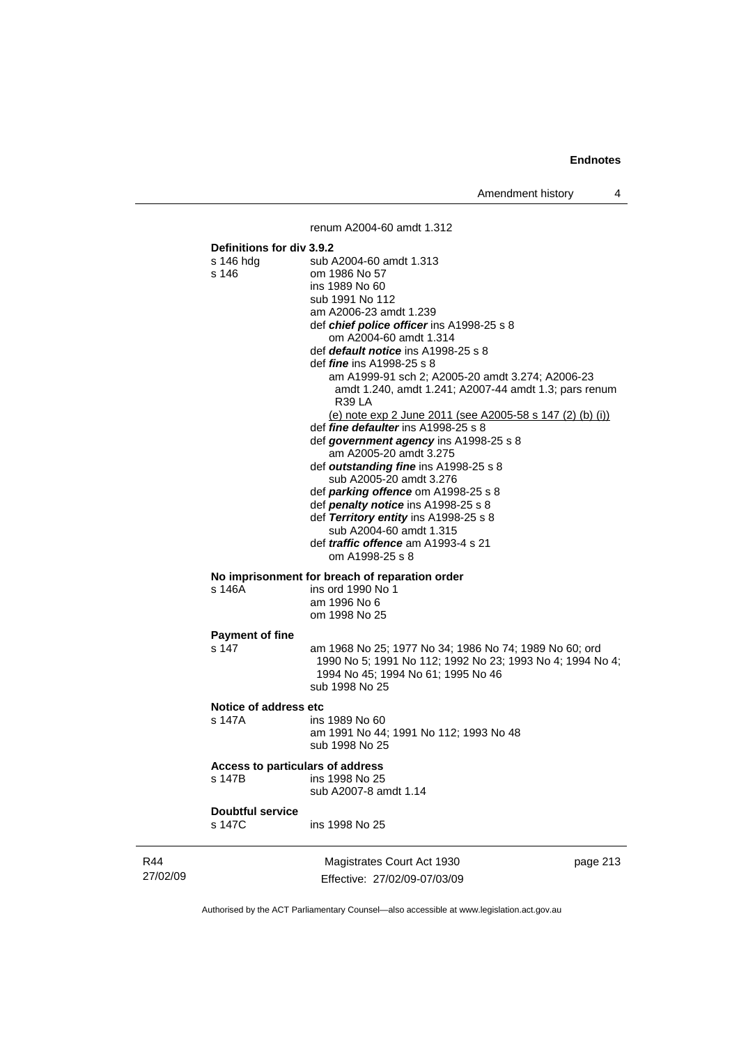renum A2004-60 amdt 1.312

**Definitions for div 3.9.2**

s 146 hdg sub A2004-60 amdt 1.313

s 146 om 1986 No 57
ins 1989 No 60
sub 1991 No 112
am A2006-23 amdt 1.239
def ***chief police officer*** ins A1998-25 s 8
om A2004-60 amdt 1.314
def ***default notice*** ins A1998-25 s 8
def ***fine*** ins A1998-25 s 8
am A1999-91 sch 2; A2005-20 amdt 3.274; A2006-23 amdt 1.240, amdt 1.241; A2007-44 amdt 1.3; pars renum R39 LA
(e) note exp 2 June 2011 (see A2005-58 s 147 (2) (b) (i))
def ***fine defaulter*** ins A1998-25 s 8
def ***government agency*** ins A1998-25 s 8
am A2005-20 amdt 3.275
def ***outstanding fine*** ins A1998-25 s 8
sub A2005-20 amdt 3.276
def ***parking offence*** om A1998-25 s 8
def ***penalty notice*** ins A1998-25 s 8
def ***Territory entity*** ins A1998-25 s 8
sub A2004-60 amdt 1.315
def ***traffic offence*** am A1993-4 s 21
om A1998-25 s 8

**No imprisonment for breach of reparation order**

s 146A ins ord 1990 No 1
am 1996 No 6
om 1998 No 25

**Payment of fine**

s 147 am 1968 No 25; 1977 No 34; 1986 No 74; 1989 No 60; ord 1990 No 5; 1991 No 112; 1992 No 23; 1993 No 4; 1994 No 4; 1994 No 45; 1994 No 61; 1995 No 46
sub 1998 No 25

**Notice of address etc**

s 147A ins 1989 No 60
am 1991 No 44; 1991 No 112; 1993 No 48
sub 1998 No 25

**Access to particulars of address**

s 147B ins 1998 No 25
sub A2007-8 amdt 1.14

**Doubtful service**

s 147C ins 1998 No 25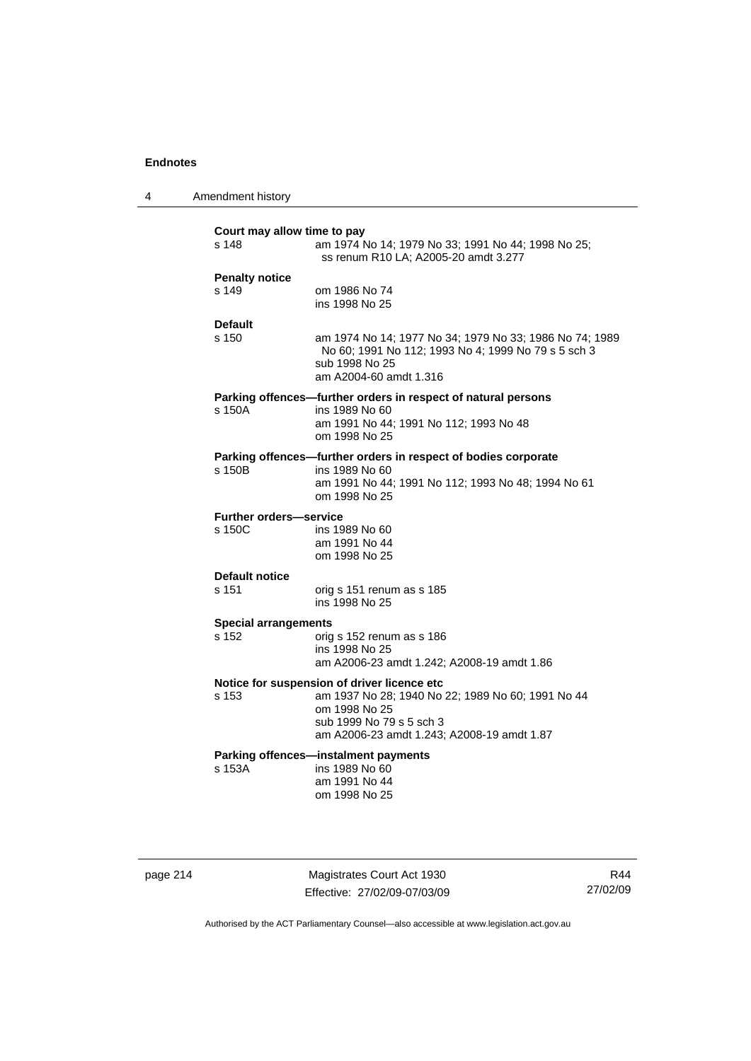**Court may allow time to pay**

s 148 — am 1974 No 14; 1979 No 33; 1991 No 44; 1998 No 25; ss renum R10 LA; A2005-20 amdt 3.277

**Penalty notice**

s 149 — om 1986 No 74
ins 1998 No 25

**Default**

s 150 — am 1974 No 14; 1977 No 34; 1979 No 33; 1986 No 74; 1989 No 60; 1991 No 112; 1993 No 4; 1999 No 79 s 5 sch 3
sub 1998 No 25
am A2004-60 amdt 1.316

**Parking offences—further orders in respect of natural persons**

s 150A — ins 1989 No 60
am 1991 No 44; 1991 No 112; 1993 No 48
om 1998 No 25

**Parking offences—further orders in respect of bodies corporate**

s 150B — ins 1989 No 60
am 1991 No 44; 1991 No 112; 1993 No 48; 1994 No 61
om 1998 No 25

**Further orders—service**

s 150C — ins 1989 No 60
am 1991 No 44
om 1998 No 25

**Default notice**

s 151 — orig s 151 renum as s 185
ins 1998 No 25

**Special arrangements**

s 152 — orig s 152 renum as s 186
ins 1998 No 25
am A2006-23 amdt 1.242; A2008-19 amdt 1.86

**Notice for suspension of driver licence etc**

s 153 — am 1937 No 28; 1940 No 22; 1989 No 60; 1991 No 44
om 1998 No 25
sub 1999 No 79 s 5 sch 3
am A2006-23 amdt 1.243; A2008-19 amdt 1.87

**Parking offences—instalment payments**

s 153A — ins 1989 No 60
am 1991 No 44
om 1998 No 25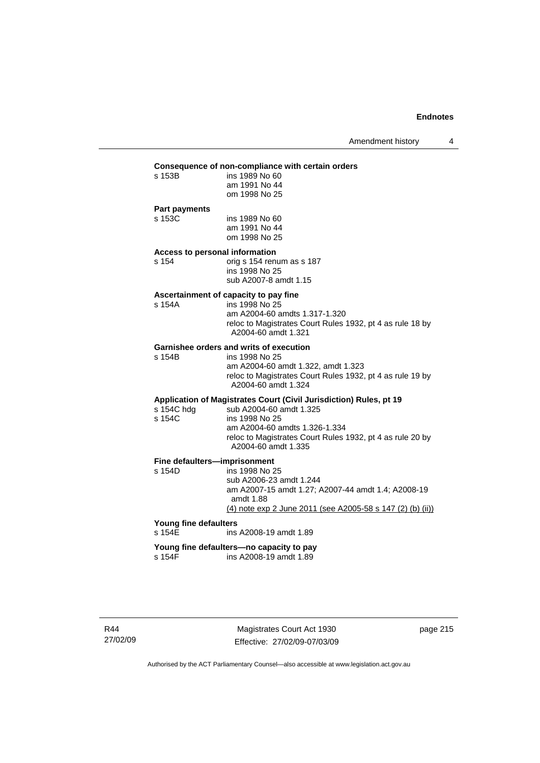**Consequence of non-compliance with certain orders**

s 153B ins 1989 No 60
am 1991 No 44
om 1998 No 25

**Part payments**

s 153C ins 1989 No 60
am 1991 No 44
om 1998 No 25

**Access to personal information**

s 154 orig s 154 renum as s 187
ins 1998 No 25
sub A2007-8 amdt 1.15

**Ascertainment of capacity to pay fine**

s 154A ins 1998 No 25
am A2004-60 amdts 1.317-1.320
reloc to Magistrates Court Rules 1932, pt 4 as rule 18 by A2004-60 amdt 1.321

**Garnishee orders and writs of execution**

s 154B ins 1998 No 25
am A2004-60 amdt 1.322, amdt 1.323
reloc to Magistrates Court Rules 1932, pt 4 as rule 19 by A2004-60 amdt 1.324

**Application of Magistrates Court (Civil Jurisdiction) Rules, pt 19**

s 154C hdg sub A2004-60 amdt 1.325
s 154C ins 1998 No 25
am A2004-60 amdts 1.326-1.334
reloc to Magistrates Court Rules 1932, pt 4 as rule 20 by A2004-60 amdt 1.335

**Fine defaulters—imprisonment**

s 154D ins 1998 No 25
sub A2006-23 amdt 1.244
am A2007-15 amdt 1.27; A2007-44 amdt 1.4; A2008-19 amdt 1.88
(4) note exp 2 June 2011 (see A2005-58 s 147 (2) (b) (ii))

**Young fine defaulters**

s 154E ins A2008-19 amdt 1.89

**Young fine defaulters—no capacity to pay**

s 154F ins A2008-19 amdt 1.89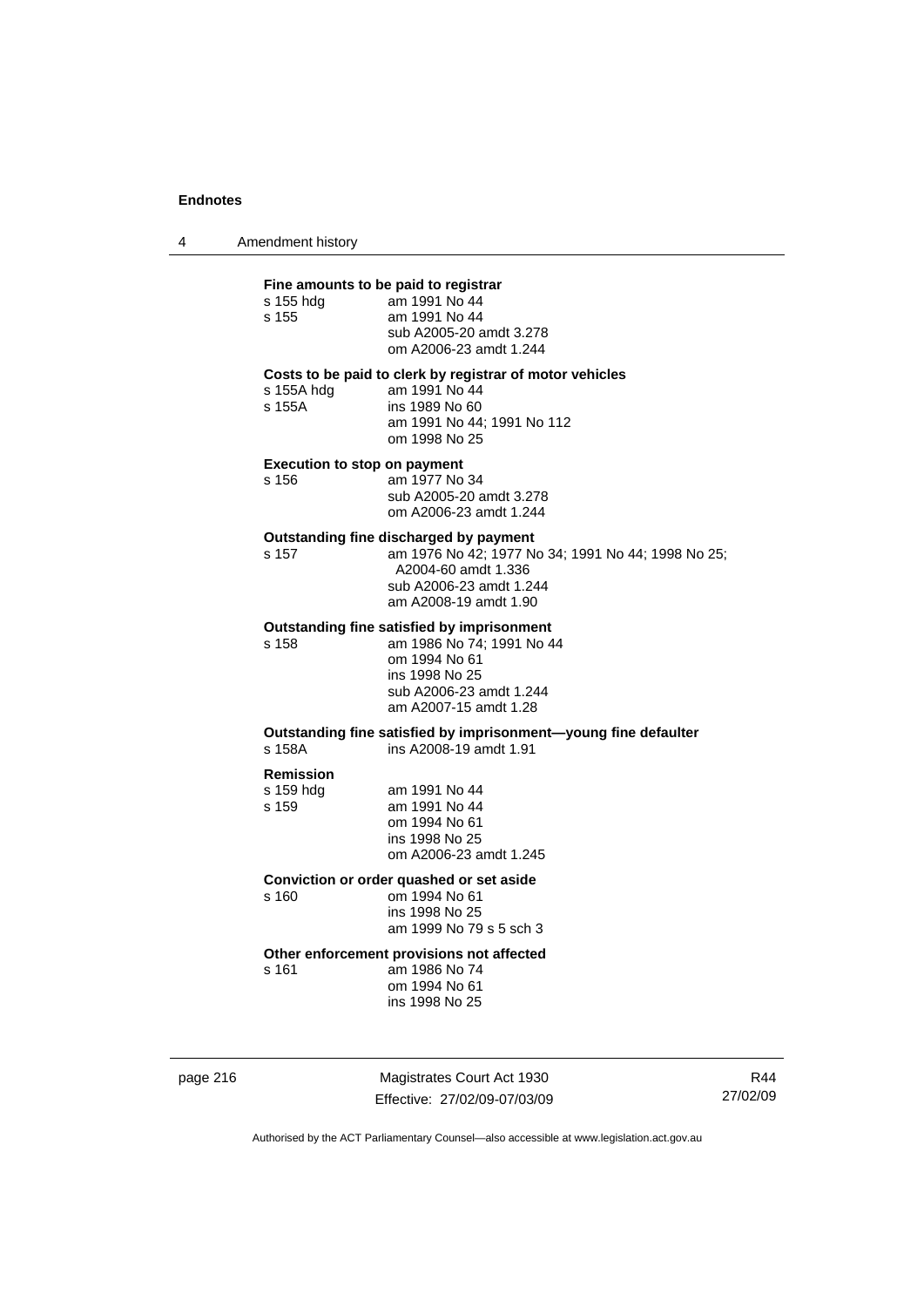**Fine amounts to be paid to registrar**

s 155 hdg am 1991 No 44
s 155 am 1991 No 44
sub A2005-20 amdt 3.278
om A2006-23 amdt 1.244

**Costs to be paid to clerk by registrar of motor vehicles**

s 155A hdg am 1991 No 44
s 155A ins 1989 No 60
am 1991 No 44; 1991 No 112
om 1998 No 25

**Execution to stop on payment**

s 156 am 1977 No 34
sub A2005-20 amdt 3.278
om A2006-23 amdt 1.244

**Outstanding fine discharged by payment**

s 157 am 1976 No 42; 1977 No 34; 1991 No 44; 1998 No 25; A2004-60 amdt 1.336
sub A2006-23 amdt 1.244
am A2008-19 amdt 1.90

**Outstanding fine satisfied by imprisonment**

s 158 am 1986 No 74; 1991 No 44
om 1994 No 61
ins 1998 No 25
sub A2006-23 amdt 1.244
am A2007-15 amdt 1.28

**Outstanding fine satisfied by imprisonment—young fine defaulter**

s 158A ins A2008-19 amdt 1.91

**Remission**

s 159 hdg am 1991 No 44
s 159 am 1991 No 44
om 1994 No 61
ins 1998 No 25
om A2006-23 amdt 1.245

**Conviction or order quashed or set aside**

s 160 om 1994 No 61
ins 1998 No 25
am 1999 No 79 s 5 sch 3

**Other enforcement provisions not affected**

s 161 am 1986 No 74
om 1994 No 61
ins 1998 No 25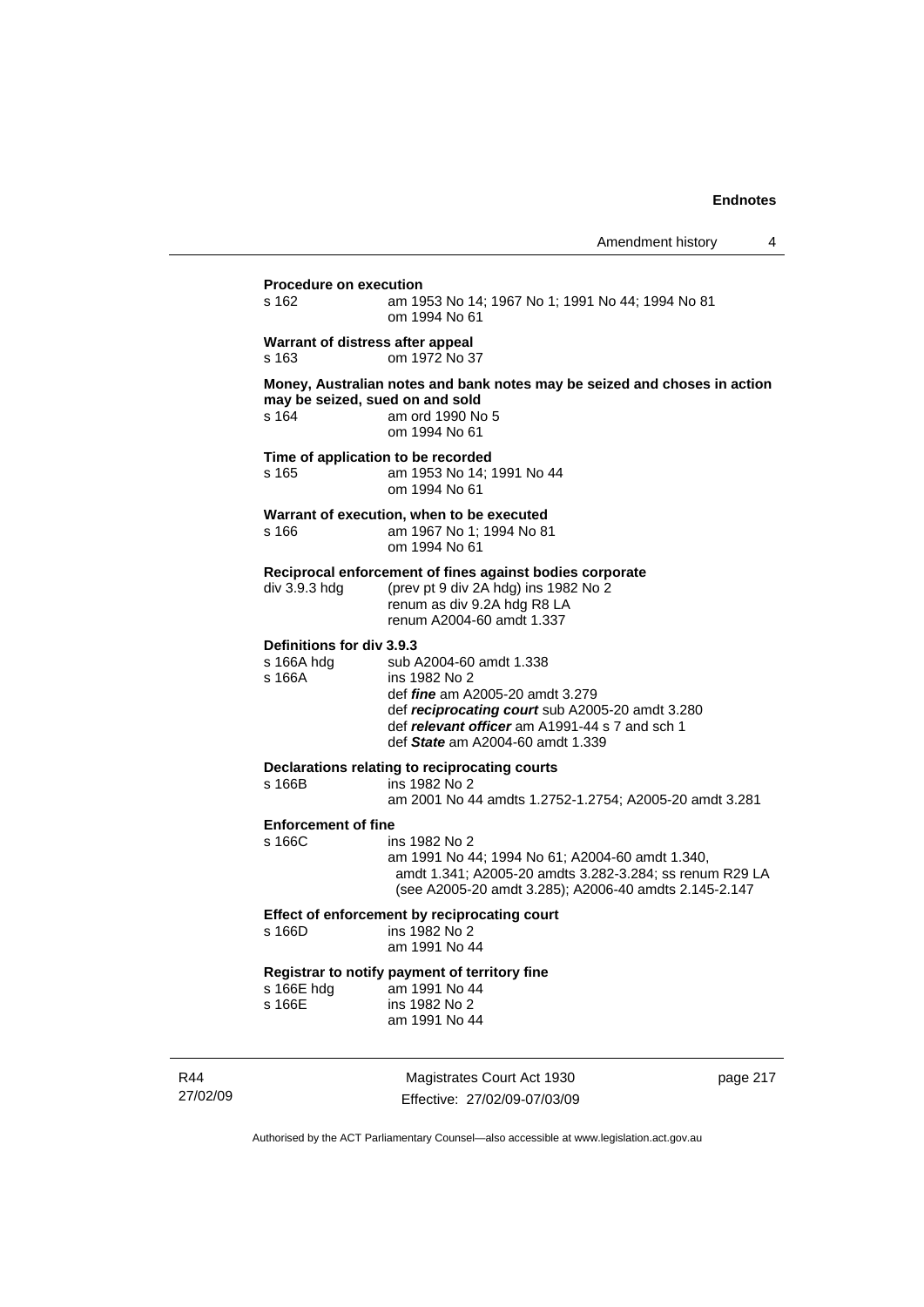**Procedure on execution**

s 162 am 1953 No 14; 1967 No 1; 1991 No 44; 1994 No 81
om 1994 No 61

**Warrant of distress after appeal**

s 163 om 1972 No 37

**Money, Australian notes and bank notes may be seized and choses in action may be seized, sued on and sold**

s 164 am ord 1990 No 5
om 1994 No 61

**Time of application to be recorded**

s 165 am 1953 No 14; 1991 No 44
om 1994 No 61

**Warrant of execution, when to be executed**

s 166 am 1967 No 1; 1994 No 81
om 1994 No 61

**Reciprocal enforcement of fines against bodies corporate**

div 3.9.3 hdg (prev pt 9 div 2A hdg) ins 1982 No 2
renum as div 9.2A hdg R8 LA
renum A2004-60 amdt 1.337

**Definitions for div 3.9.3**

s 166A hdg sub A2004-60 amdt 1.338
s 166A ins 1982 No 2
def ***fine*** am A2005-20 amdt 3.279
def ***reciprocating court*** sub A2005-20 amdt 3.280
def ***relevant officer*** am A1991-44 s 7 and sch 1
def ***State*** am A2004-60 amdt 1.339

**Declarations relating to reciprocating courts**

s 166B ins 1982 No 2
am 2001 No 44 amdts 1.2752-1.2754; A2005-20 amdt 3.281

**Enforcement of fine**

s 166C ins 1982 No 2
am 1991 No 44; 1994 No 61; A2004-60 amdt 1.340, amdt 1.341; A2005-20 amdts 3.282-3.284; ss renum R29 LA (see A2005-20 amdt 3.285); A2006-40 amdts 2.145-2.147

**Effect of enforcement by reciprocating court**

s 166D ins 1982 No 2
am 1991 No 44

**Registrar to notify payment of territory fine**

s 166E hdg am 1991 No 44
s 166E ins 1982 No 2
am 1991 No 44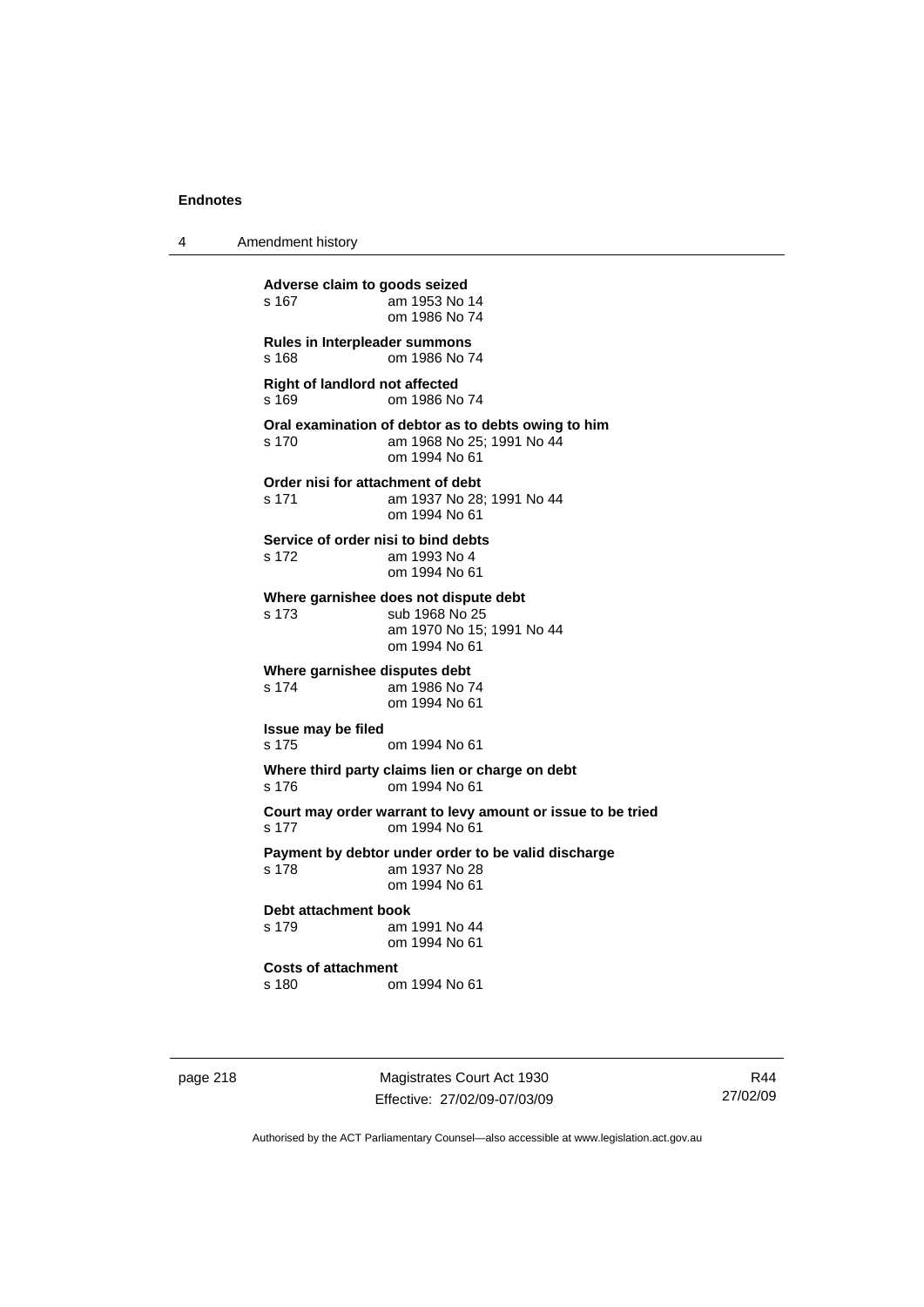**Adverse claim to goods seized**
s 167 am 1953 No 14
om 1986 No 74

**Rules in Interpleader summons**
s 168 om 1986 No 74

**Right of landlord not affected**
s 169 om 1986 No 74

**Oral examination of debtor as to debts owing to him**
s 170 am 1968 No 25; 1991 No 44
om 1994 No 61

**Order nisi for attachment of debt**
s 171 am 1937 No 28; 1991 No 44
om 1994 No 61

**Service of order nisi to bind debts**
s 172 am 1993 No 4
om 1994 No 61

**Where garnishee does not dispute debt**
s 173 sub 1968 No 25
am 1970 No 15; 1991 No 44
om 1994 No 61

**Where garnishee disputes debt**
s 174 am 1986 No 74
om 1994 No 61

**Issue may be filed**
s 175 om 1994 No 61

**Where third party claims lien or charge on debt**
s 176 om 1994 No 61

**Court may order warrant to levy amount or issue to be tried**
s 177 om 1994 No 61

**Payment by debtor under order to be valid discharge**
s 178 am 1937 No 28
om 1994 No 61

**Debt attachment book**
s 179 am 1991 No 44
om 1994 No 61

**Costs of attachment**
s 180 om 1994 No 61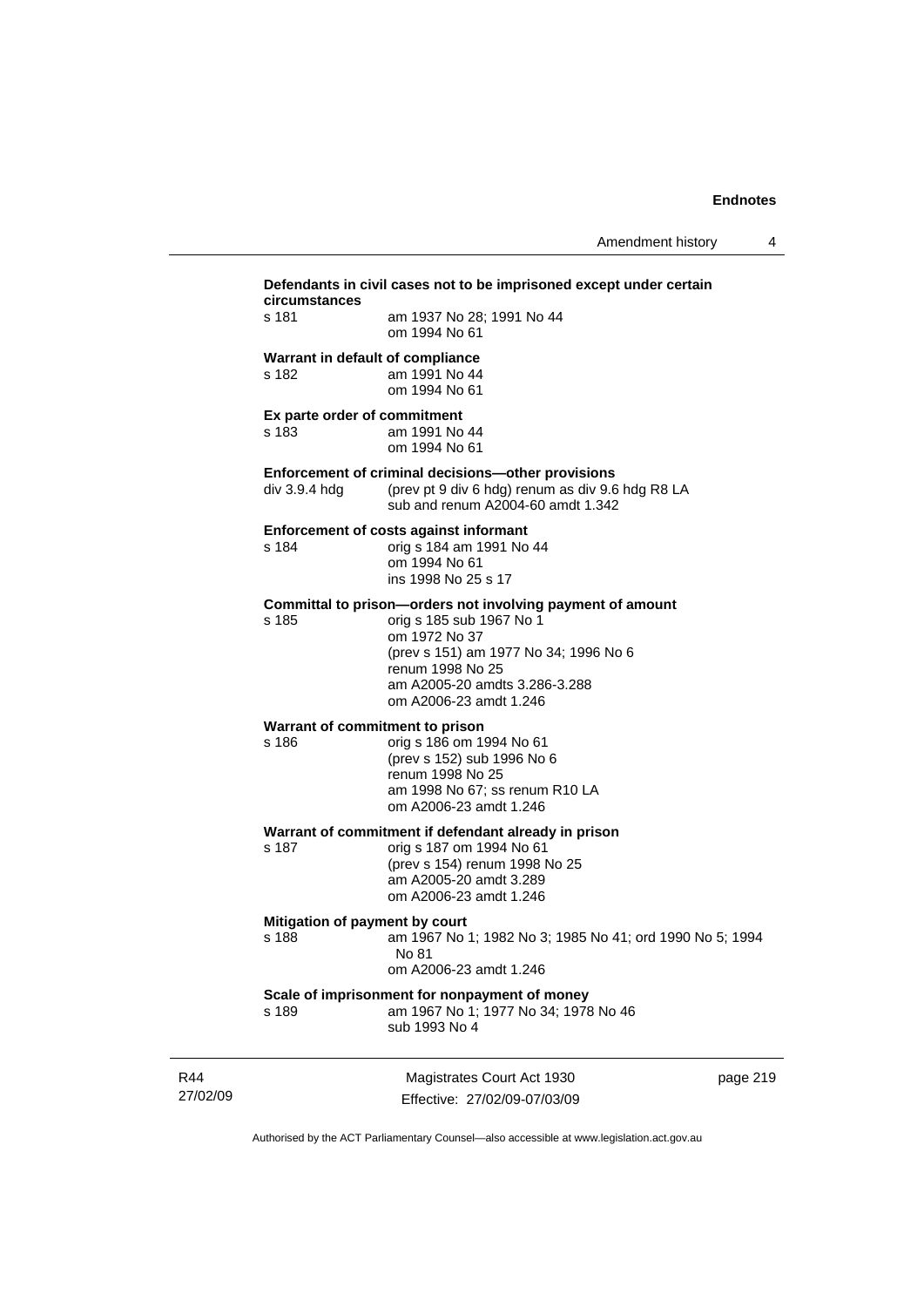**Defendants in civil cases not to be imprisoned except under certain circumstances**

s 181 am 1937 No 28; 1991 No 44
om 1994 No 61

**Warrant in default of compliance**

s 182 am 1991 No 44
om 1994 No 61

**Ex parte order of commitment**

s 183 am 1991 No 44
om 1994 No 61

**Enforcement of criminal decisions—other provisions**

div 3.9.4 hdg (prev pt 9 div 6 hdg) renum as div 9.6 hdg R8 LA
sub and renum A2004-60 amdt 1.342

**Enforcement of costs against informant**

s 184 orig s 184 am 1991 No 44
om 1994 No 61
ins 1998 No 25 s 17

**Committal to prison—orders not involving payment of amount**

s 185 orig s 185 sub 1967 No 1
om 1972 No 37
(prev s 151) am 1977 No 34; 1996 No 6
renum 1998 No 25
am A2005-20 amdts 3.286-3.288
om A2006-23 amdt 1.246

**Warrant of commitment to prison**

s 186 orig s 186 om 1994 No 61
(prev s 152) sub 1996 No 6
renum 1998 No 25
am 1998 No 67; ss renum R10 LA
om A2006-23 amdt 1.246

**Warrant of commitment if defendant already in prison**

s 187 orig s 187 om 1994 No 61
(prev s 154) renum 1998 No 25
am A2005-20 amdt 3.289
om A2006-23 amdt 1.246

**Mitigation of payment by court**

s 188 am 1967 No 1; 1982 No 3; 1985 No 41; ord 1990 No 5; 1994 No 81
om A2006-23 amdt 1.246

**Scale of imprisonment for nonpayment of money**

s 189 am 1967 No 1; 1977 No 34; 1978 No 46
sub 1993 No 4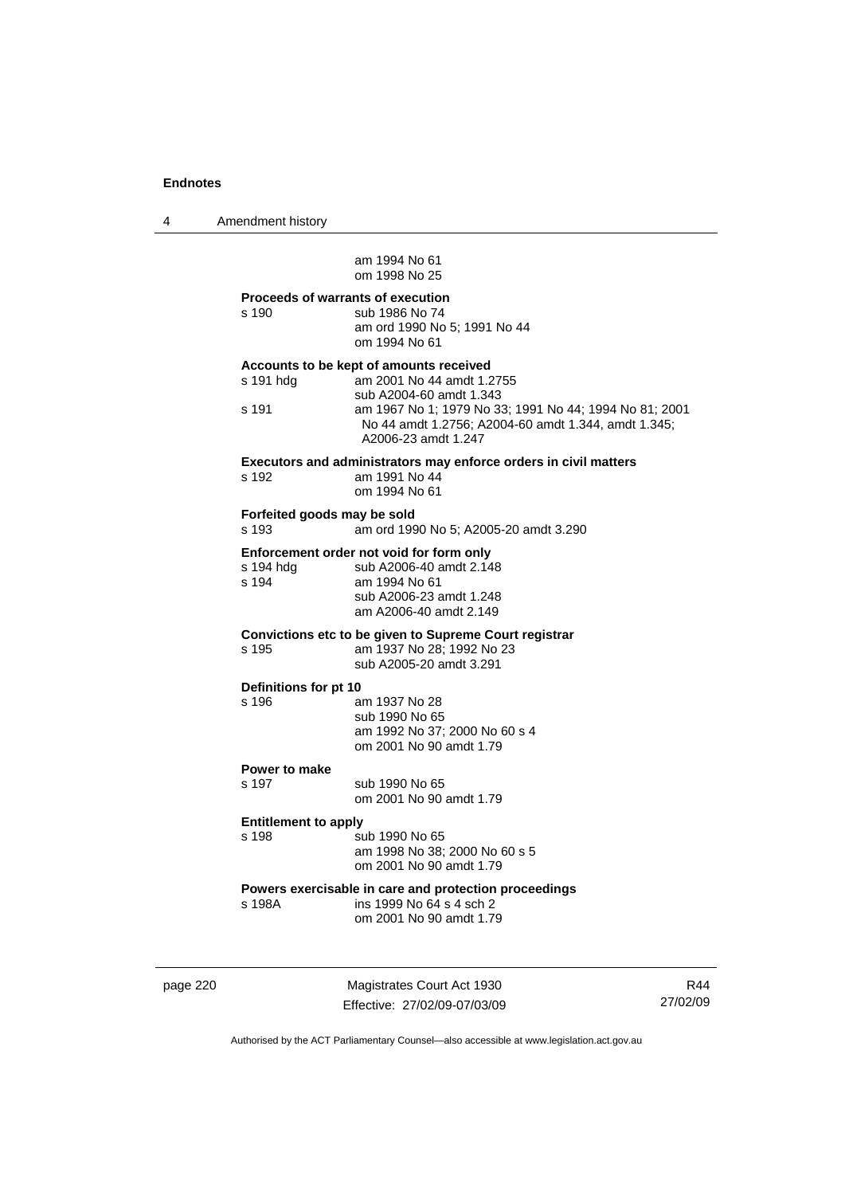am 1994 No 61
om 1998 No 25

**Proceeds of warrants of execution**

s 190 sub 1986 No 74
am ord 1990 No 5; 1991 No 44
om 1994 No 61

**Accounts to be kept of amounts received**

s 191 hdg am 2001 No 44 amdt 1.2755
sub A2004-60 amdt 1.343

s 191 am 1967 No 1; 1979 No 33; 1991 No 44; 1994 No 81; 2001 No 44 amdt 1.2756; A2004-60 amdt 1.344, amdt 1.345; A2006-23 amdt 1.247

**Executors and administrators may enforce orders in civil matters**

s 192 am 1991 No 44
om 1994 No 61

**Forfeited goods may be sold**

s 193 am ord 1990 No 5; A2005-20 amdt 3.290

**Enforcement order not void for form only**

s 194 hdg sub A2006-40 amdt 2.148

s 194 am 1994 No 61
sub A2006-23 amdt 1.248
am A2006-40 amdt 2.149

**Convictions etc to be given to Supreme Court registrar**

s 195 am 1937 No 28; 1992 No 23
sub A2005-20 amdt 3.291

**Definitions for pt 10**

s 196 am 1937 No 28
sub 1990 No 65
am 1992 No 37; 2000 No 60 s 4
om 2001 No 90 amdt 1.79

**Power to make**

s 197 sub 1990 No 65
om 2001 No 90 amdt 1.79

**Entitlement to apply**

s 198 sub 1990 No 65
am 1998 No 38; 2000 No 60 s 5
om 2001 No 90 amdt 1.79

**Powers exercisable in care and protection proceedings**

s 198A ins 1999 No 64 s 4 sch 2
om 2001 No 90 amdt 1.79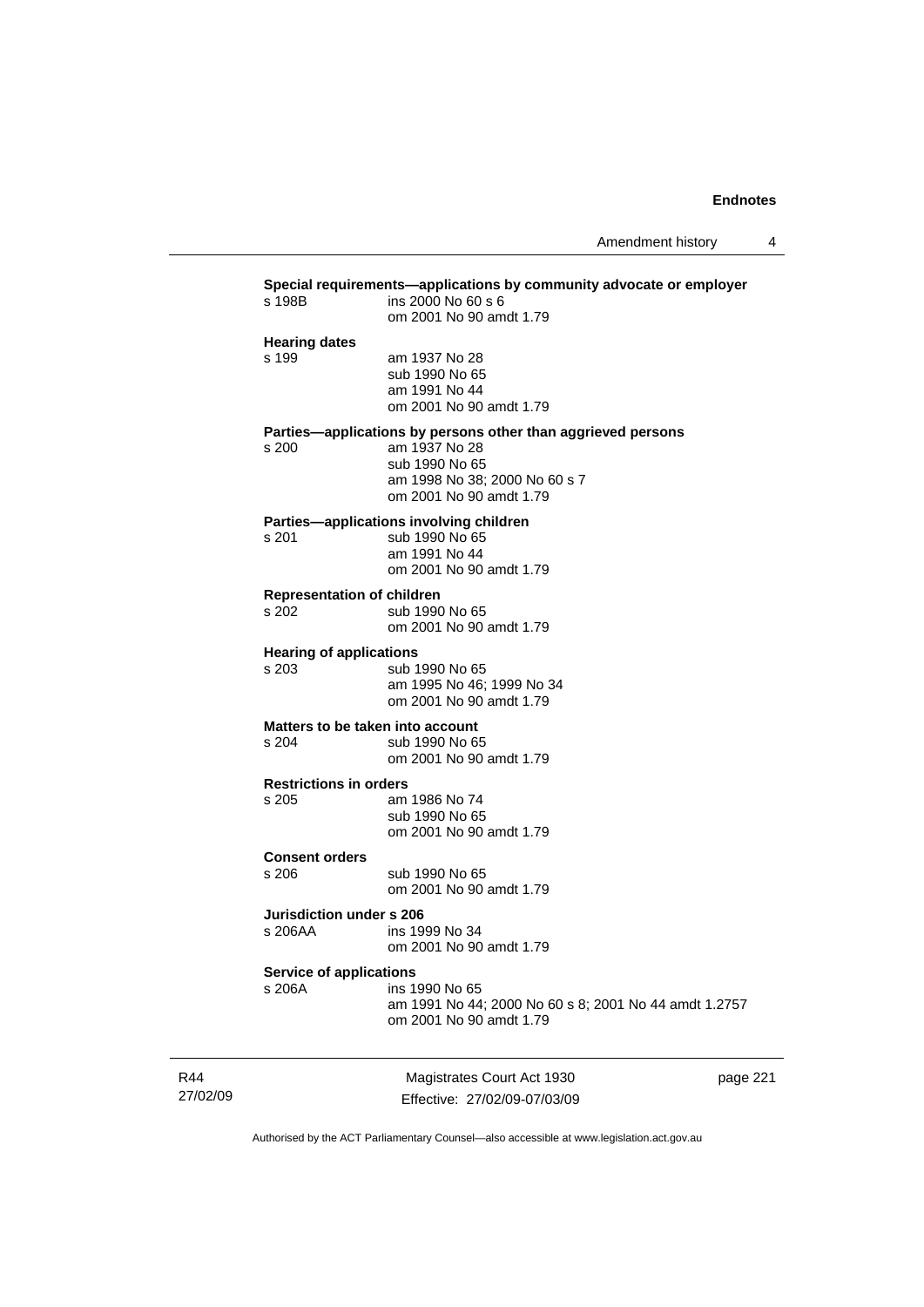**Special requirements—applications by community advocate or employer**

s 198B ins 2000 No 60 s 6
om 2001 No 90 amdt 1.79

**Hearing dates**

s 199 am 1937 No 28
sub 1990 No 65
am 1991 No 44
om 2001 No 90 amdt 1.79

**Parties—applications by persons other than aggrieved persons**

s 200 am 1937 No 28
sub 1990 No 65
am 1998 No 38; 2000 No 60 s 7
om 2001 No 90 amdt 1.79

**Parties—applications involving children**

s 201 sub 1990 No 65
am 1991 No 44
om 2001 No 90 amdt 1.79

**Representation of children**

s 202 sub 1990 No 65
om 2001 No 90 amdt 1.79

**Hearing of applications**

s 203 sub 1990 No 65
am 1995 No 46; 1999 No 34
om 2001 No 90 amdt 1.79

**Matters to be taken into account**

s 204 sub 1990 No 65
om 2001 No 90 amdt 1.79

**Restrictions in orders**

s 205 am 1986 No 74
sub 1990 No 65
om 2001 No 90 amdt 1.79

**Consent orders**

s 206 sub 1990 No 65
om 2001 No 90 amdt 1.79

**Jurisdiction under s 206**

s 206AA ins 1999 No 34
om 2001 No 90 amdt 1.79

**Service of applications**

s 206A ins 1990 No 65
am 1991 No 44; 2000 No 60 s 8; 2001 No 44 amdt 1.2757
om 2001 No 90 amdt 1.79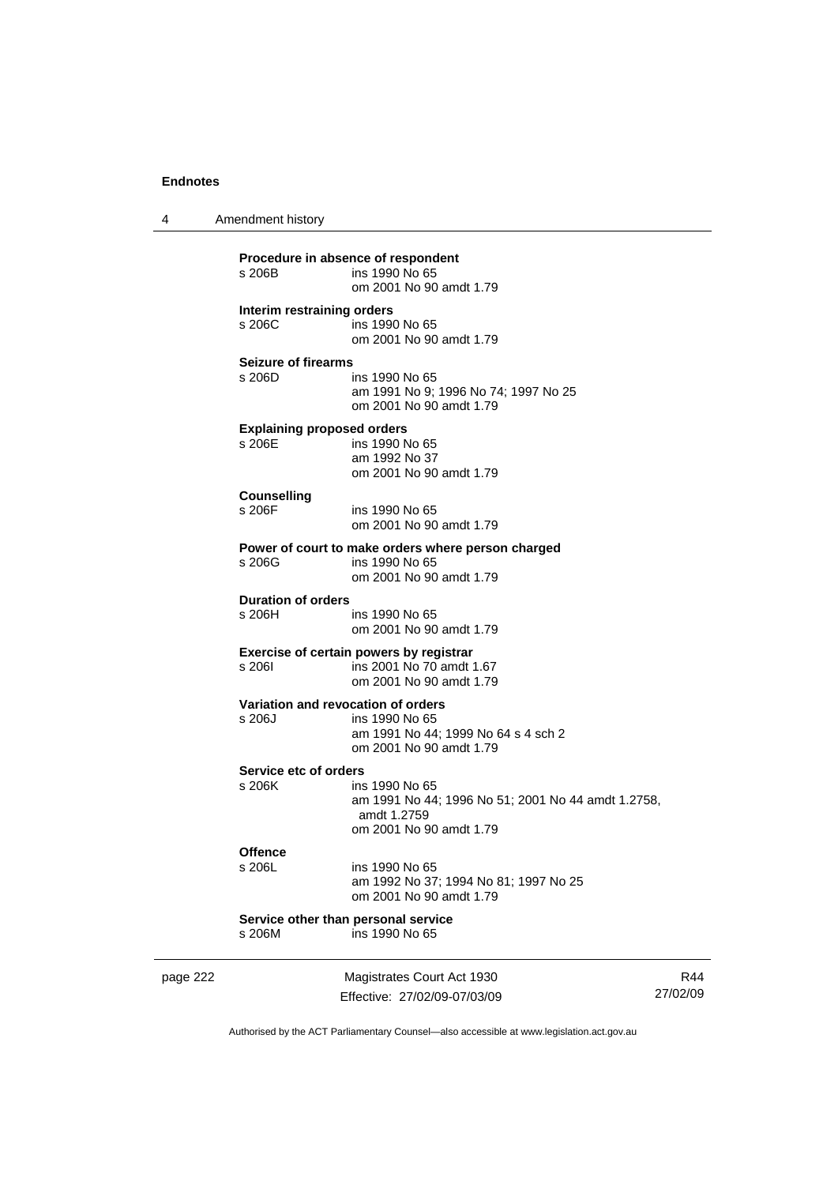**Procedure in absence of respondent**
s 206B ins 1990 No 65
om 2001 No 90 amdt 1.79

**Interim restraining orders**
s 206C ins 1990 No 65
om 2001 No 90 amdt 1.79

**Seizure of firearms**
s 206D ins 1990 No 65
am 1991 No 9; 1996 No 74; 1997 No 25
om 2001 No 90 amdt 1.79

**Explaining proposed orders**
s 206E ins 1990 No 65
am 1992 No 37
om 2001 No 90 amdt 1.79

**Counselling**
s 206F ins 1990 No 65
om 2001 No 90 amdt 1.79

**Power of court to make orders where person charged**
s 206G ins 1990 No 65
om 2001 No 90 amdt 1.79

**Duration of orders**
s 206H ins 1990 No 65
om 2001 No 90 amdt 1.79

**Exercise of certain powers by registrar**
s 206I ins 2001 No 70 amdt 1.67
om 2001 No 90 amdt 1.79

**Variation and revocation of orders**
s 206J ins 1990 No 65
am 1991 No 44; 1999 No 64 s 4 sch 2
om 2001 No 90 amdt 1.79

**Service etc of orders**
s 206K ins 1990 No 65
am 1991 No 44; 1996 No 51; 2001 No 44 amdt 1.2758, amdt 1.2759
om 2001 No 90 amdt 1.79

**Offence**
s 206L ins 1990 No 65
am 1992 No 37; 1994 No 81; 1997 No 25
om 2001 No 90 amdt 1.79

**Service other than personal service**
s 206M ins 1990 No 65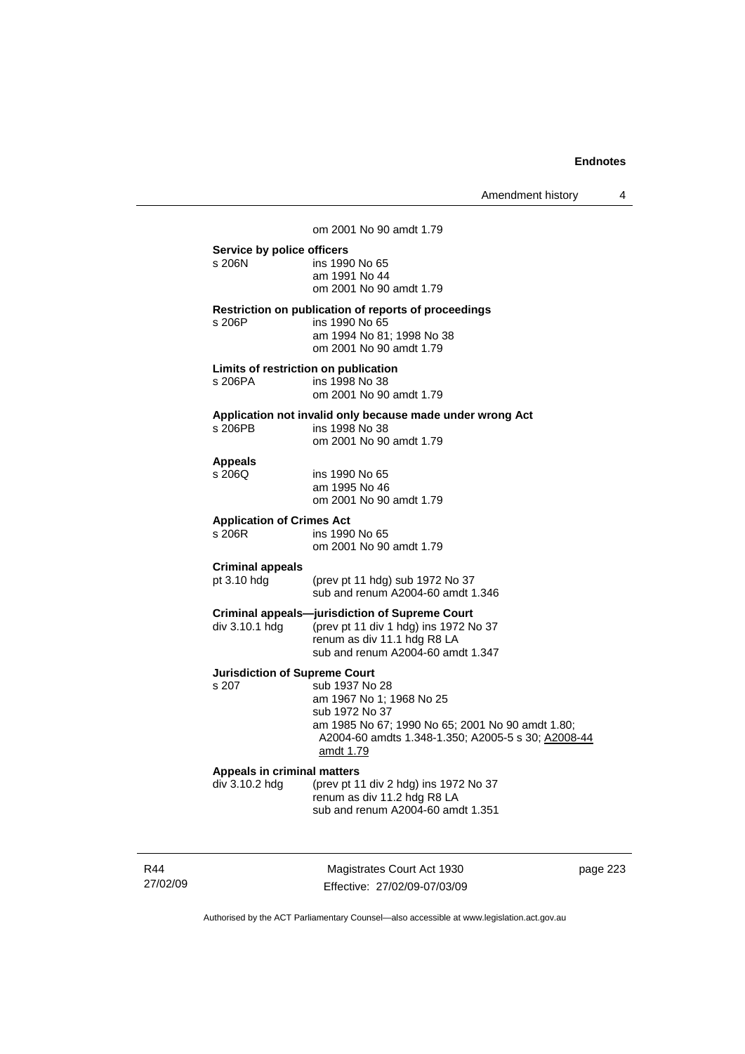om 2001 No 90 amdt 1.79

**Service by police officers**

s 206N ins 1990 No 65
am 1991 No 44
om 2001 No 90 amdt 1.79

**Restriction on publication of reports of proceedings**

s 206P ins 1990 No 65
am 1994 No 81; 1998 No 38
om 2001 No 90 amdt 1.79

**Limits of restriction on publication**

s 206PA ins 1998 No 38
om 2001 No 90 amdt 1.79

**Application not invalid only because made under wrong Act**

s 206PB ins 1998 No 38
om 2001 No 90 amdt 1.79

**Appeals**

s 206Q ins 1990 No 65
am 1995 No 46
om 2001 No 90 amdt 1.79

**Application of Crimes Act**

s 206R ins 1990 No 65
om 2001 No 90 amdt 1.79

**Criminal appeals**

pt 3.10 hdg (prev pt 11 hdg) sub 1972 No 37
sub and renum A2004-60 amdt 1.346

**Criminal appeals—jurisdiction of Supreme Court**

div 3.10.1 hdg (prev pt 11 div 1 hdg) ins 1972 No 37
renum as div 11.1 hdg R8 LA
sub and renum A2004-60 amdt 1.347

**Jurisdiction of Supreme Court**

s 207 sub 1937 No 28
am 1967 No 1; 1968 No 25
sub 1972 No 37
am 1985 No 67; 1990 No 65; 2001 No 90 amdt 1.80; A2004-60 amdts 1.348-1.350; A2005-5 s 30; A2008-44 amdt 1.79

**Appeals in criminal matters**

div 3.10.2 hdg (prev pt 11 div 2 hdg) ins 1972 No 37
renum as div 11.2 hdg R8 LA
sub and renum A2004-60 amdt 1.351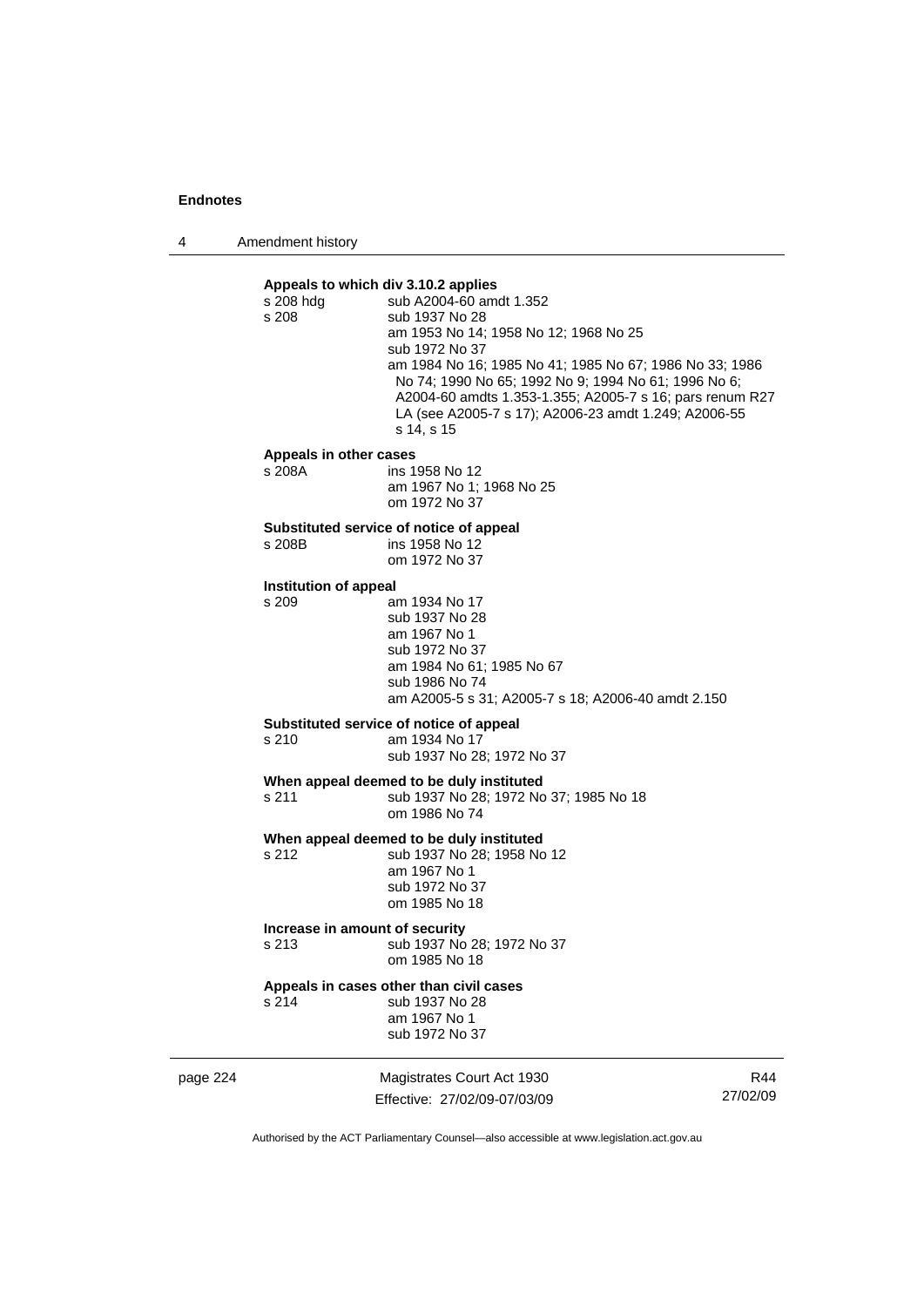**Appeals to which div 3.10.2 applies**

s 208 hdg sub A2004-60 amdt 1.352
s 208 sub 1937 No 28
am 1953 No 14; 1958 No 12; 1968 No 25
sub 1972 No 37
am 1984 No 16; 1985 No 41; 1985 No 67; 1986 No 33; 1986 No 74; 1990 No 65; 1992 No 9; 1994 No 61; 1996 No 6; A2004-60 amdts 1.353-1.355; A2005-7 s 16; pars renum R27 LA (see A2005-7 s 17); A2006-23 amdt 1.249; A2006-55 s 14, s 15

**Appeals in other cases**

s 208A ins 1958 No 12
am 1967 No 1; 1968 No 25
om 1972 No 37

**Substituted service of notice of appeal**

s 208B ins 1958 No 12
om 1972 No 37

**Institution of appeal**

s 209 am 1934 No 17
sub 1937 No 28
am 1967 No 1
sub 1972 No 37
am 1984 No 61; 1985 No 67
sub 1986 No 74
am A2005-5 s 31; A2005-7 s 18; A2006-40 amdt 2.150

**Substituted service of notice of appeal**

s 210 am 1934 No 17
sub 1937 No 28; 1972 No 37

**When appeal deemed to be duly instituted**

s 211 sub 1937 No 28; 1972 No 37; 1985 No 18
om 1986 No 74

**When appeal deemed to be duly instituted**

s 212 sub 1937 No 28; 1958 No 12
am 1967 No 1
sub 1972 No 37
om 1985 No 18

**Increase in amount of security**

s 213 sub 1937 No 28; 1972 No 37
om 1985 No 18

**Appeals in cases other than civil cases**

s 214 sub 1937 No 28
am 1967 No 1
sub 1972 No 37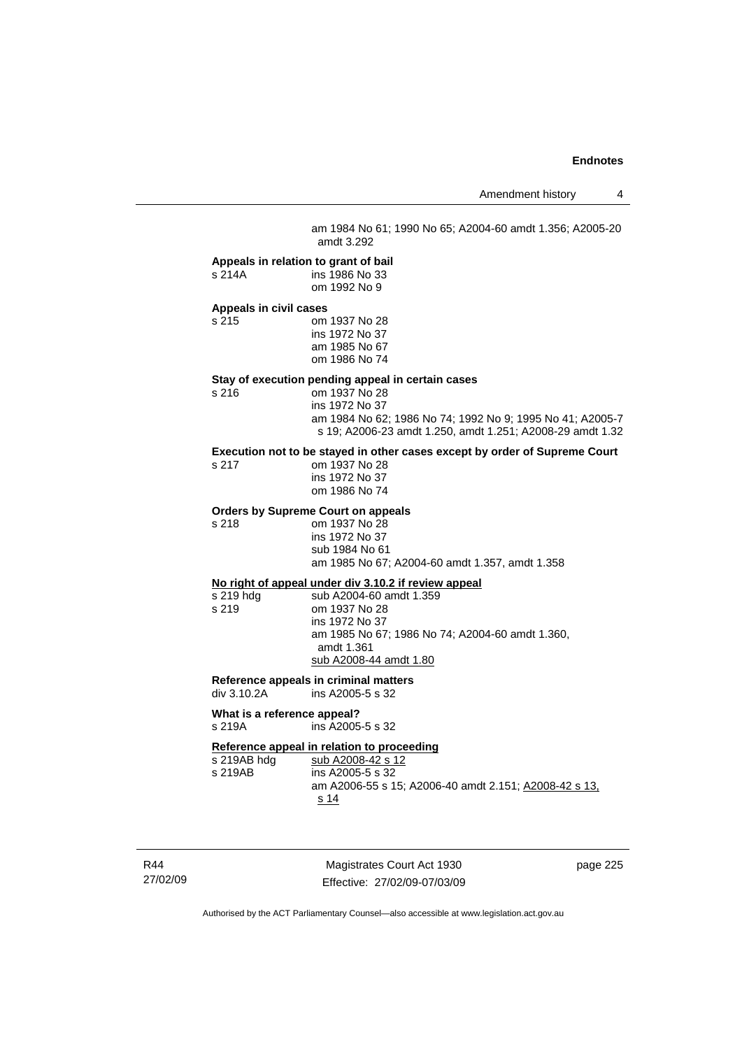am 1984 No 61; 1990 No 65; A2004-60 amdt 1.356; A2005-20 amdt 3.292

**Appeals in relation to grant of bail**

s 214A ins 1986 No 33
om 1992 No 9

**Appeals in civil cases**

s 215 om 1937 No 28
ins 1972 No 37
am 1985 No 67
om 1986 No 74

**Stay of execution pending appeal in certain cases**

s 216 om 1937 No 28
ins 1972 No 37
am 1984 No 62; 1986 No 74; 1992 No 9; 1995 No 41; A2005-7 s 19; A2006-23 amdt 1.250, amdt 1.251; A2008-29 amdt 1.32

**Execution not to be stayed in other cases except by order of Supreme Court**

s 217 om 1937 No 28
ins 1972 No 37
om 1986 No 74

**Orders by Supreme Court on appeals**

s 218 om 1937 No 28
ins 1972 No 37
sub 1984 No 61
am 1985 No 67; A2004-60 amdt 1.357, amdt 1.358

**No right of appeal under div 3.10.2 if review appeal**

s 219 hdg sub A2004-60 amdt 1.359
s 219 om 1937 No 28
ins 1972 No 37
am 1985 No 67; 1986 No 74; A2004-60 amdt 1.360, amdt 1.361
sub A2008-44 amdt 1.80

**Reference appeals in criminal matters**

div 3.10.2A ins A2005-5 s 32

**What is a reference appeal?**

s 219A ins A2005-5 s 32

**Reference appeal in relation to proceeding**

s 219AB hdg sub A2008-42 s 12
s 219AB ins A2005-5 s 32
am A2006-55 s 15; A2006-40 amdt 2.151; A2008-42 s 13, s 14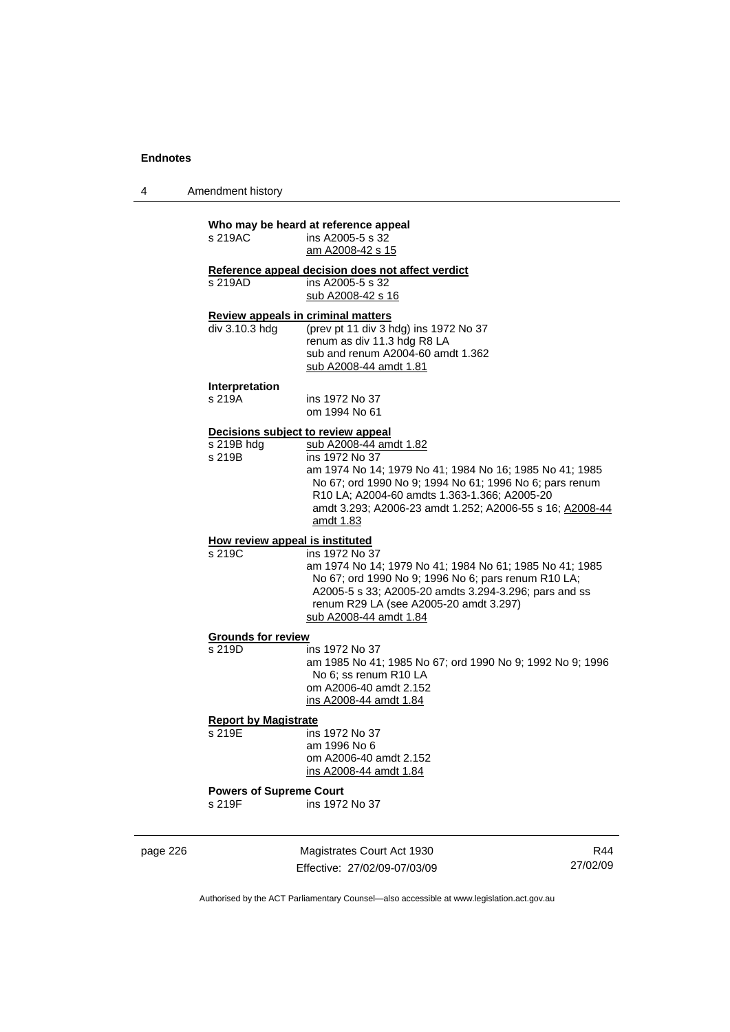**Who may be heard at reference appeal**

s 219AC ins A2005-5 s 32
am A2008-42 s 15

**Reference appeal decision does not affect verdict**

s 219AD ins A2005-5 s 32
sub A2008-42 s 16

**Review appeals in criminal matters**

div 3.10.3 hdg (prev pt 11 div 3 hdg) ins 1972 No 37
renum as div 11.3 hdg R8 LA
sub and renum A2004-60 amdt 1.362
sub A2008-44 amdt 1.81

**Interpretation**

s 219A ins 1972 No 37
om 1994 No 61

**Decisions subject to review appeal**

s 219B hdg sub A2008-44 amdt 1.82
s 219B ins 1972 No 37
am 1974 No 14; 1979 No 41; 1984 No 16; 1985 No 41; 1985 No 67; ord 1990 No 9; 1994 No 61; 1996 No 6; pars renum R10 LA; A2004-60 amdts 1.363-1.366; A2005-20 amdt 3.293; A2006-23 amdt 1.252; A2006-55 s 16; A2008-44 amdt 1.83

**How review appeal is instituted**

s 219C ins 1972 No 37
am 1974 No 14; 1979 No 41; 1984 No 61; 1985 No 41; 1985 No 67; ord 1990 No 9; 1996 No 6; pars renum R10 LA; A2005-5 s 33; A2005-20 amdts 3.294-3.296; pars and ss renum R29 LA (see A2005-20 amdt 3.297)
sub A2008-44 amdt 1.84

**Grounds for review**

s 219D ins 1972 No 37
am 1985 No 41; 1985 No 67; ord 1990 No 9; 1992 No 9; 1996 No 6; ss renum R10 LA
om A2006-40 amdt 2.152
ins A2008-44 amdt 1.84

**Report by Magistrate**

s 219E ins 1972 No 37
am 1996 No 6
om A2006-40 amdt 2.152
ins A2008-44 amdt 1.84

**Powers of Supreme Court**

s 219F ins 1972 No 37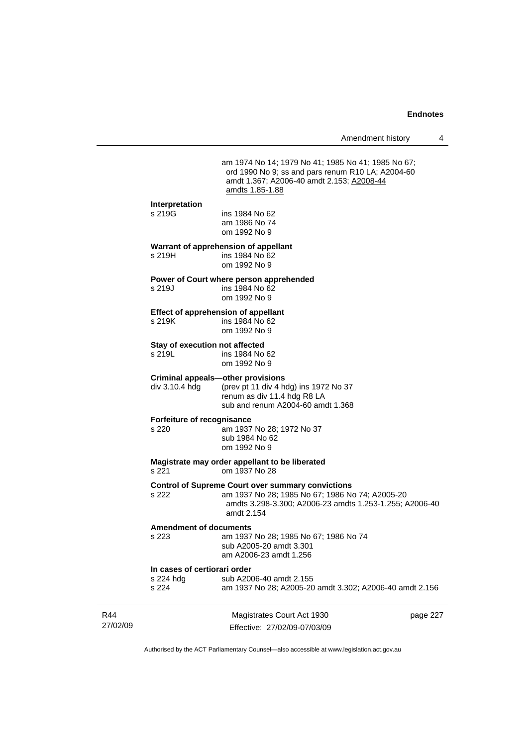am 1974 No 14; 1979 No 41; 1985 No 41; 1985 No 67; ord 1990 No 9; ss and pars renum R10 LA; A2004-60 amdt 1.367; A2006-40 amdt 2.153; A2008-44 amdts 1.85-1.88

**Interpretation**

s 219G ins 1984 No 62
am 1986 No 74
om 1992 No 9

**Warrant of apprehension of appellant**

s 219H ins 1984 No 62
om 1992 No 9

**Power of Court where person apprehended**

s 219J ins 1984 No 62
om 1992 No 9

**Effect of apprehension of appellant**

s 219K ins 1984 No 62
om 1992 No 9

**Stay of execution not affected**

s 219L ins 1984 No 62
om 1992 No 9

**Criminal appeals—other provisions**

div 3.10.4 hdg (prev pt 11 div 4 hdg) ins 1972 No 37
renum as div 11.4 hdg R8 LA
sub and renum A2004-60 amdt 1.368

**Forfeiture of recognisance**

s 220 am 1937 No 28; 1972 No 37
sub 1984 No 62
om 1992 No 9

**Magistrate may order appellant to be liberated**

s 221 om 1937 No 28

**Control of Supreme Court over summary convictions**

s 222 am 1937 No 28; 1985 No 67; 1986 No 74; A2005-20 amdts 3.298-3.300; A2006-23 amdts 1.253-1.255; A2006-40 amdt 2.154

**Amendment of documents**

s 223 am 1937 No 28; 1985 No 67; 1986 No 74
sub A2005-20 amdt 3.301
am A2006-23 amdt 1.256

**In cases of certiorari order**

s 224 hdg sub A2006-40 amdt 2.155
s 224 am 1937 No 28; A2005-20 amdt 3.302; A2006-40 amdt 2.156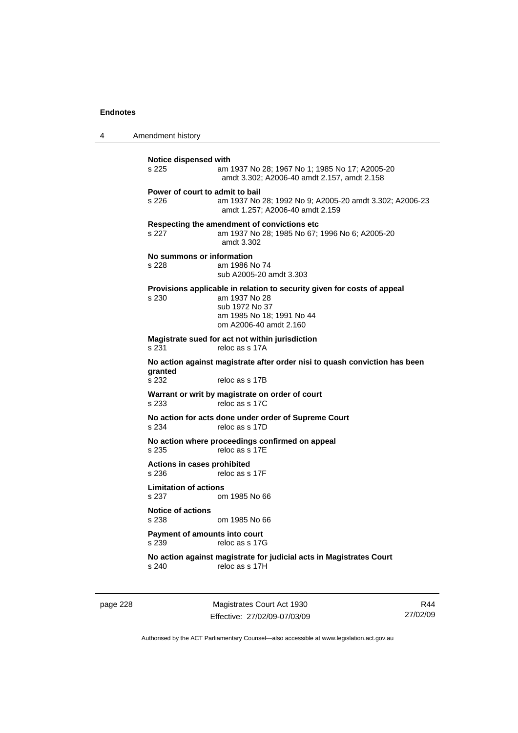**Notice dispensed with**

s 225 am 1937 No 28; 1967 No 1; 1985 No 17; A2005-20 amdt 3.302; A2006-40 amdt 2.157, amdt 2.158

**Power of court to admit to bail**

s 226 am 1937 No 28; 1992 No 9; A2005-20 amdt 3.302; A2006-23 amdt 1.257; A2006-40 amdt 2.159

**Respecting the amendment of convictions etc**

s 227 am 1937 No 28; 1985 No 67; 1996 No 6; A2005-20 amdt 3.302

**No summons or information**

s 228 am 1986 No 74
sub A2005-20 amdt 3.303

**Provisions applicable in relation to security given for costs of appeal**

s 230 am 1937 No 28
sub 1972 No 37
am 1985 No 18; 1991 No 44
om A2006-40 amdt 2.160

**Magistrate sued for act not within jurisdiction**

s 231 reloc as s 17A

**No action against magistrate after order nisi to quash conviction has been granted**

s 232 reloc as s 17B

**Warrant or writ by magistrate on order of court**

s 233 reloc as s 17C

**No action for acts done under order of Supreme Court**

s 234 reloc as s 17D

**No action where proceedings confirmed on appeal**

s 235 reloc as s 17E

**Actions in cases prohibited**

s 236 reloc as s 17F

**Limitation of actions**

s 237 om 1985 No 66

**Notice of actions**

s 238 om 1985 No 66

**Payment of amounts into court**

s 239 reloc as s 17G

**No action against magistrate for judicial acts in Magistrates Court**

s 240 reloc as s 17H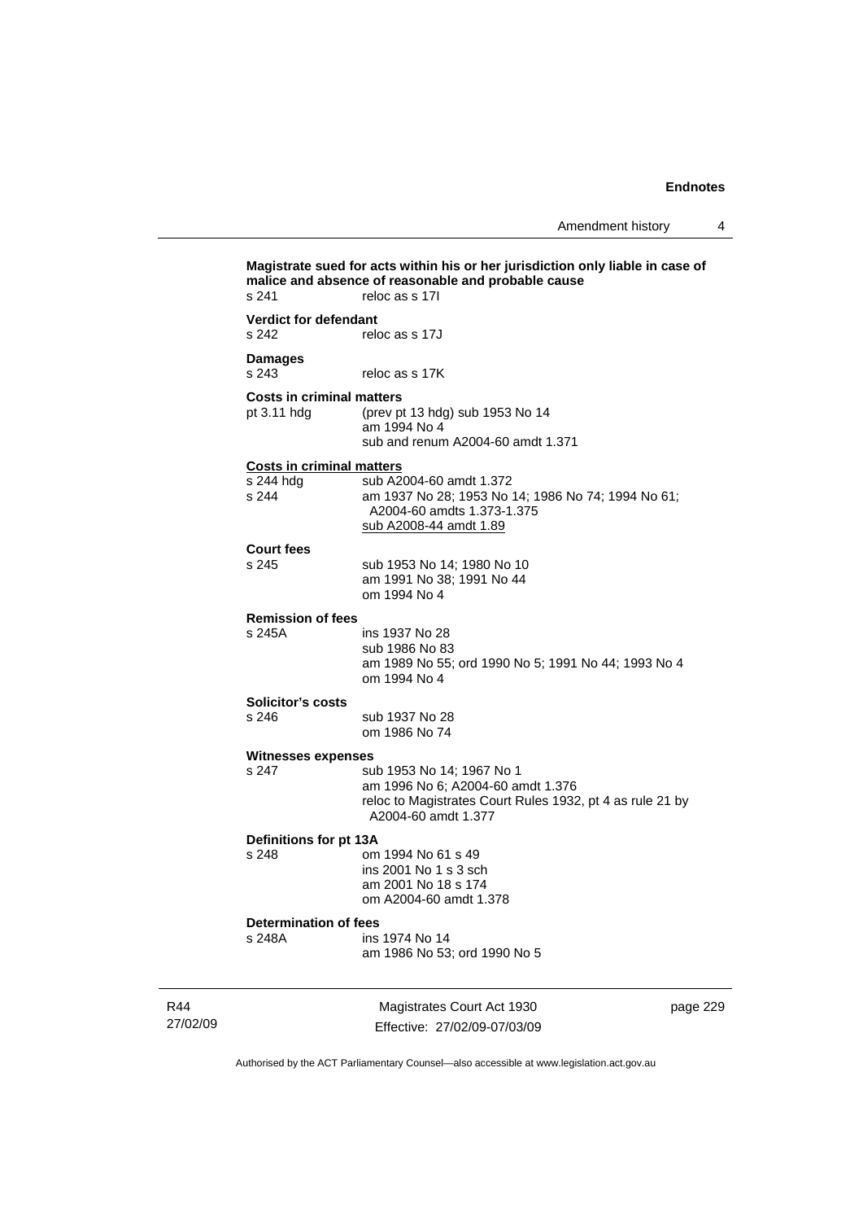**Magistrate sued for acts within his or her jurisdiction only liable in case of malice and absence of reasonable and probable cause**

s 241 reloc as s 17I

**Verdict for defendant**

s 242 reloc as s 17J

**Damages**

s 243 reloc as s 17K

**Costs in criminal matters**

pt 3.11 hdg (prev pt 13 hdg) sub 1953 No 14
am 1994 No 4
sub and renum A2004-60 amdt 1.371

**Costs in criminal matters**

s 244 hdg sub A2004-60 amdt 1.372

s 244 am 1937 No 28; 1953 No 14; 1986 No 74; 1994 No 61; A2004-60 amdts 1.373-1.375
sub A2008-44 amdt 1.89

**Court fees**

s 245 sub 1953 No 14; 1980 No 10
am 1991 No 38; 1991 No 44
om 1994 No 4

**Remission of fees**

s 245A ins 1937 No 28
sub 1986 No 83
am 1989 No 55; ord 1990 No 5; 1991 No 44; 1993 No 4
om 1994 No 4

**Solicitor's costs**

s 246 sub 1937 No 28
om 1986 No 74

**Witnesses expenses**

s 247 sub 1953 No 14; 1967 No 1
am 1996 No 6; A2004-60 amdt 1.376
reloc to Magistrates Court Rules 1932, pt 4 as rule 21 by A2004-60 amdt 1.377

**Definitions for pt 13A**

s 248 om 1994 No 61 s 49
ins 2001 No 1 s 3 sch
am 2001 No 18 s 174
om A2004-60 amdt 1.378

**Determination of fees**

s 248A ins 1974 No 14
am 1986 No 53; ord 1990 No 5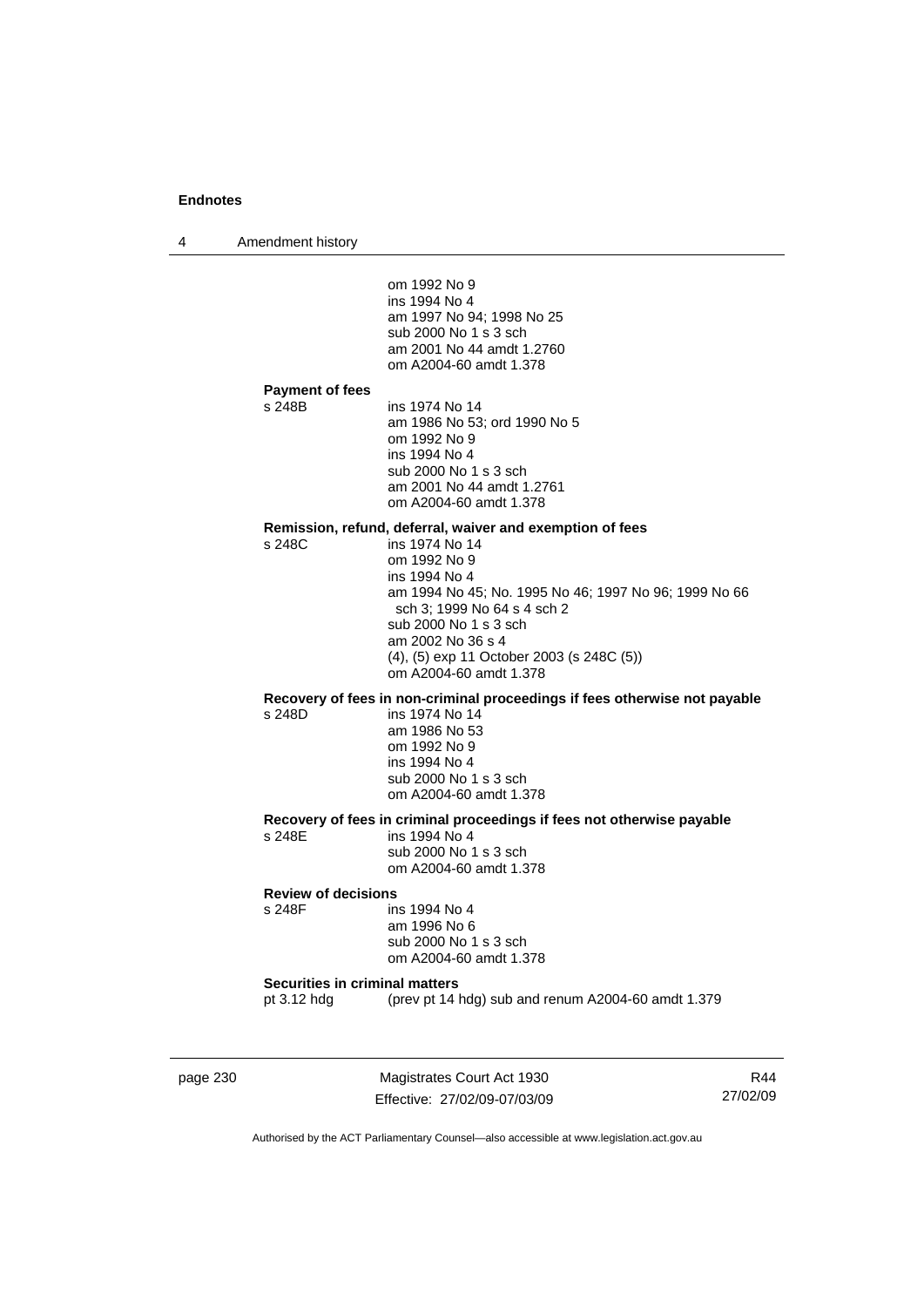om 1992 No 9
ins 1994 No 4
am 1997 No 94; 1998 No 25
sub 2000 No 1 s 3 sch
am 2001 No 44 amdt 1.2760
om A2004-60 amdt 1.378

**Payment of fees**

s 248B
ins 1974 No 14
am 1986 No 53; ord 1990 No 5
om 1992 No 9
ins 1994 No 4
sub 2000 No 1 s 3 sch
am 2001 No 44 amdt 1.2761
om A2004-60 amdt 1.378

**Remission, refund, deferral, waiver and exemption of fees**

s 248C
ins 1974 No 14
om 1992 No 9
ins 1994 No 4
am 1994 No 45; No. 1995 No 46; 1997 No 96; 1999 No 66 sch 3; 1999 No 64 s 4 sch 2
sub 2000 No 1 s 3 sch
am 2002 No 36 s 4
(4), (5) exp 11 October 2003 (s 248C (5))
om A2004-60 amdt 1.378

**Recovery of fees in non-criminal proceedings if fees otherwise not payable**

s 248D
ins 1974 No 14
am 1986 No 53
om 1992 No 9
ins 1994 No 4
sub 2000 No 1 s 3 sch
om A2004-60 amdt 1.378

**Recovery of fees in criminal proceedings if fees not otherwise payable**

s 248E
ins 1994 No 4
sub 2000 No 1 s 3 sch
om A2004-60 amdt 1.378

**Review of decisions**

s 248F
ins 1994 No 4
am 1996 No 6
sub 2000 No 1 s 3 sch
om A2004-60 amdt 1.378

**Securities in criminal matters**

pt 3.12 hdg
(prev pt 14 hdg) sub and renum A2004-60 amdt 1.379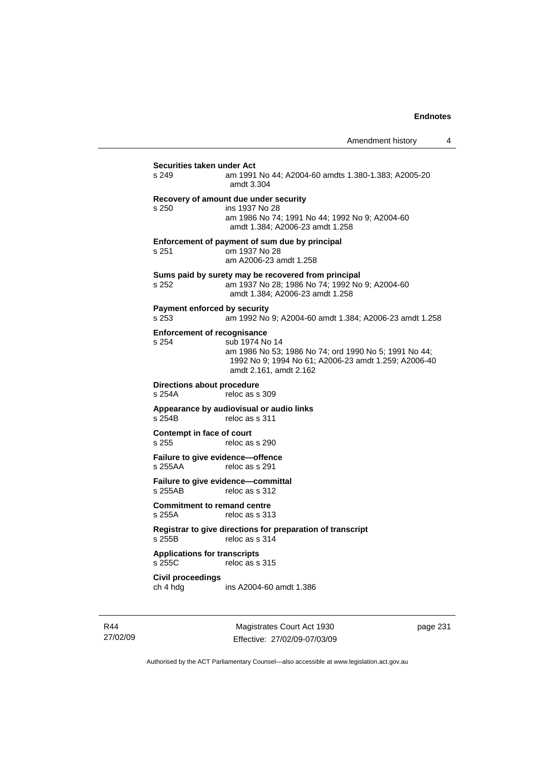**Securities taken under Act**
s 249 am 1991 No 44; A2004-60 amdts 1.380-1.383; A2005-20 amdt 3.304

**Recovery of amount due under security**
s 250 ins 1937 No 28
am 1986 No 74; 1991 No 44; 1992 No 9; A2004-60 amdt 1.384; A2006-23 amdt 1.258

**Enforcement of payment of sum due by principal**
s 251 om 1937 No 28
am A2006-23 amdt 1.258

**Sums paid by surety may be recovered from principal**
s 252 am 1937 No 28; 1986 No 74; 1992 No 9; A2004-60 amdt 1.384; A2006-23 amdt 1.258

**Payment enforced by security**
s 253 am 1992 No 9; A2004-60 amdt 1.384; A2006-23 amdt 1.258

**Enforcement of recognisance**
s 254 sub 1974 No 14
am 1986 No 53; 1986 No 74; ord 1990 No 5; 1991 No 44; 1992 No 9; 1994 No 61; A2006-23 amdt 1.259; A2006-40 amdt 2.161, amdt 2.162

**Directions about procedure**
s 254A reloc as s 309

**Appearance by audiovisual or audio links**
s 254B reloc as s 311

**Contempt in face of court**
s 255 reloc as s 290

**Failure to give evidence—offence**
s 255AA reloc as s 291

**Failure to give evidence—committal**
s 255AB reloc as s 312

**Commitment to remand centre**
s 255A reloc as s 313

**Registrar to give directions for preparation of transcript**
s 255B reloc as s 314

**Applications for transcripts**
s 255C reloc as s 315

**Civil proceedings**
ch 4 hdg ins A2004-60 amdt 1.386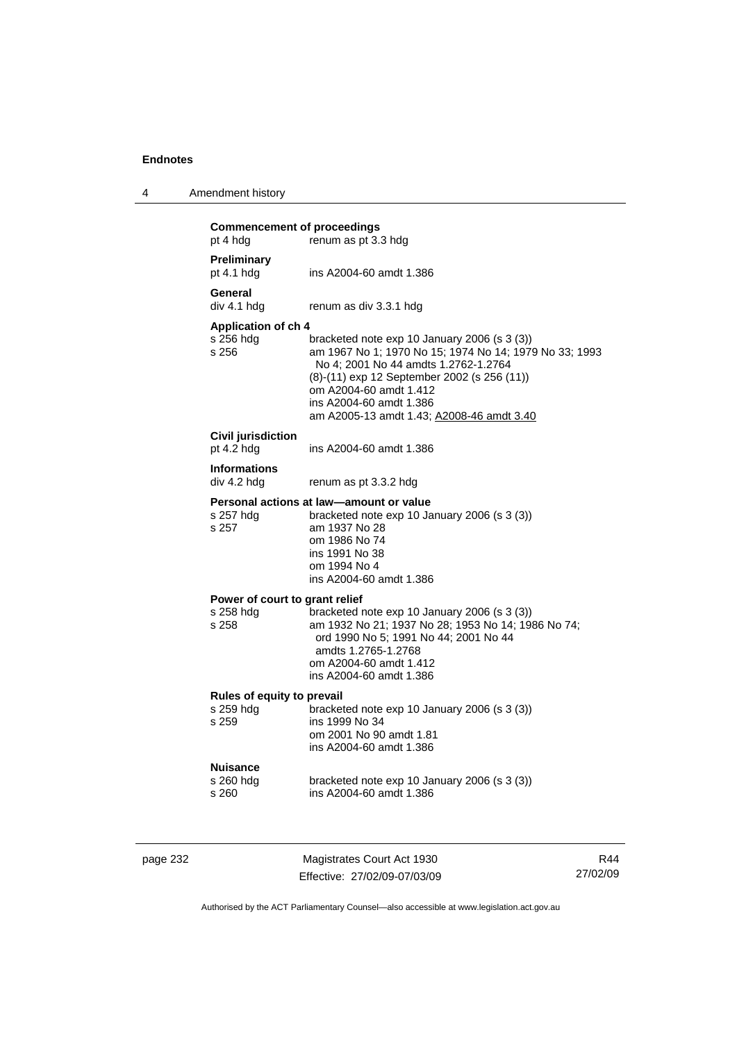**Commencement of proceedings**

pt 4 hdg renum as pt 3.3 hdg

**Preliminary**

pt 4.1 hdg ins A2004-60 amdt 1.386

**General**

div 4.1 hdg renum as div 3.3.1 hdg

**Application of ch 4**

s 256 hdg bracketed note exp 10 January 2006 (s 3 (3))
s 256 am 1967 No 1; 1970 No 15; 1974 No 14; 1979 No 33; 1993 No 4; 2001 No 44 amdts 1.2762-1.2764
(8)-(11) exp 12 September 2002 (s 256 (11))
om A2004-60 amdt 1.412
ins A2004-60 amdt 1.386
am A2005-13 amdt 1.43; A2008-46 amdt 3.40

**Civil jurisdiction**

pt 4.2 hdg ins A2004-60 amdt 1.386

**Informations**

div 4.2 hdg renum as pt 3.3.2 hdg

**Personal actions at law—amount or value**

s 257 hdg bracketed note exp 10 January 2006 (s 3 (3))
s 257 am 1937 No 28
om 1986 No 74
ins 1991 No 38
om 1994 No 4
ins A2004-60 amdt 1.386

**Power of court to grant relief**

s 258 hdg bracketed note exp 10 January 2006 (s 3 (3))
s 258 am 1932 No 21; 1937 No 28; 1953 No 14; 1986 No 74; ord 1990 No 5; 1991 No 44; 2001 No 44 amdts 1.2765-1.2768
om A2004-60 amdt 1.412
ins A2004-60 amdt 1.386

**Rules of equity to prevail**

s 259 hdg bracketed note exp 10 January 2006 (s 3 (3))
s 259 ins 1999 No 34
om 2001 No 90 amdt 1.81
ins A2004-60 amdt 1.386

**Nuisance**

s 260 hdg bracketed note exp 10 January 2006 (s 3 (3))
s 260 ins A2004-60 amdt 1.386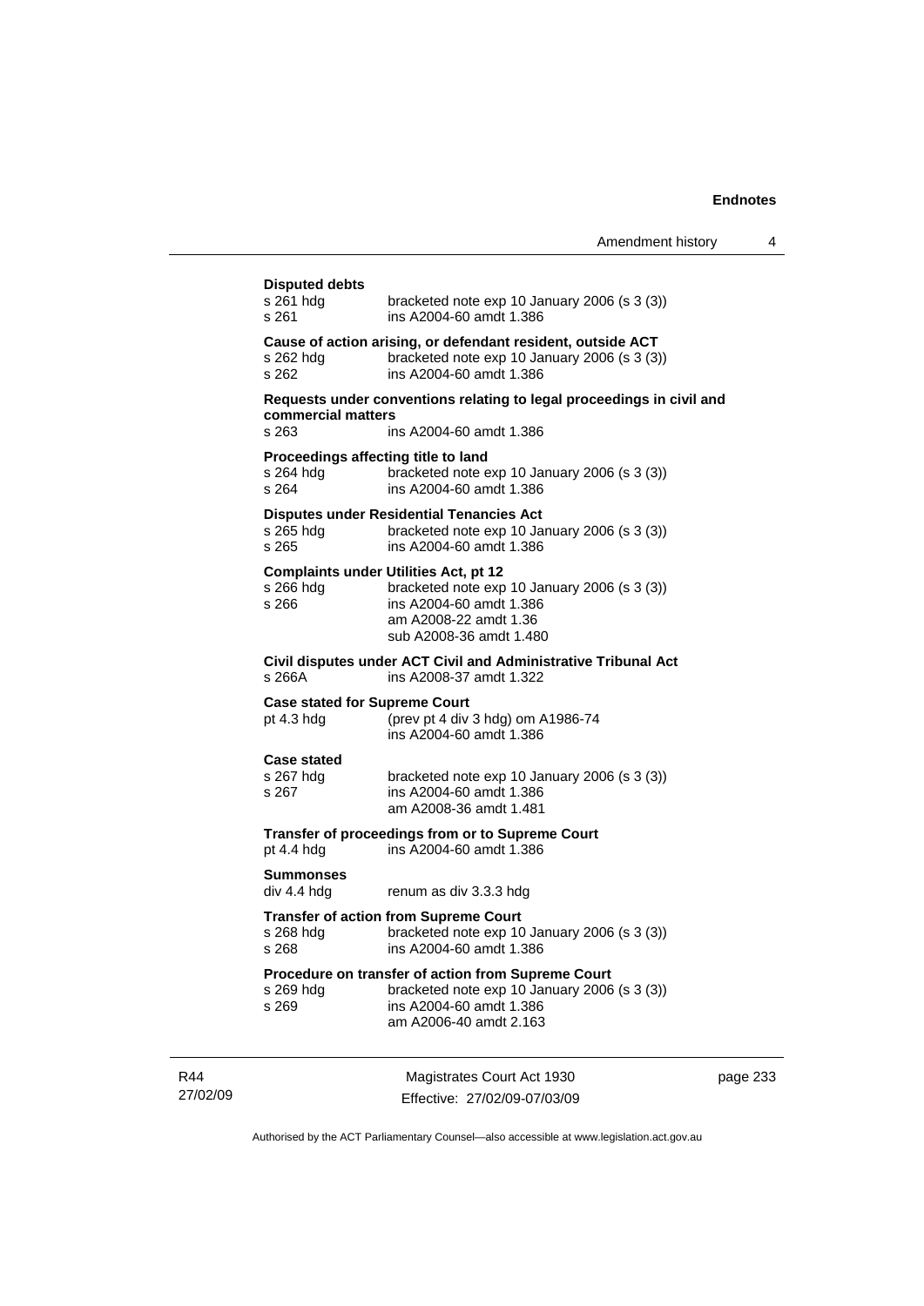**Disputed debts**

| | |
|---|---|
| s 261 hdg | bracketed note exp 10 January 2006 (s 3 (3)) |
| s 261 | ins A2004-60 amdt 1.386 |

**Cause of action arising, or defendant resident, outside ACT**

| | |
|---|---|
| s 262 hdg | bracketed note exp 10 January 2006 (s 3 (3)) |
| s 262 | ins A2004-60 amdt 1.386 |

**Requests under conventions relating to legal proceedings in civil and commercial matters**

| | |
|---|---|
| s 263 | ins A2004-60 amdt 1.386 |

**Proceedings affecting title to land**

| | |
|---|---|
| s 264 hdg | bracketed note exp 10 January 2006 (s 3 (3)) |
| s 264 | ins A2004-60 amdt 1.386 |

**Disputes under Residential Tenancies Act**

| | |
|---|---|
| s 265 hdg | bracketed note exp 10 January 2006 (s 3 (3)) |
| s 265 | ins A2004-60 amdt 1.386 |

**Complaints under Utilities Act, pt 12**

| | |
|---|---|
| s 266 hdg | bracketed note exp 10 January 2006 (s 3 (3)) |
| s 266 | ins A2004-60 amdt 1.386<br>am A2008-22 amdt 1.36<br>sub A2008-36 amdt 1.480 |

**Civil disputes under ACT Civil and Administrative Tribunal Act**

| | |
|---|---|
| s 266A | ins A2008-37 amdt 1.322 |

**Case stated for Supreme Court**

| | |
|---|---|
| pt 4.3 hdg | (prev pt 4 div 3 hdg) om A1986-74<br>ins A2004-60 amdt 1.386 |

**Case stated**

| | |
|---|---|
| s 267 hdg | bracketed note exp 10 January 2006 (s 3 (3)) |
| s 267 | ins A2004-60 amdt 1.386<br>am A2008-36 amdt 1.481 |

**Transfer of proceedings from or to Supreme Court**

| | |
|---|---|
| pt 4.4 hdg | ins A2004-60 amdt 1.386 |

**Summonses**

| | |
|---|---|
| div 4.4 hdg | renum as div 3.3.3 hdg |

**Transfer of action from Supreme Court**

| | |
|---|---|
| s 268 hdg | bracketed note exp 10 January 2006 (s 3 (3)) |
| s 268 | ins A2004-60 amdt 1.386 |

**Procedure on transfer of action from Supreme Court**

| | |
|---|---|
| s 269 hdg | bracketed note exp 10 January 2006 (s 3 (3)) |
| s 269 | ins A2004-60 amdt 1.386<br>am A2006-40 amdt 2.163 |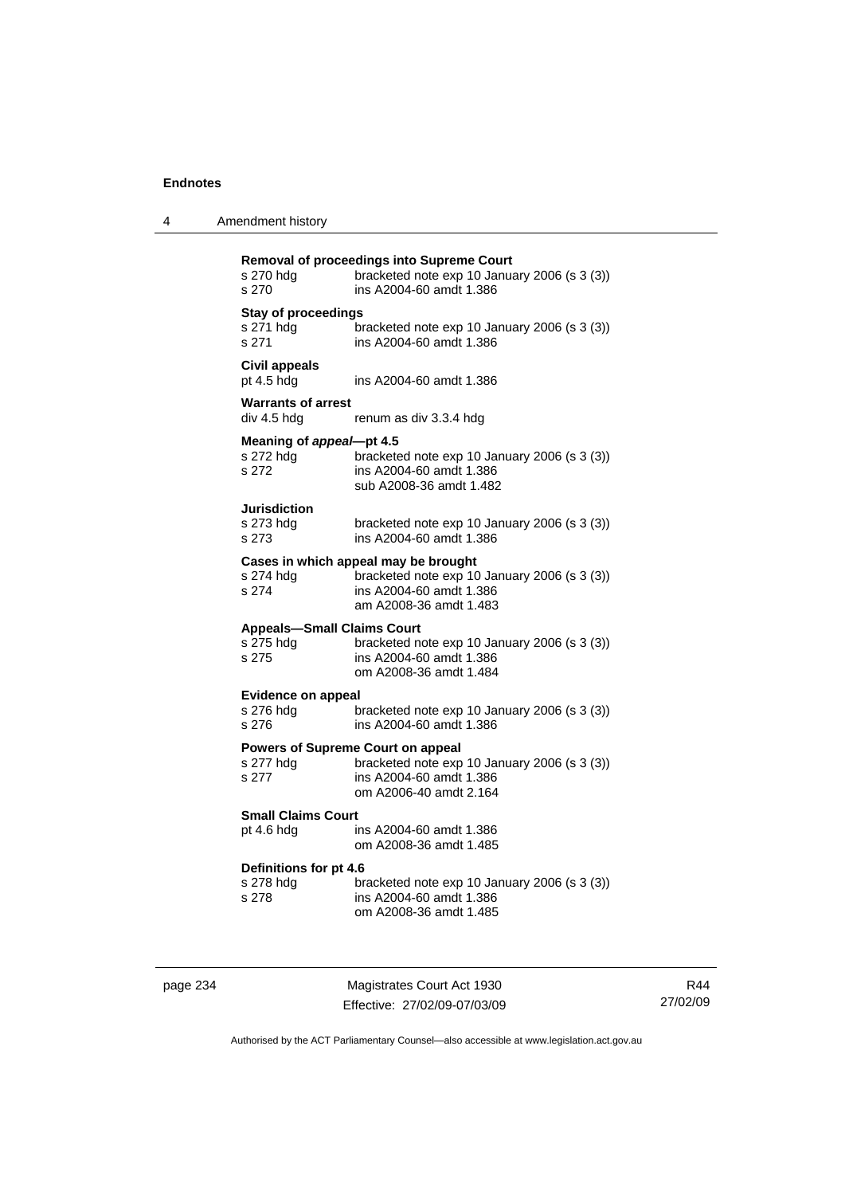**Removal of proceedings into Supreme Court**

s 270 hdg bracketed note exp 10 January 2006 (s 3 (3))
s 270 ins A2004-60 amdt 1.386

**Stay of proceedings**

s 271 hdg bracketed note exp 10 January 2006 (s 3 (3))
s 271 ins A2004-60 amdt 1.386

**Civil appeals**

pt 4.5 hdg ins A2004-60 amdt 1.386

**Warrants of arrest**

div 4.5 hdg renum as div 3.3.4 hdg

**Meaning of *appeal*—pt 4.5**

s 272 hdg bracketed note exp 10 January 2006 (s 3 (3))
s 272 ins A2004-60 amdt 1.386
sub A2008-36 amdt 1.482

**Jurisdiction**

s 273 hdg bracketed note exp 10 January 2006 (s 3 (3))
s 273 ins A2004-60 amdt 1.386

**Cases in which appeal may be brought**

s 274 hdg bracketed note exp 10 January 2006 (s 3 (3))
s 274 ins A2004-60 amdt 1.386
am A2008-36 amdt 1.483

**Appeals—Small Claims Court**

s 275 hdg bracketed note exp 10 January 2006 (s 3 (3))
s 275 ins A2004-60 amdt 1.386
om A2008-36 amdt 1.484

**Evidence on appeal**

s 276 hdg bracketed note exp 10 January 2006 (s 3 (3))
s 276 ins A2004-60 amdt 1.386

**Powers of Supreme Court on appeal**

s 277 hdg bracketed note exp 10 January 2006 (s 3 (3))
s 277 ins A2004-60 amdt 1.386
om A2006-40 amdt 2.164

**Small Claims Court**

pt 4.6 hdg ins A2004-60 amdt 1.386
om A2008-36 amdt 1.485

**Definitions for pt 4.6**

s 278 hdg bracketed note exp 10 January 2006 (s 3 (3))
s 278 ins A2004-60 amdt 1.386
om A2008-36 amdt 1.485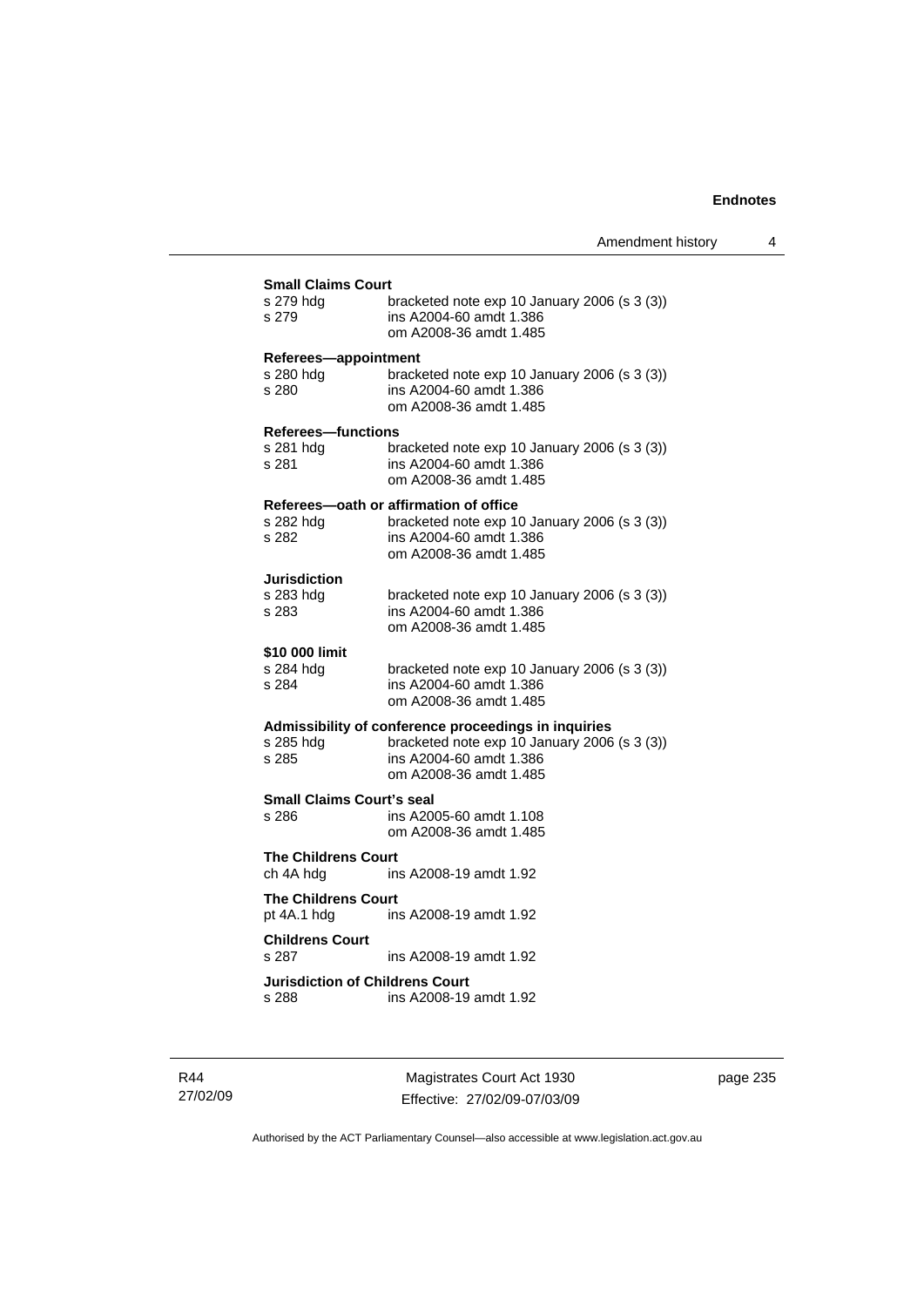**Small Claims Court**

s 279 hdg bracketed note exp 10 January 2006 (s 3 (3))
s 279 ins A2004-60 amdt 1.386
om A2008-36 amdt 1.485

**Referees—appointment**

s 280 hdg bracketed note exp 10 January 2006 (s 3 (3))
s 280 ins A2004-60 amdt 1.386
om A2008-36 amdt 1.485

**Referees—functions**

s 281 hdg bracketed note exp 10 January 2006 (s 3 (3))
s 281 ins A2004-60 amdt 1.386
om A2008-36 amdt 1.485

**Referees—oath or affirmation of office**

s 282 hdg bracketed note exp 10 January 2006 (s 3 (3))
s 282 ins A2004-60 amdt 1.386
om A2008-36 amdt 1.485

**Jurisdiction**

s 283 hdg bracketed note exp 10 January 2006 (s 3 (3))
s 283 ins A2004-60 amdt 1.386
om A2008-36 amdt 1.485

**$10 000 limit**

s 284 hdg bracketed note exp 10 January 2006 (s 3 (3))
s 284 ins A2004-60 amdt 1.386
om A2008-36 amdt 1.485

**Admissibility of conference proceedings in inquiries**

s 285 hdg bracketed note exp 10 January 2006 (s 3 (3))
s 285 ins A2004-60 amdt 1.386
om A2008-36 amdt 1.485

**Small Claims Court's seal**

s 286 ins A2005-60 amdt 1.108
om A2008-36 amdt 1.485

**The Childrens Court**

ch 4A hdg ins A2008-19 amdt 1.92

**The Childrens Court**

pt 4A.1 hdg ins A2008-19 amdt 1.92

**Childrens Court**

s 287 ins A2008-19 amdt 1.92

**Jurisdiction of Childrens Court**

s 288 ins A2008-19 amdt 1.92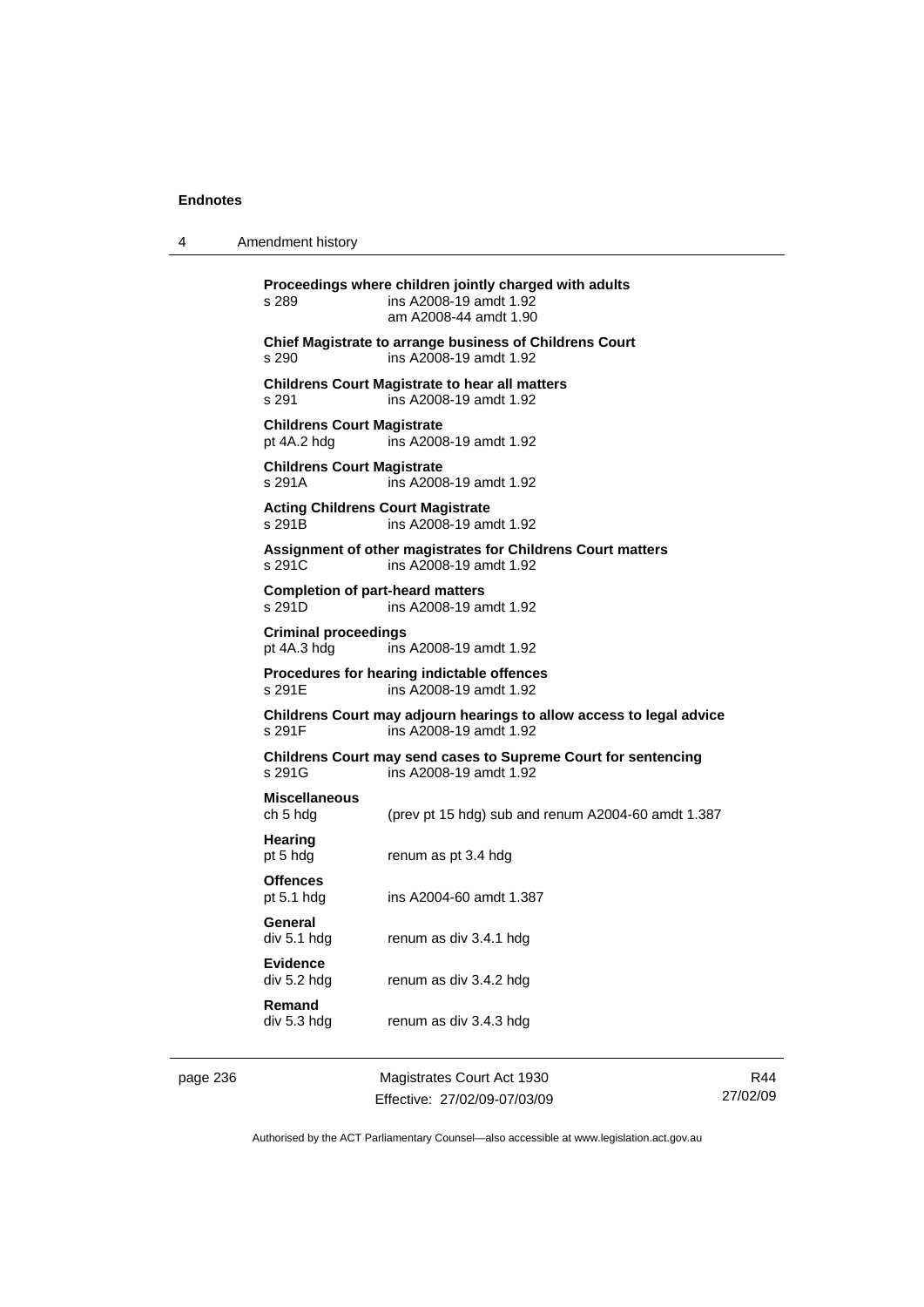**Proceedings where children jointly charged with adults**
s 289 ins A2008-19 amdt 1.92
am A2008-44 amdt 1.90

**Chief Magistrate to arrange business of Childrens Court**
s 290 ins A2008-19 amdt 1.92

**Childrens Court Magistrate to hear all matters**
s 291 ins A2008-19 amdt 1.92

**Childrens Court Magistrate**
pt 4A.2 hdg ins A2008-19 amdt 1.92

**Childrens Court Magistrate**
s 291A ins A2008-19 amdt 1.92

**Acting Childrens Court Magistrate**
s 291B ins A2008-19 amdt 1.92

**Assignment of other magistrates for Childrens Court matters**
s 291C ins A2008-19 amdt 1.92

**Completion of part-heard matters**
s 291D ins A2008-19 amdt 1.92

**Criminal proceedings**
pt 4A.3 hdg ins A2008-19 amdt 1.92

**Procedures for hearing indictable offences**
s 291E ins A2008-19 amdt 1.92

**Childrens Court may adjourn hearings to allow access to legal advice**
s 291F ins A2008-19 amdt 1.92

**Childrens Court may send cases to Supreme Court for sentencing**
s 291G ins A2008-19 amdt 1.92

**Miscellaneous**
ch 5 hdg (prev pt 15 hdg) sub and renum A2004-60 amdt 1.387

**Hearing**
pt 5 hdg renum as pt 3.4 hdg

**Offences**
pt 5.1 hdg ins A2004-60 amdt 1.387

**General**
div 5.1 hdg renum as div 3.4.1 hdg

**Evidence**
div 5.2 hdg renum as div 3.4.2 hdg

**Remand**
div 5.3 hdg renum as div 3.4.3 hdg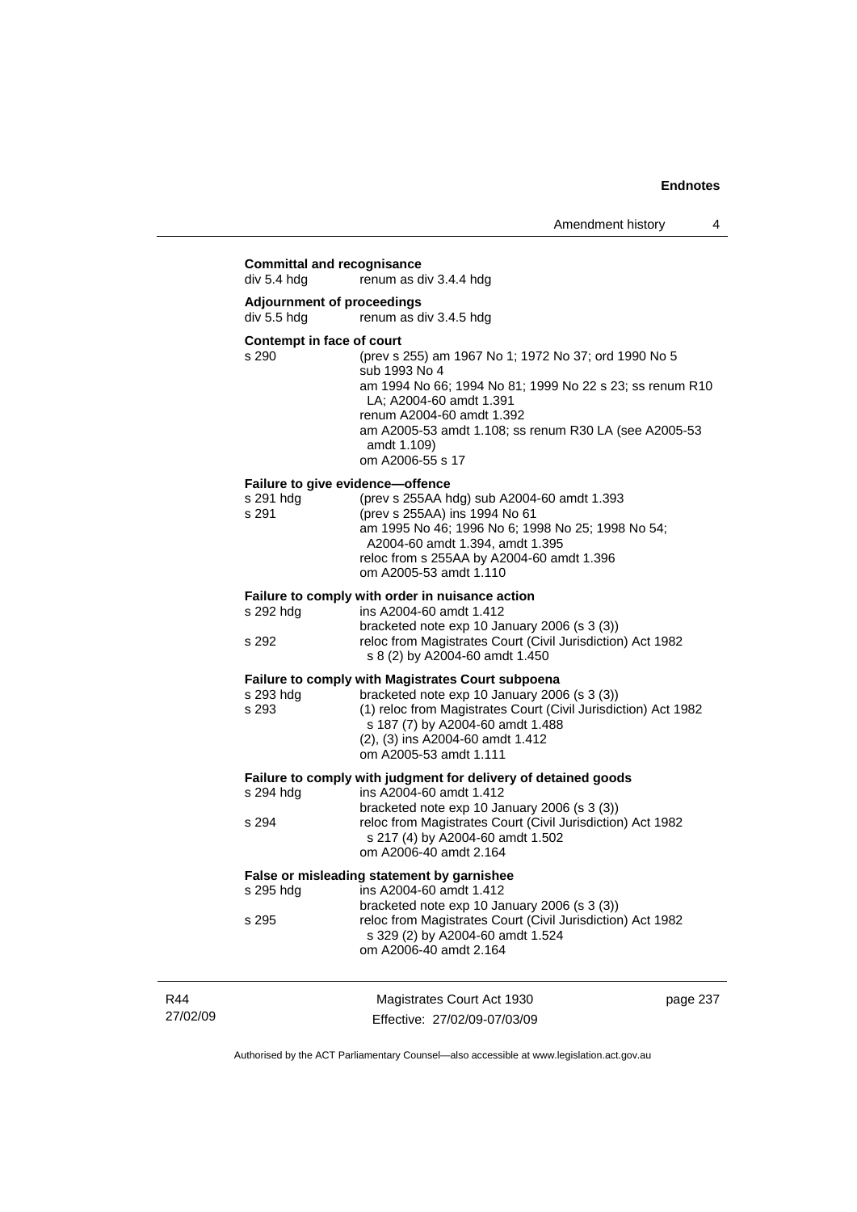**Committal and recognisance**

div 5.4 hdg — renum as div 3.4.4 hdg

**Adjournment of proceedings**

div 5.5 hdg — renum as div 3.4.5 hdg

**Contempt in face of court**

s 290 — (prev s 255) am 1967 No 1; 1972 No 37; ord 1990 No 5
sub 1993 No 4
am 1994 No 66; 1994 No 81; 1999 No 22 s 23; ss renum R10 LA; A2004-60 amdt 1.391
renum A2004-60 amdt 1.392
am A2005-53 amdt 1.108; ss renum R30 LA (see A2005-53 amdt 1.109)
om A2006-55 s 17

**Failure to give evidence—offence**

s 291 hdg — (prev s 255AA hdg) sub A2004-60 amdt 1.393

s 291 — (prev s 255AA) ins 1994 No 61
am 1995 No 46; 1996 No 6; 1998 No 25; 1998 No 54; A2004-60 amdt 1.394, amdt 1.395
reloc from s 255AA by A2004-60 amdt 1.396
om A2005-53 amdt 1.110

**Failure to comply with order in nuisance action**

s 292 hdg — ins A2004-60 amdt 1.412
bracketed note exp 10 January 2006 (s 3 (3))

s 292 — reloc from Magistrates Court (Civil Jurisdiction) Act 1982 s 8 (2) by A2004-60 amdt 1.450

**Failure to comply with Magistrates Court subpoena**

s 293 hdg — bracketed note exp 10 January 2006 (s 3 (3))

s 293 — (1) reloc from Magistrates Court (Civil Jurisdiction) Act 1982 s 187 (7) by A2004-60 amdt 1.488
(2), (3) ins A2004-60 amdt 1.412
om A2005-53 amdt 1.111

**Failure to comply with judgment for delivery of detained goods**

s 294 hdg — ins A2004-60 amdt 1.412
bracketed note exp 10 January 2006 (s 3 (3))

s 294 — reloc from Magistrates Court (Civil Jurisdiction) Act 1982 s 217 (4) by A2004-60 amdt 1.502
om A2006-40 amdt 2.164

**False or misleading statement by garnishee**

s 295 hdg — ins A2004-60 amdt 1.412
bracketed note exp 10 January 2006 (s 3 (3))

s 295 — reloc from Magistrates Court (Civil Jurisdiction) Act 1982 s 329 (2) by A2004-60 amdt 1.524
om A2006-40 amdt 2.164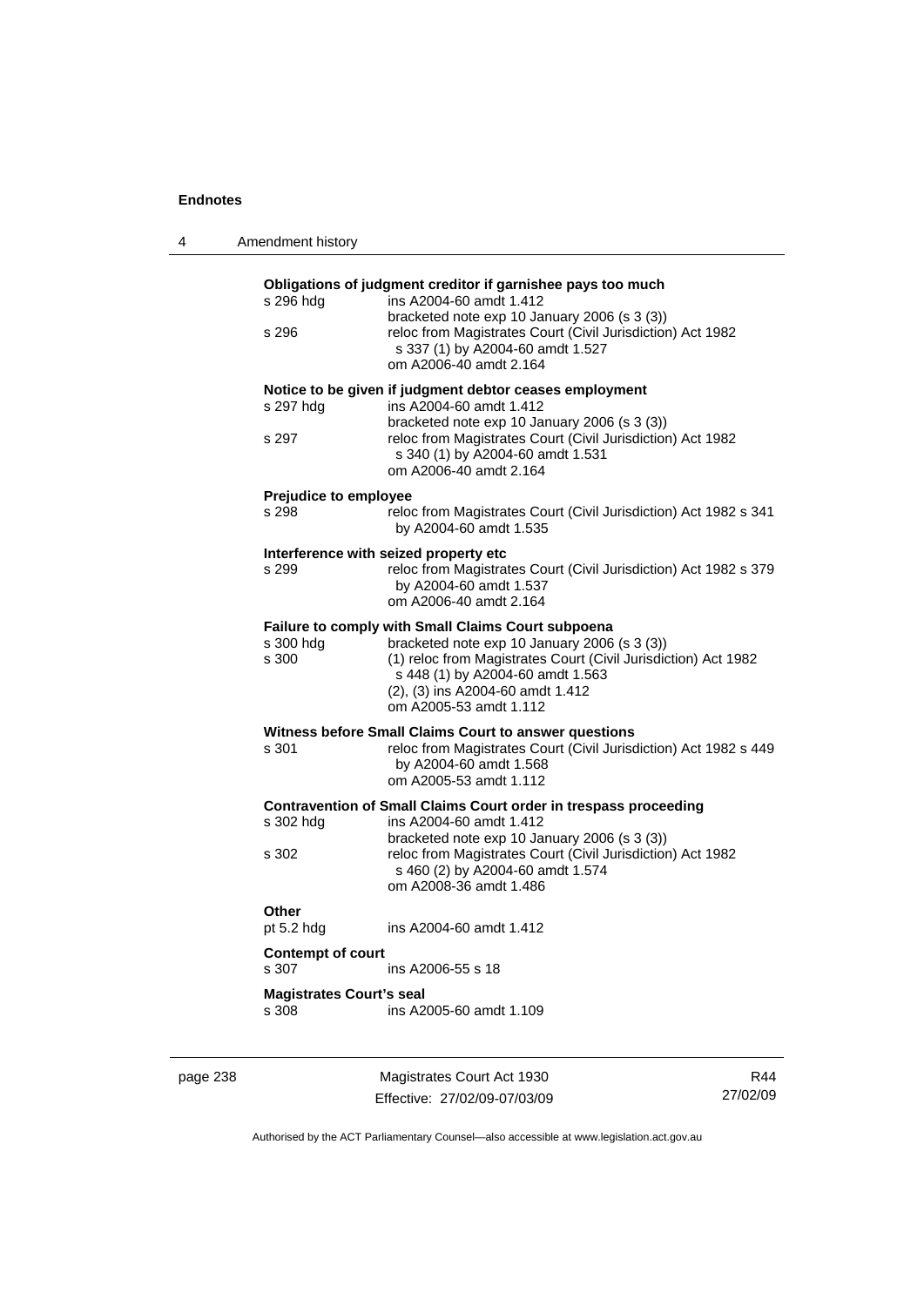**Obligations of judgment creditor if garnishee pays too much**

s 296 hdg — ins A2004-60 amdt 1.412
bracketed note exp 10 January 2006 (s 3 (3))

s 296 — reloc from Magistrates Court (Civil Jurisdiction) Act 1982 s 337 (1) by A2004-60 amdt 1.527
om A2006-40 amdt 2.164

**Notice to be given if judgment debtor ceases employment**

s 297 hdg — ins A2004-60 amdt 1.412
bracketed note exp 10 January 2006 (s 3 (3))

s 297 — reloc from Magistrates Court (Civil Jurisdiction) Act 1982 s 340 (1) by A2004-60 amdt 1.531
om A2006-40 amdt 2.164

**Prejudice to employee**

s 298 — reloc from Magistrates Court (Civil Jurisdiction) Act 1982 s 341 by A2004-60 amdt 1.535

**Interference with seized property etc**

s 299 — reloc from Magistrates Court (Civil Jurisdiction) Act 1982 s 379 by A2004-60 amdt 1.537
om A2006-40 amdt 2.164

**Failure to comply with Small Claims Court subpoena**

s 300 hdg — bracketed note exp 10 January 2006 (s 3 (3))

s 300 — (1) reloc from Magistrates Court (Civil Jurisdiction) Act 1982 s 448 (1) by A2004-60 amdt 1.563
(2), (3) ins A2004-60 amdt 1.412
om A2005-53 amdt 1.112

**Witness before Small Claims Court to answer questions**

s 301 — reloc from Magistrates Court (Civil Jurisdiction) Act 1982 s 449 by A2004-60 amdt 1.568
om A2005-53 amdt 1.112

**Contravention of Small Claims Court order in trespass proceeding**

s 302 hdg — ins A2004-60 amdt 1.412
bracketed note exp 10 January 2006 (s 3 (3))

s 302 — reloc from Magistrates Court (Civil Jurisdiction) Act 1982 s 460 (2) by A2004-60 amdt 1.574
om A2008-36 amdt 1.486

**Other**

pt 5.2 hdg — ins A2004-60 amdt 1.412

**Contempt of court**

s 307 — ins A2006-55 s 18

**Magistrates Court's seal**

s 308 — ins A2005-60 amdt 1.109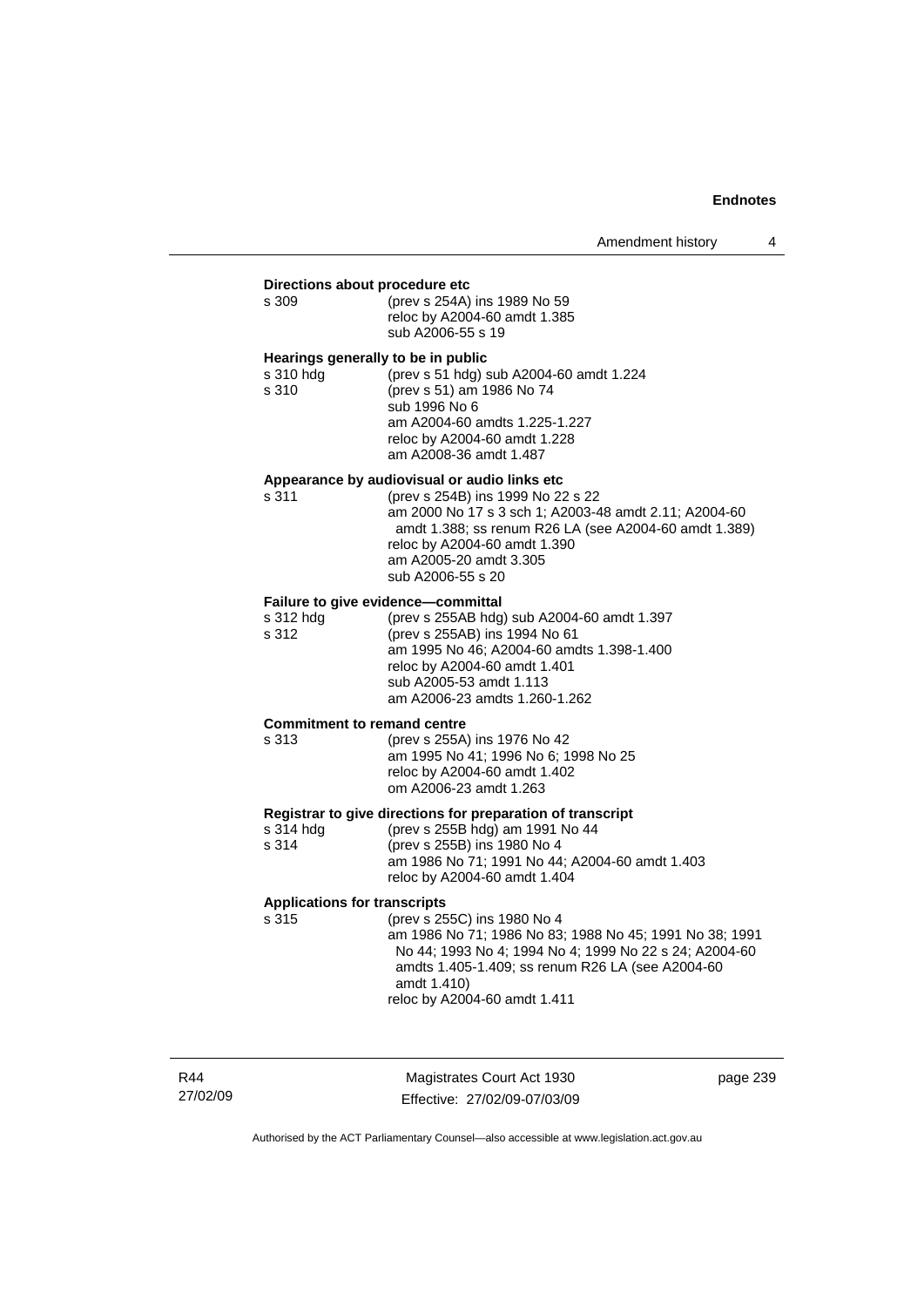**Directions about procedure etc**

| | |
|---|---|
| s 309 | (prev s 254A) ins 1989 No 59<br>reloc by A2004-60 amdt 1.385<br>sub A2006-55 s 19 |

**Hearings generally to be in public**

| | |
|---|---|
| s 310 hdg | (prev s 51 hdg) sub A2004-60 amdt 1.224 |
| s 310 | (prev s 51) am 1986 No 74<br>sub 1996 No 6<br>am A2004-60 amdts 1.225-1.227<br>reloc by A2004-60 amdt 1.228<br>am A2008-36 amdt 1.487 |

**Appearance by audiovisual or audio links etc**

| | |
|---|---|
| s 311 | (prev s 254B) ins 1999 No 22 s 22<br>am 2000 No 17 s 3 sch 1; A2003-48 amdt 2.11; A2004-60 amdt 1.388; ss renum R26 LA (see A2004-60 amdt 1.389)<br>reloc by A2004-60 amdt 1.390<br>am A2005-20 amdt 3.305<br>sub A2006-55 s 20 |

**Failure to give evidence—committal**

| | |
|---|---|
| s 312 hdg | (prev s 255AB hdg) sub A2004-60 amdt 1.397 |
| s 312 | (prev s 255AB) ins 1994 No 61<br>am 1995 No 46; A2004-60 amdts 1.398-1.400<br>reloc by A2004-60 amdt 1.401<br>sub A2005-53 amdt 1.113<br>am A2006-23 amdts 1.260-1.262 |

**Commitment to remand centre**

| | |
|---|---|
| s 313 | (prev s 255A) ins 1976 No 42<br>am 1995 No 41; 1996 No 6; 1998 No 25<br>reloc by A2004-60 amdt 1.402<br>om A2006-23 amdt 1.263 |

**Registrar to give directions for preparation of transcript**

| | |
|---|---|
| s 314 hdg | (prev s 255B hdg) am 1991 No 44 |
| s 314 | (prev s 255B) ins 1980 No 4<br>am 1986 No 71; 1991 No 44; A2004-60 amdt 1.403<br>reloc by A2004-60 amdt 1.404 |

**Applications for transcripts**

| | |
|---|---|
| s 315 | (prev s 255C) ins 1980 No 4<br>am 1986 No 71; 1986 No 83; 1988 No 45; 1991 No 38; 1991 No 44; 1993 No 4; 1994 No 4; 1999 No 22 s 24; A2004-60 amdts 1.405-1.409; ss renum R26 LA (see A2004-60 amdt 1.410)<br>reloc by A2004-60 amdt 1.411 |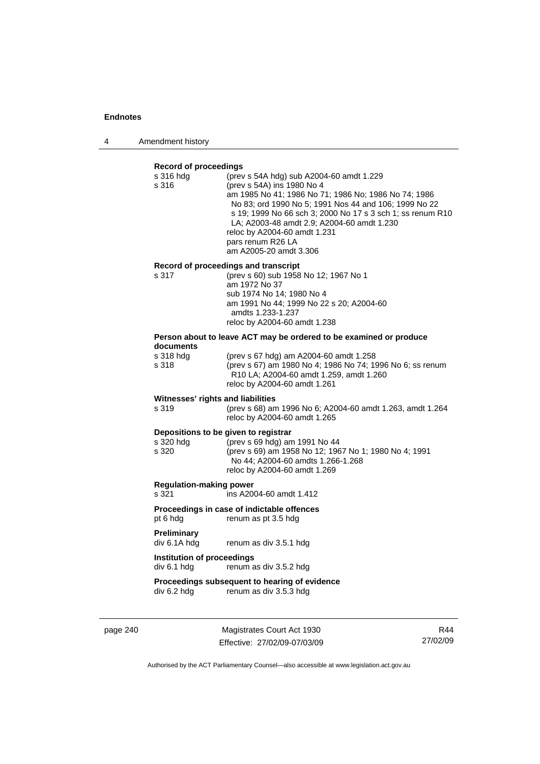**Record of proceedings**

| | |
|---|---|
| s 316 hdg | (prev s 54A hdg) sub A2004-60 amdt 1.229 |
| s 316 | (prev s 54A) ins 1980 No 4<br>am 1985 No 41; 1986 No 71; 1986 No; 1986 No 74; 1986 No 83; ord 1990 No 5; 1991 Nos 44 and 106; 1999 No 22 s 19; 1999 No 66 sch 3; 2000 No 17 s 3 sch 1; ss renum R10 LA; A2003-48 amdt 2.9; A2004-60 amdt 1.230<br>reloc by A2004-60 amdt 1.231<br>pars renum R26 LA<br>am A2005-20 amdt 3.306 |

**Record of proceedings and transcript**

| | |
|---|---|
| s 317 | (prev s 60) sub 1958 No 12; 1967 No 1<br>am 1972 No 37<br>sub 1974 No 14; 1980 No 4<br>am 1991 No 44; 1999 No 22 s 20; A2004-60 amdts 1.233-1.237<br>reloc by A2004-60 amdt 1.238 |

**Person about to leave ACT may be ordered to be examined or produce documents**

| | |
|---|---|
| s 318 hdg | (prev s 67 hdg) am A2004-60 amdt 1.258 |
| s 318 | (prev s 67) am 1980 No 4; 1986 No 74; 1996 No 6; ss renum R10 LA; A2004-60 amdt 1.259, amdt 1.260<br>reloc by A2004-60 amdt 1.261 |

**Witnesses' rights and liabilities**

| | |
|---|---|
| s 319 | (prev s 68) am 1996 No 6; A2004-60 amdt 1.263, amdt 1.264<br>reloc by A2004-60 amdt 1.265 |

**Depositions to be given to registrar**

| | |
|---|---|
| s 320 hdg | (prev s 69 hdg) am 1991 No 44 |
| s 320 | (prev s 69) am 1958 No 12; 1967 No 1; 1980 No 4; 1991 No 44; A2004-60 amdts 1.266-1.268<br>reloc by A2004-60 amdt 1.269 |

**Regulation-making power**

| | |
|---|---|
| s 321 | ins A2004-60 amdt 1.412 |

**Proceedings in case of indictable offences**

| | |
|---|---|
| pt 6 hdg | renum as pt 3.5 hdg |

**Preliminary**

| | |
|---|---|
| div 6.1A hdg | renum as div 3.5.1 hdg |

**Institution of proceedings**

| | |
|---|---|
| div 6.1 hdg | renum as div 3.5.2 hdg |

**Proceedings subsequent to hearing of evidence**

| | |
|---|---|
| div 6.2 hdg | renum as div 3.5.3 hdg |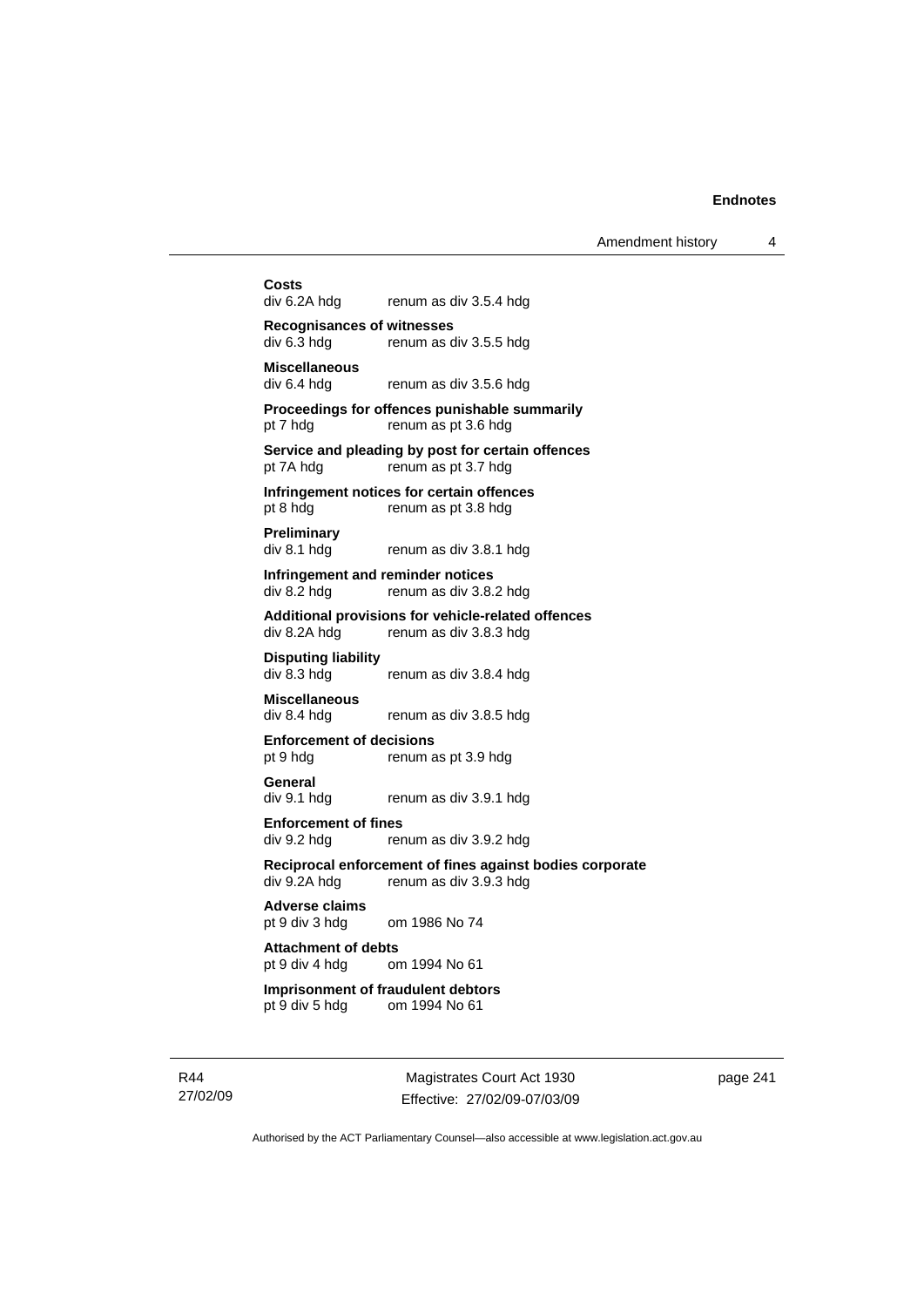**Costs**
div 6.2A hdg renum as div 3.5.4 hdg

**Recognisances of witnesses**
div 6.3 hdg renum as div 3.5.5 hdg

**Miscellaneous**
div 6.4 hdg renum as div 3.5.6 hdg

**Proceedings for offences punishable summarily**
pt 7 hdg renum as pt 3.6 hdg

**Service and pleading by post for certain offences**
pt 7A hdg renum as pt 3.7 hdg

**Infringement notices for certain offences**
pt 8 hdg renum as pt 3.8 hdg

**Preliminary**
div 8.1 hdg renum as div 3.8.1 hdg

**Infringement and reminder notices**
div 8.2 hdg renum as div 3.8.2 hdg

**Additional provisions for vehicle-related offences**
div 8.2A hdg renum as div 3.8.3 hdg

**Disputing liability**
div 8.3 hdg renum as div 3.8.4 hdg

**Miscellaneous**
div 8.4 hdg renum as div 3.8.5 hdg

**Enforcement of decisions**
pt 9 hdg renum as pt 3.9 hdg

**General**
div 9.1 hdg renum as div 3.9.1 hdg

**Enforcement of fines**
div 9.2 hdg renum as div 3.9.2 hdg

**Reciprocal enforcement of fines against bodies corporate**
div 9.2A hdg renum as div 3.9.3 hdg

**Adverse claims**
pt 9 div 3 hdg om 1986 No 74

**Attachment of debts**
pt 9 div 4 hdg om 1994 No 61

**Imprisonment of fraudulent debtors**
pt 9 div 5 hdg om 1994 No 61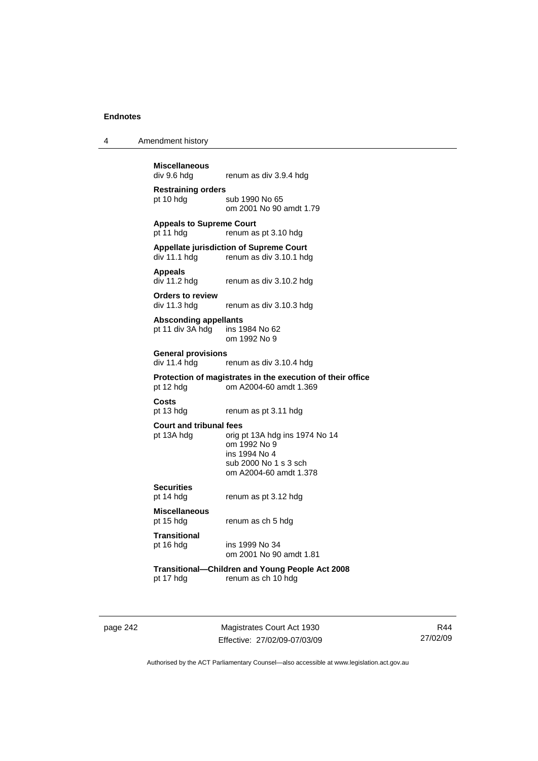**Miscellaneous**
div 9.6 hdg renum as div 3.9.4 hdg

**Restraining orders**
pt 10 hdg sub 1990 No 65
om 2001 No 90 amdt 1.79

**Appeals to Supreme Court**
pt 11 hdg renum as pt 3.10 hdg

**Appellate jurisdiction of Supreme Court**
div 11.1 hdg renum as div 3.10.1 hdg

**Appeals**
div 11.2 hdg renum as div 3.10.2 hdg

**Orders to review**
div 11.3 hdg renum as div 3.10.3 hdg

**Absconding appellants**
pt 11 div 3A hdg ins 1984 No 62
om 1992 No 9

**General provisions**
div 11.4 hdg renum as div 3.10.4 hdg

**Protection of magistrates in the execution of their office**
pt 12 hdg om A2004-60 amdt 1.369

**Costs**
pt 13 hdg renum as pt 3.11 hdg

**Court and tribunal fees**
pt 13A hdg orig pt 13A hdg ins 1974 No 14
om 1992 No 9
ins 1994 No 4
sub 2000 No 1 s 3 sch
om A2004-60 amdt 1.378

**Securities**
pt 14 hdg renum as pt 3.12 hdg

**Miscellaneous**
pt 15 hdg renum as ch 5 hdg

**Transitional**
pt 16 hdg ins 1999 No 34
om 2001 No 90 amdt 1.81

**Transitional—Children and Young People Act 2008**
pt 17 hdg renum as ch 10 hdg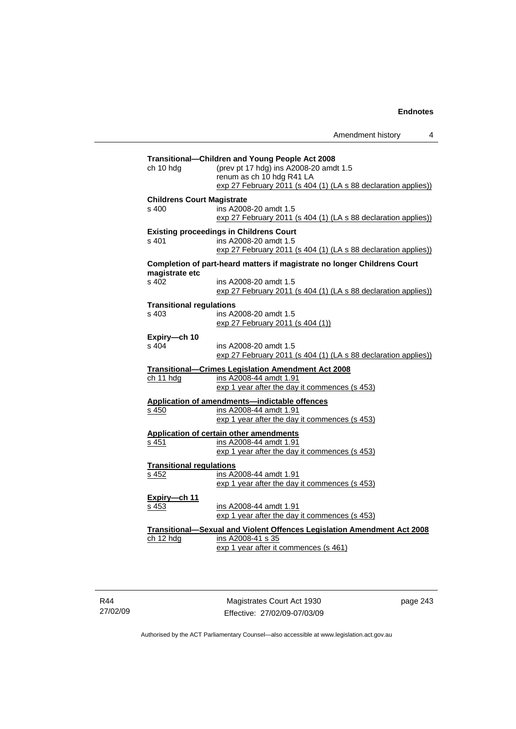**Transitional—Children and Young People Act 2008**

ch 10 hdg — (prev pt 17 hdg) ins A2008-20 amdt 1.5
renum as ch 10 hdg R41 LA
exp 27 February 2011 (s 404 (1) (LA s 88 declaration applies))

**Childrens Court Magistrate**

s 400 — ins A2008-20 amdt 1.5
exp 27 February 2011 (s 404 (1) (LA s 88 declaration applies))

**Existing proceedings in Childrens Court**

s 401 — ins A2008-20 amdt 1.5
exp 27 February 2011 (s 404 (1) (LA s 88 declaration applies))

**Completion of part-heard matters if magistrate no longer Childrens Court magistrate etc**

s 402 — ins A2008-20 amdt 1.5
exp 27 February 2011 (s 404 (1) (LA s 88 declaration applies))

**Transitional regulations**

s 403 — ins A2008-20 amdt 1.5
exp 27 February 2011 (s 404 (1))

**Expiry—ch 10**

s 404 — ins A2008-20 amdt 1.5
exp 27 February 2011 (s 404 (1) (LA s 88 declaration applies))

**Transitional—Crimes Legislation Amendment Act 2008**

ch 11 hdg — ins A2008-44 amdt 1.91
exp 1 year after the day it commences (s 453)

**Application of amendments—indictable offences**

s 450 — ins A2008-44 amdt 1.91
exp 1 year after the day it commences (s 453)

**Application of certain other amendments**

s 451 — ins A2008-44 amdt 1.91
exp 1 year after the day it commences (s 453)

**Transitional regulations**

s 452 — ins A2008-44 amdt 1.91
exp 1 year after the day it commences (s 453)

**Expiry—ch 11**

s 453 — ins A2008-44 amdt 1.91
exp 1 year after the day it commences (s 453)

**Transitional—Sexual and Violent Offences Legislation Amendment Act 2008**

ch 12 hdg — ins A2008-41 s 35
exp 1 year after it commences (s 461)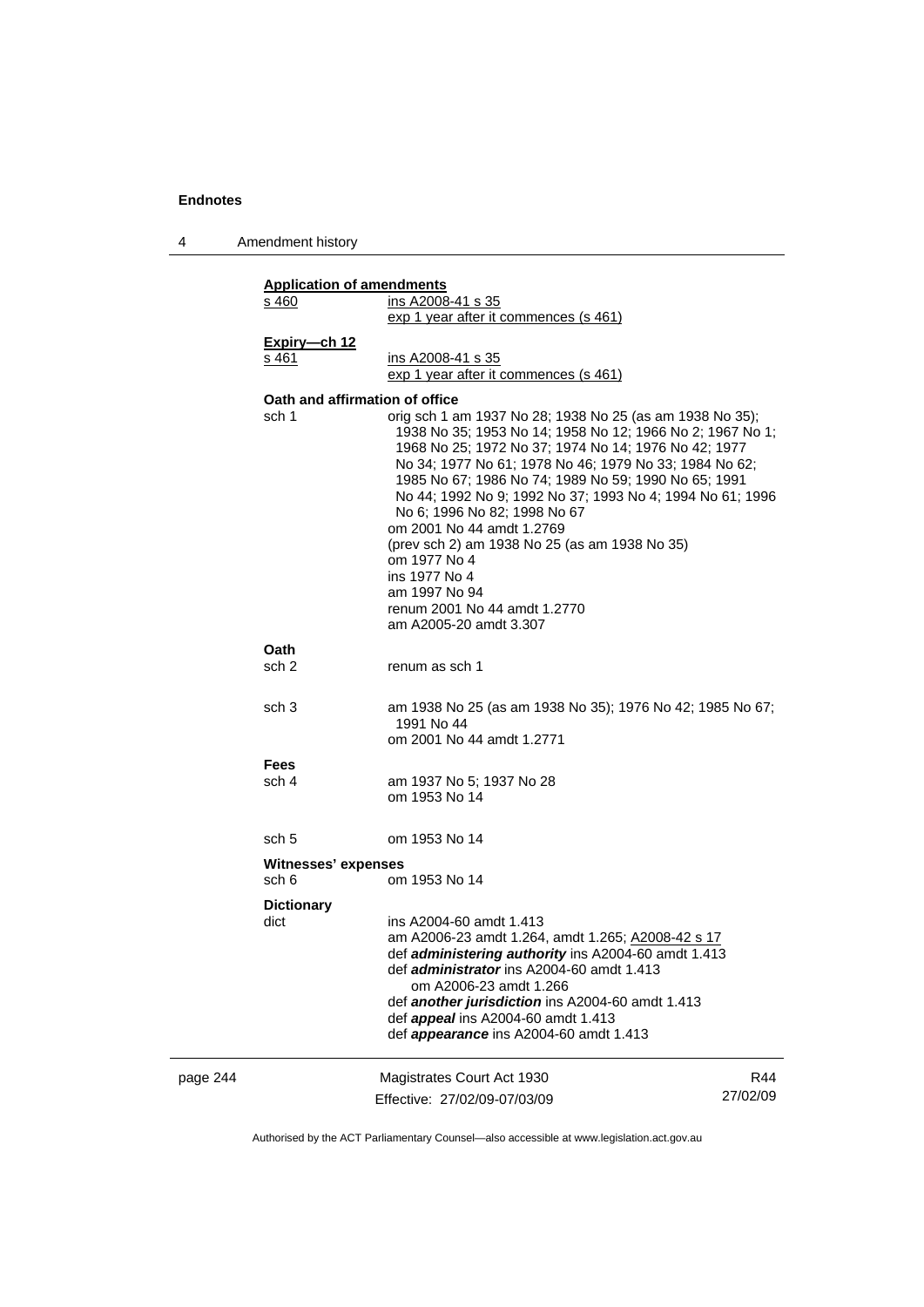**Application of amendments**

| | |
|---|---|
| s 460 | ins A2008-41 s 35 |
| | exp 1 year after it commences (s 461) |

**Expiry—ch 12**

| | |
|---|---|
| s 461 | ins A2008-41 s 35 |
| | exp 1 year after it commences (s 461) |

**Oath and affirmation of office**

| | |
|---|---|
| sch 1 | orig sch 1 am 1937 No 28; 1938 No 25 (as am 1938 No 35); 1938 No 35; 1953 No 14; 1958 No 12; 1966 No 2; 1967 No 1; 1968 No 25; 1972 No 37; 1974 No 14; 1976 No 42; 1977 No 34; 1977 No 61; 1978 No 46; 1979 No 33; 1984 No 62; 1985 No 67; 1986 No 74; 1989 No 59; 1990 No 65; 1991 No 44; 1992 No 9; 1992 No 37; 1993 No 4; 1994 No 61; 1996 No 6; 1996 No 82; 1998 No 67 |
| | om 2001 No 44 amdt 1.2769 |
| | (prev sch 2) am 1938 No 25 (as am 1938 No 35) |
| | om 1977 No 4 |
| | ins 1977 No 4 |
| | am 1997 No 94 |
| | renum 2001 No 44 amdt 1.2770 |
| | am A2005-20 amdt 3.307 |

**Oath**

| | |
|---|---|
| sch 2 | renum as sch 1 |
| sch 3 | am 1938 No 25 (as am 1938 No 35); 1976 No 42; 1985 No 67; 1991 No 44 |
| | om 2001 No 44 amdt 1.2771 |

**Fees**

| | |
|---|---|
| sch 4 | am 1937 No 5; 1937 No 28 |
| | om 1953 No 14 |
| sch 5 | om 1953 No 14 |

**Witnesses' expenses**

| | |
|---|---|
| sch 6 | om 1953 No 14 |

**Dictionary**

| | |
|---|---|
| dict | ins A2004-60 amdt 1.413 |
| | am A2006-23 amdt 1.264, amdt 1.265; A2008-42 s 17 |
| | def ***administering authority*** ins A2004-60 amdt 1.413 |
| | def ***administrator*** ins A2004-60 amdt 1.413 |
| | om A2006-23 amdt 1.266 |
| | def ***another jurisdiction*** ins A2004-60 amdt 1.413 |
| | def ***appeal*** ins A2004-60 amdt 1.413 |
| | def ***appearance*** ins A2004-60 amdt 1.413 |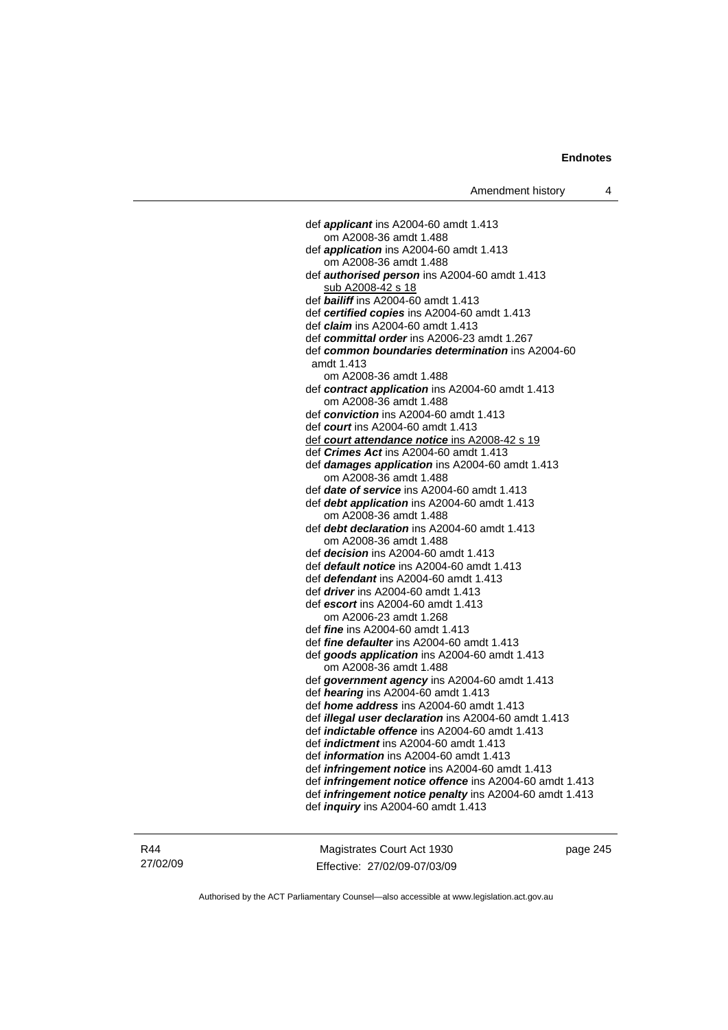def ***applicant*** ins A2004-60 amdt 1.413
om A2008-36 amdt 1.488

def ***application*** ins A2004-60 amdt 1.413
om A2008-36 amdt 1.488

def ***authorised person*** ins A2004-60 amdt 1.413
sub A2008-42 s 18

def ***bailiff*** ins A2004-60 amdt 1.413

def ***certified copies*** ins A2004-60 amdt 1.413

def ***claim*** ins A2004-60 amdt 1.413

def ***committal order*** ins A2006-23 amdt 1.267

def ***common boundaries determination*** ins A2004-60 amdt 1.413
om A2008-36 amdt 1.488

def ***contract application*** ins A2004-60 amdt 1.413
om A2008-36 amdt 1.488

def ***conviction*** ins A2004-60 amdt 1.413

def ***court*** ins A2004-60 amdt 1.413

def ***court attendance notice*** ins A2008-42 s 19

def ***Crimes Act*** ins A2004-60 amdt 1.413

def ***damages application*** ins A2004-60 amdt 1.413
om A2008-36 amdt 1.488

def ***date of service*** ins A2004-60 amdt 1.413

def ***debt application*** ins A2004-60 amdt 1.413
om A2008-36 amdt 1.488

def ***debt declaration*** ins A2004-60 amdt 1.413
om A2008-36 amdt 1.488

def ***decision*** ins A2004-60 amdt 1.413

def ***default notice*** ins A2004-60 amdt 1.413

def ***defendant*** ins A2004-60 amdt 1.413

def ***driver*** ins A2004-60 amdt 1.413

def ***escort*** ins A2004-60 amdt 1.413
om A2006-23 amdt 1.268

def ***fine*** ins A2004-60 amdt 1.413

def ***fine defaulter*** ins A2004-60 amdt 1.413

def ***goods application*** ins A2004-60 amdt 1.413
om A2008-36 amdt 1.488

def ***government agency*** ins A2004-60 amdt 1.413

def ***hearing*** ins A2004-60 amdt 1.413

def ***home address*** ins A2004-60 amdt 1.413

def ***illegal user declaration*** ins A2004-60 amdt 1.413

def ***indictable offence*** ins A2004-60 amdt 1.413

def ***indictment*** ins A2004-60 amdt 1.413

def ***information*** ins A2004-60 amdt 1.413

def ***infringement notice*** ins A2004-60 amdt 1.413

def ***infringement notice offence*** ins A2004-60 amdt 1.413

def ***infringement notice penalty*** ins A2004-60 amdt 1.413

def ***inquiry*** ins A2004-60 amdt 1.413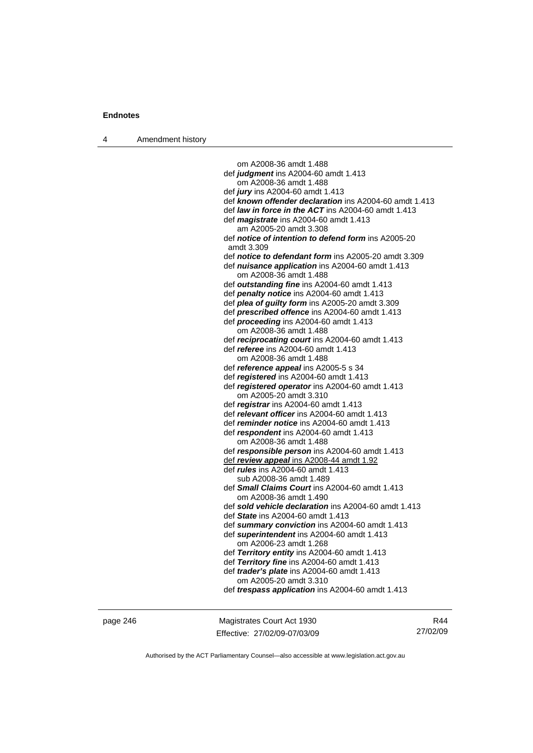om A2008-36 amdt 1.488
def ***judgment*** ins A2004-60 amdt 1.413
om A2008-36 amdt 1.488
def ***jury*** ins A2004-60 amdt 1.413
def ***known offender declaration*** ins A2004-60 amdt 1.413
def ***law in force in the ACT*** ins A2004-60 amdt 1.413
def ***magistrate*** ins A2004-60 amdt 1.413
am A2005-20 amdt 3.308
def ***notice of intention to defend form*** ins A2005-20 amdt 3.309
def ***notice to defendant form*** ins A2005-20 amdt 3.309
def ***nuisance application*** ins A2004-60 amdt 1.413
om A2008-36 amdt 1.488
def ***outstanding fine*** ins A2004-60 amdt 1.413
def ***penalty notice*** ins A2004-60 amdt 1.413
def ***plea of guilty form*** ins A2005-20 amdt 3.309
def ***prescribed offence*** ins A2004-60 amdt 1.413
def ***proceeding*** ins A2004-60 amdt 1.413
om A2008-36 amdt 1.488
def ***reciprocating court*** ins A2004-60 amdt 1.413
def ***referee*** ins A2004-60 amdt 1.413
om A2008-36 amdt 1.488
def ***reference appeal*** ins A2005-5 s 34
def ***registered*** ins A2004-60 amdt 1.413
def ***registered operator*** ins A2004-60 amdt 1.413
om A2005-20 amdt 3.310
def ***registrar*** ins A2004-60 amdt 1.413
def ***relevant officer*** ins A2004-60 amdt 1.413
def ***reminder notice*** ins A2004-60 amdt 1.413
def ***respondent*** ins A2004-60 amdt 1.413
om A2008-36 amdt 1.488
def ***responsible person*** ins A2004-60 amdt 1.413
def ***review appeal*** ins A2008-44 amdt 1.92
def ***rules*** ins A2004-60 amdt 1.413
sub A2008-36 amdt 1.489
def ***Small Claims Court*** ins A2004-60 amdt 1.413
om A2008-36 amdt 1.490
def ***sold vehicle declaration*** ins A2004-60 amdt 1.413
def ***State*** ins A2004-60 amdt 1.413
def ***summary conviction*** ins A2004-60 amdt 1.413
def ***superintendent*** ins A2004-60 amdt 1.413
om A2006-23 amdt 1.268
def ***Territory entity*** ins A2004-60 amdt 1.413
def ***Territory fine*** ins A2004-60 amdt 1.413
def ***trader's plate*** ins A2004-60 amdt 1.413
om A2005-20 amdt 3.310
def ***trespass application*** ins A2004-60 amdt 1.413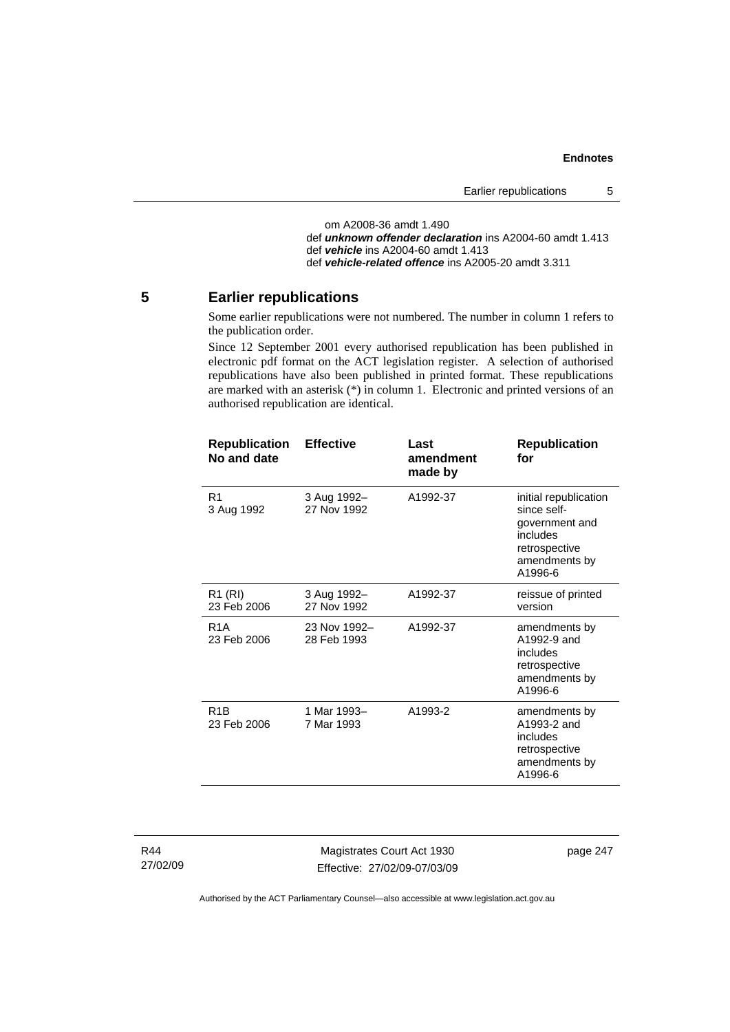om A2008-36 amdt 1.490
def ***unknown offender declaration*** ins A2004-60 amdt 1.413
def ***vehicle*** ins A2004-60 amdt 1.413
def ***vehicle-related offence*** ins A2005-20 amdt 3.311

## 5 Earlier republications

Some earlier republications were not numbered. The number in column 1 refers to the publication order.

Since 12 September 2001 every authorised republication has been published in electronic pdf format on the ACT legislation register. A selection of authorised republications have also been published in printed format. These republications are marked with an asterisk (*) in column 1. Electronic and printed versions of an authorised republication are identical.

| Republication No and date | Effective | Last amendment made by | Republication for |
|---|---|---|---|
| R1<br>3 Aug 1992 | 3 Aug 1992–<br>27 Nov 1992 | A1992-37 | initial republication since self-government and includes retrospective amendments by A1996-6 |
| R1 (RI)<br>23 Feb 2006 | 3 Aug 1992–<br>27 Nov 1992 | A1992-37 | reissue of printed version |
| R1A<br>23 Feb 2006 | 23 Nov 1992–<br>28 Feb 1993 | A1992-37 | amendments by A1992-9 and includes retrospective amendments by A1996-6 |
| R1B<br>23 Feb 2006 | 1 Mar 1993–<br>7 Mar 1993 | A1993-2 | amendments by A1993-2 and includes retrospective amendments by A1996-6 |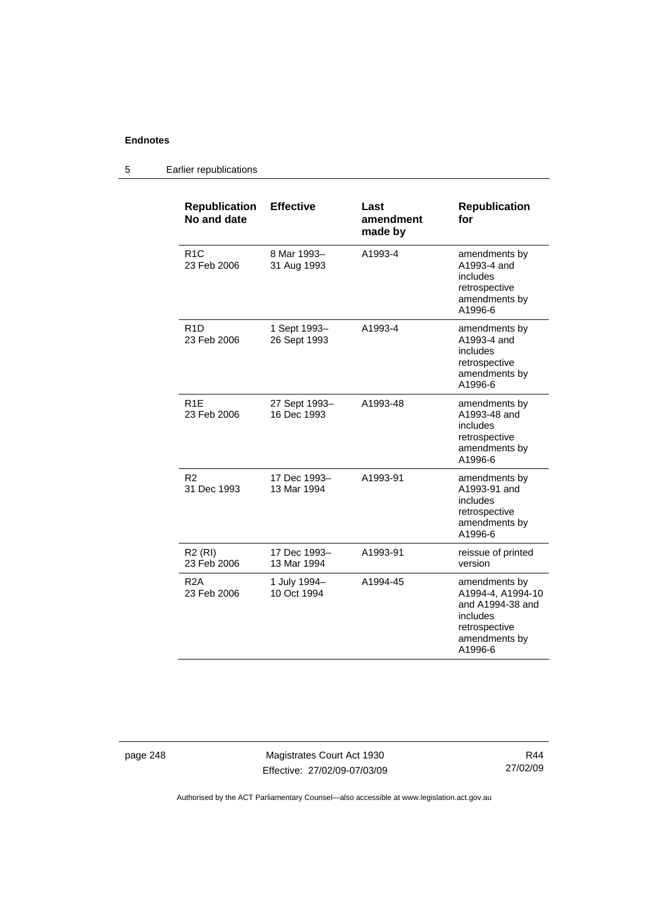| Republication No and date | Effective | Last amendment made by | Republication for |
|---|---|---|---|
| R1C 23 Feb 2006 | 8 Mar 1993– 31 Aug 1993 | A1993-4 | amendments by A1993-4 and includes retrospective amendments by A1996-6 |
| R1D 23 Feb 2006 | 1 Sept 1993– 26 Sept 1993 | A1993-4 | amendments by A1993-4 and includes retrospective amendments by A1996-6 |
| R1E 23 Feb 2006 | 27 Sept 1993– 16 Dec 1993 | A1993-48 | amendments by A1993-48 and includes retrospective amendments by A1996-6 |
| R2 31 Dec 1993 | 17 Dec 1993– 13 Mar 1994 | A1993-91 | amendments by A1993-91 and includes retrospective amendments by A1996-6 |
| R2 (RI) 23 Feb 2006 | 17 Dec 1993– 13 Mar 1994 | A1993-91 | reissue of printed version |
| R2A 23 Feb 2006 | 1 July 1994– 10 Oct 1994 | A1994-45 | amendments by A1994-4, A1994-10 and A1994-38 and includes retrospective amendments by A1996-6 |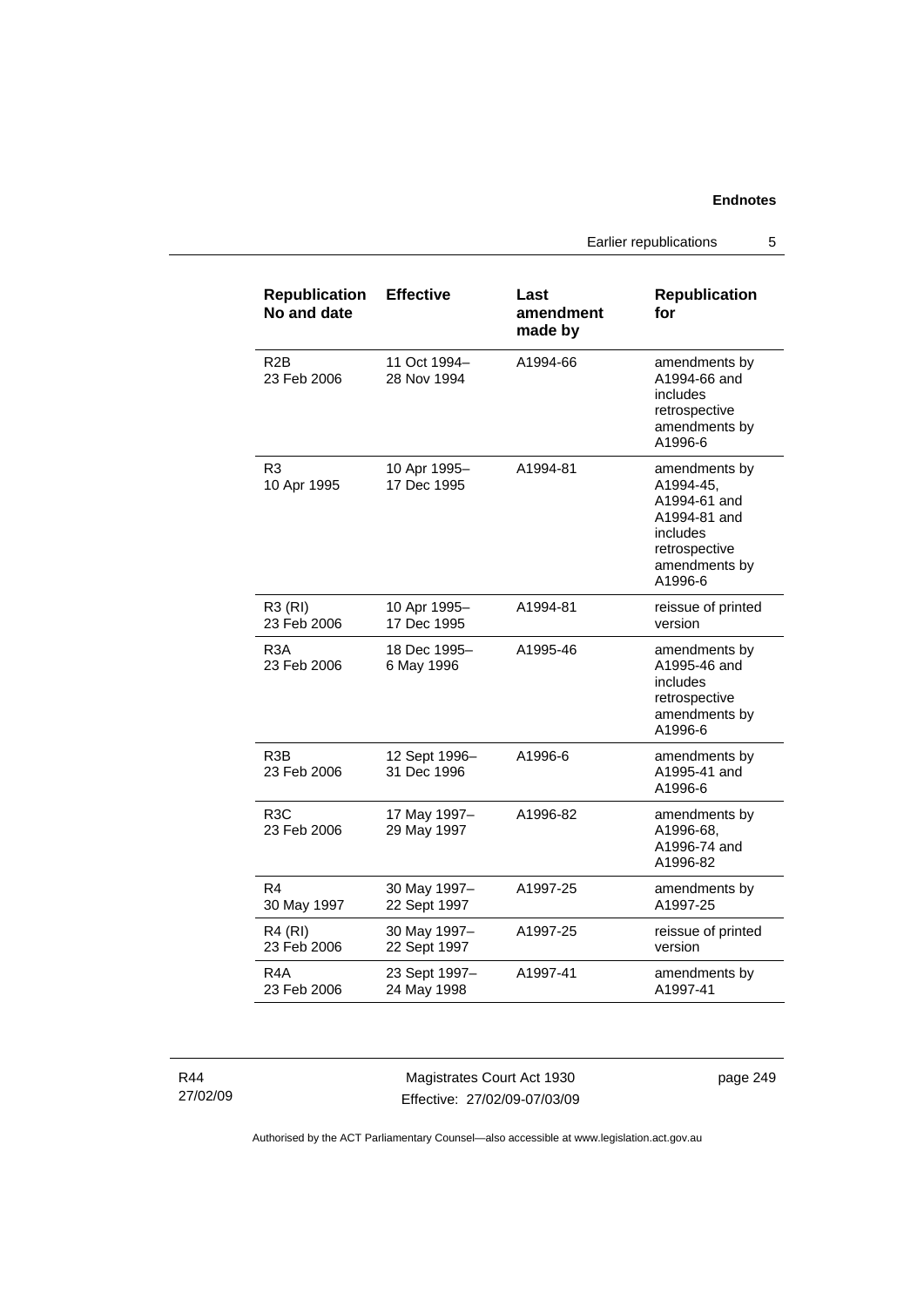| Republication No and date | Effective | Last amendment made by | Republication for |
|---|---|---|---|
| R2B 23 Feb 2006 | 11 Oct 1994– 28 Nov 1994 | A1994-66 | amendments by A1994-66 and includes retrospective amendments by A1996-6 |
| R3 10 Apr 1995 | 10 Apr 1995– 17 Dec 1995 | A1994-81 | amendments by A1994-45, A1994-61 and A1994-81 and includes retrospective amendments by A1996-6 |
| R3 (RI) 23 Feb 2006 | 10 Apr 1995– 17 Dec 1995 | A1994-81 | reissue of printed version |
| R3A 23 Feb 2006 | 18 Dec 1995– 6 May 1996 | A1995-46 | amendments by A1995-46 and includes retrospective amendments by A1996-6 |
| R3B 23 Feb 2006 | 12 Sept 1996– 31 Dec 1996 | A1996-6 | amendments by A1995-41 and A1996-6 |
| R3C 23 Feb 2006 | 17 May 1997– 29 May 1997 | A1996-82 | amendments by A1996-68, A1996-74 and A1996-82 |
| R4 30 May 1997 | 30 May 1997– 22 Sept 1997 | A1997-25 | amendments by A1997-25 |
| R4 (RI) 23 Feb 2006 | 30 May 1997– 22 Sept 1997 | A1997-25 | reissue of printed version |
| R4A 23 Feb 2006 | 23 Sept 1997– 24 May 1998 | A1997-41 | amendments by A1997-41 |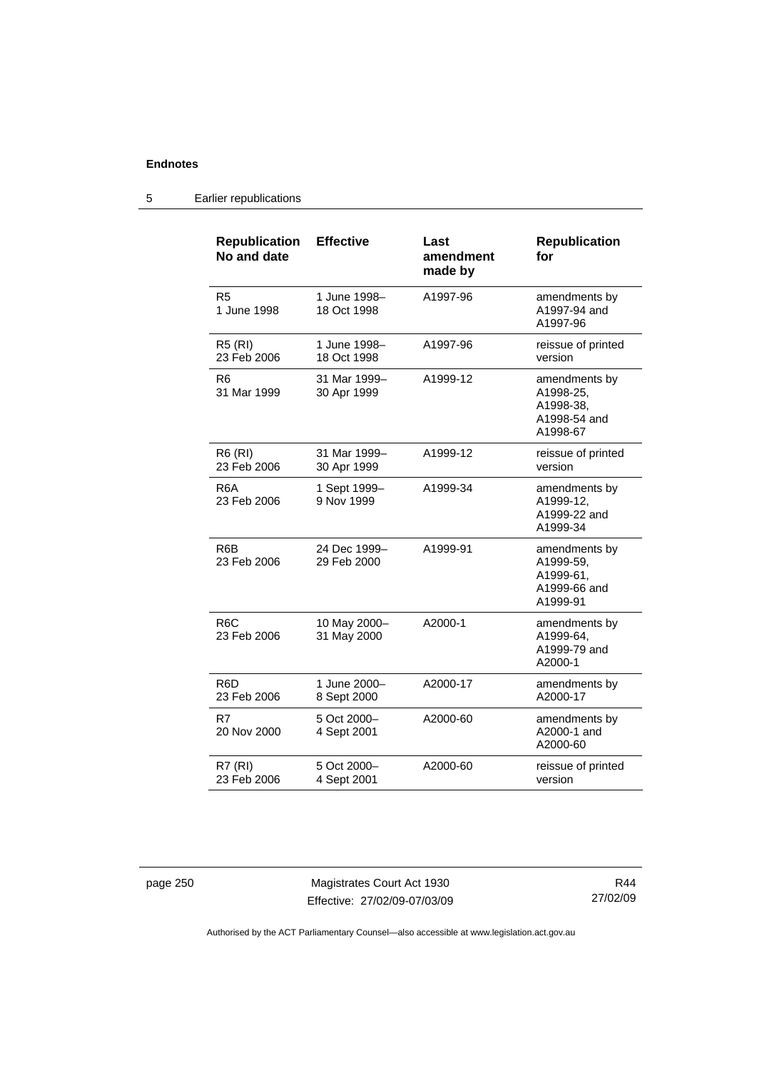## 5 Earlier republications

| Republication No and date | Effective | Last amendment made by | Republication for |
|---|---|---|---|
| R5<br>1 June 1998 | 1 June 1998–<br>18 Oct 1998 | A1997-96 | amendments by A1997-94 and A1997-96 |
| R5 (RI)<br>23 Feb 2006 | 1 June 1998–<br>18 Oct 1998 | A1997-96 | reissue of printed version |
| R6<br>31 Mar 1999 | 31 Mar 1999–<br>30 Apr 1999 | A1999-12 | amendments by A1998-25, A1998-38, A1998-54 and A1998-67 |
| R6 (RI)<br>23 Feb 2006 | 31 Mar 1999–<br>30 Apr 1999 | A1999-12 | reissue of printed version |
| R6A<br>23 Feb 2006 | 1 Sept 1999–<br>9 Nov 1999 | A1999-34 | amendments by A1999-12, A1999-22 and A1999-34 |
| R6B<br>23 Feb 2006 | 24 Dec 1999–<br>29 Feb 2000 | A1999-91 | amendments by A1999-59, A1999-61, A1999-66 and A1999-91 |
| R6C<br>23 Feb 2006 | 10 May 2000–<br>31 May 2000 | A2000-1 | amendments by A1999-64, A1999-79 and A2000-1 |
| R6D<br>23 Feb 2006 | 1 June 2000–<br>8 Sept 2000 | A2000-17 | amendments by A2000-17 |
| R7<br>20 Nov 2000 | 5 Oct 2000–<br>4 Sept 2001 | A2000-60 | amendments by A2000-1 and A2000-60 |
| R7 (RI)<br>23 Feb 2006 | 5 Oct 2000–<br>4 Sept 2001 | A2000-60 | reissue of printed version |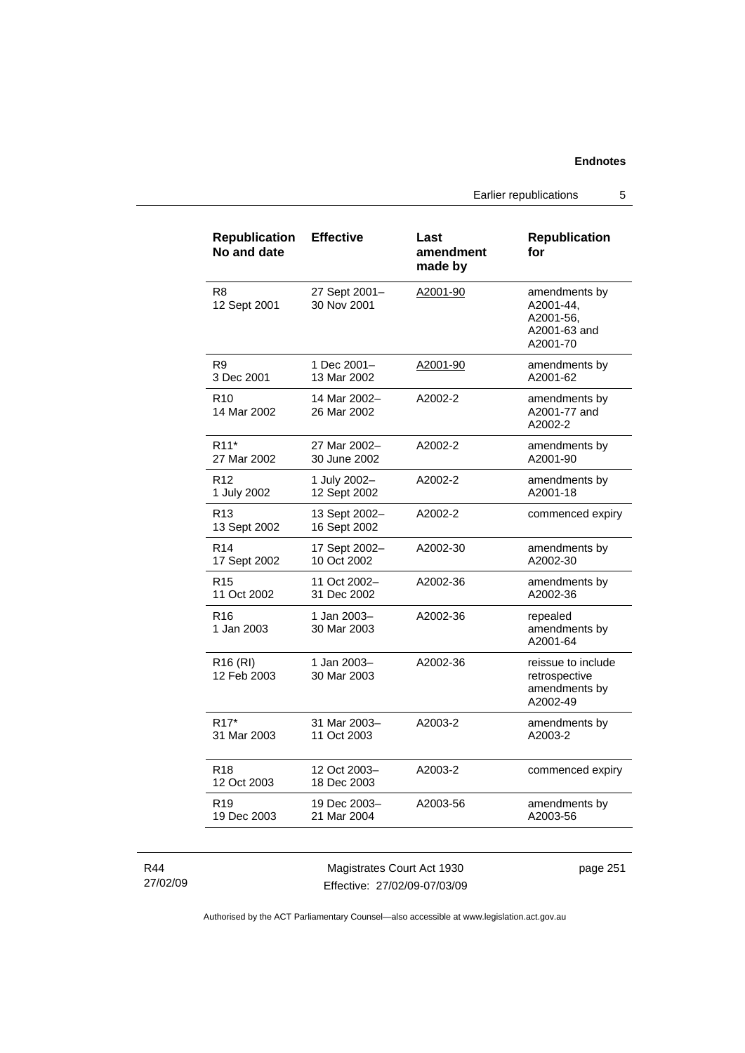| Republication No and date | Effective | Last amendment made by | Republication for |
|---|---|---|---|
| R8<br>12 Sept 2001 | 27 Sept 2001–<br>30 Nov 2001 | A2001-90 | amendments by A2001-44, A2001-56, A2001-63 and A2001-70 |
| R9<br>3 Dec 2001 | 1 Dec 2001–<br>13 Mar 2002 | A2001-90 | amendments by A2001-62 |
| R10<br>14 Mar 2002 | 14 Mar 2002–<br>26 Mar 2002 | A2002-2 | amendments by A2001-77 and A2002-2 |
| R11*<br>27 Mar 2002 | 27 Mar 2002–<br>30 June 2002 | A2002-2 | amendments by A2001-90 |
| R12<br>1 July 2002 | 1 July 2002–<br>12 Sept 2002 | A2002-2 | amendments by A2001-18 |
| R13<br>13 Sept 2002 | 13 Sept 2002–<br>16 Sept 2002 | A2002-2 | commenced expiry |
| R14<br>17 Sept 2002 | 17 Sept 2002–<br>10 Oct 2002 | A2002-30 | amendments by A2002-30 |
| R15<br>11 Oct 2002 | 11 Oct 2002–<br>31 Dec 2002 | A2002-36 | amendments by A2002-36 |
| R16<br>1 Jan 2003 | 1 Jan 2003–<br>30 Mar 2003 | A2002-36 | repealed amendments by A2001-64 |
| R16 (RI)<br>12 Feb 2003 | 1 Jan 2003–<br>30 Mar 2003 | A2002-36 | reissue to include retrospective amendments by A2002-49 |
| R17*<br>31 Mar 2003 | 31 Mar 2003–<br>11 Oct 2003 | A2003-2 | amendments by A2003-2 |
| R18<br>12 Oct 2003 | 12 Oct 2003–<br>18 Dec 2003 | A2003-2 | commenced expiry |
| R19<br>19 Dec 2003 | 19 Dec 2003–<br>21 Mar 2004 | A2003-56 | amendments by A2003-56 |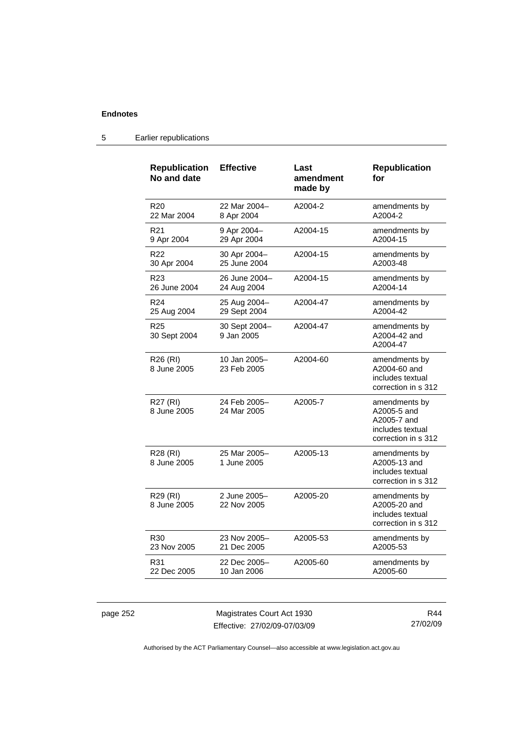## Endnotes

### 5 Earlier republications

| Republication No and date | Effective | Last amendment made by | Republication for |
|---|---|---|---|
| R20 22 Mar 2004 | 22 Mar 2004– 8 Apr 2004 | A2004-2 | amendments by A2004-2 |
| R21 9 Apr 2004 | 9 Apr 2004– 29 Apr 2004 | A2004-15 | amendments by A2004-15 |
| R22 30 Apr 2004 | 30 Apr 2004– 25 June 2004 | A2004-15 | amendments by A2003-48 |
| R23 26 June 2004 | 26 June 2004– 24 Aug 2004 | A2004-15 | amendments by A2004-14 |
| R24 25 Aug 2004 | 25 Aug 2004– 29 Sept 2004 | A2004-47 | amendments by A2004-42 |
| R25 30 Sept 2004 | 30 Sept 2004– 9 Jan 2005 | A2004-47 | amendments by A2004-42 and A2004-47 |
| R26 (RI) 8 June 2005 | 10 Jan 2005– 23 Feb 2005 | A2004-60 | amendments by A2004-60 and includes textual correction in s 312 |
| R27 (RI) 8 June 2005 | 24 Feb 2005– 24 Mar 2005 | A2005-7 | amendments by A2005-5 and A2005-7 and includes textual correction in s 312 |
| R28 (RI) 8 June 2005 | 25 Mar 2005– 1 June 2005 | A2005-13 | amendments by A2005-13 and includes textual correction in s 312 |
| R29 (RI) 8 June 2005 | 2 June 2005– 22 Nov 2005 | A2005-20 | amendments by A2005-20 and includes textual correction in s 312 |
| R30 23 Nov 2005 | 23 Nov 2005– 21 Dec 2005 | A2005-53 | amendments by A2005-53 |
| R31 22 Dec 2005 | 22 Dec 2005– 10 Jan 2006 | A2005-60 | amendments by A2005-60 |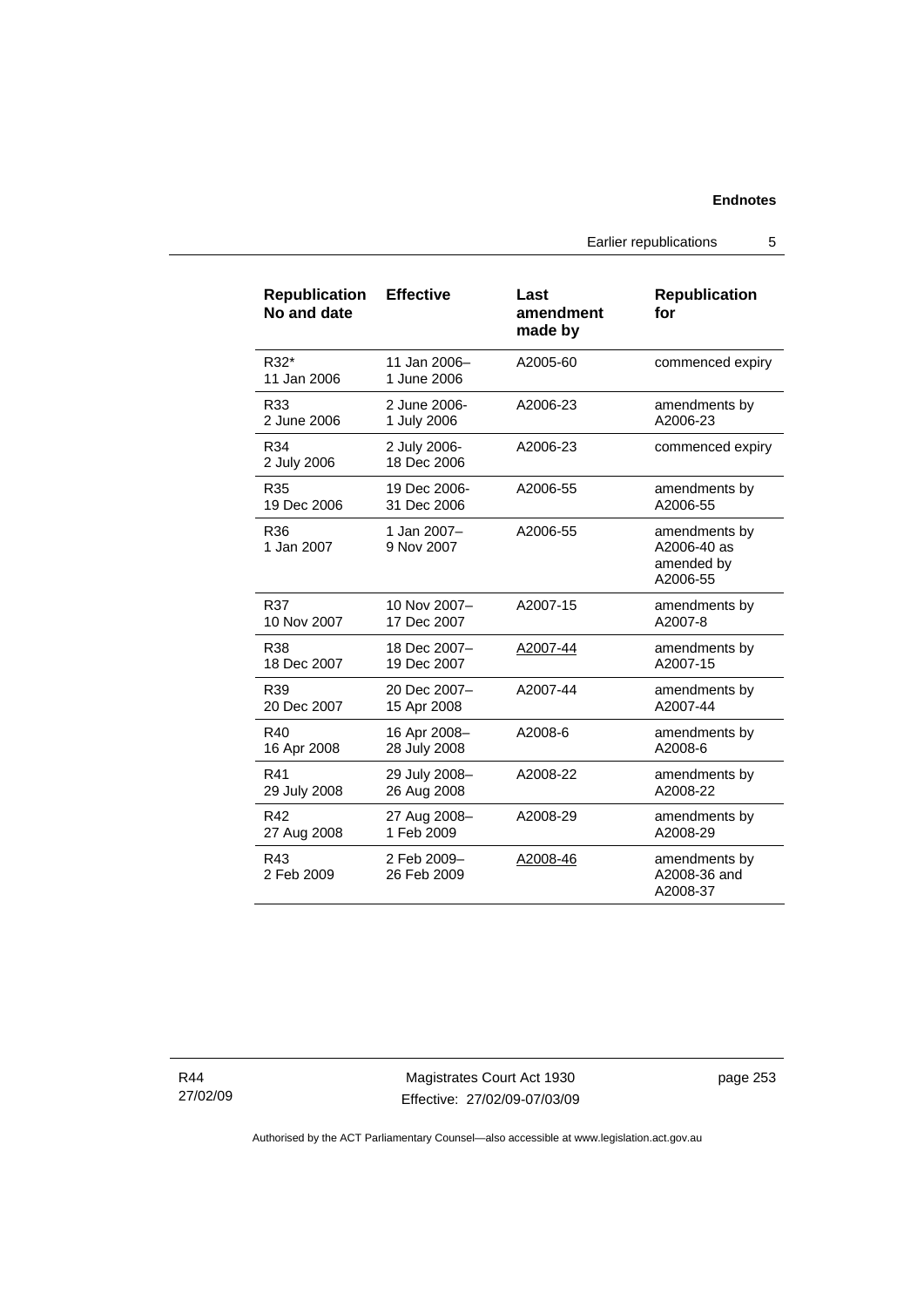| Republication No and date | Effective | Last amendment made by | Republication for |
|---|---|---|---|
| R32* 11 Jan 2006 | 11 Jan 2006– 1 June 2006 | A2005-60 | commenced expiry |
| R33 2 June 2006 | 2 June 2006- 1 July 2006 | A2006-23 | amendments by A2006-23 |
| R34 2 July 2006 | 2 July 2006- 18 Dec 2006 | A2006-23 | commenced expiry |
| R35 19 Dec 2006 | 19 Dec 2006- 31 Dec 2006 | A2006-55 | amendments by A2006-55 |
| R36 1 Jan 2007 | 1 Jan 2007– 9 Nov 2007 | A2006-55 | amendments by A2006-40 as amended by A2006-55 |
| R37 10 Nov 2007 | 10 Nov 2007– 17 Dec 2007 | A2007-15 | amendments by A2007-8 |
| R38 18 Dec 2007 | 18 Dec 2007– 19 Dec 2007 | A2007-44 | amendments by A2007-15 |
| R39 20 Dec 2007 | 20 Dec 2007– 15 Apr 2008 | A2007-44 | amendments by A2007-44 |
| R40 16 Apr 2008 | 16 Apr 2008– 28 July 2008 | A2008-6 | amendments by A2008-6 |
| R41 29 July 2008 | 29 July 2008– 26 Aug 2008 | A2008-22 | amendments by A2008-22 |
| R42 27 Aug 2008 | 27 Aug 2008– 1 Feb 2009 | A2008-29 | amendments by A2008-29 |
| R43 2 Feb 2009 | 2 Feb 2009– 26 Feb 2009 | A2008-46 | amendments by A2008-36 and A2008-37 |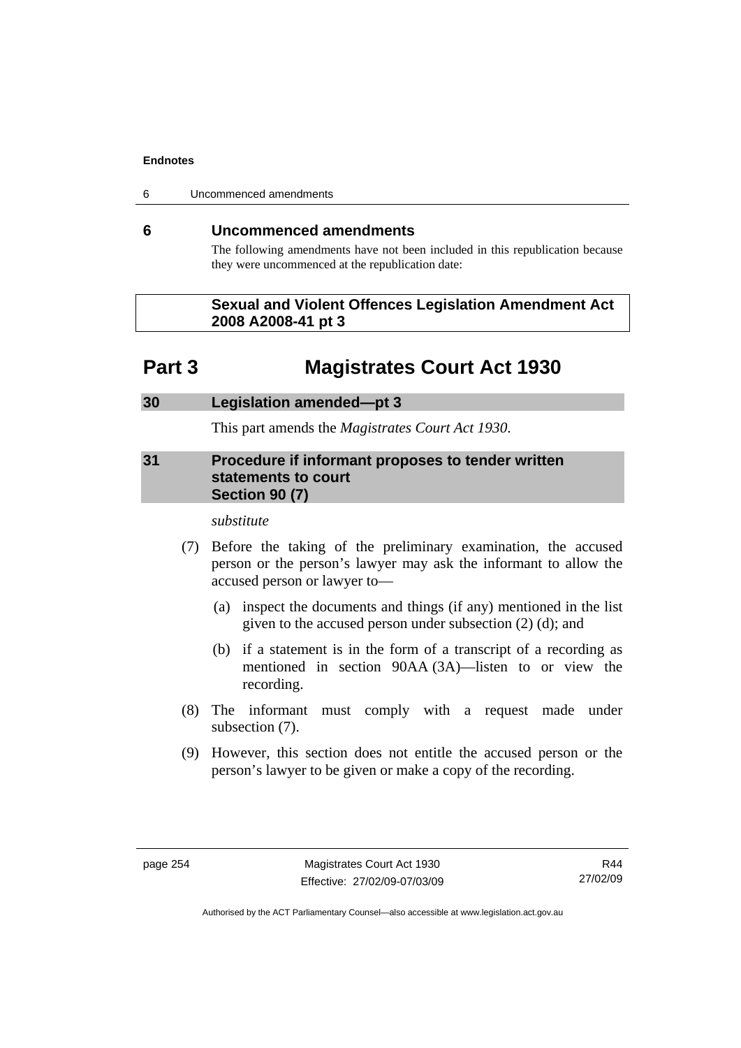## 6 Uncommenced amendments

The following amendments have not been included in this republication because they were uncommenced at the republication date:

**Sexual and Violent Offences Legislation Amendment Act 2008 A2008-41 pt 3**

# Part 3 Magistrates Court Act 1930

### 30 Legislation amended—pt 3

This part amends the *Magistrates Court Act 1930*.

### 31 Procedure if informant proposes to tender written statements to court Section 90 (7)

*substitute*

(7) Before the taking of the preliminary examination, the accused person or the person's lawyer may ask the informant to allow the accused person or lawyer to—

(a) inspect the documents and things (if any) mentioned in the list given to the accused person under subsection (2) (d); and

(b) if a statement is in the form of a transcript of a recording as mentioned in section 90AA (3A)—listen to or view the recording.

(8) The informant must comply with a request made under subsection (7).

(9) However, this section does not entitle the accused person or the person's lawyer to be given or make a copy of the recording.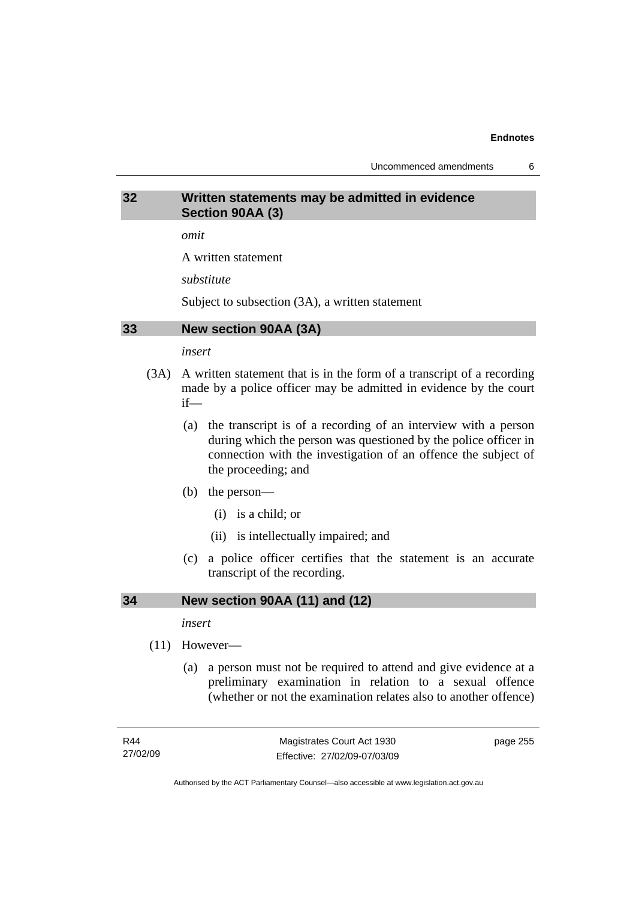## 32 Written statements may be admitted in evidence Section 90AA (3)

*omit*

A written statement

*substitute*

Subject to subsection (3A), a written statement

## 33 New section 90AA (3A)

*insert*

(3A) A written statement that is in the form of a transcript of a recording made by a police officer may be admitted in evidence by the court if—

(a) the transcript is of a recording of an interview with a person during which the person was questioned by the police officer in connection with the investigation of an offence the subject of the proceeding; and

(b) the person—

(i) is a child; or

(ii) is intellectually impaired; and

(c) a police officer certifies that the statement is an accurate transcript of the recording.

## 34 New section 90AA (11) and (12)

*insert*

(11) However—

(a) a person must not be required to attend and give evidence at a preliminary examination in relation to a sexual offence (whether or not the examination relates also to another offence)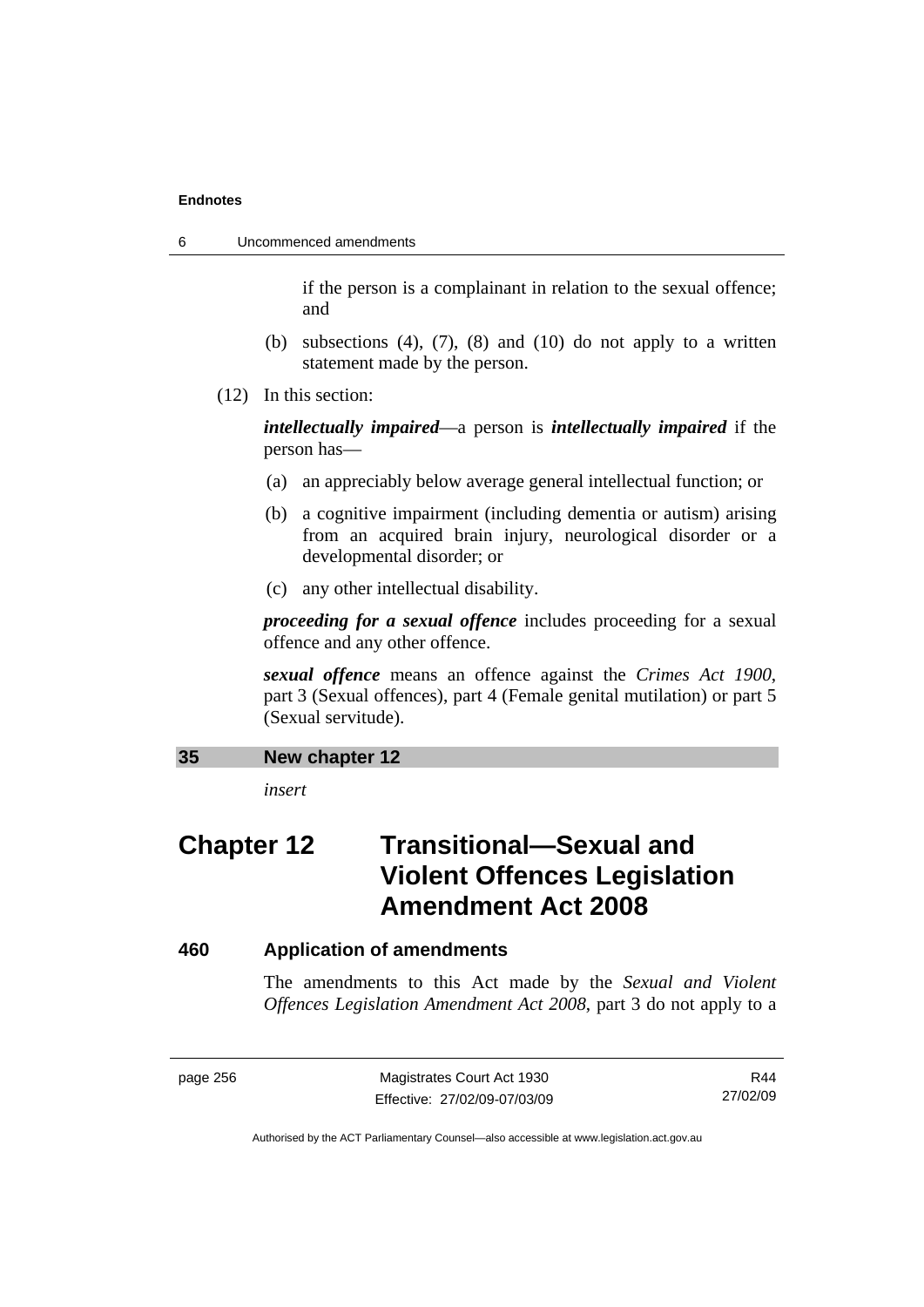if the person is a complainant in relation to the sexual offence; and

(b) subsections (4), (7), (8) and (10) do not apply to a written statement made by the person.

(12) In this section:

***intellectually impaired***—a person is ***intellectually impaired*** if the person has—

(a) an appreciably below average general intellectual function; or

(b) a cognitive impairment (including dementia or autism) arising from an acquired brain injury, neurological disorder or a developmental disorder; or

(c) any other intellectual disability.

***proceeding for a sexual offence*** includes proceeding for a sexual offence and any other offence.

***sexual offence*** means an offence against the *Crimes Act 1900*, part 3 (Sexual offences), part 4 (Female genital mutilation) or part 5 (Sexual servitude).

### 35 New chapter 12

*insert*

# Chapter 12 Transitional—Sexual and Violent Offences Legislation Amendment Act 2008

### 460 Application of amendments

The amendments to this Act made by the *Sexual and Violent Offences Legislation Amendment Act 2008*, part 3 do not apply to a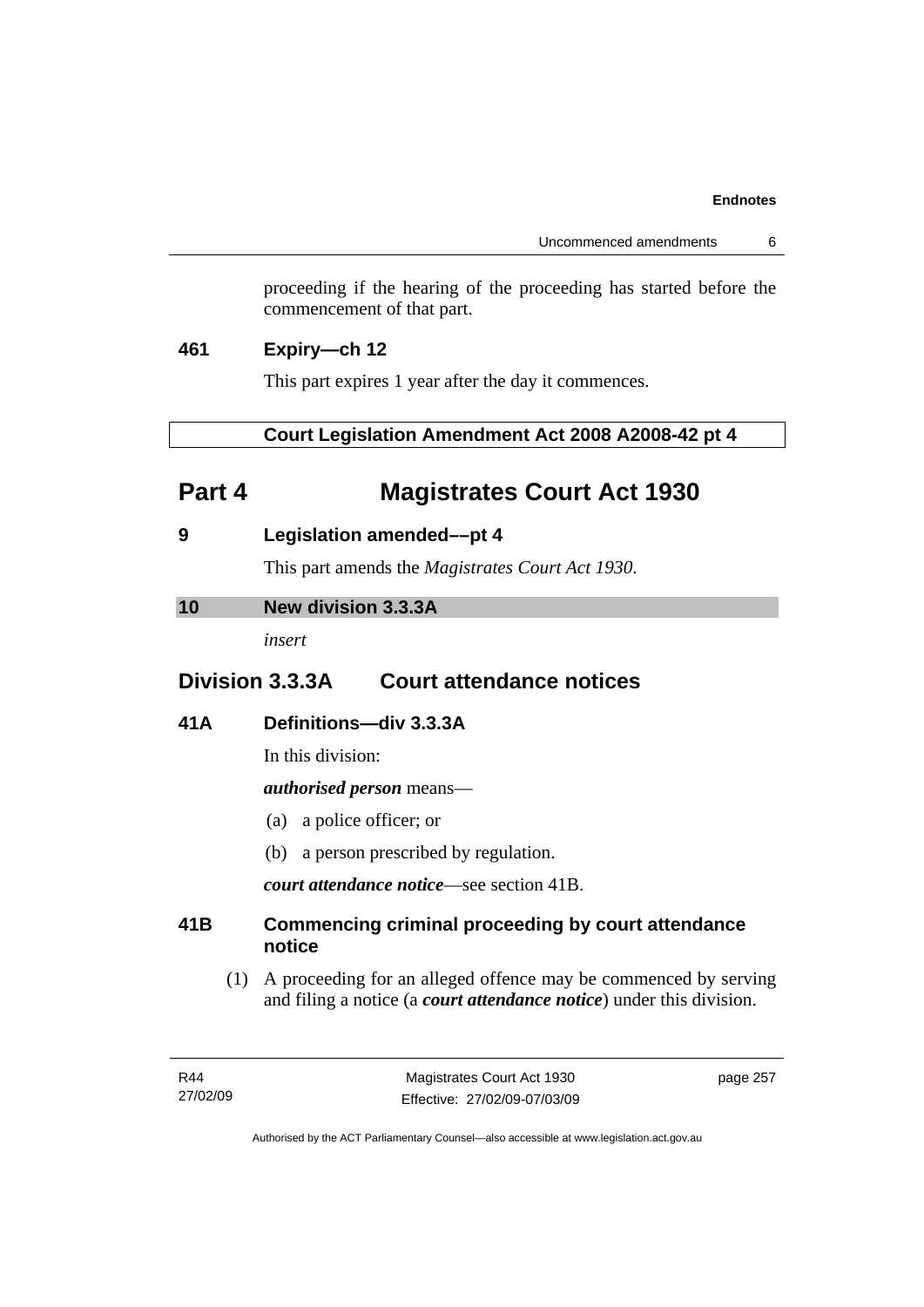proceeding if the hearing of the proceeding has started before the commencement of that part.

### 461 Expiry—ch 12

This part expires 1 year after the day it commences.

**Court Legislation Amendment Act 2008 A2008-42 pt 4**

# Part 4 Magistrates Court Act 1930

### 9 Legislation amended––pt 4

This part amends the *Magistrates Court Act 1930*.

### 10 New division 3.3.3A

*insert*

## Division 3.3.3A Court attendance notices

### 41A Definitions—div 3.3.3A

In this division:

***authorised person*** means—

(a) a police officer; or

(b) a person prescribed by regulation.

***court attendance notice***—see section 41B.

### 41B Commencing criminal proceeding by court attendance notice

(1) A proceeding for an alleged offence may be commenced by serving and filing a notice (a ***court attendance notice***) under this division.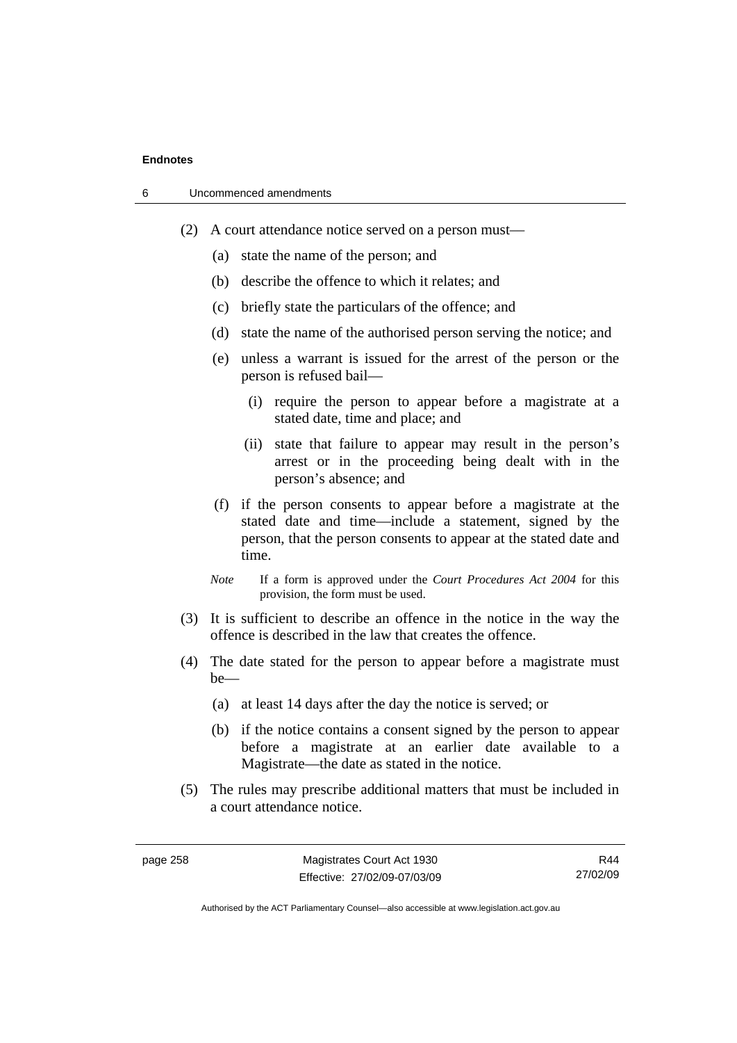(2) A court attendance notice served on a person must—

(a) state the name of the person; and

(b) describe the offence to which it relates; and

(c) briefly state the particulars of the offence; and

(d) state the name of the authorised person serving the notice; and

(e) unless a warrant is issued for the arrest of the person or the person is refused bail—

(i) require the person to appear before a magistrate at a stated date, time and place; and

(ii) state that failure to appear may result in the person's arrest or in the proceeding being dealt with in the person's absence; and

(f) if the person consents to appear before a magistrate at the stated date and time—include a statement, signed by the person, that the person consents to appear at the stated date and time.

*Note* If a form is approved under the *Court Procedures Act 2004* for this provision, the form must be used.

(3) It is sufficient to describe an offence in the notice in the way the offence is described in the law that creates the offence.

(4) The date stated for the person to appear before a magistrate must be—

(a) at least 14 days after the day the notice is served; or

(b) if the notice contains a consent signed by the person to appear before a magistrate at an earlier date available to a Magistrate—the date as stated in the notice.

(5) The rules may prescribe additional matters that must be included in a court attendance notice.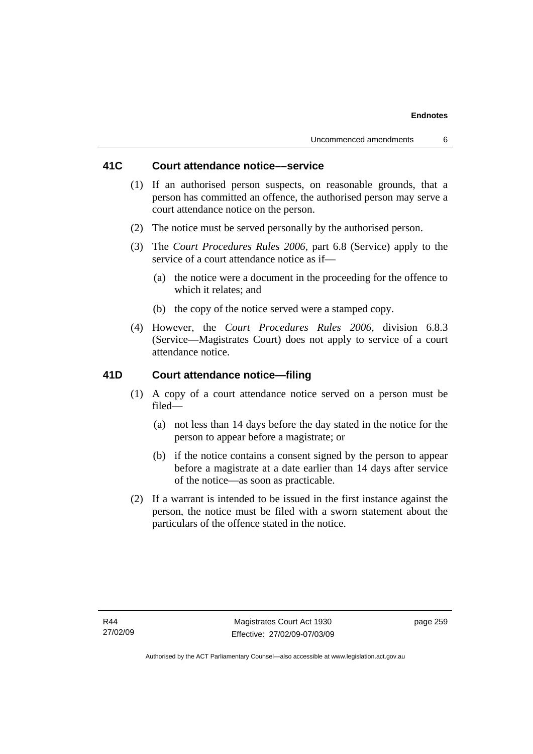### 41C Court attendance notice––service

(1) If an authorised person suspects, on reasonable grounds, that a person has committed an offence, the authorised person may serve a court attendance notice on the person.

(2) The notice must be served personally by the authorised person.

(3) The *Court Procedures Rules 2006*, part 6.8 (Service) apply to the service of a court attendance notice as if—

(a) the notice were a document in the proceeding for the offence to which it relates; and

(b) the copy of the notice served were a stamped copy.

(4) However, the *Court Procedures Rules 2006*, division 6.8.3 (Service—Magistrates Court) does not apply to service of a court attendance notice.

### 41D Court attendance notice—filing

(1) A copy of a court attendance notice served on a person must be filed—

(a) not less than 14 days before the day stated in the notice for the person to appear before a magistrate; or

(b) if the notice contains a consent signed by the person to appear before a magistrate at a date earlier than 14 days after service of the notice—as soon as practicable.

(2) If a warrant is intended to be issued in the first instance against the person, the notice must be filed with a sworn statement about the particulars of the offence stated in the notice.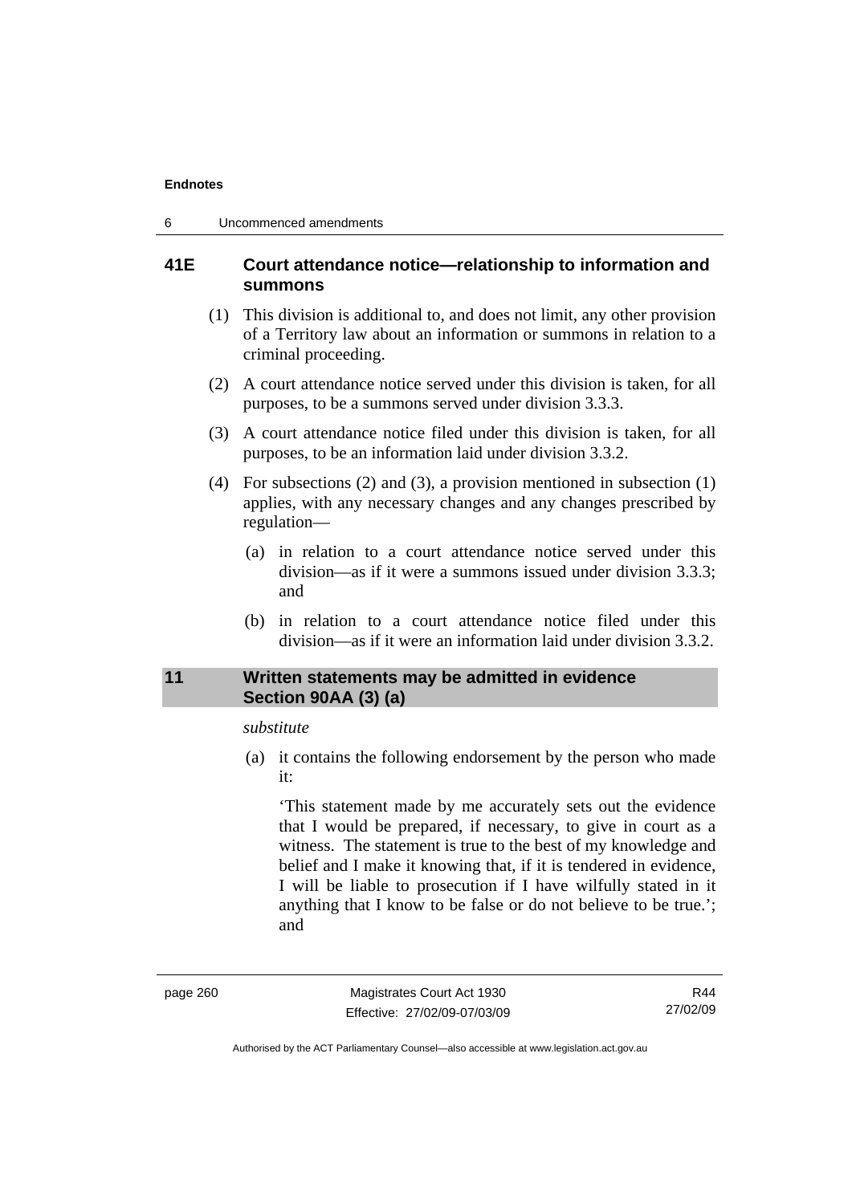### 41E Court attendance notice—relationship to information and summons

(1) This division is additional to, and does not limit, any other provision of a Territory law about an information or summons in relation to a criminal proceeding.

(2) A court attendance notice served under this division is taken, for all purposes, to be a summons served under division 3.3.3.

(3) A court attendance notice filed under this division is taken, for all purposes, to be an information laid under division 3.3.2.

(4) For subsections (2) and (3), a provision mentioned in subsection (1) applies, with any necessary changes and any changes prescribed by regulation—

(a) in relation to a court attendance notice served under this division—as if it were a summons issued under division 3.3.3; and

(b) in relation to a court attendance notice filed under this division—as if it were an information laid under division 3.3.2.

### 11 Written statements may be admitted in evidence Section 90AA (3) (a)

*substitute*

(a) it contains the following endorsement by the person who made it:

'This statement made by me accurately sets out the evidence that I would be prepared, if necessary, to give in court as a witness. The statement is true to the best of my knowledge and belief and I make it knowing that, if it is tendered in evidence, I will be liable to prosecution if I have wilfully stated in it anything that I know to be false or do not believe to be true.'; and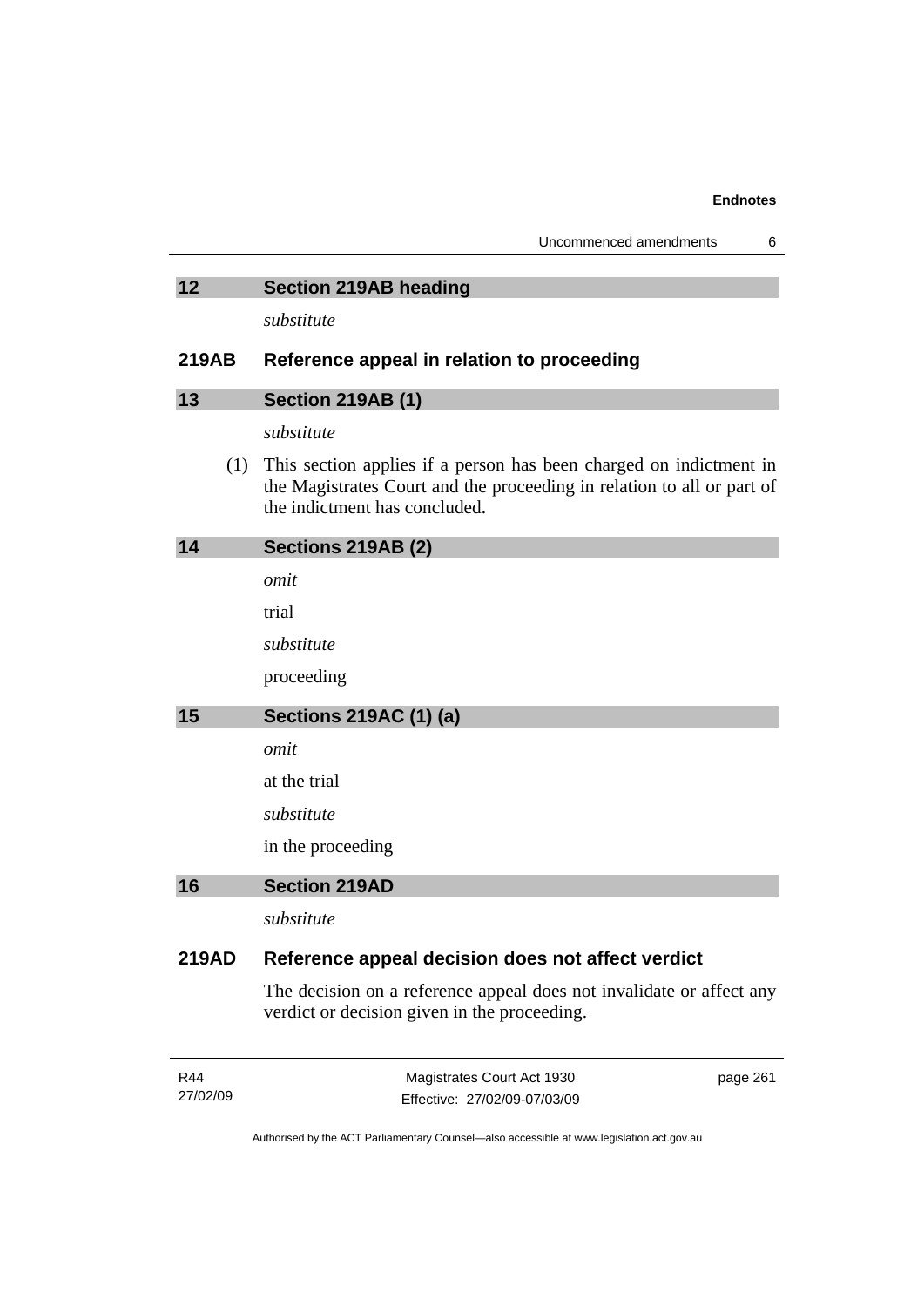## 12 Section 219AB heading

*substitute*

### 219AB Reference appeal in relation to proceeding

## 13 Section 219AB (1)

*substitute*

(1) This section applies if a person has been charged on indictment in the Magistrates Court and the proceeding in relation to all or part of the indictment has concluded.

## 14 Sections 219AB (2)

*omit*

trial

*substitute*

proceeding

## 15 Sections 219AC (1) (a)

*omit*

at the trial

*substitute*

in the proceeding

## 16 Section 219AD

*substitute*

### 219AD Reference appeal decision does not affect verdict

The decision on a reference appeal does not invalidate or affect any verdict or decision given in the proceeding.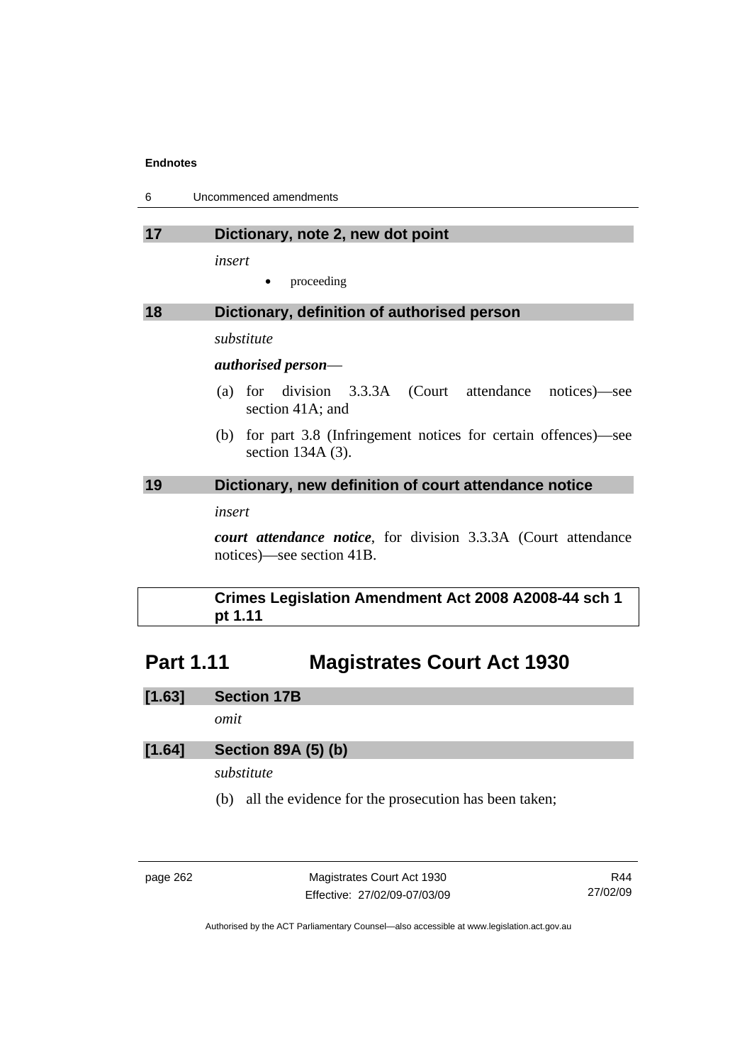**17 Dictionary, note 2, new dot point**

*insert*

- proceeding

**18 Dictionary, definition of authorised person**

*substitute*

***authorised person***—

(a) for division 3.3.3A (Court attendance notices)—see section 41A; and

(b) for part 3.8 (Infringement notices for certain offences)—see section 134A (3).

**19 Dictionary, new definition of court attendance notice**

*insert*

***court attendance notice***, for division 3.3.3A (Court attendance notices)—see section 41B.

**Crimes Legislation Amendment Act 2008 A2008-44 sch 1 pt 1.11**

## Part 1.11 Magistrates Court Act 1930

**[1.63] Section 17B**

*omit*

**[1.64] Section 89A (5) (b)**

*substitute*

(b) all the evidence for the prosecution has been taken;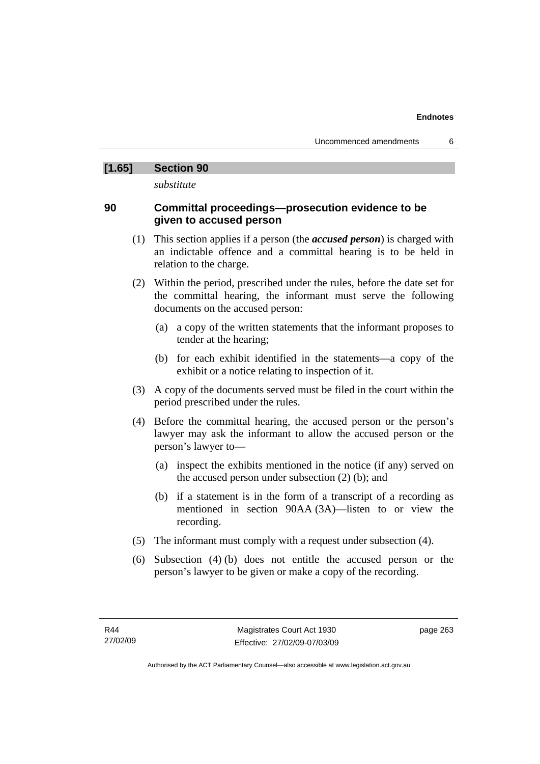## [1.65] Section 90

*substitute*

### 90 Committal proceedings—prosecution evidence to be given to accused person

(1) This section applies if a person (the ***accused person***) is charged with an indictable offence and a committal hearing is to be held in relation to the charge.

(2) Within the period, prescribed under the rules, before the date set for the committal hearing, the informant must serve the following documents on the accused person:

- (a) a copy of the written statements that the informant proposes to tender at the hearing;
- (b) for each exhibit identified in the statements—a copy of the exhibit or a notice relating to inspection of it.

(3) A copy of the documents served must be filed in the court within the period prescribed under the rules.

(4) Before the committal hearing, the accused person or the person's lawyer may ask the informant to allow the accused person or the person's lawyer to—

- (a) inspect the exhibits mentioned in the notice (if any) served on the accused person under subsection (2) (b); and
- (b) if a statement is in the form of a transcript of a recording as mentioned in section 90AA (3A)—listen to or view the recording.

(5) The informant must comply with a request under subsection (4).

(6) Subsection (4) (b) does not entitle the accused person or the person's lawyer to be given or make a copy of the recording.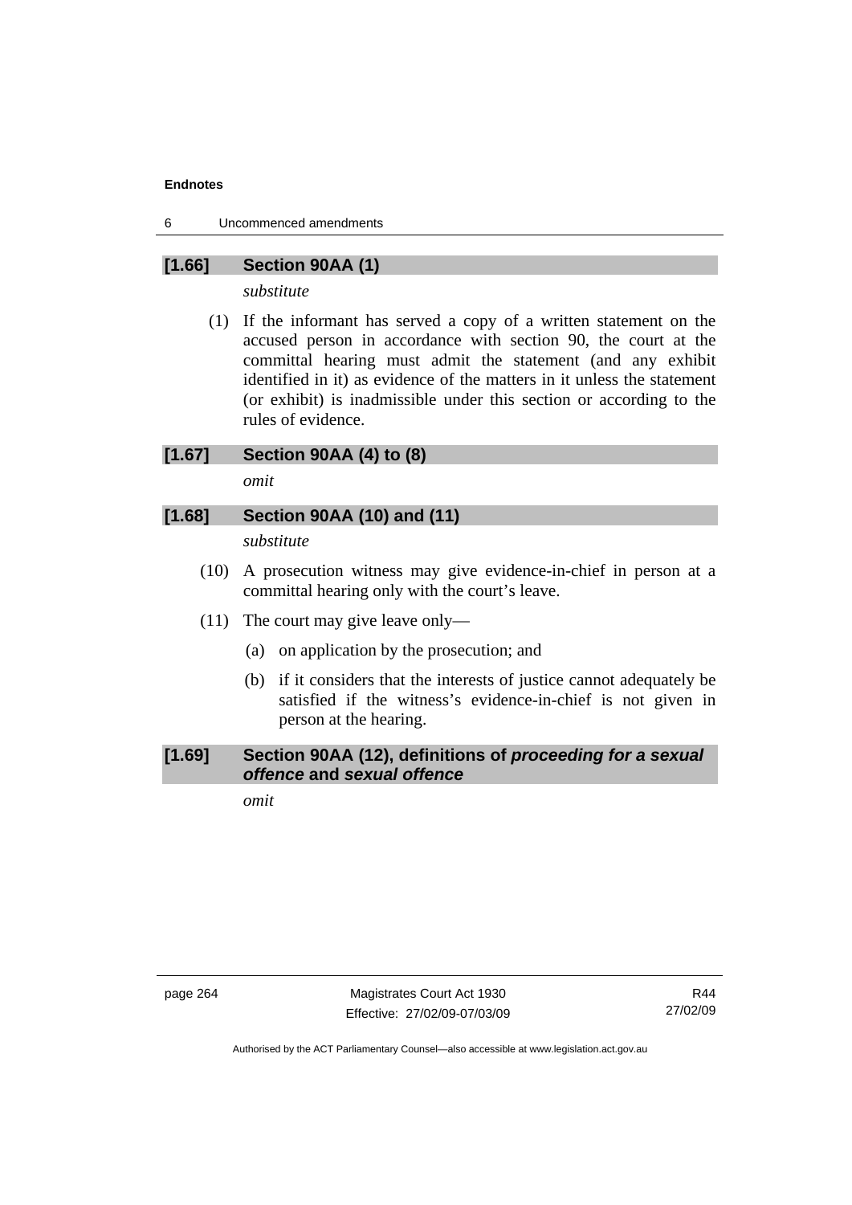### [1.66] Section 90AA (1)

*substitute*

(1) If the informant has served a copy of a written statement on the accused person in accordance with section 90, the court at the committal hearing must admit the statement (and any exhibit identified in it) as evidence of the matters in it unless the statement (or exhibit) is inadmissible under this section or according to the rules of evidence.

### [1.67] Section 90AA (4) to (8)

*omit*

### [1.68] Section 90AA (10) and (11)

*substitute*

(10) A prosecution witness may give evidence-in-chief in person at a committal hearing only with the court's leave.

(11) The court may give leave only—

(a) on application by the prosecution; and

(b) if it considers that the interests of justice cannot adequately be satisfied if the witness's evidence-in-chief is not given in person at the hearing.

### [1.69] Section 90AA (12), definitions of *proceeding for a sexual offence* and *sexual offence*

*omit*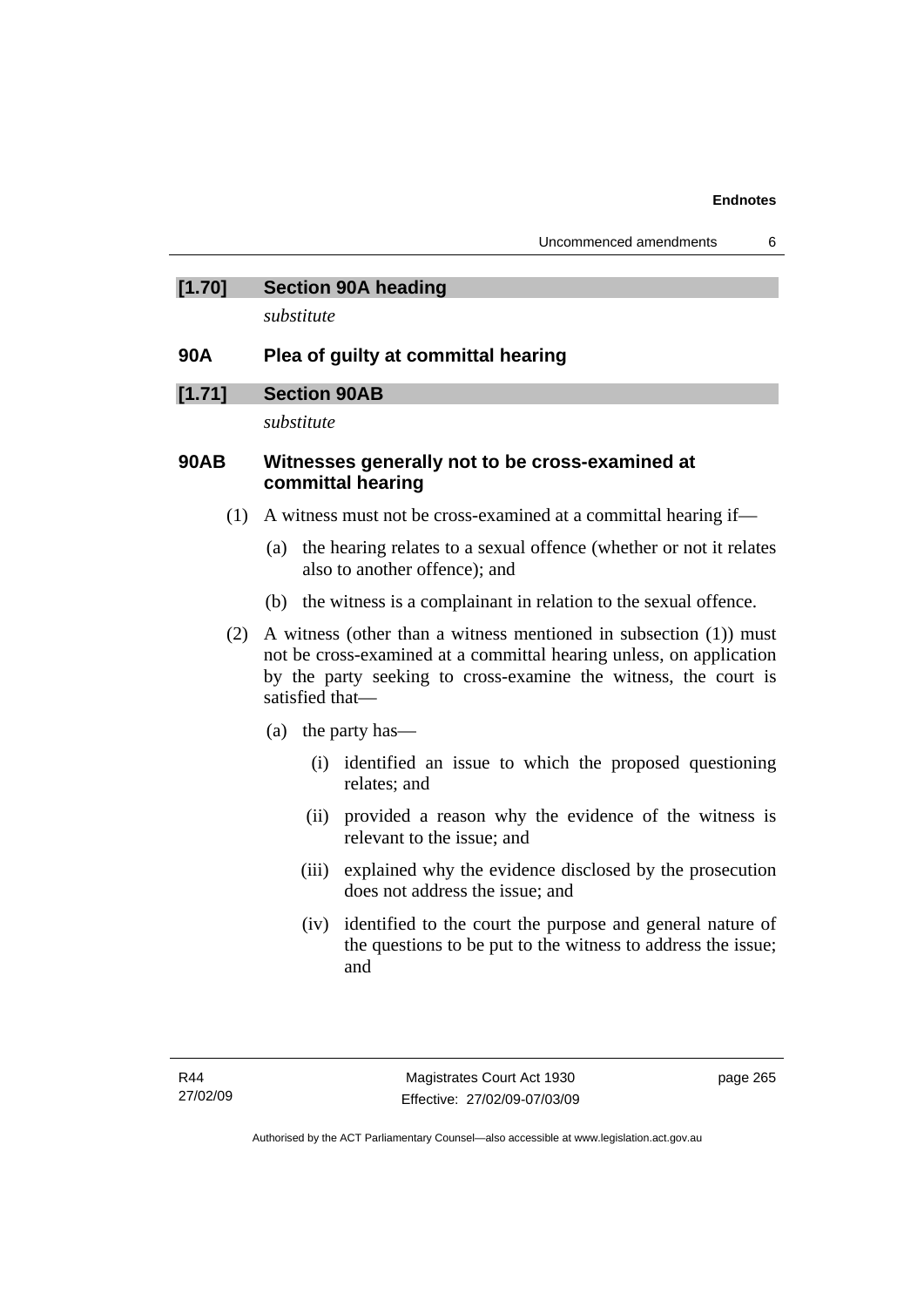## [1.70] Section 90A heading

*substitute*

### 90A Plea of guilty at committal hearing

## [1.71] Section 90AB

*substitute*

### 90AB Witnesses generally not to be cross-examined at committal hearing

(1) A witness must not be cross-examined at a committal hearing if—

(a) the hearing relates to a sexual offence (whether or not it relates also to another offence); and

(b) the witness is a complainant in relation to the sexual offence.

(2) A witness (other than a witness mentioned in subsection (1)) must not be cross-examined at a committal hearing unless, on application by the party seeking to cross-examine the witness, the court is satisfied that—

(a) the party has—

(i) identified an issue to which the proposed questioning relates; and

(ii) provided a reason why the evidence of the witness is relevant to the issue; and

(iii) explained why the evidence disclosed by the prosecution does not address the issue; and

(iv) identified to the court the purpose and general nature of the questions to be put to the witness to address the issue; and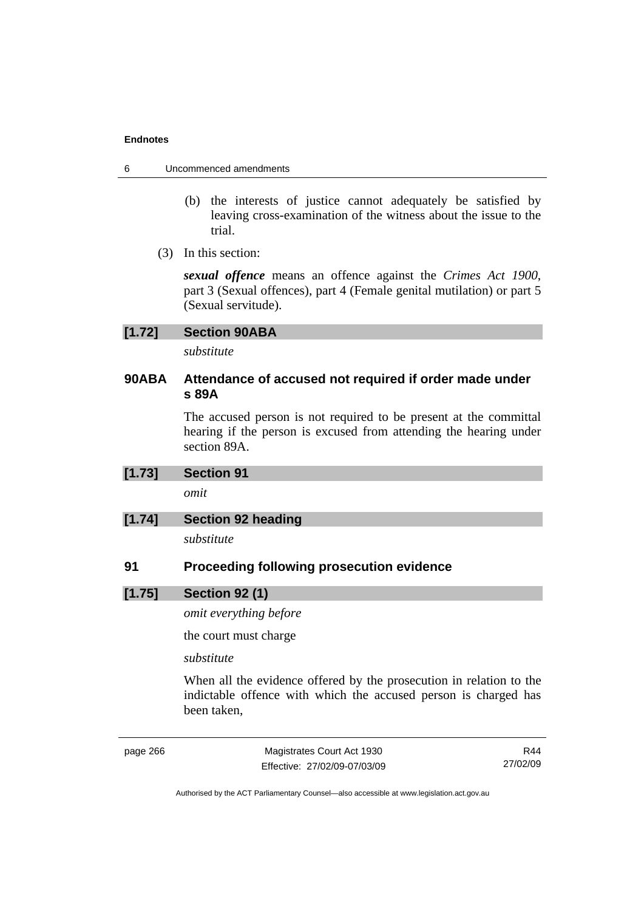(b) the interests of justice cannot adequately be satisfied by leaving cross-examination of the witness about the issue to the trial.

(3) In this section:

***sexual offence*** means an offence against the *Crimes Act 1900*, part 3 (Sexual offences), part 4 (Female genital mutilation) or part 5 (Sexual servitude).

### [1.72] Section 90ABA

*substitute*

### 90ABA Attendance of accused not required if order made under s 89A

The accused person is not required to be present at the committal hearing if the person is excused from attending the hearing under section 89A.

### [1.73] Section 91

*omit*

### [1.74] Section 92 heading

*substitute*

### 91 Proceeding following prosecution evidence

### [1.75] Section 92 (1)

*omit everything before*

the court must charge

*substitute*

When all the evidence offered by the prosecution in relation to the indictable offence with which the accused person is charged has been taken,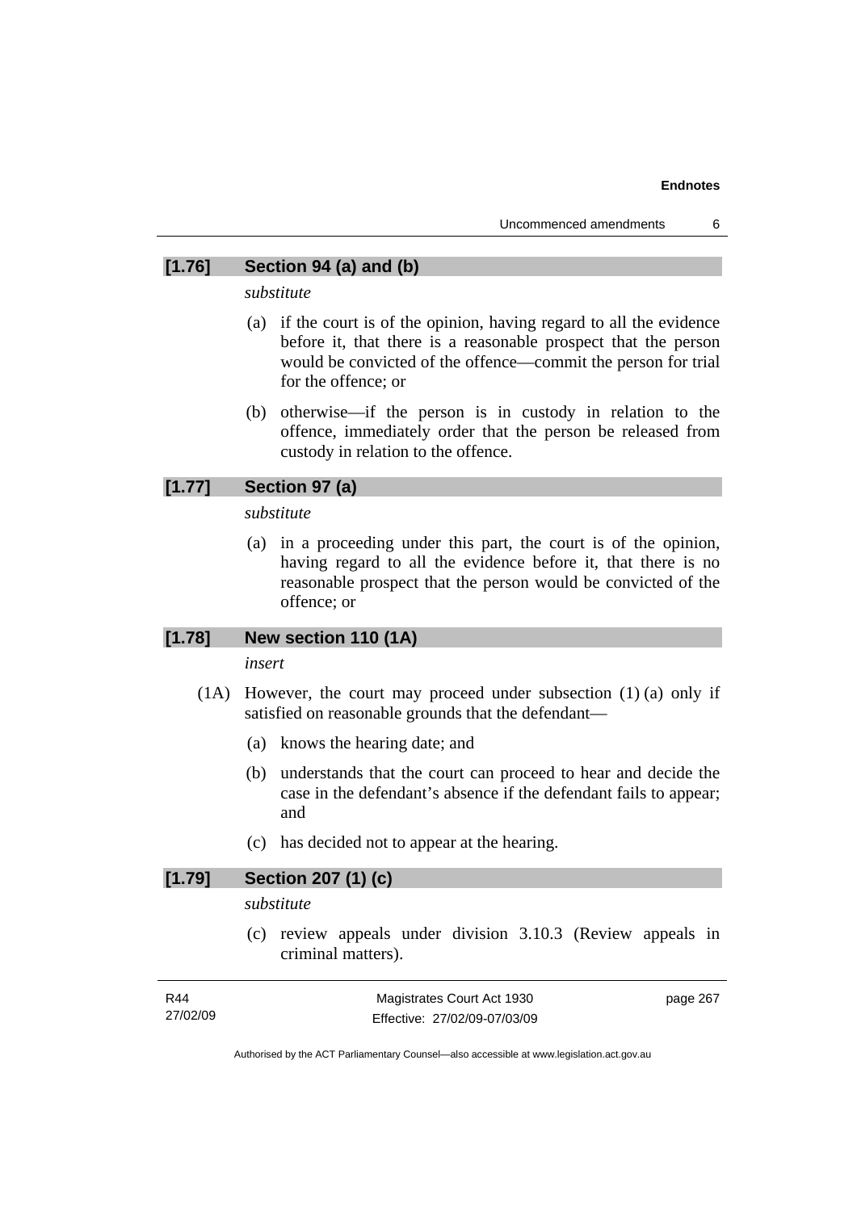### [1.76] Section 94 (a) and (b)

*substitute*

(a) if the court is of the opinion, having regard to all the evidence before it, that there is a reasonable prospect that the person would be convicted of the offence—commit the person for trial for the offence; or

(b) otherwise—if the person is in custody in relation to the offence, immediately order that the person be released from custody in relation to the offence.

### [1.77] Section 97 (a)

*substitute*

(a) in a proceeding under this part, the court is of the opinion, having regard to all the evidence before it, that there is no reasonable prospect that the person would be convicted of the offence; or

### [1.78] New section 110 (1A)

*insert*

(1A) However, the court may proceed under subsection (1) (a) only if satisfied on reasonable grounds that the defendant—

(a) knows the hearing date; and

(b) understands that the court can proceed to hear and decide the case in the defendant's absence if the defendant fails to appear; and

(c) has decided not to appear at the hearing.

### [1.79] Section 207 (1) (c)

*substitute*

(c) review appeals under division 3.10.3 (Review appeals in criminal matters).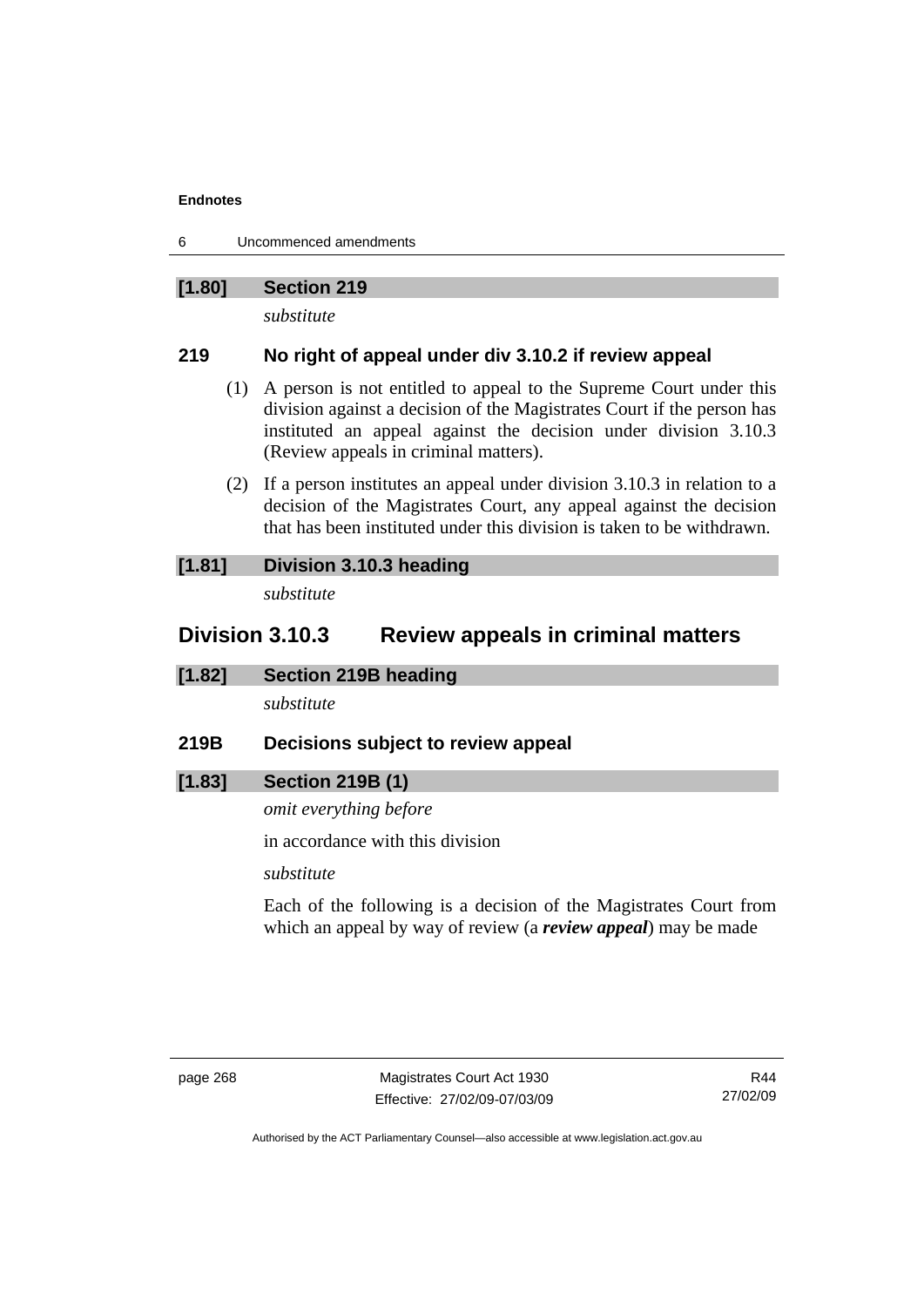### [1.80] Section 219

*substitute*

### 219 No right of appeal under div 3.10.2 if review appeal

(1) A person is not entitled to appeal to the Supreme Court under this division against a decision of the Magistrates Court if the person has instituted an appeal against the decision under division 3.10.3 (Review appeals in criminal matters).

(2) If a person institutes an appeal under division 3.10.3 in relation to a decision of the Magistrates Court, any appeal against the decision that has been instituted under this division is taken to be withdrawn.

### [1.81] Division 3.10.3 heading

*substitute*

## Division 3.10.3 Review appeals in criminal matters

### [1.82] Section 219B heading

*substitute*

### 219B Decisions subject to review appeal

### [1.83] Section 219B (1)

*omit everything before*

in accordance with this division

*substitute*

Each of the following is a decision of the Magistrates Court from which an appeal by way of review (a ***review appeal***) may be made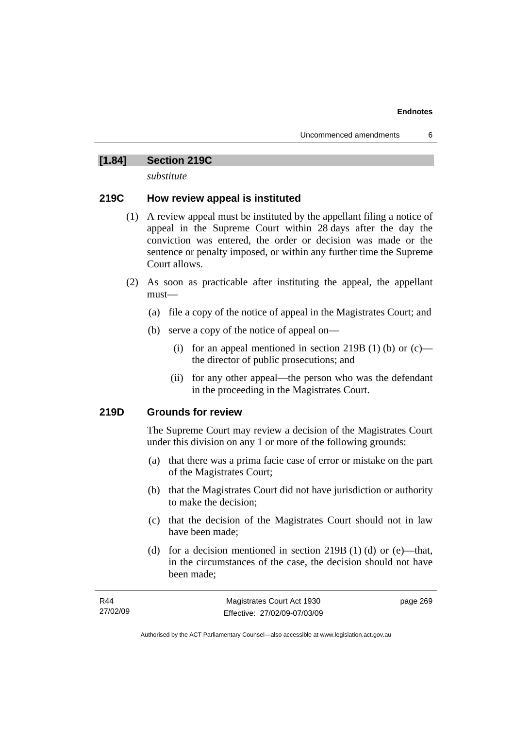### [1.84] Section 219C

*substitute*

### 219C How review appeal is instituted

(1) A review appeal must be instituted by the appellant filing a notice of appeal in the Supreme Court within 28 days after the day the conviction was entered, the order or decision was made or the sentence or penalty imposed, or within any further time the Supreme Court allows.

(2) As soon as practicable after instituting the appeal, the appellant must—

- (a) file a copy of the notice of appeal in the Magistrates Court; and
- (b) serve a copy of the notice of appeal on—
  - (i) for an appeal mentioned in section 219B (1) (b) or (c)—the director of public prosecutions; and
  - (ii) for any other appeal—the person who was the defendant in the proceeding in the Magistrates Court.

### 219D Grounds for review

The Supreme Court may review a decision of the Magistrates Court under this division on any 1 or more of the following grounds:

- (a) that there was a prima facie case of error or mistake on the part of the Magistrates Court;
- (b) that the Magistrates Court did not have jurisdiction or authority to make the decision;
- (c) that the decision of the Magistrates Court should not in law have been made;
- (d) for a decision mentioned in section 219B (1) (d) or (e)—that, in the circumstances of the case, the decision should not have been made;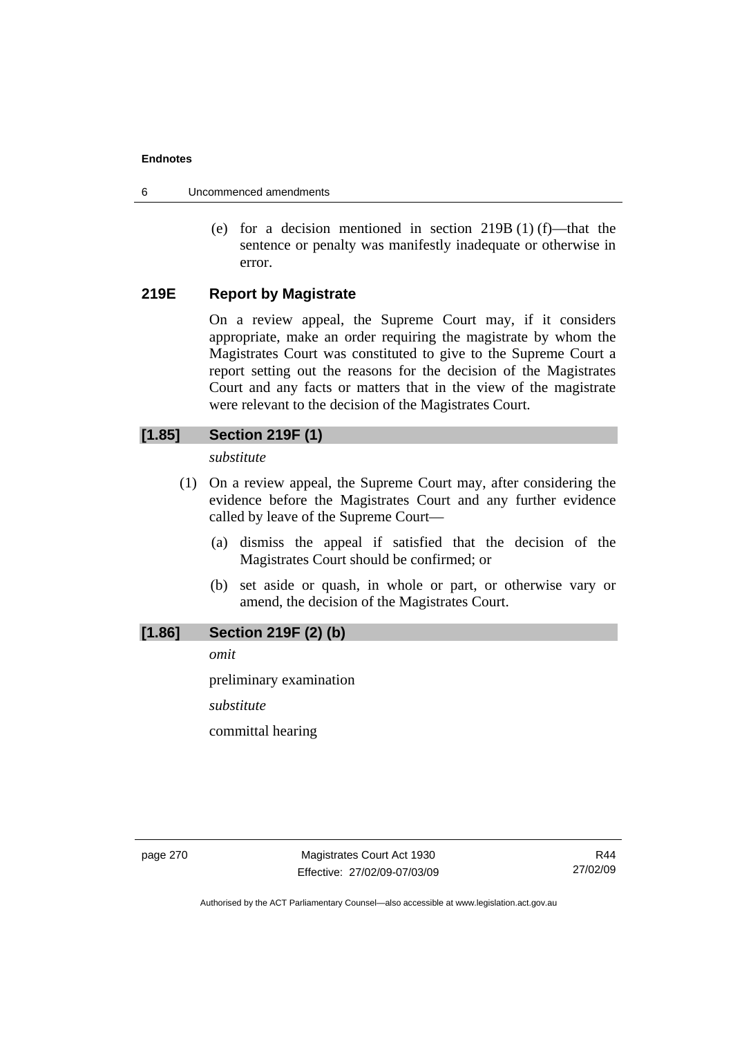(e) for a decision mentioned in section 219B (1) (f)—that the sentence or penalty was manifestly inadequate or otherwise in error.

### 219E Report by Magistrate

On a review appeal, the Supreme Court may, if it considers appropriate, make an order requiring the magistrate by whom the Magistrates Court was constituted to give to the Supreme Court a report setting out the reasons for the decision of the Magistrates Court and any facts or matters that in the view of the magistrate were relevant to the decision of the Magistrates Court.

### [1.85] Section 219F (1)

*substitute*

(1) On a review appeal, the Supreme Court may, after considering the evidence before the Magistrates Court and any further evidence called by leave of the Supreme Court—

(a) dismiss the appeal if satisfied that the decision of the Magistrates Court should be confirmed; or

(b) set aside or quash, in whole or part, or otherwise vary or amend, the decision of the Magistrates Court.

### [1.86] Section 219F (2) (b)

*omit*

preliminary examination

*substitute*

committal hearing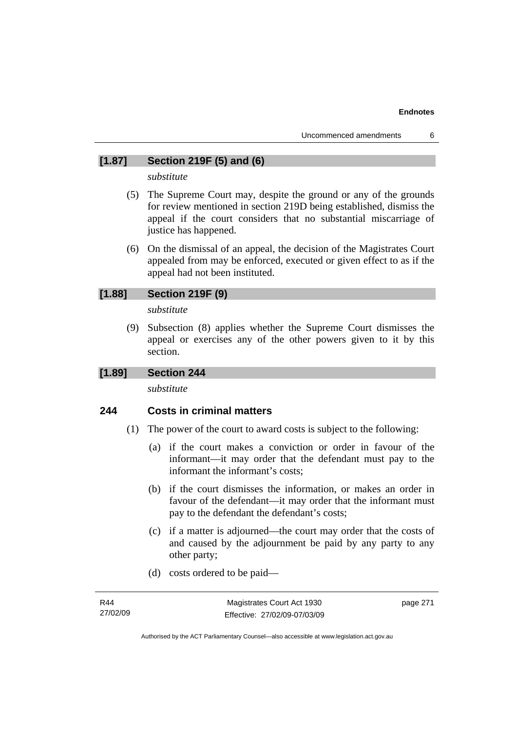### [1.87] Section 219F (5) and (6)

*substitute*

(5) The Supreme Court may, despite the ground or any of the grounds for review mentioned in section 219D being established, dismiss the appeal if the court considers that no substantial miscarriage of justice has happened.

(6) On the dismissal of an appeal, the decision of the Magistrates Court appealed from may be enforced, executed or given effect to as if the appeal had not been instituted.

### [1.88] Section 219F (9)

*substitute*

(9) Subsection (8) applies whether the Supreme Court dismisses the appeal or exercises any of the other powers given to it by this section.

### [1.89] Section 244

*substitute*

## 244 Costs in criminal matters

(1) The power of the court to award costs is subject to the following:

(a) if the court makes a conviction or order in favour of the informant—it may order that the defendant must pay to the informant the informant's costs;

(b) if the court dismisses the information, or makes an order in favour of the defendant—it may order that the informant must pay to the defendant the defendant's costs;

(c) if a matter is adjourned—the court may order that the costs of and caused by the adjournment be paid by any party to any other party;

(d) costs ordered to be paid—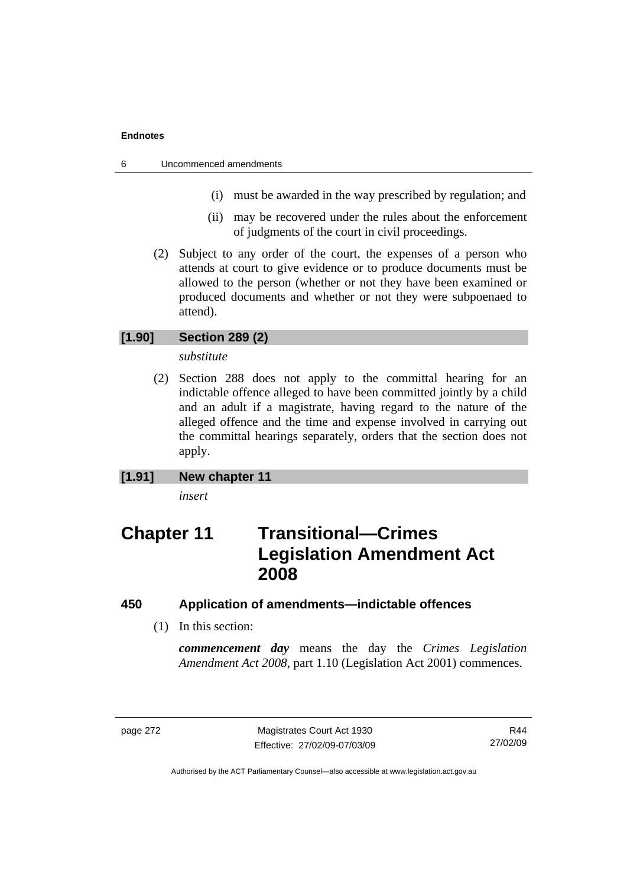(i) must be awarded in the way prescribed by regulation; and

(ii) may be recovered under the rules about the enforcement of judgments of the court in civil proceedings.

(2) Subject to any order of the court, the expenses of a person who attends at court to give evidence or to produce documents must be allowed to the person (whether or not they have been examined or produced documents and whether or not they were subpoenaed to attend).

**[1.90] Section 289 (2)**

*substitute*

(2) Section 288 does not apply to the committal hearing for an indictable offence alleged to have been committed jointly by a child and an adult if a magistrate, having regard to the nature of the alleged offence and the time and expense involved in carrying out the committal hearings separately, orders that the section does not apply.

**[1.91] New chapter 11**

*insert*

# Chapter 11 Transitional—Crimes Legislation Amendment Act 2008

### 450 Application of amendments—indictable offences

(1) In this section:

***commencement day*** means the day the *Crimes Legislation Amendment Act 2008*, part 1.10 (Legislation Act 2001) commences.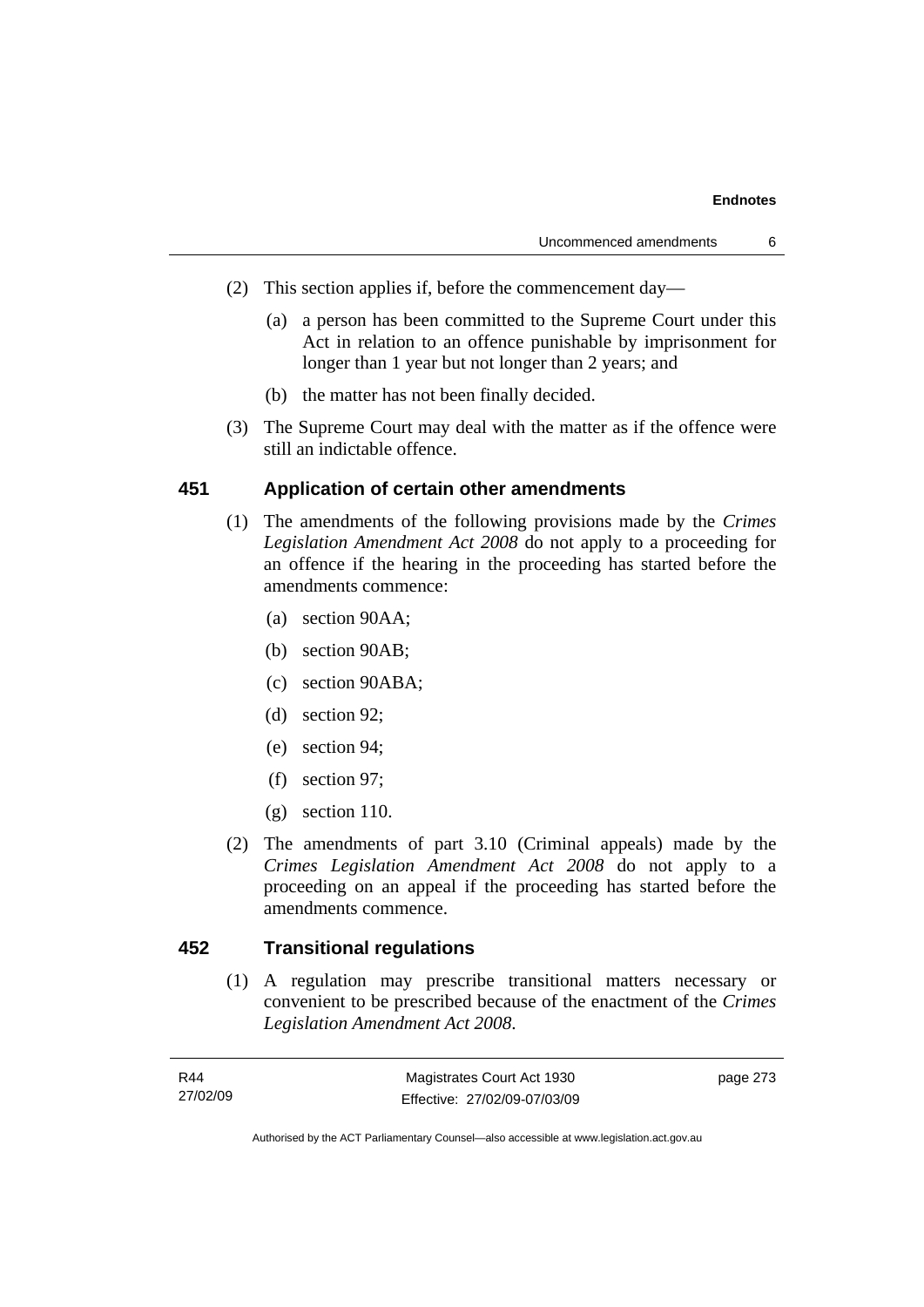(2) This section applies if, before the commencement day—

(a) a person has been committed to the Supreme Court under this Act in relation to an offence punishable by imprisonment for longer than 1 year but not longer than 2 years; and

(b) the matter has not been finally decided.

(3) The Supreme Court may deal with the matter as if the offence were still an indictable offence.

### 451 Application of certain other amendments

(1) The amendments of the following provisions made by the *Crimes Legislation Amendment Act 2008* do not apply to a proceeding for an offence if the hearing in the proceeding has started before the amendments commence:

(a) section 90AA;

(b) section 90AB;

(c) section 90ABA;

(d) section 92;

(e) section 94;

(f) section 97;

(g) section 110.

(2) The amendments of part 3.10 (Criminal appeals) made by the *Crimes Legislation Amendment Act 2008* do not apply to a proceeding on an appeal if the proceeding has started before the amendments commence.

### 452 Transitional regulations

(1) A regulation may prescribe transitional matters necessary or convenient to be prescribed because of the enactment of the *Crimes Legislation Amendment Act 2008*.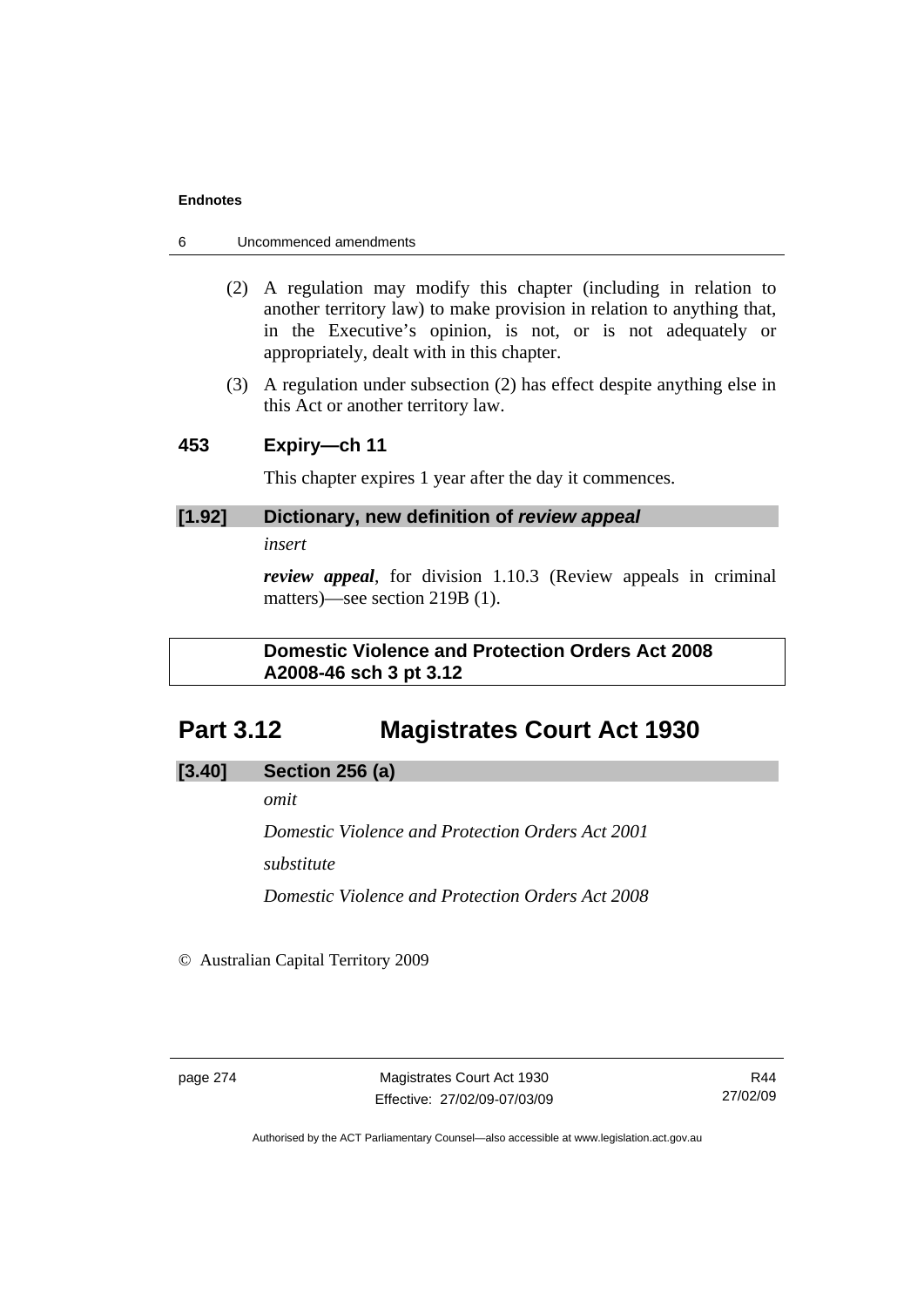(2) A regulation may modify this chapter (including in relation to another territory law) to make provision in relation to anything that, in the Executive's opinion, is not, or is not adequately or appropriately, dealt with in this chapter.

(3) A regulation under subsection (2) has effect despite anything else in this Act or another territory law.

### 453 Expiry—ch 11

This chapter expires 1 year after the day it commences.

### [1.92] Dictionary, new definition of *review appeal*

*insert*

***review appeal***, for division 1.10.3 (Review appeals in criminal matters)—see section 219B (1).

**Domestic Violence and Protection Orders Act 2008**
**A2008-46 sch 3 pt 3.12**

## Part 3.12 Magistrates Court Act 1930

### [3.40] Section 256 (a)

*omit*

*Domestic Violence and Protection Orders Act 2001*

*substitute*

*Domestic Violence and Protection Orders Act 2008*

© Australian Capital Territory 2009